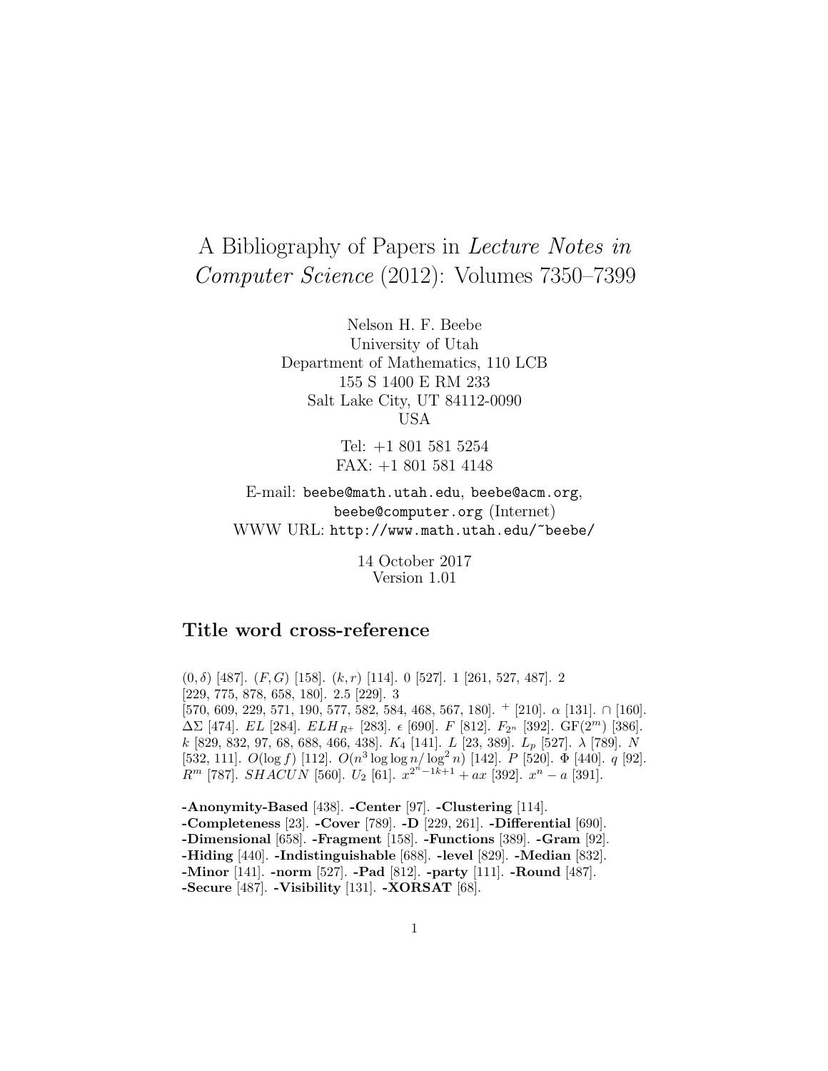# A Bibliography of Papers in *Lecture Notes in Computer Science* (2012): Volumes 7350–7399

Nelson H. F. Beebe
University of Utah
Department of Mathematics, 110 LCB
155 S 1400 E RM 233
Salt Lake City, UT 84112-0090
USA

Tel: +1 801 581 5254
FAX: +1 801 581 4148

E-mail: `beebe@math.utah.edu`, `beebe@acm.org`, `beebe@computer.org` (Internet)
WWW URL: `http://www.math.utah.edu/~beebe/`

14 October 2017
Version 1.01

## Title word cross-reference

$(0, \delta)$ [487]. $(F, G)$ [158]. $(k, r)$ [114]. 0 [527]. 1 [261, 527, 487]. 2 [229, 775, 878, 658, 180]. 2.5 [229]. 3 [570, 609, 229, 571, 190, 577, 582, 584, 468, 567, 180]. $^{+}$ [210]. $\alpha$ [131]. $\cap$ [160]. $\Delta\Sigma$ [474]. $EL$ [284]. $ELH_{R+}$ [283]. $\epsilon$ [690]. $F$ [812]. $F_{2^n}$ [392]. $\mathrm{GF}(2^m)$ [386]. $k$ [829, 832, 97, 68, 688, 466, 438]. $K_4$ [141]. $L$ [23, 389]. $L_p$ [527]. $\lambda$ [789]. $N$ [532, 111]. $O(\log f)$ [112]. $O(n^3 \log\log n/ \log^2 n)$ [142]. $P$ [520]. $\Phi$ [440]. $q$ [92]. $R^m$ [787]. $SHACUN$ [560]. $U_2$ [61]. $x^{2^n-1k+1} + ax$ [392]. $x^n - a$ [391].

**-Anonymity-Based** [438]. **-Center** [97]. **-Clustering** [114]. **-Completeness** [23]. **-Cover** [789]. **-D** [229, 261]. **-Differential** [690]. **-Dimensional** [658]. **-Fragment** [158]. **-Functions** [389]. **-Gram** [92]. **-Hiding** [440]. **-Indistinguishable** [688]. **-level** [829]. **-Median** [832]. **-Minor** [141]. **-norm** [527]. **-Pad** [812]. **-party** [111]. **-Round** [487]. **-Secure** [487]. **-Visibility** [131]. **-XORSAT** [68].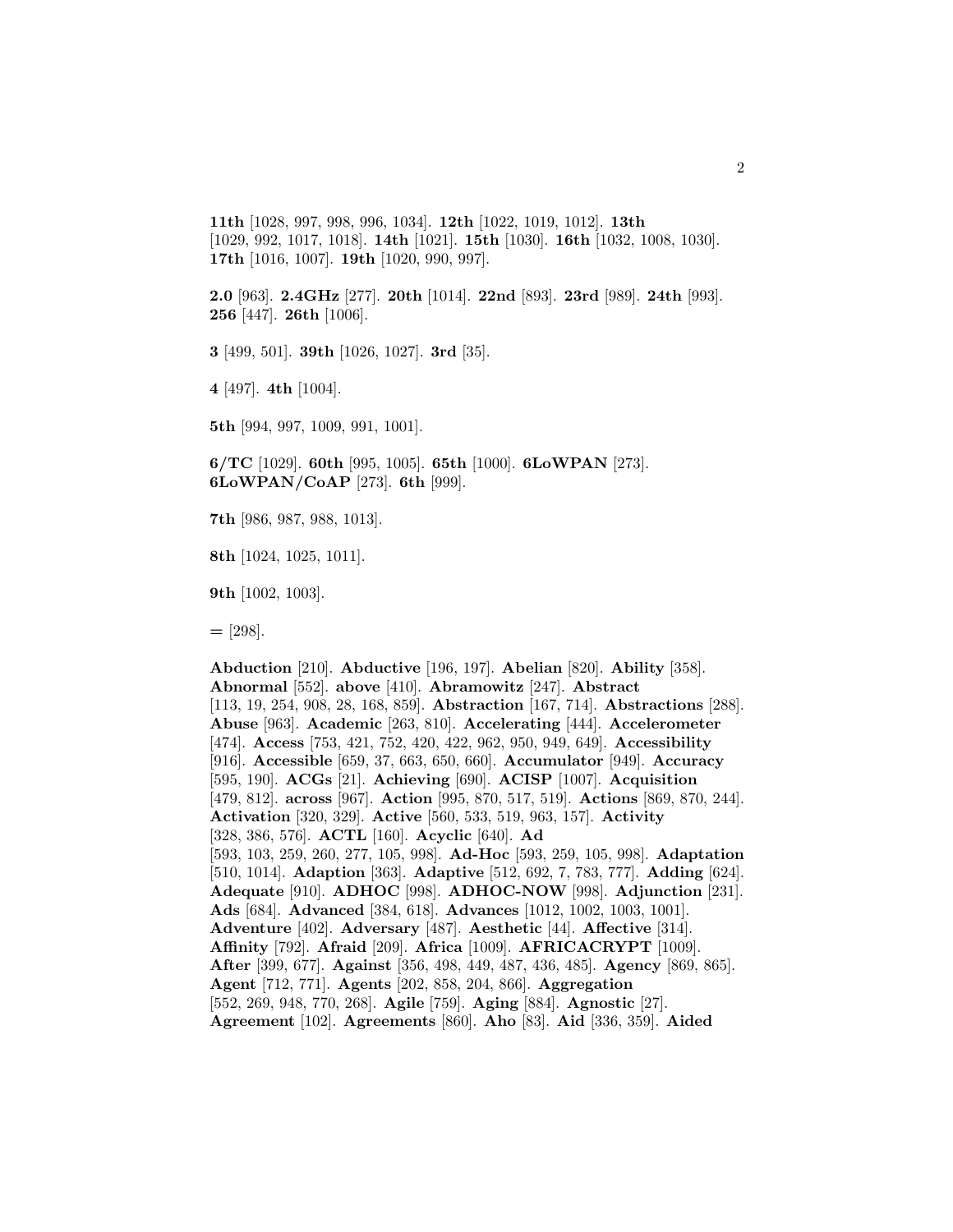**11th** [1028, 997, 998, 996, 1034]. **12th** [1022, 1019, 1012]. **13th** [1029, 992, 1017, 1018]. **14th** [1021]. **15th** [1030]. **16th** [1032, 1008, 1030]. **17th** [1016, 1007]. **19th** [1020, 990, 997].

**2.0** [963]. **2.4GHz** [277]. **20th** [1014]. **22nd** [893]. **23rd** [989]. **24th** [993]. **256** [447]. **26th** [1006].

**3** [499, 501]. **39th** [1026, 1027]. **3rd** [35].

**4** [497]. **4th** [1004].

**5th** [994, 997, 1009, 991, 1001].

**6/TC** [1029]. **60th** [995, 1005]. **65th** [1000]. **6LoWPAN** [273]. **6LoWPAN/CoAP** [273]. **6th** [999].

**7th** [986, 987, 988, 1013].

**8th** [1024, 1025, 1011].

**9th** [1002, 1003].

**=** [298].

**Abduction** [210]. **Abductive** [196, 197]. **Abelian** [820]. **Ability** [358]. **Abnormal** [552]. **above** [410]. **Abramowitz** [247]. **Abstract** [113, 19, 254, 908, 28, 168, 859]. **Abstraction** [167, 714]. **Abstractions** [288]. **Abuse** [963]. **Academic** [263, 810]. **Accelerating** [444]. **Accelerometer** [474]. **Access** [753, 421, 752, 420, 422, 962, 950, 949, 649]. **Accessibility** [916]. **Accessible** [659, 37, 663, 650, 660]. **Accumulator** [949]. **Accuracy** [595, 190]. **ACGs** [21]. **Achieving** [690]. **ACISP** [1007]. **Acquisition** [479, 812]. **across** [967]. **Action** [995, 870, 517, 519]. **Actions** [869, 870, 244]. **Activation** [320, 329]. **Active** [560, 533, 519, 963, 157]. **Activity** [328, 386, 576]. **ACTL** [160]. **Acyclic** [640]. **Ad** [593, 103, 259, 260, 277, 105, 998]. **Ad-Hoc** [593, 259, 105, 998]. **Adaptation** [510, 1014]. **Adaption** [363]. **Adaptive** [512, 692, 7, 783, 777]. **Adding** [624]. **Adequate** [910]. **ADHOC** [998]. **ADHOC-NOW** [998]. **Adjunction** [231]. **Ads** [684]. **Advanced** [384, 618]. **Advances** [1012, 1002, 1003, 1001]. **Adventure** [402]. **Adversary** [487]. **Aesthetic** [44]. **Affective** [314]. **Affinity** [792]. **Afraid** [209]. **Africa** [1009]. **AFRICACRYPT** [1009]. **After** [399, 677]. **Against** [356, 498, 449, 487, 436, 485]. **Agency** [869, 865]. **Agent** [712, 771]. **Agents** [202, 858, 204, 866]. **Aggregation** [552, 269, 948, 770, 268]. **Agile** [759]. **Aging** [884]. **Agnostic** [27]. **Agreement** [102]. **Agreements** [860]. **Aho** [83]. **Aid** [336, 359]. **Aided**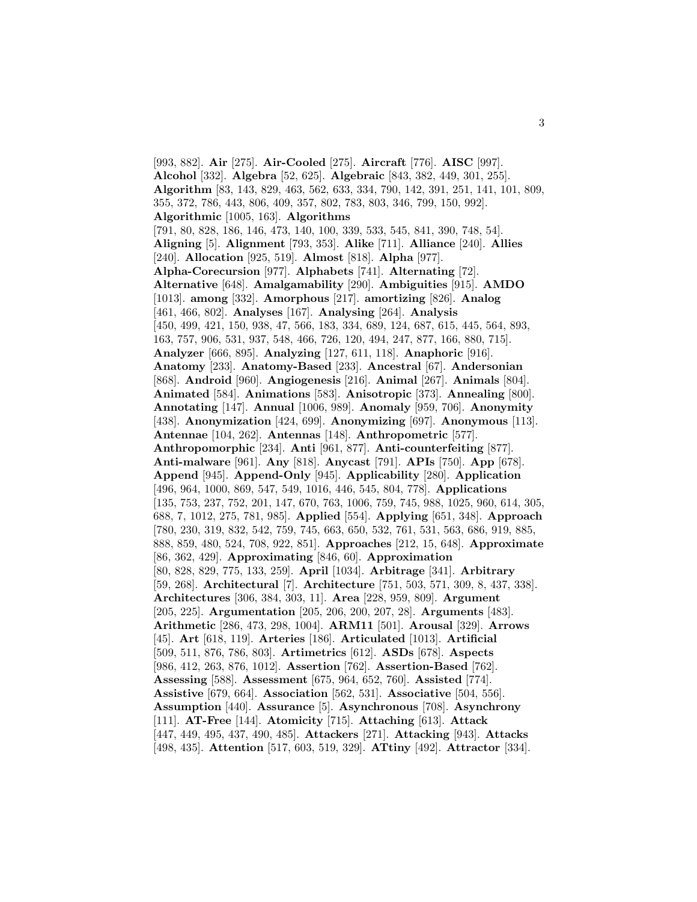[993, 882]. **Air** [275]. **Air-Cooled** [275]. **Aircraft** [776]. **AISC** [997]. **Alcohol** [332]. **Algebra** [52, 625]. **Algebraic** [843, 382, 449, 301, 255]. **Algorithm** [83, 143, 829, 463, 562, 633, 334, 790, 142, 391, 251, 141, 101, 809, 355, 372, 786, 443, 806, 409, 357, 802, 783, 803, 346, 799, 150, 992]. **Algorithmic** [1005, 163]. **Algorithms** [791, 80, 828, 186, 146, 473, 140, 100, 339, 533, 545, 841, 390, 748, 54]. **Aligning** [5]. **Alignment** [793, 353]. **Alike** [711]. **Alliance** [240]. **Allies** [240]. **Allocation** [925, 519]. **Almost** [818]. **Alpha** [977]. **Alpha-Corecursion** [977]. **Alphabets** [741]. **Alternating** [72]. **Alternative** [648]. **Amalgamability** [290]. **Ambiguities** [915]. **AMDO** [1013]. **among** [332]. **Amorphous** [217]. **amortizing** [826]. **Analog** [461, 466, 802]. **Analyses** [167]. **Analysing** [264]. **Analysis** [450, 499, 421, 150, 938, 47, 566, 183, 334, 689, 124, 687, 615, 445, 564, 893, 163, 757, 906, 531, 937, 548, 466, 726, 120, 494, 247, 877, 166, 880, 715]. **Analyzer** [666, 895]. **Analyzing** [127, 611, 118]. **Anaphoric** [916]. **Anatomy** [233]. **Anatomy-Based** [233]. **Ancestral** [67]. **Andersonian** [868]. **Android** [960]. **Angiogenesis** [216]. **Animal** [267]. **Animals** [804]. **Animated** [584]. **Animations** [583]. **Anisotropic** [373]. **Annealing** [800]. **Annotating** [147]. **Annual** [1006, 989]. **Anomaly** [959, 706]. **Anonymity** [438]. **Anonymization** [424, 699]. **Anonymizing** [697]. **Anonymous** [113]. **Antennae** [104, 262]. **Antennas** [148]. **Anthropometric** [577]. **Anthropomorphic** [234]. **Anti** [961, 877]. **Anti-counterfeiting** [877]. **Anti-malware** [961]. **Any** [818]. **Anycast** [791]. **APIs** [750]. **App** [678]. **Append** [945]. **Append-Only** [945]. **Applicability** [280]. **Application** [496, 964, 1000, 869, 547, 549, 1016, 446, 545, 804, 778]. **Applications** [135, 753, 237, 752, 201, 147, 670, 763, 1006, 759, 745, 988, 1025, 960, 614, 305, 688, 7, 1012, 275, 781, 985]. **Applied** [554]. **Applying** [651, 348]. **Approach** [780, 230, 319, 832, 542, 759, 745, 663, 650, 532, 761, 531, 563, 686, 919, 885, 888, 859, 480, 524, 708, 922, 851]. **Approaches** [212, 15, 648]. **Approximate** [86, 362, 429]. **Approximating** [846, 60]. **Approximation** [80, 828, 829, 775, 133, 259]. **April** [1034]. **Arbitrage** [341]. **Arbitrary** [59, 268]. **Architectural** [7]. **Architecture** [751, 503, 571, 309, 8, 437, 338]. **Architectures** [306, 384, 303, 11]. **Area** [228, 959, 809]. **Argument** [205, 225]. **Argumentation** [205, 206, 200, 207, 28]. **Arguments** [483]. **Arithmetic** [286, 473, 298, 1004]. **ARM11** [501]. **Arousal** [329]. **Arrows** [45]. **Art** [618, 119]. **Arteries** [186]. **Articulated** [1013]. **Artificial** [509, 511, 876, 786, 803]. **Artimetrics** [612]. **ASDs** [678]. **Aspects** [986, 412, 263, 876, 1012]. **Assertion** [762]. **Assertion-Based** [762]. **Assessing** [588]. **Assessment** [675, 964, 652, 760]. **Assisted** [774]. **Assistive** [679, 664]. **Association** [562, 531]. **Associative** [504, 556]. **Assumption** [440]. **Assurance** [5]. **Asynchronous** [708]. **Asynchrony** [111]. **AT-Free** [144]. **Atomicity** [715]. **Attaching** [613]. **Attack** [447, 449, 495, 437, 490, 485]. **Attackers** [271]. **Attacking** [943]. **Attacks** [498, 435]. **Attention** [517, 603, 519, 329]. **ATtiny** [492]. **Attractor** [334].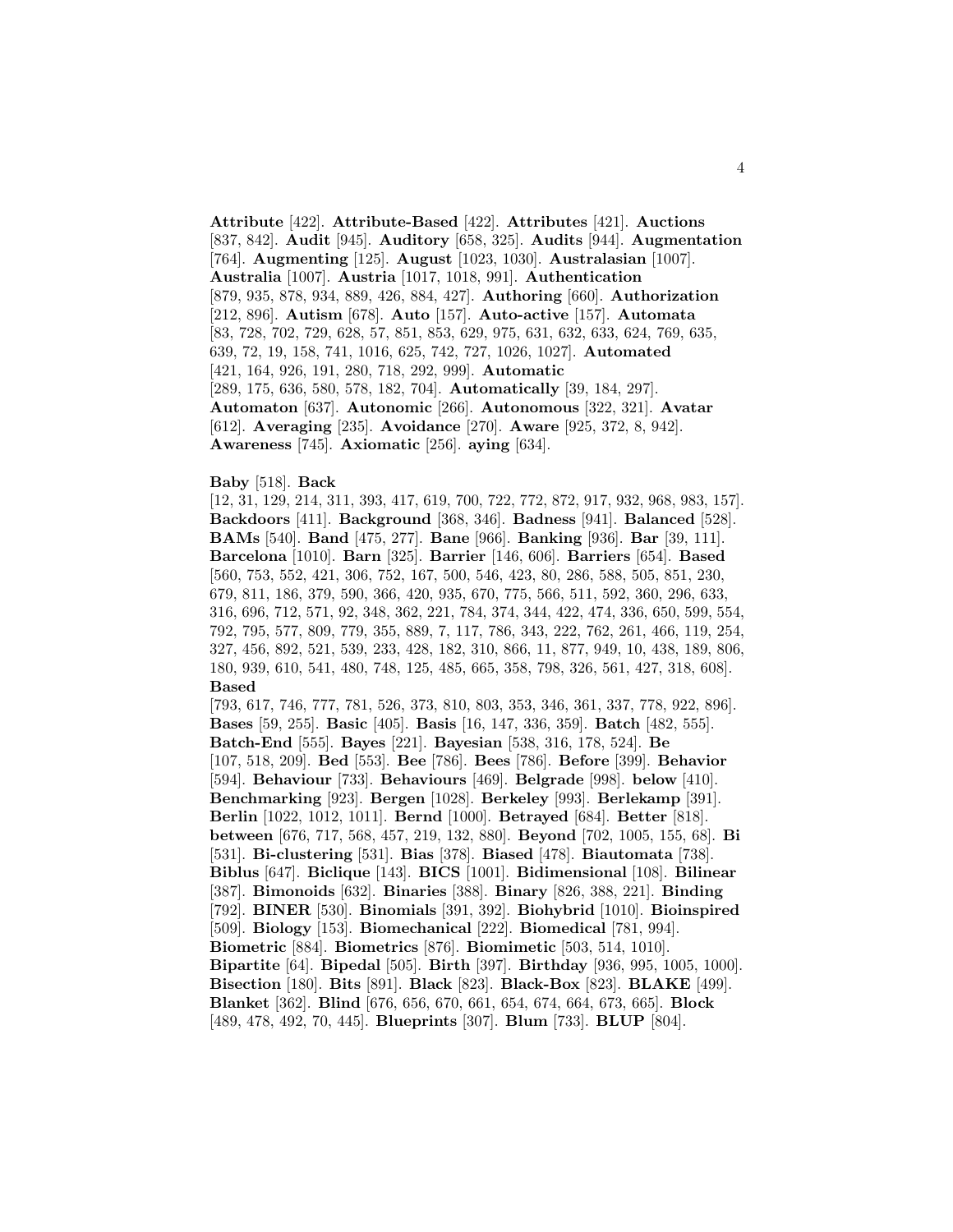**Attribute** [422]. **Attribute-Based** [422]. **Attributes** [421]. **Auctions** [837, 842]. **Audit** [945]. **Auditory** [658, 325]. **Audits** [944]. **Augmentation** [764]. **Augmenting** [125]. **August** [1023, 1030]. **Australasian** [1007]. **Australia** [1007]. **Austria** [1017, 1018, 991]. **Authentication** [879, 935, 878, 934, 889, 426, 884, 427]. **Authoring** [660]. **Authorization** [212, 896]. **Autism** [678]. **Auto** [157]. **Auto-active** [157]. **Automata** [83, 728, 702, 729, 628, 57, 851, 853, 629, 975, 631, 632, 633, 624, 769, 635, 639, 72, 19, 158, 741, 1016, 625, 742, 727, 1026, 1027]. **Automated** [421, 164, 926, 191, 280, 718, 292, 999]. **Automatic** [289, 175, 636, 580, 578, 182, 704]. **Automatically** [39, 184, 297]. **Automaton** [637]. **Autonomic** [266]. **Autonomous** [322, 321]. **Avatar** [612]. **Averaging** [235]. **Avoidance** [270]. **Aware** [925, 372, 8, 942]. **Awareness** [745]. **Axiomatic** [256]. **aying** [634].

**Baby** [518]. **Back** [12, 31, 129, 214, 311, 393, 417, 619, 700, 722, 772, 872, 917, 932, 968, 983, 157]. **Backdoors** [411]. **Background** [368, 346]. **Badness** [941]. **Balanced** [528]. **BAMs** [540]. **Band** [475, 277]. **Bane** [966]. **Banking** [936]. **Bar** [39, 111]. **Barcelona** [1010]. **Barn** [325]. **Barrier** [146, 606]. **Barriers** [654]. **Based** [560, 753, 552, 421, 306, 752, 167, 500, 546, 423, 80, 286, 588, 505, 851, 230, 679, 811, 186, 379, 590, 366, 420, 935, 670, 775, 566, 511, 592, 360, 296, 633, 316, 696, 712, 571, 92, 348, 362, 221, 784, 374, 344, 422, 474, 336, 650, 599, 554, 792, 795, 577, 809, 779, 355, 889, 7, 117, 786, 343, 222, 762, 261, 466, 119, 254, 327, 456, 892, 521, 539, 233, 428, 182, 310, 866, 11, 877, 949, 10, 438, 189, 806, 180, 939, 610, 541, 480, 748, 125, 485, 665, 358, 798, 326, 561, 427, 318, 608]. **Based** [793, 617, 746, 777, 781, 526, 373, 810, 803, 353, 346, 361, 337, 778, 922, 896]. **Bases** [59, 255]. **Basic** [405]. **Basis** [16, 147, 336, 359]. **Batch** [482, 555]. **Batch-End** [555]. **Bayes** [221]. **Bayesian** [538, 316, 178, 524]. **Be** [107, 518, 209]. **Bed** [553]. **Bee** [786]. **Bees** [786]. **Before** [399]. **Behavior** [594]. **Behaviour** [733]. **Behaviours** [469]. **Belgrade** [998]. **below** [410]. **Benchmarking** [923]. **Bergen** [1028]. **Berkeley** [993]. **Berlekamp** [391]. **Berlin** [1022, 1012, 1011]. **Bernd** [1000]. **Betrayed** [684]. **Better** [818]. **between** [676, 717, 568, 457, 219, 132, 880]. **Beyond** [702, 1005, 155, 68]. **Bi** [531]. **Bi-clustering** [531]. **Bias** [378]. **Biased** [478]. **Biautomata** [738]. **Biblus** [647]. **Biclique** [143]. **BICS** [1001]. **Bidimensional** [108]. **Bilinear** [387]. **Bimonoids** [632]. **Binaries** [388]. **Binary** [826, 388, 221]. **Binding** [792]. **BINER** [530]. **Binomials** [391, 392]. **Biohybrid** [1010]. **Bioinspired** [509]. **Biology** [153]. **Biomechanical** [222]. **Biomedical** [781, 994]. **Biometric** [884]. **Biometrics** [876]. **Biomimetic** [503, 514, 1010]. **Bipartite** [64]. **Bipedal** [505]. **Birth** [397]. **Birthday** [936, 995, 1005, 1000]. **Bisection** [180]. **Bits** [891]. **Black** [823]. **Black-Box** [823]. **BLAKE** [499]. **Blanket** [362]. **Blind** [676, 656, 670, 661, 654, 674, 664, 673, 665]. **Block** [489, 478, 492, 70, 445]. **Blueprints** [307]. **Blum** [733]. **BLUP** [804].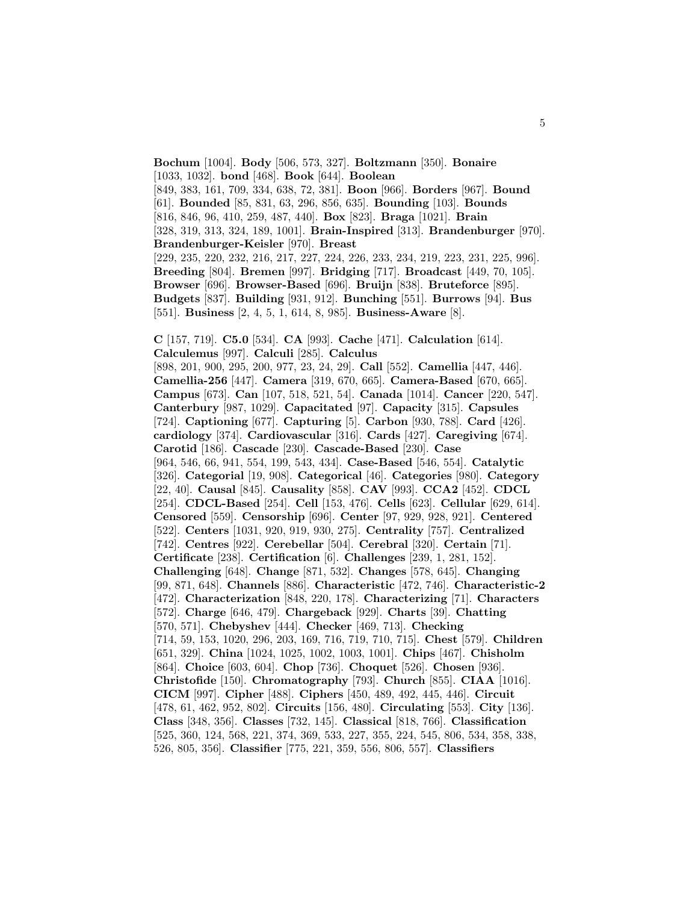**Bochum** [1004]. **Body** [506, 573, 327]. **Boltzmann** [350]. **Bonaire** [1033, 1032]. **bond** [468]. **Book** [644]. **Boolean** [849, 383, 161, 709, 334, 638, 72, 381]. **Boon** [966]. **Borders** [967]. **Bound** [61]. **Bounded** [85, 831, 63, 296, 856, 635]. **Bounding** [103]. **Bounds** [816, 846, 96, 410, 259, 487, 440]. **Box** [823]. **Braga** [1021]. **Brain** [328, 319, 313, 324, 189, 1001]. **Brain-Inspired** [313]. **Brandenburger** [970]. **Brandenburger-Keisler** [970]. **Breast** [229, 235, 220, 232, 216, 217, 227, 224, 226, 233, 234, 219, 223, 231, 225, 996]. **Breeding** [804]. **Bremen** [997]. **Bridging** [717]. **Broadcast** [449, 70, 105]. **Browser** [696]. **Browser-Based** [696]. **Bruijn** [838]. **Bruteforce** [895]. **Budgets** [837]. **Building** [931, 912]. **Bunching** [551]. **Burrows** [94]. **Bus** [551]. **Business** [2, 4, 5, 1, 614, 8, 985]. **Business-Aware** [8].

**C** [157, 719]. **C5.0** [534]. **CA** [993]. **Cache** [471]. **Calculation** [614]. **Calculemus** [997]. **Calculi** [285]. **Calculus** [898, 201, 900, 295, 200, 977, 23, 24, 29]. **Call** [552]. **Camellia** [447, 446]. **Camellia-256** [447]. **Camera** [319, 670, 665]. **Camera-Based** [670, 665]. **Campus** [673]. **Can** [107, 518, 521, 54]. **Canada** [1014]. **Cancer** [220, 547]. **Canterbury** [987, 1029]. **Capacitated** [97]. **Capacity** [315]. **Capsules** [724]. **Captioning** [677]. **Capturing** [5]. **Carbon** [930, 788]. **Card** [426]. **cardiology** [374]. **Cardiovascular** [316]. **Cards** [427]. **Caregiving** [674]. **Carotid** [186]. **Cascade** [230]. **Cascade-Based** [230]. **Case** [964, 546, 66, 941, 554, 199, 543, 434]. **Case-Based** [546, 554]. **Catalytic** [326]. **Categorial** [19, 908]. **Categorical** [46]. **Categories** [980]. **Category** [22, 40]. **Causal** [845]. **Causality** [858]. **CAV** [993]. **CCA2** [452]. **CDCL** [254]. **CDCL-Based** [254]. **Cell** [153, 476]. **Cells** [623]. **Cellular** [629, 614]. **Censored** [559]. **Censorship** [696]. **Center** [97, 929, 928, 921]. **Centered** [522]. **Centers** [1031, 920, 919, 930, 275]. **Centrality** [757]. **Centralized** [742]. **Centres** [922]. **Cerebellar** [504]. **Cerebral** [320]. **Certain** [71]. **Certificate** [238]. **Certification** [6]. **Challenges** [239, 1, 281, 152]. **Challenging** [648]. **Change** [871, 532]. **Changes** [578, 645]. **Changing** [99, 871, 648]. **Channels** [886]. **Characteristic** [472, 746]. **Characteristic-2** [472]. **Characterization** [848, 220, 178]. **Characterizing** [71]. **Characters** [572]. **Charge** [646, 479]. **Chargeback** [929]. **Charts** [39]. **Chatting** [570, 571]. **Chebyshev** [444]. **Checker** [469, 713]. **Checking** [714, 59, 153, 1020, 296, 203, 169, 716, 719, 710, 715]. **Chest** [579]. **Children** [651, 329]. **China** [1024, 1025, 1002, 1003, 1001]. **Chips** [467]. **Chisholm** [864]. **Choice** [603, 604]. **Chop** [736]. **Choquet** [526]. **Chosen** [936]. **Christofide** [150]. **Chromatography** [793]. **Church** [855]. **CIAA** [1016]. **CICM** [997]. **Cipher** [488]. **Ciphers** [450, 489, 492, 445, 446]. **Circuit** [478, 61, 462, 952, 802]. **Circuits** [156, 480]. **Circulating** [553]. **City** [136]. **Class** [348, 356]. **Classes** [732, 145]. **Classical** [818, 766]. **Classification** [525, 360, 124, 568, 221, 374, 369, 533, 227, 355, 224, 545, 806, 534, 358, 338, 526, 805, 356]. **Classifier** [775, 221, 359, 556, 806, 557]. **Classifiers**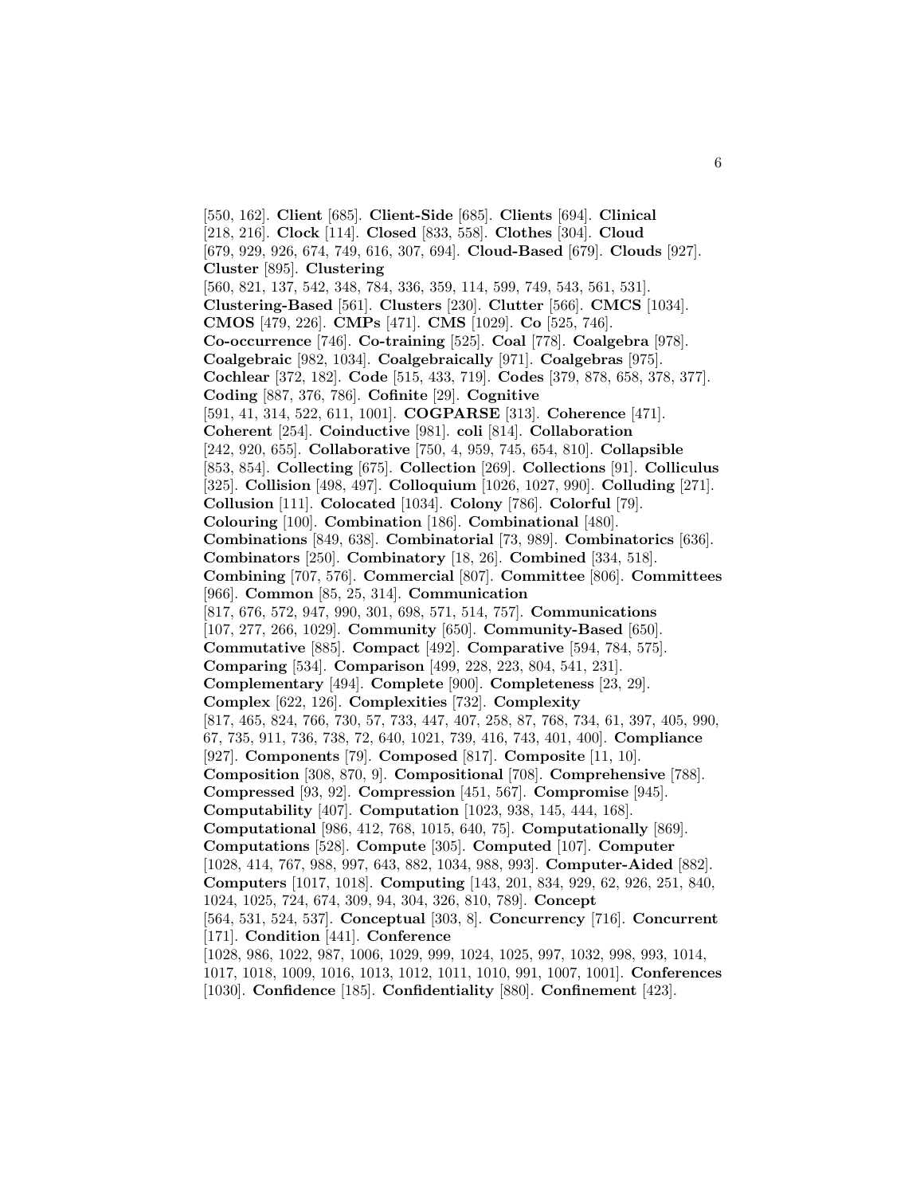[550, 162]. **Client** [685]. **Client-Side** [685]. **Clients** [694]. **Clinical** [218, 216]. **Clock** [114]. **Closed** [833, 558]. **Clothes** [304]. **Cloud** [679, 929, 926, 674, 749, 616, 307, 694]. **Cloud-Based** [679]. **Clouds** [927]. **Cluster** [895]. **Clustering** [560, 821, 137, 542, 348, 784, 336, 359, 114, 599, 749, 543, 561, 531]. **Clustering-Based** [561]. **Clusters** [230]. **Clutter** [566]. **CMCS** [1034]. **CMOS** [479, 226]. **CMPs** [471]. **CMS** [1029]. **Co** [525, 746]. **Co-occurrence** [746]. **Co-training** [525]. **Coal** [778]. **Coalgebra** [978]. **Coalgebraic** [982, 1034]. **Coalgebraically** [971]. **Coalgebras** [975]. **Cochlear** [372, 182]. **Code** [515, 433, 719]. **Codes** [379, 878, 658, 378, 377]. **Coding** [887, 376, 786]. **Cofinite** [29]. **Cognitive** [591, 41, 314, 522, 611, 1001]. **COGPARSE** [313]. **Coherence** [471]. **Coherent** [254]. **Coinductive** [981]. **coli** [814]. **Collaboration** [242, 920, 655]. **Collaborative** [750, 4, 959, 745, 654, 810]. **Collapsible** [853, 854]. **Collecting** [675]. **Collection** [269]. **Collections** [91]. **Colliculus** [325]. **Collision** [498, 497]. **Colloquium** [1026, 1027, 990]. **Colluding** [271]. **Collusion** [111]. **Colocated** [1034]. **Colony** [786]. **Colorful** [79]. **Colouring** [100]. **Combination** [186]. **Combinational** [480]. **Combinations** [849, 638]. **Combinatorial** [73, 989]. **Combinatorics** [636]. **Combinators** [250]. **Combinatory** [18, 26]. **Combined** [334, 518]. **Combining** [707, 576]. **Commercial** [807]. **Committee** [806]. **Committees** [966]. **Common** [85, 25, 314]. **Communication** [817, 676, 572, 947, 990, 301, 698, 571, 514, 757]. **Communications** [107, 277, 266, 1029]. **Community** [650]. **Community-Based** [650]. **Commutative** [885]. **Compact** [492]. **Comparative** [594, 784, 575]. **Comparing** [534]. **Comparison** [499, 228, 223, 804, 541, 231]. **Complementary** [494]. **Complete** [900]. **Completeness** [23, 29]. **Complex** [622, 126]. **Complexities** [732]. **Complexity** [817, 465, 824, 766, 730, 57, 733, 447, 407, 258, 87, 768, 734, 61, 397, 405, 990, 67, 735, 911, 736, 738, 72, 640, 1021, 739, 416, 743, 401, 400]. **Compliance** [927]. **Components** [79]. **Composed** [817]. **Composite** [11, 10]. **Composition** [308, 870, 9]. **Compositional** [708]. **Comprehensive** [788]. **Compressed** [93, 92]. **Compression** [451, 567]. **Compromise** [945]. **Computability** [407]. **Computation** [1023, 938, 145, 444, 168]. **Computational** [986, 412, 768, 1015, 640, 75]. **Computationally** [869]. **Computations** [528]. **Compute** [305]. **Computed** [107]. **Computer** [1028, 414, 767, 988, 997, 643, 882, 1034, 988, 993]. **Computer-Aided** [882]. **Computers** [1017, 1018]. **Computing** [143, 201, 834, 929, 62, 926, 251, 840, 1024, 1025, 724, 674, 309, 94, 304, 326, 810, 789]. **Concept** [564, 531, 524, 537]. **Conceptual** [303, 8]. **Concurrency** [716]. **Concurrent** [171]. **Condition** [441]. **Conference** [1028, 986, 1022, 987, 1006, 1029, 999, 1024, 1025, 997, 1032, 998, 993, 1014, 1017, 1018, 1009, 1016, 1013, 1012, 1011, 1010, 991, 1007, 1001]. **Conferences** [1030]. **Confidence** [185]. **Confidentiality** [880]. **Confinement** [423].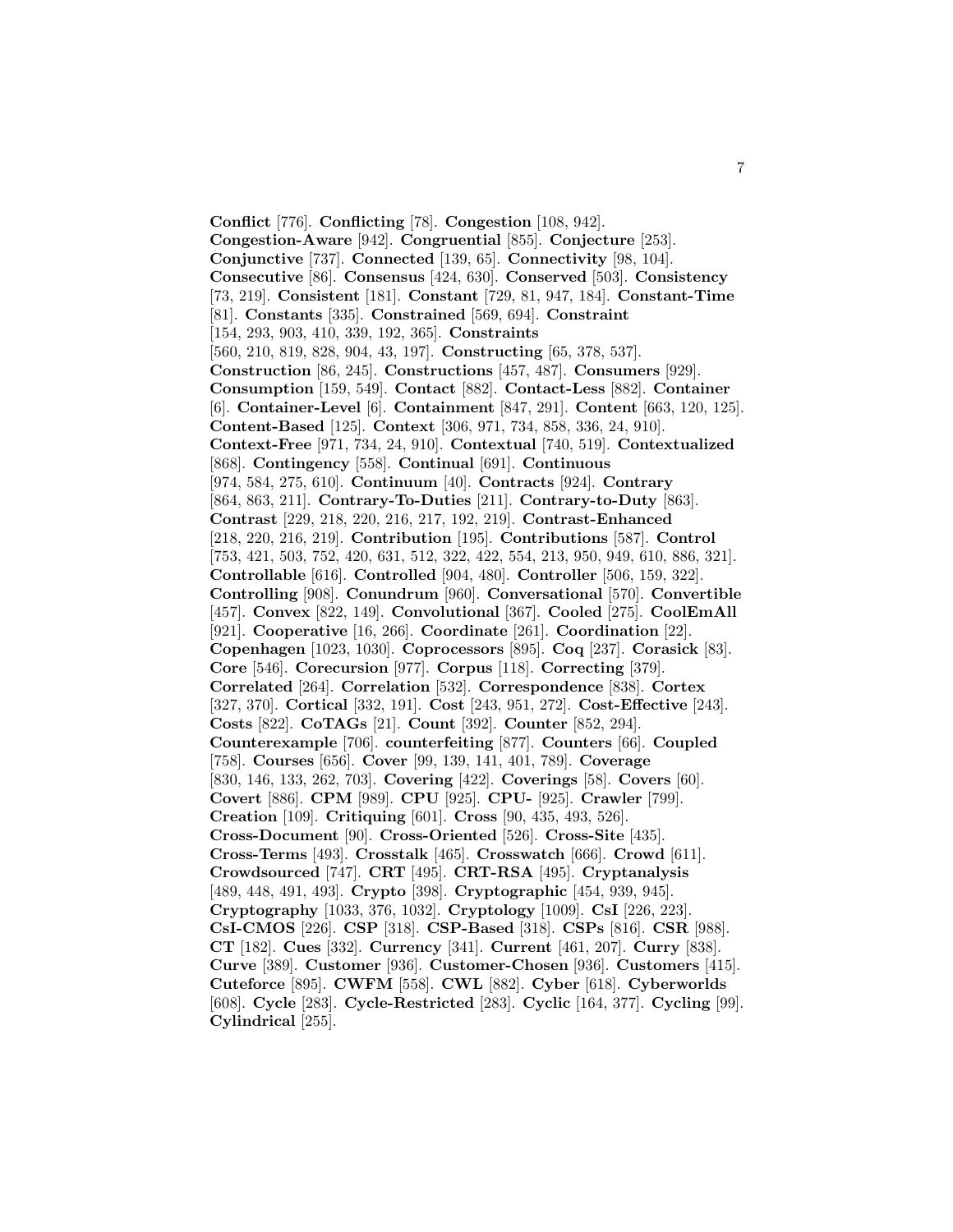**Conflict** [776]. **Conflicting** [78]. **Congestion** [108, 942]. **Congestion-Aware** [942]. **Congruential** [855]. **Conjecture** [253]. **Conjunctive** [737]. **Connected** [139, 65]. **Connectivity** [98, 104]. **Consecutive** [86]. **Consensus** [424, 630]. **Conserved** [503]. **Consistency** [73, 219]. **Consistent** [181]. **Constant** [729, 81, 947, 184]. **Constant-Time** [81]. **Constants** [335]. **Constrained** [569, 694]. **Constraint** [154, 293, 903, 410, 339, 192, 365]. **Constraints** [560, 210, 819, 828, 904, 43, 197]. **Constructing** [65, 378, 537]. **Construction** [86, 245]. **Constructions** [457, 487]. **Consumers** [929]. **Consumption** [159, 549]. **Contact** [882]. **Contact-Less** [882]. **Container** [6]. **Container-Level** [6]. **Containment** [847, 291]. **Content** [663, 120, 125]. **Content-Based** [125]. **Context** [306, 971, 734, 858, 336, 24, 910]. **Context-Free** [971, 734, 24, 910]. **Contextual** [740, 519]. **Contextualized** [868]. **Contingency** [558]. **Continual** [691]. **Continuous** [974, 584, 275, 610]. **Continuum** [40]. **Contracts** [924]. **Contrary** [864, 863, 211]. **Contrary-To-Duties** [211]. **Contrary-to-Duty** [863]. **Contrast** [229, 218, 220, 216, 217, 192, 219]. **Contrast-Enhanced** [218, 220, 216, 219]. **Contribution** [195]. **Contributions** [587]. **Control** [753, 421, 503, 752, 420, 631, 512, 322, 422, 554, 213, 950, 949, 610, 886, 321]. **Controllable** [616]. **Controlled** [904, 480]. **Controller** [506, 159, 322]. **Controlling** [908]. **Conundrum** [960]. **Conversational** [570]. **Convertible** [457]. **Convex** [822, 149]. **Convolutional** [367]. **Cooled** [275]. **CoolEmAll** [921]. **Cooperative** [16, 266]. **Coordinate** [261]. **Coordination** [22]. **Copenhagen** [1023, 1030]. **Coprocessors** [895]. **Coq** [237]. **Corasick** [83]. **Core** [546]. **Corecursion** [977]. **Corpus** [118]. **Correcting** [379]. **Correlated** [264]. **Correlation** [532]. **Correspondence** [838]. **Cortex** [327, 370]. **Cortical** [332, 191]. **Cost** [243, 951, 272]. **Cost-Effective** [243]. **Costs** [822]. **CoTAGs** [21]. **Count** [392]. **Counter** [852, 294]. **Counterexample** [706]. **counterfeiting** [877]. **Counters** [66]. **Coupled** [758]. **Courses** [656]. **Cover** [99, 139, 141, 401, 789]. **Coverage** [830, 146, 133, 262, 703]. **Covering** [422]. **Coverings** [58]. **Covers** [60]. **Covert** [886]. **CPM** [989]. **CPU** [925]. **CPU-** [925]. **Crawler** [799]. **Creation** [109]. **Critiquing** [601]. **Cross** [90, 435, 493, 526]. **Cross-Document** [90]. **Cross-Oriented** [526]. **Cross-Site** [435]. **Cross-Terms** [493]. **Crosstalk** [465]. **Crosswatch** [666]. **Crowd** [611]. **Crowdsourced** [747]. **CRT** [495]. **CRT-RSA** [495]. **Cryptanalysis** [489, 448, 491, 493]. **Crypto** [398]. **Cryptographic** [454, 939, 945]. **Cryptography** [1033, 376, 1032]. **Cryptology** [1009]. **CsI** [226, 223]. **CsI-CMOS** [226]. **CSP** [318]. **CSP-Based** [318]. **CSPs** [816]. **CSR** [988]. **CT** [182]. **Cues** [332]. **Currency** [341]. **Current** [461, 207]. **Curry** [838]. **Curve** [389]. **Customer** [936]. **Customer-Chosen** [936]. **Customers** [415]. **Cuteforce** [895]. **CWFM** [558]. **CWL** [882]. **Cyber** [618]. **Cyberworlds** [608]. **Cycle** [283]. **Cycle-Restricted** [283]. **Cyclic** [164, 377]. **Cycling** [99]. **Cylindrical** [255].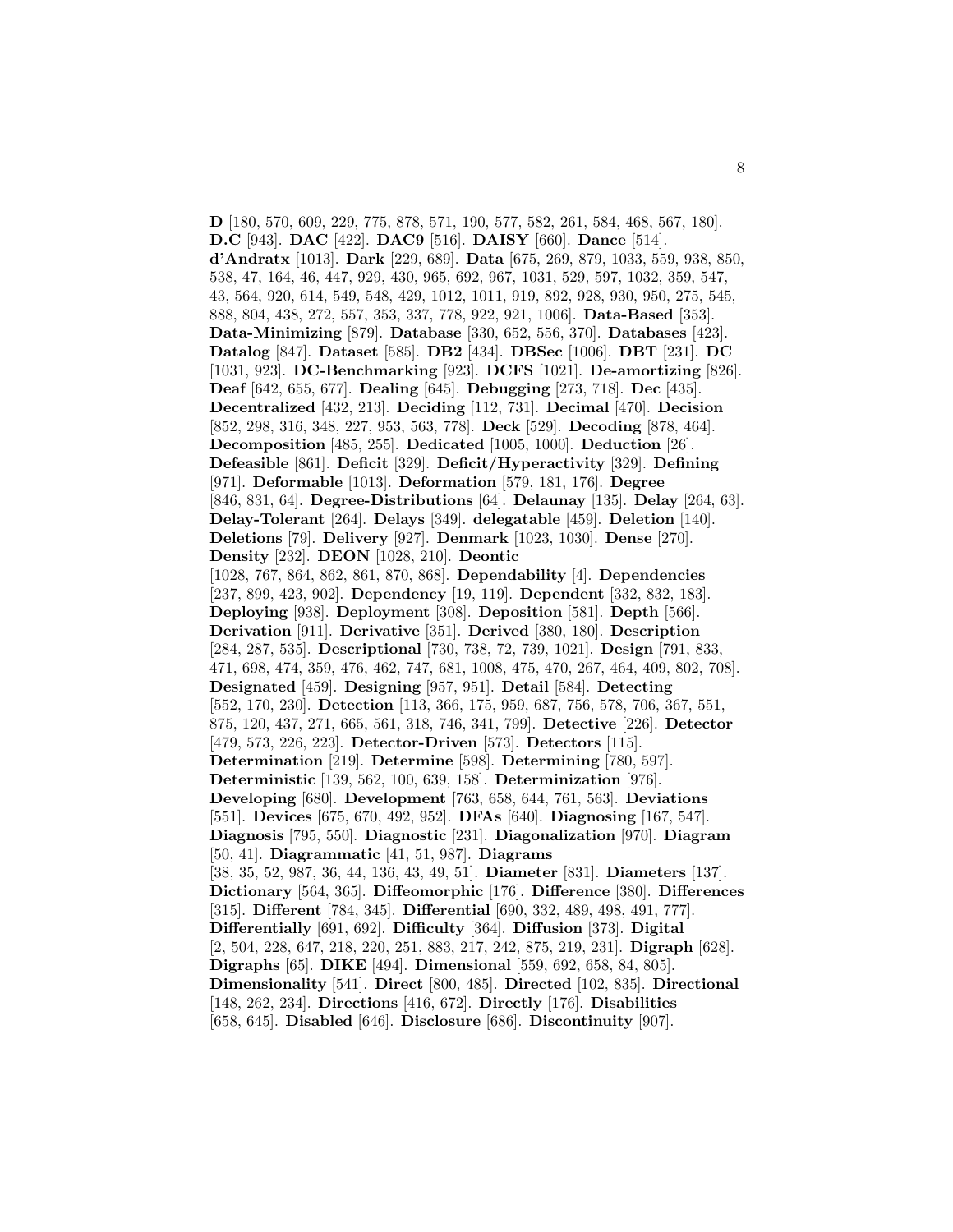**D** [180, 570, 609, 229, 775, 878, 571, 190, 577, 582, 261, 584, 468, 567, 180]. **D.C** [943]. **DAC** [422]. **DAC9** [516]. **DAISY** [660]. **Dance** [514]. **d'Andratx** [1013]. **Dark** [229, 689]. **Data** [675, 269, 879, 1033, 559, 938, 850, 538, 47, 164, 46, 447, 929, 430, 965, 692, 967, 1031, 529, 597, 1032, 359, 547, 43, 564, 920, 614, 549, 548, 429, 1012, 1011, 919, 892, 928, 930, 950, 275, 545, 888, 804, 438, 272, 557, 353, 337, 778, 922, 921, 1006]. **Data-Based** [353]. **Data-Minimizing** [879]. **Database** [330, 652, 556, 370]. **Databases** [423]. **Datalog** [847]. **Dataset** [585]. **DB2** [434]. **DBSec** [1006]. **DBT** [231]. **DC** [1031, 923]. **DC-Benchmarking** [923]. **DCFS** [1021]. **De-amortizing** [826]. **Deaf** [642, 655, 677]. **Dealing** [645]. **Debugging** [273, 718]. **Dec** [435]. **Decentralized** [432, 213]. **Deciding** [112, 731]. **Decimal** [470]. **Decision** [852, 298, 316, 348, 227, 953, 563, 778]. **Deck** [529]. **Decoding** [878, 464]. **Decomposition** [485, 255]. **Dedicated** [1005, 1000]. **Deduction** [26]. **Defeasible** [861]. **Deficit** [329]. **Deficit/Hyperactivity** [329]. **Defining** [971]. **Deformable** [1013]. **Deformation** [579, 181, 176]. **Degree** [846, 831, 64]. **Degree-Distributions** [64]. **Delaunay** [135]. **Delay** [264, 63]. **Delay-Tolerant** [264]. **Delays** [349]. **delegatable** [459]. **Deletion** [140]. **Deletions** [79]. **Delivery** [927]. **Denmark** [1023, 1030]. **Dense** [270]. **Density** [232]. **DEON** [1028, 210]. **Deontic** [1028, 767, 864, 862, 861, 870, 868]. **Dependability** [4]. **Dependencies** [237, 899, 423, 902]. **Dependency** [19, 119]. **Dependent** [332, 832, 183]. **Deploying** [938]. **Deployment** [308]. **Deposition** [581]. **Depth** [566]. **Derivation** [911]. **Derivative** [351]. **Derived** [380, 180]. **Description** [284, 287, 535]. **Descriptional** [730, 738, 72, 739, 1021]. **Design** [791, 833, 471, 698, 474, 359, 476, 462, 747, 681, 1008, 475, 470, 267, 464, 409, 802, 708]. **Designated** [459]. **Designing** [957, 951]. **Detail** [584]. **Detecting** [552, 170, 230]. **Detection** [113, 366, 175, 959, 687, 756, 578, 706, 367, 551, 875, 120, 437, 271, 665, 561, 318, 746, 341, 799]. **Detective** [226]. **Detector** [479, 573, 226, 223]. **Detector-Driven** [573]. **Detectors** [115]. **Determination** [219]. **Determine** [598]. **Determining** [780, 597]. **Deterministic** [139, 562, 100, 639, 158]. **Determinization** [976]. **Developing** [680]. **Development** [763, 658, 644, 761, 563]. **Deviations** [551]. **Devices** [675, 670, 492, 952]. **DFAs** [640]. **Diagnosing** [167, 547]. **Diagnosis** [795, 550]. **Diagnostic** [231]. **Diagonalization** [970]. **Diagram** [50, 41]. **Diagrammatic** [41, 51, 987]. **Diagrams** [38, 35, 52, 987, 36, 44, 136, 43, 49, 51]. **Diameter** [831]. **Diameters** [137]. **Dictionary** [564, 365]. **Diffeomorphic** [176]. **Difference** [380]. **Differences** [315]. **Different** [784, 345]. **Differential** [690, 332, 489, 498, 491, 777]. **Differentially** [691, 692]. **Difficulty** [364]. **Diffusion** [373]. **Digital** [2, 504, 228, 647, 218, 220, 251, 883, 217, 242, 875, 219, 231]. **Digraph** [628]. **Digraphs** [65]. **DIKE** [494]. **Dimensional** [559, 692, 658, 84, 805]. **Dimensionality** [541]. **Direct** [800, 485]. **Directed** [102, 835]. **Directional** [148, 262, 234]. **Directions** [416, 672]. **Directly** [176]. **Disabilities** [658, 645]. **Disabled** [646]. **Disclosure** [686]. **Discontinuity** [907].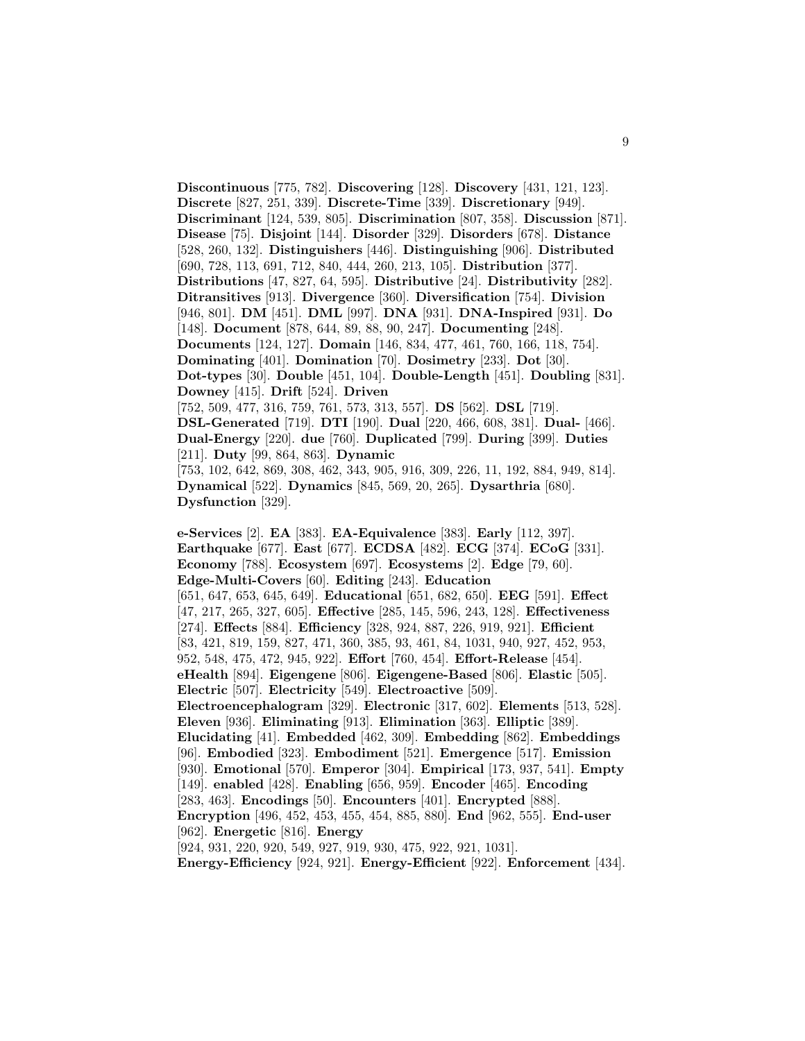**Discontinuous** [775, 782]. **Discovering** [128]. **Discovery** [431, 121, 123]. **Discrete** [827, 251, 339]. **Discrete-Time** [339]. **Discretionary** [949]. **Discriminant** [124, 539, 805]. **Discrimination** [807, 358]. **Discussion** [871]. **Disease** [75]. **Disjoint** [144]. **Disorder** [329]. **Disorders** [678]. **Distance** [528, 260, 132]. **Distinguishers** [446]. **Distinguishing** [906]. **Distributed** [690, 728, 113, 691, 712, 840, 444, 260, 213, 105]. **Distribution** [377]. **Distributions** [47, 827, 64, 595]. **Distributive** [24]. **Distributivity** [282]. **Ditransitives** [913]. **Divergence** [360]. **Diversification** [754]. **Division** [946, 801]. **DM** [451]. **DML** [997]. **DNA** [931]. **DNA-Inspired** [931]. **Do** [148]. **Document** [878, 644, 89, 88, 90, 247]. **Documenting** [248]. **Documents** [124, 127]. **Domain** [146, 834, 477, 461, 760, 166, 118, 754]. **Dominating** [401]. **Domination** [70]. **Dosimetry** [233]. **Dot** [30]. **Dot-types** [30]. **Double** [451, 104]. **Double-Length** [451]. **Doubling** [831]. **Downey** [415]. **Drift** [524]. **Driven** [752, 509, 477, 316, 759, 761, 573, 313, 557]. **DS** [562]. **DSL** [719]. **DSL-Generated** [719]. **DTI** [190]. **Dual** [220, 466, 608, 381]. **Dual-** [466]. **Dual-Energy** [220]. **due** [760]. **Duplicated** [799]. **During** [399]. **Duties** [211]. **Duty** [99, 864, 863]. **Dynamic** [753, 102, 642, 869, 308, 462, 343, 905, 916, 309, 226, 11, 192, 884, 949, 814]. **Dynamical** [522]. **Dynamics** [845, 569, 20, 265]. **Dysarthria** [680]. **Dysfunction** [329].

**e-Services** [2]. **EA** [383]. **EA-Equivalence** [383]. **Early** [112, 397]. **Earthquake** [677]. **East** [677]. **ECDSA** [482]. **ECG** [374]. **ECoG** [331]. **Economy** [788]. **Ecosystem** [697]. **Ecosystems** [2]. **Edge** [79, 60]. **Edge-Multi-Covers** [60]. **Editing** [243]. **Education** [651, 647, 653, 645, 649]. **Educational** [651, 682, 650]. **EEG** [591]. **Effect** [47, 217, 265, 327, 605]. **Effective** [285, 145, 596, 243, 128]. **Effectiveness** [274]. **Effects** [884]. **Efficiency** [328, 924, 887, 226, 919, 921]. **Efficient** [83, 421, 819, 159, 827, 471, 360, 385, 93, 461, 84, 1031, 940, 927, 452, 953, 952, 548, 475, 472, 945, 922]. **Effort** [760, 454]. **Effort-Release** [454]. **eHealth** [894]. **Eigengene** [806]. **Eigengene-Based** [806]. **Elastic** [505]. **Electric** [507]. **Electricity** [549]. **Electroactive** [509]. **Electroencephalogram** [329]. **Electronic** [317, 602]. **Elements** [513, 528]. **Eleven** [936]. **Eliminating** [913]. **Elimination** [363]. **Elliptic** [389]. **Elucidating** [41]. **Embedded** [462, 309]. **Embedding** [862]. **Embeddings** [96]. **Embodied** [323]. **Embodiment** [521]. **Emergence** [517]. **Emission** [930]. **Emotional** [570]. **Emperor** [304]. **Empirical** [173, 937, 541]. **Empty** [149]. **enabled** [428]. **Enabling** [656, 959]. **Encoder** [465]. **Encoding** [283, 463]. **Encodings** [50]. **Encounters** [401]. **Encrypted** [888]. **Encryption** [496, 452, 453, 455, 454, 885, 880]. **End** [962, 555]. **End-user** [962]. **Energetic** [816]. **Energy** [924, 931, 220, 920, 549, 927, 919, 930, 475, 922, 921, 1031]. **Energy-Efficiency** [924, 921]. **Energy-Efficient** [922]. **Enforcement** [434].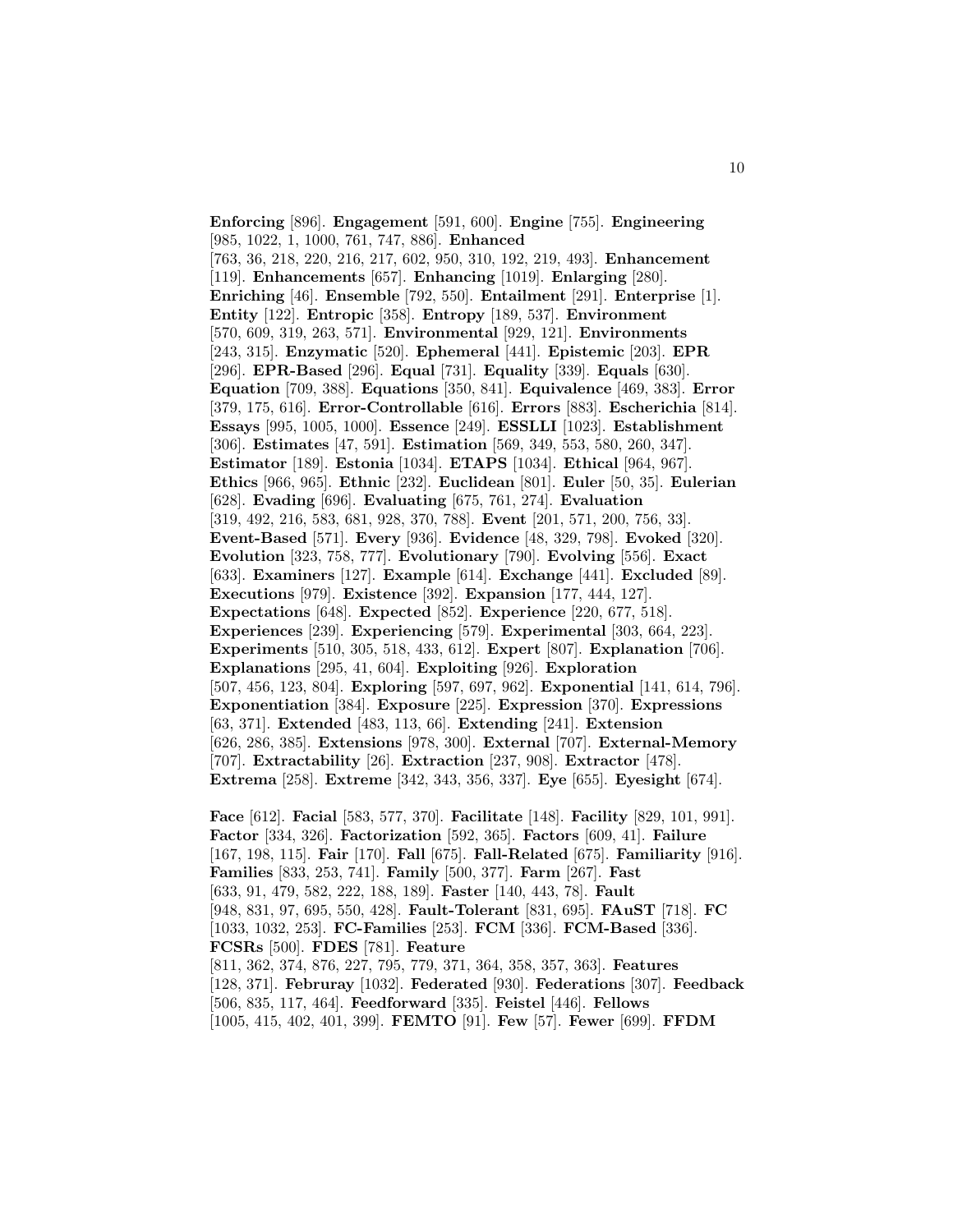**Enforcing** [896]. **Engagement** [591, 600]. **Engine** [755]. **Engineering** [985, 1022, 1, 1000, 761, 747, 886]. **Enhanced** [763, 36, 218, 220, 216, 217, 602, 950, 310, 192, 219, 493]. **Enhancement** [119]. **Enhancements** [657]. **Enhancing** [1019]. **Enlarging** [280]. **Enriching** [46]. **Ensemble** [792, 550]. **Entailment** [291]. **Enterprise** [1]. **Entity** [122]. **Entropic** [358]. **Entropy** [189, 537]. **Environment** [570, 609, 319, 263, 571]. **Environmental** [929, 121]. **Environments** [243, 315]. **Enzymatic** [520]. **Ephemeral** [441]. **Epistemic** [203]. **EPR** [296]. **EPR-Based** [296]. **Equal** [731]. **Equality** [339]. **Equals** [630]. **Equation** [709, 388]. **Equations** [350, 841]. **Equivalence** [469, 383]. **Error** [379, 175, 616]. **Error-Controllable** [616]. **Errors** [883]. **Escherichia** [814]. **Essays** [995, 1005, 1000]. **Essence** [249]. **ESSLLI** [1023]. **Establishment** [306]. **Estimates** [47, 591]. **Estimation** [569, 349, 553, 580, 260, 347]. **Estimator** [189]. **Estonia** [1034]. **ETAPS** [1034]. **Ethical** [964, 967]. **Ethics** [966, 965]. **Ethnic** [232]. **Euclidean** [801]. **Euler** [50, 35]. **Eulerian** [628]. **Evading** [696]. **Evaluating** [675, 761, 274]. **Evaluation** [319, 492, 216, 583, 681, 928, 370, 788]. **Event** [201, 571, 200, 756, 33]. **Event-Based** [571]. **Every** [936]. **Evidence** [48, 329, 798]. **Evoked** [320]. **Evolution** [323, 758, 777]. **Evolutionary** [790]. **Evolving** [556]. **Exact** [633]. **Examiners** [127]. **Example** [614]. **Exchange** [441]. **Excluded** [89]. **Executions** [979]. **Existence** [392]. **Expansion** [177, 444, 127]. **Expectations** [648]. **Expected** [852]. **Experience** [220, 677, 518]. **Experiences** [239]. **Experiencing** [579]. **Experimental** [303, 664, 223]. **Experiments** [510, 305, 518, 433, 612]. **Expert** [807]. **Explanation** [706]. **Explanations** [295, 41, 604]. **Exploiting** [926]. **Exploration** [507, 456, 123, 804]. **Exploring** [597, 697, 962]. **Exponential** [141, 614, 796]. **Exponentiation** [384]. **Exposure** [225]. **Expression** [370]. **Expressions** [63, 371]. **Extended** [483, 113, 66]. **Extending** [241]. **Extension** [626, 286, 385]. **Extensions** [978, 300]. **External** [707]. **External-Memory** [707]. **Extractability** [26]. **Extraction** [237, 908]. **Extractor** [478]. **Extrema** [258]. **Extreme** [342, 343, 356, 337]. **Eye** [655]. **Eyesight** [674].

**Face** [612]. **Facial** [583, 577, 370]. **Facilitate** [148]. **Facility** [829, 101, 991]. **Factor** [334, 326]. **Factorization** [592, 365]. **Factors** [609, 41]. **Failure** [167, 198, 115]. **Fair** [170]. **Fall** [675]. **Fall-Related** [675]. **Familiarity** [916]. **Families** [833, 253, 741]. **Family** [500, 377]. **Farm** [267]. **Fast** [633, 91, 479, 582, 222, 188, 189]. **Faster** [140, 443, 78]. **Fault** [948, 831, 97, 695, 550, 428]. **Fault-Tolerant** [831, 695]. **FAuST** [718]. **FC** [1033, 1032, 253]. **FC-Families** [253]. **FCM** [336]. **FCM-Based** [336]. **FCSRs** [500]. **FDES** [781]. **Feature** [811, 362, 374, 876, 227, 795, 779, 371, 364, 358, 357, 363]. **Features** [128, 371]. **Februray** [1032]. **Federated** [930]. **Federations** [307]. **Feedback** [506, 835, 117, 464]. **Feedforward** [335]. **Feistel** [446]. **Fellows** [1005, 415, 402, 401, 399]. **FEMTO** [91]. **Few** [57]. **Fewer** [699]. **FFDM**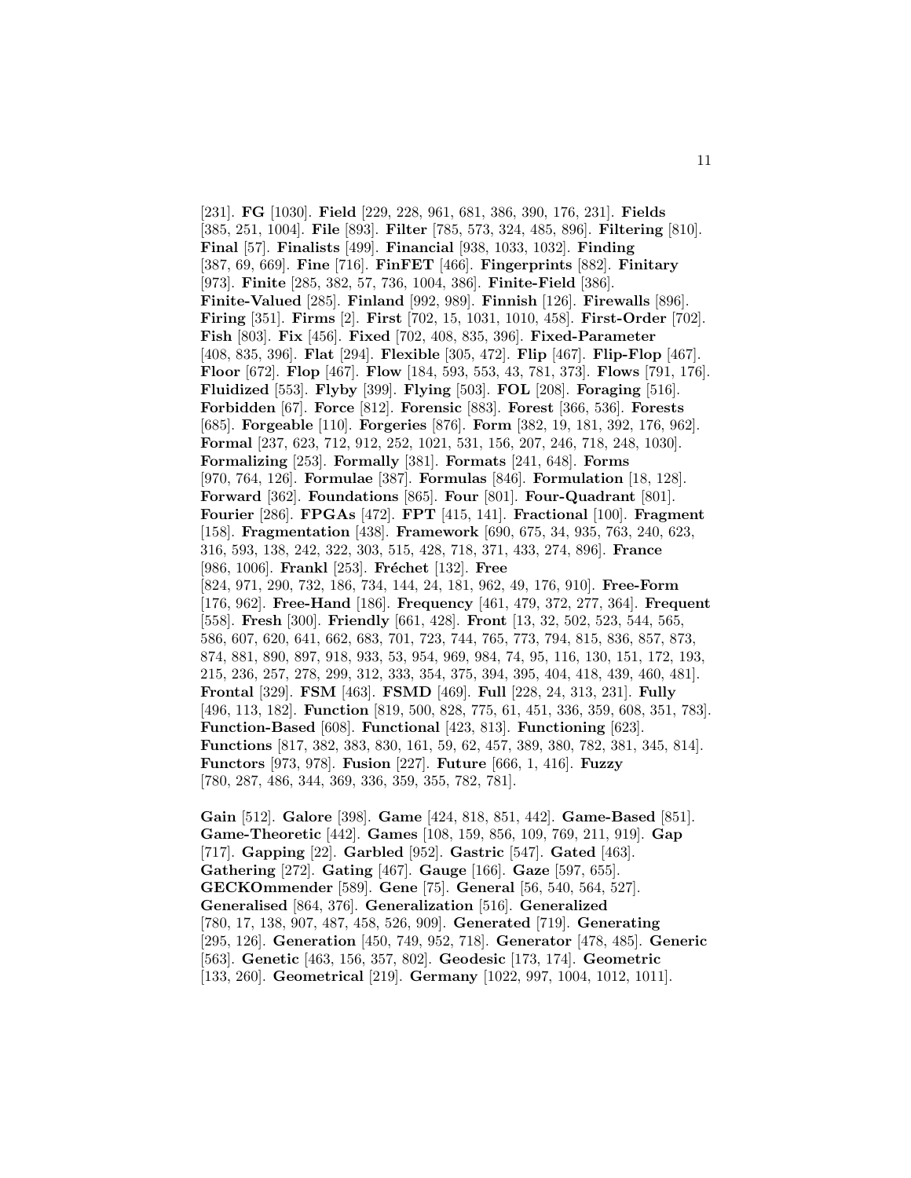[231]. **FG** [1030]. **Field** [229, 228, 961, 681, 386, 390, 176, 231]. **Fields** [385, 251, 1004]. **File** [893]. **Filter** [785, 573, 324, 485, 896]. **Filtering** [810]. **Final** [57]. **Finalists** [499]. **Financial** [938, 1033, 1032]. **Finding** [387, 69, 669]. **Fine** [716]. **FinFET** [466]. **Fingerprints** [882]. **Finitary** [973]. **Finite** [285, 382, 57, 736, 1004, 386]. **Finite-Field** [386]. **Finite-Valued** [285]. **Finland** [992, 989]. **Finnish** [126]. **Firewalls** [896]. **Firing** [351]. **Firms** [2]. **First** [702, 15, 1031, 1010, 458]. **First-Order** [702]. **Fish** [803]. **Fix** [456]. **Fixed** [702, 408, 835, 396]. **Fixed-Parameter** [408, 835, 396]. **Flat** [294]. **Flexible** [305, 472]. **Flip** [467]. **Flip-Flop** [467]. **Floor** [672]. **Flop** [467]. **Flow** [184, 593, 553, 43, 781, 373]. **Flows** [791, 176]. **Fluidized** [553]. **Flyby** [399]. **Flying** [503]. **FOL** [208]. **Foraging** [516]. **Forbidden** [67]. **Force** [812]. **Forensic** [883]. **Forest** [366, 536]. **Forests** [685]. **Forgeable** [110]. **Forgeries** [876]. **Form** [382, 19, 181, 392, 176, 962]. **Formal** [237, 623, 712, 912, 252, 1021, 531, 156, 207, 246, 718, 248, 1030]. **Formalizing** [253]. **Formally** [381]. **Formats** [241, 648]. **Forms** [970, 764, 126]. **Formulae** [387]. **Formulas** [846]. **Formulation** [18, 128]. **Forward** [362]. **Foundations** [865]. **Four** [801]. **Four-Quadrant** [801]. **Fourier** [286]. **FPGAs** [472]. **FPT** [415, 141]. **Fractional** [100]. **Fragment** [158]. **Fragmentation** [438]. **Framework** [690, 675, 34, 935, 763, 240, 623, 316, 593, 138, 242, 322, 303, 515, 428, 718, 371, 433, 274, 896]. **France** [986, 1006]. **Frankl** [253]. **Fréchet** [132]. **Free** [824, 971, 290, 732, 186, 734, 144, 24, 181, 962, 49, 176, 910]. **Free-Form** [176, 962]. **Free-Hand** [186]. **Frequency** [461, 479, 372, 277, 364]. **Frequent** [558]. **Fresh** [300]. **Friendly** [661, 428]. **Front** [13, 32, 502, 523, 544, 565, 586, 607, 620, 641, 662, 683, 701, 723, 744, 765, 773, 794, 815, 836, 857, 873, 874, 881, 890, 897, 918, 933, 53, 954, 969, 984, 74, 95, 116, 130, 151, 172, 193, 215, 236, 257, 278, 299, 312, 333, 354, 375, 394, 395, 404, 418, 439, 460, 481]. **Frontal** [329]. **FSM** [463]. **FSMD** [469]. **Full** [228, 24, 313, 231]. **Fully** [496, 113, 182]. **Function** [819, 500, 828, 775, 61, 451, 336, 359, 608, 351, 783]. **Function-Based** [608]. **Functional** [423, 813]. **Functioning** [623]. **Functions** [817, 382, 383, 830, 161, 59, 62, 457, 389, 380, 782, 381, 345, 814]. **Functors** [973, 978]. **Fusion** [227]. **Future** [666, 1, 416]. **Fuzzy** [780, 287, 486, 344, 369, 336, 359, 355, 782, 781].

**Gain** [512]. **Galore** [398]. **Game** [424, 818, 851, 442]. **Game-Based** [851]. **Game-Theoretic** [442]. **Games** [108, 159, 856, 109, 769, 211, 919]. **Gap** [717]. **Gapping** [22]. **Garbled** [952]. **Gastric** [547]. **Gated** [463]. **Gathering** [272]. **Gating** [467]. **Gauge** [166]. **Gaze** [597, 655]. **GECKOmmender** [589]. **Gene** [75]. **General** [56, 540, 564, 527]. **Generalised** [864, 376]. **Generalization** [516]. **Generalized** [780, 17, 138, 907, 487, 458, 526, 909]. **Generated** [719]. **Generating** [295, 126]. **Generation** [450, 749, 952, 718]. **Generator** [478, 485]. **Generic** [563]. **Genetic** [463, 156, 357, 802]. **Geodesic** [173, 174]. **Geometric** [133, 260]. **Geometrical** [219]. **Germany** [1022, 997, 1004, 1012, 1011].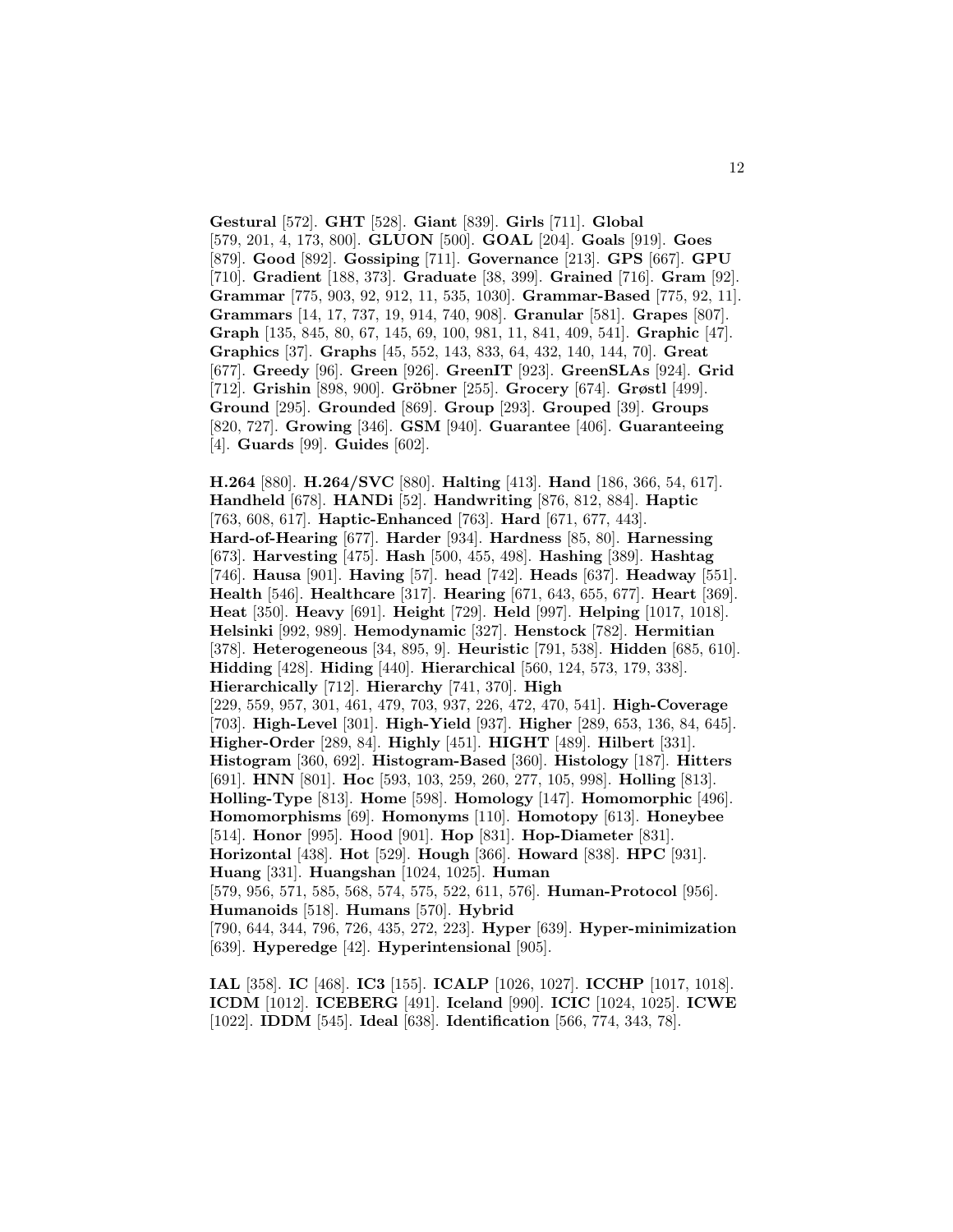**Gestural** [572]. **GHT** [528]. **Giant** [839]. **Girls** [711]. **Global** [579, 201, 4, 173, 800]. **GLUON** [500]. **GOAL** [204]. **Goals** [919]. **Goes** [879]. **Good** [892]. **Gossiping** [711]. **Governance** [213]. **GPS** [667]. **GPU** [710]. **Gradient** [188, 373]. **Graduate** [38, 399]. **Grained** [716]. **Gram** [92]. **Grammar** [775, 903, 92, 912, 11, 535, 1030]. **Grammar-Based** [775, 92, 11]. **Grammars** [14, 17, 737, 19, 914, 740, 908]. **Granular** [581]. **Grapes** [807]. **Graph** [135, 845, 80, 67, 145, 69, 100, 981, 11, 841, 409, 541]. **Graphic** [47]. **Graphics** [37]. **Graphs** [45, 552, 143, 833, 64, 432, 140, 144, 70]. **Great** [677]. **Greedy** [96]. **Green** [926]. **GreenIT** [923]. **GreenSLAs** [924]. **Grid** [712]. **Grishin** [898, 900]. **Gröbner** [255]. **Grocery** [674]. **Grøstl** [499]. **Ground** [295]. **Grounded** [869]. **Group** [293]. **Grouped** [39]. **Groups** [820, 727]. **Growing** [346]. **GSM** [940]. **Guarantee** [406]. **Guaranteeing** [4]. **Guards** [99]. **Guides** [602].

**H.264** [880]. **H.264/SVC** [880]. **Halting** [413]. **Hand** [186, 366, 54, 617]. **Handheld** [678]. **HANDi** [52]. **Handwriting** [876, 812, 884]. **Haptic** [763, 608, 617]. **Haptic-Enhanced** [763]. **Hard** [671, 677, 443]. **Hard-of-Hearing** [677]. **Harder** [934]. **Hardness** [85, 80]. **Harnessing** [673]. **Harvesting** [475]. **Hash** [500, 455, 498]. **Hashing** [389]. **Hashtag** [746]. **Hausa** [901]. **Having** [57]. **head** [742]. **Heads** [637]. **Headway** [551]. **Health** [546]. **Healthcare** [317]. **Hearing** [671, 643, 655, 677]. **Heart** [369]. **Heat** [350]. **Heavy** [691]. **Height** [729]. **Held** [997]. **Helping** [1017, 1018]. **Helsinki** [992, 989]. **Hemodynamic** [327]. **Henstock** [782]. **Hermitian** [378]. **Heterogeneous** [34, 895, 9]. **Heuristic** [791, 538]. **Hidden** [685, 610]. **Hidding** [428]. **Hiding** [440]. **Hierarchical** [560, 124, 573, 179, 338]. **Hierarchically** [712]. **Hierarchy** [741, 370]. **High** [229, 559, 957, 301, 461, 479, 703, 937, 226, 472, 470, 541]. **High-Coverage** [703]. **High-Level** [301]. **High-Yield** [937]. **Higher** [289, 653, 136, 84, 645]. **Higher-Order** [289, 84]. **Highly** [451]. **HIGHT** [489]. **Hilbert** [331]. **Histogram** [360, 692]. **Histogram-Based** [360]. **Histology** [187]. **Hitters** [691]. **HNN** [801]. **Hoc** [593, 103, 259, 260, 277, 105, 998]. **Holling** [813]. **Holling-Type** [813]. **Home** [598]. **Homology** [147]. **Homomorphic** [496]. **Homomorphisms** [69]. **Homonyms** [110]. **Homotopy** [613]. **Honeybee** [514]. **Honor** [995]. **Hood** [901]. **Hop** [831]. **Hop-Diameter** [831]. **Horizontal** [438]. **Hot** [529]. **Hough** [366]. **Howard** [838]. **HPC** [931]. **Huang** [331]. **Huangshan** [1024, 1025]. **Human** [579, 956, 571, 585, 568, 574, 575, 522, 611, 576]. **Human-Protocol** [956]. **Humanoids** [518]. **Humans** [570]. **Hybrid** [790, 644, 344, 796, 726, 435, 272, 223]. **Hyper** [639]. **Hyper-minimization** [639]. **Hyperedge** [42]. **Hyperintensional** [905].

**IAL** [358]. **IC** [468]. **IC3** [155]. **ICALP** [1026, 1027]. **ICCHP** [1017, 1018]. **ICDM** [1012]. **ICEBERG** [491]. **Iceland** [990]. **ICIC** [1024, 1025]. **ICWE** [1022]. **IDDM** [545]. **Ideal** [638]. **Identification** [566, 774, 343, 78].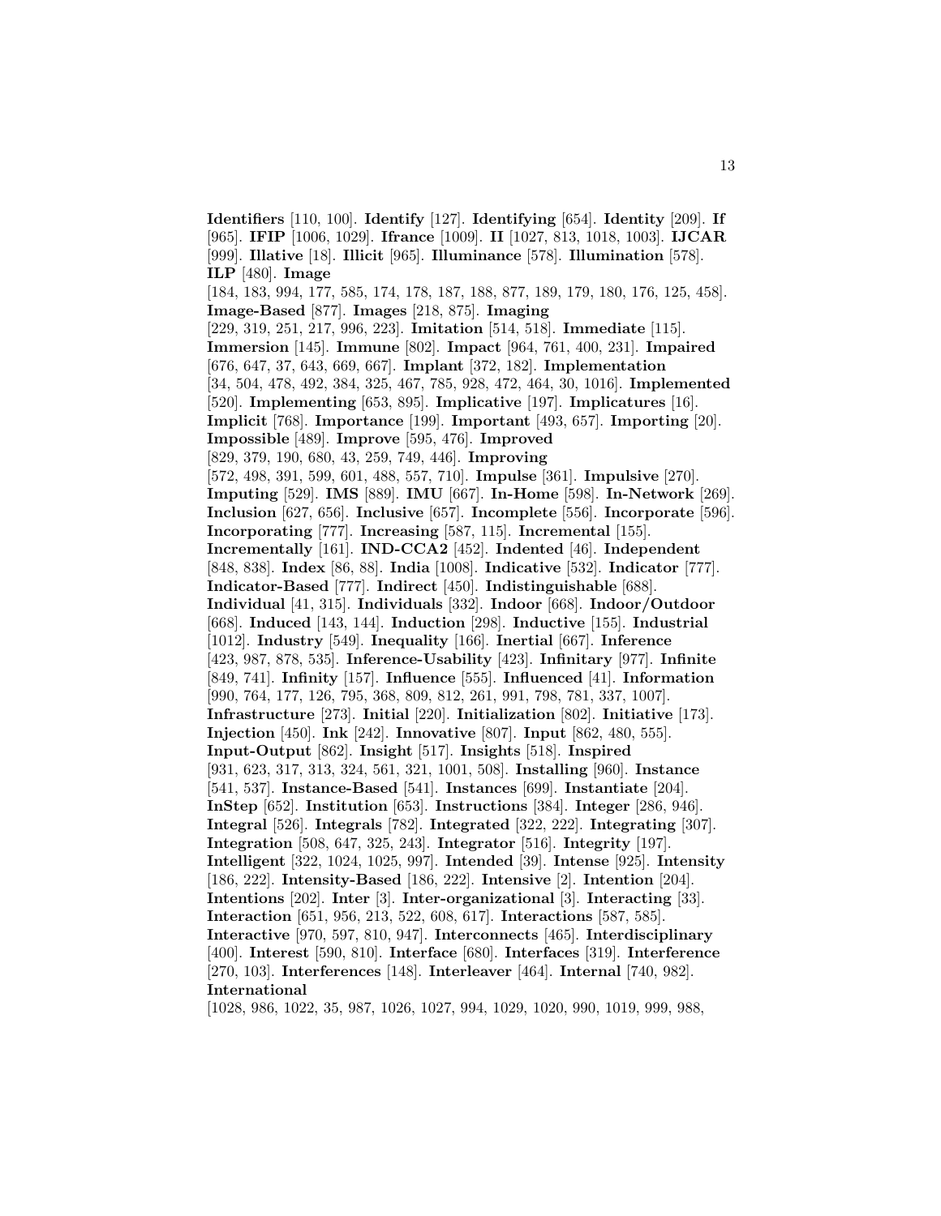**Identifiers** [110, 100]. **Identify** [127]. **Identifying** [654]. **Identity** [209]. **If** [965]. **IFIP** [1006, 1029]. **Ifrance** [1009]. **II** [1027, 813, 1018, 1003]. **IJCAR** [999]. **Illative** [18]. **Illicit** [965]. **Illuminance** [578]. **Illumination** [578]. **ILP** [480]. **Image** [184, 183, 994, 177, 585, 174, 178, 187, 188, 877, 189, 179, 180, 176, 125, 458]. **Image-Based** [877]. **Images** [218, 875]. **Imaging** [229, 319, 251, 217, 996, 223]. **Imitation** [514, 518]. **Immediate** [115]. **Immersion** [145]. **Immune** [802]. **Impact** [964, 761, 400, 231]. **Impaired** [676, 647, 37, 643, 669, 667]. **Implant** [372, 182]. **Implementation** [34, 504, 478, 492, 384, 325, 467, 785, 928, 472, 464, 30, 1016]. **Implemented** [520]. **Implementing** [653, 895]. **Implicative** [197]. **Implicatures** [16]. **Implicit** [768]. **Importance** [199]. **Important** [493, 657]. **Importing** [20]. **Impossible** [489]. **Improve** [595, 476]. **Improved** [829, 379, 190, 680, 43, 259, 749, 446]. **Improving** [572, 498, 391, 599, 601, 488, 557, 710]. **Impulse** [361]. **Impulsive** [270]. **Imputing** [529]. **IMS** [889]. **IMU** [667]. **In-Home** [598]. **In-Network** [269]. **Inclusion** [627, 656]. **Inclusive** [657]. **Incomplete** [556]. **Incorporate** [596]. **Incorporating** [777]. **Increasing** [587, 115]. **Incremental** [155]. **Incrementally** [161]. **IND-CCA2** [452]. **Indented** [46]. **Independent** [848, 838]. **Index** [86, 88]. **India** [1008]. **Indicative** [532]. **Indicator** [777]. **Indicator-Based** [777]. **Indirect** [450]. **Indistinguishable** [688]. **Individual** [41, 315]. **Individuals** [332]. **Indoor** [668]. **Indoor/Outdoor** [668]. **Induced** [143, 144]. **Induction** [298]. **Inductive** [155]. **Industrial** [1012]. **Industry** [549]. **Inequality** [166]. **Inertial** [667]. **Inference** [423, 987, 878, 535]. **Inference-Usability** [423]. **Infinitary** [977]. **Infinite** [849, 741]. **Infinity** [157]. **Influence** [555]. **Influenced** [41]. **Information** [990, 764, 177, 126, 795, 368, 809, 812, 261, 991, 798, 781, 337, 1007]. **Infrastructure** [273]. **Initial** [220]. **Initialization** [802]. **Initiative** [173]. **Injection** [450]. **Ink** [242]. **Innovative** [807]. **Input** [862, 480, 555]. **Input-Output** [862]. **Insight** [517]. **Insights** [518]. **Inspired** [931, 623, 317, 313, 324, 561, 321, 1001, 508]. **Installing** [960]. **Instance** [541, 537]. **Instance-Based** [541]. **Instances** [699]. **Instantiate** [204]. **InStep** [652]. **Institution** [653]. **Instructions** [384]. **Integer** [286, 946]. **Integral** [526]. **Integrals** [782]. **Integrated** [322, 222]. **Integrating** [307]. **Integration** [508, 647, 325, 243]. **Integrator** [516]. **Integrity** [197]. **Intelligent** [322, 1024, 1025, 997]. **Intended** [39]. **Intense** [925]. **Intensity** [186, 222]. **Intensity-Based** [186, 222]. **Intensive** [2]. **Intention** [204]. **Intentions** [202]. **Inter** [3]. **Inter-organizational** [3]. **Interacting** [33]. **Interaction** [651, 956, 213, 522, 608, 617]. **Interactions** [587, 585]. **Interactive** [970, 597, 810, 947]. **Interconnects** [465]. **Interdisciplinary** [400]. **Interest** [590, 810]. **Interface** [680]. **Interfaces** [319]. **Interference** [270, 103]. **Interferences** [148]. **Interleaver** [464]. **Internal** [740, 982]. **International** [1028, 986, 1022, 35, 987, 1026, 1027, 994, 1029, 1020, 990, 1019, 999, 988,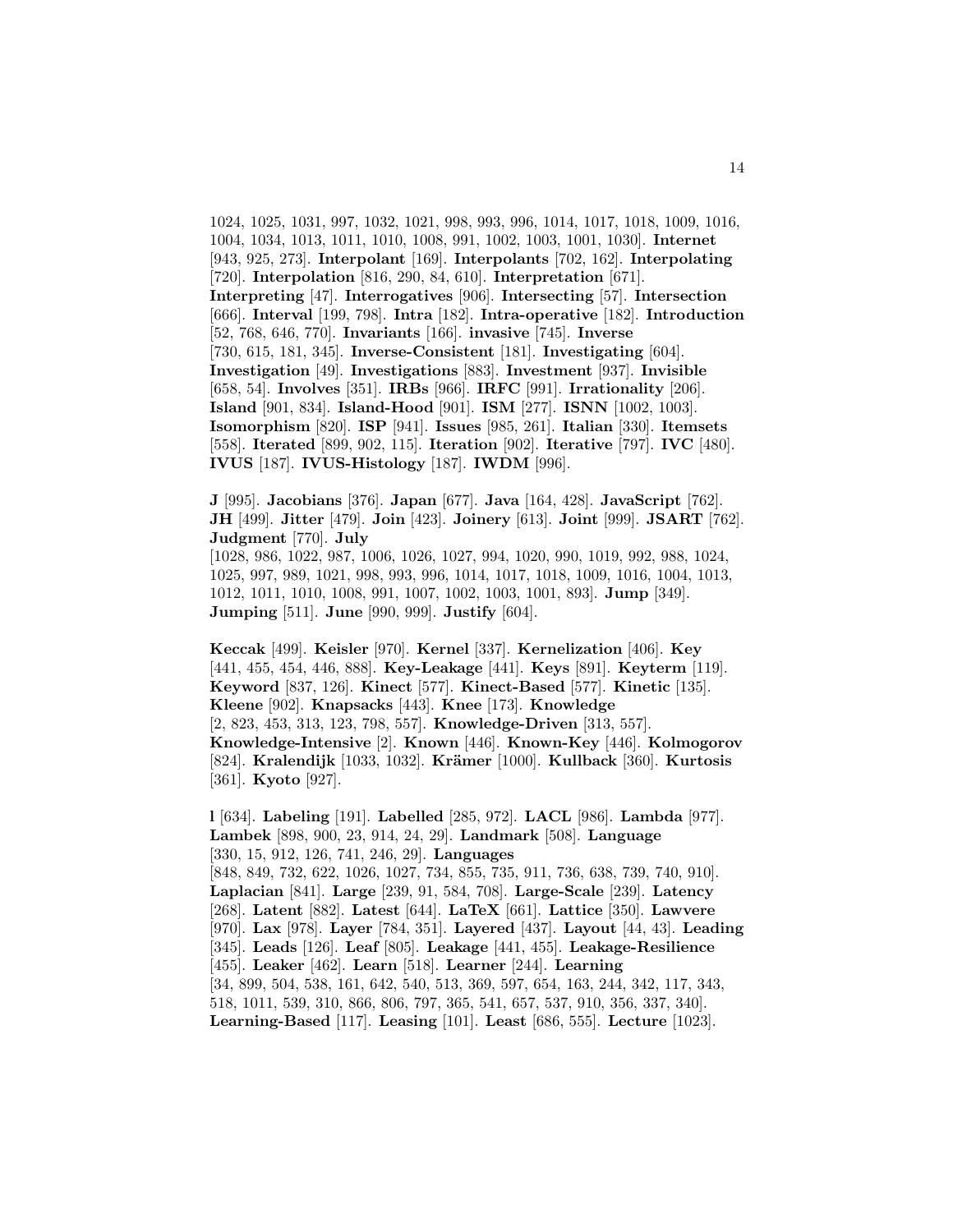1024, 1025, 1031, 997, 1032, 1021, 998, 993, 996, 1014, 1017, 1018, 1009, 1016, 1004, 1034, 1013, 1011, 1010, 1008, 991, 1002, 1003, 1001, 1030]. **Internet** [943, 925, 273]. **Interpolant** [169]. **Interpolants** [702, 162]. **Interpolating** [720]. **Interpolation** [816, 290, 84, 610]. **Interpretation** [671]. **Interpreting** [47]. **Interrogatives** [906]. **Intersecting** [57]. **Intersection** [666]. **Interval** [199, 798]. **Intra** [182]. **Intra-operative** [182]. **Introduction** [52, 768, 646, 770]. **Invariants** [166]. **invasive** [745]. **Inverse** [730, 615, 181, 345]. **Inverse-Consistent** [181]. **Investigating** [604]. **Investigation** [49]. **Investigations** [883]. **Investment** [937]. **Invisible** [658, 54]. **Involves** [351]. **IRBs** [966]. **IRFC** [991]. **Irrationality** [206]. **Island** [901, 834]. **Island-Hood** [901]. **ISM** [277]. **ISNN** [1002, 1003]. **Isomorphism** [820]. **ISP** [941]. **Issues** [985, 261]. **Italian** [330]. **Itemsets** [558]. **Iterated** [899, 902, 115]. **Iteration** [902]. **Iterative** [797]. **IVC** [480]. **IVUS** [187]. **IVUS-Histology** [187]. **IWDM** [996].

**J** [995]. **Jacobians** [376]. **Japan** [677]. **Java** [164, 428]. **JavaScript** [762]. **JH** [499]. **Jitter** [479]. **Join** [423]. **Joinery** [613]. **Joint** [999]. **JSART** [762]. **Judgment** [770]. **July** [1028, 986, 1022, 987, 1006, 1026, 1027, 994, 1020, 990, 1019, 992, 988, 1024, 1025, 997, 989, 1021, 998, 993, 996, 1014, 1017, 1018, 1009, 1016, 1004, 1013, 1012, 1011, 1010, 1008, 991, 1007, 1002, 1003, 1001, 893]. **Jump** [349]. **Jumping** [511]. **June** [990, 999]. **Justify** [604].

**Keccak** [499]. **Keisler** [970]. **Kernel** [337]. **Kernelization** [406]. **Key** [441, 455, 454, 446, 888]. **Key-Leakage** [441]. **Keys** [891]. **Keyterm** [119]. **Keyword** [837, 126]. **Kinect** [577]. **Kinect-Based** [577]. **Kinetic** [135]. **Kleene** [902]. **Knapsacks** [443]. **Knee** [173]. **Knowledge** [2, 823, 453, 313, 123, 798, 557]. **Knowledge-Driven** [313, 557]. **Knowledge-Intensive** [2]. **Known** [446]. **Known-Key** [446]. **Kolmogorov** [824]. **Kralendijk** [1033, 1032]. **Krämer** [1000]. **Kullback** [360]. **Kurtosis** [361]. **Kyoto** [927].

**l** [634]. **Labeling** [191]. **Labelled** [285, 972]. **LACL** [986]. **Lambda** [977]. **Lambek** [898, 900, 23, 914, 24, 29]. **Landmark** [508]. **Language** [330, 15, 912, 126, 741, 246, 29]. **Languages** [848, 849, 732, 622, 1026, 1027, 734, 855, 735, 911, 736, 638, 739, 740, 910]. **Laplacian** [841]. **Large** [239, 91, 584, 708]. **Large-Scale** [239]. **Latency** [268]. **Latent** [882]. **Latest** [644]. **LaTeX** [661]. **Lattice** [350]. **Lawvere** [970]. **Lax** [978]. **Layer** [784, 351]. **Layered** [437]. **Layout** [44, 43]. **Leading** [345]. **Leads** [126]. **Leaf** [805]. **Leakage** [441, 455]. **Leakage-Resilience** [455]. **Leaker** [462]. **Learn** [518]. **Learner** [244]. **Learning** [34, 899, 504, 538, 161, 642, 540, 513, 369, 597, 654, 163, 244, 342, 117, 343, 518, 1011, 539, 310, 866, 806, 797, 365, 541, 657, 537, 910, 356, 337, 340]. **Learning-Based** [117]. **Leasing** [101]. **Least** [686, 555]. **Lecture** [1023].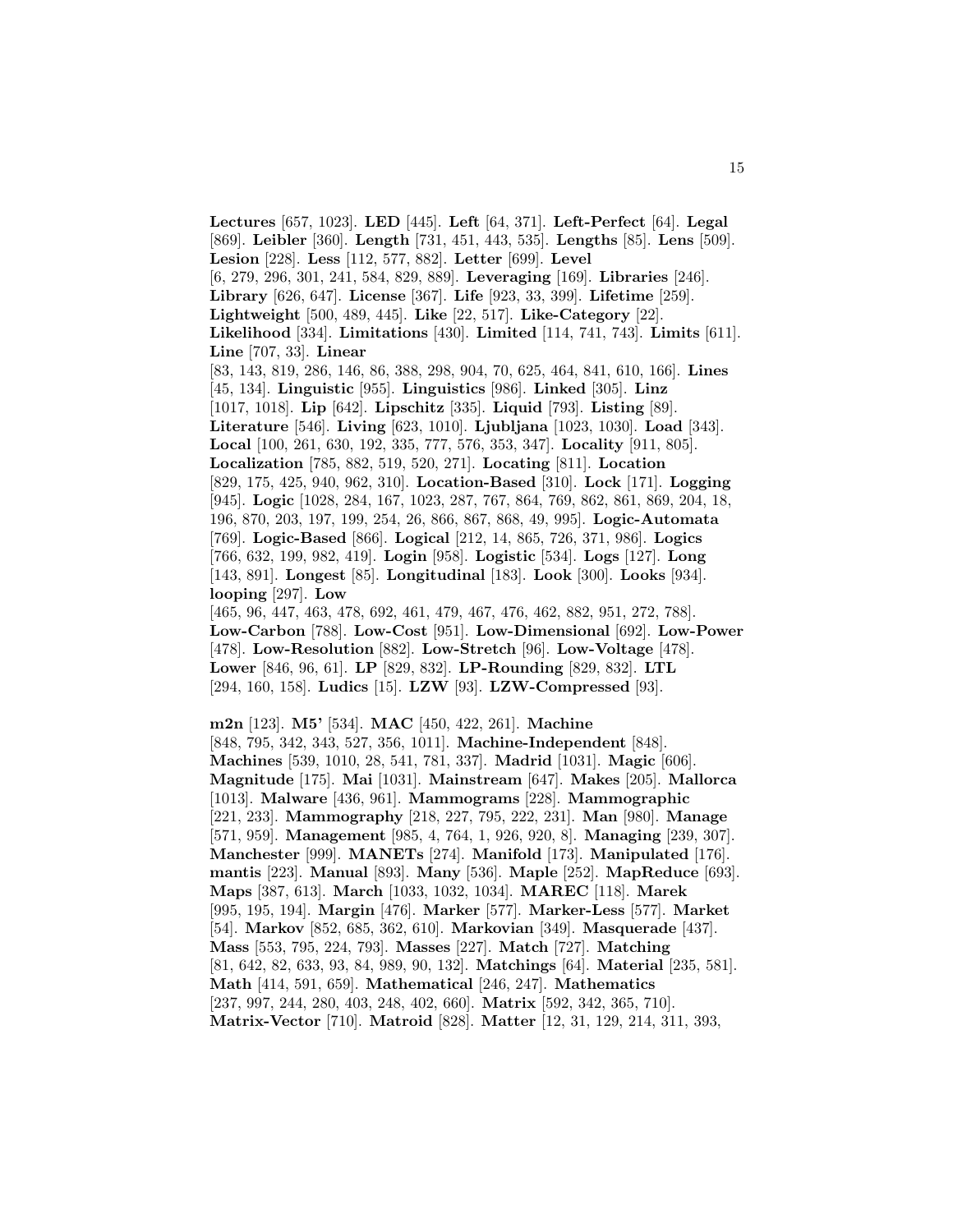**Lectures** [657, 1023]. **LED** [445]. **Left** [64, 371]. **Left-Perfect** [64]. **Legal** [869]. **Leibler** [360]. **Length** [731, 451, 443, 535]. **Lengths** [85]. **Lens** [509]. **Lesion** [228]. **Less** [112, 577, 882]. **Letter** [699]. **Level** [6, 279, 296, 301, 241, 584, 829, 889]. **Leveraging** [169]. **Libraries** [246]. **Library** [626, 647]. **License** [367]. **Life** [923, 33, 399]. **Lifetime** [259]. **Lightweight** [500, 489, 445]. **Like** [22, 517]. **Like-Category** [22]. **Likelihood** [334]. **Limitations** [430]. **Limited** [114, 741, 743]. **Limits** [611]. **Line** [707, 33]. **Linear** [83, 143, 819, 286, 146, 86, 388, 298, 904, 70, 625, 464, 841, 610, 166]. **Lines** [45, 134]. **Linguistic** [955]. **Linguistics** [986]. **Linked** [305]. **Linz** [1017, 1018]. **Lip** [642]. **Lipschitz** [335]. **Liquid** [793]. **Listing** [89]. **Literature** [546]. **Living** [623, 1010]. **Ljubljana** [1023, 1030]. **Load** [343]. **Local** [100, 261, 630, 192, 335, 777, 576, 353, 347]. **Locality** [911, 805]. **Localization** [785, 882, 519, 520, 271]. **Locating** [811]. **Location** [829, 175, 425, 940, 962, 310]. **Location-Based** [310]. **Lock** [171]. **Logging** [945]. **Logic** [1028, 284, 167, 1023, 287, 767, 864, 769, 862, 861, 869, 204, 18, 196, 870, 203, 197, 199, 254, 26, 866, 867, 868, 49, 995]. **Logic-Automata** [769]. **Logic-Based** [866]. **Logical** [212, 14, 865, 726, 371, 986]. **Logics** [766, 632, 199, 982, 419]. **Login** [958]. **Logistic** [534]. **Logs** [127]. **Long** [143, 891]. **Longest** [85]. **Longitudinal** [183]. **Look** [300]. **Looks** [934]. **looping** [297]. **Low** [465, 96, 447, 463, 478, 692, 461, 479, 467, 476, 462, 882, 951, 272, 788]. **Low-Carbon** [788]. **Low-Cost** [951]. **Low-Dimensional** [692]. **Low-Power** [478]. **Low-Resolution** [882]. **Low-Stretch** [96]. **Low-Voltage** [478]. **Lower** [846, 96, 61]. **LP** [829, 832]. **LP-Rounding** [829, 832]. **LTL** [294, 160, 158]. **Ludics** [15]. **LZW** [93]. **LZW-Compressed** [93].

**m2n** [123]. **M5'** [534]. **MAC** [450, 422, 261]. **Machine** [848, 795, 342, 343, 527, 356, 1011]. **Machine-Independent** [848]. **Machines** [539, 1010, 28, 541, 781, 337]. **Madrid** [1031]. **Magic** [606]. **Magnitude** [175]. **Mai** [1031]. **Mainstream** [647]. **Makes** [205]. **Mallorca** [1013]. **Malware** [436, 961]. **Mammograms** [228]. **Mammographic** [221, 233]. **Mammography** [218, 227, 795, 222, 231]. **Man** [980]. **Manage** [571, 959]. **Management** [985, 4, 764, 1, 926, 920, 8]. **Managing** [239, 307]. **Manchester** [999]. **MANETs** [274]. **Manifold** [173]. **Manipulated** [176]. **mantis** [223]. **Manual** [893]. **Many** [536]. **Maple** [252]. **MapReduce** [693]. **Maps** [387, 613]. **March** [1033, 1032, 1034]. **MAREC** [118]. **Marek** [995, 195, 194]. **Margin** [476]. **Marker** [577]. **Marker-Less** [577]. **Market** [54]. **Markov** [852, 685, 362, 610]. **Markovian** [349]. **Masquerade** [437]. **Mass** [553, 795, 224, 793]. **Masses** [227]. **Match** [727]. **Matching** [81, 642, 82, 633, 93, 84, 989, 90, 132]. **Matchings** [64]. **Material** [235, 581]. **Math** [414, 591, 659]. **Mathematical** [246, 247]. **Mathematics** [237, 997, 244, 280, 403, 248, 402, 660]. **Matrix** [592, 342, 365, 710]. **Matrix-Vector** [710]. **Matroid** [828]. **Matter** [12, 31, 129, 214, 311, 393,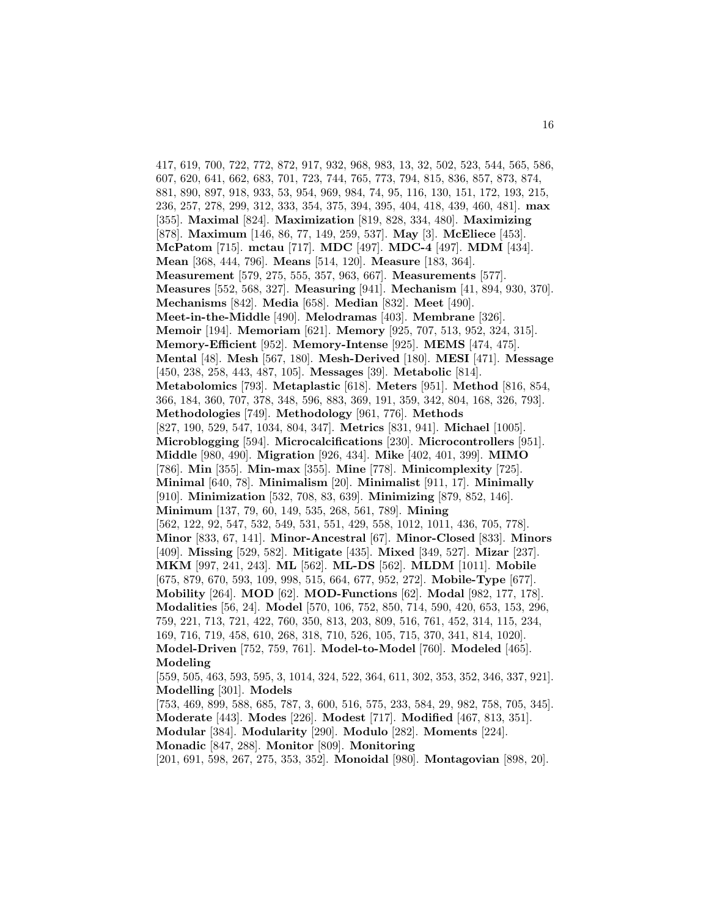417, 619, 700, 722, 772, 872, 917, 932, 968, 983, 13, 32, 502, 523, 544, 565, 586, 607, 620, 641, 662, 683, 701, 723, 744, 765, 773, 794, 815, 836, 857, 873, 874, 881, 890, 897, 918, 933, 53, 954, 969, 984, 74, 95, 116, 130, 151, 172, 193, 215, 236, 257, 278, 299, 312, 333, 354, 375, 394, 395, 404, 418, 439, 460, 481]. **max** [355]. **Maximal** [824]. **Maximization** [819, 828, 334, 480]. **Maximizing** [878]. **Maximum** [146, 86, 77, 149, 259, 537]. **May** [3]. **McEliece** [453]. **McPatom** [715]. **mctau** [717]. **MDC** [497]. **MDC-4** [497]. **MDM** [434]. **Mean** [368, 444, 796]. **Means** [514, 120]. **Measure** [183, 364]. **Measurement** [579, 275, 555, 357, 963, 667]. **Measurements** [577]. **Measures** [552, 568, 327]. **Measuring** [941]. **Mechanism** [41, 894, 930, 370]. **Mechanisms** [842]. **Media** [658]. **Median** [832]. **Meet** [490]. **Meet-in-the-Middle** [490]. **Melodramas** [403]. **Membrane** [326]. **Memoir** [194]. **Memoriam** [621]. **Memory** [925, 707, 513, 952, 324, 315]. **Memory-Efficient** [952]. **Memory-Intense** [925]. **MEMS** [474, 475]. **Mental** [48]. **Mesh** [567, 180]. **Mesh-Derived** [180]. **MESI** [471]. **Message** [450, 238, 258, 443, 487, 105]. **Messages** [39]. **Metabolic** [814]. **Metabolomics** [793]. **Metaplastic** [618]. **Meters** [951]. **Method** [816, 854, 366, 184, 360, 707, 378, 348, 596, 883, 369, 191, 359, 342, 804, 168, 326, 793]. **Methodologies** [749]. **Methodology** [961, 776]. **Methods** [827, 190, 529, 547, 1034, 804, 347]. **Metrics** [831, 941]. **Michael** [1005]. **Microblogging** [594]. **Microcalcifications** [230]. **Microcontrollers** [951]. **Middle** [980, 490]. **Migration** [926, 434]. **Mike** [402, 401, 399]. **MIMO** [786]. **Min** [355]. **Min-max** [355]. **Mine** [778]. **Minicomplexity** [725]. **Minimal** [640, 78]. **Minimalism** [20]. **Minimalist** [911, 17]. **Minimally** [910]. **Minimization** [532, 708, 83, 639]. **Minimizing** [879, 852, 146]. **Minimum** [137, 79, 60, 149, 535, 268, 561, 789]. **Mining** [562, 122, 92, 547, 532, 549, 531, 551, 429, 558, 1012, 1011, 436, 705, 778]. **Minor** [833, 67, 141]. **Minor-Ancestral** [67]. **Minor-Closed** [833]. **Minors** [409]. **Missing** [529, 582]. **Mitigate** [435]. **Mixed** [349, 527]. **Mizar** [237]. **MKM** [997, 241, 243]. **ML** [562]. **ML-DS** [562]. **MLDM** [1011]. **Mobile** [675, 879, 670, 593, 109, 998, 515, 664, 677, 952, 272]. **Mobile-Type** [677]. **Mobility** [264]. **MOD** [62]. **MOD-Functions** [62]. **Modal** [982, 177, 178]. **Modalities** [56, 24]. **Model** [570, 106, 752, 850, 714, 590, 420, 653, 153, 296, 759, 221, 713, 721, 422, 760, 350, 813, 203, 809, 516, 761, 452, 314, 115, 234, 169, 716, 719, 458, 610, 268, 318, 710, 526, 105, 715, 370, 341, 814, 1020]. **Model-Driven** [752, 759, 761]. **Model-to-Model** [760]. **Modeled** [465]. **Modeling** [559, 505, 463, 593, 595, 3, 1014, 324, 522, 364, 611, 302, 353, 352, 346, 337, 921]. **Modelling** [301]. **Models** [753, 469, 899, 588, 685, 787, 3, 600, 516, 575, 233, 584, 29, 982, 758, 705, 345]. **Moderate** [443]. **Modes** [226]. **Modest** [717]. **Modified** [467, 813, 351]. **Modular** [384]. **Modularity** [290]. **Modulo** [282]. **Moments** [224]. **Monadic** [847, 288]. **Monitor** [809]. **Monitoring** [201, 691, 598, 267, 275, 353, 352]. **Monoidal** [980]. **Montagovian** [898, 20].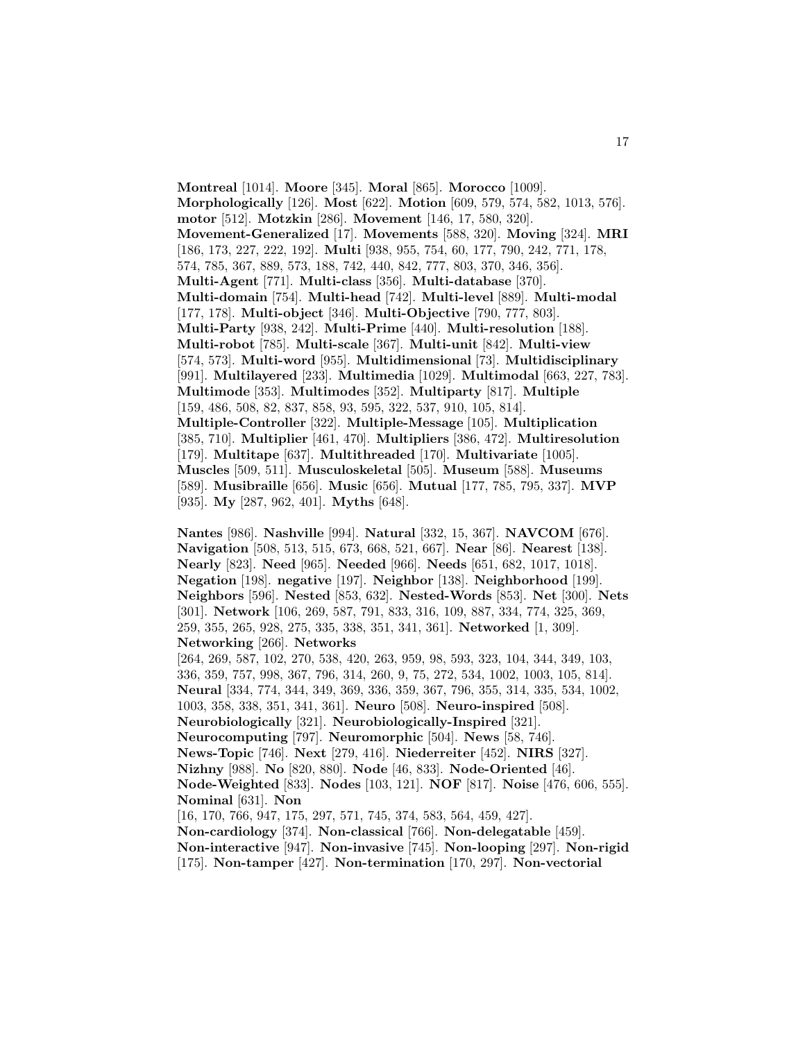**Montreal** [1014]. **Moore** [345]. **Moral** [865]. **Morocco** [1009]. **Morphologically** [126]. **Most** [622]. **Motion** [609, 579, 574, 582, 1013, 576]. **motor** [512]. **Motzkin** [286]. **Movement** [146, 17, 580, 320]. **Movement-Generalized** [17]. **Movements** [588, 320]. **Moving** [324]. **MRI** [186, 173, 227, 222, 192]. **Multi** [938, 955, 754, 60, 177, 790, 242, 771, 178, 574, 785, 367, 889, 573, 188, 742, 440, 842, 777, 803, 370, 346, 356]. **Multi-Agent** [771]. **Multi-class** [356]. **Multi-database** [370]. **Multi-domain** [754]. **Multi-head** [742]. **Multi-level** [889]. **Multi-modal** [177, 178]. **Multi-object** [346]. **Multi-Objective** [790, 777, 803]. **Multi-Party** [938, 242]. **Multi-Prime** [440]. **Multi-resolution** [188]. **Multi-robot** [785]. **Multi-scale** [367]. **Multi-unit** [842]. **Multi-view** [574, 573]. **Multi-word** [955]. **Multidimensional** [73]. **Multidisciplinary** [991]. **Multilayered** [233]. **Multimedia** [1029]. **Multimodal** [663, 227, 783]. **Multimode** [353]. **Multimodes** [352]. **Multiparty** [817]. **Multiple** [159, 486, 508, 82, 837, 858, 93, 595, 322, 537, 910, 105, 814]. **Multiple-Controller** [322]. **Multiple-Message** [105]. **Multiplication** [385, 710]. **Multiplier** [461, 470]. **Multipliers** [386, 472]. **Multiresolution** [179]. **Multitape** [637]. **Multithreaded** [170]. **Multivariate** [1005]. **Muscles** [509, 511]. **Musculoskeletal** [505]. **Museum** [588]. **Museums** [589]. **Musibraille** [656]. **Music** [656]. **Mutual** [177, 785, 795, 337]. **MVP** [935]. **My** [287, 962, 401]. **Myths** [648].

**Nantes** [986]. **Nashville** [994]. **Natural** [332, 15, 367]. **NAVCOM** [676]. **Navigation** [508, 513, 515, 673, 668, 521, 667]. **Near** [86]. **Nearest** [138]. **Nearly** [823]. **Need** [965]. **Needed** [966]. **Needs** [651, 682, 1017, 1018]. **Negation** [198]. **negative** [197]. **Neighbor** [138]. **Neighborhood** [199]. **Neighbors** [596]. **Nested** [853, 632]. **Nested-Words** [853]. **Net** [300]. **Nets** [301]. **Network** [106, 269, 587, 791, 833, 316, 109, 887, 334, 774, 325, 369, 259, 355, 265, 928, 275, 335, 338, 351, 341, 361]. **Networked** [1, 309]. **Networking** [266]. **Networks** [264, 269, 587, 102, 270, 538, 420, 263, 959, 98, 593, 323, 104, 344, 349, 103, 336, 359, 757, 998, 367, 796, 314, 260, 9, 75, 272, 534, 1002, 1003, 105, 814]. **Neural** [334, 774, 344, 349, 369, 336, 359, 367, 796, 355, 314, 335, 534, 1002, 1003, 358, 338, 351, 341, 361]. **Neuro** [508]. **Neuro-inspired** [508]. **Neurobiologically** [321]. **Neurobiologically-Inspired** [321]. **Neurocomputing** [797]. **Neuromorphic** [504]. **News** [58, 746]. **News-Topic** [746]. **Next** [279, 416]. **Niederreiter** [452]. **NIRS** [327]. **Nizhny** [988]. **No** [820, 880]. **Node** [46, 833]. **Node-Oriented** [46]. **Node-Weighted** [833]. **Nodes** [103, 121]. **NOF** [817]. **Noise** [476, 606, 555]. **Nominal** [631]. **Non** [16, 170, 766, 947, 175, 297, 571, 745, 374, 583, 564, 459, 427]. **Non-cardiology** [374]. **Non-classical** [766]. **Non-delegatable** [459]. **Non-interactive** [947]. **Non-invasive** [745]. **Non-looping** [297]. **Non-rigid** [175]. **Non-tamper** [427]. **Non-termination** [170, 297]. **Non-vectorial**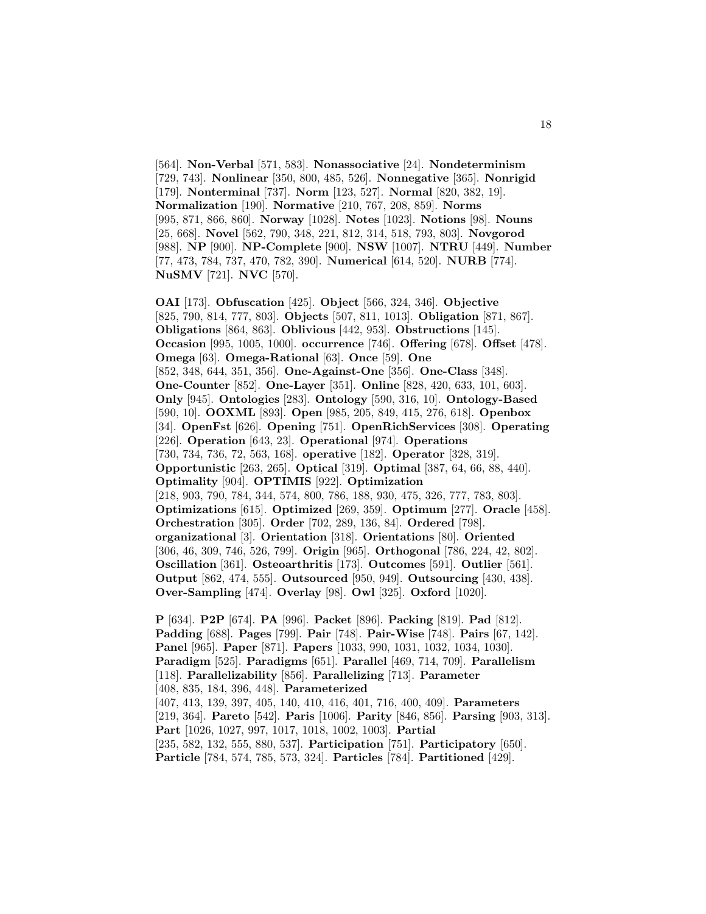[564]. **Non-Verbal** [571, 583]. **Nonassociative** [24]. **Nondeterminism** [729, 743]. **Nonlinear** [350, 800, 485, 526]. **Nonnegative** [365]. **Nonrigid** [179]. **Nonterminal** [737]. **Norm** [123, 527]. **Normal** [820, 382, 19]. **Normalization** [190]. **Normative** [210, 767, 208, 859]. **Norms** [995, 871, 866, 860]. **Norway** [1028]. **Notes** [1023]. **Notions** [98]. **Nouns** [25, 668]. **Novel** [562, 790, 348, 221, 812, 314, 518, 793, 803]. **Novgorod** [988]. **NP** [900]. **NP-Complete** [900]. **NSW** [1007]. **NTRU** [449]. **Number** [77, 473, 784, 737, 470, 782, 390]. **Numerical** [614, 520]. **NURB** [774]. **NuSMV** [721]. **NVC** [570].

**OAI** [173]. **Obfuscation** [425]. **Object** [566, 324, 346]. **Objective** [825, 790, 814, 777, 803]. **Objects** [507, 811, 1013]. **Obligation** [871, 867]. **Obligations** [864, 863]. **Oblivious** [442, 953]. **Obstructions** [145]. **Occasion** [995, 1005, 1000]. **occurrence** [746]. **Offering** [678]. **Offset** [478]. **Omega** [63]. **Omega-Rational** [63]. **Once** [59]. **One** [852, 348, 644, 351, 356]. **One-Against-One** [356]. **One-Class** [348]. **One-Counter** [852]. **One-Layer** [351]. **Online** [828, 420, 633, 101, 603]. **Only** [945]. **Ontologies** [283]. **Ontology** [590, 316, 10]. **Ontology-Based** [590, 10]. **OOXML** [893]. **Open** [985, 205, 849, 415, 276, 618]. **Openbox** [34]. **OpenFst** [626]. **Opening** [751]. **OpenRichServices** [308]. **Operating** [226]. **Operation** [643, 23]. **Operational** [974]. **Operations** [730, 734, 736, 72, 563, 168]. **operative** [182]. **Operator** [328, 319]. **Opportunistic** [263, 265]. **Optical** [319]. **Optimal** [387, 64, 66, 88, 440]. **Optimality** [904]. **OPTIMIS** [922]. **Optimization** [218, 903, 790, 784, 344, 574, 800, 786, 188, 930, 475, 326, 777, 783, 803]. **Optimizations** [615]. **Optimized** [269, 359]. **Optimum** [277]. **Oracle** [458]. **Orchestration** [305]. **Order** [702, 289, 136, 84]. **Ordered** [798]. **organizational** [3]. **Orientation** [318]. **Orientations** [80]. **Oriented** [306, 46, 309, 746, 526, 799]. **Origin** [965]. **Orthogonal** [786, 224, 42, 802]. **Oscillation** [361]. **Osteoarthritis** [173]. **Outcomes** [591]. **Outlier** [561]. **Output** [862, 474, 555]. **Outsourced** [950, 949]. **Outsourcing** [430, 438]. **Over-Sampling** [474]. **Overlay** [98]. **Owl** [325]. **Oxford** [1020].

**P** [634]. **P2P** [674]. **PA** [996]. **Packet** [896]. **Packing** [819]. **Pad** [812]. **Padding** [688]. **Pages** [799]. **Pair** [748]. **Pair-Wise** [748]. **Pairs** [67, 142]. **Panel** [965]. **Paper** [871]. **Papers** [1033, 990, 1031, 1032, 1034, 1030]. **Paradigm** [525]. **Paradigms** [651]. **Parallel** [469, 714, 709]. **Parallelism** [118]. **Parallelizability** [856]. **Parallelizing** [713]. **Parameter** [408, 835, 184, 396, 448]. **Parameterized** [407, 413, 139, 397, 405, 140, 410, 416, 401, 716, 400, 409]. **Parameters** [219, 364]. **Pareto** [542]. **Paris** [1006]. **Parity** [846, 856]. **Parsing** [903, 313]. **Part** [1026, 1027, 997, 1017, 1018, 1002, 1003]. **Partial** [235, 582, 132, 555, 880, 537]. **Participation** [751]. **Participatory** [650]. **Particle** [784, 574, 785, 573, 324]. **Particles** [784]. **Partitioned** [429].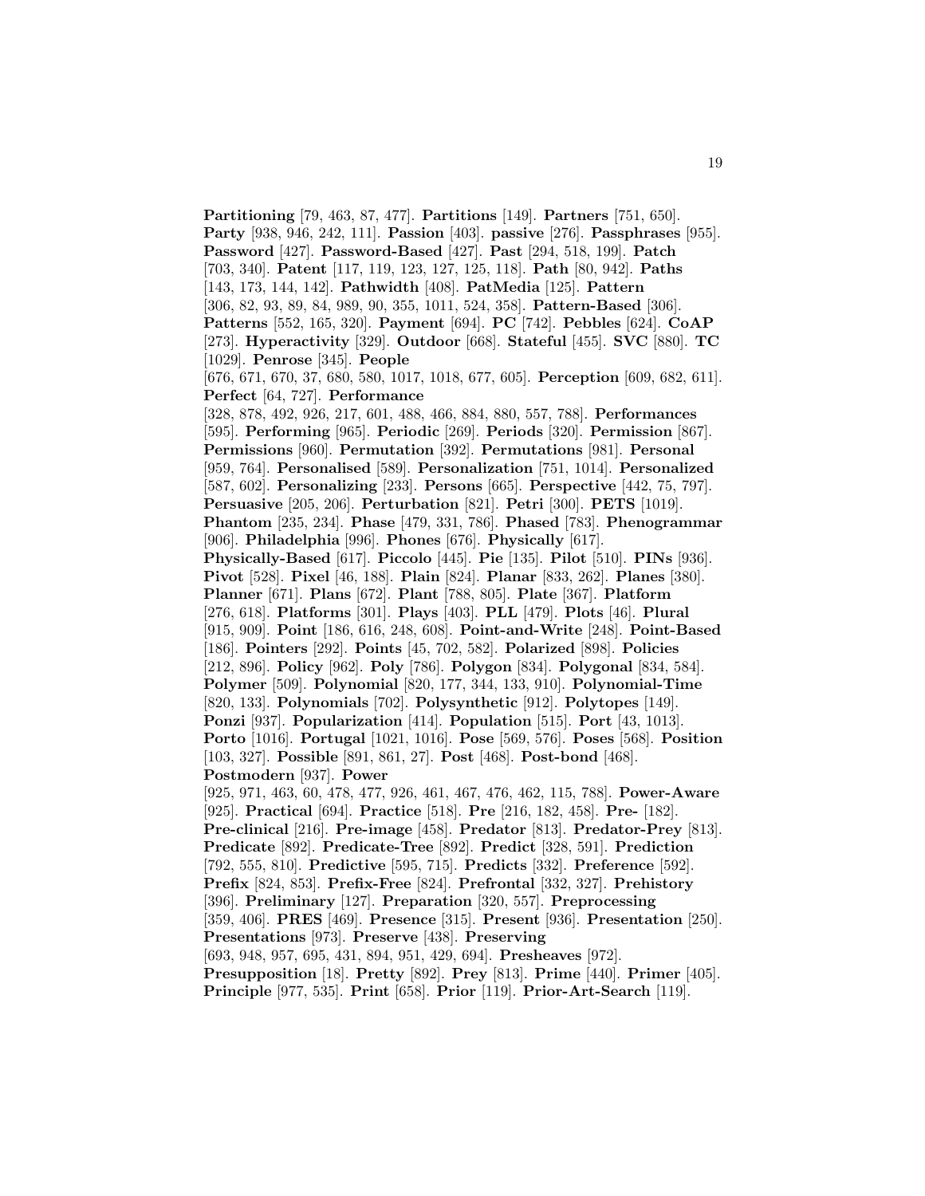**Partitioning** [79, 463, 87, 477]. **Partitions** [149]. **Partners** [751, 650]. **Party** [938, 946, 242, 111]. **Passion** [403]. **passive** [276]. **Passphrases** [955]. **Password** [427]. **Password-Based** [427]. **Past** [294, 518, 199]. **Patch** [703, 340]. **Patent** [117, 119, 123, 127, 125, 118]. **Path** [80, 942]. **Paths** [143, 173, 144, 142]. **Pathwidth** [408]. **PatMedia** [125]. **Pattern** [306, 82, 93, 89, 84, 989, 90, 355, 1011, 524, 358]. **Pattern-Based** [306]. **Patterns** [552, 165, 320]. **Payment** [694]. **PC** [742]. **Pebbles** [624]. **CoAP** [273]. **Hyperactivity** [329]. **Outdoor** [668]. **Stateful** [455]. **SVC** [880]. **TC** [1029]. **Penrose** [345]. **People** [676, 671, 670, 37, 680, 580, 1017, 1018, 677, 605]. **Perception** [609, 682, 611]. **Perfect** [64, 727]. **Performance** [328, 878, 492, 926, 217, 601, 488, 466, 884, 880, 557, 788]. **Performances** [595]. **Performing** [965]. **Periodic** [269]. **Periods** [320]. **Permission** [867]. **Permissions** [960]. **Permutation** [392]. **Permutations** [981]. **Personal** [959, 764]. **Personalised** [589]. **Personalization** [751, 1014]. **Personalized** [587, 602]. **Personalizing** [233]. **Persons** [665]. **Perspective** [442, 75, 797]. **Persuasive** [205, 206]. **Perturbation** [821]. **Petri** [300]. **PETS** [1019]. **Phantom** [235, 234]. **Phase** [479, 331, 786]. **Phased** [783]. **Phenogrammar** [906]. **Philadelphia** [996]. **Phones** [676]. **Physically** [617]. **Physically-Based** [617]. **Piccolo** [445]. **Pie** [135]. **Pilot** [510]. **PINs** [936]. **Pivot** [528]. **Pixel** [46, 188]. **Plain** [824]. **Planar** [833, 262]. **Planes** [380]. **Planner** [671]. **Plans** [672]. **Plant** [788, 805]. **Plate** [367]. **Platform** [276, 618]. **Platforms** [301]. **Plays** [403]. **PLL** [479]. **Plots** [46]. **Plural** [915, 909]. **Point** [186, 616, 248, 608]. **Point-and-Write** [248]. **Point-Based** [186]. **Pointers** [292]. **Points** [45, 702, 582]. **Polarized** [898]. **Policies** [212, 896]. **Policy** [962]. **Poly** [786]. **Polygon** [834]. **Polygonal** [834, 584]. **Polymer** [509]. **Polynomial** [820, 177, 344, 133, 910]. **Polynomial-Time** [820, 133]. **Polynomials** [702]. **Polysynthetic** [912]. **Polytopes** [149]. **Ponzi** [937]. **Popularization** [414]. **Population** [515]. **Port** [43, 1013]. **Porto** [1016]. **Portugal** [1021, 1016]. **Pose** [569, 576]. **Poses** [568]. **Position** [103, 327]. **Possible** [891, 861, 27]. **Post** [468]. **Post-bond** [468]. **Postmodern** [937]. **Power** [925, 971, 463, 60, 478, 477, 926, 461, 467, 476, 462, 115, 788]. **Power-Aware** [925]. **Practical** [694]. **Practice** [518]. **Pre** [216, 182, 458]. **Pre-** [182]. **Pre-clinical** [216]. **Pre-image** [458]. **Predator** [813]. **Predator-Prey** [813]. **Predicate** [892]. **Predicate-Tree** [892]. **Predict** [328, 591]. **Prediction** [792, 555, 810]. **Predictive** [595, 715]. **Predicts** [332]. **Preference** [592]. **Prefix** [824, 853]. **Prefix-Free** [824]. **Prefrontal** [332, 327]. **Prehistory** [396]. **Preliminary** [127]. **Preparation** [320, 557]. **Preprocessing** [359, 406]. **PRES** [469]. **Presence** [315]. **Present** [936]. **Presentation** [250]. **Presentations** [973]. **Preserve** [438]. **Preserving** [693, 948, 957, 695, 431, 894, 951, 429, 694]. **Presheaves** [972]. **Presupposition** [18]. **Pretty** [892]. **Prey** [813]. **Prime** [440]. **Primer** [405]. **Principle** [977, 535]. **Print** [658]. **Prior** [119]. **Prior-Art-Search** [119].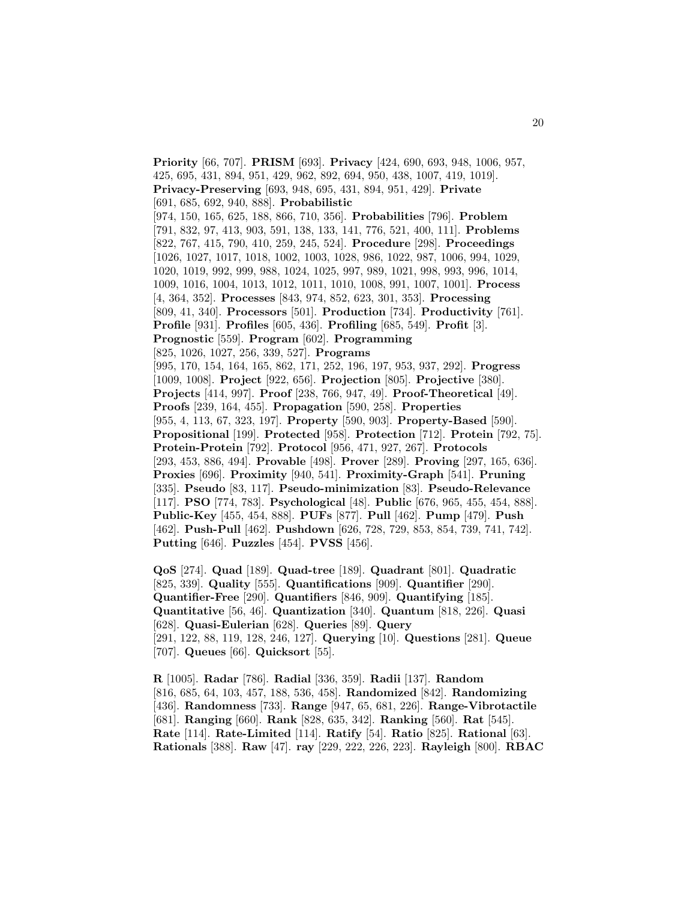**Priority** [66, 707]. **PRISM** [693]. **Privacy** [424, 690, 693, 948, 1006, 957, 425, 695, 431, 894, 951, 429, 962, 892, 694, 950, 438, 1007, 419, 1019]. **Privacy-Preserving** [693, 948, 695, 431, 894, 951, 429]. **Private** [691, 685, 692, 940, 888]. **Probabilistic** [974, 150, 165, 625, 188, 866, 710, 356]. **Probabilities** [796]. **Problem** [791, 832, 97, 413, 903, 591, 138, 133, 141, 776, 521, 400, 111]. **Problems** [822, 767, 415, 790, 410, 259, 245, 524]. **Procedure** [298]. **Proceedings** [1026, 1027, 1017, 1018, 1002, 1003, 1028, 986, 1022, 987, 1006, 994, 1029, 1020, 1019, 992, 999, 988, 1024, 1025, 997, 989, 1021, 998, 993, 996, 1014, 1009, 1016, 1004, 1013, 1012, 1011, 1010, 1008, 991, 1007, 1001]. **Process** [4, 364, 352]. **Processes** [843, 974, 852, 623, 301, 353]. **Processing** [809, 41, 340]. **Processors** [501]. **Production** [734]. **Productivity** [761]. **Profile** [931]. **Profiles** [605, 436]. **Profiling** [685, 549]. **Profit** [3]. **Prognostic** [559]. **Program** [602]. **Programming** [825, 1026, 1027, 256, 339, 527]. **Programs** [995, 170, 154, 164, 165, 862, 171, 252, 196, 197, 953, 937, 292]. **Progress** [1009, 1008]. **Project** [922, 656]. **Projection** [805]. **Projective** [380]. **Projects** [414, 997]. **Proof** [238, 766, 947, 49]. **Proof-Theoretical** [49]. **Proofs** [239, 164, 455]. **Propagation** [590, 258]. **Properties** [955, 4, 113, 67, 323, 197]. **Property** [590, 903]. **Property-Based** [590]. **Propositional** [199]. **Protected** [958]. **Protection** [712]. **Protein** [792, 75]. **Protein-Protein** [792]. **Protocol** [956, 471, 927, 267]. **Protocols** [293, 453, 886, 494]. **Provable** [498]. **Prover** [289]. **Proving** [297, 165, 636]. **Proxies** [696]. **Proximity** [940, 541]. **Proximity-Graph** [541]. **Pruning** [335]. **Pseudo** [83, 117]. **Pseudo-minimization** [83]. **Pseudo-Relevance** [117]. **PSO** [774, 783]. **Psychological** [48]. **Public** [676, 965, 455, 454, 888]. **Public-Key** [455, 454, 888]. **PUFs** [877]. **Pull** [462]. **Pump** [479]. **Push** [462]. **Push-Pull** [462]. **Pushdown** [626, 728, 729, 853, 854, 739, 741, 742]. **Putting** [646]. **Puzzles** [454]. **PVSS** [456].

**QoS** [274]. **Quad** [189]. **Quad-tree** [189]. **Quadrant** [801]. **Quadratic** [825, 339]. **Quality** [555]. **Quantifications** [909]. **Quantifier** [290]. **Quantifier-Free** [290]. **Quantifiers** [846, 909]. **Quantifying** [185]. **Quantitative** [56, 46]. **Quantization** [340]. **Quantum** [818, 226]. **Quasi** [628]. **Quasi-Eulerian** [628]. **Queries** [89]. **Query** [291, 122, 88, 119, 128, 246, 127]. **Querying** [10]. **Questions** [281]. **Queue** [707]. **Queues** [66]. **Quicksort** [55].

**R** [1005]. **Radar** [786]. **Radial** [336, 359]. **Radii** [137]. **Random** [816, 685, 64, 103, 457, 188, 536, 458]. **Randomized** [842]. **Randomizing** [436]. **Randomness** [733]. **Range** [947, 65, 681, 226]. **Range-Vibrotactile** [681]. **Ranging** [660]. **Rank** [828, 635, 342]. **Ranking** [560]. **Rat** [545]. **Rate** [114]. **Rate-Limited** [114]. **Ratify** [54]. **Ratio** [825]. **Rational** [63]. **Rationals** [388]. **Raw** [47]. **ray** [229, 222, 226, 223]. **Rayleigh** [800]. **RBAC**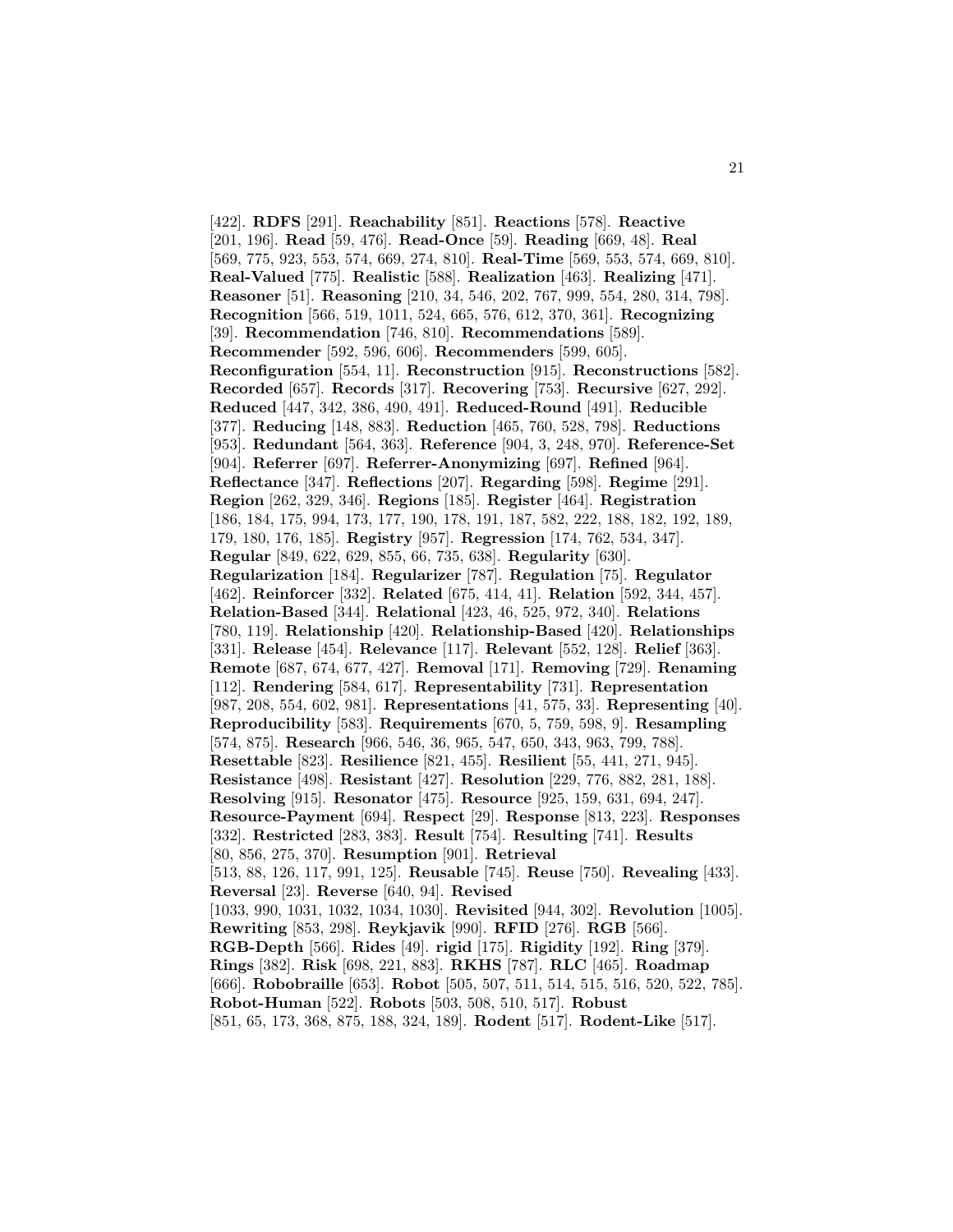[422]. **RDFS** [291]. **Reachability** [851]. **Reactions** [578]. **Reactive** [201, 196]. **Read** [59, 476]. **Read-Once** [59]. **Reading** [669, 48]. **Real** [569, 775, 923, 553, 574, 669, 274, 810]. **Real-Time** [569, 553, 574, 669, 810]. **Real-Valued** [775]. **Realistic** [588]. **Realization** [463]. **Realizing** [471]. **Reasoner** [51]. **Reasoning** [210, 34, 546, 202, 767, 999, 554, 280, 314, 798]. **Recognition** [566, 519, 1011, 524, 665, 576, 612, 370, 361]. **Recognizing** [39]. **Recommendation** [746, 810]. **Recommendations** [589]. **Recommender** [592, 596, 606]. **Recommenders** [599, 605]. **Reconfiguration** [554, 11]. **Reconstruction** [915]. **Reconstructions** [582]. **Recorded** [657]. **Records** [317]. **Recovering** [753]. **Recursive** [627, 292]. **Reduced** [447, 342, 386, 490, 491]. **Reduced-Round** [491]. **Reducible** [377]. **Reducing** [148, 883]. **Reduction** [465, 760, 528, 798]. **Reductions** [953]. **Redundant** [564, 363]. **Reference** [904, 3, 248, 970]. **Reference-Set** [904]. **Referrer** [697]. **Referrer-Anonymizing** [697]. **Refined** [964]. **Reflectance** [347]. **Reflections** [207]. **Regarding** [598]. **Regime** [291]. **Region** [262, 329, 346]. **Regions** [185]. **Register** [464]. **Registration** [186, 184, 175, 994, 173, 177, 190, 178, 191, 187, 582, 222, 188, 182, 192, 189, 179, 180, 176, 185]. **Registry** [957]. **Regression** [174, 762, 534, 347]. **Regular** [849, 622, 629, 855, 66, 735, 638]. **Regularity** [630]. **Regularization** [184]. **Regularizer** [787]. **Regulation** [75]. **Regulator** [462]. **Reinforcer** [332]. **Related** [675, 414, 41]. **Relation** [592, 344, 457]. **Relation-Based** [344]. **Relational** [423, 46, 525, 972, 340]. **Relations** [780, 119]. **Relationship** [420]. **Relationship-Based** [420]. **Relationships** [331]. **Release** [454]. **Relevance** [117]. **Relevant** [552, 128]. **Relief** [363]. **Remote** [687, 674, 677, 427]. **Removal** [171]. **Removing** [729]. **Renaming** [112]. **Rendering** [584, 617]. **Representability** [731]. **Representation** [987, 208, 554, 602, 981]. **Representations** [41, 575, 33]. **Representing** [40]. **Reproducibility** [583]. **Requirements** [670, 5, 759, 598, 9]. **Resampling** [574, 875]. **Research** [966, 546, 36, 965, 547, 650, 343, 963, 799, 788]. **Resettable** [823]. **Resilience** [821, 455]. **Resilient** [55, 441, 271, 945]. **Resistance** [498]. **Resistant** [427]. **Resolution** [229, 776, 882, 281, 188]. **Resolving** [915]. **Resonator** [475]. **Resource** [925, 159, 631, 694, 247]. **Resource-Payment** [694]. **Respect** [29]. **Response** [813, 223]. **Responses** [332]. **Restricted** [283, 383]. **Result** [754]. **Resulting** [741]. **Results** [80, 856, 275, 370]. **Resumption** [901]. **Retrieval** [513, 88, 126, 117, 991, 125]. **Reusable** [745]. **Reuse** [750]. **Revealing** [433]. **Reversal** [23]. **Reverse** [640, 94]. **Revised** [1033, 990, 1031, 1032, 1034, 1030]. **Revisited** [944, 302]. **Revolution** [1005]. **Rewriting** [853, 298]. **Reykjavik** [990]. **RFID** [276]. **RGB** [566]. **RGB-Depth** [566]. **Rides** [49]. **rigid** [175]. **Rigidity** [192]. **Ring** [379]. **Rings** [382]. **Risk** [698, 221, 883]. **RKHS** [787]. **RLC** [465]. **Roadmap** [666]. **Robobraille** [653]. **Robot** [505, 507, 511, 514, 515, 516, 520, 522, 785]. **Robot-Human** [522]. **Robots** [503, 508, 510, 517]. **Robust** [851, 65, 173, 368, 875, 188, 324, 189]. **Rodent** [517]. **Rodent-Like** [517].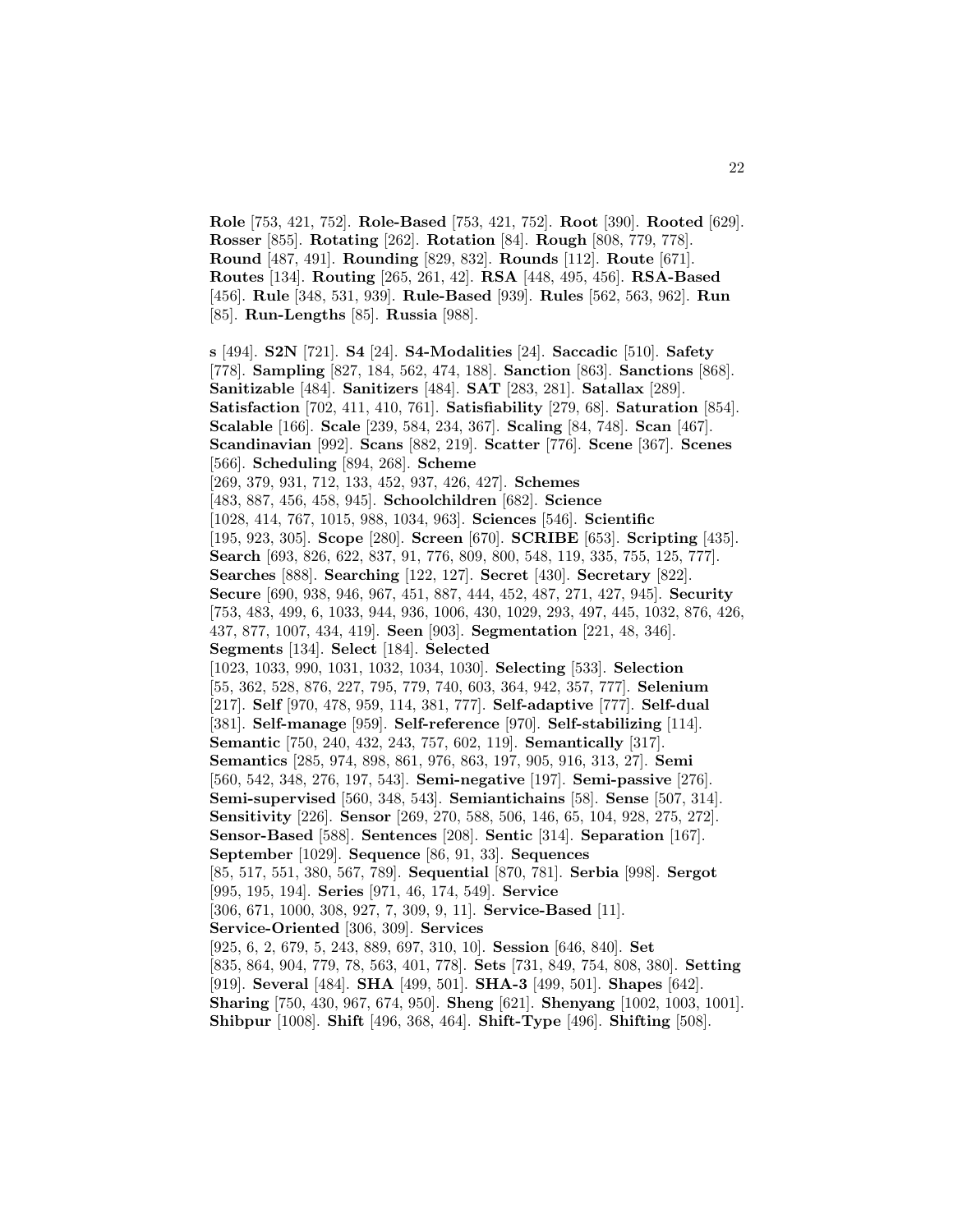**Role** [753, 421, 752]. **Role-Based** [753, 421, 752]. **Root** [390]. **Rooted** [629]. **Rosser** [855]. **Rotating** [262]. **Rotation** [84]. **Rough** [808, 779, 778]. **Round** [487, 491]. **Rounding** [829, 832]. **Rounds** [112]. **Route** [671]. **Routes** [134]. **Routing** [265, 261, 42]. **RSA** [448, 495, 456]. **RSA-Based** [456]. **Rule** [348, 531, 939]. **Rule-Based** [939]. **Rules** [562, 563, 962]. **Run** [85]. **Run-Lengths** [85]. **Russia** [988].

**s** [494]. **S2N** [721]. **S4** [24]. **S4-Modalities** [24]. **Saccadic** [510]. **Safety** [778]. **Sampling** [827, 184, 562, 474, 188]. **Sanction** [863]. **Sanctions** [868]. **Sanitizable** [484]. **Sanitizers** [484]. **SAT** [283, 281]. **Satallax** [289]. **Satisfaction** [702, 411, 410, 761]. **Satisfiability** [279, 68]. **Saturation** [854]. **Scalable** [166]. **Scale** [239, 584, 234, 367]. **Scaling** [84, 748]. **Scan** [467]. **Scandinavian** [992]. **Scans** [882, 219]. **Scatter** [776]. **Scene** [367]. **Scenes** [566]. **Scheduling** [894, 268]. **Scheme** [269, 379, 931, 712, 133, 452, 937, 426, 427]. **Schemes** [483, 887, 456, 458, 945]. **Schoolchildren** [682]. **Science** [1028, 414, 767, 1015, 988, 1034, 963]. **Sciences** [546]. **Scientific** [195, 923, 305]. **Scope** [280]. **Screen** [670]. **SCRIBE** [653]. **Scripting** [435]. **Search** [693, 826, 622, 837, 91, 776, 809, 800, 548, 119, 335, 755, 125, 777]. **Searches** [888]. **Searching** [122, 127]. **Secret** [430]. **Secretary** [822]. **Secure** [690, 938, 946, 967, 451, 887, 444, 452, 487, 271, 427, 945]. **Security** [753, 483, 499, 6, 1033, 944, 936, 1006, 430, 1029, 293, 497, 445, 1032, 876, 426, 437, 877, 1007, 434, 419]. **Seen** [903]. **Segmentation** [221, 48, 346]. **Segments** [134]. **Select** [184]. **Selected** [1023, 1033, 990, 1031, 1032, 1034, 1030]. **Selecting** [533]. **Selection** [55, 362, 528, 876, 227, 795, 779, 740, 603, 364, 942, 357, 777]. **Selenium** [217]. **Self** [970, 478, 959, 114, 381, 777]. **Self-adaptive** [777]. **Self-dual** [381]. **Self-manage** [959]. **Self-reference** [970]. **Self-stabilizing** [114]. **Semantic** [750, 240, 432, 243, 757, 602, 119]. **Semantically** [317]. **Semantics** [285, 974, 898, 861, 976, 863, 197, 905, 916, 313, 27]. **Semi** [560, 542, 348, 276, 197, 543]. **Semi-negative** [197]. **Semi-passive** [276]. **Semi-supervised** [560, 348, 543]. **Semiantichains** [58]. **Sense** [507, 314]. **Sensitivity** [226]. **Sensor** [269, 270, 588, 506, 146, 65, 104, 928, 275, 272]. **Sensor-Based** [588]. **Sentences** [208]. **Sentic** [314]. **Separation** [167]. **September** [1029]. **Sequence** [86, 91, 33]. **Sequences** [85, 517, 551, 380, 567, 789]. **Sequential** [870, 781]. **Serbia** [998]. **Sergot** [995, 195, 194]. **Series** [971, 46, 174, 549]. **Service** [306, 671, 1000, 308, 927, 7, 309, 9, 11]. **Service-Based** [11]. **Service-Oriented** [306, 309]. **Services** [925, 6, 2, 679, 5, 243, 889, 697, 310, 10]. **Session** [646, 840]. **Set** [835, 864, 904, 779, 78, 563, 401, 778]. **Sets** [731, 849, 754, 808, 380]. **Setting** [919]. **Several** [484]. **SHA** [499, 501]. **SHA-3** [499, 501]. **Shapes** [642]. **Sharing** [750, 430, 967, 674, 950]. **Sheng** [621]. **Shenyang** [1002, 1003, 1001]. **Shibpur** [1008]. **Shift** [496, 368, 464]. **Shift-Type** [496]. **Shifting** [508].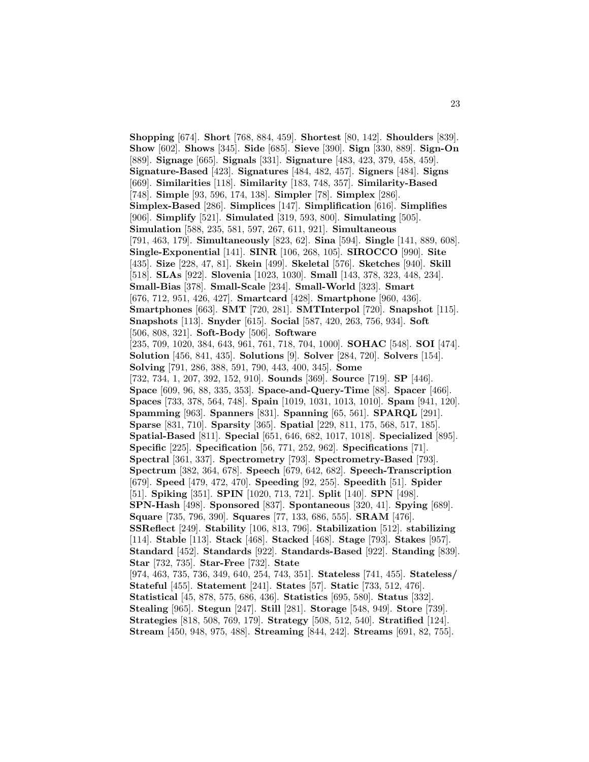**Shopping** [674]. **Short** [768, 884, 459]. **Shortest** [80, 142]. **Shoulders** [839]. **Show** [602]. **Shows** [345]. **Side** [685]. **Sieve** [390]. **Sign** [330, 889]. **Sign-On** [889]. **Signage** [665]. **Signals** [331]. **Signature** [483, 423, 379, 458, 459]. **Signature-Based** [423]. **Signatures** [484, 482, 457]. **Signers** [484]. **Signs** [669]. **Similarities** [118]. **Similarity** [183, 748, 357]. **Similarity-Based** [748]. **Simple** [93, 596, 174, 138]. **Simpler** [78]. **Simplex** [286]. **Simplex-Based** [286]. **Simplices** [147]. **Simplification** [616]. **Simplifies** [906]. **Simplify** [521]. **Simulated** [319, 593, 800]. **Simulating** [505]. **Simulation** [588, 235, 581, 597, 267, 611, 921]. **Simultaneous** [791, 463, 179]. **Simultaneously** [823, 62]. **Sina** [594]. **Single** [141, 889, 608]. **Single-Exponential** [141]. **SINR** [106, 268, 105]. **SIROCCO** [990]. **Site** [435]. **Size** [228, 47, 81]. **Skein** [499]. **Skeletal** [576]. **Sketches** [940]. **Skill** [518]. **SLAs** [922]. **Slovenia** [1023, 1030]. **Small** [143, 378, 323, 448, 234]. **Small-Bias** [378]. **Small-Scale** [234]. **Small-World** [323]. **Smart** [676, 712, 951, 426, 427]. **Smartcard** [428]. **Smartphone** [960, 436]. **Smartphones** [663]. **SMT** [720, 281]. **SMTInterpol** [720]. **Snapshot** [115]. **Snapshots** [113]. **Snyder** [615]. **Social** [587, 420, 263, 756, 934]. **Soft** [506, 808, 321]. **Soft-Body** [506]. **Software** [235, 709, 1020, 384, 643, 961, 761, 718, 704, 1000]. **SOHAC** [548]. **SOI** [474]. **Solution** [456, 841, 435]. **Solutions** [9]. **Solver** [284, 720]. **Solvers** [154]. **Solving** [791, 286, 388, 591, 790, 443, 400, 345]. **Some** [732, 734, 1, 207, 392, 152, 910]. **Sounds** [369]. **Source** [719]. **SP** [446]. **Space** [609, 96, 88, 335, 353]. **Space-and-Query-Time** [88]. **Spacer** [466]. **Spaces** [733, 378, 564, 748]. **Spain** [1019, 1031, 1013, 1010]. **Spam** [941, 120]. **Spamming** [963]. **Spanners** [831]. **Spanning** [65, 561]. **SPARQL** [291]. **Sparse** [831, 710]. **Sparsity** [365]. **Spatial** [229, 811, 175, 568, 517, 185]. **Spatial-Based** [811]. **Special** [651, 646, 682, 1017, 1018]. **Specialized** [895]. **Specific** [225]. **Specification** [56, 771, 252, 962]. **Specifications** [71]. **Spectral** [361, 337]. **Spectrometry** [793]. **Spectrometry-Based** [793]. **Spectrum** [382, 364, 678]. **Speech** [679, 642, 682]. **Speech-Transcription** [679]. **Speed** [479, 472, 470]. **Speeding** [92, 255]. **Speedith** [51]. **Spider** [51]. **Spiking** [351]. **SPIN** [1020, 713, 721]. **Split** [140]. **SPN** [498]. **SPN-Hash** [498]. **Sponsored** [837]. **Spontaneous** [320, 41]. **Spying** [689]. **Square** [735, 796, 390]. **Squares** [77, 133, 686, 555]. **SRAM** [476]. **SSReflect** [249]. **Stability** [106, 813, 796]. **Stabilization** [512]. **stabilizing** [114]. **Stable** [113]. **Stack** [468]. **Stacked** [468]. **Stage** [793]. **Stakes** [957]. **Standard** [452]. **Standards** [922]. **Standards-Based** [922]. **Standing** [839]. **Star** [732, 735]. **Star-Free** [732]. **State** [974, 463, 735, 736, 349, 640, 254, 743, 351]. **Stateless** [741, 455]. **Stateless/ Stateful** [455]. **Statement** [241]. **States** [57]. **Static** [733, 512, 476]. **Statistical** [45, 878, 575, 686, 436]. **Statistics** [695, 580]. **Status** [332]. **Stealing** [965]. **Stegun** [247]. **Still** [281]. **Storage** [548, 949]. **Store** [739]. **Strategies** [818, 508, 769, 179]. **Strategy** [508, 512, 540]. **Stratified** [124]. **Stream** [450, 948, 975, 488]. **Streaming** [844, 242]. **Streams** [691, 82, 755].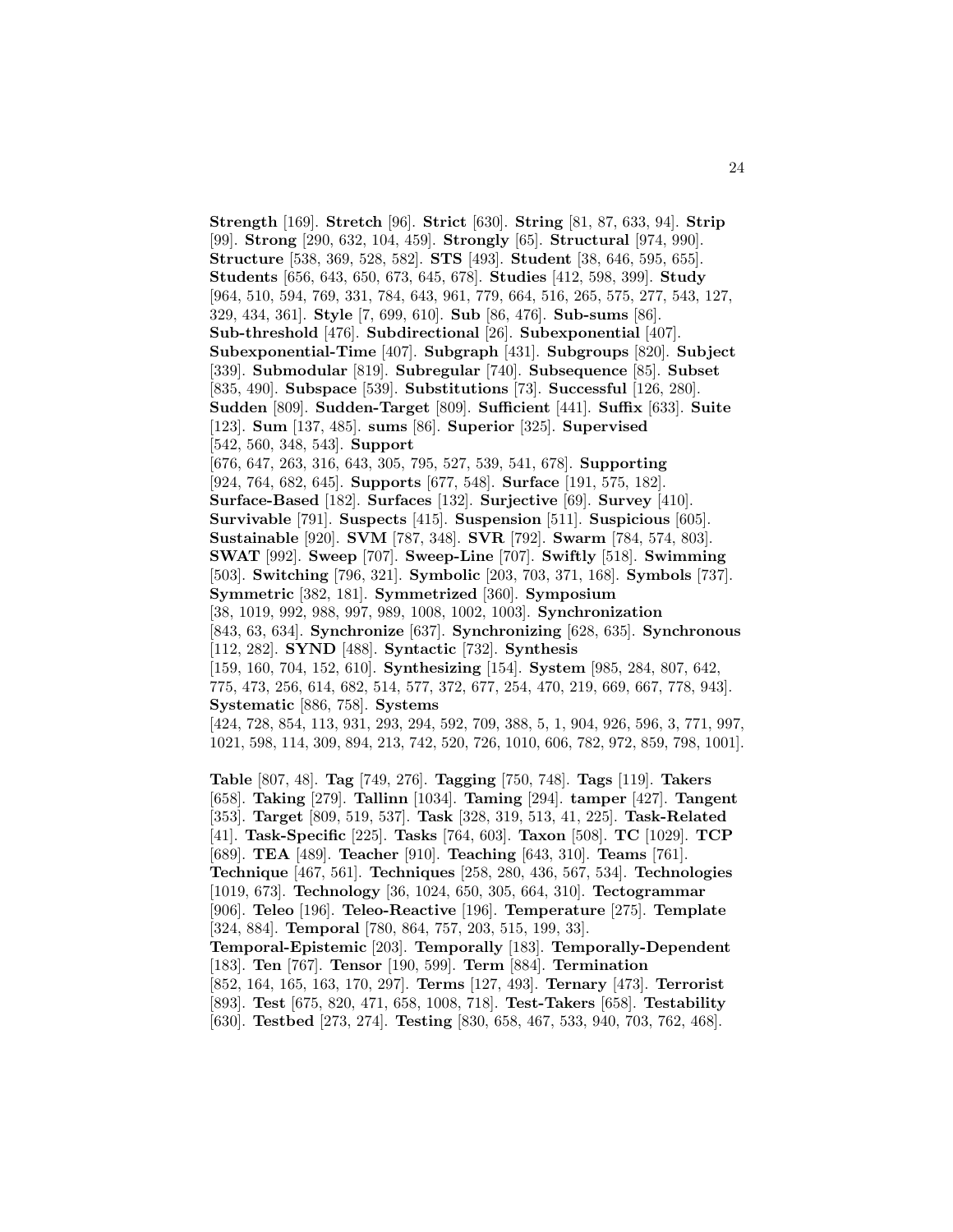**Strength** [169]. **Stretch** [96]. **Strict** [630]. **String** [81, 87, 633, 94]. **Strip** [99]. **Strong** [290, 632, 104, 459]. **Strongly** [65]. **Structural** [974, 990]. **Structure** [538, 369, 528, 582]. **STS** [493]. **Student** [38, 646, 595, 655]. **Students** [656, 643, 650, 673, 645, 678]. **Studies** [412, 598, 399]. **Study** [964, 510, 594, 769, 331, 784, 643, 961, 779, 664, 516, 265, 575, 277, 543, 127, 329, 434, 361]. **Style** [7, 699, 610]. **Sub** [86, 476]. **Sub-sums** [86]. **Sub-threshold** [476]. **Subdirectional** [26]. **Subexponential** [407]. **Subexponential-Time** [407]. **Subgraph** [431]. **Subgroups** [820]. **Subject** [339]. **Submodular** [819]. **Subregular** [740]. **Subsequence** [85]. **Subset** [835, 490]. **Subspace** [539]. **Substitutions** [73]. **Successful** [126, 280]. **Sudden** [809]. **Sudden-Target** [809]. **Sufficient** [441]. **Suffix** [633]. **Suite** [123]. **Sum** [137, 485]. **sums** [86]. **Superior** [325]. **Supervised** [542, 560, 348, 543]. **Support** [676, 647, 263, 316, 643, 305, 795, 527, 539, 541, 678]. **Supporting** [924, 764, 682, 645]. **Supports** [677, 548]. **Surface** [191, 575, 182]. **Surface-Based** [182]. **Surfaces** [132]. **Surjective** [69]. **Survey** [410]. **Survivable** [791]. **Suspects** [415]. **Suspension** [511]. **Suspicious** [605]. **Sustainable** [920]. **SVM** [787, 348]. **SVR** [792]. **Swarm** [784, 574, 803]. **SWAT** [992]. **Sweep** [707]. **Sweep-Line** [707]. **Swiftly** [518]. **Swimming** [503]. **Switching** [796, 321]. **Symbolic** [203, 703, 371, 168]. **Symbols** [737]. **Symmetric** [382, 181]. **Symmetrized** [360]. **Symposium** [38, 1019, 992, 988, 997, 989, 1008, 1002, 1003]. **Synchronization** [843, 63, 634]. **Synchronize** [637]. **Synchronizing** [628, 635]. **Synchronous** [112, 282]. **SYND** [488]. **Syntactic** [732]. **Synthesis** [159, 160, 704, 152, 610]. **Synthesizing** [154]. **System** [985, 284, 807, 642, 775, 473, 256, 614, 682, 514, 577, 372, 677, 254, 470, 219, 669, 667, 778, 943]. **Systematic** [886, 758]. **Systems** [424, 728, 854, 113, 931, 293, 294, 592, 709, 388, 5, 1, 904, 926, 596, 3, 771, 997, 1021, 598, 114, 309, 894, 213, 742, 520, 726, 1010, 606, 782, 972, 859, 798, 1001].

**Table** [807, 48]. **Tag** [749, 276]. **Tagging** [750, 748]. **Tags** [119]. **Takers** [658]. **Taking** [279]. **Tallinn** [1034]. **Taming** [294]. **tamper** [427]. **Tangent** [353]. **Target** [809, 519, 537]. **Task** [328, 319, 513, 41, 225]. **Task-Related** [41]. **Task-Specific** [225]. **Tasks** [764, 603]. **Taxon** [508]. **TC** [1029]. **TCP** [689]. **TEA** [489]. **Teacher** [910]. **Teaching** [643, 310]. **Teams** [761]. **Technique** [467, 561]. **Techniques** [258, 280, 436, 567, 534]. **Technologies** [1019, 673]. **Technology** [36, 1024, 650, 305, 664, 310]. **Tectogrammar** [906]. **Teleo** [196]. **Teleo-Reactive** [196]. **Temperature** [275]. **Template** [324, 884]. **Temporal** [780, 864, 757, 203, 515, 199, 33]. **Temporal-Epistemic** [203]. **Temporally** [183]. **Temporally-Dependent** [183]. **Ten** [767]. **Tensor** [190, 599]. **Term** [884]. **Termination** [852, 164, 165, 163, 170, 297]. **Terms** [127, 493]. **Ternary** [473]. **Terrorist** [893]. **Test** [675, 820, 471, 658, 1008, 718]. **Test-Takers** [658]. **Testability** [630]. **Testbed** [273, 274]. **Testing** [830, 658, 467, 533, 940, 703, 762, 468].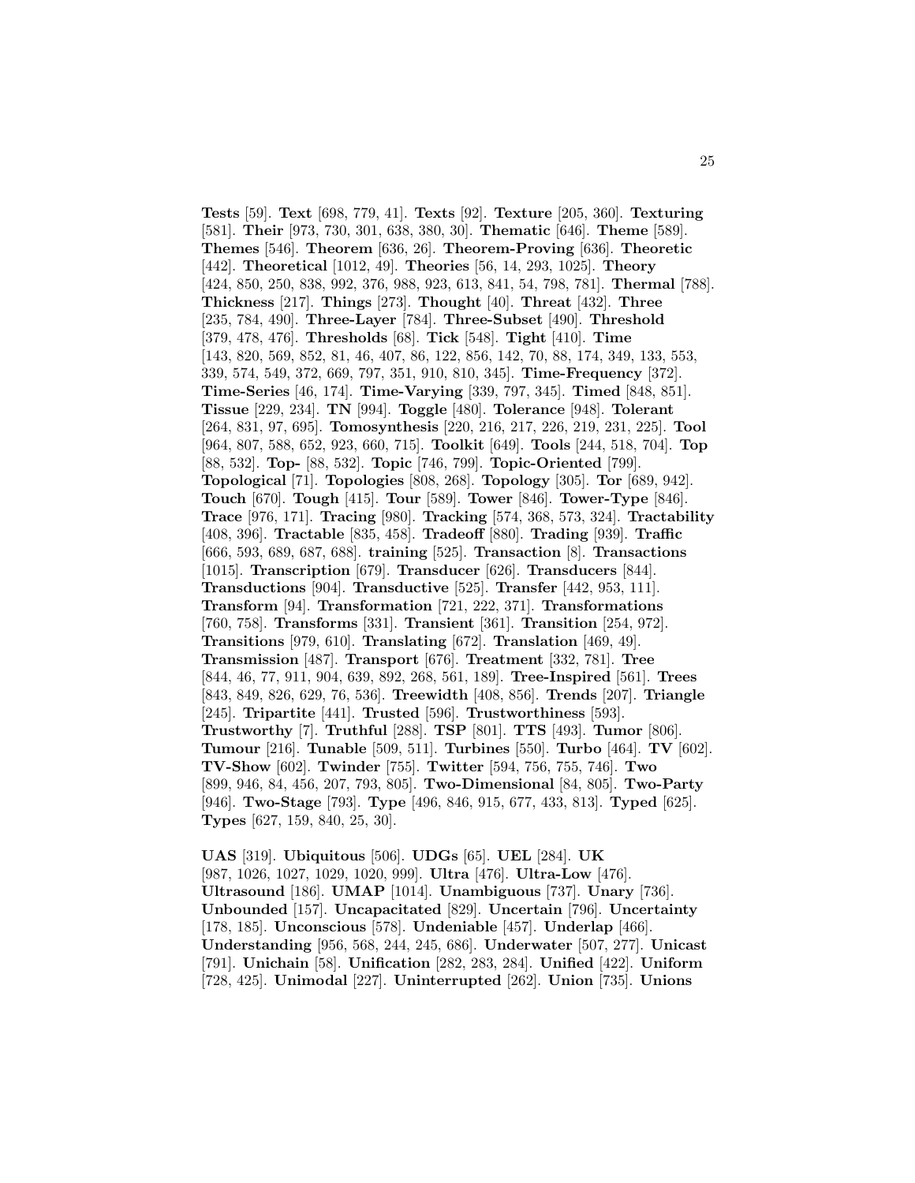**Tests** [59]. **Text** [698, 779, 41]. **Texts** [92]. **Texture** [205, 360]. **Texturing** [581]. **Their** [973, 730, 301, 638, 380, 30]. **Thematic** [646]. **Theme** [589]. **Themes** [546]. **Theorem** [636, 26]. **Theorem-Proving** [636]. **Theoretic** [442]. **Theoretical** [1012, 49]. **Theories** [56, 14, 293, 1025]. **Theory** [424, 850, 250, 838, 992, 376, 988, 923, 613, 841, 54, 798, 781]. **Thermal** [788]. **Thickness** [217]. **Things** [273]. **Thought** [40]. **Threat** [432]. **Three** [235, 784, 490]. **Three-Layer** [784]. **Three-Subset** [490]. **Threshold** [379, 478, 476]. **Thresholds** [68]. **Tick** [548]. **Tight** [410]. **Time** [143, 820, 569, 852, 81, 46, 407, 86, 122, 856, 142, 70, 88, 174, 349, 133, 553, 339, 574, 549, 372, 669, 797, 351, 910, 810, 345]. **Time-Frequency** [372]. **Time-Series** [46, 174]. **Time-Varying** [339, 797, 345]. **Timed** [848, 851]. **Tissue** [229, 234]. **TN** [994]. **Toggle** [480]. **Tolerance** [948]. **Tolerant** [264, 831, 97, 695]. **Tomosynthesis** [220, 216, 217, 226, 219, 231, 225]. **Tool** [964, 807, 588, 652, 923, 660, 715]. **Toolkit** [649]. **Tools** [244, 518, 704]. **Top** [88, 532]. **Top-** [88, 532]. **Topic** [746, 799]. **Topic-Oriented** [799]. **Topological** [71]. **Topologies** [808, 268]. **Topology** [305]. **Tor** [689, 942]. **Touch** [670]. **Tough** [415]. **Tour** [589]. **Tower** [846]. **Tower-Type** [846]. **Trace** [976, 171]. **Tracing** [980]. **Tracking** [574, 368, 573, 324]. **Tractability** [408, 396]. **Tractable** [835, 458]. **Tradeoff** [880]. **Trading** [939]. **Traffic** [666, 593, 689, 687, 688]. **training** [525]. **Transaction** [8]. **Transactions** [1015]. **Transcription** [679]. **Transducer** [626]. **Transducers** [844]. **Transductions** [904]. **Transductive** [525]. **Transfer** [442, 953, 111]. **Transform** [94]. **Transformation** [721, 222, 371]. **Transformations** [760, 758]. **Transforms** [331]. **Transient** [361]. **Transition** [254, 972]. **Transitions** [979, 610]. **Translating** [672]. **Translation** [469, 49]. **Transmission** [487]. **Transport** [676]. **Treatment** [332, 781]. **Tree** [844, 46, 77, 911, 904, 639, 892, 268, 561, 189]. **Tree-Inspired** [561]. **Trees** [843, 849, 826, 629, 76, 536]. **Treewidth** [408, 856]. **Trends** [207]. **Triangle** [245]. **Tripartite** [441]. **Trusted** [596]. **Trustworthiness** [593]. **Trustworthy** [7]. **Truthful** [288]. **TSP** [801]. **TTS** [493]. **Tumor** [806]. **Tumour** [216]. **Tunable** [509, 511]. **Turbines** [550]. **Turbo** [464]. **TV** [602]. **TV-Show** [602]. **Twinder** [755]. **Twitter** [594, 756, 755, 746]. **Two** [899, 946, 84, 456, 207, 793, 805]. **Two-Dimensional** [84, 805]. **Two-Party** [946]. **Two-Stage** [793]. **Type** [496, 846, 915, 677, 433, 813]. **Typed** [625]. **Types** [627, 159, 840, 25, 30].

**UAS** [319]. **Ubiquitous** [506]. **UDGs** [65]. **UEL** [284]. **UK** [987, 1026, 1027, 1029, 1020, 999]. **Ultra** [476]. **Ultra-Low** [476]. **Ultrasound** [186]. **UMAP** [1014]. **Unambiguous** [737]. **Unary** [736]. **Unbounded** [157]. **Uncapacitated** [829]. **Uncertain** [796]. **Uncertainty** [178, 185]. **Unconscious** [578]. **Undeniable** [457]. **Underlap** [466]. **Understanding** [956, 568, 244, 245, 686]. **Underwater** [507, 277]. **Unicast** [791]. **Unichain** [58]. **Unification** [282, 283, 284]. **Unified** [422]. **Uniform** [728, 425]. **Unimodal** [227]. **Uninterrupted** [262]. **Union** [735]. **Unions**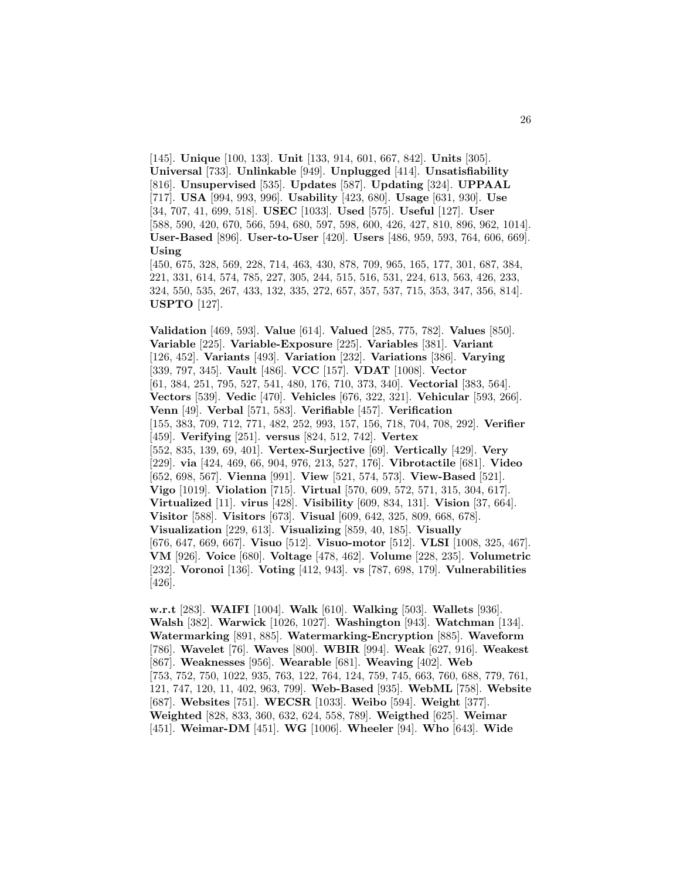[145]. **Unique** [100, 133]. **Unit** [133, 914, 601, 667, 842]. **Units** [305]. **Universal** [733]. **Unlinkable** [949]. **Unplugged** [414]. **Unsatisfiability** [816]. **Unsupervised** [535]. **Updates** [587]. **Updating** [324]. **UPPAAL** [717]. **USA** [994, 993, 996]. **Usability** [423, 680]. **Usage** [631, 930]. **Use** [34, 707, 41, 699, 518]. **USEC** [1033]. **Used** [575]. **Useful** [127]. **User** [588, 590, 420, 670, 566, 594, 680, 597, 598, 600, 426, 427, 810, 896, 962, 1014]. **User-Based** [896]. **User-to-User** [420]. **Users** [486, 959, 593, 764, 606, 669]. **Using** [450, 675, 328, 569, 228, 714, 463, 430, 878, 709, 965, 165, 177, 301, 687, 384, 221, 331, 614, 574, 785, 227, 305, 244, 515, 516, 531, 224, 613, 563, 426, 233, 324, 550, 535, 267, 433, 132, 335, 272, 657, 357, 537, 715, 353, 347, 356, 814]. **USPTO** [127].

**Validation** [469, 593]. **Value** [614]. **Valued** [285, 775, 782]. **Values** [850]. **Variable** [225]. **Variable-Exposure** [225]. **Variables** [381]. **Variant** [126, 452]. **Variants** [493]. **Variation** [232]. **Variations** [386]. **Varying** [339, 797, 345]. **Vault** [486]. **VCC** [157]. **VDAT** [1008]. **Vector** [61, 384, 251, 795, 527, 541, 480, 176, 710, 373, 340]. **Vectorial** [383, 564]. **Vectors** [539]. **Vedic** [470]. **Vehicles** [676, 322, 321]. **Vehicular** [593, 266]. **Venn** [49]. **Verbal** [571, 583]. **Verifiable** [457]. **Verification** [155, 383, 709, 712, 771, 482, 252, 993, 157, 156, 718, 704, 708, 292]. **Verifier** [459]. **Verifying** [251]. **versus** [824, 512, 742]. **Vertex** [552, 835, 139, 69, 401]. **Vertex-Surjective** [69]. **Vertically** [429]. **Very** [229]. **via** [424, 469, 66, 904, 976, 213, 527, 176]. **Vibrotactile** [681]. **Video** [652, 698, 567]. **Vienna** [991]. **View** [521, 574, 573]. **View-Based** [521]. **Vigo** [1019]. **Violation** [715]. **Virtual** [570, 609, 572, 571, 315, 304, 617]. **Virtualized** [11]. **virus** [428]. **Visibility** [609, 834, 131]. **Vision** [37, 664]. **Visitor** [588]. **Visitors** [673]. **Visual** [609, 642, 325, 809, 668, 678]. **Visualization** [229, 613]. **Visualizing** [859, 40, 185]. **Visually** [676, 647, 669, 667]. **Visuo** [512]. **Visuo-motor** [512]. **VLSI** [1008, 325, 467]. **VM** [926]. **Voice** [680]. **Voltage** [478, 462]. **Volume** [228, 235]. **Volumetric** [232]. **Voronoi** [136]. **Voting** [412, 943]. **vs** [787, 698, 179]. **Vulnerabilities** [426].

**w.r.t** [283]. **WAIFI** [1004]. **Walk** [610]. **Walking** [503]. **Wallets** [936]. **Walsh** [382]. **Warwick** [1026, 1027]. **Washington** [943]. **Watchman** [134]. **Watermarking** [891, 885]. **Watermarking-Encryption** [885]. **Waveform** [786]. **Wavelet** [76]. **Waves** [800]. **WBIR** [994]. **Weak** [627, 916]. **Weakest** [867]. **Weaknesses** [956]. **Wearable** [681]. **Weaving** [402]. **Web** [753, 752, 750, 1022, 935, 763, 122, 764, 124, 759, 745, 663, 760, 688, 779, 761, 121, 747, 120, 11, 402, 963, 799]. **Web-Based** [935]. **WebML** [758]. **Website** [687]. **Websites** [751]. **WECSR** [1033]. **Weibo** [594]. **Weight** [377]. **Weighted** [828, 833, 360, 632, 624, 558, 789]. **Weigthed** [625]. **Weimar** [451]. **Weimar-DM** [451]. **WG** [1006]. **Wheeler** [94]. **Who** [643]. **Wide**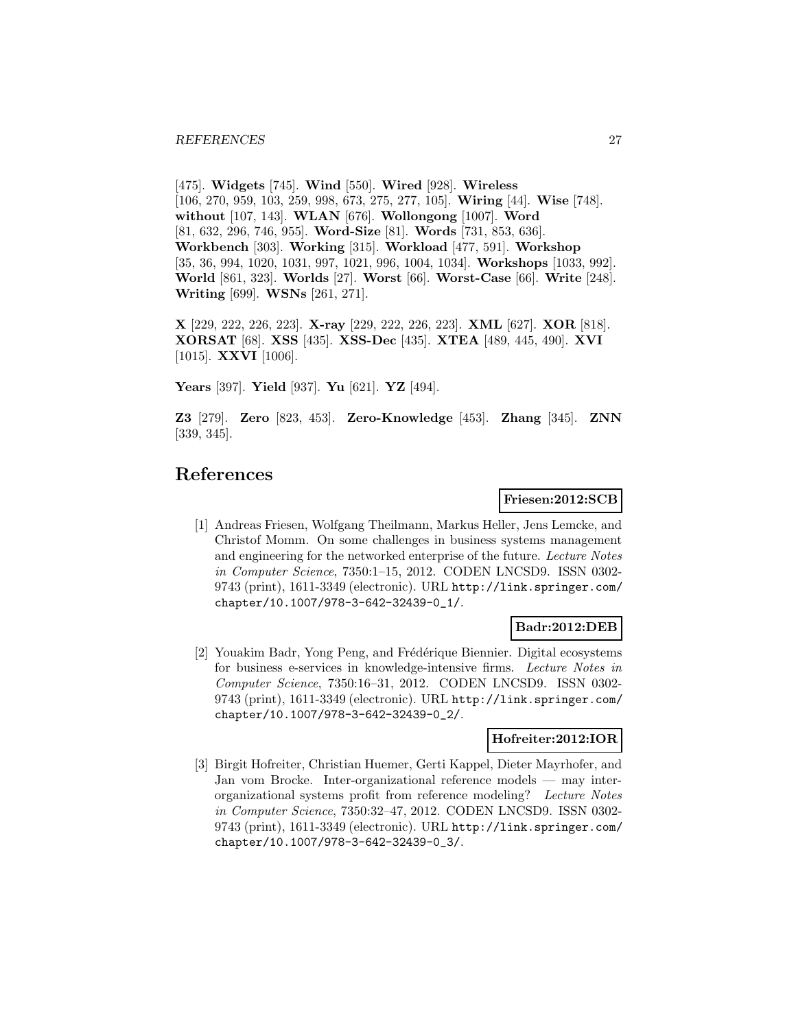[475]. **Widgets** [745]. **Wind** [550]. **Wired** [928]. **Wireless** [106, 270, 959, 103, 259, 998, 673, 275, 277, 105]. **Wiring** [44]. **Wise** [748]. **without** [107, 143]. **WLAN** [676]. **Wollongong** [1007]. **Word** [81, 632, 296, 746, 955]. **Word-Size** [81]. **Words** [731, 853, 636]. **Workbench** [303]. **Working** [315]. **Workload** [477, 591]. **Workshop** [35, 36, 994, 1020, 1031, 997, 1021, 996, 1004, 1034]. **Workshops** [1033, 992]. **World** [861, 323]. **Worlds** [27]. **Worst** [66]. **Worst-Case** [66]. **Write** [248]. **Writing** [699]. **WSNs** [261, 271].

**X** [229, 222, 226, 223]. **X-ray** [229, 222, 226, 223]. **XML** [627]. **XOR** [818]. **XORSAT** [68]. **XSS** [435]. **XSS-Dec** [435]. **XTEA** [489, 445, 490]. **XVI** [1015]. **XXVI** [1006].

**Years** [397]. **Yield** [937]. **Yu** [621]. **YZ** [494].

**Z3** [279]. **Zero** [823, 453]. **Zero-Knowledge** [453]. **Zhang** [345]. **ZNN** [339, 345].

# References

**Friesen:2012:SCB**

[1] Andreas Friesen, Wolfgang Theilmann, Markus Heller, Jens Lemcke, and Christof Momm. On some challenges in business systems management and engineering for the networked enterprise of the future. *Lecture Notes in Computer Science*, 7350:1–15, 2012. CODEN LNCSD9. ISSN 0302-9743 (print), 1611-3349 (electronic). URL http://link.springer.com/chapter/10.1007/978-3-642-32439-0_1/.

**Badr:2012:DEB**

[2] Youakim Badr, Yong Peng, and Frédérique Biennier. Digital ecosystems for business e-services in knowledge-intensive firms. *Lecture Notes in Computer Science*, 7350:16–31, 2012. CODEN LNCSD9. ISSN 0302-9743 (print), 1611-3349 (electronic). URL http://link.springer.com/chapter/10.1007/978-3-642-32439-0_2/.

**Hofreiter:2012:IOR**

[3] Birgit Hofreiter, Christian Huemer, Gerti Kappel, Dieter Mayrhofer, and Jan vom Brocke. Inter-organizational reference models — may inter-organizational systems profit from reference modeling? *Lecture Notes in Computer Science*, 7350:32–47, 2012. CODEN LNCSD9. ISSN 0302-9743 (print), 1611-3349 (electronic). URL http://link.springer.com/chapter/10.1007/978-3-642-32439-0_3/.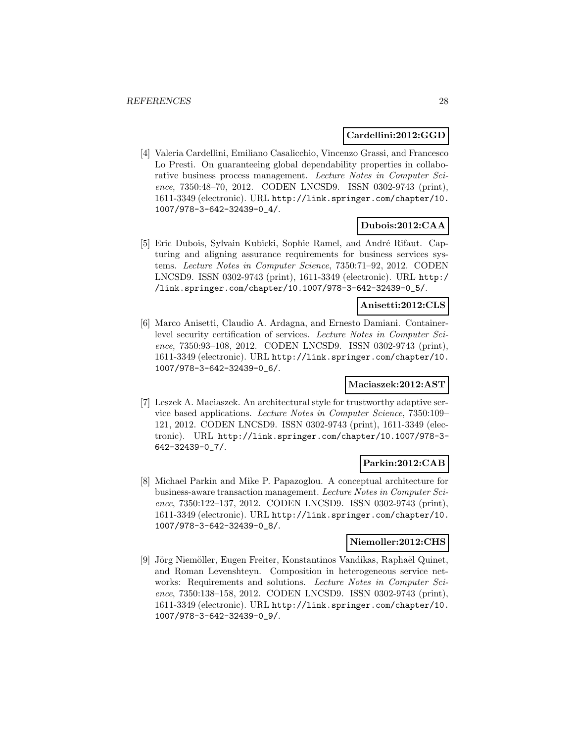**Cardellini:2012:GGD**

[4] Valeria Cardellini, Emiliano Casalicchio, Vincenzo Grassi, and Francesco Lo Presti. On guaranteeing global dependability properties in collaborative business process management. *Lecture Notes in Computer Science*, 7350:48–70, 2012. CODEN LNCSD9. ISSN 0302-9743 (print), 1611-3349 (electronic). URL http://link.springer.com/chapter/10.1007/978-3-642-32439-0_4/.

**Dubois:2012:CAA**

[5] Eric Dubois, Sylvain Kubicki, Sophie Ramel, and André Rifaut. Capturing and aligning assurance requirements for business services systems. *Lecture Notes in Computer Science*, 7350:71–92, 2012. CODEN LNCSD9. ISSN 0302-9743 (print), 1611-3349 (electronic). URL http://link.springer.com/chapter/10.1007/978-3-642-32439-0_5/.

**Anisetti:2012:CLS**

[6] Marco Anisetti, Claudio A. Ardagna, and Ernesto Damiani. Container-level security certification of services. *Lecture Notes in Computer Science*, 7350:93–108, 2012. CODEN LNCSD9. ISSN 0302-9743 (print), 1611-3349 (electronic). URL http://link.springer.com/chapter/10.1007/978-3-642-32439-0_6/.

**Maciaszek:2012:AST**

[7] Leszek A. Maciaszek. An architectural style for trustworthy adaptive service based applications. *Lecture Notes in Computer Science*, 7350:109–121, 2012. CODEN LNCSD9. ISSN 0302-9743 (print), 1611-3349 (electronic). URL http://link.springer.com/chapter/10.1007/978-3-642-32439-0_7/.

**Parkin:2012:CAB**

[8] Michael Parkin and Mike P. Papazoglou. A conceptual architecture for business-aware transaction management. *Lecture Notes in Computer Science*, 7350:122–137, 2012. CODEN LNCSD9. ISSN 0302-9743 (print), 1611-3349 (electronic). URL http://link.springer.com/chapter/10.1007/978-3-642-32439-0_8/.

**Niemoller:2012:CHS**

[9] Jörg Niemöller, Eugen Freiter, Konstantinos Vandikas, Raphaël Quinet, and Roman Levenshteyn. Composition in heterogeneous service networks: Requirements and solutions. *Lecture Notes in Computer Science*, 7350:138–158, 2012. CODEN LNCSD9. ISSN 0302-9743 (print), 1611-3349 (electronic). URL http://link.springer.com/chapter/10.1007/978-3-642-32439-0_9/.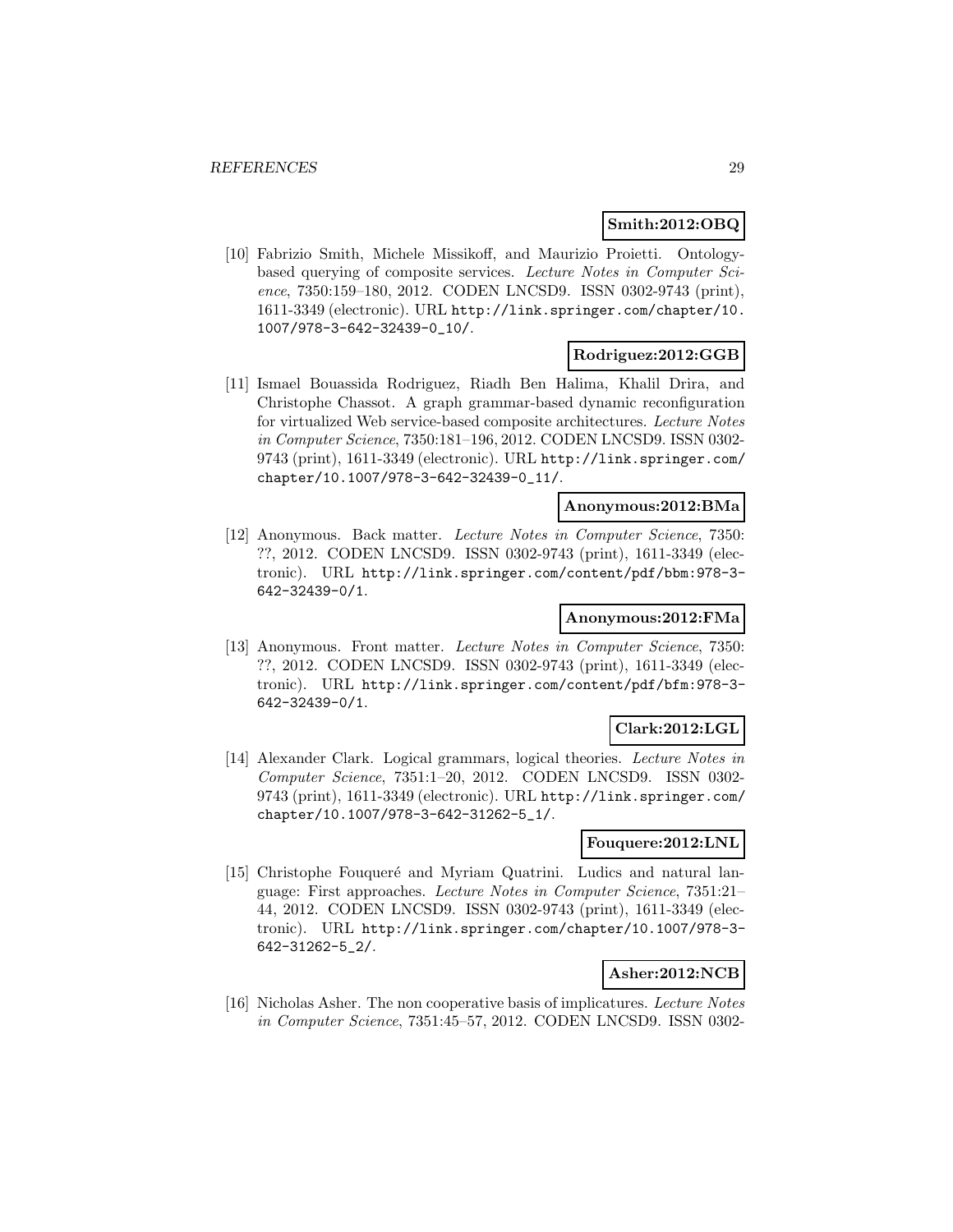**Smith:2012:OBQ**

[10] Fabrizio Smith, Michele Missikoff, and Maurizio Proietti. Ontology-based querying of composite services. *Lecture Notes in Computer Science*, 7350:159–180, 2012. CODEN LNCSD9. ISSN 0302-9743 (print), 1611-3349 (electronic). URL http://link.springer.com/chapter/10.1007/978-3-642-32439-0_10/.

**Rodriguez:2012:GGB**

[11] Ismael Bouassida Rodriguez, Riadh Ben Halima, Khalil Drira, and Christophe Chassot. A graph grammar-based dynamic reconfiguration for virtualized Web service-based composite architectures. *Lecture Notes in Computer Science*, 7350:181–196, 2012. CODEN LNCSD9. ISSN 0302-9743 (print), 1611-3349 (electronic). URL http://link.springer.com/chapter/10.1007/978-3-642-32439-0_11/.

**Anonymous:2012:BMa**

[12] Anonymous. Back matter. *Lecture Notes in Computer Science*, 7350: ??, 2012. CODEN LNCSD9. ISSN 0302-9743 (print), 1611-3349 (electronic). URL http://link.springer.com/content/pdf/bbm:978-3-642-32439-0/1.

**Anonymous:2012:FMa**

[13] Anonymous. Front matter. *Lecture Notes in Computer Science*, 7350: ??, 2012. CODEN LNCSD9. ISSN 0302-9743 (print), 1611-3349 (electronic). URL http://link.springer.com/content/pdf/bfm:978-3-642-32439-0/1.

**Clark:2012:LGL**

[14] Alexander Clark. Logical grammars, logical theories. *Lecture Notes in Computer Science*, 7351:1–20, 2012. CODEN LNCSD9. ISSN 0302-9743 (print), 1611-3349 (electronic). URL http://link.springer.com/chapter/10.1007/978-3-642-31262-5_1/.

**Fouquere:2012:LNL**

[15] Christophe Fouqueré and Myriam Quatrini. Ludics and natural language: First approaches. *Lecture Notes in Computer Science*, 7351:21–44, 2012. CODEN LNCSD9. ISSN 0302-9743 (print), 1611-3349 (electronic). URL http://link.springer.com/chapter/10.1007/978-3-642-31262-5_2/.

**Asher:2012:NCB**

[16] Nicholas Asher. The non cooperative basis of implicatures. *Lecture Notes in Computer Science*, 7351:45–57, 2012. CODEN LNCSD9. ISSN 0302-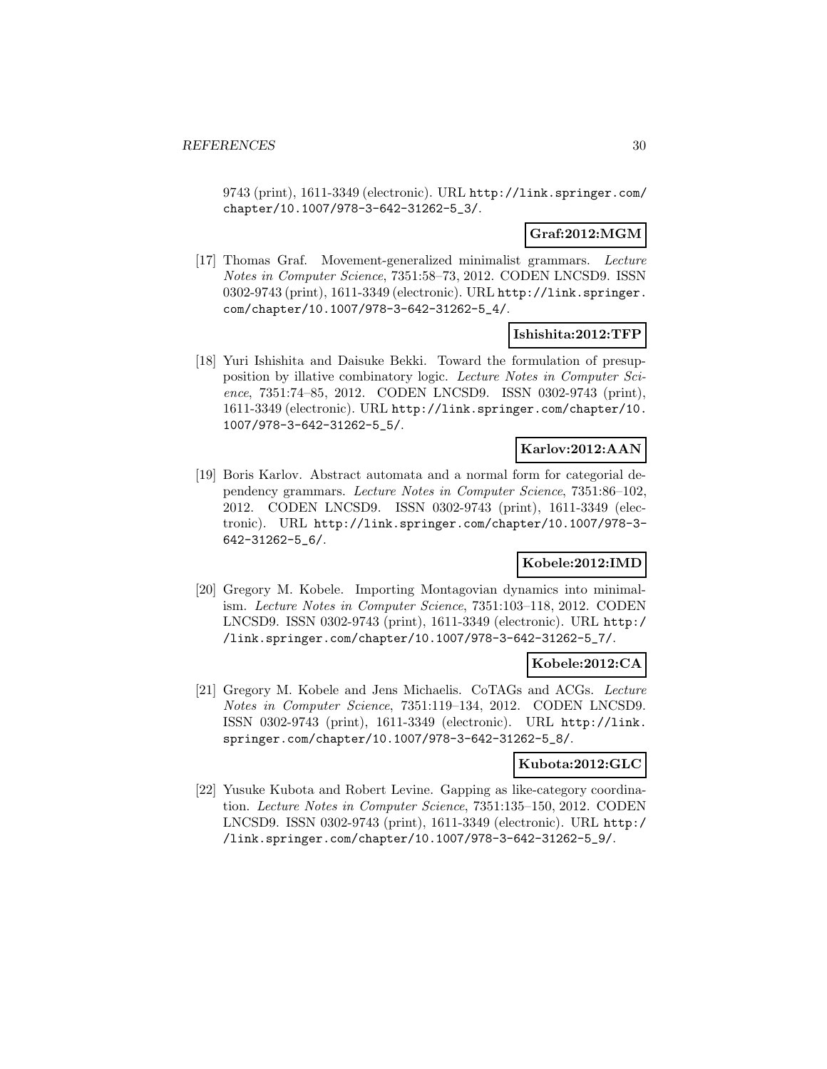9743 (print), 1611-3349 (electronic). URL http://link.springer.com/chapter/10.1007/978-3-642-31262-5_3/.

**Graf:2012:MGM**

[17] Thomas Graf. Movement-generalized minimalist grammars. *Lecture Notes in Computer Science*, 7351:58–73, 2012. CODEN LNCSD9. ISSN 0302-9743 (print), 1611-3349 (electronic). URL http://link.springer.com/chapter/10.1007/978-3-642-31262-5_4/.

**Ishishita:2012:TFP**

[18] Yuri Ishishita and Daisuke Bekki. Toward the formulation of presupposition by illative combinatory logic. *Lecture Notes in Computer Science*, 7351:74–85, 2012. CODEN LNCSD9. ISSN 0302-9743 (print), 1611-3349 (electronic). URL http://link.springer.com/chapter/10.1007/978-3-642-31262-5_5/.

**Karlov:2012:AAN**

[19] Boris Karlov. Abstract automata and a normal form for categorial dependency grammars. *Lecture Notes in Computer Science*, 7351:86–102, 2012. CODEN LNCSD9. ISSN 0302-9743 (print), 1611-3349 (electronic). URL http://link.springer.com/chapter/10.1007/978-3-642-31262-5_6/.

**Kobele:2012:IMD**

[20] Gregory M. Kobele. Importing Montagovian dynamics into minimalism. *Lecture Notes in Computer Science*, 7351:103–118, 2012. CODEN LNCSD9. ISSN 0302-9743 (print), 1611-3349 (electronic). URL http://link.springer.com/chapter/10.1007/978-3-642-31262-5_7/.

**Kobele:2012:CA**

[21] Gregory M. Kobele and Jens Michaelis. CoTAGs and ACGs. *Lecture Notes in Computer Science*, 7351:119–134, 2012. CODEN LNCSD9. ISSN 0302-9743 (print), 1611-3349 (electronic). URL http://link.springer.com/chapter/10.1007/978-3-642-31262-5_8/.

**Kubota:2012:GLC**

[22] Yusuke Kubota and Robert Levine. Gapping as like-category coordination. *Lecture Notes in Computer Science*, 7351:135–150, 2012. CODEN LNCSD9. ISSN 0302-9743 (print), 1611-3349 (electronic). URL http://link.springer.com/chapter/10.1007/978-3-642-31262-5_9/.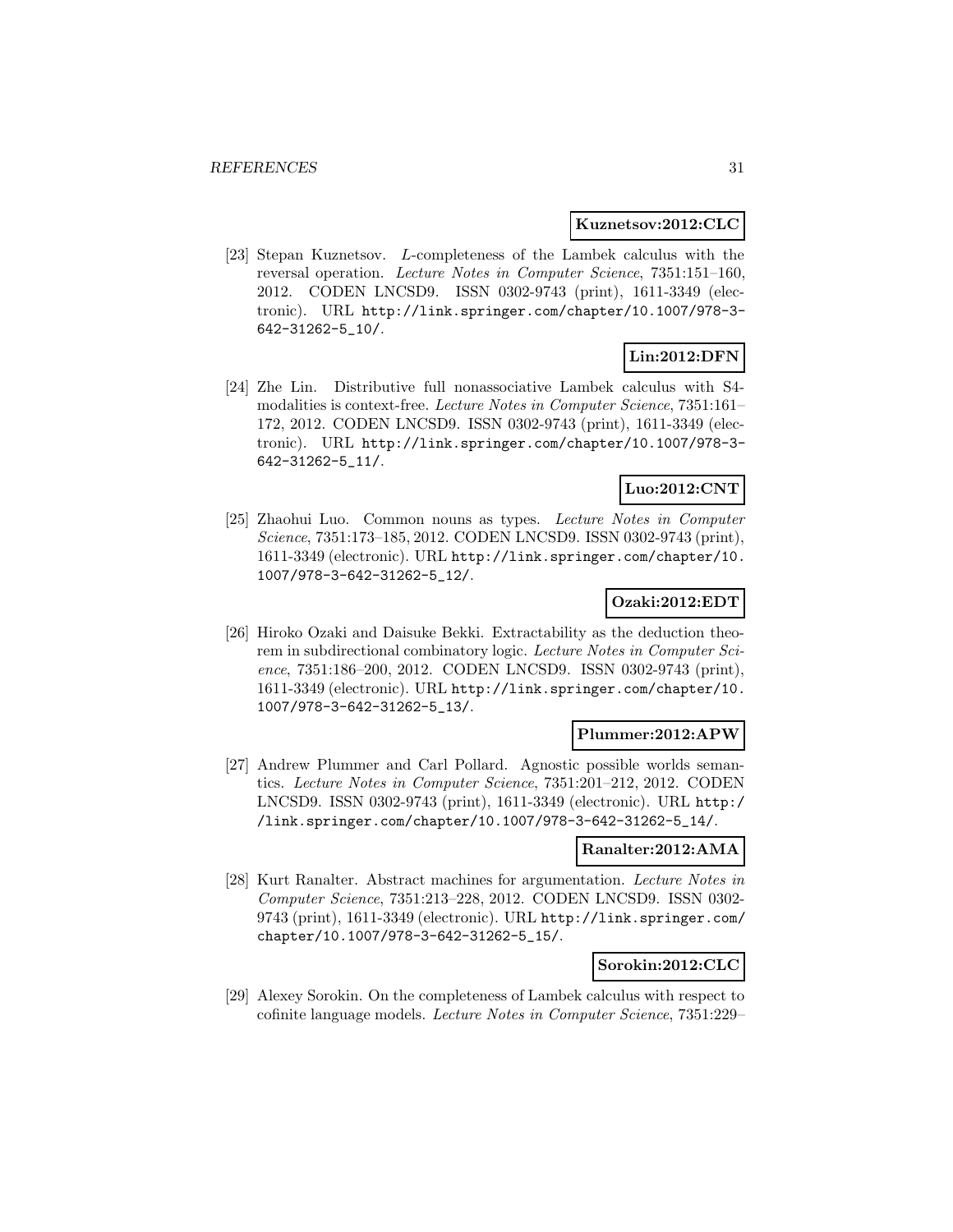**Kuznetsov:2012:CLC**

[23] Stepan Kuznetsov. *L*-completeness of the Lambek calculus with the reversal operation. *Lecture Notes in Computer Science*, 7351:151–160, 2012. CODEN LNCSD9. ISSN 0302-9743 (print), 1611-3349 (electronic). URL http://link.springer.com/chapter/10.1007/978-3-642-31262-5_10/.

**Lin:2012:DFN**

[24] Zhe Lin. Distributive full nonassociative Lambek calculus with S4-modalities is context-free. *Lecture Notes in Computer Science*, 7351:161–172, 2012. CODEN LNCSD9. ISSN 0302-9743 (print), 1611-3349 (electronic). URL http://link.springer.com/chapter/10.1007/978-3-642-31262-5_11/.

**Luo:2012:CNT**

[25] Zhaohui Luo. Common nouns as types. *Lecture Notes in Computer Science*, 7351:173–185, 2012. CODEN LNCSD9. ISSN 0302-9743 (print), 1611-3349 (electronic). URL http://link.springer.com/chapter/10.1007/978-3-642-31262-5_12/.

**Ozaki:2012:EDT**

[26] Hiroko Ozaki and Daisuke Bekki. Extractability as the deduction theorem in subdirectional combinatory logic. *Lecture Notes in Computer Science*, 7351:186–200, 2012. CODEN LNCSD9. ISSN 0302-9743 (print), 1611-3349 (electronic). URL http://link.springer.com/chapter/10.1007/978-3-642-31262-5_13/.

**Plummer:2012:APW**

[27] Andrew Plummer and Carl Pollard. Agnostic possible worlds semantics. *Lecture Notes in Computer Science*, 7351:201–212, 2012. CODEN LNCSD9. ISSN 0302-9743 (print), 1611-3349 (electronic). URL http://link.springer.com/chapter/10.1007/978-3-642-31262-5_14/.

**Ranalter:2012:AMA**

[28] Kurt Ranalter. Abstract machines for argumentation. *Lecture Notes in Computer Science*, 7351:213–228, 2012. CODEN LNCSD9. ISSN 0302-9743 (print), 1611-3349 (electronic). URL http://link.springer.com/chapter/10.1007/978-3-642-31262-5_15/.

**Sorokin:2012:CLC**

[29] Alexey Sorokin. On the completeness of Lambek calculus with respect to cofinite language models. *Lecture Notes in Computer Science*, 7351:229–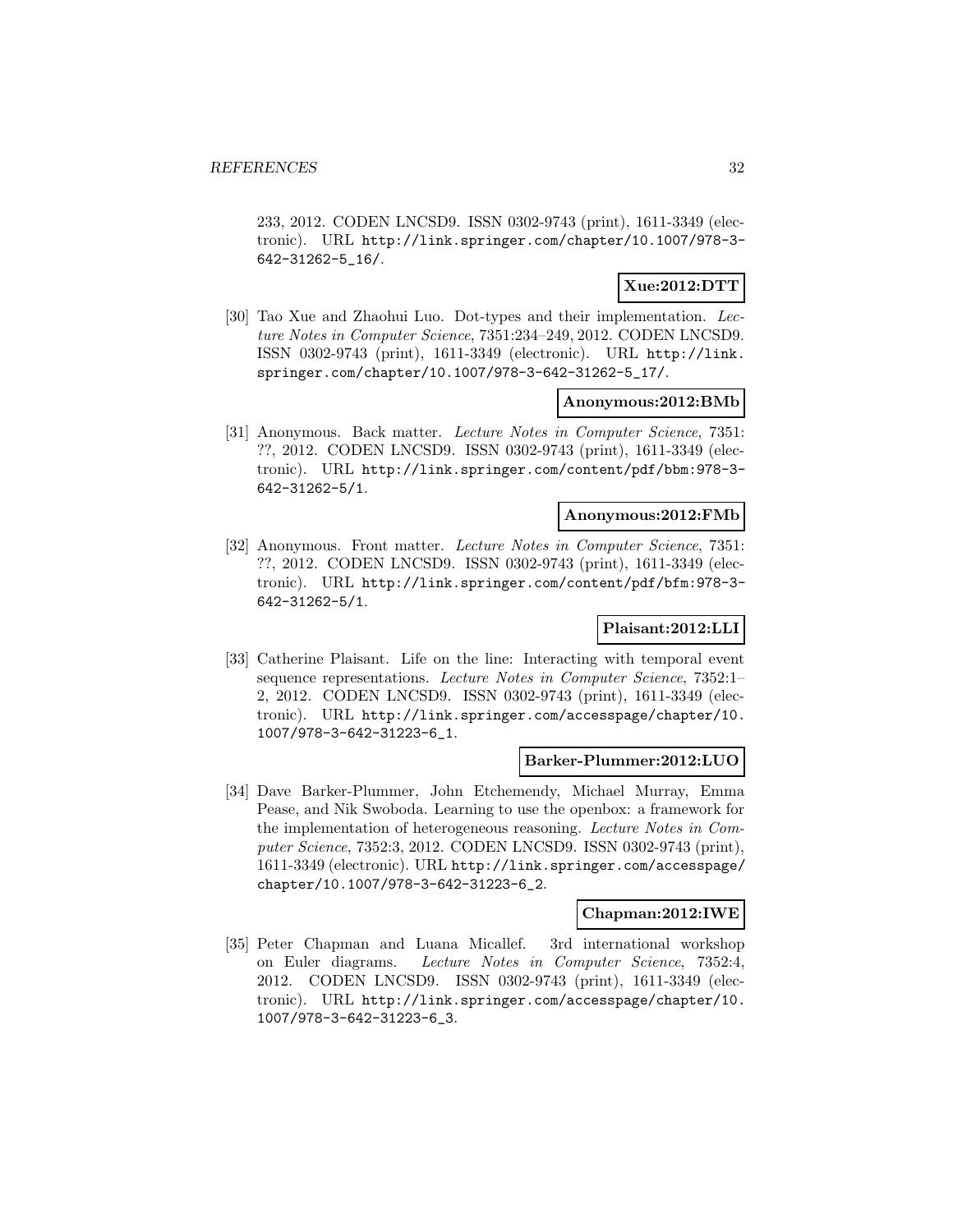233, 2012. CODEN LNCSD9. ISSN 0302-9743 (print), 1611-3349 (electronic). URL http://link.springer.com/chapter/10.1007/978-3-642-31262-5_16/.

**Xue:2012:DTT**

[30] Tao Xue and Zhaohui Luo. Dot-types and their implementation. *Lecture Notes in Computer Science*, 7351:234–249, 2012. CODEN LNCSD9. ISSN 0302-9743 (print), 1611-3349 (electronic). URL http://link.springer.com/chapter/10.1007/978-3-642-31262-5_17/.

**Anonymous:2012:BMb**

[31] Anonymous. Back matter. *Lecture Notes in Computer Science*, 7351: ??, 2012. CODEN LNCSD9. ISSN 0302-9743 (print), 1611-3349 (electronic). URL http://link.springer.com/content/pdf/bbm:978-3-642-31262-5/1.

**Anonymous:2012:FMb**

[32] Anonymous. Front matter. *Lecture Notes in Computer Science*, 7351: ??, 2012. CODEN LNCSD9. ISSN 0302-9743 (print), 1611-3349 (electronic). URL http://link.springer.com/content/pdf/bfm:978-3-642-31262-5/1.

**Plaisant:2012:LLI**

[33] Catherine Plaisant. Life on the line: Interacting with temporal event sequence representations. *Lecture Notes in Computer Science*, 7352:1–2, 2012. CODEN LNCSD9. ISSN 0302-9743 (print), 1611-3349 (electronic). URL http://link.springer.com/accesspage/chapter/10.1007/978-3-642-31223-6_1.

**Barker-Plummer:2012:LUO**

[34] Dave Barker-Plummer, John Etchemendy, Michael Murray, Emma Pease, and Nik Swoboda. Learning to use the openbox: a framework for the implementation of heterogeneous reasoning. *Lecture Notes in Computer Science*, 7352:3, 2012. CODEN LNCSD9. ISSN 0302-9743 (print), 1611-3349 (electronic). URL http://link.springer.com/accesspage/chapter/10.1007/978-3-642-31223-6_2.

**Chapman:2012:IWE**

[35] Peter Chapman and Luana Micallef. 3rd international workshop on Euler diagrams. *Lecture Notes in Computer Science*, 7352:4, 2012. CODEN LNCSD9. ISSN 0302-9743 (print), 1611-3349 (electronic). URL http://link.springer.com/accesspage/chapter/10.1007/978-3-642-31223-6_3.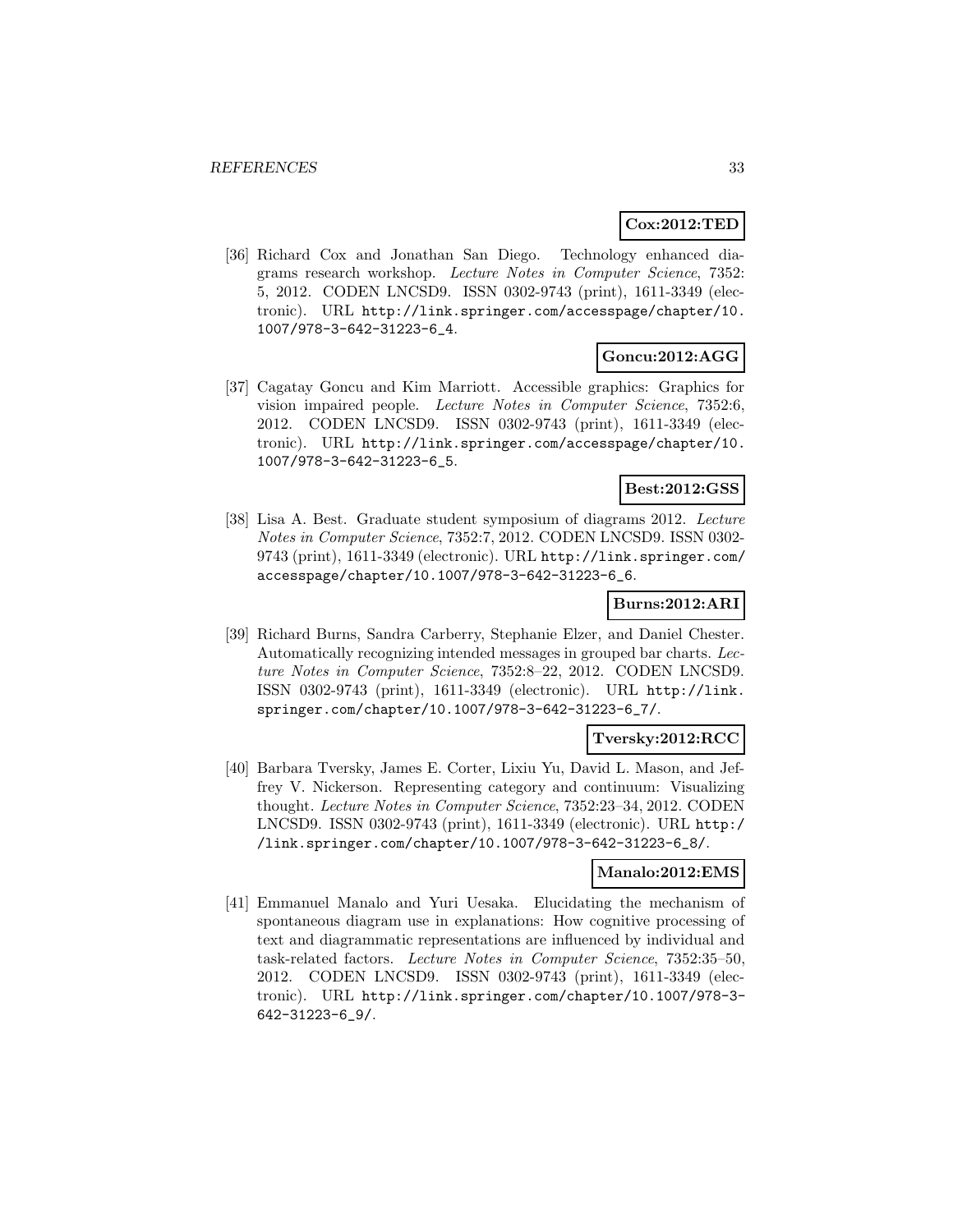**Cox:2012:TED**

[36] Richard Cox and Jonathan San Diego. Technology enhanced diagrams research workshop. *Lecture Notes in Computer Science*, 7352: 5, 2012. CODEN LNCSD9. ISSN 0302-9743 (print), 1611-3349 (electronic). URL http://link.springer.com/accesspage/chapter/10.1007/978-3-642-31223-6_4.

**Goncu:2012:AGG**

[37] Cagatay Goncu and Kim Marriott. Accessible graphics: Graphics for vision impaired people. *Lecture Notes in Computer Science*, 7352:6, 2012. CODEN LNCSD9. ISSN 0302-9743 (print), 1611-3349 (electronic). URL http://link.springer.com/accesspage/chapter/10.1007/978-3-642-31223-6_5.

**Best:2012:GSS**

[38] Lisa A. Best. Graduate student symposium of diagrams 2012. *Lecture Notes in Computer Science*, 7352:7, 2012. CODEN LNCSD9. ISSN 0302-9743 (print), 1611-3349 (electronic). URL http://link.springer.com/accesspage/chapter/10.1007/978-3-642-31223-6_6.

**Burns:2012:ARI**

[39] Richard Burns, Sandra Carberry, Stephanie Elzer, and Daniel Chester. Automatically recognizing intended messages in grouped bar charts. *Lecture Notes in Computer Science*, 7352:8–22, 2012. CODEN LNCSD9. ISSN 0302-9743 (print), 1611-3349 (electronic). URL http://link.springer.com/chapter/10.1007/978-3-642-31223-6_7/.

**Tversky:2012:RCC**

[40] Barbara Tversky, James E. Corter, Lixiu Yu, David L. Mason, and Jeffrey V. Nickerson. Representing category and continuum: Visualizing thought. *Lecture Notes in Computer Science*, 7352:23–34, 2012. CODEN LNCSD9. ISSN 0302-9743 (print), 1611-3349 (electronic). URL http://link.springer.com/chapter/10.1007/978-3-642-31223-6_8/.

**Manalo:2012:EMS**

[41] Emmanuel Manalo and Yuri Uesaka. Elucidating the mechanism of spontaneous diagram use in explanations: How cognitive processing of text and diagrammatic representations are influenced by individual and task-related factors. *Lecture Notes in Computer Science*, 7352:35–50, 2012. CODEN LNCSD9. ISSN 0302-9743 (print), 1611-3349 (electronic). URL http://link.springer.com/chapter/10.1007/978-3-642-31223-6_9/.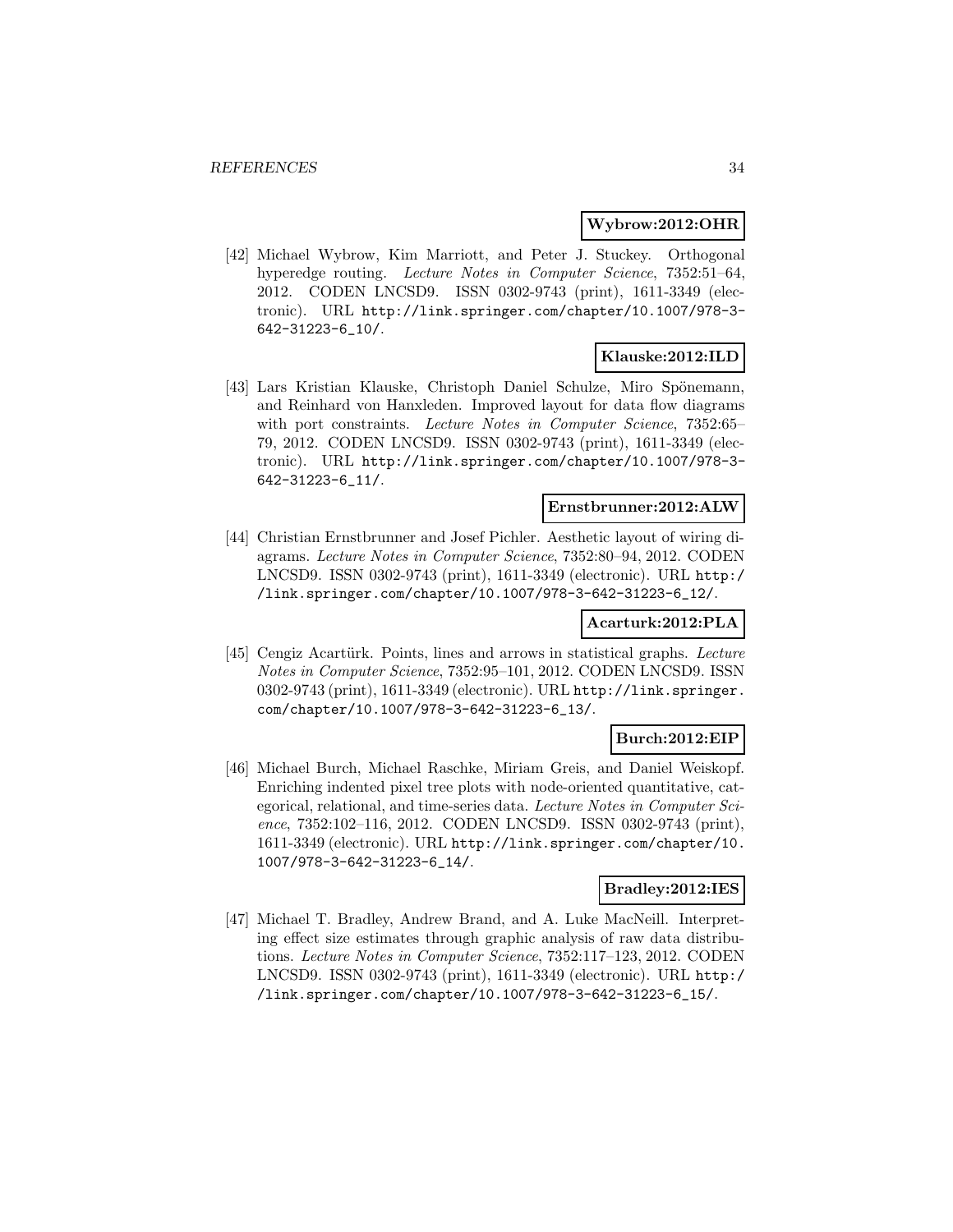**Wybrow:2012:OHR**

[42] Michael Wybrow, Kim Marriott, and Peter J. Stuckey. Orthogonal hyperedge routing. *Lecture Notes in Computer Science*, 7352:51–64, 2012. CODEN LNCSD9. ISSN 0302-9743 (print), 1611-3349 (electronic). URL http://link.springer.com/chapter/10.1007/978-3-642-31223-6_10/.

**Klauske:2012:ILD**

[43] Lars Kristian Klauske, Christoph Daniel Schulze, Miro Spönemann, and Reinhard von Hanxleden. Improved layout for data flow diagrams with port constraints. *Lecture Notes in Computer Science*, 7352:65–79, 2012. CODEN LNCSD9. ISSN 0302-9743 (print), 1611-3349 (electronic). URL http://link.springer.com/chapter/10.1007/978-3-642-31223-6_11/.

**Ernstbrunner:2012:ALW**

[44] Christian Ernstbrunner and Josef Pichler. Aesthetic layout of wiring diagrams. *Lecture Notes in Computer Science*, 7352:80–94, 2012. CODEN LNCSD9. ISSN 0302-9743 (print), 1611-3349 (electronic). URL http://link.springer.com/chapter/10.1007/978-3-642-31223-6_12/.

**Acarturk:2012:PLA**

[45] Cengiz Acartürk. Points, lines and arrows in statistical graphs. *Lecture Notes in Computer Science*, 7352:95–101, 2012. CODEN LNCSD9. ISSN 0302-9743 (print), 1611-3349 (electronic). URL http://link.springer.com/chapter/10.1007/978-3-642-31223-6_13/.

**Burch:2012:EIP**

[46] Michael Burch, Michael Raschke, Miriam Greis, and Daniel Weiskopf. Enriching indented pixel tree plots with node-oriented quantitative, categorical, relational, and time-series data. *Lecture Notes in Computer Science*, 7352:102–116, 2012. CODEN LNCSD9. ISSN 0302-9743 (print), 1611-3349 (electronic). URL http://link.springer.com/chapter/10.1007/978-3-642-31223-6_14/.

**Bradley:2012:IES**

[47] Michael T. Bradley, Andrew Brand, and A. Luke MacNeill. Interpreting effect size estimates through graphic analysis of raw data distributions. *Lecture Notes in Computer Science*, 7352:117–123, 2012. CODEN LNCSD9. ISSN 0302-9743 (print), 1611-3349 (electronic). URL http://link.springer.com/chapter/10.1007/978-3-642-31223-6_15/.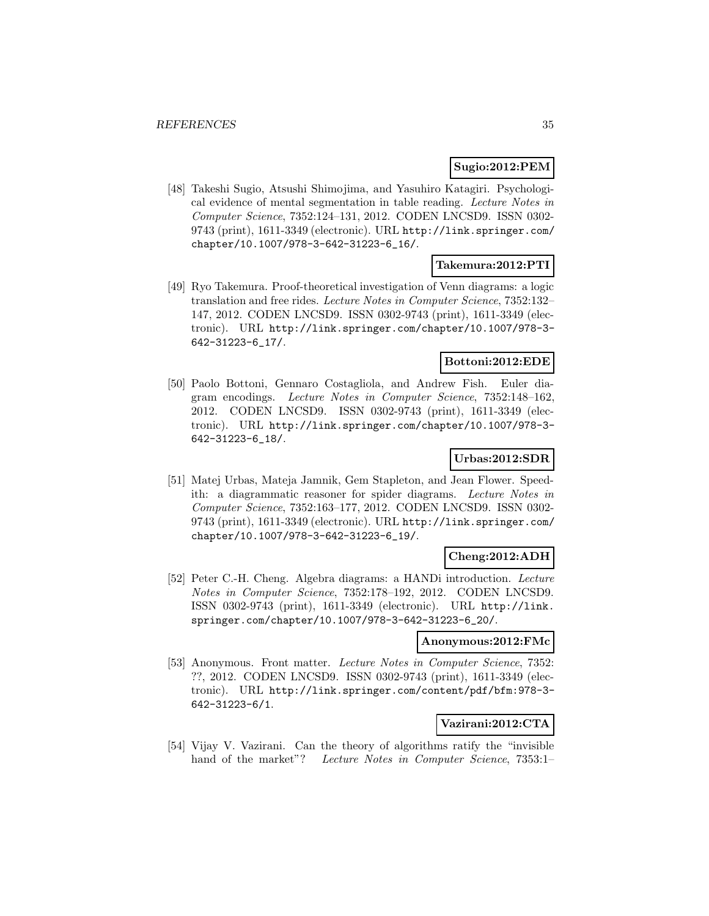**Sugio:2012:PEM**

[48] Takeshi Sugio, Atsushi Shimojima, and Yasuhiro Katagiri. Psychological evidence of mental segmentation in table reading. *Lecture Notes in Computer Science*, 7352:124–131, 2012. CODEN LNCSD9. ISSN 0302-9743 (print), 1611-3349 (electronic). URL http://link.springer.com/chapter/10.1007/978-3-642-31223-6_16/.

**Takemura:2012:PTI**

[49] Ryo Takemura. Proof-theoretical investigation of Venn diagrams: a logic translation and free rides. *Lecture Notes in Computer Science*, 7352:132–147, 2012. CODEN LNCSD9. ISSN 0302-9743 (print), 1611-3349 (electronic). URL http://link.springer.com/chapter/10.1007/978-3-642-31223-6_17/.

**Bottoni:2012:EDE**

[50] Paolo Bottoni, Gennaro Costagliola, and Andrew Fish. Euler diagram encodings. *Lecture Notes in Computer Science*, 7352:148–162, 2012. CODEN LNCSD9. ISSN 0302-9743 (print), 1611-3349 (electronic). URL http://link.springer.com/chapter/10.1007/978-3-642-31223-6_18/.

**Urbas:2012:SDR**

[51] Matej Urbas, Mateja Jamnik, Gem Stapleton, and Jean Flower. Speedith: a diagrammatic reasoner for spider diagrams. *Lecture Notes in Computer Science*, 7352:163–177, 2012. CODEN LNCSD9. ISSN 0302-9743 (print), 1611-3349 (electronic). URL http://link.springer.com/chapter/10.1007/978-3-642-31223-6_19/.

**Cheng:2012:ADH**

[52] Peter C.-H. Cheng. Algebra diagrams: a HANDi introduction. *Lecture Notes in Computer Science*, 7352:178–192, 2012. CODEN LNCSD9. ISSN 0302-9743 (print), 1611-3349 (electronic). URL http://link.springer.com/chapter/10.1007/978-3-642-31223-6_20/.

**Anonymous:2012:FMc**

[53] Anonymous. Front matter. *Lecture Notes in Computer Science*, 7352: ??, 2012. CODEN LNCSD9. ISSN 0302-9743 (print), 1611-3349 (electronic). URL http://link.springer.com/content/pdf/bfm:978-3-642-31223-6/1.

**Vazirani:2012:CTA**

[54] Vijay V. Vazirani. Can the theory of algorithms ratify the "invisible hand of the market"? *Lecture Notes in Computer Science*, 7353:1–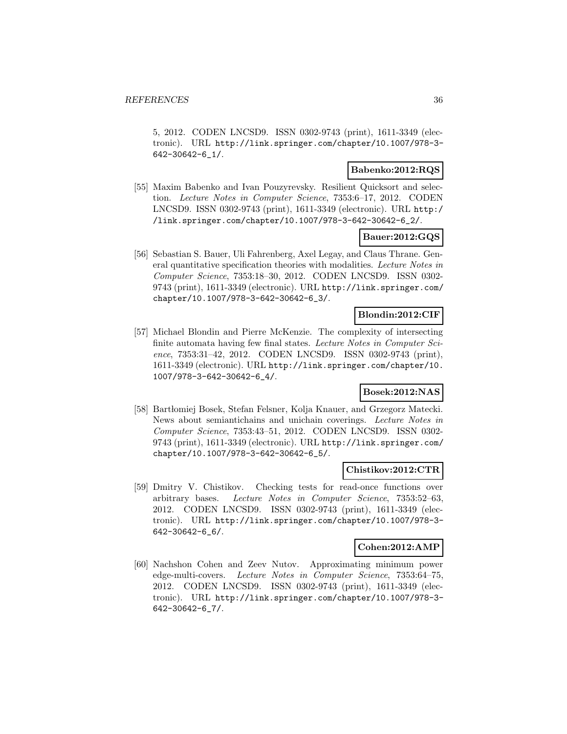5, 2012. CODEN LNCSD9. ISSN 0302-9743 (print), 1611-3349 (electronic). URL http://link.springer.com/chapter/10.1007/978-3-642-30642-6_1/.

**Babenko:2012:RQS**

[55] Maxim Babenko and Ivan Pouzyrevsky. Resilient Quicksort and selection. *Lecture Notes in Computer Science*, 7353:6–17, 2012. CODEN LNCSD9. ISSN 0302-9743 (print), 1611-3349 (electronic). URL http://link.springer.com/chapter/10.1007/978-3-642-30642-6_2/.

**Bauer:2012:GQS**

[56] Sebastian S. Bauer, Uli Fahrenberg, Axel Legay, and Claus Thrane. General quantitative specification theories with modalities. *Lecture Notes in Computer Science*, 7353:18–30, 2012. CODEN LNCSD9. ISSN 0302-9743 (print), 1611-3349 (electronic). URL http://link.springer.com/chapter/10.1007/978-3-642-30642-6_3/.

**Blondin:2012:CIF**

[57] Michael Blondin and Pierre McKenzie. The complexity of intersecting finite automata having few final states. *Lecture Notes in Computer Science*, 7353:31–42, 2012. CODEN LNCSD9. ISSN 0302-9743 (print), 1611-3349 (electronic). URL http://link.springer.com/chapter/10.1007/978-3-642-30642-6_4/.

**Bosek:2012:NAS**

[58] Bartłomiej Bosek, Stefan Felsner, Kolja Knauer, and Grzegorz Matecki. News about semiantichains and unichain coverings. *Lecture Notes in Computer Science*, 7353:43–51, 2012. CODEN LNCSD9. ISSN 0302-9743 (print), 1611-3349 (electronic). URL http://link.springer.com/chapter/10.1007/978-3-642-30642-6_5/.

**Chistikov:2012:CTR**

[59] Dmitry V. Chistikov. Checking tests for read-once functions over arbitrary bases. *Lecture Notes in Computer Science*, 7353:52–63, 2012. CODEN LNCSD9. ISSN 0302-9743 (print), 1611-3349 (electronic). URL http://link.springer.com/chapter/10.1007/978-3-642-30642-6_6/.

**Cohen:2012:AMP**

[60] Nachshon Cohen and Zeev Nutov. Approximating minimum power edge-multi-covers. *Lecture Notes in Computer Science*, 7353:64–75, 2012. CODEN LNCSD9. ISSN 0302-9743 (print), 1611-3349 (electronic). URL http://link.springer.com/chapter/10.1007/978-3-642-30642-6_7/.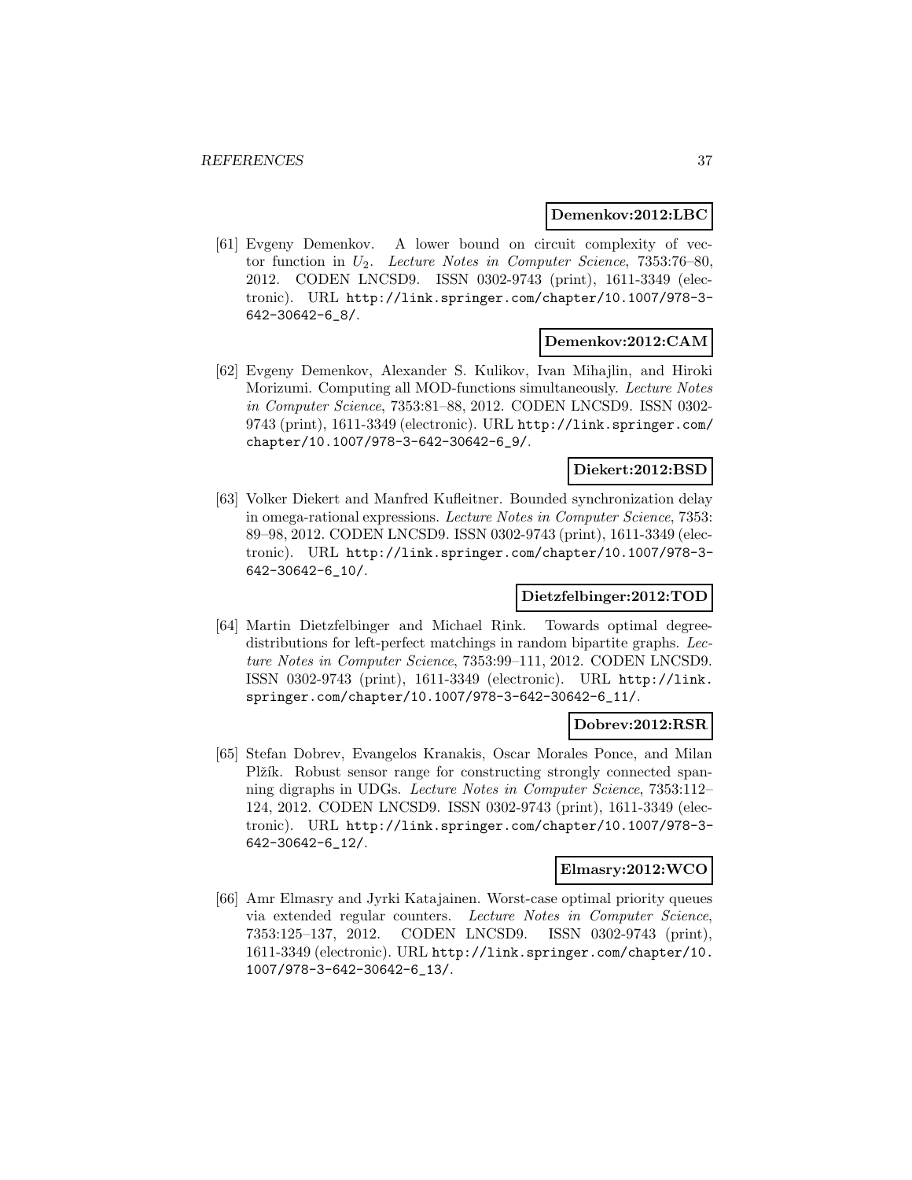**Demenkov:2012:LBC**

[61] Evgeny Demenkov. A lower bound on circuit complexity of vector function in $U_2$. *Lecture Notes in Computer Science*, 7353:76–80, 2012. CODEN LNCSD9. ISSN 0302-9743 (print), 1611-3349 (electronic). URL http://link.springer.com/chapter/10.1007/978-3-642-30642-6_8/.

**Demenkov:2012:CAM**

[62] Evgeny Demenkov, Alexander S. Kulikov, Ivan Mihajlin, and Hiroki Morizumi. Computing all MOD-functions simultaneously. *Lecture Notes in Computer Science*, 7353:81–88, 2012. CODEN LNCSD9. ISSN 0302-9743 (print), 1611-3349 (electronic). URL http://link.springer.com/chapter/10.1007/978-3-642-30642-6_9/.

**Diekert:2012:BSD**

[63] Volker Diekert and Manfred Kufleitner. Bounded synchronization delay in omega-rational expressions. *Lecture Notes in Computer Science*, 7353: 89–98, 2012. CODEN LNCSD9. ISSN 0302-9743 (print), 1611-3349 (electronic). URL http://link.springer.com/chapter/10.1007/978-3-642-30642-6_10/.

**Dietzfelbinger:2012:TOD**

[64] Martin Dietzfelbinger and Michael Rink. Towards optimal degree-distributions for left-perfect matchings in random bipartite graphs. *Lecture Notes in Computer Science*, 7353:99–111, 2012. CODEN LNCSD9. ISSN 0302-9743 (print), 1611-3349 (electronic). URL http://link.springer.com/chapter/10.1007/978-3-642-30642-6_11/.

**Dobrev:2012:RSR**

[65] Stefan Dobrev, Evangelos Kranakis, Oscar Morales Ponce, and Milan Plžík. Robust sensor range for constructing strongly connected spanning digraphs in UDGs. *Lecture Notes in Computer Science*, 7353:112–124, 2012. CODEN LNCSD9. ISSN 0302-9743 (print), 1611-3349 (electronic). URL http://link.springer.com/chapter/10.1007/978-3-642-30642-6_12/.

**Elmasry:2012:WCO**

[66] Amr Elmasry and Jyrki Katajainen. Worst-case optimal priority queues via extended regular counters. *Lecture Notes in Computer Science*, 7353:125–137, 2012. CODEN LNCSD9. ISSN 0302-9743 (print), 1611-3349 (electronic). URL http://link.springer.com/chapter/10.1007/978-3-642-30642-6_13/.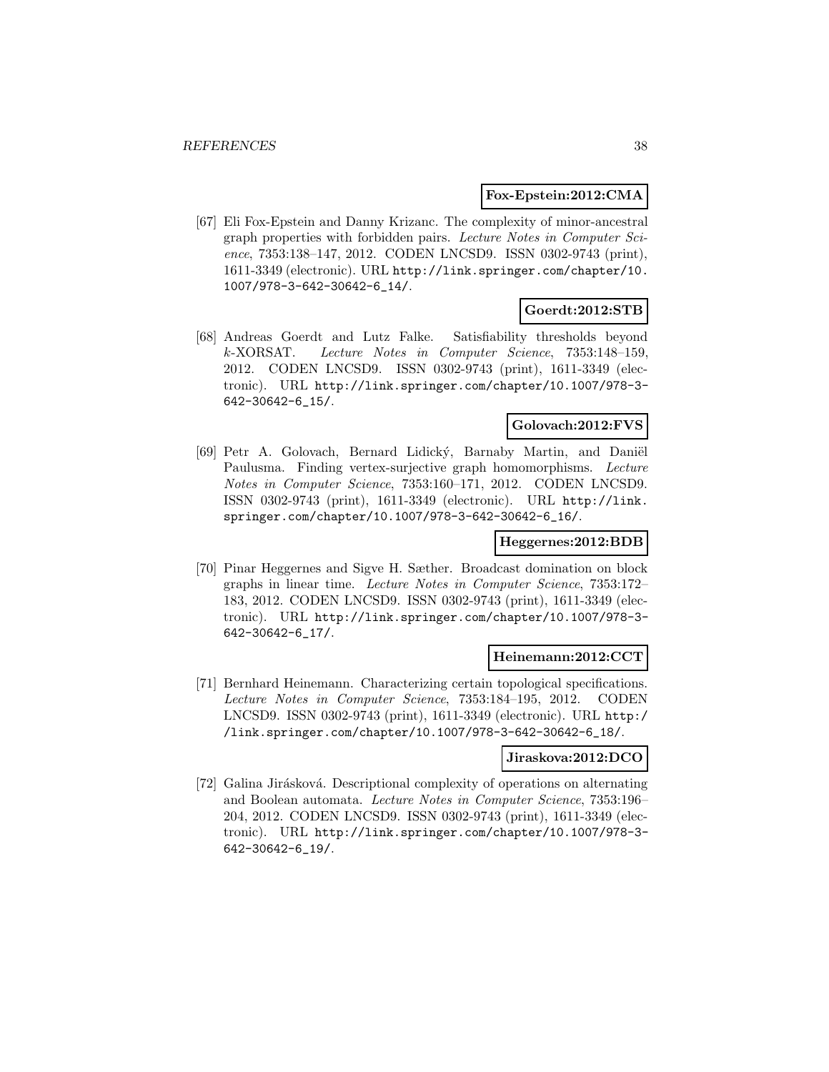**Fox-Epstein:2012:CMA**

[67] Eli Fox-Epstein and Danny Krizanc. The complexity of minor-ancestral graph properties with forbidden pairs. *Lecture Notes in Computer Science*, 7353:138–147, 2012. CODEN LNCSD9. ISSN 0302-9743 (print), 1611-3349 (electronic). URL http://link.springer.com/chapter/10.1007/978-3-642-30642-6_14/.

**Goerdt:2012:STB**

[68] Andreas Goerdt and Lutz Falke. Satisfiability thresholds beyond $k$-XORSAT. *Lecture Notes in Computer Science*, 7353:148–159, 2012. CODEN LNCSD9. ISSN 0302-9743 (print), 1611-3349 (electronic). URL http://link.springer.com/chapter/10.1007/978-3-642-30642-6_15/.

**Golovach:2012:FVS**

[69] Petr A. Golovach, Bernard Lidický, Barnaby Martin, and Daniël Paulusma. Finding vertex-surjective graph homomorphisms. *Lecture Notes in Computer Science*, 7353:160–171, 2012. CODEN LNCSD9. ISSN 0302-9743 (print), 1611-3349 (electronic). URL http://link.springer.com/chapter/10.1007/978-3-642-30642-6_16/.

**Heggernes:2012:BDB**

[70] Pinar Heggernes and Sigve H. Sæther. Broadcast domination on block graphs in linear time. *Lecture Notes in Computer Science*, 7353:172–183, 2012. CODEN LNCSD9. ISSN 0302-9743 (print), 1611-3349 (electronic). URL http://link.springer.com/chapter/10.1007/978-3-642-30642-6_17/.

**Heinemann:2012:CCT**

[71] Bernhard Heinemann. Characterizing certain topological specifications. *Lecture Notes in Computer Science*, 7353:184–195, 2012. CODEN LNCSD9. ISSN 0302-9743 (print), 1611-3349 (electronic). URL http://link.springer.com/chapter/10.1007/978-3-642-30642-6_18/.

**Jiraskova:2012:DCO**

[72] Galina Jirásková. Descriptional complexity of operations on alternating and Boolean automata. *Lecture Notes in Computer Science*, 7353:196–204, 2012. CODEN LNCSD9. ISSN 0302-9743 (print), 1611-3349 (electronic). URL http://link.springer.com/chapter/10.1007/978-3-642-30642-6_19/.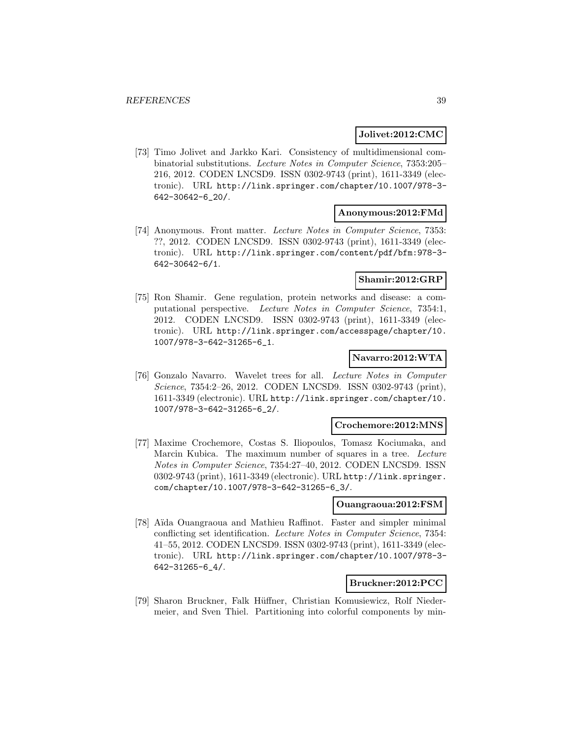**Jolivet:2012:CMC**

[73] Timo Jolivet and Jarkko Kari. Consistency of multidimensional combinatorial substitutions. *Lecture Notes in Computer Science*, 7353:205–216, 2012. CODEN LNCSD9. ISSN 0302-9743 (print), 1611-3349 (electronic). URL http://link.springer.com/chapter/10.1007/978-3-642-30642-6_20/.

**Anonymous:2012:FMd**

[74] Anonymous. Front matter. *Lecture Notes in Computer Science*, 7353: ??, 2012. CODEN LNCSD9. ISSN 0302-9743 (print), 1611-3349 (electronic). URL http://link.springer.com/content/pdf/bfm:978-3-642-30642-6/1.

**Shamir:2012:GRP**

[75] Ron Shamir. Gene regulation, protein networks and disease: a computational perspective. *Lecture Notes in Computer Science*, 7354:1, 2012. CODEN LNCSD9. ISSN 0302-9743 (print), 1611-3349 (electronic). URL http://link.springer.com/accesspage/chapter/10.1007/978-3-642-31265-6_1.

**Navarro:2012:WTA**

[76] Gonzalo Navarro. Wavelet trees for all. *Lecture Notes in Computer Science*, 7354:2–26, 2012. CODEN LNCSD9. ISSN 0302-9743 (print), 1611-3349 (electronic). URL http://link.springer.com/chapter/10.1007/978-3-642-31265-6_2/.

**Crochemore:2012:MNS**

[77] Maxime Crochemore, Costas S. Iliopoulos, Tomasz Kociumaka, and Marcin Kubica. The maximum number of squares in a tree. *Lecture Notes in Computer Science*, 7354:27–40, 2012. CODEN LNCSD9. ISSN 0302-9743 (print), 1611-3349 (electronic). URL http://link.springer.com/chapter/10.1007/978-3-642-31265-6_3/.

**Ouangraoua:2012:FSM**

[78] Aïda Ouangraoua and Mathieu Raffinot. Faster and simpler minimal conflicting set identification. *Lecture Notes in Computer Science*, 7354: 41–55, 2012. CODEN LNCSD9. ISSN 0302-9743 (print), 1611-3349 (electronic). URL http://link.springer.com/chapter/10.1007/978-3-642-31265-6_4/.

**Bruckner:2012:PCC**

[79] Sharon Bruckner, Falk Hüffner, Christian Komusiewicz, Rolf Niedermeier, and Sven Thiel. Partitioning into colorful components by min-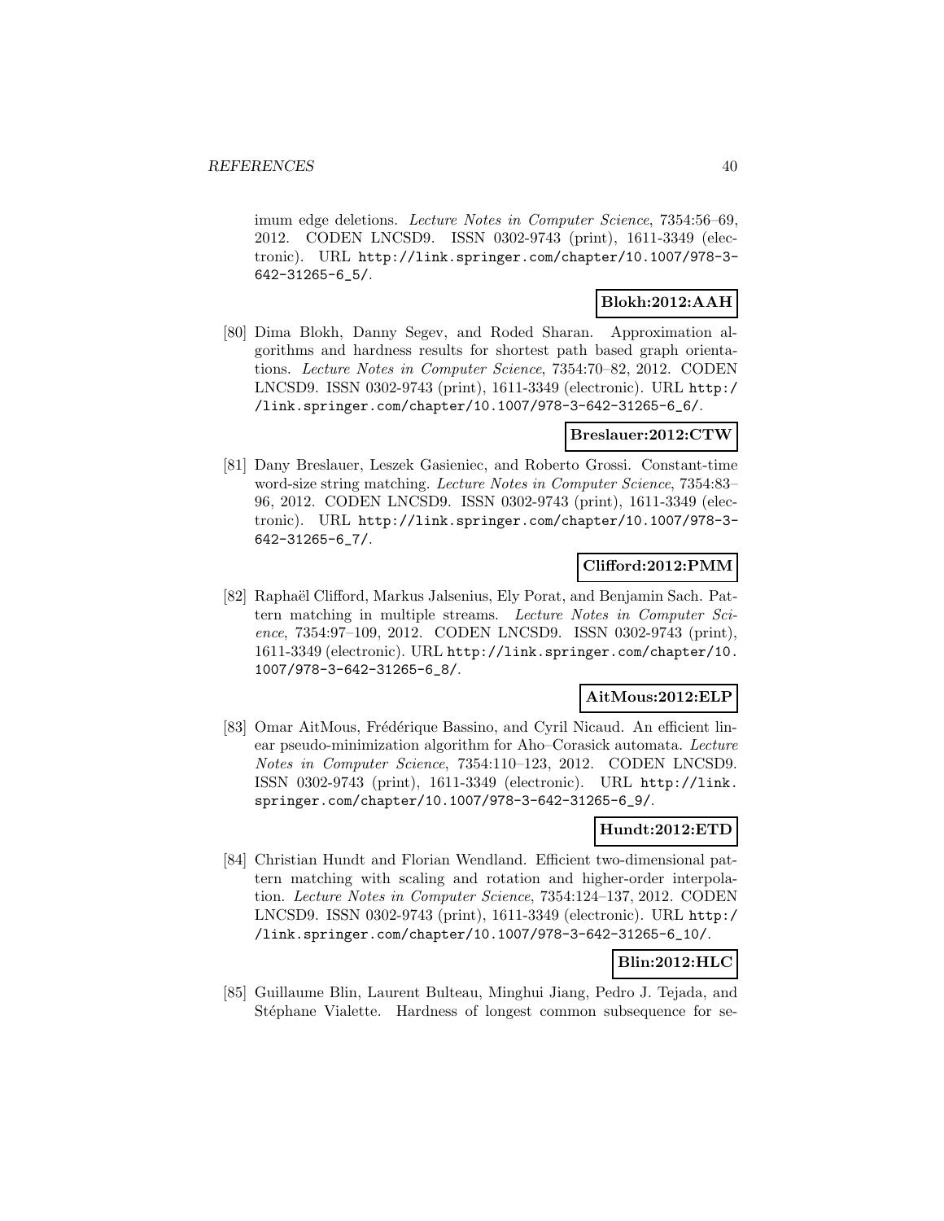imum edge deletions. *Lecture Notes in Computer Science*, 7354:56–69, 2012. CODEN LNCSD9. ISSN 0302-9743 (print), 1611-3349 (electronic). URL http://link.springer.com/chapter/10.1007/978-3-642-31265-6_5/.

**Blokh:2012:AAH**

[80] Dima Blokh, Danny Segev, and Roded Sharan. Approximation algorithms and hardness results for shortest path based graph orientations. *Lecture Notes in Computer Science*, 7354:70–82, 2012. CODEN LNCSD9. ISSN 0302-9743 (print), 1611-3349 (electronic). URL http://link.springer.com/chapter/10.1007/978-3-642-31265-6_6/.

**Breslauer:2012:CTW**

[81] Dany Breslauer, Leszek Gasieniec, and Roberto Grossi. Constant-time word-size string matching. *Lecture Notes in Computer Science*, 7354:83–96, 2012. CODEN LNCSD9. ISSN 0302-9743 (print), 1611-3349 (electronic). URL http://link.springer.com/chapter/10.1007/978-3-642-31265-6_7/.

**Clifford:2012:PMM**

[82] Raphaël Clifford, Markus Jalsenius, Ely Porat, and Benjamin Sach. Pattern matching in multiple streams. *Lecture Notes in Computer Science*, 7354:97–109, 2012. CODEN LNCSD9. ISSN 0302-9743 (print), 1611-3349 (electronic). URL http://link.springer.com/chapter/10.1007/978-3-642-31265-6_8/.

**AitMous:2012:ELP**

[83] Omar AitMous, Frédérique Bassino, and Cyril Nicaud. An efficient linear pseudo-minimization algorithm for Aho–Corasick automata. *Lecture Notes in Computer Science*, 7354:110–123, 2012. CODEN LNCSD9. ISSN 0302-9743 (print), 1611-3349 (electronic). URL http://link.springer.com/chapter/10.1007/978-3-642-31265-6_9/.

**Hundt:2012:ETD**

[84] Christian Hundt and Florian Wendland. Efficient two-dimensional pattern matching with scaling and rotation and higher-order interpolation. *Lecture Notes in Computer Science*, 7354:124–137, 2012. CODEN LNCSD9. ISSN 0302-9743 (print), 1611-3349 (electronic). URL http://link.springer.com/chapter/10.1007/978-3-642-31265-6_10/.

**Blin:2012:HLC**

[85] Guillaume Blin, Laurent Bulteau, Minghui Jiang, Pedro J. Tejada, and Stéphane Vialette. Hardness of longest common subsequence for se-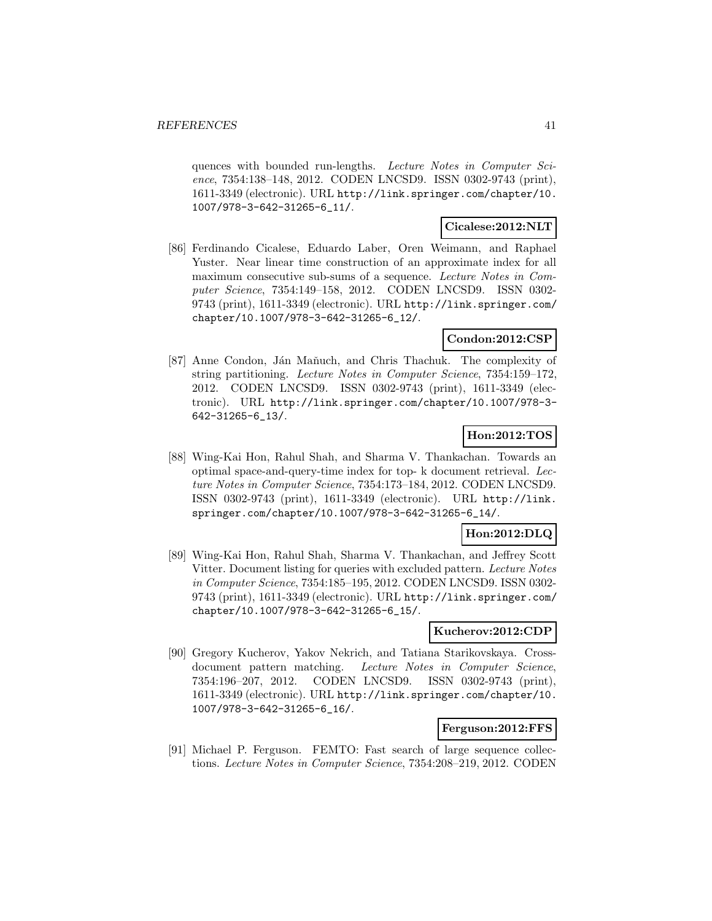quences with bounded run-lengths. *Lecture Notes in Computer Science*, 7354:138–148, 2012. CODEN LNCSD9. ISSN 0302-9743 (print), 1611-3349 (electronic). URL http://link.springer.com/chapter/10.1007/978-3-642-31265-6_11/.

**Cicalese:2012:NLT**

[86] Ferdinando Cicalese, Eduardo Laber, Oren Weimann, and Raphael Yuster. Near linear time construction of an approximate index for all maximum consecutive sub-sums of a sequence. *Lecture Notes in Computer Science*, 7354:149–158, 2012. CODEN LNCSD9. ISSN 0302-9743 (print), 1611-3349 (electronic). URL http://link.springer.com/chapter/10.1007/978-3-642-31265-6_12/.

**Condon:2012:CSP**

[87] Anne Condon, Ján Maňuch, and Chris Thachuk. The complexity of string partitioning. *Lecture Notes in Computer Science*, 7354:159–172, 2012. CODEN LNCSD9. ISSN 0302-9743 (print), 1611-3349 (electronic). URL http://link.springer.com/chapter/10.1007/978-3-642-31265-6_13/.

**Hon:2012:TOS**

[88] Wing-Kai Hon, Rahul Shah, and Sharma V. Thankachan. Towards an optimal space-and-query-time index for top- k document retrieval. *Lecture Notes in Computer Science*, 7354:173–184, 2012. CODEN LNCSD9. ISSN 0302-9743 (print), 1611-3349 (electronic). URL http://link.springer.com/chapter/10.1007/978-3-642-31265-6_14/.

**Hon:2012:DLQ**

[89] Wing-Kai Hon, Rahul Shah, Sharma V. Thankachan, and Jeffrey Scott Vitter. Document listing for queries with excluded pattern. *Lecture Notes in Computer Science*, 7354:185–195, 2012. CODEN LNCSD9. ISSN 0302-9743 (print), 1611-3349 (electronic). URL http://link.springer.com/chapter/10.1007/978-3-642-31265-6_15/.

**Kucherov:2012:CDP**

[90] Gregory Kucherov, Yakov Nekrich, and Tatiana Starikovskaya. Cross-document pattern matching. *Lecture Notes in Computer Science*, 7354:196–207, 2012. CODEN LNCSD9. ISSN 0302-9743 (print), 1611-3349 (electronic). URL http://link.springer.com/chapter/10.1007/978-3-642-31265-6_16/.

**Ferguson:2012:FFS**

[91] Michael P. Ferguson. FEMTO: Fast search of large sequence collections. *Lecture Notes in Computer Science*, 7354:208–219, 2012. CODEN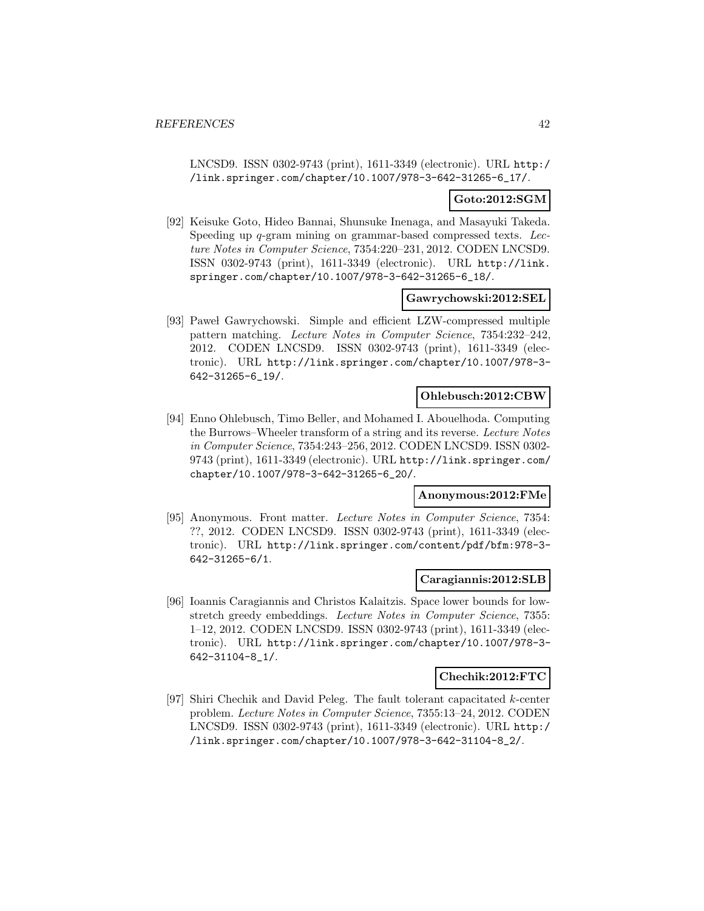LNCSD9. ISSN 0302-9743 (print), 1611-3349 (electronic). URL http://link.springer.com/chapter/10.1007/978-3-642-31265-6_17/.

**Goto:2012:SGM**

[92] Keisuke Goto, Hideo Bannai, Shunsuke Inenaga, and Masayuki Takeda. Speeding up $q$-gram mining on grammar-based compressed texts. *Lecture Notes in Computer Science*, 7354:220–231, 2012. CODEN LNCSD9. ISSN 0302-9743 (print), 1611-3349 (electronic). URL http://link.springer.com/chapter/10.1007/978-3-642-31265-6_18/.

**Gawrychowski:2012:SEL**

[93] Paweł Gawrychowski. Simple and efficient LZW-compressed multiple pattern matching. *Lecture Notes in Computer Science*, 7354:232–242, 2012. CODEN LNCSD9. ISSN 0302-9743 (print), 1611-3349 (electronic). URL http://link.springer.com/chapter/10.1007/978-3-642-31265-6_19/.

**Ohlebusch:2012:CBW**

[94] Enno Ohlebusch, Timo Beller, and Mohamed I. Abouelhoda. Computing the Burrows–Wheeler transform of a string and its reverse. *Lecture Notes in Computer Science*, 7354:243–256, 2012. CODEN LNCSD9. ISSN 0302-9743 (print), 1611-3349 (electronic). URL http://link.springer.com/chapter/10.1007/978-3-642-31265-6_20/.

**Anonymous:2012:FMe**

[95] Anonymous. Front matter. *Lecture Notes in Computer Science*, 7354: ??, 2012. CODEN LNCSD9. ISSN 0302-9743 (print), 1611-3349 (electronic). URL http://link.springer.com/content/pdf/bfm:978-3-642-31265-6/1.

**Caragiannis:2012:SLB**

[96] Ioannis Caragiannis and Christos Kalaitzis. Space lower bounds for low-stretch greedy embeddings. *Lecture Notes in Computer Science*, 7355: 1–12, 2012. CODEN LNCSD9. ISSN 0302-9743 (print), 1611-3349 (electronic). URL http://link.springer.com/chapter/10.1007/978-3-642-31104-8_1/.

**Chechik:2012:FTC**

[97] Shiri Chechik and David Peleg. The fault tolerant capacitated $k$-center problem. *Lecture Notes in Computer Science*, 7355:13–24, 2012. CODEN LNCSD9. ISSN 0302-9743 (print), 1611-3349 (electronic). URL http://link.springer.com/chapter/10.1007/978-3-642-31104-8_2/.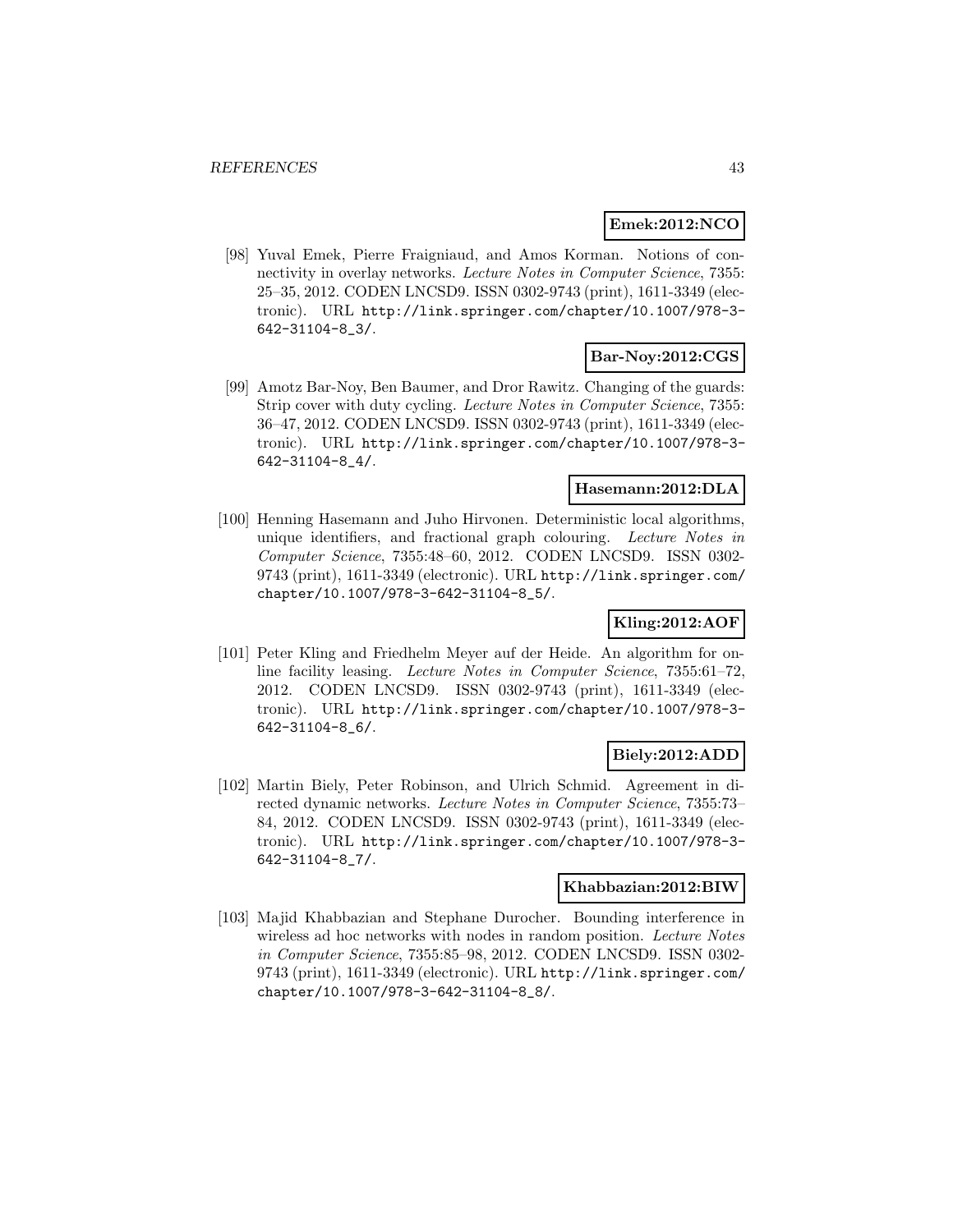**Emek:2012:NCO**

[98] Yuval Emek, Pierre Fraigniaud, and Amos Korman. Notions of connectivity in overlay networks. *Lecture Notes in Computer Science*, 7355: 25–35, 2012. CODEN LNCSD9. ISSN 0302-9743 (print), 1611-3349 (electronic). URL http://link.springer.com/chapter/10.1007/978-3-642-31104-8_3/.

**Bar-Noy:2012:CGS**

[99] Amotz Bar-Noy, Ben Baumer, and Dror Rawitz. Changing of the guards: Strip cover with duty cycling. *Lecture Notes in Computer Science*, 7355: 36–47, 2012. CODEN LNCSD9. ISSN 0302-9743 (print), 1611-3349 (electronic). URL http://link.springer.com/chapter/10.1007/978-3-642-31104-8_4/.

**Hasemann:2012:DLA**

[100] Henning Hasemann and Juho Hirvonen. Deterministic local algorithms, unique identifiers, and fractional graph colouring. *Lecture Notes in Computer Science*, 7355:48–60, 2012. CODEN LNCSD9. ISSN 0302-9743 (print), 1611-3349 (electronic). URL http://link.springer.com/chapter/10.1007/978-3-642-31104-8_5/.

**Kling:2012:AOF**

[101] Peter Kling and Friedhelm Meyer auf der Heide. An algorithm for online facility leasing. *Lecture Notes in Computer Science*, 7355:61–72, 2012. CODEN LNCSD9. ISSN 0302-9743 (print), 1611-3349 (electronic). URL http://link.springer.com/chapter/10.1007/978-3-642-31104-8_6/.

**Biely:2012:ADD**

[102] Martin Biely, Peter Robinson, and Ulrich Schmid. Agreement in directed dynamic networks. *Lecture Notes in Computer Science*, 7355:73–84, 2012. CODEN LNCSD9. ISSN 0302-9743 (print), 1611-3349 (electronic). URL http://link.springer.com/chapter/10.1007/978-3-642-31104-8_7/.

**Khabbazian:2012:BIW**

[103] Majid Khabbazian and Stephane Durocher. Bounding interference in wireless ad hoc networks with nodes in random position. *Lecture Notes in Computer Science*, 7355:85–98, 2012. CODEN LNCSD9. ISSN 0302-9743 (print), 1611-3349 (electronic). URL http://link.springer.com/chapter/10.1007/978-3-642-31104-8_8/.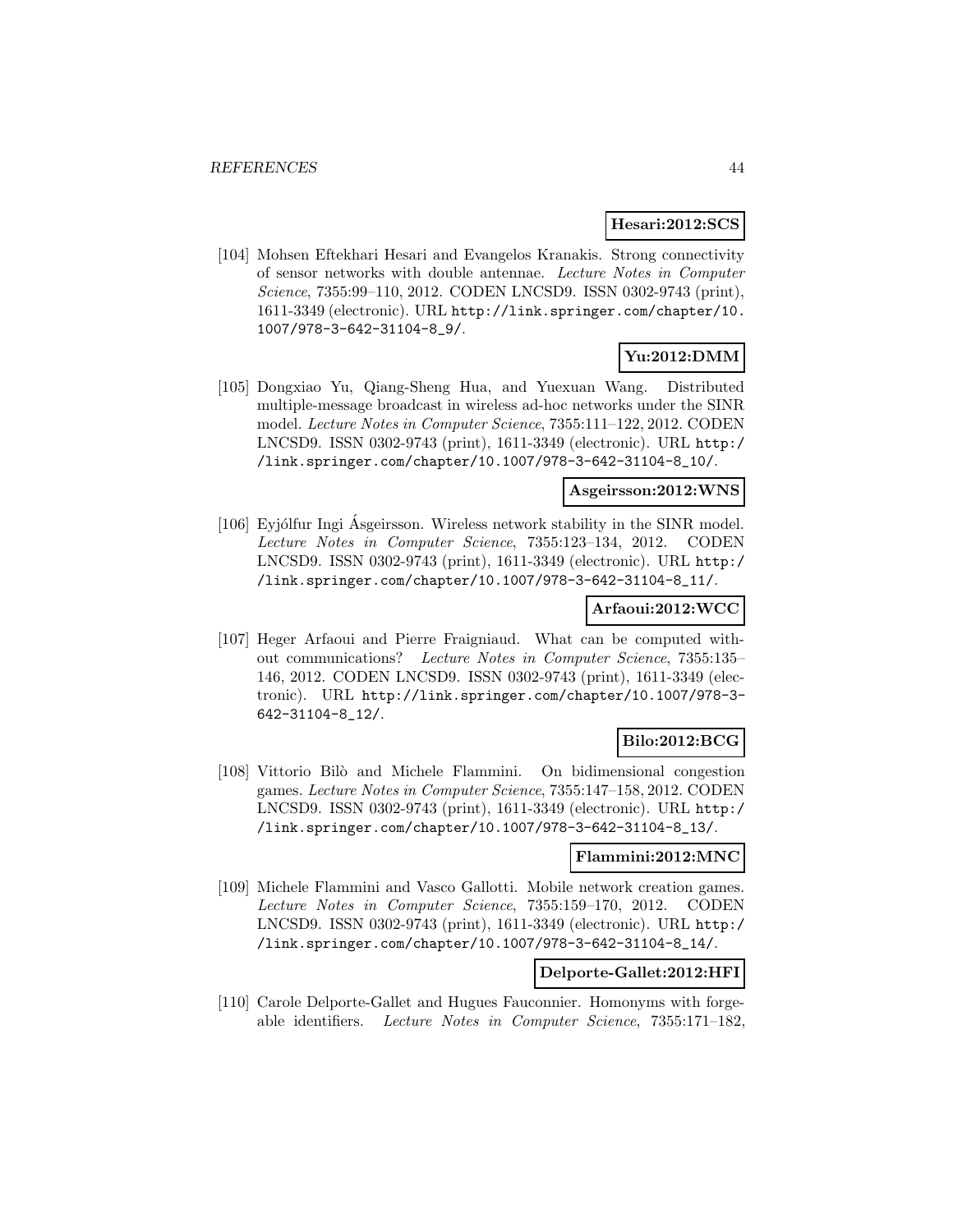**Hesari:2012:SCS**

[104] Mohsen Eftekhari Hesari and Evangelos Kranakis. Strong connectivity of sensor networks with double antennae. *Lecture Notes in Computer Science*, 7355:99–110, 2012. CODEN LNCSD9. ISSN 0302-9743 (print), 1611-3349 (electronic). URL http://link.springer.com/chapter/10.1007/978-3-642-31104-8_9/.

**Yu:2012:DMM**

[105] Dongxiao Yu, Qiang-Sheng Hua, and Yuexuan Wang. Distributed multiple-message broadcast in wireless ad-hoc networks under the SINR model. *Lecture Notes in Computer Science*, 7355:111–122, 2012. CODEN LNCSD9. ISSN 0302-9743 (print), 1611-3349 (electronic). URL http://link.springer.com/chapter/10.1007/978-3-642-31104-8_10/.

**Asgeirsson:2012:WNS**

[106] Eyjólfur Ingi Ásgeirsson. Wireless network stability in the SINR model. *Lecture Notes in Computer Science*, 7355:123–134, 2012. CODEN LNCSD9. ISSN 0302-9743 (print), 1611-3349 (electronic). URL http://link.springer.com/chapter/10.1007/978-3-642-31104-8_11/.

**Arfaoui:2012:WCC**

[107] Heger Arfaoui and Pierre Fraigniaud. What can be computed without communications? *Lecture Notes in Computer Science*, 7355:135–146, 2012. CODEN LNCSD9. ISSN 0302-9743 (print), 1611-3349 (electronic). URL http://link.springer.com/chapter/10.1007/978-3-642-31104-8_12/.

**Bilo:2012:BCG**

[108] Vittorio Bilò and Michele Flammini. On bidimensional congestion games. *Lecture Notes in Computer Science*, 7355:147–158, 2012. CODEN LNCSD9. ISSN 0302-9743 (print), 1611-3349 (electronic). URL http://link.springer.com/chapter/10.1007/978-3-642-31104-8_13/.

**Flammini:2012:MNC**

[109] Michele Flammini and Vasco Gallotti. Mobile network creation games. *Lecture Notes in Computer Science*, 7355:159–170, 2012. CODEN LNCSD9. ISSN 0302-9743 (print), 1611-3349 (electronic). URL http://link.springer.com/chapter/10.1007/978-3-642-31104-8_14/.

**Delporte-Gallet:2012:HFI**

[110] Carole Delporte-Gallet and Hugues Fauconnier. Homonyms with forgeable identifiers. *Lecture Notes in Computer Science*, 7355:171–182,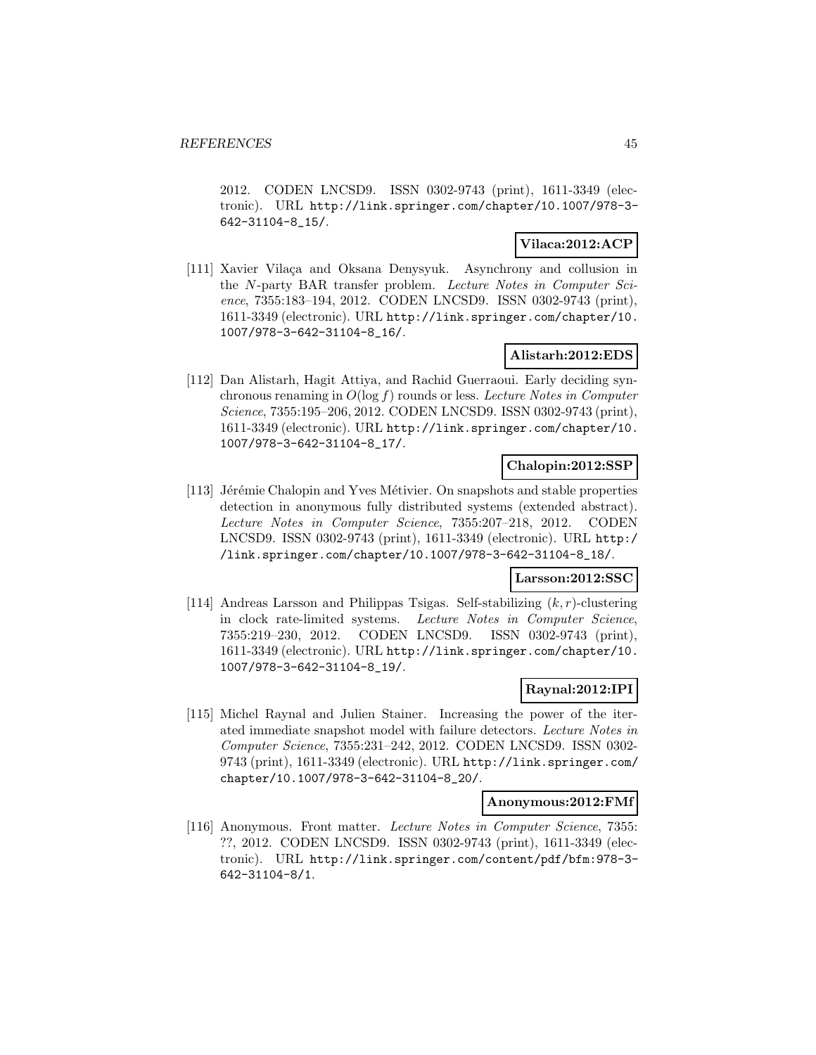2012. CODEN LNCSD9. ISSN 0302-9743 (print), 1611-3349 (electronic). URL http://link.springer.com/chapter/10.1007/978-3-642-31104-8_15/.

**Vilaca:2012:ACP**

[111] Xavier Vilaça and Oksana Denysyuk. Asynchrony and collusion in the $N$-party BAR transfer problem. *Lecture Notes in Computer Science*, 7355:183–194, 2012. CODEN LNCSD9. ISSN 0302-9743 (print), 1611-3349 (electronic). URL http://link.springer.com/chapter/10.1007/978-3-642-31104-8_16/.

**Alistarh:2012:EDS**

[112] Dan Alistarh, Hagit Attiya, and Rachid Guerraoui. Early deciding synchronous renaming in $O(\log f)$ rounds or less. *Lecture Notes in Computer Science*, 7355:195–206, 2012. CODEN LNCSD9. ISSN 0302-9743 (print), 1611-3349 (electronic). URL http://link.springer.com/chapter/10.1007/978-3-642-31104-8_17/.

**Chalopin:2012:SSP**

[113] Jérémie Chalopin and Yves Métivier. On snapshots and stable properties detection in anonymous fully distributed systems (extended abstract). *Lecture Notes in Computer Science*, 7355:207–218, 2012. CODEN LNCSD9. ISSN 0302-9743 (print), 1611-3349 (electronic). URL http://link.springer.com/chapter/10.1007/978-3-642-31104-8_18/.

**Larsson:2012:SSC**

[114] Andreas Larsson and Philippas Tsigas. Self-stabilizing $(k, r)$-clustering in clock rate-limited systems. *Lecture Notes in Computer Science*, 7355:219–230, 2012. CODEN LNCSD9. ISSN 0302-9743 (print), 1611-3349 (electronic). URL http://link.springer.com/chapter/10.1007/978-3-642-31104-8_19/.

**Raynal:2012:IPI**

[115] Michel Raynal and Julien Stainer. Increasing the power of the iterated immediate snapshot model with failure detectors. *Lecture Notes in Computer Science*, 7355:231–242, 2012. CODEN LNCSD9. ISSN 0302-9743 (print), 1611-3349 (electronic). URL http://link.springer.com/chapter/10.1007/978-3-642-31104-8_20/.

**Anonymous:2012:FMf**

[116] Anonymous. Front matter. *Lecture Notes in Computer Science*, 7355: ??, 2012. CODEN LNCSD9. ISSN 0302-9743 (print), 1611-3349 (electronic). URL http://link.springer.com/content/pdf/bfm:978-3-642-31104-8/1.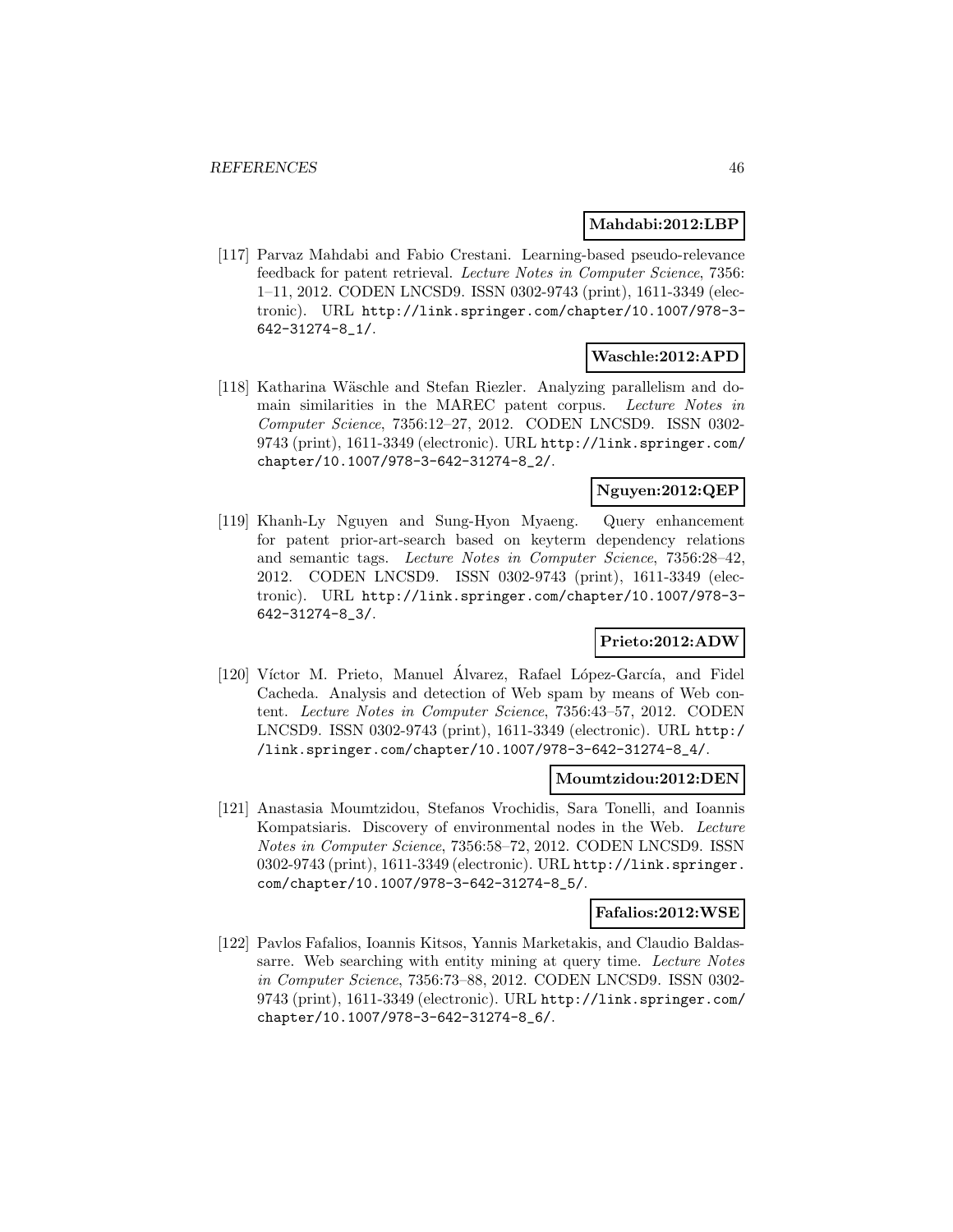**Mahdabi:2012:LBP**

[117] Parvaz Mahdabi and Fabio Crestani. Learning-based pseudo-relevance feedback for patent retrieval. *Lecture Notes in Computer Science*, 7356: 1–11, 2012. CODEN LNCSD9. ISSN 0302-9743 (print), 1611-3349 (electronic). URL http://link.springer.com/chapter/10.1007/978-3-642-31274-8_1/.

**Waschle:2012:APD**

[118] Katharina Wäschle and Stefan Riezler. Analyzing parallelism and domain similarities in the MAREC patent corpus. *Lecture Notes in Computer Science*, 7356:12–27, 2012. CODEN LNCSD9. ISSN 0302-9743 (print), 1611-3349 (electronic). URL http://link.springer.com/chapter/10.1007/978-3-642-31274-8_2/.

**Nguyen:2012:QEP**

[119] Khanh-Ly Nguyen and Sung-Hyon Myaeng. Query enhancement for patent prior-art-search based on keyterm dependency relations and semantic tags. *Lecture Notes in Computer Science*, 7356:28–42, 2012. CODEN LNCSD9. ISSN 0302-9743 (print), 1611-3349 (electronic). URL http://link.springer.com/chapter/10.1007/978-3-642-31274-8_3/.

**Prieto:2012:ADW**

[120] Víctor M. Prieto, Manuel Álvarez, Rafael López-García, and Fidel Cacheda. Analysis and detection of Web spam by means of Web content. *Lecture Notes in Computer Science*, 7356:43–57, 2012. CODEN LNCSD9. ISSN 0302-9743 (print), 1611-3349 (electronic). URL http://link.springer.com/chapter/10.1007/978-3-642-31274-8_4/.

**Moumtzidou:2012:DEN**

[121] Anastasia Moumtzidou, Stefanos Vrochidis, Sara Tonelli, and Ioannis Kompatsiaris. Discovery of environmental nodes in the Web. *Lecture Notes in Computer Science*, 7356:58–72, 2012. CODEN LNCSD9. ISSN 0302-9743 (print), 1611-3349 (electronic). URL http://link.springer.com/chapter/10.1007/978-3-642-31274-8_5/.

**Fafalios:2012:WSE**

[122] Pavlos Fafalios, Ioannis Kitsos, Yannis Marketakis, and Claudio Baldassarre. Web searching with entity mining at query time. *Lecture Notes in Computer Science*, 7356:73–88, 2012. CODEN LNCSD9. ISSN 0302-9743 (print), 1611-3349 (electronic). URL http://link.springer.com/chapter/10.1007/978-3-642-31274-8_6/.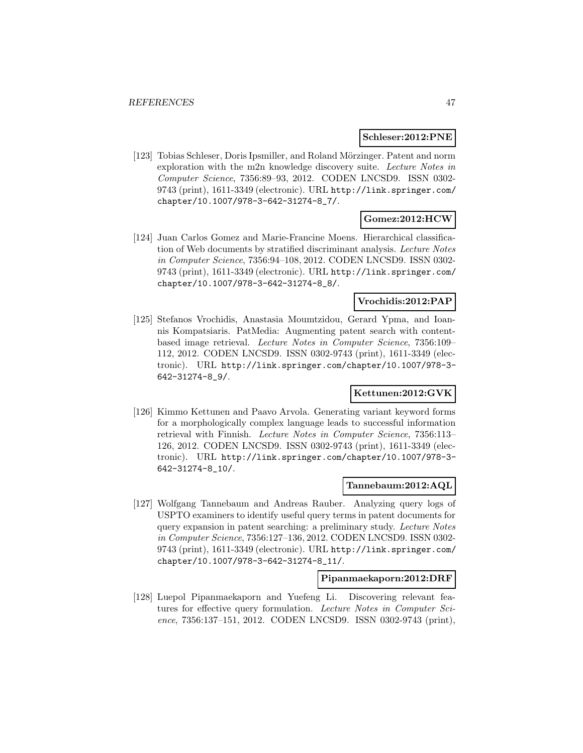**Schleser:2012:PNE**

[123] Tobias Schleser, Doris Ipsmiller, and Roland Mörzinger. Patent and norm exploration with the m2n knowledge discovery suite. *Lecture Notes in Computer Science*, 7356:89–93, 2012. CODEN LNCSD9. ISSN 0302-9743 (print), 1611-3349 (electronic). URL http://link.springer.com/chapter/10.1007/978-3-642-31274-8_7/.

**Gomez:2012:HCW**

[124] Juan Carlos Gomez and Marie-Francine Moens. Hierarchical classification of Web documents by stratified discriminant analysis. *Lecture Notes in Computer Science*, 7356:94–108, 2012. CODEN LNCSD9. ISSN 0302-9743 (print), 1611-3349 (electronic). URL http://link.springer.com/chapter/10.1007/978-3-642-31274-8_8/.

**Vrochidis:2012:PAP**

[125] Stefanos Vrochidis, Anastasia Moumtzidou, Gerard Ypma, and Ioannis Kompatsiaris. PatMedia: Augmenting patent search with content-based image retrieval. *Lecture Notes in Computer Science*, 7356:109–112, 2012. CODEN LNCSD9. ISSN 0302-9743 (print), 1611-3349 (electronic). URL http://link.springer.com/chapter/10.1007/978-3-642-31274-8_9/.

**Kettunen:2012:GVK**

[126] Kimmo Kettunen and Paavo Arvola. Generating variant keyword forms for a morphologically complex language leads to successful information retrieval with Finnish. *Lecture Notes in Computer Science*, 7356:113–126, 2012. CODEN LNCSD9. ISSN 0302-9743 (print), 1611-3349 (electronic). URL http://link.springer.com/chapter/10.1007/978-3-642-31274-8_10/.

**Tannebaum:2012:AQL**

[127] Wolfgang Tannebaum and Andreas Rauber. Analyzing query logs of USPTO examiners to identify useful query terms in patent documents for query expansion in patent searching: a preliminary study. *Lecture Notes in Computer Science*, 7356:127–136, 2012. CODEN LNCSD9. ISSN 0302-9743 (print), 1611-3349 (electronic). URL http://link.springer.com/chapter/10.1007/978-3-642-31274-8_11/.

**Pipanmaekaporn:2012:DRF**

[128] Luepol Pipanmaekaporn and Yuefeng Li. Discovering relevant features for effective query formulation. *Lecture Notes in Computer Science*, 7356:137–151, 2012. CODEN LNCSD9. ISSN 0302-9743 (print),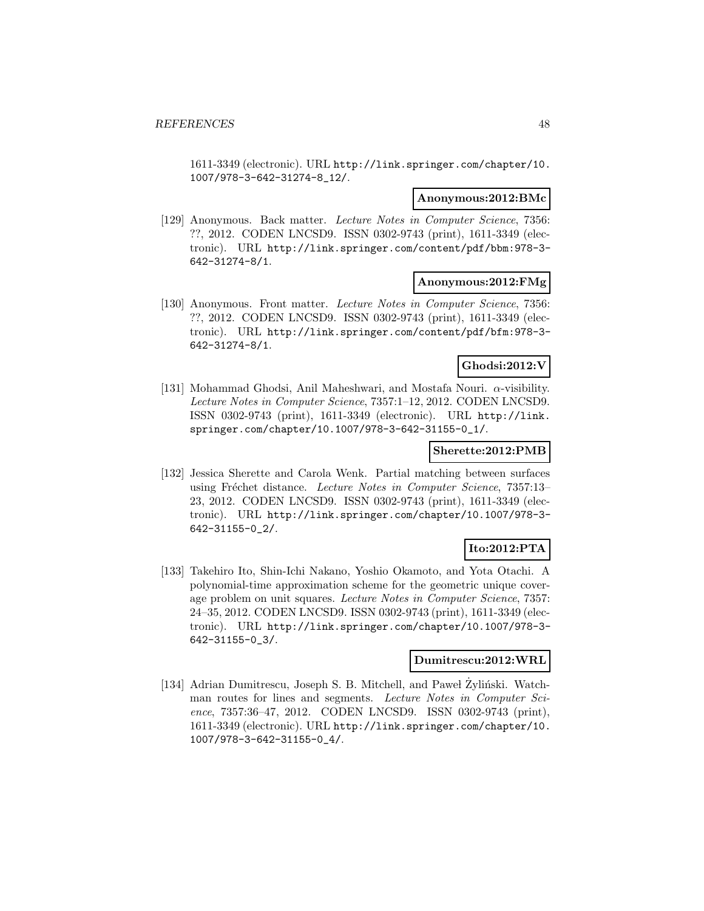1611-3349 (electronic). URL http://link.springer.com/chapter/10.1007/978-3-642-31274-8_12/.

**Anonymous:2012:BMc**

[129] Anonymous. Back matter. *Lecture Notes in Computer Science*, 7356: ??, 2012. CODEN LNCSD9. ISSN 0302-9743 (print), 1611-3349 (electronic). URL http://link.springer.com/content/pdf/bbm:978-3-642-31274-8/1.

**Anonymous:2012:FMg**

[130] Anonymous. Front matter. *Lecture Notes in Computer Science*, 7356: ??, 2012. CODEN LNCSD9. ISSN 0302-9743 (print), 1611-3349 (electronic). URL http://link.springer.com/content/pdf/bfm:978-3-642-31274-8/1.

**Ghodsi:2012:V**

[131] Mohammad Ghodsi, Anil Maheshwari, and Mostafa Nouri. $\alpha$-visibility. *Lecture Notes in Computer Science*, 7357:1–12, 2012. CODEN LNCSD9. ISSN 0302-9743 (print), 1611-3349 (electronic). URL http://link.springer.com/chapter/10.1007/978-3-642-31155-0_1/.

**Sherette:2012:PMB**

[132] Jessica Sherette and Carola Wenk. Partial matching between surfaces using Fréchet distance. *Lecture Notes in Computer Science*, 7357:13–23, 2012. CODEN LNCSD9. ISSN 0302-9743 (print), 1611-3349 (electronic). URL http://link.springer.com/chapter/10.1007/978-3-642-31155-0_2/.

**Ito:2012:PTA**

[133] Takehiro Ito, Shin-Ichi Nakano, Yoshio Okamoto, and Yota Otachi. A polynomial-time approximation scheme for the geometric unique coverage problem on unit squares. *Lecture Notes in Computer Science*, 7357: 24–35, 2012. CODEN LNCSD9. ISSN 0302-9743 (print), 1611-3349 (electronic). URL http://link.springer.com/chapter/10.1007/978-3-642-31155-0_3/.

**Dumitrescu:2012:WRL**

[134] Adrian Dumitrescu, Joseph S. B. Mitchell, and Paweł Żyliński. Watchman routes for lines and segments. *Lecture Notes in Computer Science*, 7357:36–47, 2012. CODEN LNCSD9. ISSN 0302-9743 (print), 1611-3349 (electronic). URL http://link.springer.com/chapter/10.1007/978-3-642-31155-0_4/.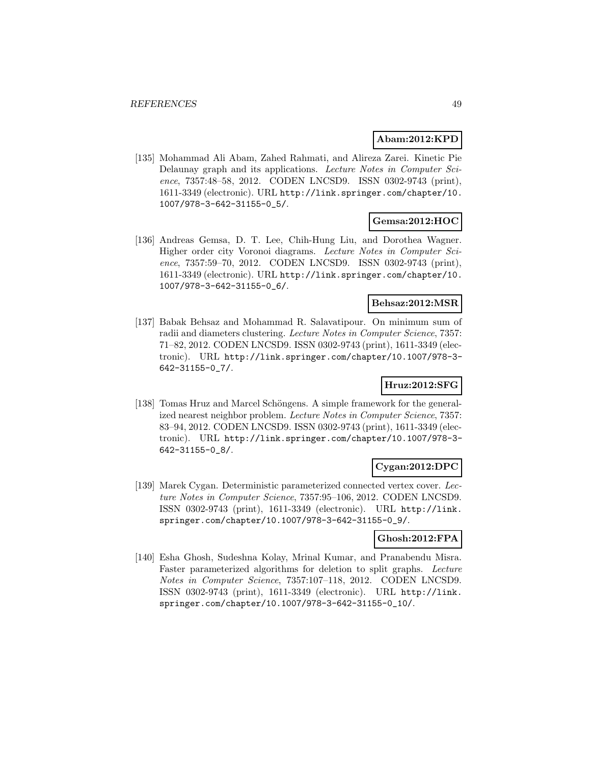**Abam:2012:KPD**

[135] Mohammad Ali Abam, Zahed Rahmati, and Alireza Zarei. Kinetic Pie Delaunay graph and its applications. *Lecture Notes in Computer Science*, 7357:48–58, 2012. CODEN LNCSD9. ISSN 0302-9743 (print), 1611-3349 (electronic). URL http://link.springer.com/chapter/10.1007/978-3-642-31155-0_5/.

**Gemsa:2012:HOC**

[136] Andreas Gemsa, D. T. Lee, Chih-Hung Liu, and Dorothea Wagner. Higher order city Voronoi diagrams. *Lecture Notes in Computer Science*, 7357:59–70, 2012. CODEN LNCSD9. ISSN 0302-9743 (print), 1611-3349 (electronic). URL http://link.springer.com/chapter/10.1007/978-3-642-31155-0_6/.

**Behsaz:2012:MSR**

[137] Babak Behsaz and Mohammad R. Salavatipour. On minimum sum of radii and diameters clustering. *Lecture Notes in Computer Science*, 7357:71–82, 2012. CODEN LNCSD9. ISSN 0302-9743 (print), 1611-3349 (electronic). URL http://link.springer.com/chapter/10.1007/978-3-642-31155-0_7/.

**Hruz:2012:SFG**

[138] Tomas Hruz and Marcel Schöngens. A simple framework for the generalized nearest neighbor problem. *Lecture Notes in Computer Science*, 7357:83–94, 2012. CODEN LNCSD9. ISSN 0302-9743 (print), 1611-3349 (electronic). URL http://link.springer.com/chapter/10.1007/978-3-642-31155-0_8/.

**Cygan:2012:DPC**

[139] Marek Cygan. Deterministic parameterized connected vertex cover. *Lecture Notes in Computer Science*, 7357:95–106, 2012. CODEN LNCSD9. ISSN 0302-9743 (print), 1611-3349 (electronic). URL http://link.springer.com/chapter/10.1007/978-3-642-31155-0_9/.

**Ghosh:2012:FPA**

[140] Esha Ghosh, Sudeshna Kolay, Mrinal Kumar, and Pranabendu Misra. Faster parameterized algorithms for deletion to split graphs. *Lecture Notes in Computer Science*, 7357:107–118, 2012. CODEN LNCSD9. ISSN 0302-9743 (print), 1611-3349 (electronic). URL http://link.springer.com/chapter/10.1007/978-3-642-31155-0_10/.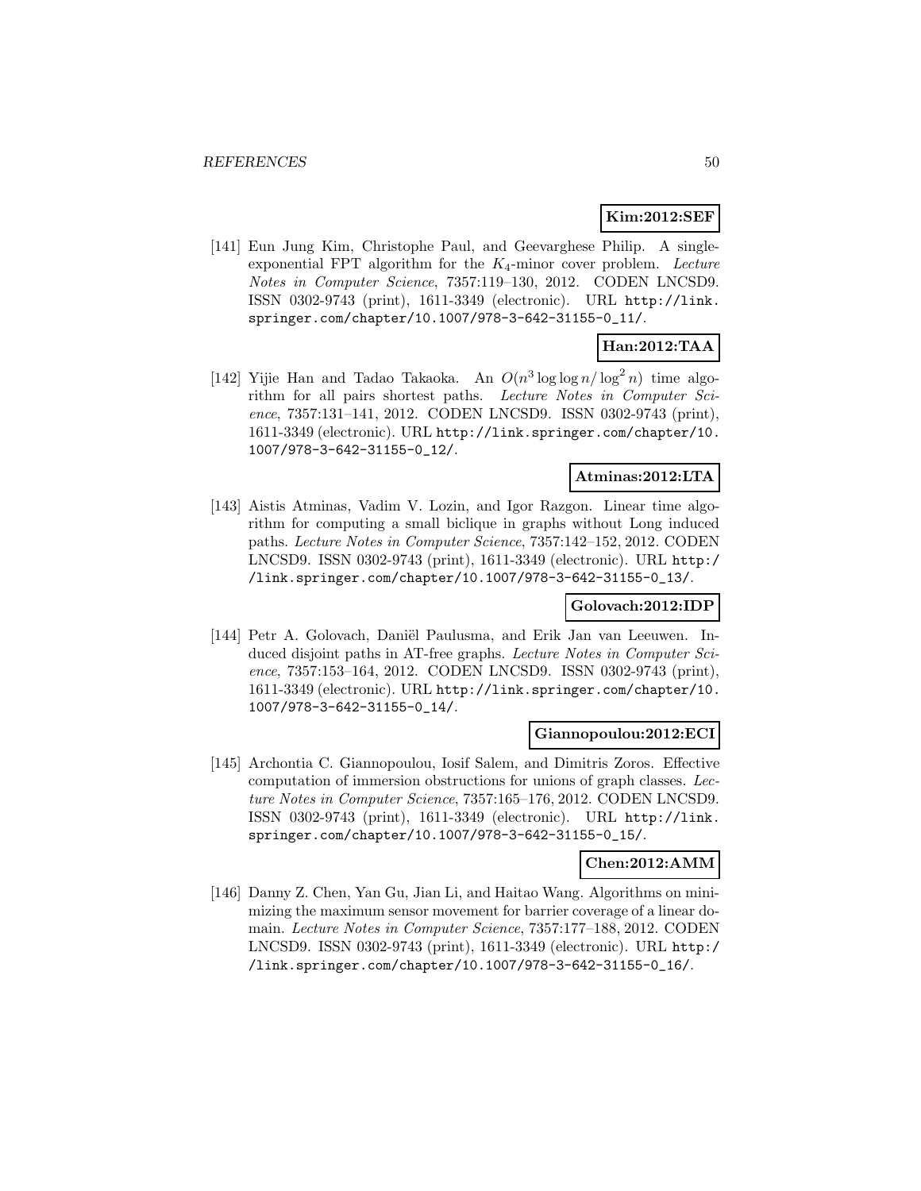**Kim:2012:SEF**

[141] Eun Jung Kim, Christophe Paul, and Geevarghese Philip. A single-exponential FPT algorithm for the $K_4$-minor cover problem. *Lecture Notes in Computer Science*, 7357:119–130, 2012. CODEN LNCSD9. ISSN 0302-9743 (print), 1611-3349 (electronic). URL http://link.springer.com/chapter/10.1007/978-3-642-31155-0_11/.

**Han:2012:TAA**

[142] Yijie Han and Tadao Takaoka. An $O(n^3 \log\log n/\log^2 n)$ time algorithm for all pairs shortest paths. *Lecture Notes in Computer Science*, 7357:131–141, 2012. CODEN LNCSD9. ISSN 0302-9743 (print), 1611-3349 (electronic). URL http://link.springer.com/chapter/10.1007/978-3-642-31155-0_12/.

**Atminas:2012:LTA**

[143] Aistis Atminas, Vadim V. Lozin, and Igor Razgon. Linear time algorithm for computing a small biclique in graphs without Long induced paths. *Lecture Notes in Computer Science*, 7357:142–152, 2012. CODEN LNCSD9. ISSN 0302-9743 (print), 1611-3349 (electronic). URL http://link.springer.com/chapter/10.1007/978-3-642-31155-0_13/.

**Golovach:2012:IDP**

[144] Petr A. Golovach, Daniël Paulusma, and Erik Jan van Leeuwen. Induced disjoint paths in AT-free graphs. *Lecture Notes in Computer Science*, 7357:153–164, 2012. CODEN LNCSD9. ISSN 0302-9743 (print), 1611-3349 (electronic). URL http://link.springer.com/chapter/10.1007/978-3-642-31155-0_14/.

**Giannopoulou:2012:ECI**

[145] Archontia C. Giannopoulou, Iosif Salem, and Dimitris Zoros. Effective computation of immersion obstructions for unions of graph classes. *Lecture Notes in Computer Science*, 7357:165–176, 2012. CODEN LNCSD9. ISSN 0302-9743 (print), 1611-3349 (electronic). URL http://link.springer.com/chapter/10.1007/978-3-642-31155-0_15/.

**Chen:2012:AMM**

[146] Danny Z. Chen, Yan Gu, Jian Li, and Haitao Wang. Algorithms on minimizing the maximum sensor movement for barrier coverage of a linear domain. *Lecture Notes in Computer Science*, 7357:177–188, 2012. CODEN LNCSD9. ISSN 0302-9743 (print), 1611-3349 (electronic). URL http://link.springer.com/chapter/10.1007/978-3-642-31155-0_16/.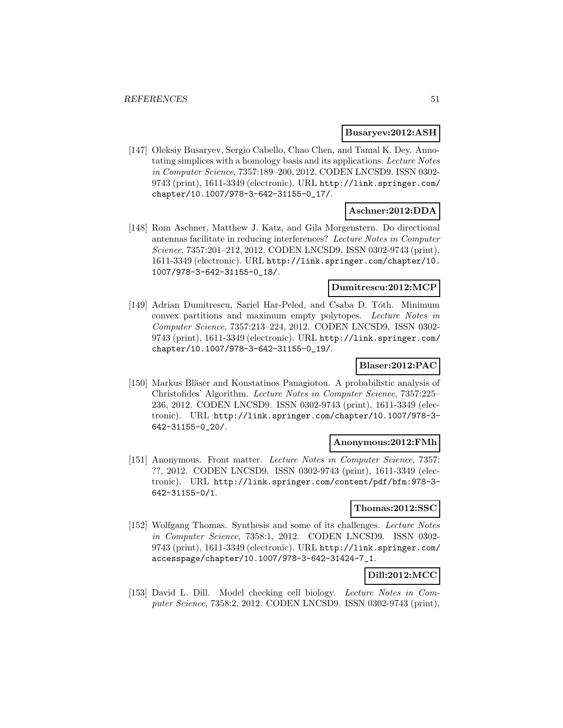**Busaryev:2012:ASH**

[147] Oleksiy Busaryev, Sergio Cabello, Chao Chen, and Tamal K. Dey. Annotating simplices with a homology basis and its applications. *Lecture Notes in Computer Science*, 7357:189–200, 2012. CODEN LNCSD9. ISSN 0302-9743 (print), 1611-3349 (electronic). URL http://link.springer.com/chapter/10.1007/978-3-642-31155-0_17/.

**Aschner:2012:DDA**

[148] Rom Aschner, Matthew J. Katz, and Gila Morgenstern. Do directional antennas facilitate in reducing interferences? *Lecture Notes in Computer Science*, 7357:201–212, 2012. CODEN LNCSD9. ISSN 0302-9743 (print), 1611-3349 (electronic). URL http://link.springer.com/chapter/10.1007/978-3-642-31155-0_18/.

**Dumitrescu:2012:MCP**

[149] Adrian Dumitrescu, Sariel Har-Peled, and Csaba D. Tóth. Minimum convex partitions and maximum empty polytopes. *Lecture Notes in Computer Science*, 7357:213–224, 2012. CODEN LNCSD9. ISSN 0302-9743 (print), 1611-3349 (electronic). URL http://link.springer.com/chapter/10.1007/978-3-642-31155-0_19/.

**Blaser:2012:PAC**

[150] Markus Bläser and Konstatinos Panagiotou. A probabilistic analysis of Christofides' Algorithm. *Lecture Notes in Computer Science*, 7357:225–236, 2012. CODEN LNCSD9. ISSN 0302-9743 (print), 1611-3349 (electronic). URL http://link.springer.com/chapter/10.1007/978-3-642-31155-0_20/.

**Anonymous:2012:FMh**

[151] Anonymous. Front matter. *Lecture Notes in Computer Science*, 7357: ??, 2012. CODEN LNCSD9. ISSN 0302-9743 (print), 1611-3349 (electronic). URL http://link.springer.com/content/pdf/bfm:978-3-642-31155-0/1.

**Thomas:2012:SSC**

[152] Wolfgang Thomas. Synthesis and some of its challenges. *Lecture Notes in Computer Science*, 7358:1, 2012. CODEN LNCSD9. ISSN 0302-9743 (print), 1611-3349 (electronic). URL http://link.springer.com/accesspage/chapter/10.1007/978-3-642-31424-7_1.

**Dill:2012:MCC**

[153] David L. Dill. Model checking cell biology. *Lecture Notes in Computer Science*, 7358:2, 2012. CODEN LNCSD9. ISSN 0302-9743 (print),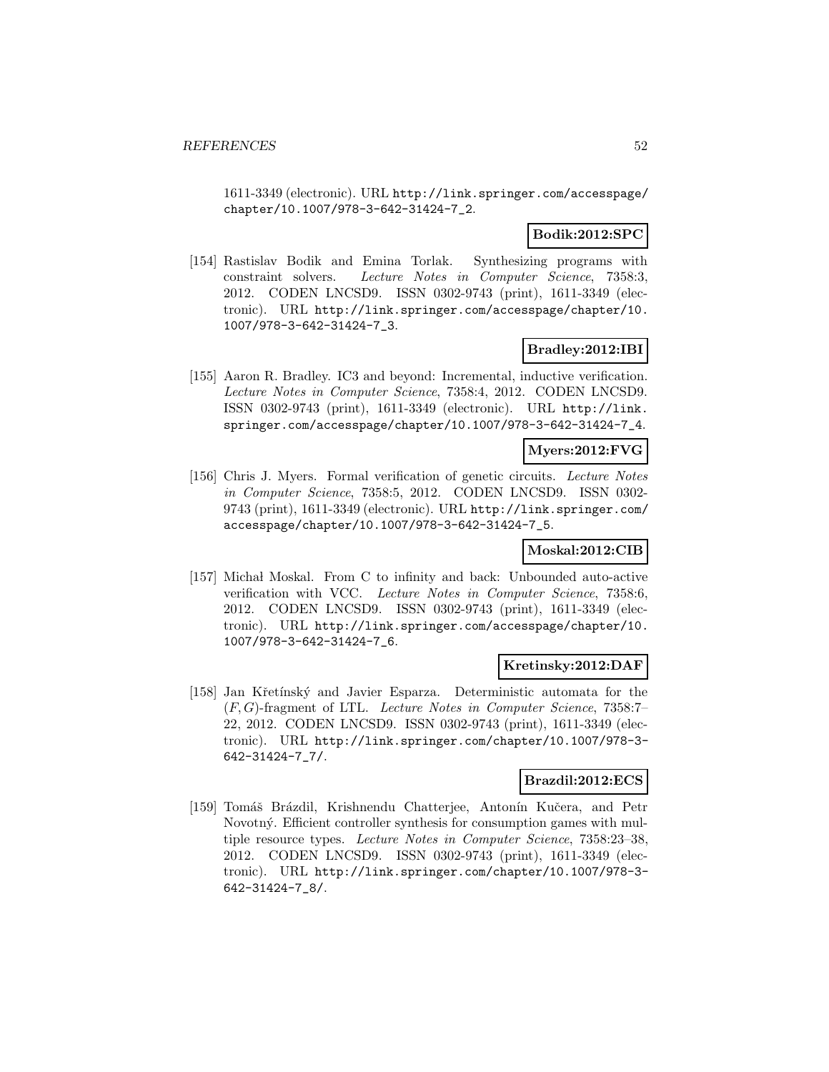1611-3349 (electronic). URL http://link.springer.com/accesspage/chapter/10.1007/978-3-642-31424-7_2.

**Bodik:2012:SPC**

[154] Rastislav Bodik and Emina Torlak. Synthesizing programs with constraint solvers. *Lecture Notes in Computer Science*, 7358:3, 2012. CODEN LNCSD9. ISSN 0302-9743 (print), 1611-3349 (electronic). URL http://link.springer.com/accesspage/chapter/10.1007/978-3-642-31424-7_3.

**Bradley:2012:IBI**

[155] Aaron R. Bradley. IC3 and beyond: Incremental, inductive verification. *Lecture Notes in Computer Science*, 7358:4, 2012. CODEN LNCSD9. ISSN 0302-9743 (print), 1611-3349 (electronic). URL http://link.springer.com/accesspage/chapter/10.1007/978-3-642-31424-7_4.

**Myers:2012:FVG**

[156] Chris J. Myers. Formal verification of genetic circuits. *Lecture Notes in Computer Science*, 7358:5, 2012. CODEN LNCSD9. ISSN 0302-9743 (print), 1611-3349 (electronic). URL http://link.springer.com/accesspage/chapter/10.1007/978-3-642-31424-7_5.

**Moskal:2012:CIB**

[157] Michał Moskal. From C to infinity and back: Unbounded auto-active verification with VCC. *Lecture Notes in Computer Science*, 7358:6, 2012. CODEN LNCSD9. ISSN 0302-9743 (print), 1611-3349 (electronic). URL http://link.springer.com/accesspage/chapter/10.1007/978-3-642-31424-7_6.

**Kretinsky:2012:DAF**

[158] Jan Křetínský and Javier Esparza. Deterministic automata for the $(F, G)$-fragment of LTL. *Lecture Notes in Computer Science*, 7358:7–22, 2012. CODEN LNCSD9. ISSN 0302-9743 (print), 1611-3349 (electronic). URL http://link.springer.com/chapter/10.1007/978-3-642-31424-7_7/.

**Brazdil:2012:ECS**

[159] Tomáš Brázdil, Krishnendu Chatterjee, Antonín Kučera, and Petr Novotný. Efficient controller synthesis for consumption games with multiple resource types. *Lecture Notes in Computer Science*, 7358:23–38, 2012. CODEN LNCSD9. ISSN 0302-9743 (print), 1611-3349 (electronic). URL http://link.springer.com/chapter/10.1007/978-3-642-31424-7_8/.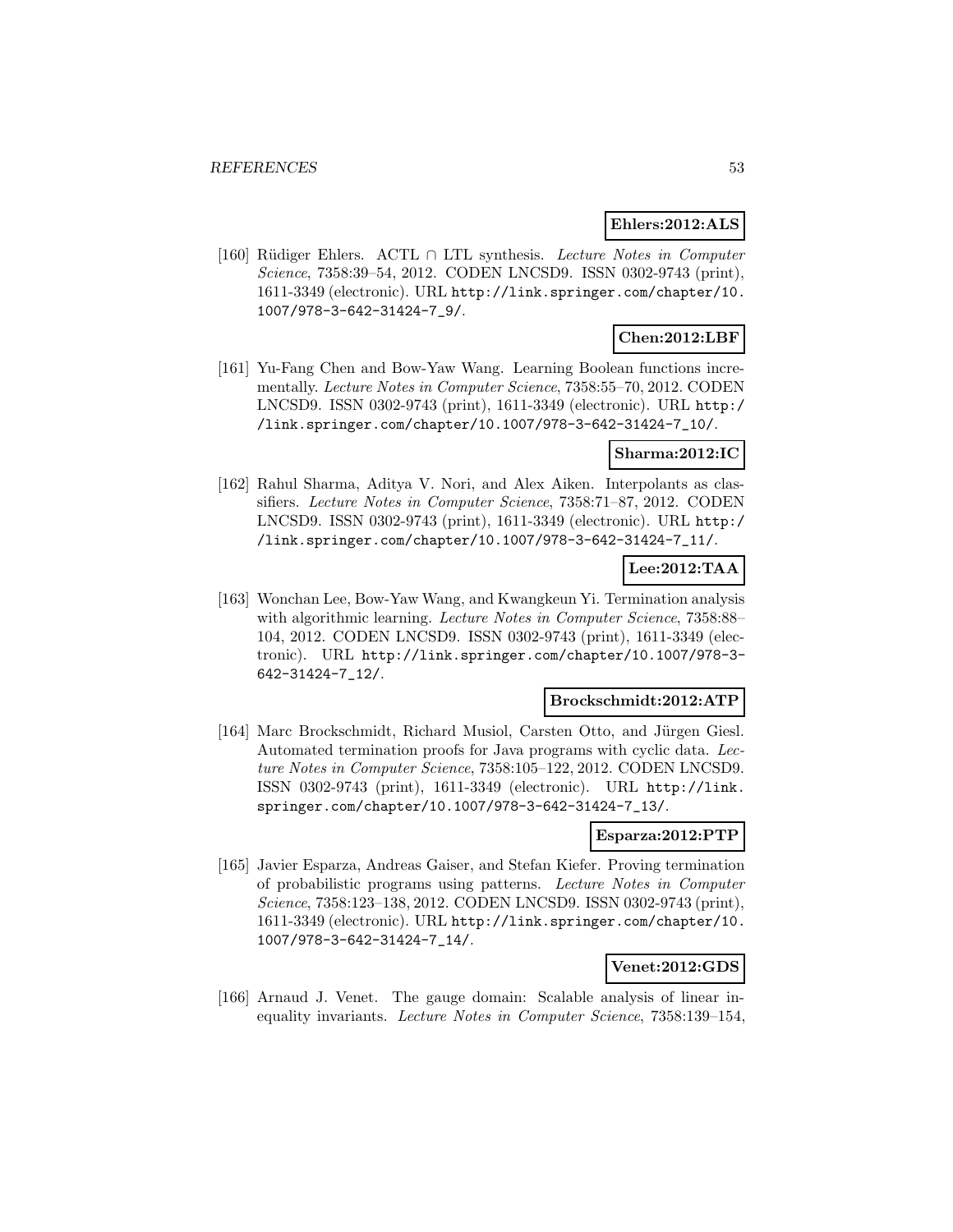**Ehlers:2012:ALS**

[160] Rüdiger Ehlers. ACTL ∩ LTL synthesis. *Lecture Notes in Computer Science*, 7358:39–54, 2012. CODEN LNCSD9. ISSN 0302-9743 (print), 1611-3349 (electronic). URL http://link.springer.com/chapter/10.1007/978-3-642-31424-7_9/.

**Chen:2012:LBF**

[161] Yu-Fang Chen and Bow-Yaw Wang. Learning Boolean functions incrementally. *Lecture Notes in Computer Science*, 7358:55–70, 2012. CODEN LNCSD9. ISSN 0302-9743 (print), 1611-3349 (electronic). URL http://link.springer.com/chapter/10.1007/978-3-642-31424-7_10/.

**Sharma:2012:IC**

[162] Rahul Sharma, Aditya V. Nori, and Alex Aiken. Interpolants as classifiers. *Lecture Notes in Computer Science*, 7358:71–87, 2012. CODEN LNCSD9. ISSN 0302-9743 (print), 1611-3349 (electronic). URL http://link.springer.com/chapter/10.1007/978-3-642-31424-7_11/.

**Lee:2012:TAA**

[163] Wonchan Lee, Bow-Yaw Wang, and Kwangkeun Yi. Termination analysis with algorithmic learning. *Lecture Notes in Computer Science*, 7358:88–104, 2012. CODEN LNCSD9. ISSN 0302-9743 (print), 1611-3349 (electronic). URL http://link.springer.com/chapter/10.1007/978-3-642-31424-7_12/.

**Brockschmidt:2012:ATP**

[164] Marc Brockschmidt, Richard Musiol, Carsten Otto, and Jürgen Giesl. Automated termination proofs for Java programs with cyclic data. *Lecture Notes in Computer Science*, 7358:105–122, 2012. CODEN LNCSD9. ISSN 0302-9743 (print), 1611-3349 (electronic). URL http://link.springer.com/chapter/10.1007/978-3-642-31424-7_13/.

**Esparza:2012:PTP**

[165] Javier Esparza, Andreas Gaiser, and Stefan Kiefer. Proving termination of probabilistic programs using patterns. *Lecture Notes in Computer Science*, 7358:123–138, 2012. CODEN LNCSD9. ISSN 0302-9743 (print), 1611-3349 (electronic). URL http://link.springer.com/chapter/10.1007/978-3-642-31424-7_14/.

**Venet:2012:GDS**

[166] Arnaud J. Venet. The gauge domain: Scalable analysis of linear inequality invariants. *Lecture Notes in Computer Science*, 7358:139–154,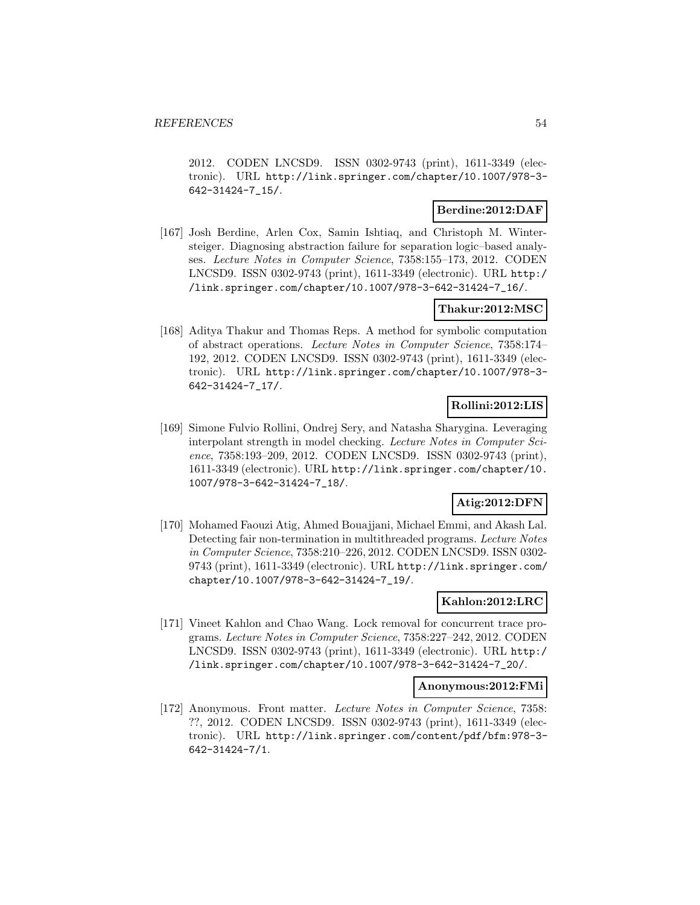2012. CODEN LNCSD9. ISSN 0302-9743 (print), 1611-3349 (electronic). URL http://link.springer.com/chapter/10.1007/978-3-642-31424-7_15/.

**Berdine:2012:DAF**

[167] Josh Berdine, Arlen Cox, Samin Ishtiaq, and Christoph M. Wintersteiger. Diagnosing abstraction failure for separation logic–based analyses. *Lecture Notes in Computer Science*, 7358:155–173, 2012. CODEN LNCSD9. ISSN 0302-9743 (print), 1611-3349 (electronic). URL http://link.springer.com/chapter/10.1007/978-3-642-31424-7_16/.

**Thakur:2012:MSC**

[168] Aditya Thakur and Thomas Reps. A method for symbolic computation of abstract operations. *Lecture Notes in Computer Science*, 7358:174–192, 2012. CODEN LNCSD9. ISSN 0302-9743 (print), 1611-3349 (electronic). URL http://link.springer.com/chapter/10.1007/978-3-642-31424-7_17/.

**Rollini:2012:LIS**

[169] Simone Fulvio Rollini, Ondrej Sery, and Natasha Sharygina. Leveraging interpolant strength in model checking. *Lecture Notes in Computer Science*, 7358:193–209, 2012. CODEN LNCSD9. ISSN 0302-9743 (print), 1611-3349 (electronic). URL http://link.springer.com/chapter/10.1007/978-3-642-31424-7_18/.

**Atig:2012:DFN**

[170] Mohamed Faouzi Atig, Ahmed Bouajjani, Michael Emmi, and Akash Lal. Detecting fair non-termination in multithreaded programs. *Lecture Notes in Computer Science*, 7358:210–226, 2012. CODEN LNCSD9. ISSN 0302-9743 (print), 1611-3349 (electronic). URL http://link.springer.com/chapter/10.1007/978-3-642-31424-7_19/.

**Kahlon:2012:LRC**

[171] Vineet Kahlon and Chao Wang. Lock removal for concurrent trace programs. *Lecture Notes in Computer Science*, 7358:227–242, 2012. CODEN LNCSD9. ISSN 0302-9743 (print), 1611-3349 (electronic). URL http://link.springer.com/chapter/10.1007/978-3-642-31424-7_20/.

**Anonymous:2012:FMi**

[172] Anonymous. Front matter. *Lecture Notes in Computer Science*, 7358: ??, 2012. CODEN LNCSD9. ISSN 0302-9743 (print), 1611-3349 (electronic). URL http://link.springer.com/content/pdf/bfm:978-3-642-31424-7/1.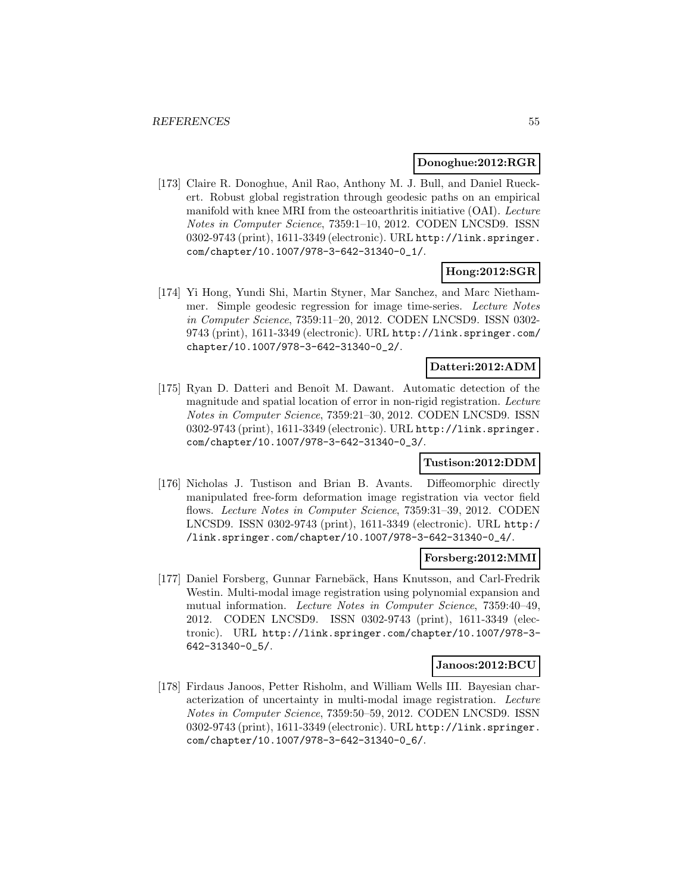**Donoghue:2012:RGR**

[173] Claire R. Donoghue, Anil Rao, Anthony M. J. Bull, and Daniel Rueckert. Robust global registration through geodesic paths on an empirical manifold with knee MRI from the osteoarthritis initiative (OAI). *Lecture Notes in Computer Science*, 7359:1–10, 2012. CODEN LNCSD9. ISSN 0302-9743 (print), 1611-3349 (electronic). URL http://link.springer.com/chapter/10.1007/978-3-642-31340-0_1/.

**Hong:2012:SGR**

[174] Yi Hong, Yundi Shi, Martin Styner, Mar Sanchez, and Marc Niethammer. Simple geodesic regression for image time-series. *Lecture Notes in Computer Science*, 7359:11–20, 2012. CODEN LNCSD9. ISSN 0302-9743 (print), 1611-3349 (electronic). URL http://link.springer.com/chapter/10.1007/978-3-642-31340-0_2/.

**Datteri:2012:ADM**

[175] Ryan D. Datteri and Benoît M. Dawant. Automatic detection of the magnitude and spatial location of error in non-rigid registration. *Lecture Notes in Computer Science*, 7359:21–30, 2012. CODEN LNCSD9. ISSN 0302-9743 (print), 1611-3349 (electronic). URL http://link.springer.com/chapter/10.1007/978-3-642-31340-0_3/.

**Tustison:2012:DDM**

[176] Nicholas J. Tustison and Brian B. Avants. Diffeomorphic directly manipulated free-form deformation image registration via vector field flows. *Lecture Notes in Computer Science*, 7359:31–39, 2012. CODEN LNCSD9. ISSN 0302-9743 (print), 1611-3349 (electronic). URL http://link.springer.com/chapter/10.1007/978-3-642-31340-0_4/.

**Forsberg:2012:MMI**

[177] Daniel Forsberg, Gunnar Farnebäck, Hans Knutsson, and Carl-Fredrik Westin. Multi-modal image registration using polynomial expansion and mutual information. *Lecture Notes in Computer Science*, 7359:40–49, 2012. CODEN LNCSD9. ISSN 0302-9743 (print), 1611-3349 (electronic). URL http://link.springer.com/chapter/10.1007/978-3-642-31340-0_5/.

**Janoos:2012:BCU**

[178] Firdaus Janoos, Petter Risholm, and William Wells III. Bayesian characterization of uncertainty in multi-modal image registration. *Lecture Notes in Computer Science*, 7359:50–59, 2012. CODEN LNCSD9. ISSN 0302-9743 (print), 1611-3349 (electronic). URL http://link.springer.com/chapter/10.1007/978-3-642-31340-0_6/.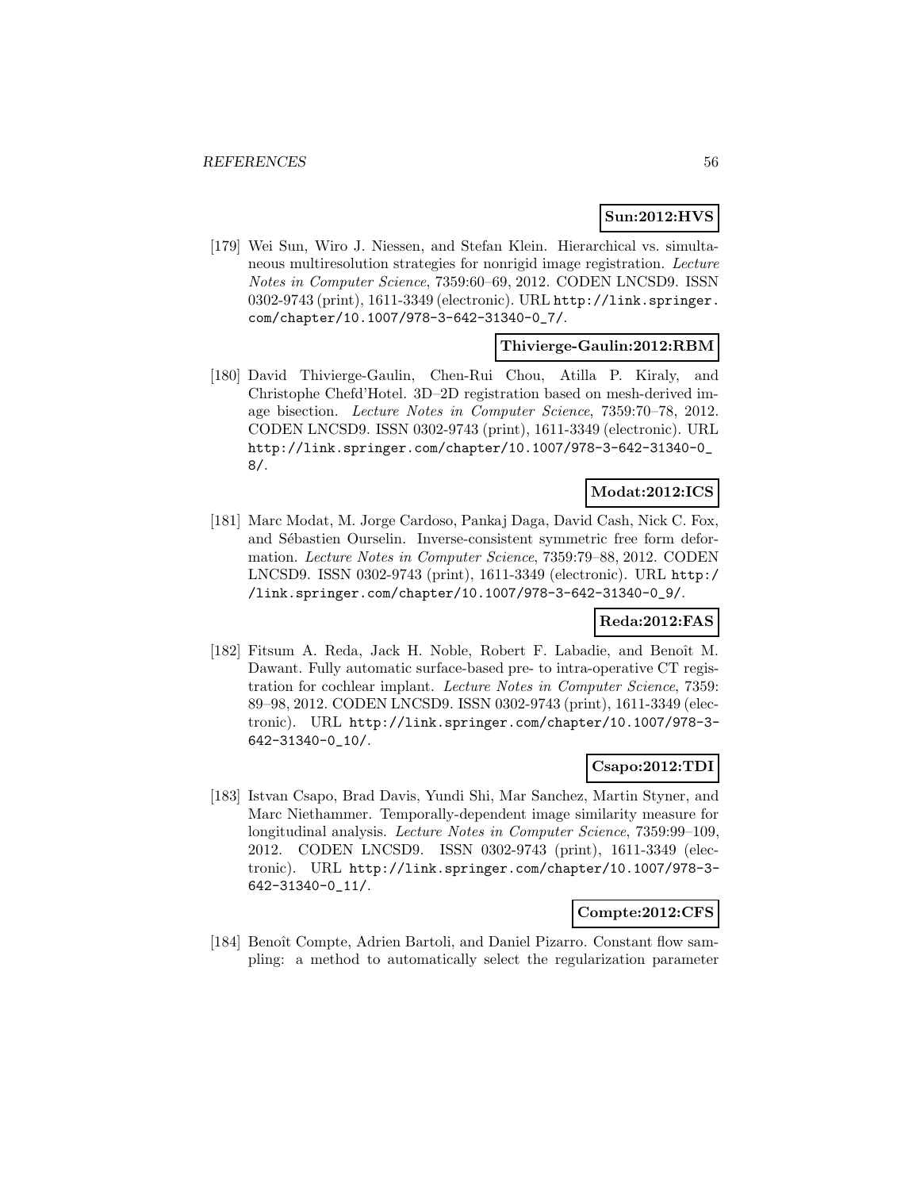**Sun:2012:HVS**

[179] Wei Sun, Wiro J. Niessen, and Stefan Klein. Hierarchical vs. simultaneous multiresolution strategies for nonrigid image registration. *Lecture Notes in Computer Science*, 7359:60–69, 2012. CODEN LNCSD9. ISSN 0302-9743 (print), 1611-3349 (electronic). URL http://link.springer.com/chapter/10.1007/978-3-642-31340-0_7/.

**Thivierge-Gaulin:2012:RBM**

[180] David Thivierge-Gaulin, Chen-Rui Chou, Atilla P. Kiraly, and Christophe Chefd'Hotel. 3D–2D registration based on mesh-derived image bisection. *Lecture Notes in Computer Science*, 7359:70–78, 2012. CODEN LNCSD9. ISSN 0302-9743 (print), 1611-3349 (electronic). URL http://link.springer.com/chapter/10.1007/978-3-642-31340-0_8/.

**Modat:2012:ICS**

[181] Marc Modat, M. Jorge Cardoso, Pankaj Daga, David Cash, Nick C. Fox, and Sébastien Ourselin. Inverse-consistent symmetric free form deformation. *Lecture Notes in Computer Science*, 7359:79–88, 2012. CODEN LNCSD9. ISSN 0302-9743 (print), 1611-3349 (electronic). URL http://link.springer.com/chapter/10.1007/978-3-642-31340-0_9/.

**Reda:2012:FAS**

[182] Fitsum A. Reda, Jack H. Noble, Robert F. Labadie, and Benoît M. Dawant. Fully automatic surface-based pre- to intra-operative CT registration for cochlear implant. *Lecture Notes in Computer Science*, 7359: 89–98, 2012. CODEN LNCSD9. ISSN 0302-9743 (print), 1611-3349 (electronic). URL http://link.springer.com/chapter/10.1007/978-3-642-31340-0_10/.

**Csapo:2012:TDI**

[183] Istvan Csapo, Brad Davis, Yundi Shi, Mar Sanchez, Martin Styner, and Marc Niethammer. Temporally-dependent image similarity measure for longitudinal analysis. *Lecture Notes in Computer Science*, 7359:99–109, 2012. CODEN LNCSD9. ISSN 0302-9743 (print), 1611-3349 (electronic). URL http://link.springer.com/chapter/10.1007/978-3-642-31340-0_11/.

**Compte:2012:CFS**

[184] Benoît Compte, Adrien Bartoli, and Daniel Pizarro. Constant flow sampling: a method to automatically select the regularization parameter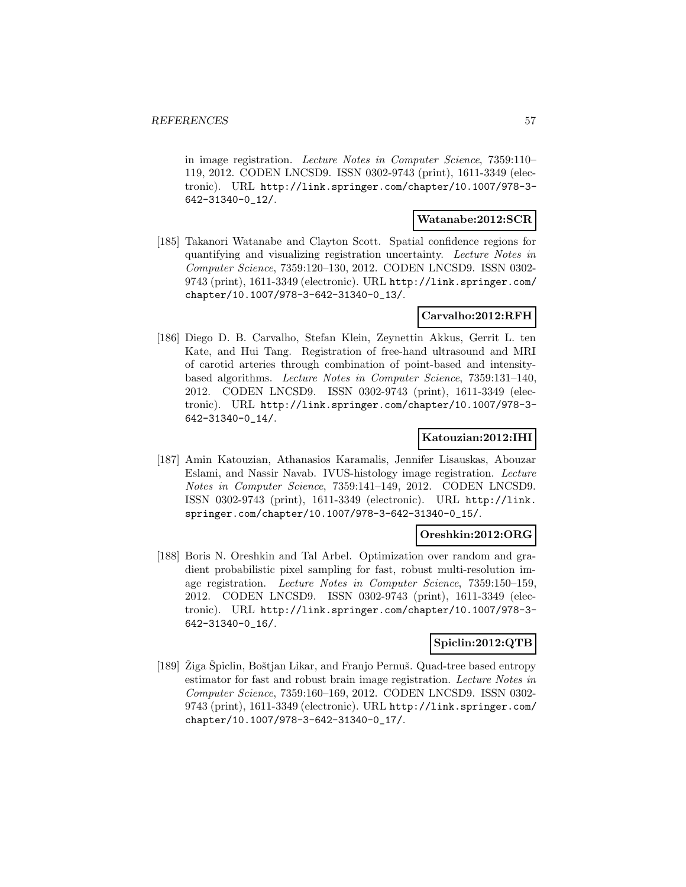in image registration. *Lecture Notes in Computer Science*, 7359:110–119, 2012. CODEN LNCSD9. ISSN 0302-9743 (print), 1611-3349 (electronic). URL http://link.springer.com/chapter/10.1007/978-3-642-31340-0_12/.

**Watanabe:2012:SCR**

[185] Takanori Watanabe and Clayton Scott. Spatial confidence regions for quantifying and visualizing registration uncertainty. *Lecture Notes in Computer Science*, 7359:120–130, 2012. CODEN LNCSD9. ISSN 0302-9743 (print), 1611-3349 (electronic). URL http://link.springer.com/chapter/10.1007/978-3-642-31340-0_13/.

**Carvalho:2012:RFH**

[186] Diego D. B. Carvalho, Stefan Klein, Zeynettin Akkus, Gerrit L. ten Kate, and Hui Tang. Registration of free-hand ultrasound and MRI of carotid arteries through combination of point-based and intensity-based algorithms. *Lecture Notes in Computer Science*, 7359:131–140, 2012. CODEN LNCSD9. ISSN 0302-9743 (print), 1611-3349 (electronic). URL http://link.springer.com/chapter/10.1007/978-3-642-31340-0_14/.

**Katouzian:2012:IHI**

[187] Amin Katouzian, Athanasios Karamalis, Jennifer Lisauskas, Abouzar Eslami, and Nassir Navab. IVUS-histology image registration. *Lecture Notes in Computer Science*, 7359:141–149, 2012. CODEN LNCSD9. ISSN 0302-9743 (print), 1611-3349 (electronic). URL http://link.springer.com/chapter/10.1007/978-3-642-31340-0_15/.

**Oreshkin:2012:ORG**

[188] Boris N. Oreshkin and Tal Arbel. Optimization over random and gradient probabilistic pixel sampling for fast, robust multi-resolution image registration. *Lecture Notes in Computer Science*, 7359:150–159, 2012. CODEN LNCSD9. ISSN 0302-9743 (print), 1611-3349 (electronic). URL http://link.springer.com/chapter/10.1007/978-3-642-31340-0_16/.

**Spiclin:2012:QTB**

[189] Žiga Špiclin, Boštjan Likar, and Franjo Pernuš. Quad-tree based entropy estimator for fast and robust brain image registration. *Lecture Notes in Computer Science*, 7359:160–169, 2012. CODEN LNCSD9. ISSN 0302-9743 (print), 1611-3349 (electronic). URL http://link.springer.com/chapter/10.1007/978-3-642-31340-0_17/.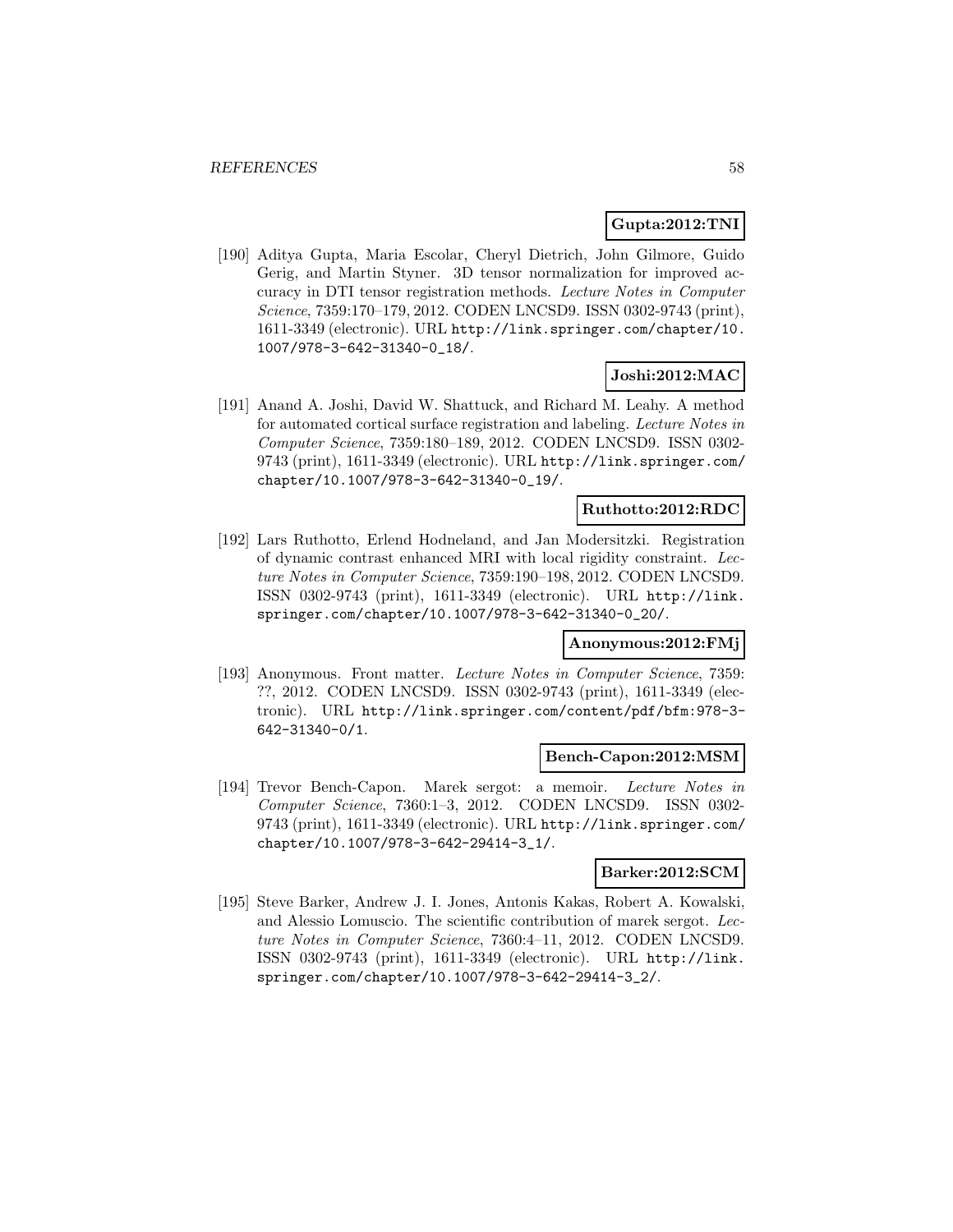**Gupta:2012:TNI**

[190] Aditya Gupta, Maria Escolar, Cheryl Dietrich, John Gilmore, Guido Gerig, and Martin Styner. 3D tensor normalization for improved accuracy in DTI tensor registration methods. *Lecture Notes in Computer Science*, 7359:170–179, 2012. CODEN LNCSD9. ISSN 0302-9743 (print), 1611-3349 (electronic). URL http://link.springer.com/chapter/10.1007/978-3-642-31340-0_18/.

**Joshi:2012:MAC**

[191] Anand A. Joshi, David W. Shattuck, and Richard M. Leahy. A method for automated cortical surface registration and labeling. *Lecture Notes in Computer Science*, 7359:180–189, 2012. CODEN LNCSD9. ISSN 0302-9743 (print), 1611-3349 (electronic). URL http://link.springer.com/chapter/10.1007/978-3-642-31340-0_19/.

**Ruthotto:2012:RDC**

[192] Lars Ruthotto, Erlend Hodneland, and Jan Modersitzki. Registration of dynamic contrast enhanced MRI with local rigidity constraint. *Lecture Notes in Computer Science*, 7359:190–198, 2012. CODEN LNCSD9. ISSN 0302-9743 (print), 1611-3349 (electronic). URL http://link.springer.com/chapter/10.1007/978-3-642-31340-0_20/.

**Anonymous:2012:FMj**

[193] Anonymous. Front matter. *Lecture Notes in Computer Science*, 7359: ??, 2012. CODEN LNCSD9. ISSN 0302-9743 (print), 1611-3349 (electronic). URL http://link.springer.com/content/pdf/bfm:978-3-642-31340-0/1.

**Bench-Capon:2012:MSM**

[194] Trevor Bench-Capon. Marek sergot: a memoir. *Lecture Notes in Computer Science*, 7360:1–3, 2012. CODEN LNCSD9. ISSN 0302-9743 (print), 1611-3349 (electronic). URL http://link.springer.com/chapter/10.1007/978-3-642-29414-3_1/.

**Barker:2012:SCM**

[195] Steve Barker, Andrew J. I. Jones, Antonis Kakas, Robert A. Kowalski, and Alessio Lomuscio. The scientific contribution of marek sergot. *Lecture Notes in Computer Science*, 7360:4–11, 2012. CODEN LNCSD9. ISSN 0302-9743 (print), 1611-3349 (electronic). URL http://link.springer.com/chapter/10.1007/978-3-642-29414-3_2/.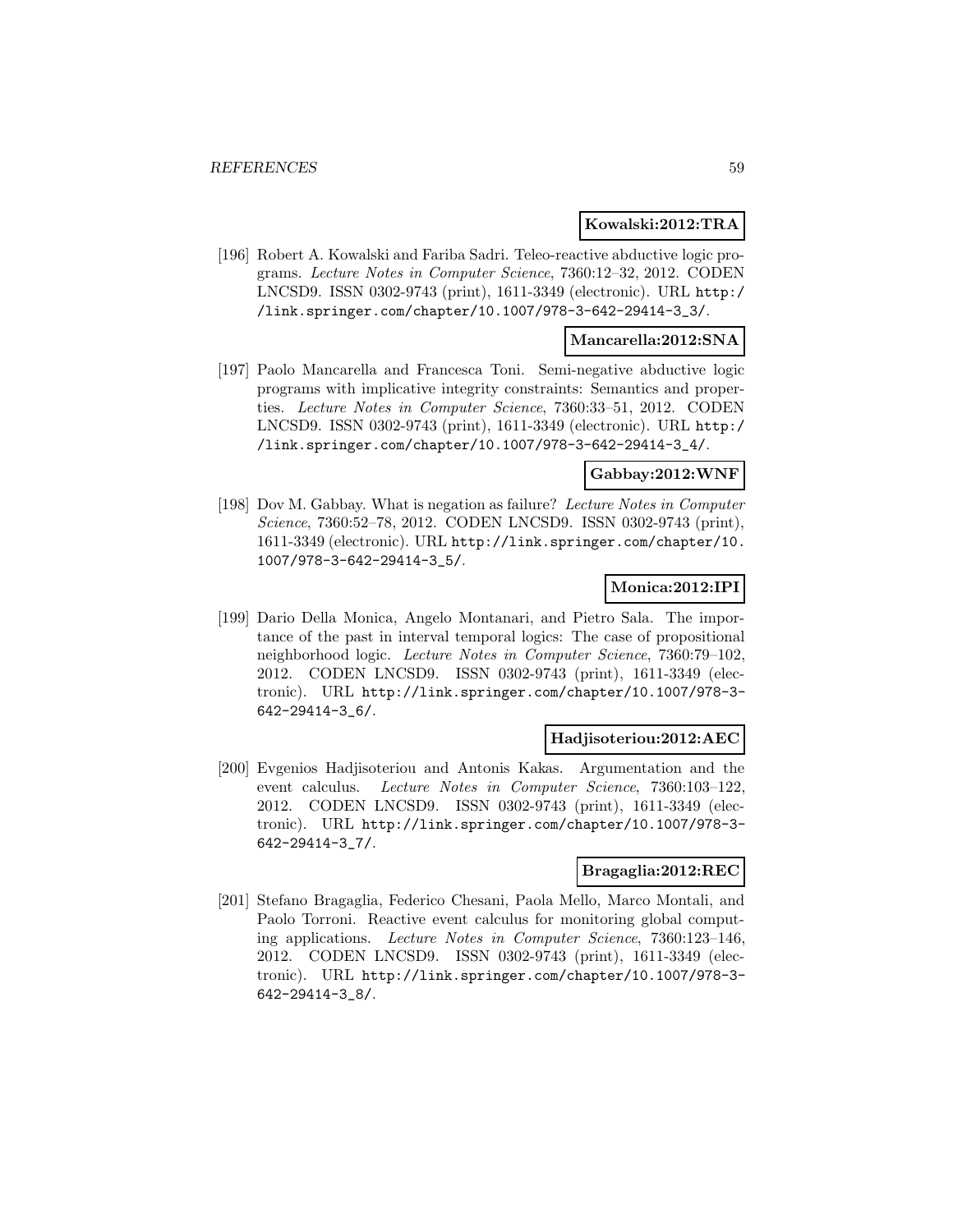**Kowalski:2012:TRA**

[196] Robert A. Kowalski and Fariba Sadri. Teleo-reactive abductive logic programs. *Lecture Notes in Computer Science*, 7360:12–32, 2012. CODEN LNCSD9. ISSN 0302-9743 (print), 1611-3349 (electronic). URL http://link.springer.com/chapter/10.1007/978-3-642-29414-3_3/.

**Mancarella:2012:SNA**

[197] Paolo Mancarella and Francesca Toni. Semi-negative abductive logic programs with implicative integrity constraints: Semantics and properties. *Lecture Notes in Computer Science*, 7360:33–51, 2012. CODEN LNCSD9. ISSN 0302-9743 (print), 1611-3349 (electronic). URL http://link.springer.com/chapter/10.1007/978-3-642-29414-3_4/.

**Gabbay:2012:WNF**

[198] Dov M. Gabbay. What is negation as failure? *Lecture Notes in Computer Science*, 7360:52–78, 2012. CODEN LNCSD9. ISSN 0302-9743 (print), 1611-3349 (electronic). URL http://link.springer.com/chapter/10.1007/978-3-642-29414-3_5/.

**Monica:2012:IPI**

[199] Dario Della Monica, Angelo Montanari, and Pietro Sala. The importance of the past in interval temporal logics: The case of propositional neighborhood logic. *Lecture Notes in Computer Science*, 7360:79–102, 2012. CODEN LNCSD9. ISSN 0302-9743 (print), 1611-3349 (electronic). URL http://link.springer.com/chapter/10.1007/978-3-642-29414-3_6/.

**Hadjisoteriou:2012:AEC**

[200] Evgenios Hadjisoteriou and Antonis Kakas. Argumentation and the event calculus. *Lecture Notes in Computer Science*, 7360:103–122, 2012. CODEN LNCSD9. ISSN 0302-9743 (print), 1611-3349 (electronic). URL http://link.springer.com/chapter/10.1007/978-3-642-29414-3_7/.

**Bragaglia:2012:REC**

[201] Stefano Bragaglia, Federico Chesani, Paola Mello, Marco Montali, and Paolo Torroni. Reactive event calculus for monitoring global computing applications. *Lecture Notes in Computer Science*, 7360:123–146, 2012. CODEN LNCSD9. ISSN 0302-9743 (print), 1611-3349 (electronic). URL http://link.springer.com/chapter/10.1007/978-3-642-29414-3_8/.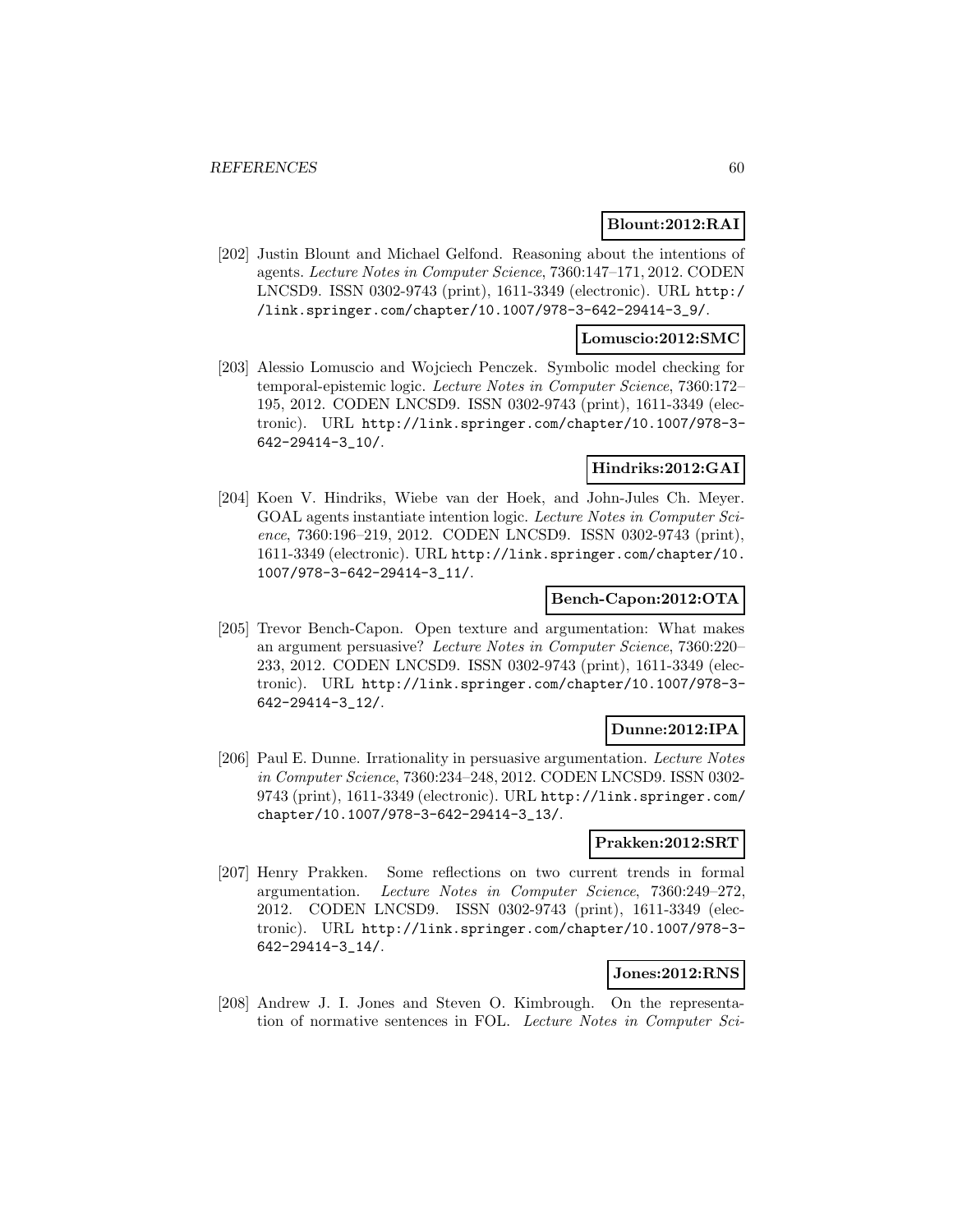**Blount:2012:RAI**

[202] Justin Blount and Michael Gelfond. Reasoning about the intentions of agents. *Lecture Notes in Computer Science*, 7360:147–171, 2012. CODEN LNCSD9. ISSN 0302-9743 (print), 1611-3349 (electronic). URL http://link.springer.com/chapter/10.1007/978-3-642-29414-3_9/.

**Lomuscio:2012:SMC**

[203] Alessio Lomuscio and Wojciech Penczek. Symbolic model checking for temporal-epistemic logic. *Lecture Notes in Computer Science*, 7360:172–195, 2012. CODEN LNCSD9. ISSN 0302-9743 (print), 1611-3349 (electronic). URL http://link.springer.com/chapter/10.1007/978-3-642-29414-3_10/.

**Hindriks:2012:GAI**

[204] Koen V. Hindriks, Wiebe van der Hoek, and John-Jules Ch. Meyer. GOAL agents instantiate intention logic. *Lecture Notes in Computer Science*, 7360:196–219, 2012. CODEN LNCSD9. ISSN 0302-9743 (print), 1611-3349 (electronic). URL http://link.springer.com/chapter/10.1007/978-3-642-29414-3_11/.

**Bench-Capon:2012:OTA**

[205] Trevor Bench-Capon. Open texture and argumentation: What makes an argument persuasive? *Lecture Notes in Computer Science*, 7360:220–233, 2012. CODEN LNCSD9. ISSN 0302-9743 (print), 1611-3349 (electronic). URL http://link.springer.com/chapter/10.1007/978-3-642-29414-3_12/.

**Dunne:2012:IPA**

[206] Paul E. Dunne. Irrationality in persuasive argumentation. *Lecture Notes in Computer Science*, 7360:234–248, 2012. CODEN LNCSD9. ISSN 0302-9743 (print), 1611-3349 (electronic). URL http://link.springer.com/chapter/10.1007/978-3-642-29414-3_13/.

**Prakken:2012:SRT**

[207] Henry Prakken. Some reflections on two current trends in formal argumentation. *Lecture Notes in Computer Science*, 7360:249–272, 2012. CODEN LNCSD9. ISSN 0302-9743 (print), 1611-3349 (electronic). URL http://link.springer.com/chapter/10.1007/978-3-642-29414-3_14/.

**Jones:2012:RNS**

[208] Andrew J. I. Jones and Steven O. Kimbrough. On the representation of normative sentences in FOL. *Lecture Notes in Computer Sci-*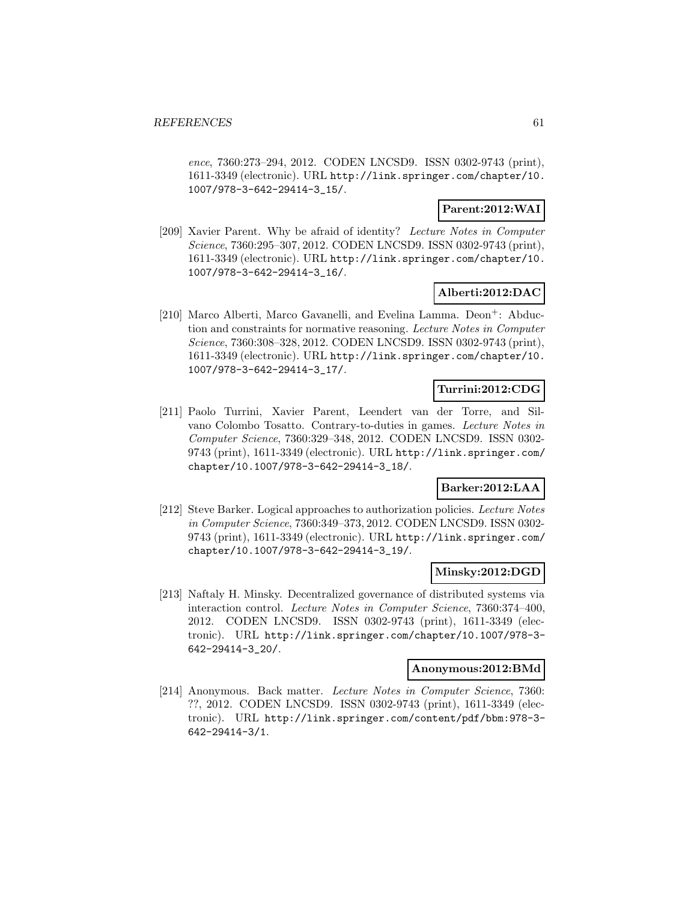ence, 7360:273–294, 2012. CODEN LNCSD9. ISSN 0302-9743 (print), 1611-3349 (electronic). URL http://link.springer.com/chapter/10.1007/978-3-642-29414-3_15/.

**Parent:2012:WAI**

[209] Xavier Parent. Why be afraid of identity? *Lecture Notes in Computer Science*, 7360:295–307, 2012. CODEN LNCSD9. ISSN 0302-9743 (print), 1611-3349 (electronic). URL http://link.springer.com/chapter/10.1007/978-3-642-29414-3_16/.

**Alberti:2012:DAC**

[210] Marco Alberti, Marco Gavanelli, and Evelina Lamma. Deon$^{+}$: Abduction and constraints for normative reasoning. *Lecture Notes in Computer Science*, 7360:308–328, 2012. CODEN LNCSD9. ISSN 0302-9743 (print), 1611-3349 (electronic). URL http://link.springer.com/chapter/10.1007/978-3-642-29414-3_17/.

**Turrini:2012:CDG**

[211] Paolo Turrini, Xavier Parent, Leendert van der Torre, and Silvano Colombo Tosatto. Contrary-to-duties in games. *Lecture Notes in Computer Science*, 7360:329–348, 2012. CODEN LNCSD9. ISSN 0302-9743 (print), 1611-3349 (electronic). URL http://link.springer.com/chapter/10.1007/978-3-642-29414-3_18/.

**Barker:2012:LAA**

[212] Steve Barker. Logical approaches to authorization policies. *Lecture Notes in Computer Science*, 7360:349–373, 2012. CODEN LNCSD9. ISSN 0302-9743 (print), 1611-3349 (electronic). URL http://link.springer.com/chapter/10.1007/978-3-642-29414-3_19/.

**Minsky:2012:DGD**

[213] Naftaly H. Minsky. Decentralized governance of distributed systems via interaction control. *Lecture Notes in Computer Science*, 7360:374–400, 2012. CODEN LNCSD9. ISSN 0302-9743 (print), 1611-3349 (electronic). URL http://link.springer.com/chapter/10.1007/978-3-642-29414-3_20/.

**Anonymous:2012:BMd**

[214] Anonymous. Back matter. *Lecture Notes in Computer Science*, 7360: ??, 2012. CODEN LNCSD9. ISSN 0302-9743 (print), 1611-3349 (electronic). URL http://link.springer.com/content/pdf/bbm:978-3-642-29414-3/1.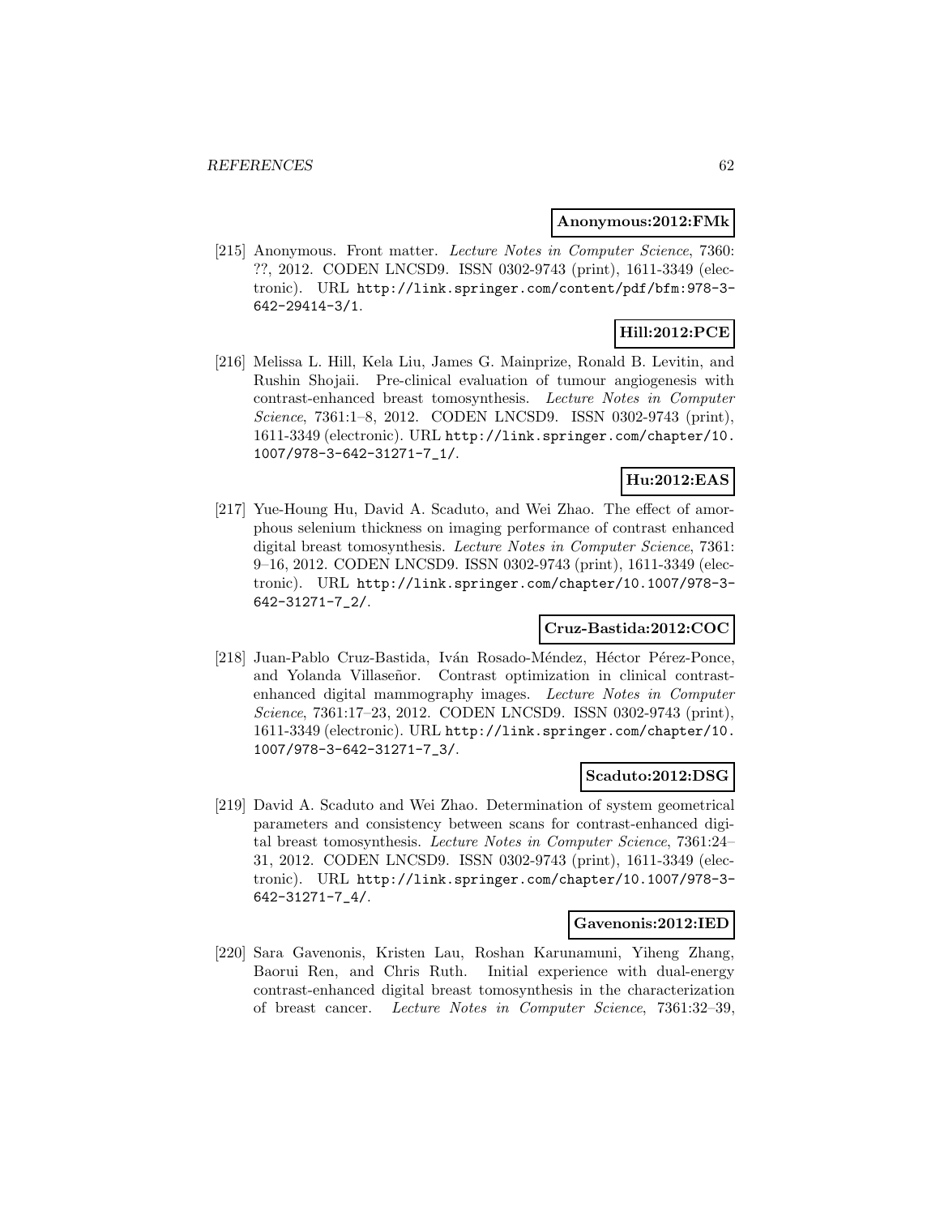**Anonymous:2012:FMk**

[215] Anonymous. Front matter. *Lecture Notes in Computer Science*, 7360: ??, 2012. CODEN LNCSD9. ISSN 0302-9743 (print), 1611-3349 (electronic). URL http://link.springer.com/content/pdf/bfm:978-3-642-29414-3/1.

**Hill:2012:PCE**

[216] Melissa L. Hill, Kela Liu, James G. Mainprize, Ronald B. Levitin, and Rushin Shojaii. Pre-clinical evaluation of tumour angiogenesis with contrast-enhanced breast tomosynthesis. *Lecture Notes in Computer Science*, 7361:1–8, 2012. CODEN LNCSD9. ISSN 0302-9743 (print), 1611-3349 (electronic). URL http://link.springer.com/chapter/10.1007/978-3-642-31271-7_1/.

**Hu:2012:EAS**

[217] Yue-Houng Hu, David A. Scaduto, and Wei Zhao. The effect of amorphous selenium thickness on imaging performance of contrast enhanced digital breast tomosynthesis. *Lecture Notes in Computer Science*, 7361: 9–16, 2012. CODEN LNCSD9. ISSN 0302-9743 (print), 1611-3349 (electronic). URL http://link.springer.com/chapter/10.1007/978-3-642-31271-7_2/.

**Cruz-Bastida:2012:COC**

[218] Juan-Pablo Cruz-Bastida, Iván Rosado-Méndez, Héctor Pérez-Ponce, and Yolanda Villaseñor. Contrast optimization in clinical contrast-enhanced digital mammography images. *Lecture Notes in Computer Science*, 7361:17–23, 2012. CODEN LNCSD9. ISSN 0302-9743 (print), 1611-3349 (electronic). URL http://link.springer.com/chapter/10.1007/978-3-642-31271-7_3/.

**Scaduto:2012:DSG**

[219] David A. Scaduto and Wei Zhao. Determination of system geometrical parameters and consistency between scans for contrast-enhanced digital breast tomosynthesis. *Lecture Notes in Computer Science*, 7361:24–31, 2012. CODEN LNCSD9. ISSN 0302-9743 (print), 1611-3349 (electronic). URL http://link.springer.com/chapter/10.1007/978-3-642-31271-7_4/.

**Gavenonis:2012:IED**

[220] Sara Gavenonis, Kristen Lau, Roshan Karunamuni, Yiheng Zhang, Baorui Ren, and Chris Ruth. Initial experience with dual-energy contrast-enhanced digital breast tomosynthesis in the characterization of breast cancer. *Lecture Notes in Computer Science*, 7361:32–39,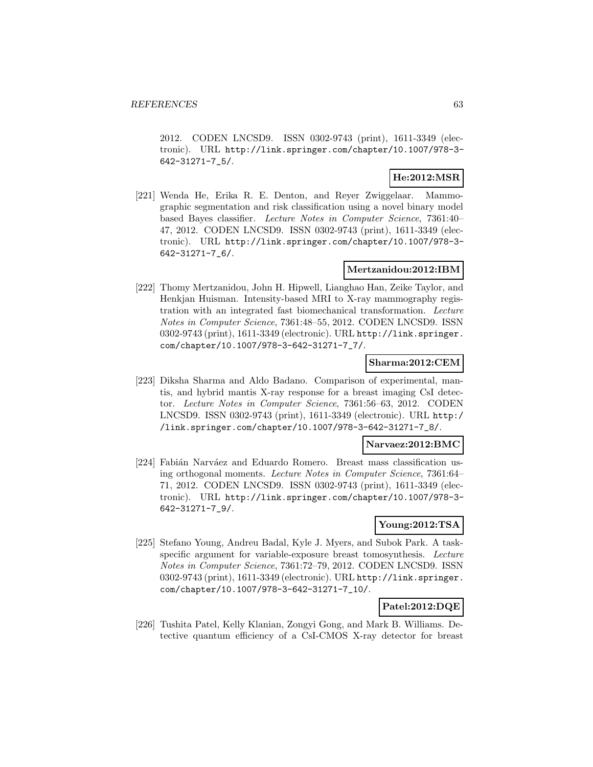2012. CODEN LNCSD9. ISSN 0302-9743 (print), 1611-3349 (electronic). URL http://link.springer.com/chapter/10.1007/978-3-642-31271-7_5/.

**He:2012:MSR**

[221] Wenda He, Erika R. E. Denton, and Reyer Zwiggelaar. Mammographic segmentation and risk classification using a novel binary model based Bayes classifier. *Lecture Notes in Computer Science*, 7361:40–47, 2012. CODEN LNCSD9. ISSN 0302-9743 (print), 1611-3349 (electronic). URL http://link.springer.com/chapter/10.1007/978-3-642-31271-7_6/.

**Mertzanidou:2012:IBM**

[222] Thomy Mertzanidou, John H. Hipwell, Lianghao Han, Zeike Taylor, and Henkjan Huisman. Intensity-based MRI to X-ray mammography registration with an integrated fast biomechanical transformation. *Lecture Notes in Computer Science*, 7361:48–55, 2012. CODEN LNCSD9. ISSN 0302-9743 (print), 1611-3349 (electronic). URL http://link.springer.com/chapter/10.1007/978-3-642-31271-7_7/.

**Sharma:2012:CEM**

[223] Diksha Sharma and Aldo Badano. Comparison of experimental, mantis, and hybrid mantis X-ray response for a breast imaging CsI detector. *Lecture Notes in Computer Science*, 7361:56–63, 2012. CODEN LNCSD9. ISSN 0302-9743 (print), 1611-3349 (electronic). URL http://link.springer.com/chapter/10.1007/978-3-642-31271-7_8/.

**Narvaez:2012:BMC**

[224] Fabián Narváez and Eduardo Romero. Breast mass classification using orthogonal moments. *Lecture Notes in Computer Science*, 7361:64–71, 2012. CODEN LNCSD9. ISSN 0302-9743 (print), 1611-3349 (electronic). URL http://link.springer.com/chapter/10.1007/978-3-642-31271-7_9/.

**Young:2012:TSA**

[225] Stefano Young, Andreu Badal, Kyle J. Myers, and Subok Park. A task-specific argument for variable-exposure breast tomosynthesis. *Lecture Notes in Computer Science*, 7361:72–79, 2012. CODEN LNCSD9. ISSN 0302-9743 (print), 1611-3349 (electronic). URL http://link.springer.com/chapter/10.1007/978-3-642-31271-7_10/.

**Patel:2012:DQE**

[226] Tushita Patel, Kelly Klanian, Zongyi Gong, and Mark B. Williams. Detective quantum efficiency of a CsI-CMOS X-ray detector for breast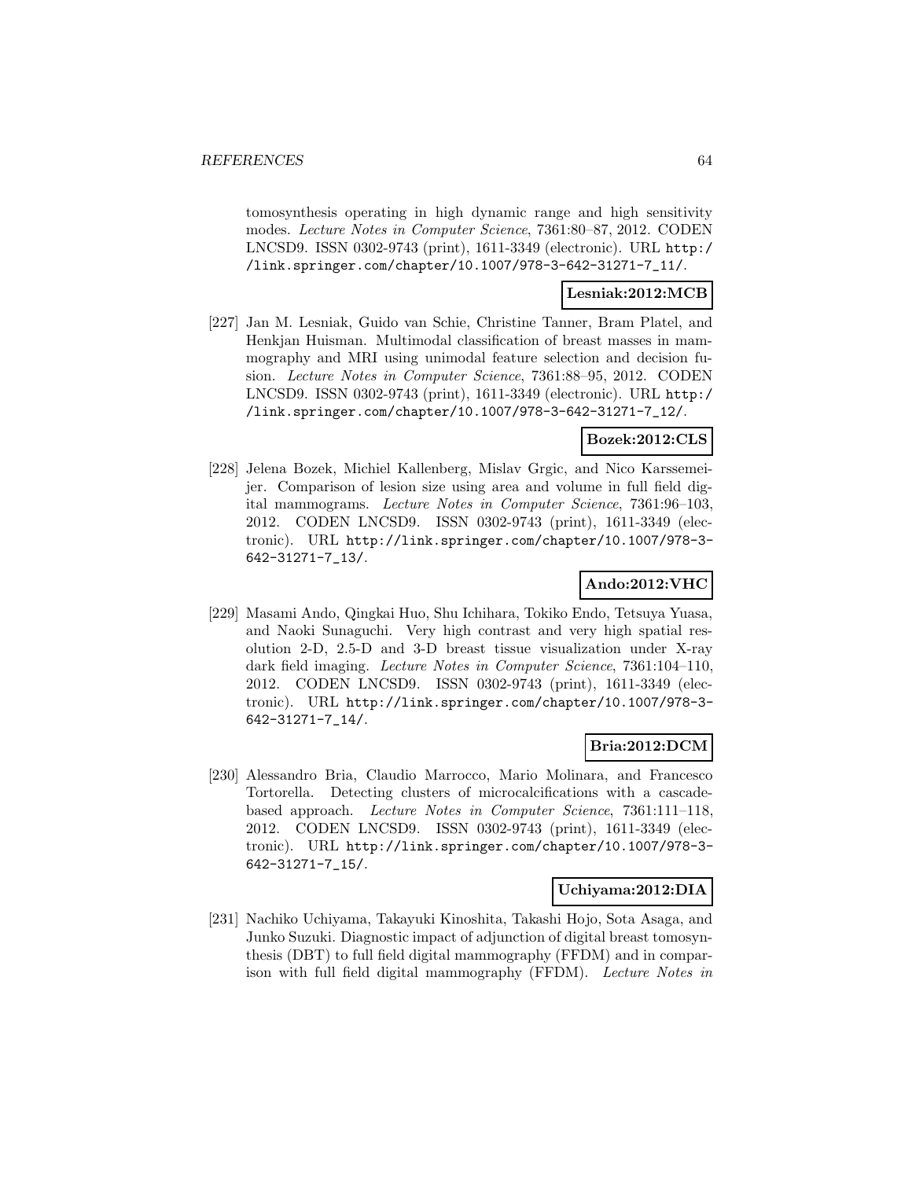tomosynthesis operating in high dynamic range and high sensitivity modes. *Lecture Notes in Computer Science*, 7361:80–87, 2012. CODEN LNCSD9. ISSN 0302-9743 (print), 1611-3349 (electronic). URL http://link.springer.com/chapter/10.1007/978-3-642-31271-7_11/.

**Lesniak:2012:MCB**

[227] Jan M. Lesniak, Guido van Schie, Christine Tanner, Bram Platel, and Henkjan Huisman. Multimodal classification of breast masses in mammography and MRI using unimodal feature selection and decision fusion. *Lecture Notes in Computer Science*, 7361:88–95, 2012. CODEN LNCSD9. ISSN 0302-9743 (print), 1611-3349 (electronic). URL http://link.springer.com/chapter/10.1007/978-3-642-31271-7_12/.

**Bozek:2012:CLS**

[228] Jelena Bozek, Michiel Kallenberg, Mislav Grgic, and Nico Karssemeijer. Comparison of lesion size using area and volume in full field digital mammograms. *Lecture Notes in Computer Science*, 7361:96–103, 2012. CODEN LNCSD9. ISSN 0302-9743 (print), 1611-3349 (electronic). URL http://link.springer.com/chapter/10.1007/978-3-642-31271-7_13/.

**Ando:2012:VHC**

[229] Masami Ando, Qingkai Huo, Shu Ichihara, Tokiko Endo, Tetsuya Yuasa, and Naoki Sunaguchi. Very high contrast and very high spatial resolution 2-D, 2.5-D and 3-D breast tissue visualization under X-ray dark field imaging. *Lecture Notes in Computer Science*, 7361:104–110, 2012. CODEN LNCSD9. ISSN 0302-9743 (print), 1611-3349 (electronic). URL http://link.springer.com/chapter/10.1007/978-3-642-31271-7_14/.

**Bria:2012:DCM**

[230] Alessandro Bria, Claudio Marrocco, Mario Molinara, and Francesco Tortorella. Detecting clusters of microcalcifications with a cascade-based approach. *Lecture Notes in Computer Science*, 7361:111–118, 2012. CODEN LNCSD9. ISSN 0302-9743 (print), 1611-3349 (electronic). URL http://link.springer.com/chapter/10.1007/978-3-642-31271-7_15/.

**Uchiyama:2012:DIA**

[231] Nachiko Uchiyama, Takayuki Kinoshita, Takashi Hojo, Sota Asaga, and Junko Suzuki. Diagnostic impact of adjunction of digital breast tomosynthesis (DBT) to full field digital mammography (FFDM) and in comparison with full field digital mammography (FFDM). *Lecture Notes in*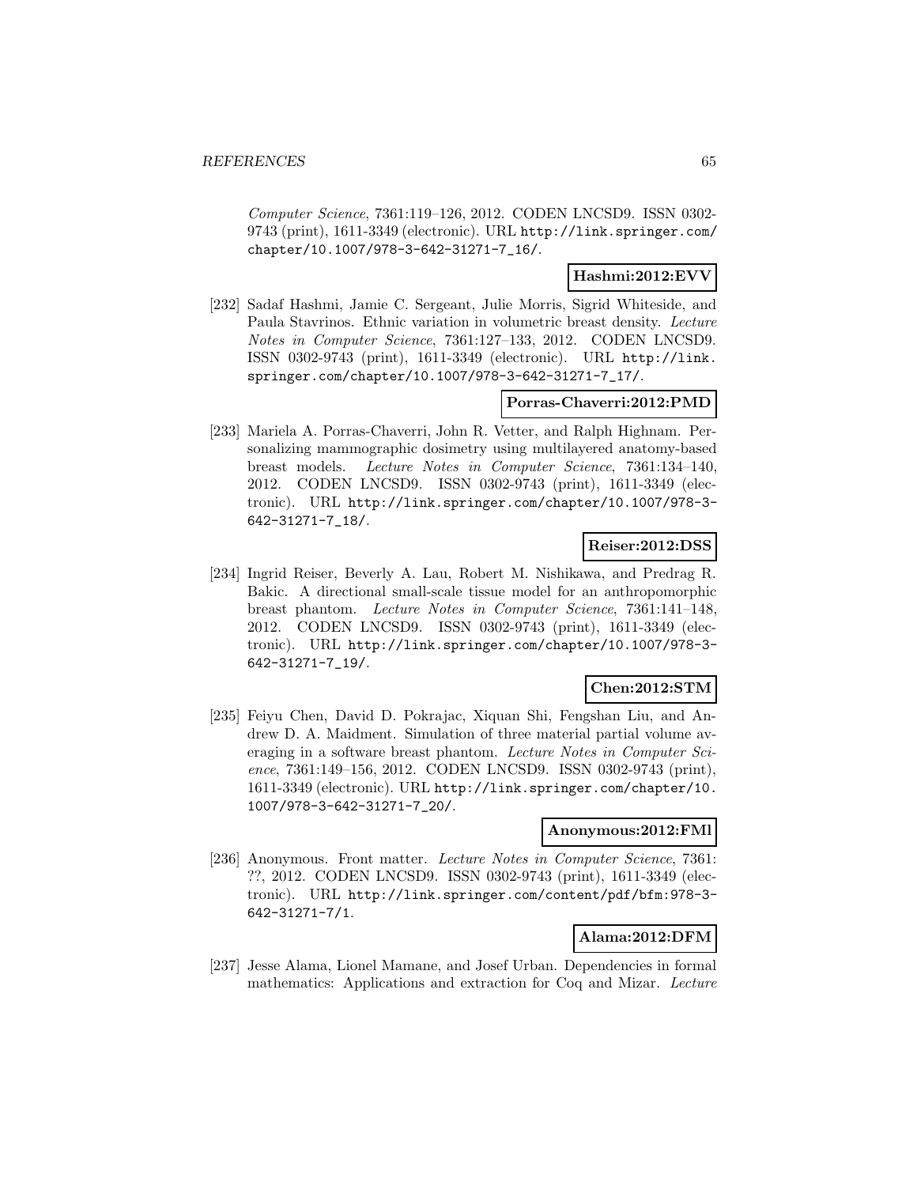*Computer Science*, 7361:119–126, 2012. CODEN LNCSD9. ISSN 0302-9743 (print), 1611-3349 (electronic). URL http://link.springer.com/chapter/10.1007/978-3-642-31271-7_16/.

**Hashmi:2012:EVV**

[232] Sadaf Hashmi, Jamie C. Sergeant, Julie Morris, Sigrid Whiteside, and Paula Stavrinos. Ethnic variation in volumetric breast density. *Lecture Notes in Computer Science*, 7361:127–133, 2012. CODEN LNCSD9. ISSN 0302-9743 (print), 1611-3349 (electronic). URL http://link.springer.com/chapter/10.1007/978-3-642-31271-7_17/.

**Porras-Chaverri:2012:PMD**

[233] Mariela A. Porras-Chaverri, John R. Vetter, and Ralph Highnam. Personalizing mammographic dosimetry using multilayered anatomy-based breast models. *Lecture Notes in Computer Science*, 7361:134–140, 2012. CODEN LNCSD9. ISSN 0302-9743 (print), 1611-3349 (electronic). URL http://link.springer.com/chapter/10.1007/978-3-642-31271-7_18/.

**Reiser:2012:DSS**

[234] Ingrid Reiser, Beverly A. Lau, Robert M. Nishikawa, and Predrag R. Bakic. A directional small-scale tissue model for an anthropomorphic breast phantom. *Lecture Notes in Computer Science*, 7361:141–148, 2012. CODEN LNCSD9. ISSN 0302-9743 (print), 1611-3349 (electronic). URL http://link.springer.com/chapter/10.1007/978-3-642-31271-7_19/.

**Chen:2012:STM**

[235] Feiyu Chen, David D. Pokrajac, Xiquan Shi, Fengshan Liu, and Andrew D. A. Maidment. Simulation of three material partial volume averaging in a software breast phantom. *Lecture Notes in Computer Science*, 7361:149–156, 2012. CODEN LNCSD9. ISSN 0302-9743 (print), 1611-3349 (electronic). URL http://link.springer.com/chapter/10.1007/978-3-642-31271-7_20/.

**Anonymous:2012:FMl**

[236] Anonymous. Front matter. *Lecture Notes in Computer Science*, 7361: ??, 2012. CODEN LNCSD9. ISSN 0302-9743 (print), 1611-3349 (electronic). URL http://link.springer.com/content/pdf/bfm:978-3-642-31271-7/1.

**Alama:2012:DFM**

[237] Jesse Alama, Lionel Mamane, and Josef Urban. Dependencies in formal mathematics: Applications and extraction for Coq and Mizar. *Lecture*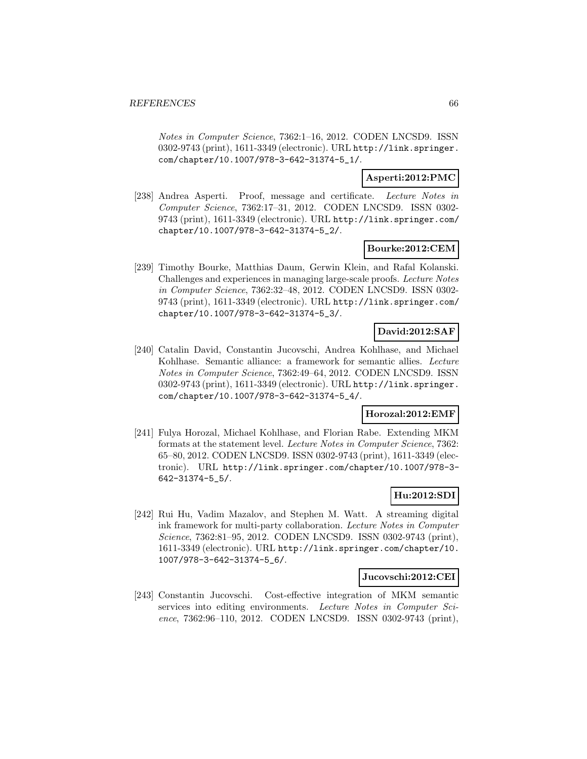*Notes in Computer Science*, 7362:1–16, 2012. CODEN LNCSD9. ISSN 0302-9743 (print), 1611-3349 (electronic). URL http://link.springer.com/chapter/10.1007/978-3-642-31374-5_1/.

**Asperti:2012:PMC**

[238] Andrea Asperti. Proof, message and certificate. *Lecture Notes in Computer Science*, 7362:17–31, 2012. CODEN LNCSD9. ISSN 0302-9743 (print), 1611-3349 (electronic). URL http://link.springer.com/chapter/10.1007/978-3-642-31374-5_2/.

**Bourke:2012:CEM**

[239] Timothy Bourke, Matthias Daum, Gerwin Klein, and Rafal Kolanski. Challenges and experiences in managing large-scale proofs. *Lecture Notes in Computer Science*, 7362:32–48, 2012. CODEN LNCSD9. ISSN 0302-9743 (print), 1611-3349 (electronic). URL http://link.springer.com/chapter/10.1007/978-3-642-31374-5_3/.

**David:2012:SAF**

[240] Catalin David, Constantin Jucovschi, Andrea Kohlhase, and Michael Kohlhase. Semantic alliance: a framework for semantic allies. *Lecture Notes in Computer Science*, 7362:49–64, 2012. CODEN LNCSD9. ISSN 0302-9743 (print), 1611-3349 (electronic). URL http://link.springer.com/chapter/10.1007/978-3-642-31374-5_4/.

**Horozal:2012:EMF**

[241] Fulya Horozal, Michael Kohlhase, and Florian Rabe. Extending MKM formats at the statement level. *Lecture Notes in Computer Science*, 7362: 65–80, 2012. CODEN LNCSD9. ISSN 0302-9743 (print), 1611-3349 (electronic). URL http://link.springer.com/chapter/10.1007/978-3-642-31374-5_5/.

**Hu:2012:SDI**

[242] Rui Hu, Vadim Mazalov, and Stephen M. Watt. A streaming digital ink framework for multi-party collaboration. *Lecture Notes in Computer Science*, 7362:81–95, 2012. CODEN LNCSD9. ISSN 0302-9743 (print), 1611-3349 (electronic). URL http://link.springer.com/chapter/10.1007/978-3-642-31374-5_6/.

**Jucovschi:2012:CEI**

[243] Constantin Jucovschi. Cost-effective integration of MKM semantic services into editing environments. *Lecture Notes in Computer Science*, 7362:96–110, 2012. CODEN LNCSD9. ISSN 0302-9743 (print),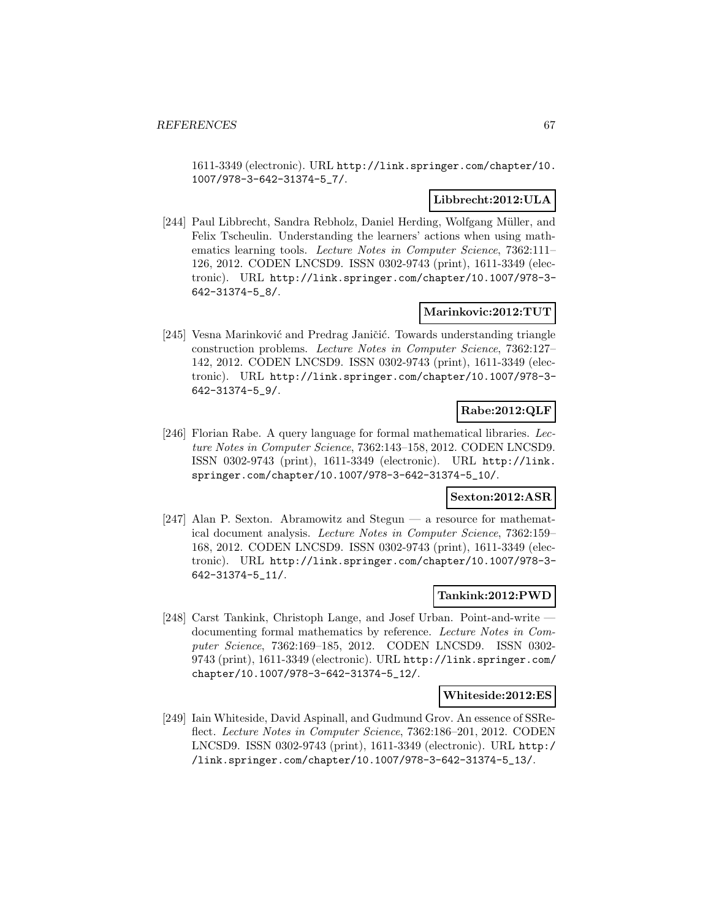1611-3349 (electronic). URL http://link.springer.com/chapter/10.1007/978-3-642-31374-5_7/.

**Libbrecht:2012:ULA**

[244] Paul Libbrecht, Sandra Rebholz, Daniel Herding, Wolfgang Müller, and Felix Tscheulin. Understanding the learners' actions when using mathematics learning tools. *Lecture Notes in Computer Science*, 7362:111–126, 2012. CODEN LNCSD9. ISSN 0302-9743 (print), 1611-3349 (electronic). URL http://link.springer.com/chapter/10.1007/978-3-642-31374-5_8/.

**Marinkovic:2012:TUT**

[245] Vesna Marinković and Predrag Janičić. Towards understanding triangle construction problems. *Lecture Notes in Computer Science*, 7362:127–142, 2012. CODEN LNCSD9. ISSN 0302-9743 (print), 1611-3349 (electronic). URL http://link.springer.com/chapter/10.1007/978-3-642-31374-5_9/.

**Rabe:2012:QLF**

[246] Florian Rabe. A query language for formal mathematical libraries. *Lecture Notes in Computer Science*, 7362:143–158, 2012. CODEN LNCSD9. ISSN 0302-9743 (print), 1611-3349 (electronic). URL http://link.springer.com/chapter/10.1007/978-3-642-31374-5_10/.

**Sexton:2012:ASR**

[247] Alan P. Sexton. Abramowitz and Stegun — a resource for mathematical document analysis. *Lecture Notes in Computer Science*, 7362:159–168, 2012. CODEN LNCSD9. ISSN 0302-9743 (print), 1611-3349 (electronic). URL http://link.springer.com/chapter/10.1007/978-3-642-31374-5_11/.

**Tankink:2012:PWD**

[248] Carst Tankink, Christoph Lange, and Josef Urban. Point-and-write — documenting formal mathematics by reference. *Lecture Notes in Computer Science*, 7362:169–185, 2012. CODEN LNCSD9. ISSN 0302-9743 (print), 1611-3349 (electronic). URL http://link.springer.com/chapter/10.1007/978-3-642-31374-5_12/.

**Whiteside:2012:ES**

[249] Iain Whiteside, David Aspinall, and Gudmund Grov. An essence of SSReflect. *Lecture Notes in Computer Science*, 7362:186–201, 2012. CODEN LNCSD9. ISSN 0302-9743 (print), 1611-3349 (electronic). URL http://link.springer.com/chapter/10.1007/978-3-642-31374-5_13/.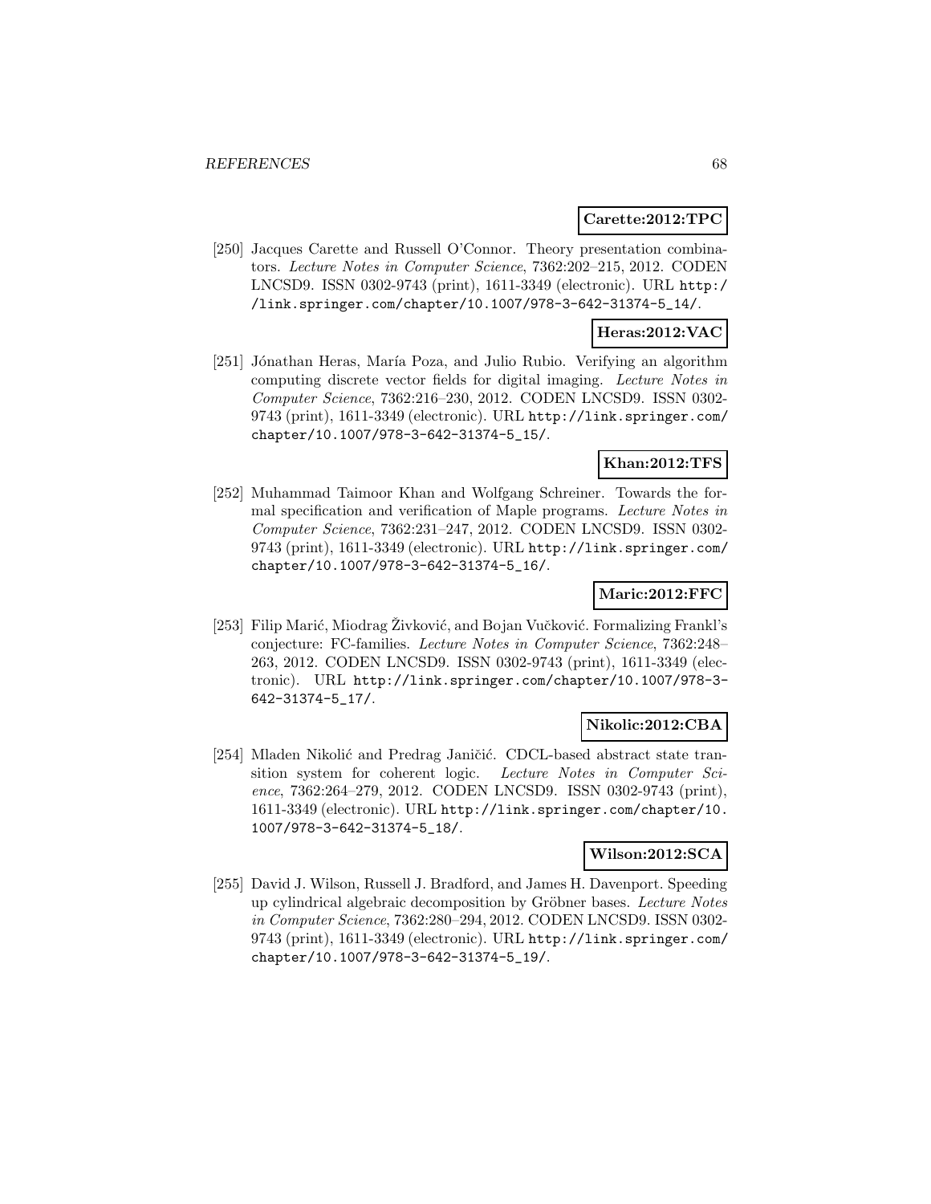**Carette:2012:TPC**

[250] Jacques Carette and Russell O'Connor. Theory presentation combinators. *Lecture Notes in Computer Science*, 7362:202–215, 2012. CODEN LNCSD9. ISSN 0302-9743 (print), 1611-3349 (electronic). URL http://link.springer.com/chapter/10.1007/978-3-642-31374-5_14/.

**Heras:2012:VAC**

[251] Jónathan Heras, María Poza, and Julio Rubio. Verifying an algorithm computing discrete vector fields for digital imaging. *Lecture Notes in Computer Science*, 7362:216–230, 2012. CODEN LNCSD9. ISSN 0302-9743 (print), 1611-3349 (electronic). URL http://link.springer.com/chapter/10.1007/978-3-642-31374-5_15/.

**Khan:2012:TFS**

[252] Muhammad Taimoor Khan and Wolfgang Schreiner. Towards the formal specification and verification of Maple programs. *Lecture Notes in Computer Science*, 7362:231–247, 2012. CODEN LNCSD9. ISSN 0302-9743 (print), 1611-3349 (electronic). URL http://link.springer.com/chapter/10.1007/978-3-642-31374-5_16/.

**Maric:2012:FFC**

[253] Filip Marić, Miodrag Živković, and Bojan Vučković. Formalizing Frankl's conjecture: FC-families. *Lecture Notes in Computer Science*, 7362:248–263, 2012. CODEN LNCSD9. ISSN 0302-9743 (print), 1611-3349 (electronic). URL http://link.springer.com/chapter/10.1007/978-3-642-31374-5_17/.

**Nikolic:2012:CBA**

[254] Mladen Nikolić and Predrag Janičić. CDCL-based abstract state transition system for coherent logic. *Lecture Notes in Computer Science*, 7362:264–279, 2012. CODEN LNCSD9. ISSN 0302-9743 (print), 1611-3349 (electronic). URL http://link.springer.com/chapter/10.1007/978-3-642-31374-5_18/.

**Wilson:2012:SCA**

[255] David J. Wilson, Russell J. Bradford, and James H. Davenport. Speeding up cylindrical algebraic decomposition by Gröbner bases. *Lecture Notes in Computer Science*, 7362:280–294, 2012. CODEN LNCSD9. ISSN 0302-9743 (print), 1611-3349 (electronic). URL http://link.springer.com/chapter/10.1007/978-3-642-31374-5_19/.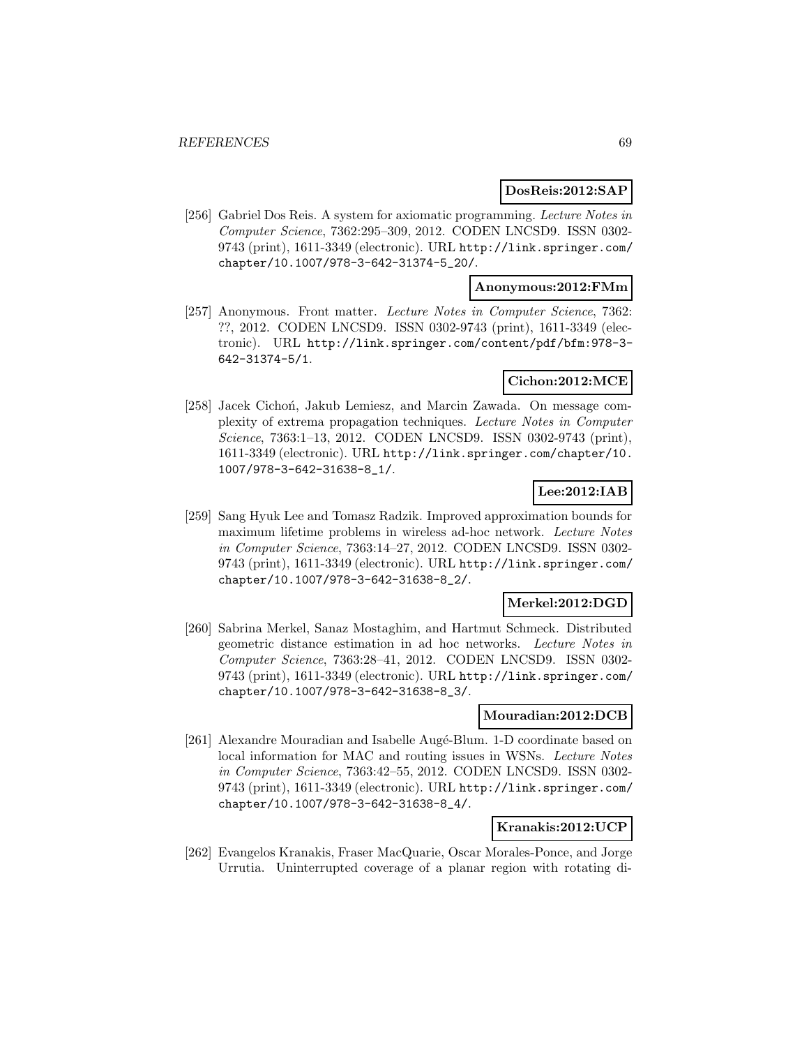**DosReis:2012:SAP**

[256] Gabriel Dos Reis. A system for axiomatic programming. *Lecture Notes in Computer Science*, 7362:295–309, 2012. CODEN LNCSD9. ISSN 0302-9743 (print), 1611-3349 (electronic). URL http://link.springer.com/chapter/10.1007/978-3-642-31374-5_20/.

**Anonymous:2012:FMm**

[257] Anonymous. Front matter. *Lecture Notes in Computer Science*, 7362: ??, 2012. CODEN LNCSD9. ISSN 0302-9743 (print), 1611-3349 (electronic). URL http://link.springer.com/content/pdf/bfm:978-3-642-31374-5/1.

**Cichon:2012:MCE**

[258] Jacek Cichoń, Jakub Lemiesz, and Marcin Zawada. On message complexity of extrema propagation techniques. *Lecture Notes in Computer Science*, 7363:1–13, 2012. CODEN LNCSD9. ISSN 0302-9743 (print), 1611-3349 (electronic). URL http://link.springer.com/chapter/10.1007/978-3-642-31638-8_1/.

**Lee:2012:IAB**

[259] Sang Hyuk Lee and Tomasz Radzik. Improved approximation bounds for maximum lifetime problems in wireless ad-hoc network. *Lecture Notes in Computer Science*, 7363:14–27, 2012. CODEN LNCSD9. ISSN 0302-9743 (print), 1611-3349 (electronic). URL http://link.springer.com/chapter/10.1007/978-3-642-31638-8_2/.

**Merkel:2012:DGD**

[260] Sabrina Merkel, Sanaz Mostaghim, and Hartmut Schmeck. Distributed geometric distance estimation in ad hoc networks. *Lecture Notes in Computer Science*, 7363:28–41, 2012. CODEN LNCSD9. ISSN 0302-9743 (print), 1611-3349 (electronic). URL http://link.springer.com/chapter/10.1007/978-3-642-31638-8_3/.

**Mouradian:2012:DCB**

[261] Alexandre Mouradian and Isabelle Augé-Blum. 1-D coordinate based on local information for MAC and routing issues in WSNs. *Lecture Notes in Computer Science*, 7363:42–55, 2012. CODEN LNCSD9. ISSN 0302-9743 (print), 1611-3349 (electronic). URL http://link.springer.com/chapter/10.1007/978-3-642-31638-8_4/.

**Kranakis:2012:UCP**

[262] Evangelos Kranakis, Fraser MacQuarie, Oscar Morales-Ponce, and Jorge Urrutia. Uninterrupted coverage of a planar region with rotating di-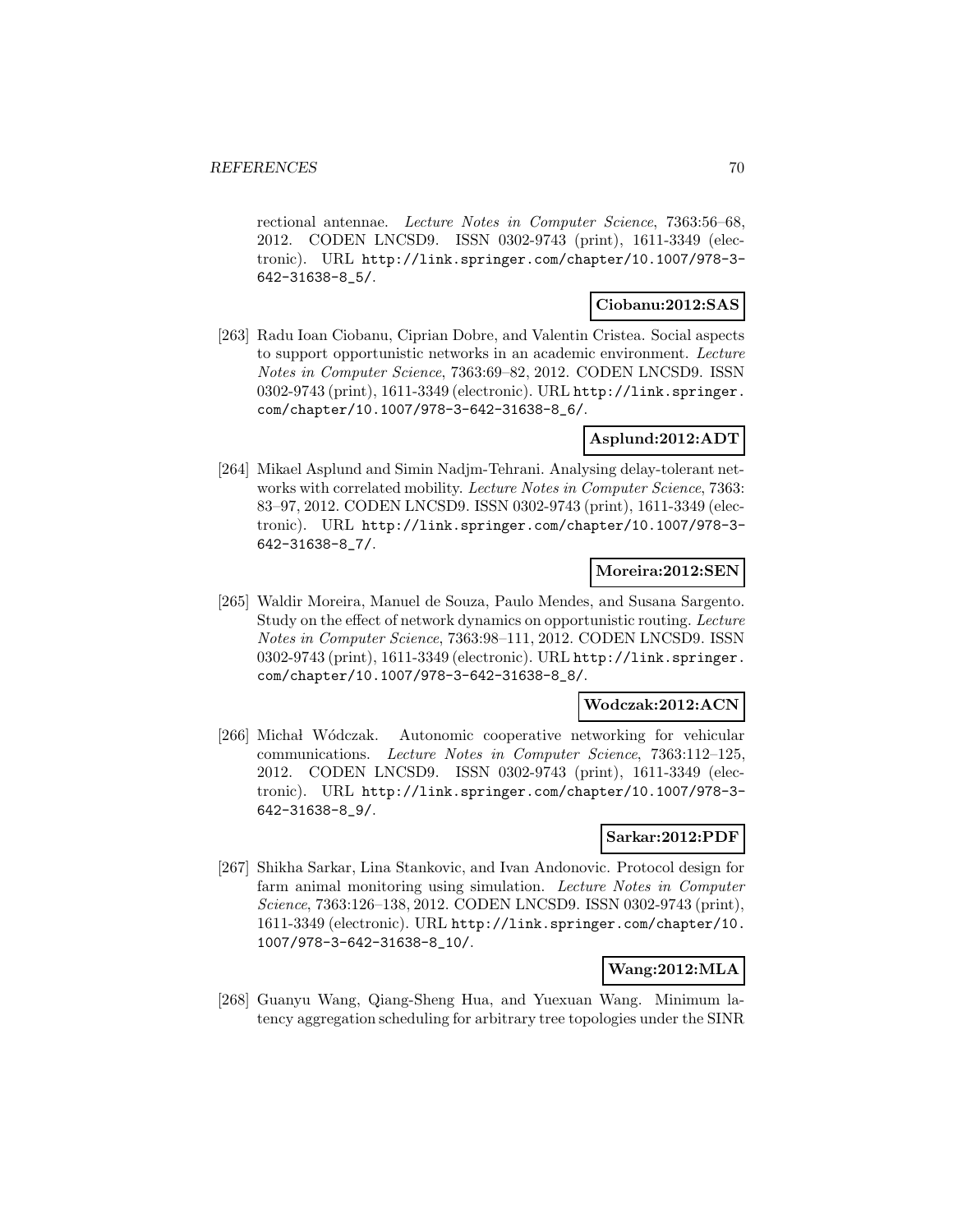rectional antennae. *Lecture Notes in Computer Science*, 7363:56–68, 2012. CODEN LNCSD9. ISSN 0302-9743 (print), 1611-3349 (electronic). URL http://link.springer.com/chapter/10.1007/978-3-642-31638-8_5/.

**Ciobanu:2012:SAS**

[263] Radu Ioan Ciobanu, Ciprian Dobre, and Valentin Cristea. Social aspects to support opportunistic networks in an academic environment. *Lecture Notes in Computer Science*, 7363:69–82, 2012. CODEN LNCSD9. ISSN 0302-9743 (print), 1611-3349 (electronic). URL http://link.springer.com/chapter/10.1007/978-3-642-31638-8_6/.

**Asplund:2012:ADT**

[264] Mikael Asplund and Simin Nadjm-Tehrani. Analysing delay-tolerant networks with correlated mobility. *Lecture Notes in Computer Science*, 7363: 83–97, 2012. CODEN LNCSD9. ISSN 0302-9743 (print), 1611-3349 (electronic). URL http://link.springer.com/chapter/10.1007/978-3-642-31638-8_7/.

**Moreira:2012:SEN**

[265] Waldir Moreira, Manuel de Souza, Paulo Mendes, and Susana Sargento. Study on the effect of network dynamics on opportunistic routing. *Lecture Notes in Computer Science*, 7363:98–111, 2012. CODEN LNCSD9. ISSN 0302-9743 (print), 1611-3349 (electronic). URL http://link.springer.com/chapter/10.1007/978-3-642-31638-8_8/.

**Wodczak:2012:ACN**

[266] Michał Wódczak. Autonomic cooperative networking for vehicular communications. *Lecture Notes in Computer Science*, 7363:112–125, 2012. CODEN LNCSD9. ISSN 0302-9743 (print), 1611-3349 (electronic). URL http://link.springer.com/chapter/10.1007/978-3-642-31638-8_9/.

**Sarkar:2012:PDF**

[267] Shikha Sarkar, Lina Stankovic, and Ivan Andonovic. Protocol design for farm animal monitoring using simulation. *Lecture Notes in Computer Science*, 7363:126–138, 2012. CODEN LNCSD9. ISSN 0302-9743 (print), 1611-3349 (electronic). URL http://link.springer.com/chapter/10.1007/978-3-642-31638-8_10/.

**Wang:2012:MLA**

[268] Guanyu Wang, Qiang-Sheng Hua, and Yuexuan Wang. Minimum latency aggregation scheduling for arbitrary tree topologies under the SINR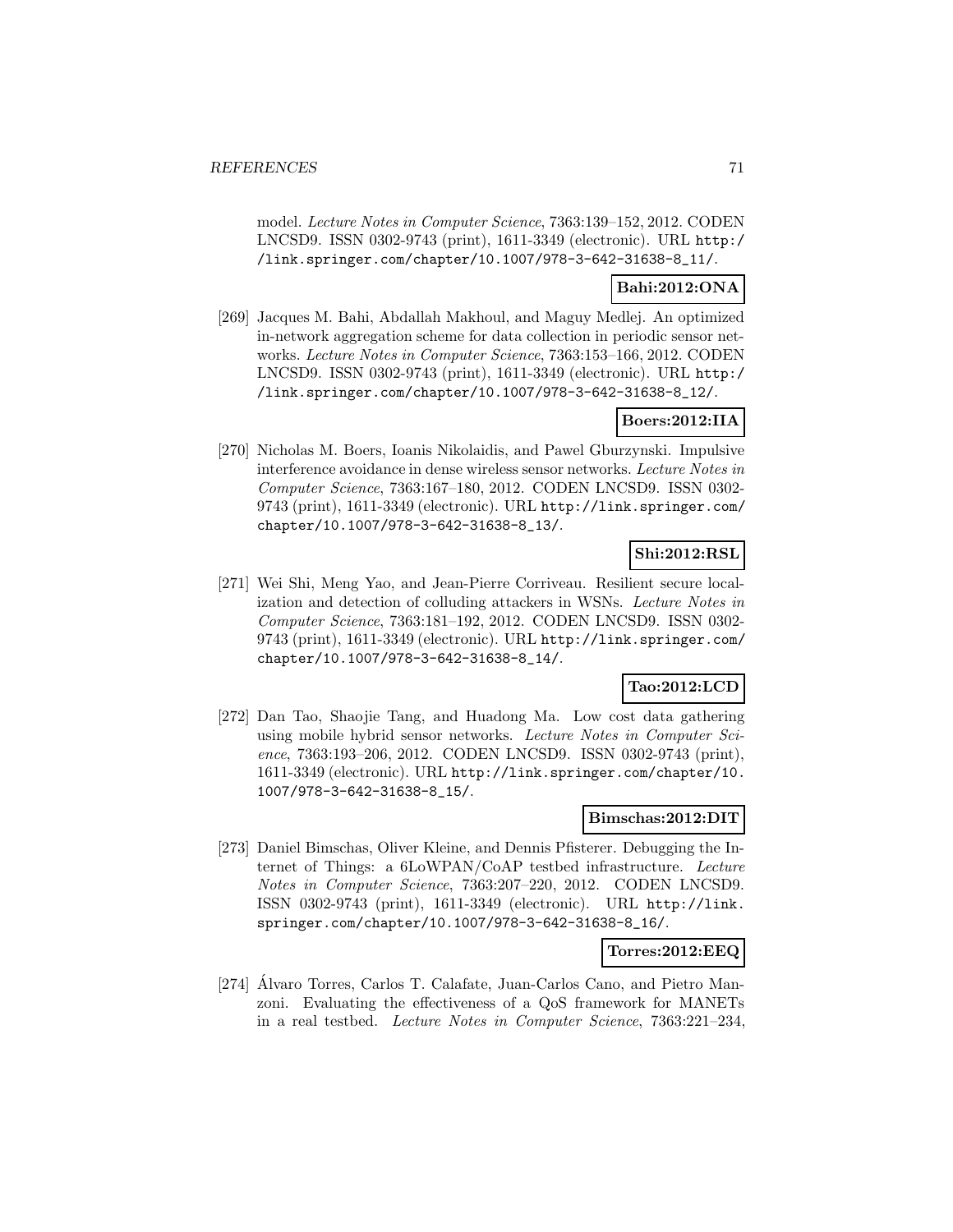model. *Lecture Notes in Computer Science*, 7363:139–152, 2012. CODEN LNCSD9. ISSN 0302-9743 (print), 1611-3349 (electronic). URL http://link.springer.com/chapter/10.1007/978-3-642-31638-8_11/.

**Bahi:2012:ONA**

[269] Jacques M. Bahi, Abdallah Makhoul, and Maguy Medlej. An optimized in-network aggregation scheme for data collection in periodic sensor networks. *Lecture Notes in Computer Science*, 7363:153–166, 2012. CODEN LNCSD9. ISSN 0302-9743 (print), 1611-3349 (electronic). URL http://link.springer.com/chapter/10.1007/978-3-642-31638-8_12/.

**Boers:2012:IIA**

[270] Nicholas M. Boers, Ioanis Nikolaidis, and Pawel Gburzynski. Impulsive interference avoidance in dense wireless sensor networks. *Lecture Notes in Computer Science*, 7363:167–180, 2012. CODEN LNCSD9. ISSN 0302-9743 (print), 1611-3349 (electronic). URL http://link.springer.com/chapter/10.1007/978-3-642-31638-8_13/.

**Shi:2012:RSL**

[271] Wei Shi, Meng Yao, and Jean-Pierre Corriveau. Resilient secure localization and detection of colluding attackers in WSNs. *Lecture Notes in Computer Science*, 7363:181–192, 2012. CODEN LNCSD9. ISSN 0302-9743 (print), 1611-3349 (electronic). URL http://link.springer.com/chapter/10.1007/978-3-642-31638-8_14/.

**Tao:2012:LCD**

[272] Dan Tao, Shaojie Tang, and Huadong Ma. Low cost data gathering using mobile hybrid sensor networks. *Lecture Notes in Computer Science*, 7363:193–206, 2012. CODEN LNCSD9. ISSN 0302-9743 (print), 1611-3349 (electronic). URL http://link.springer.com/chapter/10.1007/978-3-642-31638-8_15/.

**Bimschas:2012:DIT**

[273] Daniel Bimschas, Oliver Kleine, and Dennis Pfisterer. Debugging the Internet of Things: a 6LoWPAN/CoAP testbed infrastructure. *Lecture Notes in Computer Science*, 7363:207–220, 2012. CODEN LNCSD9. ISSN 0302-9743 (print), 1611-3349 (electronic). URL http://link.springer.com/chapter/10.1007/978-3-642-31638-8_16/.

**Torres:2012:EEQ**

[274] Álvaro Torres, Carlos T. Calafate, Juan-Carlos Cano, and Pietro Manzoni. Evaluating the effectiveness of a QoS framework for MANETs in a real testbed. *Lecture Notes in Computer Science*, 7363:221–234,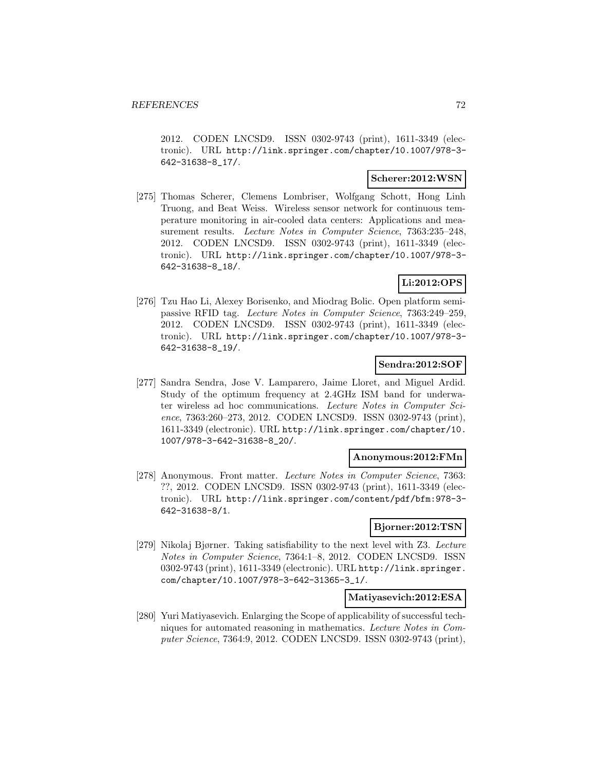2012. CODEN LNCSD9. ISSN 0302-9743 (print), 1611-3349 (electronic). URL http://link.springer.com/chapter/10.1007/978-3-642-31638-8_17/.

**Scherer:2012:WSN**

[275] Thomas Scherer, Clemens Lombriser, Wolfgang Schott, Hong Linh Truong, and Beat Weiss. Wireless sensor network for continuous temperature monitoring in air-cooled data centers: Applications and measurement results. *Lecture Notes in Computer Science*, 7363:235–248, 2012. CODEN LNCSD9. ISSN 0302-9743 (print), 1611-3349 (electronic). URL http://link.springer.com/chapter/10.1007/978-3-642-31638-8_18/.

**Li:2012:OPS**

[276] Tzu Hao Li, Alexey Borisenko, and Miodrag Bolic. Open platform semipassive RFID tag. *Lecture Notes in Computer Science*, 7363:249–259, 2012. CODEN LNCSD9. ISSN 0302-9743 (print), 1611-3349 (electronic). URL http://link.springer.com/chapter/10.1007/978-3-642-31638-8_19/.

**Sendra:2012:SOF**

[277] Sandra Sendra, Jose V. Lamparero, Jaime Lloret, and Miguel Ardid. Study of the optimum frequency at 2.4GHz ISM band for underwater wireless ad hoc communications. *Lecture Notes in Computer Science*, 7363:260–273, 2012. CODEN LNCSD9. ISSN 0302-9743 (print), 1611-3349 (electronic). URL http://link.springer.com/chapter/10.1007/978-3-642-31638-8_20/.

**Anonymous:2012:FMn**

[278] Anonymous. Front matter. *Lecture Notes in Computer Science*, 7363: ??, 2012. CODEN LNCSD9. ISSN 0302-9743 (print), 1611-3349 (electronic). URL http://link.springer.com/content/pdf/bfm:978-3-642-31638-8/1.

**Bjorner:2012:TSN**

[279] Nikolaj Bjørner. Taking satisfiability to the next level with Z3. *Lecture Notes in Computer Science*, 7364:1–8, 2012. CODEN LNCSD9. ISSN 0302-9743 (print), 1611-3349 (electronic). URL http://link.springer.com/chapter/10.1007/978-3-642-31365-3_1/.

**Matiyasevich:2012:ESA**

[280] Yuri Matiyasevich. Enlarging the Scope of applicability of successful techniques for automated reasoning in mathematics. *Lecture Notes in Computer Science*, 7364:9, 2012. CODEN LNCSD9. ISSN 0302-9743 (print),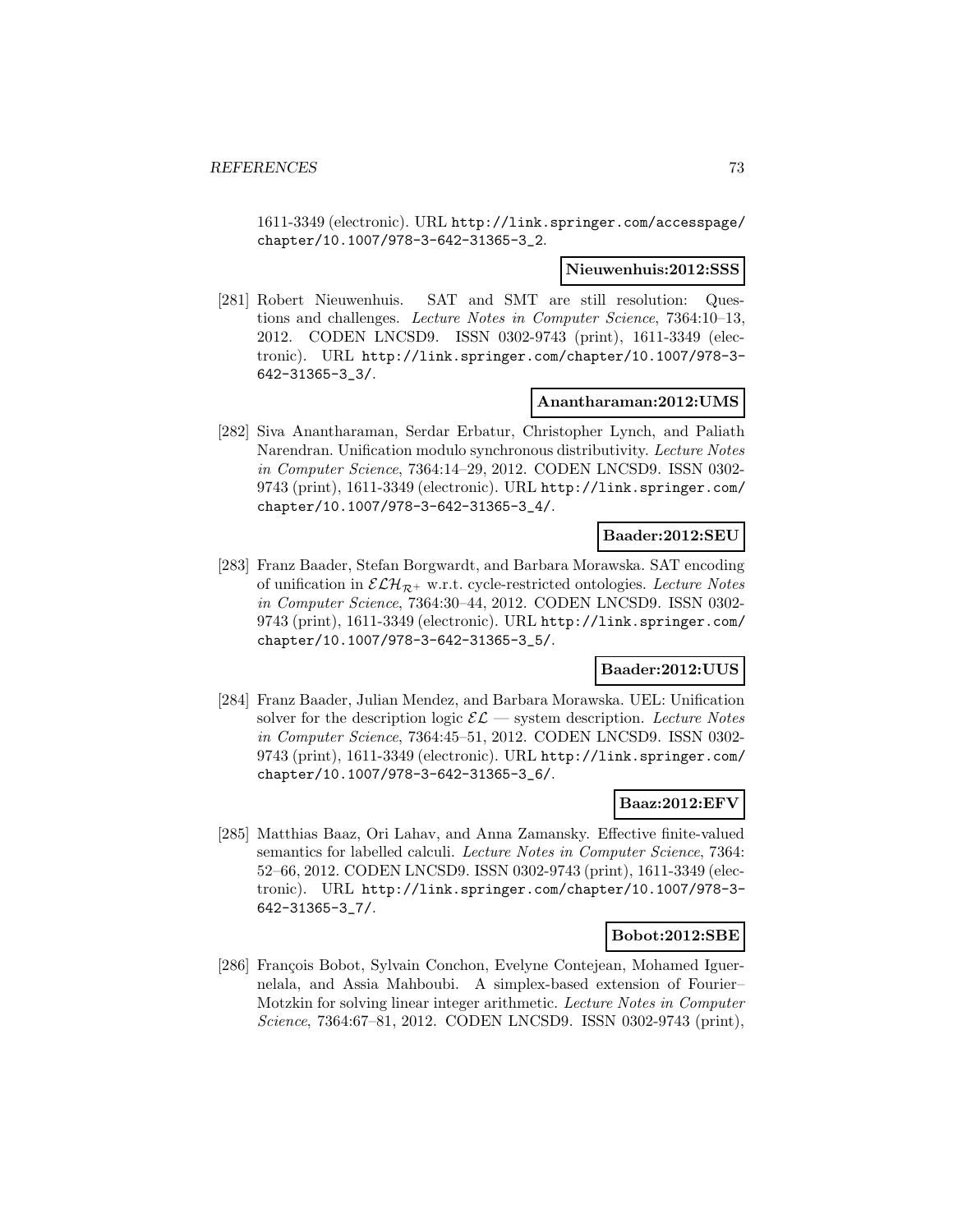1611-3349 (electronic). URL http://link.springer.com/accesspage/chapter/10.1007/978-3-642-31365-3_2.

**Nieuwenhuis:2012:SSS**

[281] Robert Nieuwenhuis. SAT and SMT are still resolution: Questions and challenges. *Lecture Notes in Computer Science*, 7364:10–13, 2012. CODEN LNCSD9. ISSN 0302-9743 (print), 1611-3349 (electronic). URL http://link.springer.com/chapter/10.1007/978-3-642-31365-3_3/.

**Anantharaman:2012:UMS**

[282] Siva Anantharaman, Serdar Erbatur, Christopher Lynch, and Paliath Narendran. Unification modulo synchronous distributivity. *Lecture Notes in Computer Science*, 7364:14–29, 2012. CODEN LNCSD9. ISSN 0302-9743 (print), 1611-3349 (electronic). URL http://link.springer.com/chapter/10.1007/978-3-642-31365-3_4/.

**Baader:2012:SEU**

[283] Franz Baader, Stefan Borgwardt, and Barbara Morawska. SAT encoding of unification in $\mathcal{ELH}_{\mathcal{R}^+}$ w.r.t. cycle-restricted ontologies. *Lecture Notes in Computer Science*, 7364:30–44, 2012. CODEN LNCSD9. ISSN 0302-9743 (print), 1611-3349 (electronic). URL http://link.springer.com/chapter/10.1007/978-3-642-31365-3_5/.

**Baader:2012:UUS**

[284] Franz Baader, Julian Mendez, and Barbara Morawska. UEL: Unification solver for the description logic $\mathcal{EL}$ — system description. *Lecture Notes in Computer Science*, 7364:45–51, 2012. CODEN LNCSD9. ISSN 0302-9743 (print), 1611-3349 (electronic). URL http://link.springer.com/chapter/10.1007/978-3-642-31365-3_6/.

**Baaz:2012:EFV**

[285] Matthias Baaz, Ori Lahav, and Anna Zamansky. Effective finite-valued semantics for labelled calculi. *Lecture Notes in Computer Science*, 7364:52–66, 2012. CODEN LNCSD9. ISSN 0302-9743 (print), 1611-3349 (electronic). URL http://link.springer.com/chapter/10.1007/978-3-642-31365-3_7/.

**Bobot:2012:SBE**

[286] François Bobot, Sylvain Conchon, Evelyne Contejean, Mohamed Iguernelala, and Assia Mahboubi. A simplex-based extension of Fourier–Motzkin for solving linear integer arithmetic. *Lecture Notes in Computer Science*, 7364:67–81, 2012. CODEN LNCSD9. ISSN 0302-9743 (print),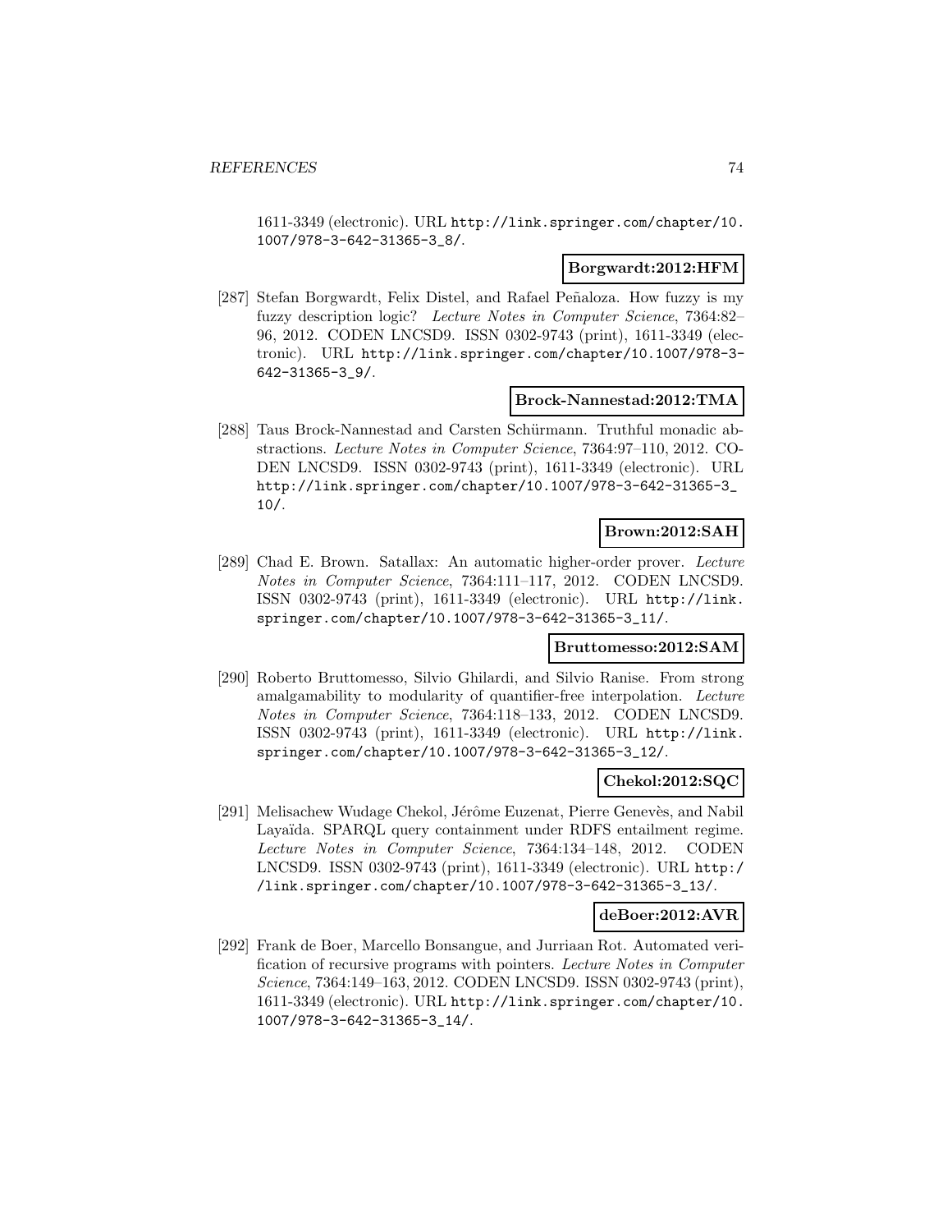1611-3349 (electronic). URL http://link.springer.com/chapter/10.1007/978-3-642-31365-3_8/.

**Borgwardt:2012:HFM**

[287] Stefan Borgwardt, Felix Distel, and Rafael Peñaloza. How fuzzy is my fuzzy description logic? *Lecture Notes in Computer Science*, 7364:82–96, 2012. CODEN LNCSD9. ISSN 0302-9743 (print), 1611-3349 (electronic). URL http://link.springer.com/chapter/10.1007/978-3-642-31365-3_9/.

**Brock-Nannestad:2012:TMA**

[288] Taus Brock-Nannestad and Carsten Schürmann. Truthful monadic abstractions. *Lecture Notes in Computer Science*, 7364:97–110, 2012. CODEN LNCSD9. ISSN 0302-9743 (print), 1611-3349 (electronic). URL http://link.springer.com/chapter/10.1007/978-3-642-31365-3_10/.

**Brown:2012:SAH**

[289] Chad E. Brown. Satallax: An automatic higher-order prover. *Lecture Notes in Computer Science*, 7364:111–117, 2012. CODEN LNCSD9. ISSN 0302-9743 (print), 1611-3349 (electronic). URL http://link.springer.com/chapter/10.1007/978-3-642-31365-3_11/.

**Bruttomesso:2012:SAM**

[290] Roberto Bruttomesso, Silvio Ghilardi, and Silvio Ranise. From strong amalgamability to modularity of quantifier-free interpolation. *Lecture Notes in Computer Science*, 7364:118–133, 2012. CODEN LNCSD9. ISSN 0302-9743 (print), 1611-3349 (electronic). URL http://link.springer.com/chapter/10.1007/978-3-642-31365-3_12/.

**Chekol:2012:SQC**

[291] Melisachew Wudage Chekol, Jérôme Euzenat, Pierre Genevès, and Nabil Layaïda. SPARQL query containment under RDFS entailment regime. *Lecture Notes in Computer Science*, 7364:134–148, 2012. CODEN LNCSD9. ISSN 0302-9743 (print), 1611-3349 (electronic). URL http://link.springer.com/chapter/10.1007/978-3-642-31365-3_13/.

**deBoer:2012:AVR**

[292] Frank de Boer, Marcello Bonsangue, and Jurriaan Rot. Automated verification of recursive programs with pointers. *Lecture Notes in Computer Science*, 7364:149–163, 2012. CODEN LNCSD9. ISSN 0302-9743 (print), 1611-3349 (electronic). URL http://link.springer.com/chapter/10.1007/978-3-642-31365-3_14/.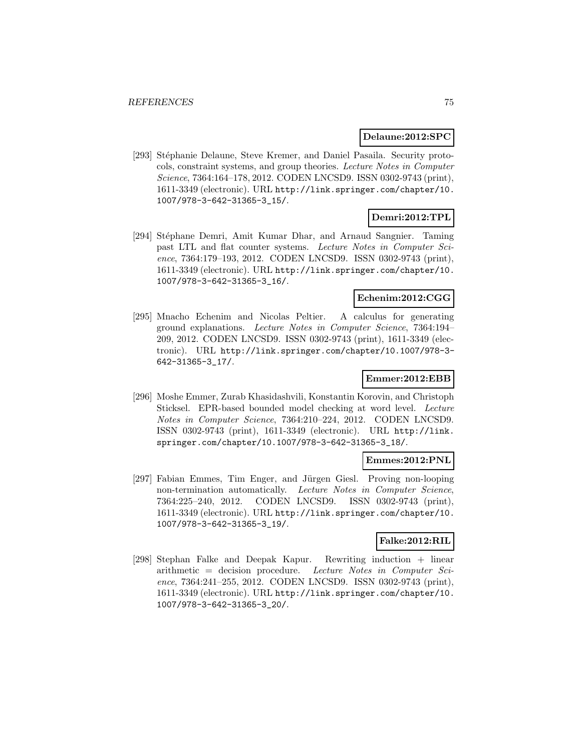**Delaune:2012:SPC**

[293] Stéphanie Delaune, Steve Kremer, and Daniel Pasaila. Security protocols, constraint systems, and group theories. *Lecture Notes in Computer Science*, 7364:164–178, 2012. CODEN LNCSD9. ISSN 0302-9743 (print), 1611-3349 (electronic). URL http://link.springer.com/chapter/10.1007/978-3-642-31365-3_15/.

**Demri:2012:TPL**

[294] Stéphane Demri, Amit Kumar Dhar, and Arnaud Sangnier. Taming past LTL and flat counter systems. *Lecture Notes in Computer Science*, 7364:179–193, 2012. CODEN LNCSD9. ISSN 0302-9743 (print), 1611-3349 (electronic). URL http://link.springer.com/chapter/10.1007/978-3-642-31365-3_16/.

**Echenim:2012:CGG**

[295] Mnacho Echenim and Nicolas Peltier. A calculus for generating ground explanations. *Lecture Notes in Computer Science*, 7364:194–209, 2012. CODEN LNCSD9. ISSN 0302-9743 (print), 1611-3349 (electronic). URL http://link.springer.com/chapter/10.1007/978-3-642-31365-3_17/.

**Emmer:2012:EBB**

[296] Moshe Emmer, Zurab Khasidashvili, Konstantin Korovin, and Christoph Sticksel. EPR-based bounded model checking at word level. *Lecture Notes in Computer Science*, 7364:210–224, 2012. CODEN LNCSD9. ISSN 0302-9743 (print), 1611-3349 (electronic). URL http://link.springer.com/chapter/10.1007/978-3-642-31365-3_18/.

**Emmes:2012:PNL**

[297] Fabian Emmes, Tim Enger, and Jürgen Giesl. Proving non-looping non-termination automatically. *Lecture Notes in Computer Science*, 7364:225–240, 2012. CODEN LNCSD9. ISSN 0302-9743 (print), 1611-3349 (electronic). URL http://link.springer.com/chapter/10.1007/978-3-642-31365-3_19/.

**Falke:2012:RIL**

[298] Stephan Falke and Deepak Kapur. Rewriting induction + linear arithmetic = decision procedure. *Lecture Notes in Computer Science*, 7364:241–255, 2012. CODEN LNCSD9. ISSN 0302-9743 (print), 1611-3349 (electronic). URL http://link.springer.com/chapter/10.1007/978-3-642-31365-3_20/.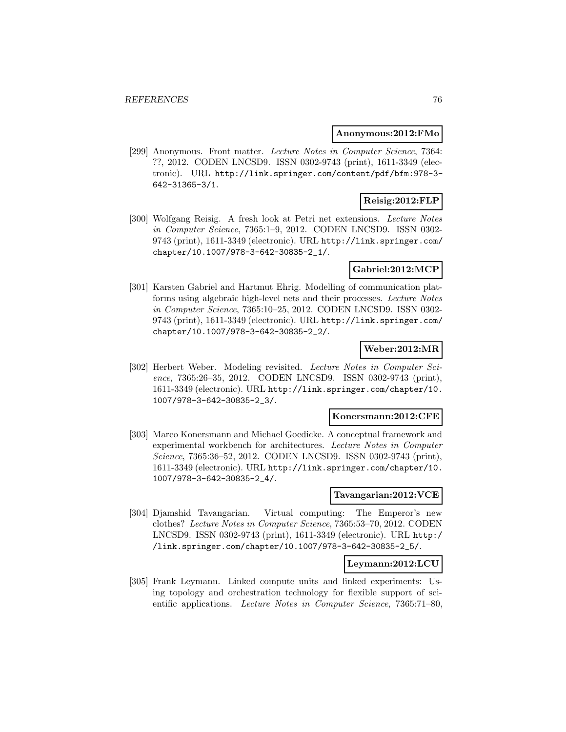**Anonymous:2012:FMo**

[299] Anonymous. Front matter. *Lecture Notes in Computer Science*, 7364: ??, 2012. CODEN LNCSD9. ISSN 0302-9743 (print), 1611-3349 (electronic). URL http://link.springer.com/content/pdf/bfm:978-3-642-31365-3/1.

**Reisig:2012:FLP**

[300] Wolfgang Reisig. A fresh look at Petri net extensions. *Lecture Notes in Computer Science*, 7365:1–9, 2012. CODEN LNCSD9. ISSN 0302-9743 (print), 1611-3349 (electronic). URL http://link.springer.com/chapter/10.1007/978-3-642-30835-2_1/.

**Gabriel:2012:MCP**

[301] Karsten Gabriel and Hartmut Ehrig. Modelling of communication platforms using algebraic high-level nets and their processes. *Lecture Notes in Computer Science*, 7365:10–25, 2012. CODEN LNCSD9. ISSN 0302-9743 (print), 1611-3349 (electronic). URL http://link.springer.com/chapter/10.1007/978-3-642-30835-2_2/.

**Weber:2012:MR**

[302] Herbert Weber. Modeling revisited. *Lecture Notes in Computer Science*, 7365:26–35, 2012. CODEN LNCSD9. ISSN 0302-9743 (print), 1611-3349 (electronic). URL http://link.springer.com/chapter/10.1007/978-3-642-30835-2_3/.

**Konersmann:2012:CFE**

[303] Marco Konersmann and Michael Goedicke. A conceptual framework and experimental workbench for architectures. *Lecture Notes in Computer Science*, 7365:36–52, 2012. CODEN LNCSD9. ISSN 0302-9743 (print), 1611-3349 (electronic). URL http://link.springer.com/chapter/10.1007/978-3-642-30835-2_4/.

**Tavangarian:2012:VCE**

[304] Djamshid Tavangarian. Virtual computing: The Emperor's new clothes? *Lecture Notes in Computer Science*, 7365:53–70, 2012. CODEN LNCSD9. ISSN 0302-9743 (print), 1611-3349 (electronic). URL http://link.springer.com/chapter/10.1007/978-3-642-30835-2_5/.

**Leymann:2012:LCU**

[305] Frank Leymann. Linked compute units and linked experiments: Using topology and orchestration technology for flexible support of scientific applications. *Lecture Notes in Computer Science*, 7365:71–80,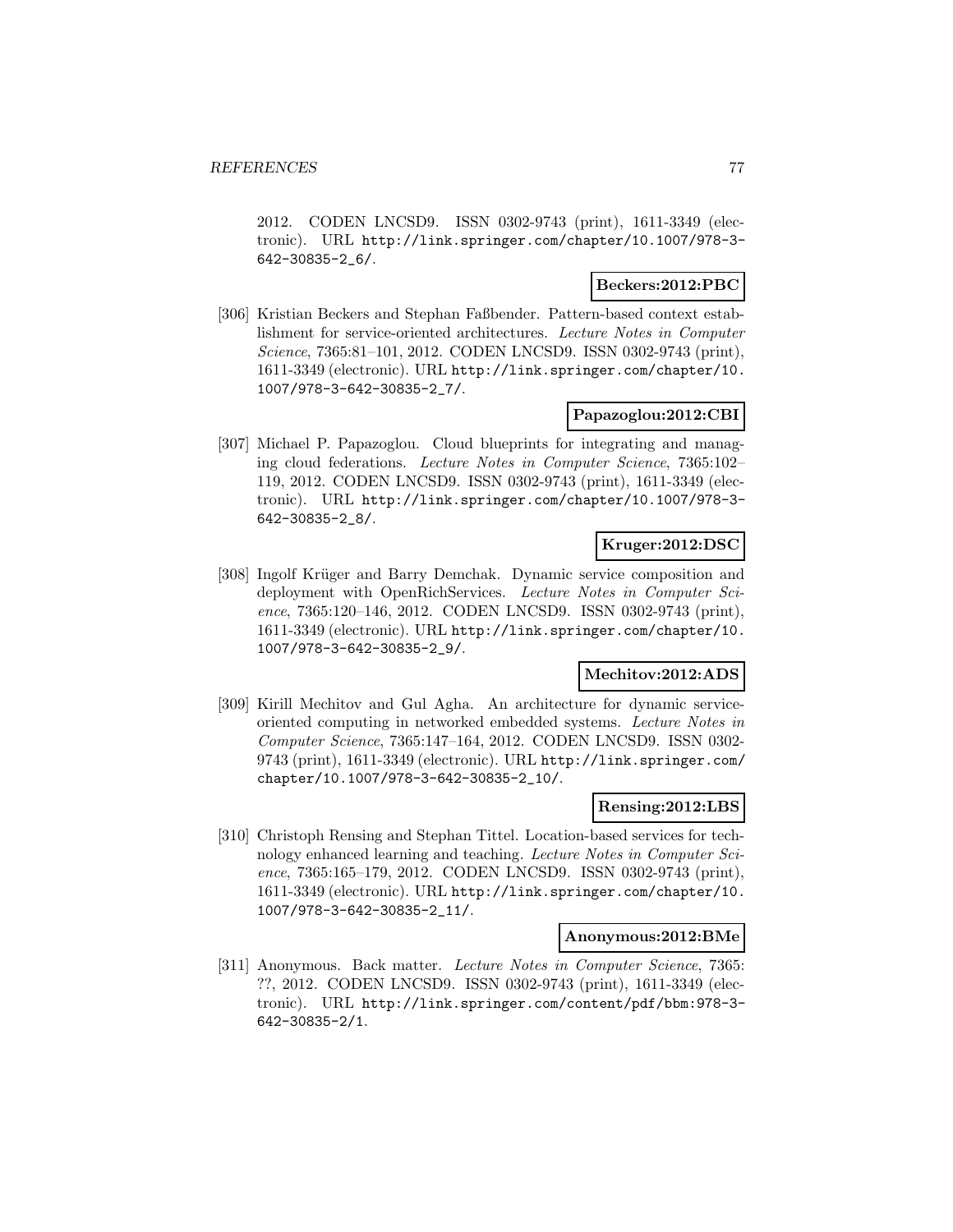2012. CODEN LNCSD9. ISSN 0302-9743 (print), 1611-3349 (electronic). URL http://link.springer.com/chapter/10.1007/978-3-642-30835-2_6/.

**Beckers:2012:PBC**

[306] Kristian Beckers and Stephan Faßbender. Pattern-based context establishment for service-oriented architectures. *Lecture Notes in Computer Science*, 7365:81–101, 2012. CODEN LNCSD9. ISSN 0302-9743 (print), 1611-3349 (electronic). URL http://link.springer.com/chapter/10.1007/978-3-642-30835-2_7/.

**Papazoglou:2012:CBI**

[307] Michael P. Papazoglou. Cloud blueprints for integrating and managing cloud federations. *Lecture Notes in Computer Science*, 7365:102–119, 2012. CODEN LNCSD9. ISSN 0302-9743 (print), 1611-3349 (electronic). URL http://link.springer.com/chapter/10.1007/978-3-642-30835-2_8/.

**Kruger:2012:DSC**

[308] Ingolf Krüger and Barry Demchak. Dynamic service composition and deployment with OpenRichServices. *Lecture Notes in Computer Science*, 7365:120–146, 2012. CODEN LNCSD9. ISSN 0302-9743 (print), 1611-3349 (electronic). URL http://link.springer.com/chapter/10.1007/978-3-642-30835-2_9/.

**Mechitov:2012:ADS**

[309] Kirill Mechitov and Gul Agha. An architecture for dynamic service-oriented computing in networked embedded systems. *Lecture Notes in Computer Science*, 7365:147–164, 2012. CODEN LNCSD9. ISSN 0302-9743 (print), 1611-3349 (electronic). URL http://link.springer.com/chapter/10.1007/978-3-642-30835-2_10/.

**Rensing:2012:LBS**

[310] Christoph Rensing and Stephan Tittel. Location-based services for technology enhanced learning and teaching. *Lecture Notes in Computer Science*, 7365:165–179, 2012. CODEN LNCSD9. ISSN 0302-9743 (print), 1611-3349 (electronic). URL http://link.springer.com/chapter/10.1007/978-3-642-30835-2_11/.

**Anonymous:2012:BMe**

[311] Anonymous. Back matter. *Lecture Notes in Computer Science*, 7365: ??, 2012. CODEN LNCSD9. ISSN 0302-9743 (print), 1611-3349 (electronic). URL http://link.springer.com/content/pdf/bbm:978-3-642-30835-2/1.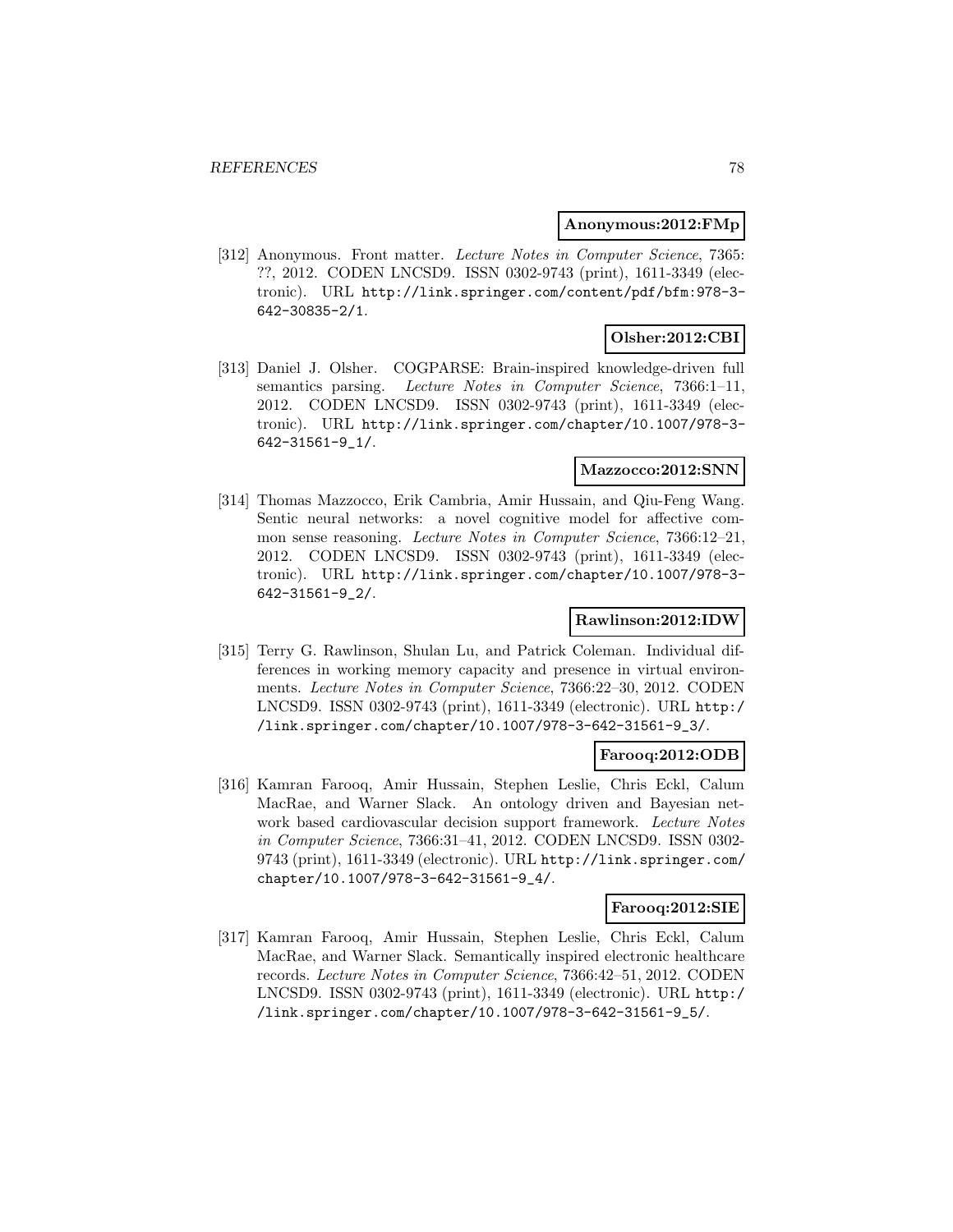**Anonymous:2012:FMp**

[312] Anonymous. Front matter. *Lecture Notes in Computer Science*, 7365: ??, 2012. CODEN LNCSD9. ISSN 0302-9743 (print), 1611-3349 (electronic). URL http://link.springer.com/content/pdf/bfm:978-3-642-30835-2/1.

**Olsher:2012:CBI**

[313] Daniel J. Olsher. COGPARSE: Brain-inspired knowledge-driven full semantics parsing. *Lecture Notes in Computer Science*, 7366:1–11, 2012. CODEN LNCSD9. ISSN 0302-9743 (print), 1611-3349 (electronic). URL http://link.springer.com/chapter/10.1007/978-3-642-31561-9_1/.

**Mazzocco:2012:SNN**

[314] Thomas Mazzocco, Erik Cambria, Amir Hussain, and Qiu-Feng Wang. Sentic neural networks: a novel cognitive model for affective common sense reasoning. *Lecture Notes in Computer Science*, 7366:12–21, 2012. CODEN LNCSD9. ISSN 0302-9743 (print), 1611-3349 (electronic). URL http://link.springer.com/chapter/10.1007/978-3-642-31561-9_2/.

**Rawlinson:2012:IDW**

[315] Terry G. Rawlinson, Shulan Lu, and Patrick Coleman. Individual differences in working memory capacity and presence in virtual environments. *Lecture Notes in Computer Science*, 7366:22–30, 2012. CODEN LNCSD9. ISSN 0302-9743 (print), 1611-3349 (electronic). URL http://link.springer.com/chapter/10.1007/978-3-642-31561-9_3/.

**Farooq:2012:ODB**

[316] Kamran Farooq, Amir Hussain, Stephen Leslie, Chris Eckl, Calum MacRae, and Warner Slack. An ontology driven and Bayesian network based cardiovascular decision support framework. *Lecture Notes in Computer Science*, 7366:31–41, 2012. CODEN LNCSD9. ISSN 0302-9743 (print), 1611-3349 (electronic). URL http://link.springer.com/chapter/10.1007/978-3-642-31561-9_4/.

**Farooq:2012:SIE**

[317] Kamran Farooq, Amir Hussain, Stephen Leslie, Chris Eckl, Calum MacRae, and Warner Slack. Semantically inspired electronic healthcare records. *Lecture Notes in Computer Science*, 7366:42–51, 2012. CODEN LNCSD9. ISSN 0302-9743 (print), 1611-3349 (electronic). URL http://link.springer.com/chapter/10.1007/978-3-642-31561-9_5/.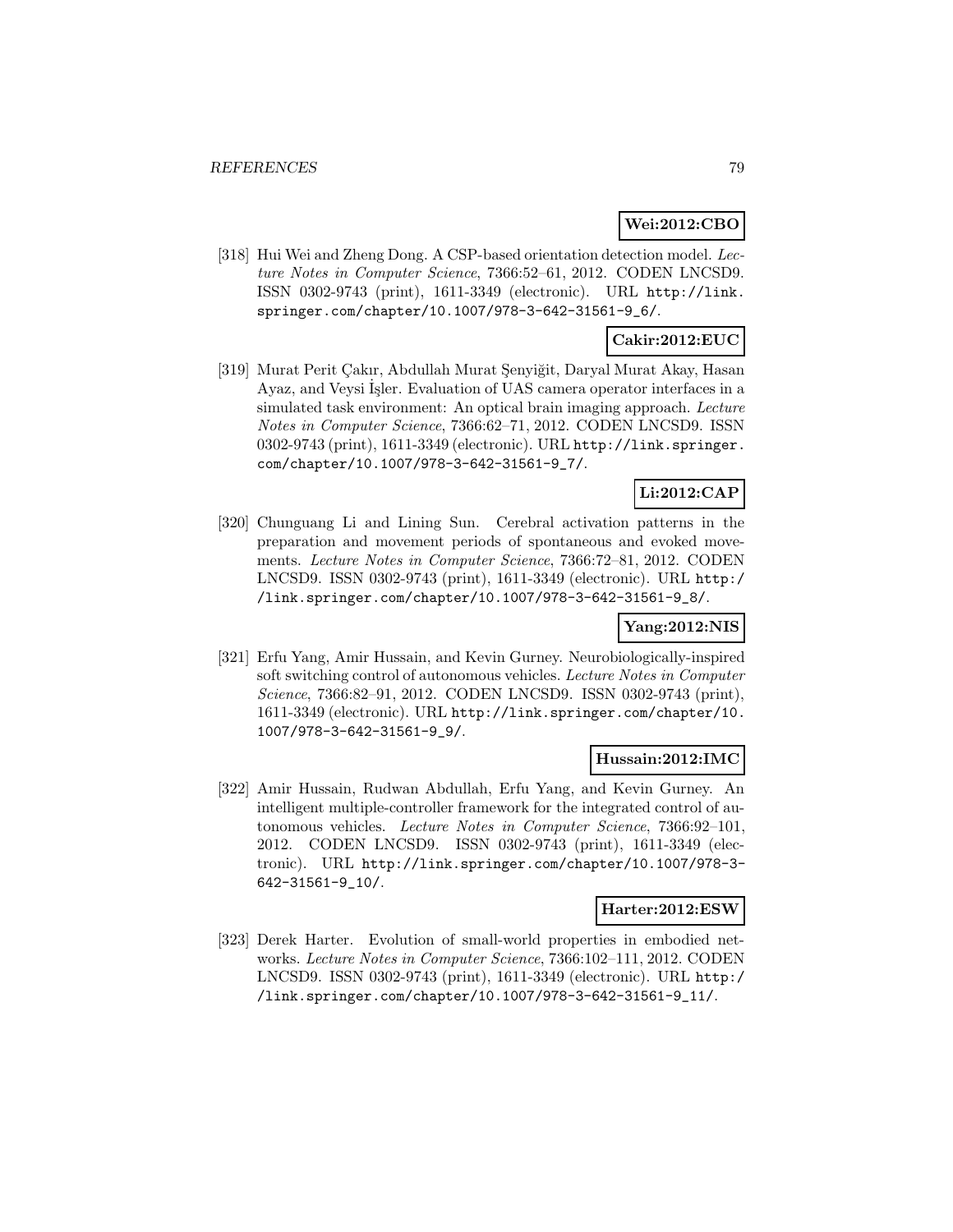**Wei:2012:CBO**

[318] Hui Wei and Zheng Dong. A CSP-based orientation detection model. *Lecture Notes in Computer Science*, 7366:52–61, 2012. CODEN LNCSD9. ISSN 0302-9743 (print), 1611-3349 (electronic). URL http://link.springer.com/chapter/10.1007/978-3-642-31561-9_6/.

**Cakir:2012:EUC**

[319] Murat Perit Çakır, Abdullah Murat Şenyiğit, Daryal Murat Akay, Hasan Ayaz, and Veysi İşler. Evaluation of UAS camera operator interfaces in a simulated task environment: An optical brain imaging approach. *Lecture Notes in Computer Science*, 7366:62–71, 2012. CODEN LNCSD9. ISSN 0302-9743 (print), 1611-3349 (electronic). URL http://link.springer.com/chapter/10.1007/978-3-642-31561-9_7/.

**Li:2012:CAP**

[320] Chunguang Li and Lining Sun. Cerebral activation patterns in the preparation and movement periods of spontaneous and evoked movements. *Lecture Notes in Computer Science*, 7366:72–81, 2012. CODEN LNCSD9. ISSN 0302-9743 (print), 1611-3349 (electronic). URL http://link.springer.com/chapter/10.1007/978-3-642-31561-9_8/.

**Yang:2012:NIS**

[321] Erfu Yang, Amir Hussain, and Kevin Gurney. Neurobiologically-inspired soft switching control of autonomous vehicles. *Lecture Notes in Computer Science*, 7366:82–91, 2012. CODEN LNCSD9. ISSN 0302-9743 (print), 1611-3349 (electronic). URL http://link.springer.com/chapter/10.1007/978-3-642-31561-9_9/.

**Hussain:2012:IMC**

[322] Amir Hussain, Rudwan Abdullah, Erfu Yang, and Kevin Gurney. An intelligent multiple-controller framework for the integrated control of autonomous vehicles. *Lecture Notes in Computer Science*, 7366:92–101, 2012. CODEN LNCSD9. ISSN 0302-9743 (print), 1611-3349 (electronic). URL http://link.springer.com/chapter/10.1007/978-3-642-31561-9_10/.

**Harter:2012:ESW**

[323] Derek Harter. Evolution of small-world properties in embodied networks. *Lecture Notes in Computer Science*, 7366:102–111, 2012. CODEN LNCSD9. ISSN 0302-9743 (print), 1611-3349 (electronic). URL http://link.springer.com/chapter/10.1007/978-3-642-31561-9_11/.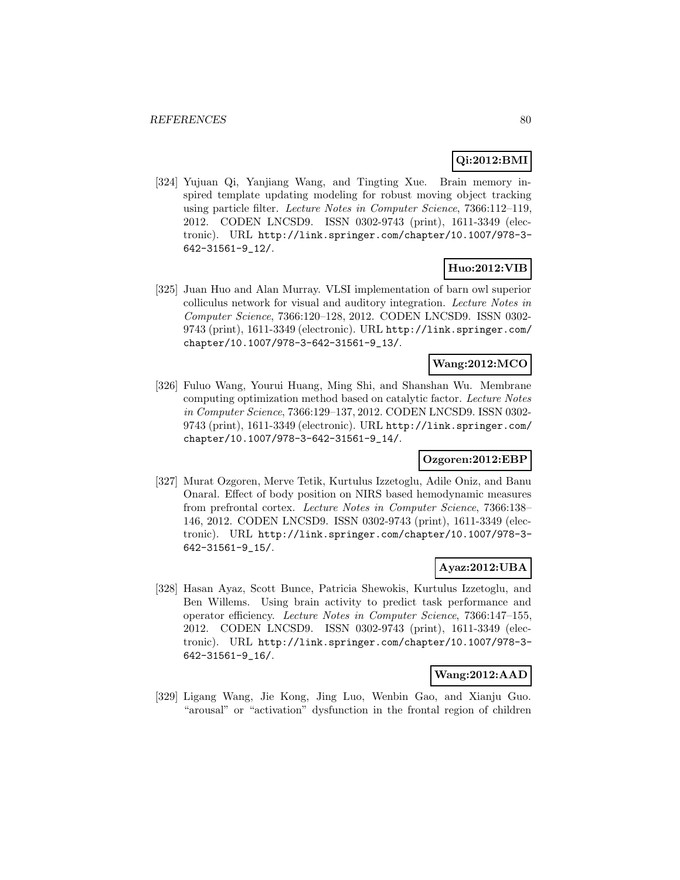**Qi:2012:BMI**

[324] Yujuan Qi, Yanjiang Wang, and Tingting Xue. Brain memory inspired template updating modeling for robust moving object tracking using particle filter. *Lecture Notes in Computer Science*, 7366:112–119, 2012. CODEN LNCSD9. ISSN 0302-9743 (print), 1611-3349 (electronic). URL http://link.springer.com/chapter/10.1007/978-3-642-31561-9_12/.

**Huo:2012:VIB**

[325] Juan Huo and Alan Murray. VLSI implementation of barn owl superior colliculus network for visual and auditory integration. *Lecture Notes in Computer Science*, 7366:120–128, 2012. CODEN LNCSD9. ISSN 0302-9743 (print), 1611-3349 (electronic). URL http://link.springer.com/chapter/10.1007/978-3-642-31561-9_13/.

**Wang:2012:MCO**

[326] Fuluo Wang, Yourui Huang, Ming Shi, and Shanshan Wu. Membrane computing optimization method based on catalytic factor. *Lecture Notes in Computer Science*, 7366:129–137, 2012. CODEN LNCSD9. ISSN 0302-9743 (print), 1611-3349 (electronic). URL http://link.springer.com/chapter/10.1007/978-3-642-31561-9_14/.

**Ozgoren:2012:EBP**

[327] Murat Ozgoren, Merve Tetik, Kurtulus Izzetoglu, Adile Oniz, and Banu Onaral. Effect of body position on NIRS based hemodynamic measures from prefrontal cortex. *Lecture Notes in Computer Science*, 7366:138–146, 2012. CODEN LNCSD9. ISSN 0302-9743 (print), 1611-3349 (electronic). URL http://link.springer.com/chapter/10.1007/978-3-642-31561-9_15/.

**Ayaz:2012:UBA**

[328] Hasan Ayaz, Scott Bunce, Patricia Shewokis, Kurtulus Izzetoglu, and Ben Willems. Using brain activity to predict task performance and operator efficiency. *Lecture Notes in Computer Science*, 7366:147–155, 2012. CODEN LNCSD9. ISSN 0302-9743 (print), 1611-3349 (electronic). URL http://link.springer.com/chapter/10.1007/978-3-642-31561-9_16/.

**Wang:2012:AAD**

[329] Ligang Wang, Jie Kong, Jing Luo, Wenbin Gao, and Xianju Guo. "arousal" or "activation" dysfunction in the frontal region of children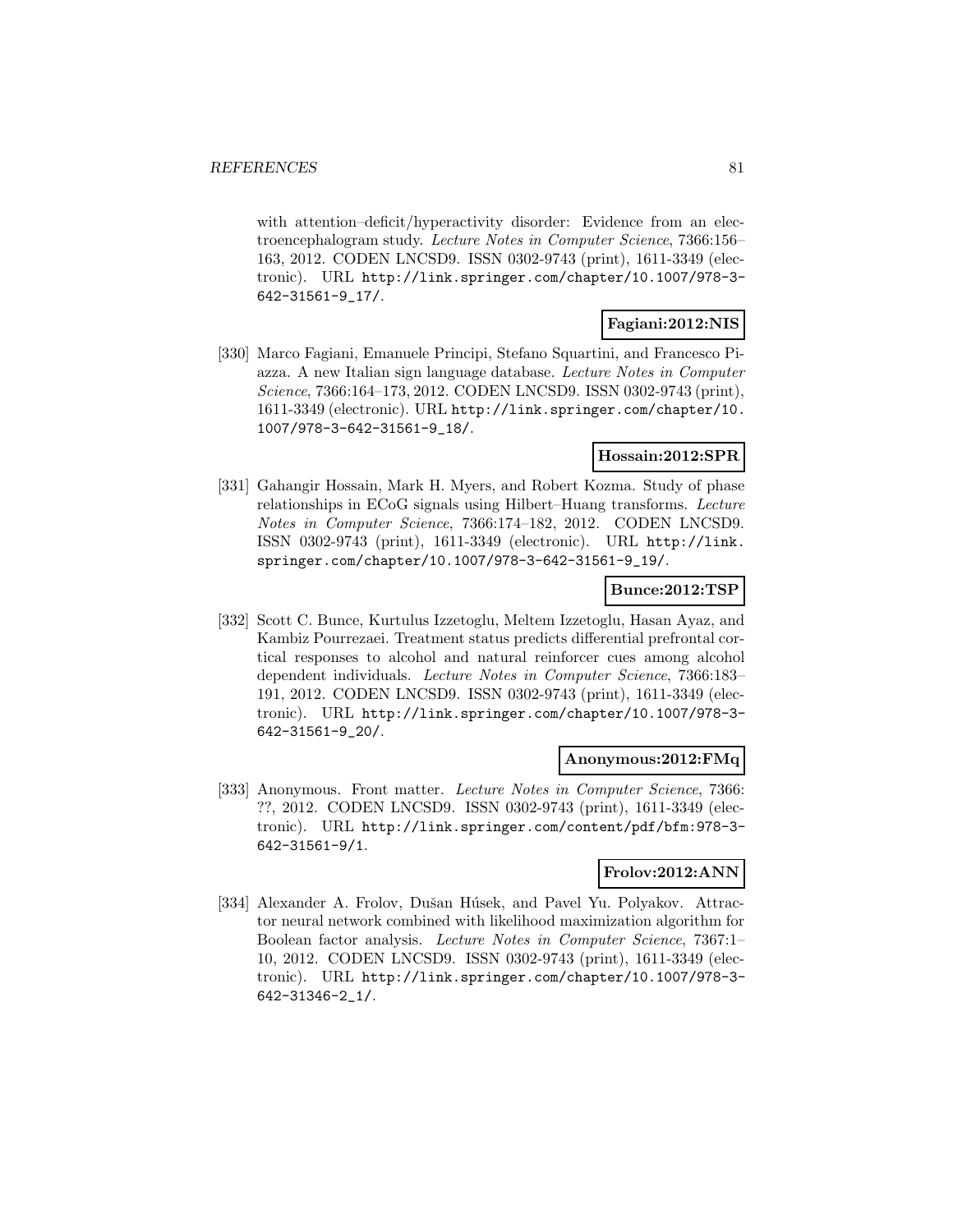with attention–deficit/hyperactivity disorder: Evidence from an electroencephalogram study. *Lecture Notes in Computer Science*, 7366:156–163, 2012. CODEN LNCSD9. ISSN 0302-9743 (print), 1611-3349 (electronic). URL http://link.springer.com/chapter/10.1007/978-3-642-31561-9_17/.

**Fagiani:2012:NIS**

[330] Marco Fagiani, Emanuele Principi, Stefano Squartini, and Francesco Piazza. A new Italian sign language database. *Lecture Notes in Computer Science*, 7366:164–173, 2012. CODEN LNCSD9. ISSN 0302-9743 (print), 1611-3349 (electronic). URL http://link.springer.com/chapter/10.1007/978-3-642-31561-9_18/.

**Hossain:2012:SPR**

[331] Gahangir Hossain, Mark H. Myers, and Robert Kozma. Study of phase relationships in ECoG signals using Hilbert–Huang transforms. *Lecture Notes in Computer Science*, 7366:174–182, 2012. CODEN LNCSD9. ISSN 0302-9743 (print), 1611-3349 (electronic). URL http://link.springer.com/chapter/10.1007/978-3-642-31561-9_19/.

**Bunce:2012:TSP**

[332] Scott C. Bunce, Kurtulus Izzetoglu, Meltem Izzetoglu, Hasan Ayaz, and Kambiz Pourrezaei. Treatment status predicts differential prefrontal cortical responses to alcohol and natural reinforcer cues among alcohol dependent individuals. *Lecture Notes in Computer Science*, 7366:183–191, 2012. CODEN LNCSD9. ISSN 0302-9743 (print), 1611-3349 (electronic). URL http://link.springer.com/chapter/10.1007/978-3-642-31561-9_20/.

**Anonymous:2012:FMq**

[333] Anonymous. Front matter. *Lecture Notes in Computer Science*, 7366: ??, 2012. CODEN LNCSD9. ISSN 0302-9743 (print), 1611-3349 (electronic). URL http://link.springer.com/content/pdf/bfm:978-3-642-31561-9/1.

**Frolov:2012:ANN**

[334] Alexander A. Frolov, Dušan Húsek, and Pavel Yu. Polyakov. Attractor neural network combined with likelihood maximization algorithm for Boolean factor analysis. *Lecture Notes in Computer Science*, 7367:1–10, 2012. CODEN LNCSD9. ISSN 0302-9743 (print), 1611-3349 (electronic). URL http://link.springer.com/chapter/10.1007/978-3-642-31346-2_1/.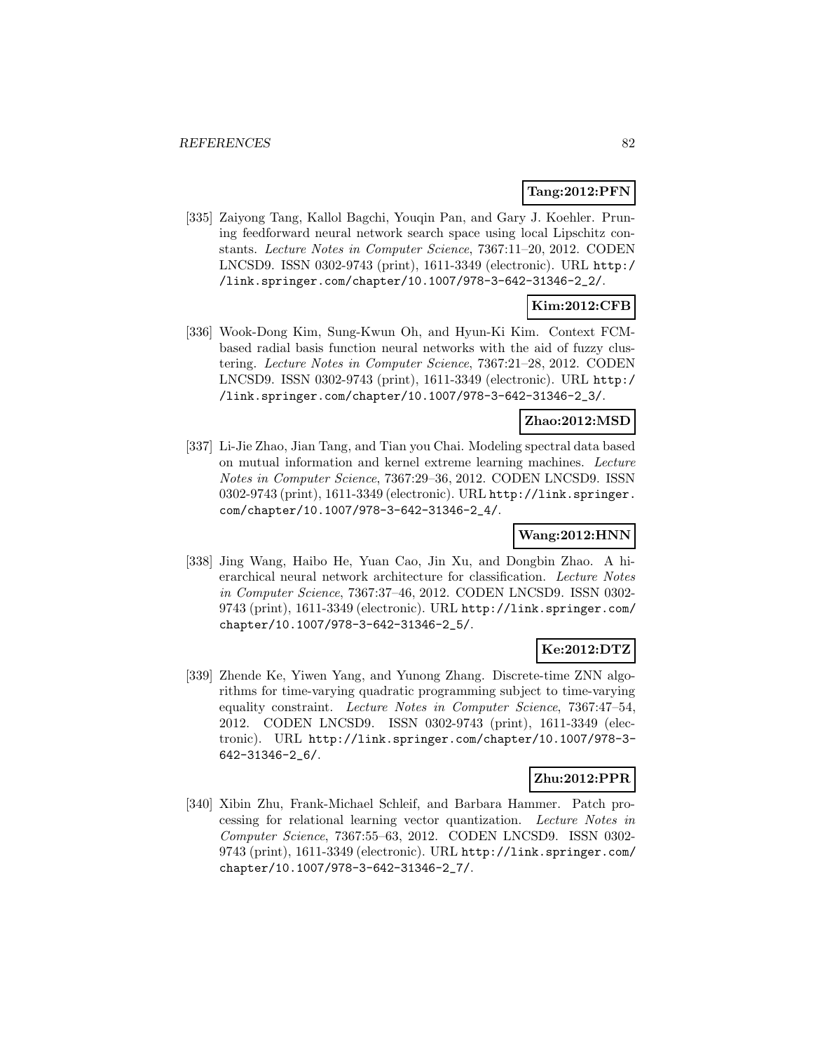**Tang:2012:PFN**

[335] Zaiyong Tang, Kallol Bagchi, Youqin Pan, and Gary J. Koehler. Pruning feedforward neural network search space using local Lipschitz constants. *Lecture Notes in Computer Science*, 7367:11–20, 2012. CODEN LNCSD9. ISSN 0302-9743 (print), 1611-3349 (electronic). URL http://link.springer.com/chapter/10.1007/978-3-642-31346-2_2/.

**Kim:2012:CFB**

[336] Wook-Dong Kim, Sung-Kwun Oh, and Hyun-Ki Kim. Context FCM-based radial basis function neural networks with the aid of fuzzy clustering. *Lecture Notes in Computer Science*, 7367:21–28, 2012. CODEN LNCSD9. ISSN 0302-9743 (print), 1611-3349 (electronic). URL http://link.springer.com/chapter/10.1007/978-3-642-31346-2_3/.

**Zhao:2012:MSD**

[337] Li-Jie Zhao, Jian Tang, and Tian you Chai. Modeling spectral data based on mutual information and kernel extreme learning machines. *Lecture Notes in Computer Science*, 7367:29–36, 2012. CODEN LNCSD9. ISSN 0302-9743 (print), 1611-3349 (electronic). URL http://link.springer.com/chapter/10.1007/978-3-642-31346-2_4/.

**Wang:2012:HNN**

[338] Jing Wang, Haibo He, Yuan Cao, Jin Xu, and Dongbin Zhao. A hierarchical neural network architecture for classification. *Lecture Notes in Computer Science*, 7367:37–46, 2012. CODEN LNCSD9. ISSN 0302-9743 (print), 1611-3349 (electronic). URL http://link.springer.com/chapter/10.1007/978-3-642-31346-2_5/.

**Ke:2012:DTZ**

[339] Zhende Ke, Yiwen Yang, and Yunong Zhang. Discrete-time ZNN algorithms for time-varying quadratic programming subject to time-varying equality constraint. *Lecture Notes in Computer Science*, 7367:47–54, 2012. CODEN LNCSD9. ISSN 0302-9743 (print), 1611-3349 (electronic). URL http://link.springer.com/chapter/10.1007/978-3-642-31346-2_6/.

**Zhu:2012:PPR**

[340] Xibin Zhu, Frank-Michael Schleif, and Barbara Hammer. Patch processing for relational learning vector quantization. *Lecture Notes in Computer Science*, 7367:55–63, 2012. CODEN LNCSD9. ISSN 0302-9743 (print), 1611-3349 (electronic). URL http://link.springer.com/chapter/10.1007/978-3-642-31346-2_7/.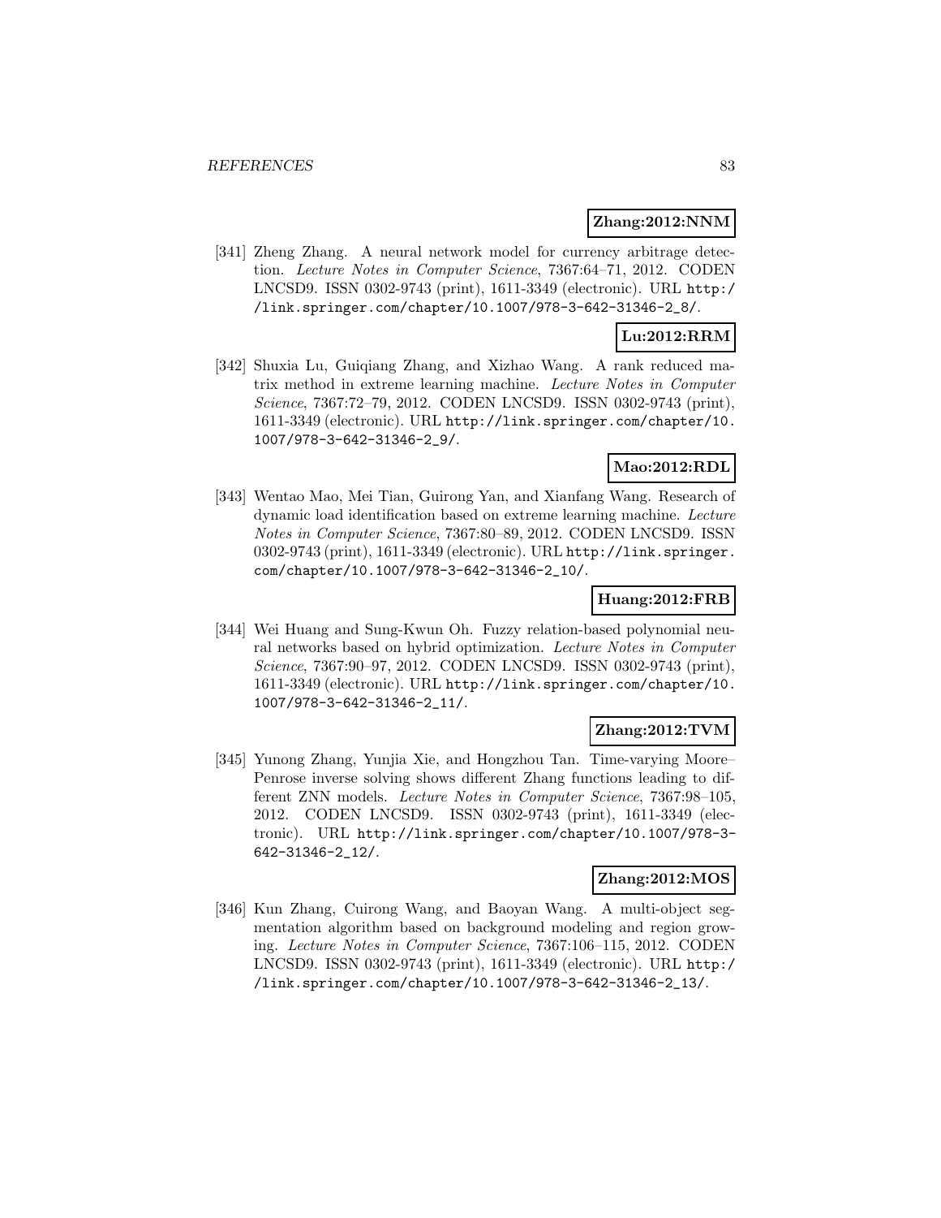**Zhang:2012:NNM**

[341] Zheng Zhang. A neural network model for currency arbitrage detection. *Lecture Notes in Computer Science*, 7367:64–71, 2012. CODEN LNCSD9. ISSN 0302-9743 (print), 1611-3349 (electronic). URL http://link.springer.com/chapter/10.1007/978-3-642-31346-2_8/.

**Lu:2012:RRM**

[342] Shuxia Lu, Guiqiang Zhang, and Xizhao Wang. A rank reduced matrix method in extreme learning machine. *Lecture Notes in Computer Science*, 7367:72–79, 2012. CODEN LNCSD9. ISSN 0302-9743 (print), 1611-3349 (electronic). URL http://link.springer.com/chapter/10.1007/978-3-642-31346-2_9/.

**Mao:2012:RDL**

[343] Wentao Mao, Mei Tian, Guirong Yan, and Xianfang Wang. Research of dynamic load identification based on extreme learning machine. *Lecture Notes in Computer Science*, 7367:80–89, 2012. CODEN LNCSD9. ISSN 0302-9743 (print), 1611-3349 (electronic). URL http://link.springer.com/chapter/10.1007/978-3-642-31346-2_10/.

**Huang:2012:FRB**

[344] Wei Huang and Sung-Kwun Oh. Fuzzy relation-based polynomial neural networks based on hybrid optimization. *Lecture Notes in Computer Science*, 7367:90–97, 2012. CODEN LNCSD9. ISSN 0302-9743 (print), 1611-3349 (electronic). URL http://link.springer.com/chapter/10.1007/978-3-642-31346-2_11/.

**Zhang:2012:TVM**

[345] Yunong Zhang, Yunjia Xie, and Hongzhou Tan. Time-varying Moore–Penrose inverse solving shows different Zhang functions leading to different ZNN models. *Lecture Notes in Computer Science*, 7367:98–105, 2012. CODEN LNCSD9. ISSN 0302-9743 (print), 1611-3349 (electronic). URL http://link.springer.com/chapter/10.1007/978-3-642-31346-2_12/.

**Zhang:2012:MOS**

[346] Kun Zhang, Cuirong Wang, and Baoyan Wang. A multi-object segmentation algorithm based on background modeling and region growing. *Lecture Notes in Computer Science*, 7367:106–115, 2012. CODEN LNCSD9. ISSN 0302-9743 (print), 1611-3349 (electronic). URL http://link.springer.com/chapter/10.1007/978-3-642-31346-2_13/.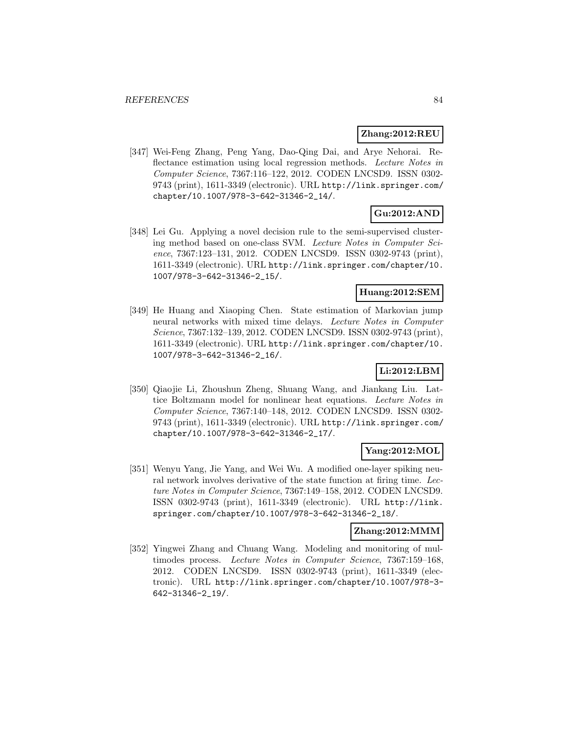**Zhang:2012:REU**

[347] Wei-Feng Zhang, Peng Yang, Dao-Qing Dai, and Arye Nehorai. Reflectance estimation using local regression methods. *Lecture Notes in Computer Science*, 7367:116–122, 2012. CODEN LNCSD9. ISSN 0302-9743 (print), 1611-3349 (electronic). URL http://link.springer.com/chapter/10.1007/978-3-642-31346-2_14/.

**Gu:2012:AND**

[348] Lei Gu. Applying a novel decision rule to the semi-supervised clustering method based on one-class SVM. *Lecture Notes in Computer Science*, 7367:123–131, 2012. CODEN LNCSD9. ISSN 0302-9743 (print), 1611-3349 (electronic). URL http://link.springer.com/chapter/10.1007/978-3-642-31346-2_15/.

**Huang:2012:SEM**

[349] He Huang and Xiaoping Chen. State estimation of Markovian jump neural networks with mixed time delays. *Lecture Notes in Computer Science*, 7367:132–139, 2012. CODEN LNCSD9. ISSN 0302-9743 (print), 1611-3349 (electronic). URL http://link.springer.com/chapter/10.1007/978-3-642-31346-2_16/.

**Li:2012:LBM**

[350] Qiaojie Li, Zhoushun Zheng, Shuang Wang, and Jiankang Liu. Lattice Boltzmann model for nonlinear heat equations. *Lecture Notes in Computer Science*, 7367:140–148, 2012. CODEN LNCSD9. ISSN 0302-9743 (print), 1611-3349 (electronic). URL http://link.springer.com/chapter/10.1007/978-3-642-31346-2_17/.

**Yang:2012:MOL**

[351] Wenyu Yang, Jie Yang, and Wei Wu. A modified one-layer spiking neural network involves derivative of the state function at firing time. *Lecture Notes in Computer Science*, 7367:149–158, 2012. CODEN LNCSD9. ISSN 0302-9743 (print), 1611-3349 (electronic). URL http://link.springer.com/chapter/10.1007/978-3-642-31346-2_18/.

**Zhang:2012:MMM**

[352] Yingwei Zhang and Chuang Wang. Modeling and monitoring of multimodes process. *Lecture Notes in Computer Science*, 7367:159–168, 2012. CODEN LNCSD9. ISSN 0302-9743 (print), 1611-3349 (electronic). URL http://link.springer.com/chapter/10.1007/978-3-642-31346-2_19/.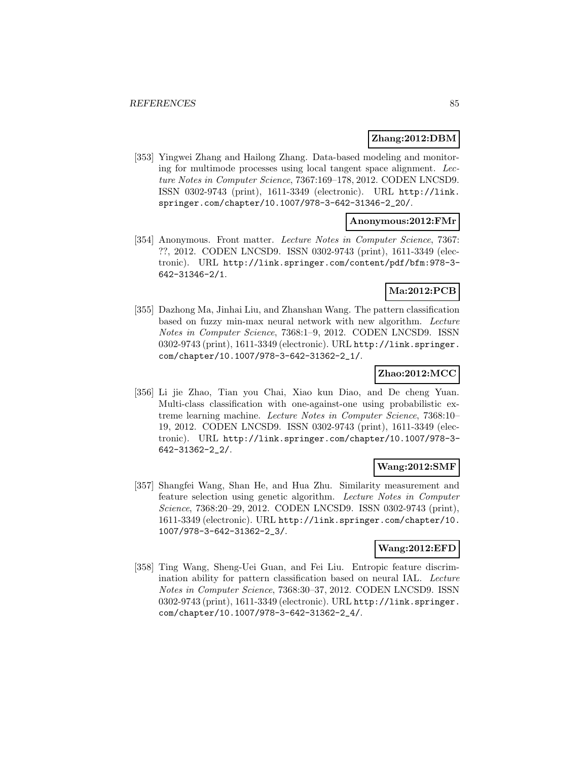**Zhang:2012:DBM**

[353] Yingwei Zhang and Hailong Zhang. Data-based modeling and monitoring for multimode processes using local tangent space alignment. *Lecture Notes in Computer Science*, 7367:169–178, 2012. CODEN LNCSD9. ISSN 0302-9743 (print), 1611-3349 (electronic). URL http://link.springer.com/chapter/10.1007/978-3-642-31346-2_20/.

**Anonymous:2012:FMr**

[354] Anonymous. Front matter. *Lecture Notes in Computer Science*, 7367: ??, 2012. CODEN LNCSD9. ISSN 0302-9743 (print), 1611-3349 (electronic). URL http://link.springer.com/content/pdf/bfm:978-3-642-31346-2/1.

**Ma:2012:PCB**

[355] Dazhong Ma, Jinhai Liu, and Zhanshan Wang. The pattern classification based on fuzzy min-max neural network with new algorithm. *Lecture Notes in Computer Science*, 7368:1–9, 2012. CODEN LNCSD9. ISSN 0302-9743 (print), 1611-3349 (electronic). URL http://link.springer.com/chapter/10.1007/978-3-642-31362-2_1/.

**Zhao:2012:MCC**

[356] Li jie Zhao, Tian you Chai, Xiao kun Diao, and De cheng Yuan. Multi-class classification with one-against-one using probabilistic extreme learning machine. *Lecture Notes in Computer Science*, 7368:10–19, 2012. CODEN LNCSD9. ISSN 0302-9743 (print), 1611-3349 (electronic). URL http://link.springer.com/chapter/10.1007/978-3-642-31362-2_2/.

**Wang:2012:SMF**

[357] Shangfei Wang, Shan He, and Hua Zhu. Similarity measurement and feature selection using genetic algorithm. *Lecture Notes in Computer Science*, 7368:20–29, 2012. CODEN LNCSD9. ISSN 0302-9743 (print), 1611-3349 (electronic). URL http://link.springer.com/chapter/10.1007/978-3-642-31362-2_3/.

**Wang:2012:EFD**

[358] Ting Wang, Sheng-Uei Guan, and Fei Liu. Entropic feature discrimination ability for pattern classification based on neural IAL. *Lecture Notes in Computer Science*, 7368:30–37, 2012. CODEN LNCSD9. ISSN 0302-9743 (print), 1611-3349 (electronic). URL http://link.springer.com/chapter/10.1007/978-3-642-31362-2_4/.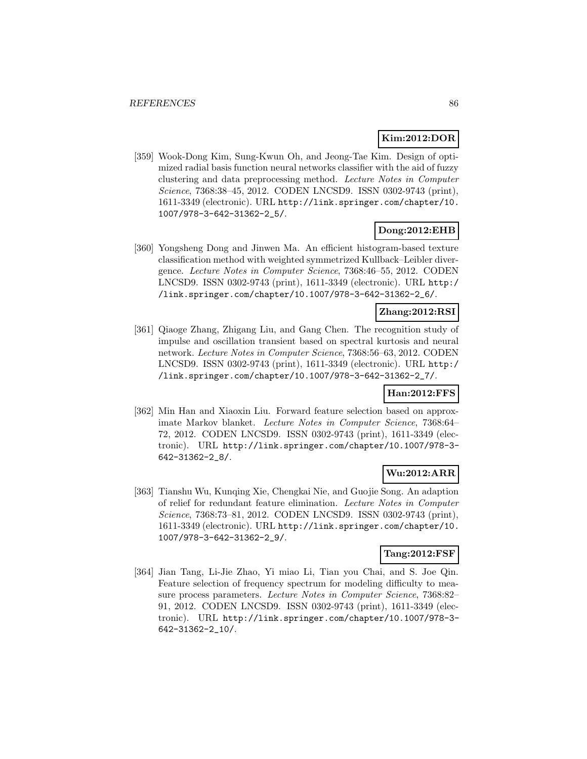**Kim:2012:DOR**

[359] Wook-Dong Kim, Sung-Kwun Oh, and Jeong-Tae Kim. Design of optimized radial basis function neural networks classifier with the aid of fuzzy clustering and data preprocessing method. *Lecture Notes in Computer Science*, 7368:38–45, 2012. CODEN LNCSD9. ISSN 0302-9743 (print), 1611-3349 (electronic). URL http://link.springer.com/chapter/10.1007/978-3-642-31362-2_5/.

**Dong:2012:EHB**

[360] Yongsheng Dong and Jinwen Ma. An efficient histogram-based texture classification method with weighted symmetrized Kullback–Leibler divergence. *Lecture Notes in Computer Science*, 7368:46–55, 2012. CODEN LNCSD9. ISSN 0302-9743 (print), 1611-3349 (electronic). URL http://link.springer.com/chapter/10.1007/978-3-642-31362-2_6/.

**Zhang:2012:RSI**

[361] Qiaoge Zhang, Zhigang Liu, and Gang Chen. The recognition study of impulse and oscillation transient based on spectral kurtosis and neural network. *Lecture Notes in Computer Science*, 7368:56–63, 2012. CODEN LNCSD9. ISSN 0302-9743 (print), 1611-3349 (electronic). URL http://link.springer.com/chapter/10.1007/978-3-642-31362-2_7/.

**Han:2012:FFS**

[362] Min Han and Xiaoxin Liu. Forward feature selection based on approximate Markov blanket. *Lecture Notes in Computer Science*, 7368:64–72, 2012. CODEN LNCSD9. ISSN 0302-9743 (print), 1611-3349 (electronic). URL http://link.springer.com/chapter/10.1007/978-3-642-31362-2_8/.

**Wu:2012:ARR**

[363] Tianshu Wu, Kunqing Xie, Chengkai Nie, and Guojie Song. An adaption of relief for redundant feature elimination. *Lecture Notes in Computer Science*, 7368:73–81, 2012. CODEN LNCSD9. ISSN 0302-9743 (print), 1611-3349 (electronic). URL http://link.springer.com/chapter/10.1007/978-3-642-31362-2_9/.

**Tang:2012:FSF**

[364] Jian Tang, Li-Jie Zhao, Yi miao Li, Tian you Chai, and S. Joe Qin. Feature selection of frequency spectrum for modeling difficulty to measure process parameters. *Lecture Notes in Computer Science*, 7368:82–91, 2012. CODEN LNCSD9. ISSN 0302-9743 (print), 1611-3349 (electronic). URL http://link.springer.com/chapter/10.1007/978-3-642-31362-2_10/.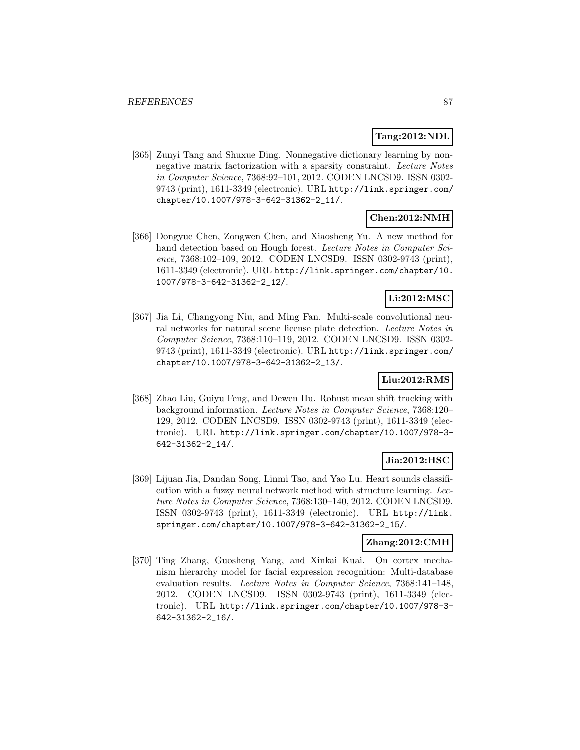**Tang:2012:NDL**

[365] Zunyi Tang and Shuxue Ding. Nonnegative dictionary learning by nonnegative matrix factorization with a sparsity constraint. *Lecture Notes in Computer Science*, 7368:92–101, 2012. CODEN LNCSD9. ISSN 0302-9743 (print), 1611-3349 (electronic). URL http://link.springer.com/chapter/10.1007/978-3-642-31362-2_11/.

**Chen:2012:NMH**

[366] Dongyue Chen, Zongwen Chen, and Xiaosheng Yu. A new method for hand detection based on Hough forest. *Lecture Notes in Computer Science*, 7368:102–109, 2012. CODEN LNCSD9. ISSN 0302-9743 (print), 1611-3349 (electronic). URL http://link.springer.com/chapter/10.1007/978-3-642-31362-2_12/.

**Li:2012:MSC**

[367] Jia Li, Changyong Niu, and Ming Fan. Multi-scale convolutional neural networks for natural scene license plate detection. *Lecture Notes in Computer Science*, 7368:110–119, 2012. CODEN LNCSD9. ISSN 0302-9743 (print), 1611-3349 (electronic). URL http://link.springer.com/chapter/10.1007/978-3-642-31362-2_13/.

**Liu:2012:RMS**

[368] Zhao Liu, Guiyu Feng, and Dewen Hu. Robust mean shift tracking with background information. *Lecture Notes in Computer Science*, 7368:120–129, 2012. CODEN LNCSD9. ISSN 0302-9743 (print), 1611-3349 (electronic). URL http://link.springer.com/chapter/10.1007/978-3-642-31362-2_14/.

**Jia:2012:HSC**

[369] Lijuan Jia, Dandan Song, Linmi Tao, and Yao Lu. Heart sounds classification with a fuzzy neural network method with structure learning. *Lecture Notes in Computer Science*, 7368:130–140, 2012. CODEN LNCSD9. ISSN 0302-9743 (print), 1611-3349 (electronic). URL http://link.springer.com/chapter/10.1007/978-3-642-31362-2_15/.

**Zhang:2012:CMH**

[370] Ting Zhang, Guosheng Yang, and Xinkai Kuai. On cortex mechanism hierarchy model for facial expression recognition: Multi-database evaluation results. *Lecture Notes in Computer Science*, 7368:141–148, 2012. CODEN LNCSD9. ISSN 0302-9743 (print), 1611-3349 (electronic). URL http://link.springer.com/chapter/10.1007/978-3-642-31362-2_16/.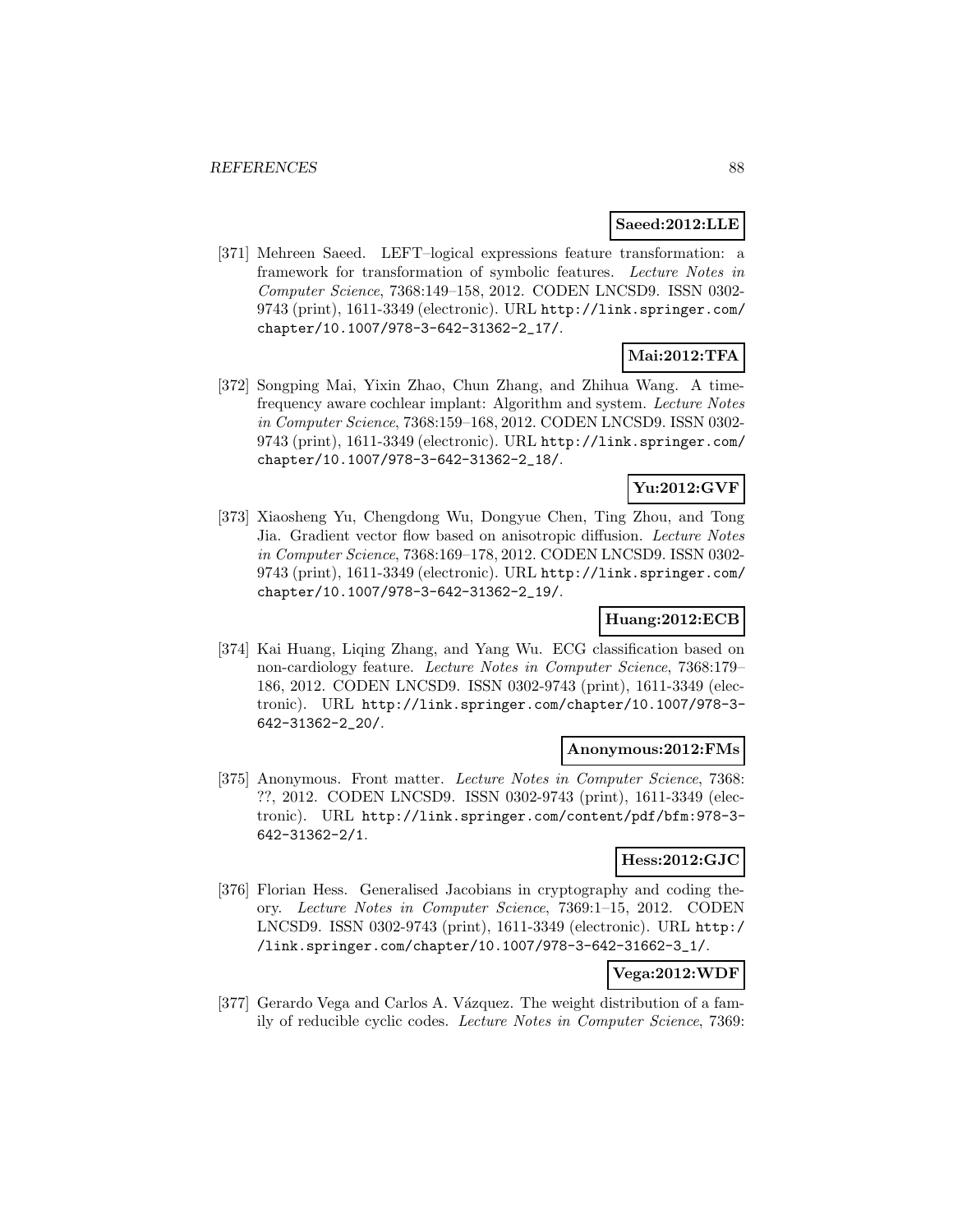**Saeed:2012:LLE**

[371] Mehreen Saeed. LEFT–logical expressions feature transformation: a framework for transformation of symbolic features. *Lecture Notes in Computer Science*, 7368:149–158, 2012. CODEN LNCSD9. ISSN 0302-9743 (print), 1611-3349 (electronic). URL http://link.springer.com/chapter/10.1007/978-3-642-31362-2_17/.

**Mai:2012:TFA**

[372] Songping Mai, Yixin Zhao, Chun Zhang, and Zhihua Wang. A time-frequency aware cochlear implant: Algorithm and system. *Lecture Notes in Computer Science*, 7368:159–168, 2012. CODEN LNCSD9. ISSN 0302-9743 (print), 1611-3349 (electronic). URL http://link.springer.com/chapter/10.1007/978-3-642-31362-2_18/.

**Yu:2012:GVF**

[373] Xiaosheng Yu, Chengdong Wu, Dongyue Chen, Ting Zhou, and Tong Jia. Gradient vector flow based on anisotropic diffusion. *Lecture Notes in Computer Science*, 7368:169–178, 2012. CODEN LNCSD9. ISSN 0302-9743 (print), 1611-3349 (electronic). URL http://link.springer.com/chapter/10.1007/978-3-642-31362-2_19/.

**Huang:2012:ECB**

[374] Kai Huang, Liqing Zhang, and Yang Wu. ECG classification based on non-cardiology feature. *Lecture Notes in Computer Science*, 7368:179–186, 2012. CODEN LNCSD9. ISSN 0302-9743 (print), 1611-3349 (electronic). URL http://link.springer.com/chapter/10.1007/978-3-642-31362-2_20/.

**Anonymous:2012:FMs**

[375] Anonymous. Front matter. *Lecture Notes in Computer Science*, 7368: ??, 2012. CODEN LNCSD9. ISSN 0302-9743 (print), 1611-3349 (electronic). URL http://link.springer.com/content/pdf/bfm:978-3-642-31362-2/1.

**Hess:2012:GJC**

[376] Florian Hess. Generalised Jacobians in cryptography and coding theory. *Lecture Notes in Computer Science*, 7369:1–15, 2012. CODEN LNCSD9. ISSN 0302-9743 (print), 1611-3349 (electronic). URL http://link.springer.com/chapter/10.1007/978-3-642-31662-3_1/.

**Vega:2012:WDF**

[377] Gerardo Vega and Carlos A. Vázquez. The weight distribution of a family of reducible cyclic codes. *Lecture Notes in Computer Science*, 7369: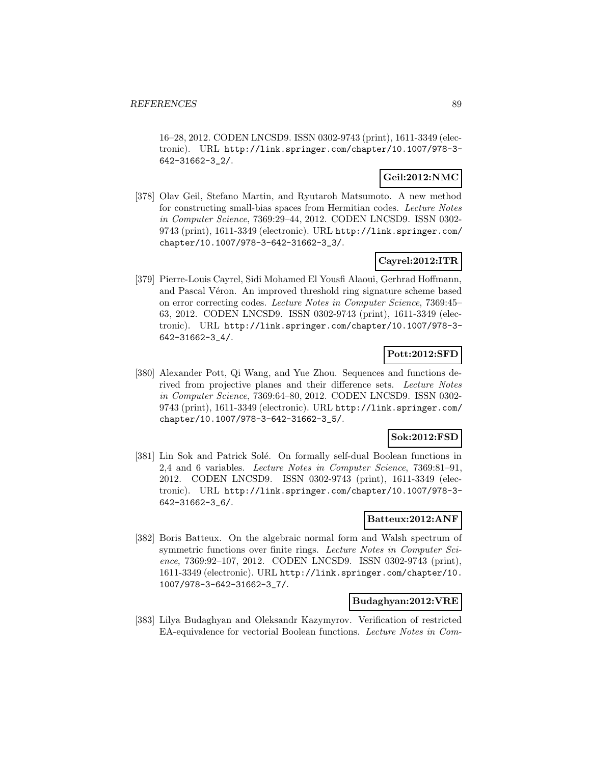16–28, 2012. CODEN LNCSD9. ISSN 0302-9743 (print), 1611-3349 (electronic). URL http://link.springer.com/chapter/10.1007/978-3-642-31662-3_2/.

**Geil:2012:NMC**

[378] Olav Geil, Stefano Martin, and Ryutaroh Matsumoto. A new method for constructing small-bias spaces from Hermitian codes. *Lecture Notes in Computer Science*, 7369:29–44, 2012. CODEN LNCSD9. ISSN 0302-9743 (print), 1611-3349 (electronic). URL http://link.springer.com/chapter/10.1007/978-3-642-31662-3_3/.

**Cayrel:2012:ITR**

[379] Pierre-Louis Cayrel, Sidi Mohamed El Yousfi Alaoui, Gerhrad Hoffmann, and Pascal Véron. An improved threshold ring signature scheme based on error correcting codes. *Lecture Notes in Computer Science*, 7369:45–63, 2012. CODEN LNCSD9. ISSN 0302-9743 (print), 1611-3349 (electronic). URL http://link.springer.com/chapter/10.1007/978-3-642-31662-3_4/.

**Pott:2012:SFD**

[380] Alexander Pott, Qi Wang, and Yue Zhou. Sequences and functions derived from projective planes and their difference sets. *Lecture Notes in Computer Science*, 7369:64–80, 2012. CODEN LNCSD9. ISSN 0302-9743 (print), 1611-3349 (electronic). URL http://link.springer.com/chapter/10.1007/978-3-642-31662-3_5/.

**Sok:2012:FSD**

[381] Lin Sok and Patrick Solé. On formally self-dual Boolean functions in 2,4 and 6 variables. *Lecture Notes in Computer Science*, 7369:81–91, 2012. CODEN LNCSD9. ISSN 0302-9743 (print), 1611-3349 (electronic). URL http://link.springer.com/chapter/10.1007/978-3-642-31662-3_6/.

**Batteux:2012:ANF**

[382] Boris Batteux. On the algebraic normal form and Walsh spectrum of symmetric functions over finite rings. *Lecture Notes in Computer Science*, 7369:92–107, 2012. CODEN LNCSD9. ISSN 0302-9743 (print), 1611-3349 (electronic). URL http://link.springer.com/chapter/10.1007/978-3-642-31662-3_7/.

**Budaghyan:2012:VRE**

[383] Lilya Budaghyan and Oleksandr Kazymyrov. Verification of restricted EA-equivalence for vectorial Boolean functions. *Lecture Notes in Com-*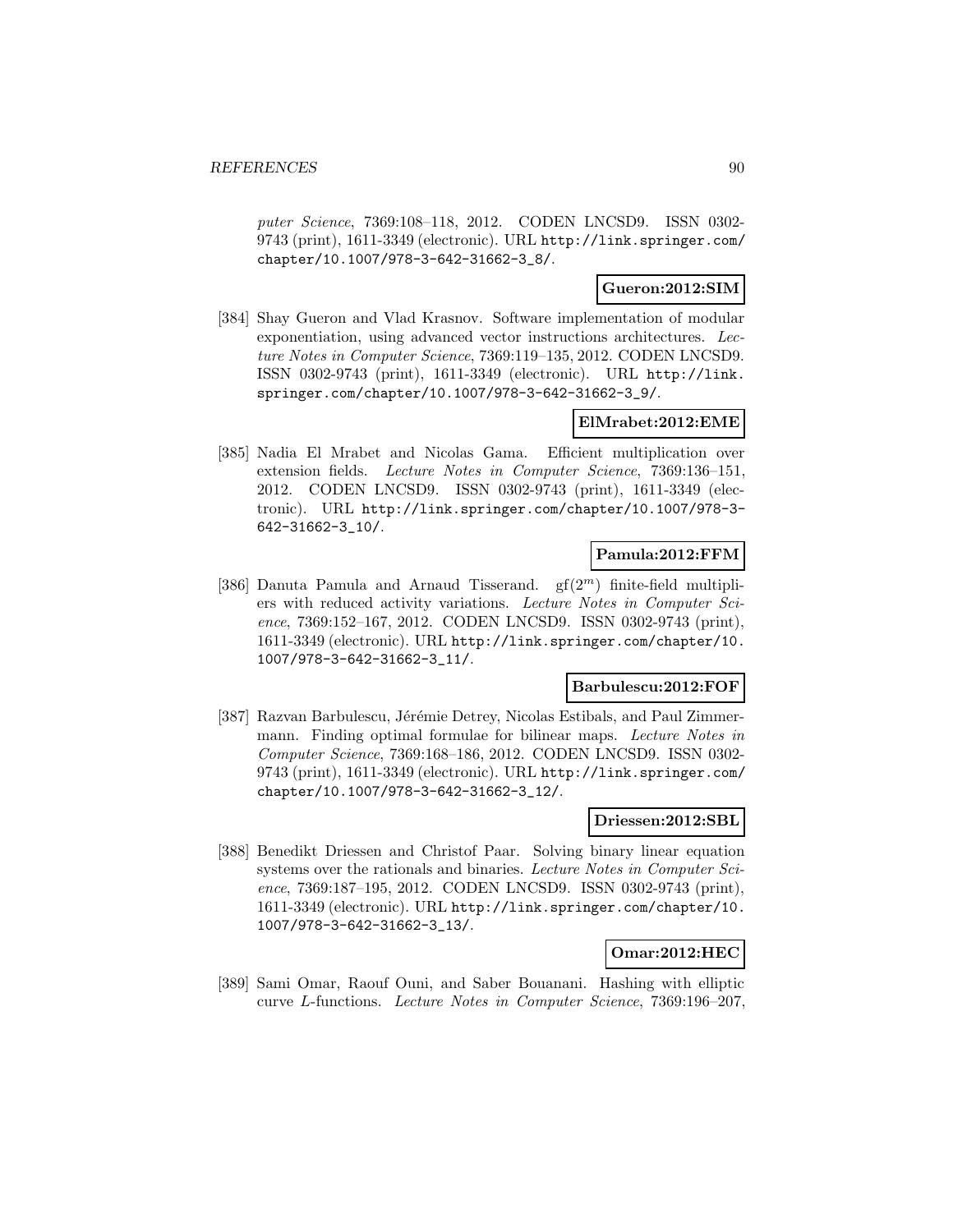*puter Science*, 7369:108–118, 2012. CODEN LNCSD9. ISSN 0302-9743 (print), 1611-3349 (electronic). URL http://link.springer.com/chapter/10.1007/978-3-642-31662-3_8/.

**Gueron:2012:SIM**

[384] Shay Gueron and Vlad Krasnov. Software implementation of modular exponentiation, using advanced vector instructions architectures. *Lecture Notes in Computer Science*, 7369:119–135, 2012. CODEN LNCSD9. ISSN 0302-9743 (print), 1611-3349 (electronic). URL http://link.springer.com/chapter/10.1007/978-3-642-31662-3_9/.

**ElMrabet:2012:EME**

[385] Nadia El Mrabet and Nicolas Gama. Efficient multiplication over extension fields. *Lecture Notes in Computer Science*, 7369:136–151, 2012. CODEN LNCSD9. ISSN 0302-9743 (print), 1611-3349 (electronic). URL http://link.springer.com/chapter/10.1007/978-3-642-31662-3_10/.

**Pamula:2012:FFM**

[386] Danuta Pamula and Arnaud Tisserand. $\mathrm{gf}(2^m)$ finite-field multipliers with reduced activity variations. *Lecture Notes in Computer Science*, 7369:152–167, 2012. CODEN LNCSD9. ISSN 0302-9743 (print), 1611-3349 (electronic). URL http://link.springer.com/chapter/10.1007/978-3-642-31662-3_11/.

**Barbulescu:2012:FOF**

[387] Razvan Barbulescu, Jérémie Detrey, Nicolas Estibals, and Paul Zimmermann. Finding optimal formulae for bilinear maps. *Lecture Notes in Computer Science*, 7369:168–186, 2012. CODEN LNCSD9. ISSN 0302-9743 (print), 1611-3349 (electronic). URL http://link.springer.com/chapter/10.1007/978-3-642-31662-3_12/.

**Driessen:2012:SBL**

[388] Benedikt Driessen and Christof Paar. Solving binary linear equation systems over the rationals and binaries. *Lecture Notes in Computer Science*, 7369:187–195, 2012. CODEN LNCSD9. ISSN 0302-9743 (print), 1611-3349 (electronic). URL http://link.springer.com/chapter/10.1007/978-3-642-31662-3_13/.

**Omar:2012:HEC**

[389] Sami Omar, Raouf Ouni, and Saber Bouanani. Hashing with elliptic curve $L$-functions. *Lecture Notes in Computer Science*, 7369:196–207,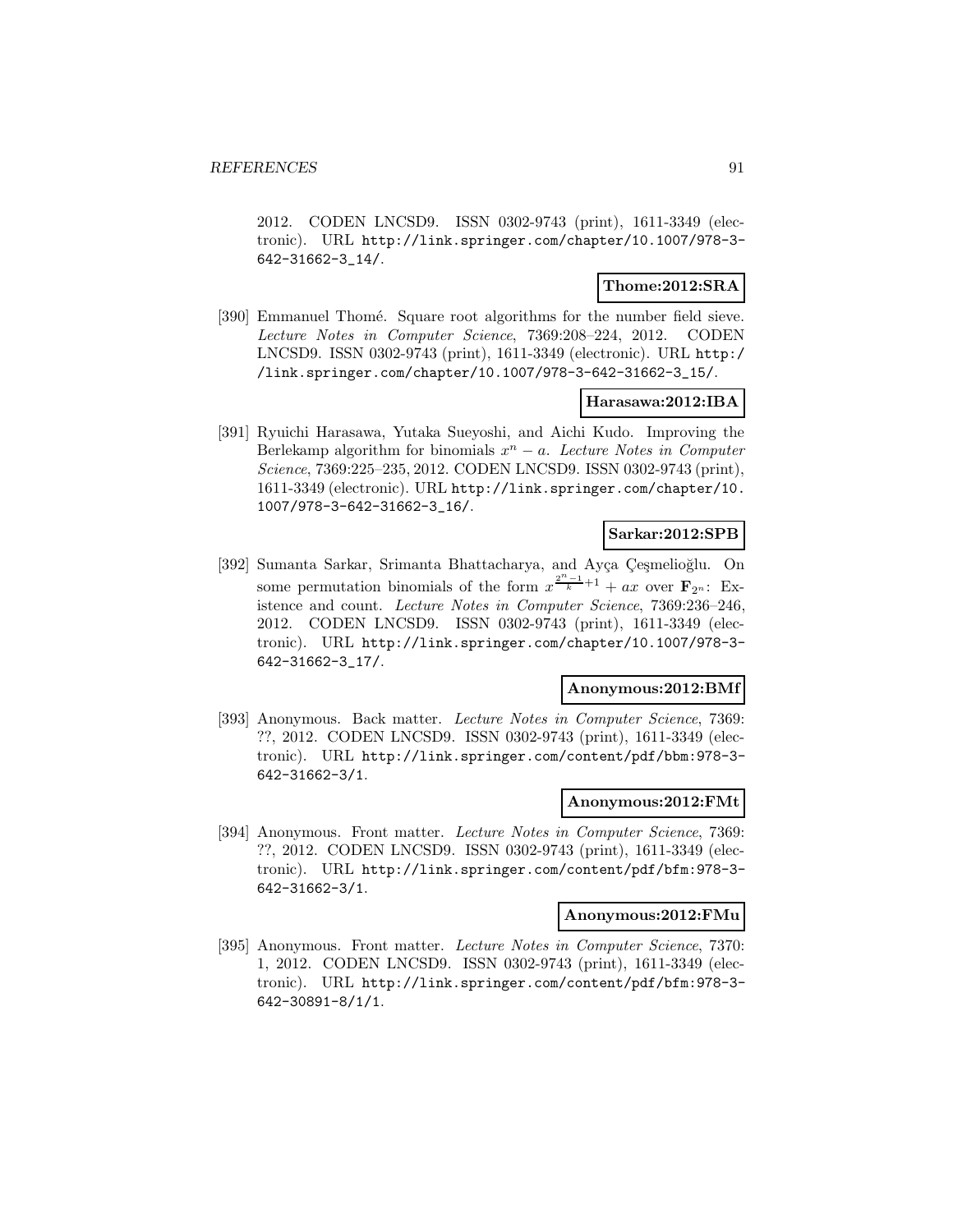2012. CODEN LNCSD9. ISSN 0302-9743 (print), 1611-3349 (electronic). URL http://link.springer.com/chapter/10.1007/978-3-642-31662-3_14/.

**Thome:2012:SRA**

[390] Emmanuel Thomé. Square root algorithms for the number field sieve. *Lecture Notes in Computer Science*, 7369:208–224, 2012. CODEN LNCSD9. ISSN 0302-9743 (print), 1611-3349 (electronic). URL http://link.springer.com/chapter/10.1007/978-3-642-31662-3_15/.

**Harasawa:2012:IBA**

[391] Ryuichi Harasawa, Yutaka Sueyoshi, and Aichi Kudo. Improving the Berlekamp algorithm for binomials $x^n - a$. *Lecture Notes in Computer Science*, 7369:225–235, 2012. CODEN LNCSD9. ISSN 0302-9743 (print), 1611-3349 (electronic). URL http://link.springer.com/chapter/10.1007/978-3-642-31662-3_16/.

**Sarkar:2012:SPB**

[392] Sumanta Sarkar, Srimanta Bhattacharya, and Ayça Çeşmelioğlu. On some permutation binomials of the form $x^{\frac{2^n-1}{k}+1} + ax$ over $\mathbf{F}_{2^n}$: Existence and count. *Lecture Notes in Computer Science*, 7369:236–246, 2012. CODEN LNCSD9. ISSN 0302-9743 (print), 1611-3349 (electronic). URL http://link.springer.com/chapter/10.1007/978-3-642-31662-3_17/.

**Anonymous:2012:BMf**

[393] Anonymous. Back matter. *Lecture Notes in Computer Science*, 7369: ??, 2012. CODEN LNCSD9. ISSN 0302-9743 (print), 1611-3349 (electronic). URL http://link.springer.com/content/pdf/bbm:978-3-642-31662-3/1.

**Anonymous:2012:FMt**

[394] Anonymous. Front matter. *Lecture Notes in Computer Science*, 7369: ??, 2012. CODEN LNCSD9. ISSN 0302-9743 (print), 1611-3349 (electronic). URL http://link.springer.com/content/pdf/bfm:978-3-642-31662-3/1.

**Anonymous:2012:FMu**

[395] Anonymous. Front matter. *Lecture Notes in Computer Science*, 7370: 1, 2012. CODEN LNCSD9. ISSN 0302-9743 (print), 1611-3349 (electronic). URL http://link.springer.com/content/pdf/bfm:978-3-642-30891-8/1/1.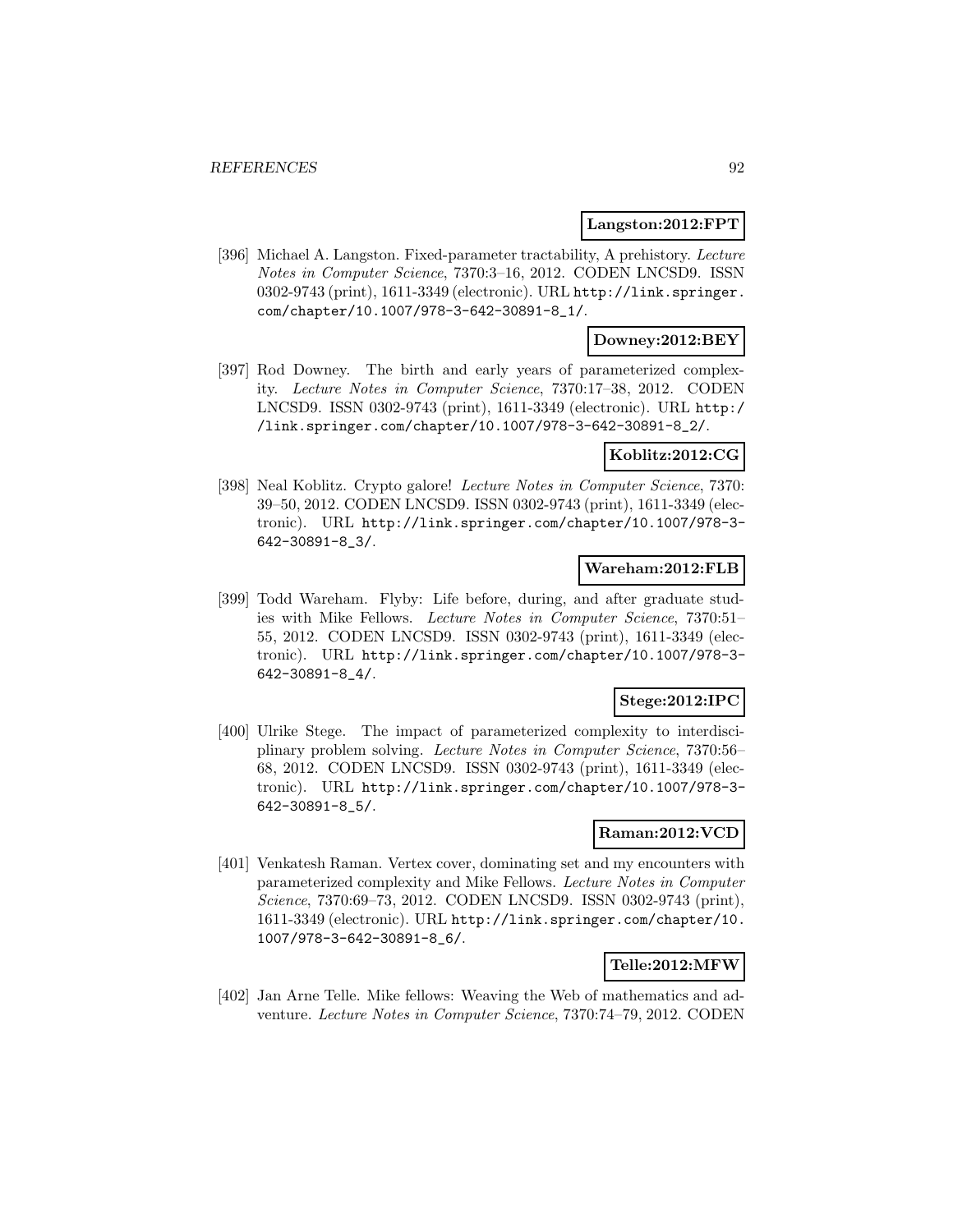**Langston:2012:FPT**

[396] Michael A. Langston. Fixed-parameter tractability, A prehistory. *Lecture Notes in Computer Science*, 7370:3–16, 2012. CODEN LNCSD9. ISSN 0302-9743 (print), 1611-3349 (electronic). URL http://link.springer.com/chapter/10.1007/978-3-642-30891-8_1/.

**Downey:2012:BEY**

[397] Rod Downey. The birth and early years of parameterized complexity. *Lecture Notes in Computer Science*, 7370:17–38, 2012. CODEN LNCSD9. ISSN 0302-9743 (print), 1611-3349 (electronic). URL http://link.springer.com/chapter/10.1007/978-3-642-30891-8_2/.

**Koblitz:2012:CG**

[398] Neal Koblitz. Crypto galore! *Lecture Notes in Computer Science*, 7370:39–50, 2012. CODEN LNCSD9. ISSN 0302-9743 (print), 1611-3349 (electronic). URL http://link.springer.com/chapter/10.1007/978-3-642-30891-8_3/.

**Wareham:2012:FLB**

[399] Todd Wareham. Flyby: Life before, during, and after graduate studies with Mike Fellows. *Lecture Notes in Computer Science*, 7370:51–55, 2012. CODEN LNCSD9. ISSN 0302-9743 (print), 1611-3349 (electronic). URL http://link.springer.com/chapter/10.1007/978-3-642-30891-8_4/.

**Stege:2012:IPC**

[400] Ulrike Stege. The impact of parameterized complexity to interdisciplinary problem solving. *Lecture Notes in Computer Science*, 7370:56–68, 2012. CODEN LNCSD9. ISSN 0302-9743 (print), 1611-3349 (electronic). URL http://link.springer.com/chapter/10.1007/978-3-642-30891-8_5/.

**Raman:2012:VCD**

[401] Venkatesh Raman. Vertex cover, dominating set and my encounters with parameterized complexity and Mike Fellows. *Lecture Notes in Computer Science*, 7370:69–73, 2012. CODEN LNCSD9. ISSN 0302-9743 (print), 1611-3349 (electronic). URL http://link.springer.com/chapter/10.1007/978-3-642-30891-8_6/.

**Telle:2012:MFW**

[402] Jan Arne Telle. Mike fellows: Weaving the Web of mathematics and adventure. *Lecture Notes in Computer Science*, 7370:74–79, 2012. CODEN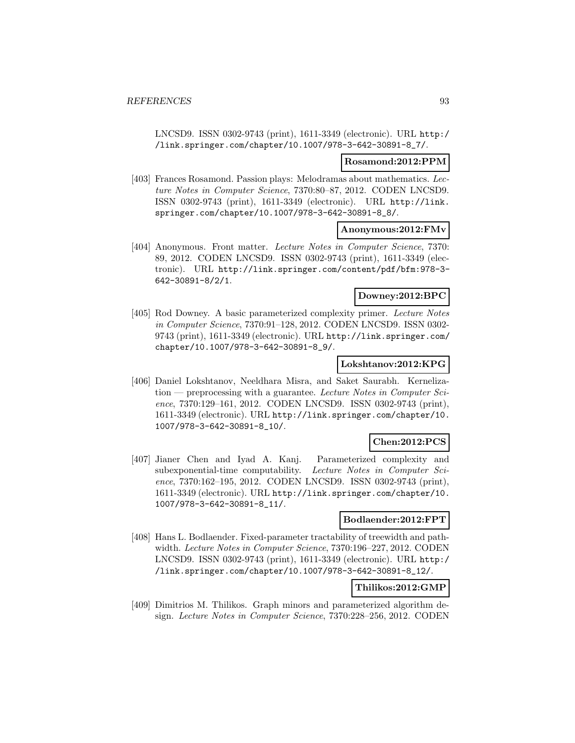LNCSD9. ISSN 0302-9743 (print), 1611-3349 (electronic). URL http://link.springer.com/chapter/10.1007/978-3-642-30891-8_7/.

**Rosamond:2012:PPM**

[403] Frances Rosamond. Passion plays: Melodramas about mathematics. *Lecture Notes in Computer Science*, 7370:80–87, 2012. CODEN LNCSD9. ISSN 0302-9743 (print), 1611-3349 (electronic). URL http://link.springer.com/chapter/10.1007/978-3-642-30891-8_8/.

**Anonymous:2012:FMv**

[404] Anonymous. Front matter. *Lecture Notes in Computer Science*, 7370: 89, 2012. CODEN LNCSD9. ISSN 0302-9743 (print), 1611-3349 (electronic). URL http://link.springer.com/content/pdf/bfm:978-3-642-30891-8/2/1.

**Downey:2012:BPC**

[405] Rod Downey. A basic parameterized complexity primer. *Lecture Notes in Computer Science*, 7370:91–128, 2012. CODEN LNCSD9. ISSN 0302-9743 (print), 1611-3349 (electronic). URL http://link.springer.com/chapter/10.1007/978-3-642-30891-8_9/.

**Lokshtanov:2012:KPG**

[406] Daniel Lokshtanov, Neeldhara Misra, and Saket Saurabh. Kernelization — preprocessing with a guarantee. *Lecture Notes in Computer Science*, 7370:129–161, 2012. CODEN LNCSD9. ISSN 0302-9743 (print), 1611-3349 (electronic). URL http://link.springer.com/chapter/10.1007/978-3-642-30891-8_10/.

**Chen:2012:PCS**

[407] Jianer Chen and Iyad A. Kanj. Parameterized complexity and subexponential-time computability. *Lecture Notes in Computer Science*, 7370:162–195, 2012. CODEN LNCSD9. ISSN 0302-9743 (print), 1611-3349 (electronic). URL http://link.springer.com/chapter/10.1007/978-3-642-30891-8_11/.

**Bodlaender:2012:FPT**

[408] Hans L. Bodlaender. Fixed-parameter tractability of treewidth and pathwidth. *Lecture Notes in Computer Science*, 7370:196–227, 2012. CODEN LNCSD9. ISSN 0302-9743 (print), 1611-3349 (electronic). URL http://link.springer.com/chapter/10.1007/978-3-642-30891-8_12/.

**Thilikos:2012:GMP**

[409] Dimitrios M. Thilikos. Graph minors and parameterized algorithm design. *Lecture Notes in Computer Science*, 7370:228–256, 2012. CODEN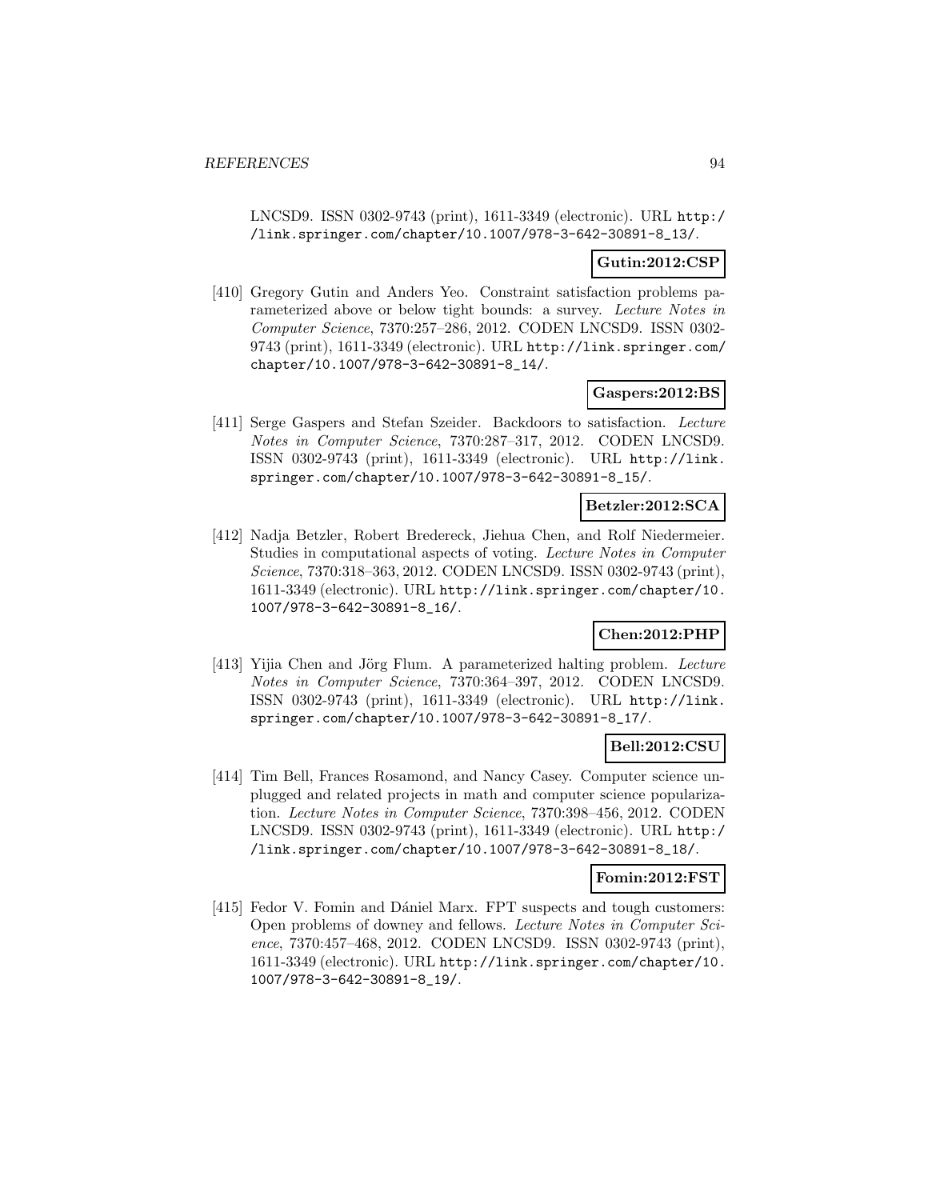LNCSD9. ISSN 0302-9743 (print), 1611-3349 (electronic). URL http://link.springer.com/chapter/10.1007/978-3-642-30891-8_13/.

**Gutin:2012:CSP**

[410] Gregory Gutin and Anders Yeo. Constraint satisfaction problems parameterized above or below tight bounds: a survey. *Lecture Notes in Computer Science*, 7370:257–286, 2012. CODEN LNCSD9. ISSN 0302-9743 (print), 1611-3349 (electronic). URL http://link.springer.com/chapter/10.1007/978-3-642-30891-8_14/.

**Gaspers:2012:BS**

[411] Serge Gaspers and Stefan Szeider. Backdoors to satisfaction. *Lecture Notes in Computer Science*, 7370:287–317, 2012. CODEN LNCSD9. ISSN 0302-9743 (print), 1611-3349 (electronic). URL http://link.springer.com/chapter/10.1007/978-3-642-30891-8_15/.

**Betzler:2012:SCA**

[412] Nadja Betzler, Robert Bredereck, Jiehua Chen, and Rolf Niedermeier. Studies in computational aspects of voting. *Lecture Notes in Computer Science*, 7370:318–363, 2012. CODEN LNCSD9. ISSN 0302-9743 (print), 1611-3349 (electronic). URL http://link.springer.com/chapter/10.1007/978-3-642-30891-8_16/.

**Chen:2012:PHP**

[413] Yijia Chen and Jörg Flum. A parameterized halting problem. *Lecture Notes in Computer Science*, 7370:364–397, 2012. CODEN LNCSD9. ISSN 0302-9743 (print), 1611-3349 (electronic). URL http://link.springer.com/chapter/10.1007/978-3-642-30891-8_17/.

**Bell:2012:CSU**

[414] Tim Bell, Frances Rosamond, and Nancy Casey. Computer science unplugged and related projects in math and computer science popularization. *Lecture Notes in Computer Science*, 7370:398–456, 2012. CODEN LNCSD9. ISSN 0302-9743 (print), 1611-3349 (electronic). URL http://link.springer.com/chapter/10.1007/978-3-642-30891-8_18/.

**Fomin:2012:FST**

[415] Fedor V. Fomin and Dániel Marx. FPT suspects and tough customers: Open problems of downey and fellows. *Lecture Notes in Computer Science*, 7370:457–468, 2012. CODEN LNCSD9. ISSN 0302-9743 (print), 1611-3349 (electronic). URL http://link.springer.com/chapter/10.1007/978-3-642-30891-8_19/.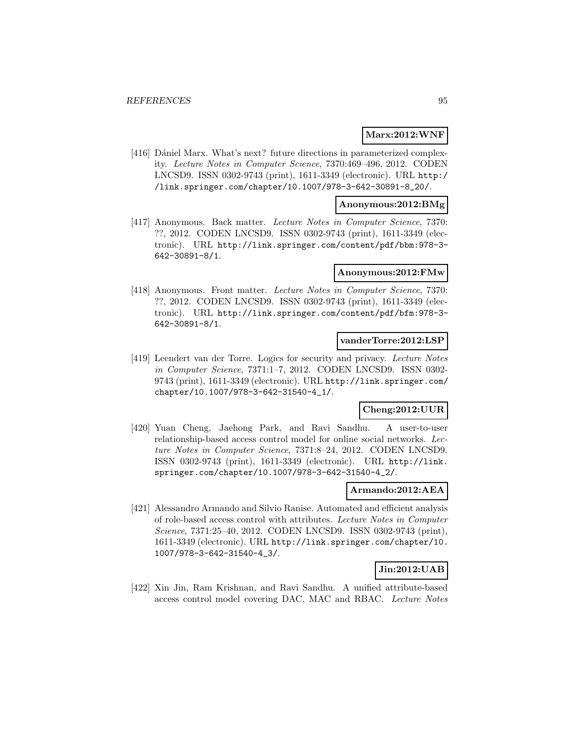**Marx:2012:WNF**

[416] Dániel Marx. What's next? future directions in parameterized complexity. *Lecture Notes in Computer Science*, 7370:469–496, 2012. CODEN LNCSD9. ISSN 0302-9743 (print), 1611-3349 (electronic). URL http://link.springer.com/chapter/10.1007/978-3-642-30891-8_20/.

**Anonymous:2012:BMg**

[417] Anonymous. Back matter. *Lecture Notes in Computer Science*, 7370: ??, 2012. CODEN LNCSD9. ISSN 0302-9743 (print), 1611-3349 (electronic). URL http://link.springer.com/content/pdf/bbm:978-3-642-30891-8/1.

**Anonymous:2012:FMw**

[418] Anonymous. Front matter. *Lecture Notes in Computer Science*, 7370: ??, 2012. CODEN LNCSD9. ISSN 0302-9743 (print), 1611-3349 (electronic). URL http://link.springer.com/content/pdf/bfm:978-3-642-30891-8/1.

**vanderTorre:2012:LSP**

[419] Leendert van der Torre. Logics for security and privacy. *Lecture Notes in Computer Science*, 7371:1–7, 2012. CODEN LNCSD9. ISSN 0302-9743 (print), 1611-3349 (electronic). URL http://link.springer.com/chapter/10.1007/978-3-642-31540-4_1/.

**Cheng:2012:UUR**

[420] Yuan Cheng, Jaehong Park, and Ravi Sandhu. A user-to-user relationship-based access control model for online social networks. *Lecture Notes in Computer Science*, 7371:8–24, 2012. CODEN LNCSD9. ISSN 0302-9743 (print), 1611-3349 (electronic). URL http://link.springer.com/chapter/10.1007/978-3-642-31540-4_2/.

**Armando:2012:AEA**

[421] Alessandro Armando and Silvio Ranise. Automated and efficient analysis of role-based access control with attributes. *Lecture Notes in Computer Science*, 7371:25–40, 2012. CODEN LNCSD9. ISSN 0302-9743 (print), 1611-3349 (electronic). URL http://link.springer.com/chapter/10.1007/978-3-642-31540-4_3/.

**Jin:2012:UAB**

[422] Xin Jin, Ram Krishnan, and Ravi Sandhu. A unified attribute-based access control model covering DAC, MAC and RBAC. *Lecture Notes*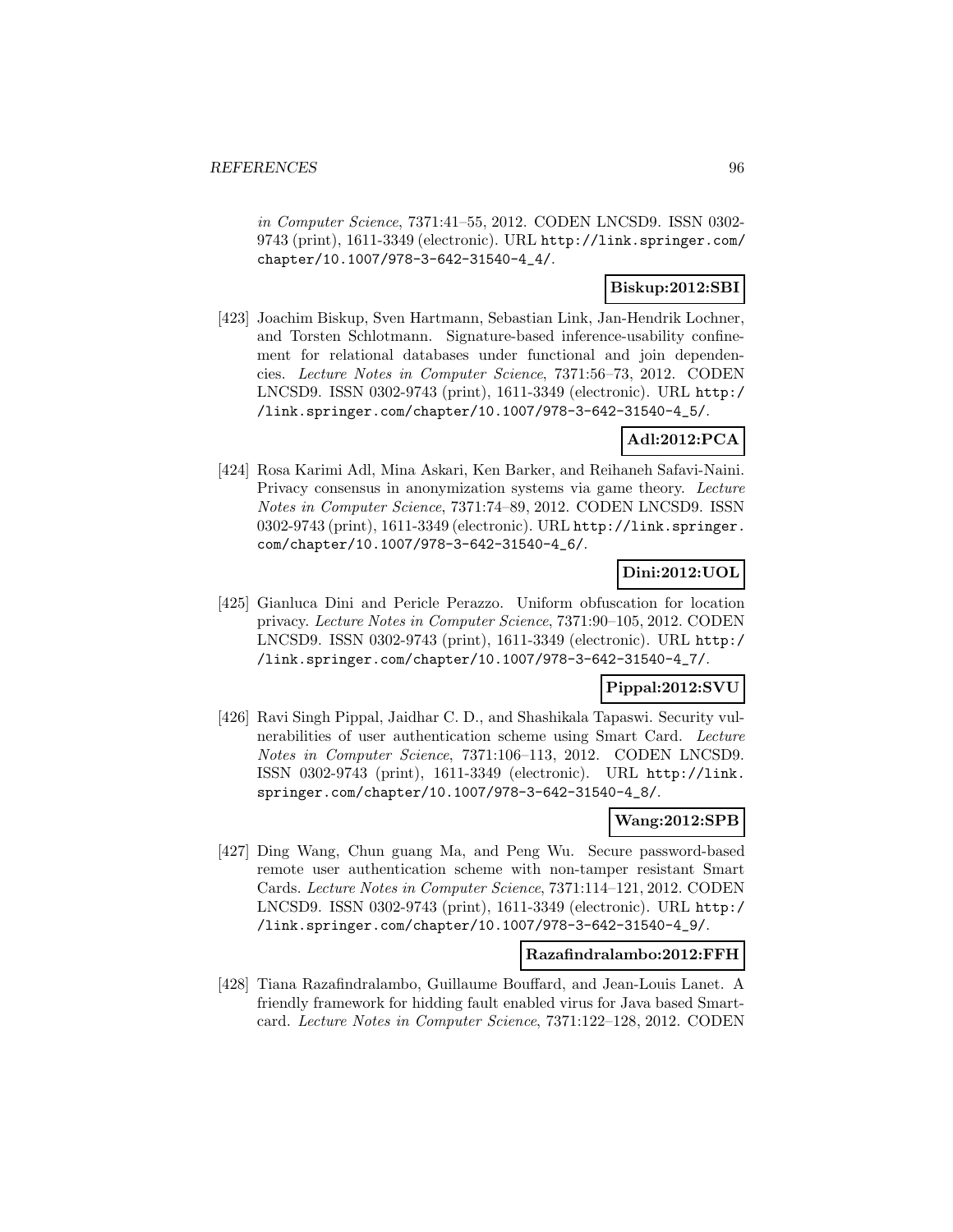*in Computer Science*, 7371:41–55, 2012. CODEN LNCSD9. ISSN 0302-9743 (print), 1611-3349 (electronic). URL http://link.springer.com/chapter/10.1007/978-3-642-31540-4_4/.

**Biskup:2012:SBI**

[423] Joachim Biskup, Sven Hartmann, Sebastian Link, Jan-Hendrik Lochner, and Torsten Schlotmann. Signature-based inference-usability confinement for relational databases under functional and join dependencies. *Lecture Notes in Computer Science*, 7371:56–73, 2012. CODEN LNCSD9. ISSN 0302-9743 (print), 1611-3349 (electronic). URL http://link.springer.com/chapter/10.1007/978-3-642-31540-4_5/.

**Adl:2012:PCA**

[424] Rosa Karimi Adl, Mina Askari, Ken Barker, and Reihaneh Safavi-Naini. Privacy consensus in anonymization systems via game theory. *Lecture Notes in Computer Science*, 7371:74–89, 2012. CODEN LNCSD9. ISSN 0302-9743 (print), 1611-3349 (electronic). URL http://link.springer.com/chapter/10.1007/978-3-642-31540-4_6/.

**Dini:2012:UOL**

[425] Gianluca Dini and Pericle Perazzo. Uniform obfuscation for location privacy. *Lecture Notes in Computer Science*, 7371:90–105, 2012. CODEN LNCSD9. ISSN 0302-9743 (print), 1611-3349 (electronic). URL http://link.springer.com/chapter/10.1007/978-3-642-31540-4_7/.

**Pippal:2012:SVU**

[426] Ravi Singh Pippal, Jaidhar C. D., and Shashikala Tapaswi. Security vulnerabilities of user authentication scheme using Smart Card. *Lecture Notes in Computer Science*, 7371:106–113, 2012. CODEN LNCSD9. ISSN 0302-9743 (print), 1611-3349 (electronic). URL http://link.springer.com/chapter/10.1007/978-3-642-31540-4_8/.

**Wang:2012:SPB**

[427] Ding Wang, Chun guang Ma, and Peng Wu. Secure password-based remote user authentication scheme with non-tamper resistant Smart Cards. *Lecture Notes in Computer Science*, 7371:114–121, 2012. CODEN LNCSD9. ISSN 0302-9743 (print), 1611-3349 (electronic). URL http://link.springer.com/chapter/10.1007/978-3-642-31540-4_9/.

**Razafindralambo:2012:FFH**

[428] Tiana Razafindralambo, Guillaume Bouffard, and Jean-Louis Lanet. A friendly framework for hidding fault enabled virus for Java based Smartcard. *Lecture Notes in Computer Science*, 7371:122–128, 2012. CODEN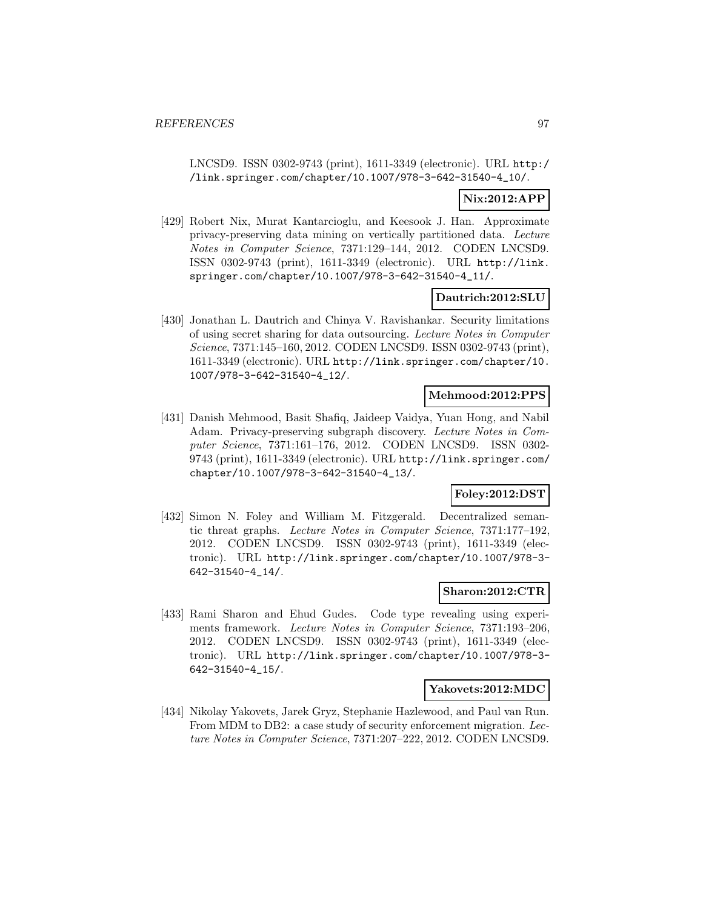LNCSD9. ISSN 0302-9743 (print), 1611-3349 (electronic). URL http://link.springer.com/chapter/10.1007/978-3-642-31540-4_10/.

**Nix:2012:APP**

[429] Robert Nix, Murat Kantarcioglu, and Keesook J. Han. Approximate privacy-preserving data mining on vertically partitioned data. *Lecture Notes in Computer Science*, 7371:129–144, 2012. CODEN LNCSD9. ISSN 0302-9743 (print), 1611-3349 (electronic). URL http://link.springer.com/chapter/10.1007/978-3-642-31540-4_11/.

**Dautrich:2012:SLU**

[430] Jonathan L. Dautrich and Chinya V. Ravishankar. Security limitations of using secret sharing for data outsourcing. *Lecture Notes in Computer Science*, 7371:145–160, 2012. CODEN LNCSD9. ISSN 0302-9743 (print), 1611-3349 (electronic). URL http://link.springer.com/chapter/10.1007/978-3-642-31540-4_12/.

**Mehmood:2012:PPS**

[431] Danish Mehmood, Basit Shafiq, Jaideep Vaidya, Yuan Hong, and Nabil Adam. Privacy-preserving subgraph discovery. *Lecture Notes in Computer Science*, 7371:161–176, 2012. CODEN LNCSD9. ISSN 0302-9743 (print), 1611-3349 (electronic). URL http://link.springer.com/chapter/10.1007/978-3-642-31540-4_13/.

**Foley:2012:DST**

[432] Simon N. Foley and William M. Fitzgerald. Decentralized semantic threat graphs. *Lecture Notes in Computer Science*, 7371:177–192, 2012. CODEN LNCSD9. ISSN 0302-9743 (print), 1611-3349 (electronic). URL http://link.springer.com/chapter/10.1007/978-3-642-31540-4_14/.

**Sharon:2012:CTR**

[433] Rami Sharon and Ehud Gudes. Code type revealing using experiments framework. *Lecture Notes in Computer Science*, 7371:193–206, 2012. CODEN LNCSD9. ISSN 0302-9743 (print), 1611-3349 (electronic). URL http://link.springer.com/chapter/10.1007/978-3-642-31540-4_15/.

**Yakovets:2012:MDC**

[434] Nikolay Yakovets, Jarek Gryz, Stephanie Hazlewood, and Paul van Run. From MDM to DB2: a case study of security enforcement migration. *Lecture Notes in Computer Science*, 7371:207–222, 2012. CODEN LNCSD9.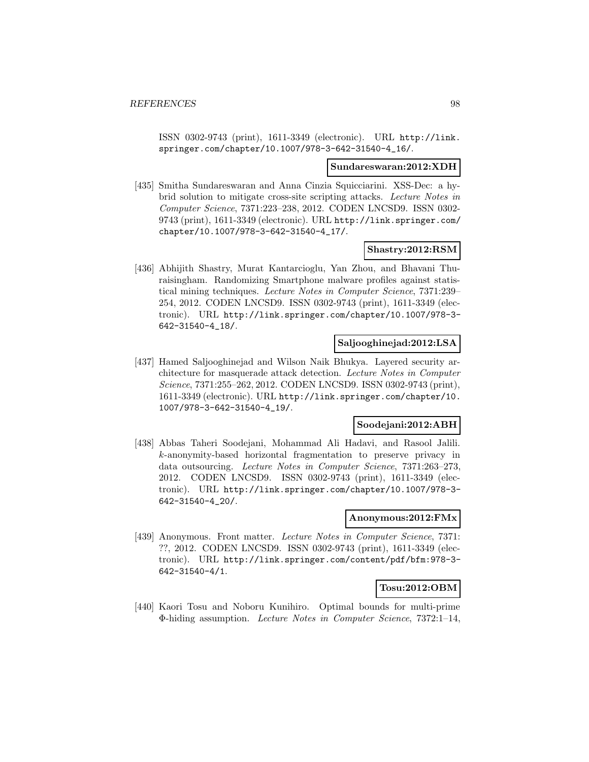ISSN 0302-9743 (print), 1611-3349 (electronic). URL http://link.springer.com/chapter/10.1007/978-3-642-31540-4_16/.

**Sundareswaran:2012:XDH**

[435] Smitha Sundareswaran and Anna Cinzia Squicciarini. XSS-Dec: a hybrid solution to mitigate cross-site scripting attacks. *Lecture Notes in Computer Science*, 7371:223–238, 2012. CODEN LNCSD9. ISSN 0302-9743 (print), 1611-3349 (electronic). URL http://link.springer.com/chapter/10.1007/978-3-642-31540-4_17/.

**Shastry:2012:RSM**

[436] Abhijith Shastry, Murat Kantarcioglu, Yan Zhou, and Bhavani Thuraisingham. Randomizing Smartphone malware profiles against statistical mining techniques. *Lecture Notes in Computer Science*, 7371:239–254, 2012. CODEN LNCSD9. ISSN 0302-9743 (print), 1611-3349 (electronic). URL http://link.springer.com/chapter/10.1007/978-3-642-31540-4_18/.

**Saljooghinejad:2012:LSA**

[437] Hamed Saljooghinejad and Wilson Naik Bhukya. Layered security architecture for masquerade attack detection. *Lecture Notes in Computer Science*, 7371:255–262, 2012. CODEN LNCSD9. ISSN 0302-9743 (print), 1611-3349 (electronic). URL http://link.springer.com/chapter/10.1007/978-3-642-31540-4_19/.

**Soodejani:2012:ABH**

[438] Abbas Taheri Soodejani, Mohammad Ali Hadavi, and Rasool Jalili. $k$-anonymity-based horizontal fragmentation to preserve privacy in data outsourcing. *Lecture Notes in Computer Science*, 7371:263–273, 2012. CODEN LNCSD9. ISSN 0302-9743 (print), 1611-3349 (electronic). URL http://link.springer.com/chapter/10.1007/978-3-642-31540-4_20/.

**Anonymous:2012:FMx**

[439] Anonymous. Front matter. *Lecture Notes in Computer Science*, 7371: ??, 2012. CODEN LNCSD9. ISSN 0302-9743 (print), 1611-3349 (electronic). URL http://link.springer.com/content/pdf/bfm:978-3-642-31540-4/1.

**Tosu:2012:OBM**

[440] Kaori Tosu and Noboru Kunihiro. Optimal bounds for multi-prime $\Phi$-hiding assumption. *Lecture Notes in Computer Science*, 7372:1–14,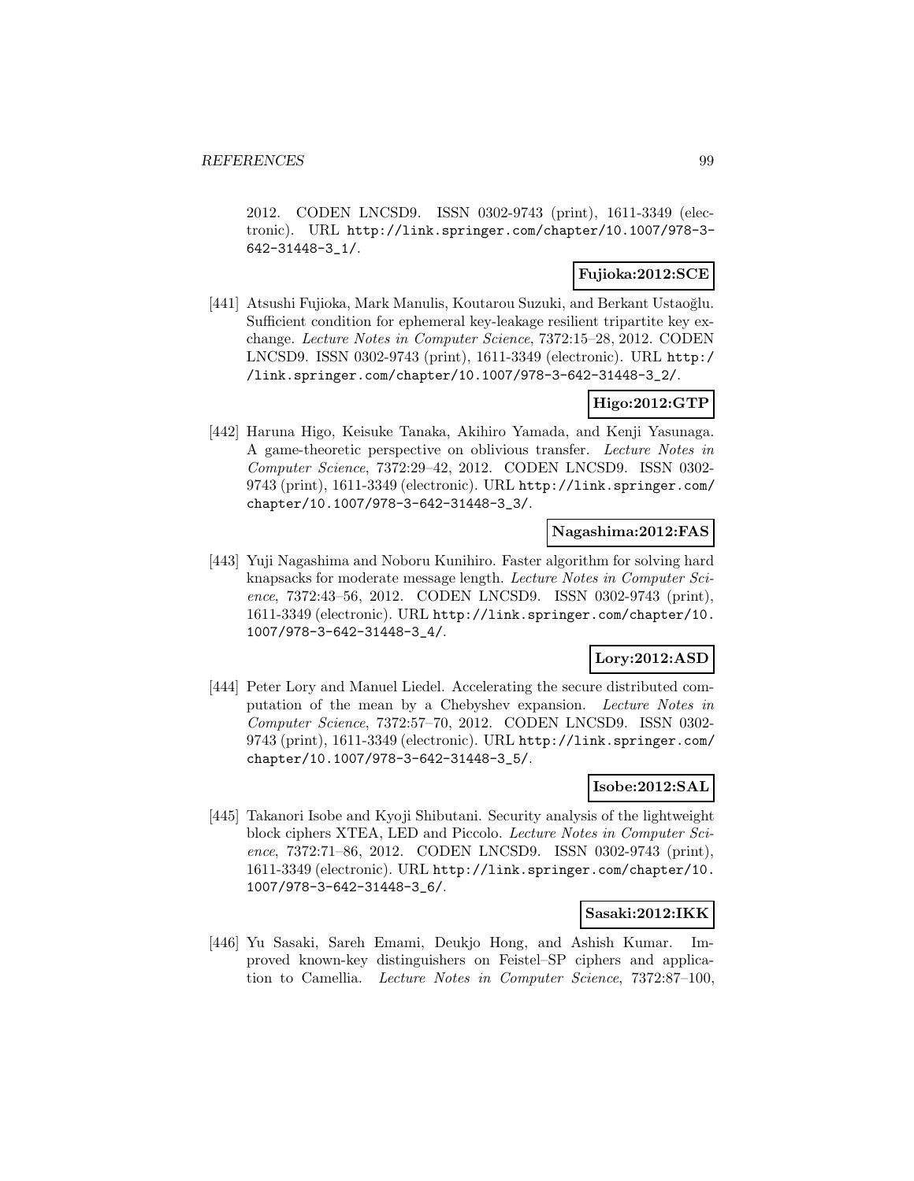2012. CODEN LNCSD9. ISSN 0302-9743 (print), 1611-3349 (electronic). URL http://link.springer.com/chapter/10.1007/978-3-642-31448-3_1/.

**Fujioka:2012:SCE**

[441] Atsushi Fujioka, Mark Manulis, Koutarou Suzuki, and Berkant Ustaoğlu. Sufficient condition for ephemeral key-leakage resilient tripartite key exchange. *Lecture Notes in Computer Science*, 7372:15–28, 2012. CODEN LNCSD9. ISSN 0302-9743 (print), 1611-3349 (electronic). URL http://link.springer.com/chapter/10.1007/978-3-642-31448-3_2/.

**Higo:2012:GTP**

[442] Haruna Higo, Keisuke Tanaka, Akihiro Yamada, and Kenji Yasunaga. A game-theoretic perspective on oblivious transfer. *Lecture Notes in Computer Science*, 7372:29–42, 2012. CODEN LNCSD9. ISSN 0302-9743 (print), 1611-3349 (electronic). URL http://link.springer.com/chapter/10.1007/978-3-642-31448-3_3/.

**Nagashima:2012:FAS**

[443] Yuji Nagashima and Noboru Kunihiro. Faster algorithm for solving hard knapsacks for moderate message length. *Lecture Notes in Computer Science*, 7372:43–56, 2012. CODEN LNCSD9. ISSN 0302-9743 (print), 1611-3349 (electronic). URL http://link.springer.com/chapter/10.1007/978-3-642-31448-3_4/.

**Lory:2012:ASD**

[444] Peter Lory and Manuel Liedel. Accelerating the secure distributed computation of the mean by a Chebyshev expansion. *Lecture Notes in Computer Science*, 7372:57–70, 2012. CODEN LNCSD9. ISSN 0302-9743 (print), 1611-3349 (electronic). URL http://link.springer.com/chapter/10.1007/978-3-642-31448-3_5/.

**Isobe:2012:SAL**

[445] Takanori Isobe and Kyoji Shibutani. Security analysis of the lightweight block ciphers XTEA, LED and Piccolo. *Lecture Notes in Computer Science*, 7372:71–86, 2012. CODEN LNCSD9. ISSN 0302-9743 (print), 1611-3349 (electronic). URL http://link.springer.com/chapter/10.1007/978-3-642-31448-3_6/.

**Sasaki:2012:IKK**

[446] Yu Sasaki, Sareh Emami, Deukjo Hong, and Ashish Kumar. Improved known-key distinguishers on Feistel–SP ciphers and application to Camellia. *Lecture Notes in Computer Science*, 7372:87–100,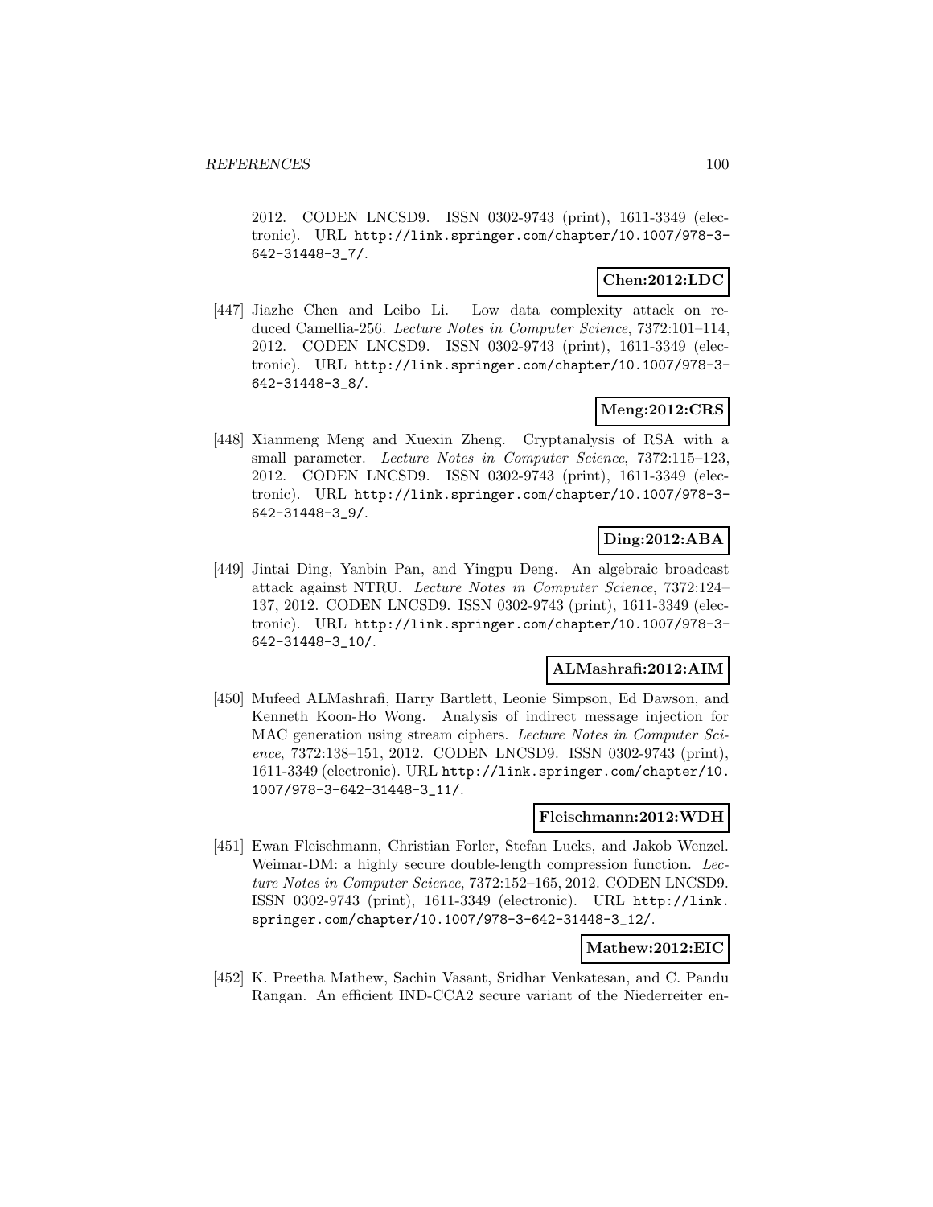2012. CODEN LNCSD9. ISSN 0302-9743 (print), 1611-3349 (electronic). URL http://link.springer.com/chapter/10.1007/978-3-642-31448-3_7/.

**Chen:2012:LDC**

[447] Jiazhe Chen and Leibo Li. Low data complexity attack on reduced Camellia-256. *Lecture Notes in Computer Science*, 7372:101–114, 2012. CODEN LNCSD9. ISSN 0302-9743 (print), 1611-3349 (electronic). URL http://link.springer.com/chapter/10.1007/978-3-642-31448-3_8/.

**Meng:2012:CRS**

[448] Xianmeng Meng and Xuexin Zheng. Cryptanalysis of RSA with a small parameter. *Lecture Notes in Computer Science*, 7372:115–123, 2012. CODEN LNCSD9. ISSN 0302-9743 (print), 1611-3349 (electronic). URL http://link.springer.com/chapter/10.1007/978-3-642-31448-3_9/.

**Ding:2012:ABA**

[449] Jintai Ding, Yanbin Pan, and Yingpu Deng. An algebraic broadcast attack against NTRU. *Lecture Notes in Computer Science*, 7372:124–137, 2012. CODEN LNCSD9. ISSN 0302-9743 (print), 1611-3349 (electronic). URL http://link.springer.com/chapter/10.1007/978-3-642-31448-3_10/.

**ALMashrafi:2012:AIM**

[450] Mufeed ALMashrafi, Harry Bartlett, Leonie Simpson, Ed Dawson, and Kenneth Koon-Ho Wong. Analysis of indirect message injection for MAC generation using stream ciphers. *Lecture Notes in Computer Science*, 7372:138–151, 2012. CODEN LNCSD9. ISSN 0302-9743 (print), 1611-3349 (electronic). URL http://link.springer.com/chapter/10.1007/978-3-642-31448-3_11/.

**Fleischmann:2012:WDH**

[451] Ewan Fleischmann, Christian Forler, Stefan Lucks, and Jakob Wenzel. Weimar-DM: a highly secure double-length compression function. *Lecture Notes in Computer Science*, 7372:152–165, 2012. CODEN LNCSD9. ISSN 0302-9743 (print), 1611-3349 (electronic). URL http://link.springer.com/chapter/10.1007/978-3-642-31448-3_12/.

**Mathew:2012:EIC**

[452] K. Preetha Mathew, Sachin Vasant, Sridhar Venkatesan, and C. Pandu Rangan. An efficient IND-CCA2 secure variant of the Niederreiter en-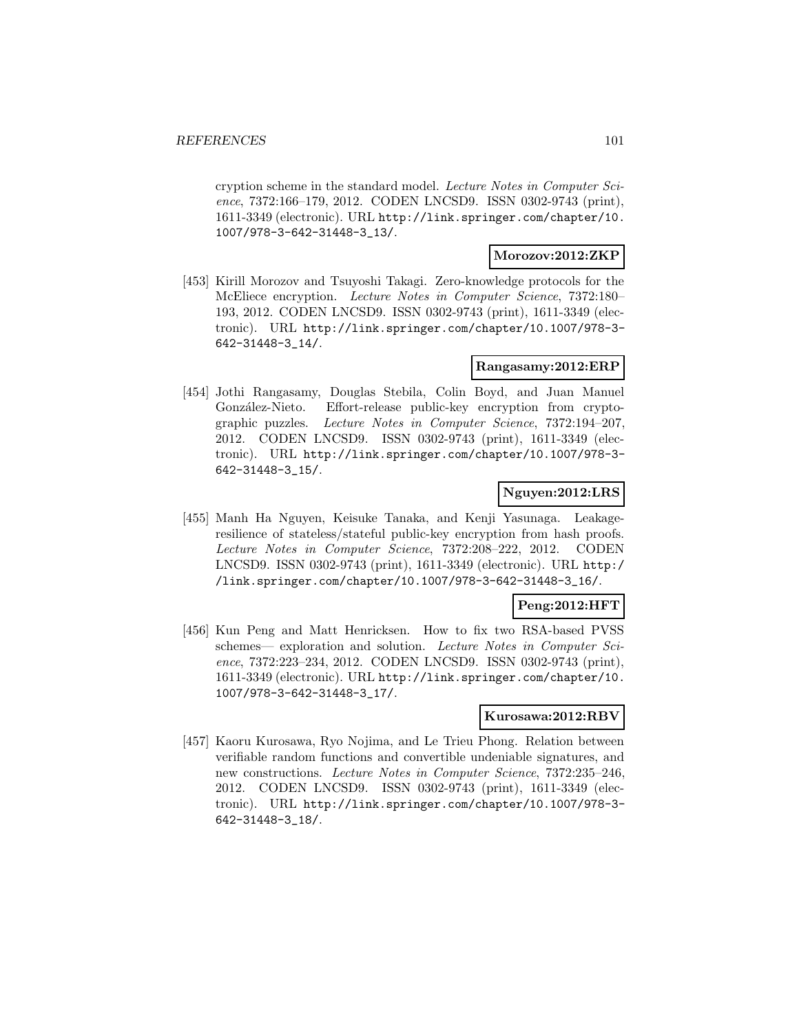cryption scheme in the standard model. *Lecture Notes in Computer Science*, 7372:166–179, 2012. CODEN LNCSD9. ISSN 0302-9743 (print), 1611-3349 (electronic). URL http://link.springer.com/chapter/10.1007/978-3-642-31448-3_13/.

**Morozov:2012:ZKP**

[453] Kirill Morozov and Tsuyoshi Takagi. Zero-knowledge protocols for the McEliece encryption. *Lecture Notes in Computer Science*, 7372:180–193, 2012. CODEN LNCSD9. ISSN 0302-9743 (print), 1611-3349 (electronic). URL http://link.springer.com/chapter/10.1007/978-3-642-31448-3_14/.

**Rangasamy:2012:ERP**

[454] Jothi Rangasamy, Douglas Stebila, Colin Boyd, and Juan Manuel González-Nieto. Effort-release public-key encryption from cryptographic puzzles. *Lecture Notes in Computer Science*, 7372:194–207, 2012. CODEN LNCSD9. ISSN 0302-9743 (print), 1611-3349 (electronic). URL http://link.springer.com/chapter/10.1007/978-3-642-31448-3_15/.

**Nguyen:2012:LRS**

[455] Manh Ha Nguyen, Keisuke Tanaka, and Kenji Yasunaga. Leakage-resilience of stateless/stateful public-key encryption from hash proofs. *Lecture Notes in Computer Science*, 7372:208–222, 2012. CODEN LNCSD9. ISSN 0302-9743 (print), 1611-3349 (electronic). URL http://link.springer.com/chapter/10.1007/978-3-642-31448-3_16/.

**Peng:2012:HFT**

[456] Kun Peng and Matt Henricksen. How to fix two RSA-based PVSS schemes— exploration and solution. *Lecture Notes in Computer Science*, 7372:223–234, 2012. CODEN LNCSD9. ISSN 0302-9743 (print), 1611-3349 (electronic). URL http://link.springer.com/chapter/10.1007/978-3-642-31448-3_17/.

**Kurosawa:2012:RBV**

[457] Kaoru Kurosawa, Ryo Nojima, and Le Trieu Phong. Relation between verifiable random functions and convertible undeniable signatures, and new constructions. *Lecture Notes in Computer Science*, 7372:235–246, 2012. CODEN LNCSD9. ISSN 0302-9743 (print), 1611-3349 (electronic). URL http://link.springer.com/chapter/10.1007/978-3-642-31448-3_18/.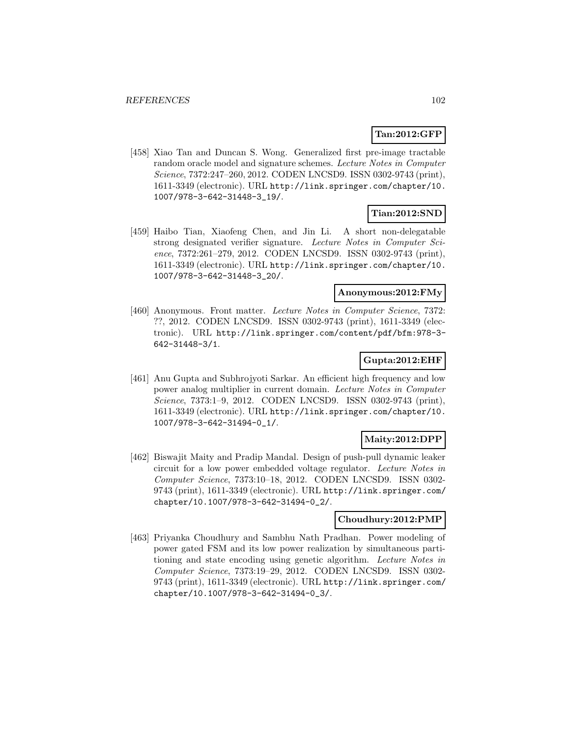**Tan:2012:GFP**

[458] Xiao Tan and Duncan S. Wong. Generalized first pre-image tractable random oracle model and signature schemes. *Lecture Notes in Computer Science*, 7372:247–260, 2012. CODEN LNCSD9. ISSN 0302-9743 (print), 1611-3349 (electronic). URL http://link.springer.com/chapter/10.1007/978-3-642-31448-3_19/.

**Tian:2012:SND**

[459] Haibo Tian, Xiaofeng Chen, and Jin Li. A short non-delegatable strong designated verifier signature. *Lecture Notes in Computer Science*, 7372:261–279, 2012. CODEN LNCSD9. ISSN 0302-9743 (print), 1611-3349 (electronic). URL http://link.springer.com/chapter/10.1007/978-3-642-31448-3_20/.

**Anonymous:2012:FMy**

[460] Anonymous. Front matter. *Lecture Notes in Computer Science*, 7372: ??, 2012. CODEN LNCSD9. ISSN 0302-9743 (print), 1611-3349 (electronic). URL http://link.springer.com/content/pdf/bfm:978-3-642-31448-3/1.

**Gupta:2012:EHF**

[461] Anu Gupta and Subhrojyoti Sarkar. An efficient high frequency and low power analog multiplier in current domain. *Lecture Notes in Computer Science*, 7373:1–9, 2012. CODEN LNCSD9. ISSN 0302-9743 (print), 1611-3349 (electronic). URL http://link.springer.com/chapter/10.1007/978-3-642-31494-0_1/.

**Maity:2012:DPP**

[462] Biswajit Maity and Pradip Mandal. Design of push-pull dynamic leaker circuit for a low power embedded voltage regulator. *Lecture Notes in Computer Science*, 7373:10–18, 2012. CODEN LNCSD9. ISSN 0302-9743 (print), 1611-3349 (electronic). URL http://link.springer.com/chapter/10.1007/978-3-642-31494-0_2/.

**Choudhury:2012:PMP**

[463] Priyanka Choudhury and Sambhu Nath Pradhan. Power modeling of power gated FSM and its low power realization by simultaneous partitioning and state encoding using genetic algorithm. *Lecture Notes in Computer Science*, 7373:19–29, 2012. CODEN LNCSD9. ISSN 0302-9743 (print), 1611-3349 (electronic). URL http://link.springer.com/chapter/10.1007/978-3-642-31494-0_3/.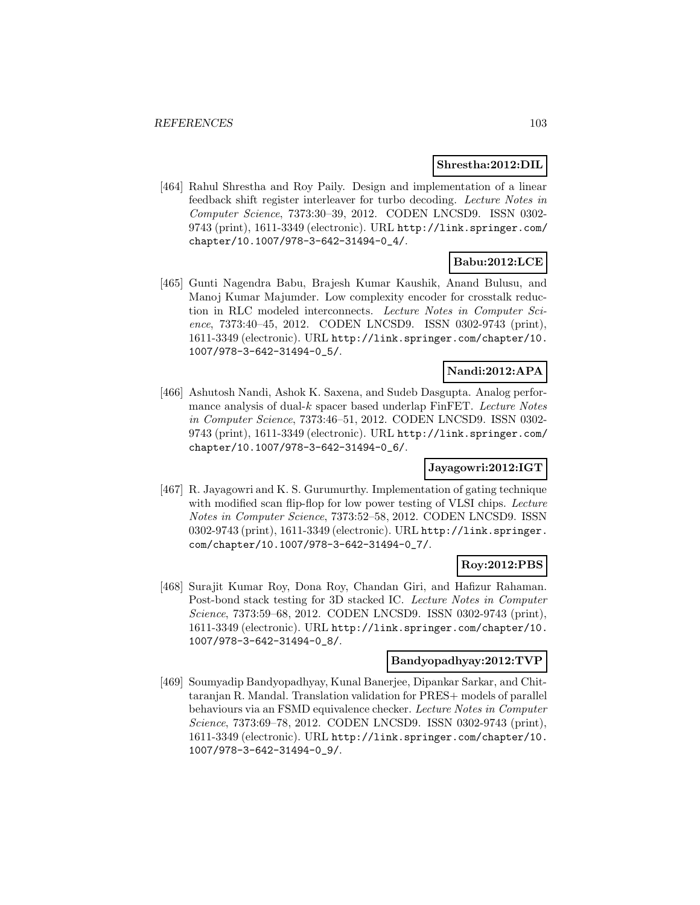**Shrestha:2012:DIL**

[464] Rahul Shrestha and Roy Paily. Design and implementation of a linear feedback shift register interleaver for turbo decoding. *Lecture Notes in Computer Science*, 7373:30–39, 2012. CODEN LNCSD9. ISSN 0302-9743 (print), 1611-3349 (electronic). URL http://link.springer.com/chapter/10.1007/978-3-642-31494-0_4/.

**Babu:2012:LCE**

[465] Gunti Nagendra Babu, Brajesh Kumar Kaushik, Anand Bulusu, and Manoj Kumar Majumder. Low complexity encoder for crosstalk reduction in RLC modeled interconnects. *Lecture Notes in Computer Science*, 7373:40–45, 2012. CODEN LNCSD9. ISSN 0302-9743 (print), 1611-3349 (electronic). URL http://link.springer.com/chapter/10.1007/978-3-642-31494-0_5/.

**Nandi:2012:APA**

[466] Ashutosh Nandi, Ashok K. Saxena, and Sudeb Dasgupta. Analog performance analysis of dual-$k$ spacer based underlap FinFET. *Lecture Notes in Computer Science*, 7373:46–51, 2012. CODEN LNCSD9. ISSN 0302-9743 (print), 1611-3349 (electronic). URL http://link.springer.com/chapter/10.1007/978-3-642-31494-0_6/.

**Jayagowri:2012:IGT**

[467] R. Jayagowri and K. S. Gurumurthy. Implementation of gating technique with modified scan flip-flop for low power testing of VLSI chips. *Lecture Notes in Computer Science*, 7373:52–58, 2012. CODEN LNCSD9. ISSN 0302-9743 (print), 1611-3349 (electronic). URL http://link.springer.com/chapter/10.1007/978-3-642-31494-0_7/.

**Roy:2012:PBS**

[468] Surajit Kumar Roy, Dona Roy, Chandan Giri, and Hafizur Rahaman. Post-bond stack testing for 3D stacked IC. *Lecture Notes in Computer Science*, 7373:59–68, 2012. CODEN LNCSD9. ISSN 0302-9743 (print), 1611-3349 (electronic). URL http://link.springer.com/chapter/10.1007/978-3-642-31494-0_8/.

**Bandyopadhyay:2012:TVP**

[469] Soumyadip Bandyopadhyay, Kunal Banerjee, Dipankar Sarkar, and Chittaranjan R. Mandal. Translation validation for PRES+ models of parallel behaviours via an FSMD equivalence checker. *Lecture Notes in Computer Science*, 7373:69–78, 2012. CODEN LNCSD9. ISSN 0302-9743 (print), 1611-3349 (electronic). URL http://link.springer.com/chapter/10.1007/978-3-642-31494-0_9/.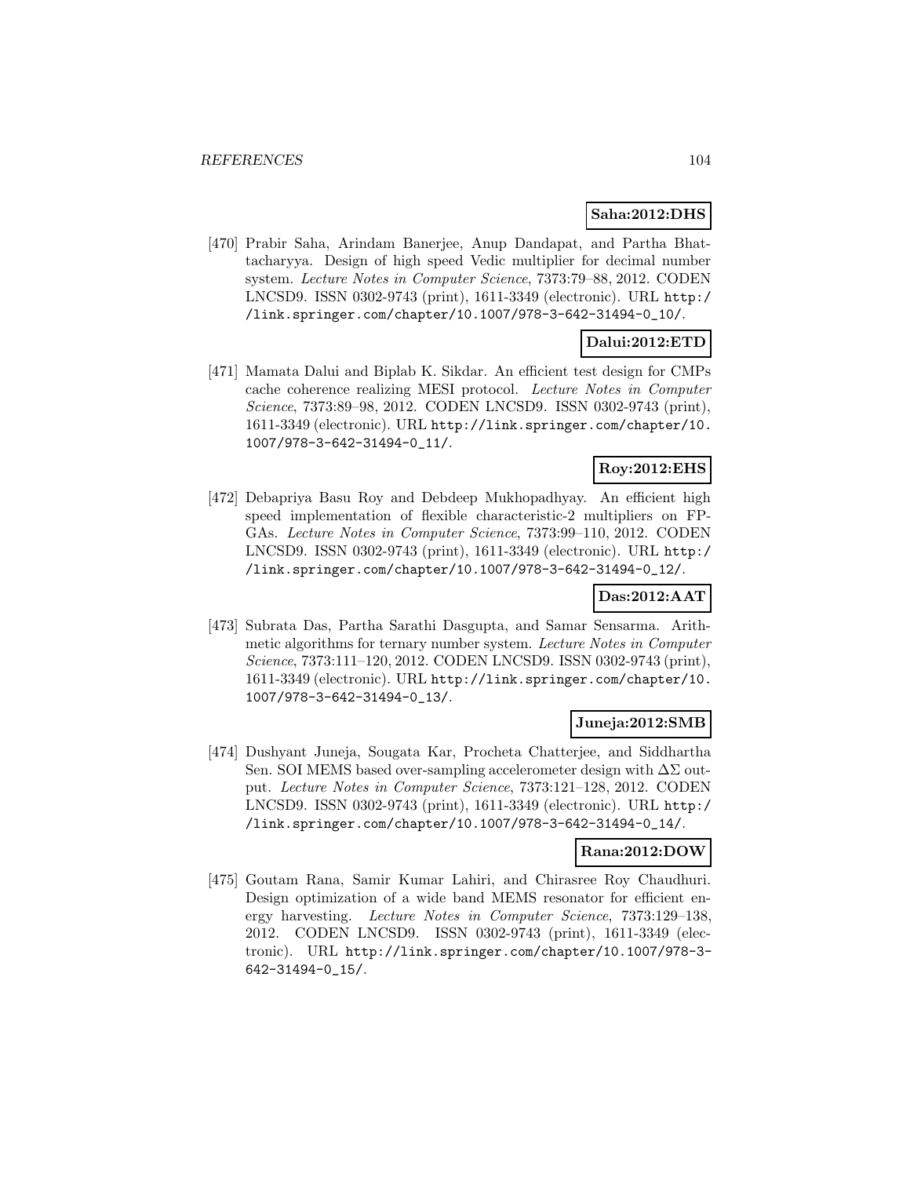**Saha:2012:DHS**

[470] Prabir Saha, Arindam Banerjee, Anup Dandapat, and Partha Bhattacharyya. Design of high speed Vedic multiplier for decimal number system. *Lecture Notes in Computer Science*, 7373:79–88, 2012. CODEN LNCSD9. ISSN 0302-9743 (print), 1611-3349 (electronic). URL http://link.springer.com/chapter/10.1007/978-3-642-31494-0_10/.

**Dalui:2012:ETD**

[471] Mamata Dalui and Biplab K. Sikdar. An efficient test design for CMPs cache coherence realizing MESI protocol. *Lecture Notes in Computer Science*, 7373:89–98, 2012. CODEN LNCSD9. ISSN 0302-9743 (print), 1611-3349 (electronic). URL http://link.springer.com/chapter/10.1007/978-3-642-31494-0_11/.

**Roy:2012:EHS**

[472] Debapriya Basu Roy and Debdeep Mukhopadhyay. An efficient high speed implementation of flexible characteristic-2 multipliers on FPGAs. *Lecture Notes in Computer Science*, 7373:99–110, 2012. CODEN LNCSD9. ISSN 0302-9743 (print), 1611-3349 (electronic). URL http://link.springer.com/chapter/10.1007/978-3-642-31494-0_12/.

**Das:2012:AAT**

[473] Subrata Das, Partha Sarathi Dasgupta, and Samar Sensarma. Arithmetic algorithms for ternary number system. *Lecture Notes in Computer Science*, 7373:111–120, 2012. CODEN LNCSD9. ISSN 0302-9743 (print), 1611-3349 (electronic). URL http://link.springer.com/chapter/10.1007/978-3-642-31494-0_13/.

**Juneja:2012:SMB**

[474] Dushyant Juneja, Sougata Kar, Procheta Chatterjee, and Siddhartha Sen. SOI MEMS based over-sampling accelerometer design with $\Delta\Sigma$ output. *Lecture Notes in Computer Science*, 7373:121–128, 2012. CODEN LNCSD9. ISSN 0302-9743 (print), 1611-3349 (electronic). URL http://link.springer.com/chapter/10.1007/978-3-642-31494-0_14/.

**Rana:2012:DOW**

[475] Goutam Rana, Samir Kumar Lahiri, and Chirasree Roy Chaudhuri. Design optimization of a wide band MEMS resonator for efficient energy harvesting. *Lecture Notes in Computer Science*, 7373:129–138, 2012. CODEN LNCSD9. ISSN 0302-9743 (print), 1611-3349 (electronic). URL http://link.springer.com/chapter/10.1007/978-3-642-31494-0_15/.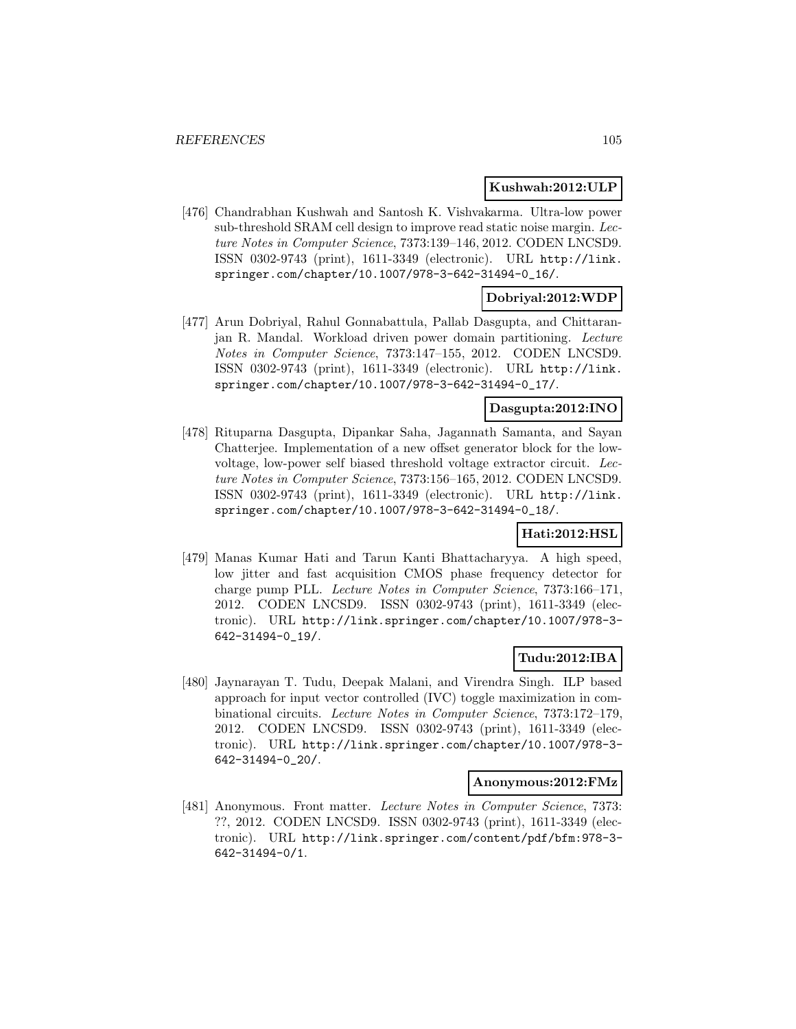**Kushwah:2012:ULP**

[476] Chandrabhan Kushwah and Santosh K. Vishvakarma. Ultra-low power sub-threshold SRAM cell design to improve read static noise margin. *Lecture Notes in Computer Science*, 7373:139–146, 2012. CODEN LNCSD9. ISSN 0302-9743 (print), 1611-3349 (electronic). URL http://link.springer.com/chapter/10.1007/978-3-642-31494-0_16/.

**Dobriyal:2012:WDP**

[477] Arun Dobriyal, Rahul Gonnabattula, Pallab Dasgupta, and Chittaranjan R. Mandal. Workload driven power domain partitioning. *Lecture Notes in Computer Science*, 7373:147–155, 2012. CODEN LNCSD9. ISSN 0302-9743 (print), 1611-3349 (electronic). URL http://link.springer.com/chapter/10.1007/978-3-642-31494-0_17/.

**Dasgupta:2012:INO**

[478] Rituparna Dasgupta, Dipankar Saha, Jagannath Samanta, and Sayan Chatterjee. Implementation of a new offset generator block for the low-voltage, low-power self biased threshold voltage extractor circuit. *Lecture Notes in Computer Science*, 7373:156–165, 2012. CODEN LNCSD9. ISSN 0302-9743 (print), 1611-3349 (electronic). URL http://link.springer.com/chapter/10.1007/978-3-642-31494-0_18/.

**Hati:2012:HSL**

[479] Manas Kumar Hati and Tarun Kanti Bhattacharyya. A high speed, low jitter and fast acquisition CMOS phase frequency detector for charge pump PLL. *Lecture Notes in Computer Science*, 7373:166–171, 2012. CODEN LNCSD9. ISSN 0302-9743 (print), 1611-3349 (electronic). URL http://link.springer.com/chapter/10.1007/978-3-642-31494-0_19/.

**Tudu:2012:IBA**

[480] Jaynarayan T. Tudu, Deepak Malani, and Virendra Singh. ILP based approach for input vector controlled (IVC) toggle maximization in combinational circuits. *Lecture Notes in Computer Science*, 7373:172–179, 2012. CODEN LNCSD9. ISSN 0302-9743 (print), 1611-3349 (electronic). URL http://link.springer.com/chapter/10.1007/978-3-642-31494-0_20/.

**Anonymous:2012:FMz**

[481] Anonymous. Front matter. *Lecture Notes in Computer Science*, 7373: ??, 2012. CODEN LNCSD9. ISSN 0302-9743 (print), 1611-3349 (electronic). URL http://link.springer.com/content/pdf/bfm:978-3-642-31494-0/1.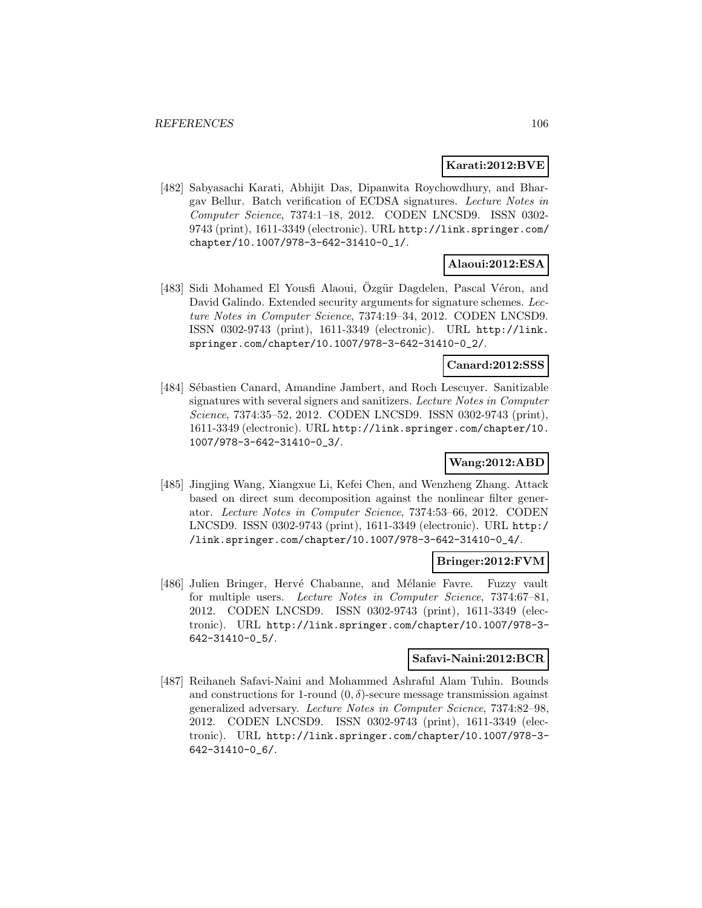**Karati:2012:BVE**

[482] Sabyasachi Karati, Abhijit Das, Dipanwita Roychowdhury, and Bhargav Bellur. Batch verification of ECDSA signatures. *Lecture Notes in Computer Science*, 7374:1–18, 2012. CODEN LNCSD9. ISSN 0302-9743 (print), 1611-3349 (electronic). URL http://link.springer.com/chapter/10.1007/978-3-642-31410-0_1/.

**Alaoui:2012:ESA**

[483] Sidi Mohamed El Yousfi Alaoui, Özgür Dagdelen, Pascal Véron, and David Galindo. Extended security arguments for signature schemes. *Lecture Notes in Computer Science*, 7374:19–34, 2012. CODEN LNCSD9. ISSN 0302-9743 (print), 1611-3349 (electronic). URL http://link.springer.com/chapter/10.1007/978-3-642-31410-0_2/.

**Canard:2012:SSS**

[484] Sébastien Canard, Amandine Jambert, and Roch Lescuyer. Sanitizable signatures with several signers and sanitizers. *Lecture Notes in Computer Science*, 7374:35–52, 2012. CODEN LNCSD9. ISSN 0302-9743 (print), 1611-3349 (electronic). URL http://link.springer.com/chapter/10.1007/978-3-642-31410-0_3/.

**Wang:2012:ABD**

[485] Jingjing Wang, Xiangxue Li, Kefei Chen, and Wenzheng Zhang. Attack based on direct sum decomposition against the nonlinear filter generator. *Lecture Notes in Computer Science*, 7374:53–66, 2012. CODEN LNCSD9. ISSN 0302-9743 (print), 1611-3349 (electronic). URL http://link.springer.com/chapter/10.1007/978-3-642-31410-0_4/.

**Bringer:2012:FVM**

[486] Julien Bringer, Hervé Chabanne, and Mélanie Favre. Fuzzy vault for multiple users. *Lecture Notes in Computer Science*, 7374:67–81, 2012. CODEN LNCSD9. ISSN 0302-9743 (print), 1611-3349 (electronic). URL http://link.springer.com/chapter/10.1007/978-3-642-31410-0_5/.

**Safavi-Naini:2012:BCR**

[487] Reihaneh Safavi-Naini and Mohammed Ashraful Alam Tuhin. Bounds and constructions for 1-round $(0, \delta)$-secure message transmission against generalized adversary. *Lecture Notes in Computer Science*, 7374:82–98, 2012. CODEN LNCSD9. ISSN 0302-9743 (print), 1611-3349 (electronic). URL http://link.springer.com/chapter/10.1007/978-3-642-31410-0_6/.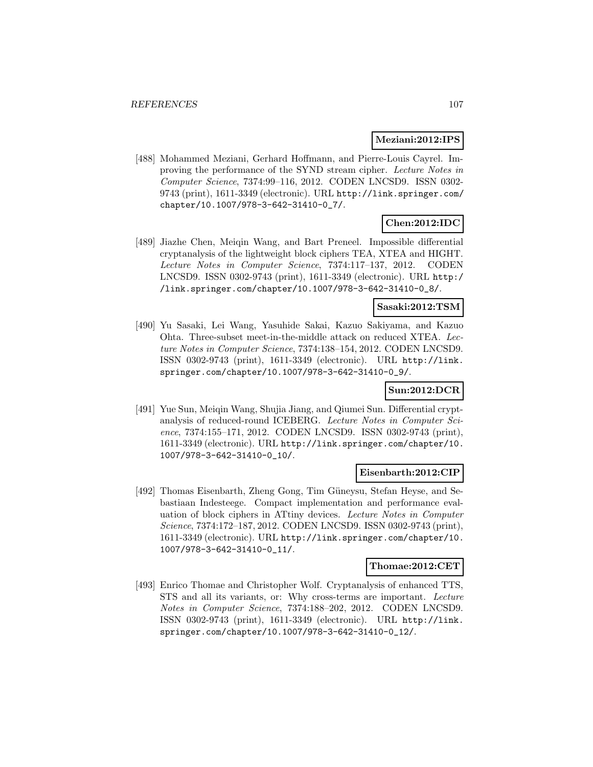**Meziani:2012:IPS**

[488] Mohammed Meziani, Gerhard Hoffmann, and Pierre-Louis Cayrel. Improving the performance of the SYND stream cipher. *Lecture Notes in Computer Science*, 7374:99–116, 2012. CODEN LNCSD9. ISSN 0302-9743 (print), 1611-3349 (electronic). URL http://link.springer.com/chapter/10.1007/978-3-642-31410-0_7/.

**Chen:2012:IDC**

[489] Jiazhe Chen, Meiqin Wang, and Bart Preneel. Impossible differential cryptanalysis of the lightweight block ciphers TEA, XTEA and HIGHT. *Lecture Notes in Computer Science*, 7374:117–137, 2012. CODEN LNCSD9. ISSN 0302-9743 (print), 1611-3349 (electronic). URL http://link.springer.com/chapter/10.1007/978-3-642-31410-0_8/.

**Sasaki:2012:TSM**

[490] Yu Sasaki, Lei Wang, Yasuhide Sakai, Kazuo Sakiyama, and Kazuo Ohta. Three-subset meet-in-the-middle attack on reduced XTEA. *Lecture Notes in Computer Science*, 7374:138–154, 2012. CODEN LNCSD9. ISSN 0302-9743 (print), 1611-3349 (electronic). URL http://link.springer.com/chapter/10.1007/978-3-642-31410-0_9/.

**Sun:2012:DCR**

[491] Yue Sun, Meiqin Wang, Shujia Jiang, and Qiumei Sun. Differential cryptanalysis of reduced-round ICEBERG. *Lecture Notes in Computer Science*, 7374:155–171, 2012. CODEN LNCSD9. ISSN 0302-9743 (print), 1611-3349 (electronic). URL http://link.springer.com/chapter/10.1007/978-3-642-31410-0_10/.

**Eisenbarth:2012:CIP**

[492] Thomas Eisenbarth, Zheng Gong, Tim Güneysu, Stefan Heyse, and Sebastiaan Indesteege. Compact implementation and performance evaluation of block ciphers in ATtiny devices. *Lecture Notes in Computer Science*, 7374:172–187, 2012. CODEN LNCSD9. ISSN 0302-9743 (print), 1611-3349 (electronic). URL http://link.springer.com/chapter/10.1007/978-3-642-31410-0_11/.

**Thomae:2012:CET**

[493] Enrico Thomae and Christopher Wolf. Cryptanalysis of enhanced TTS, STS and all its variants, or: Why cross-terms are important. *Lecture Notes in Computer Science*, 7374:188–202, 2012. CODEN LNCSD9. ISSN 0302-9743 (print), 1611-3349 (electronic). URL http://link.springer.com/chapter/10.1007/978-3-642-31410-0_12/.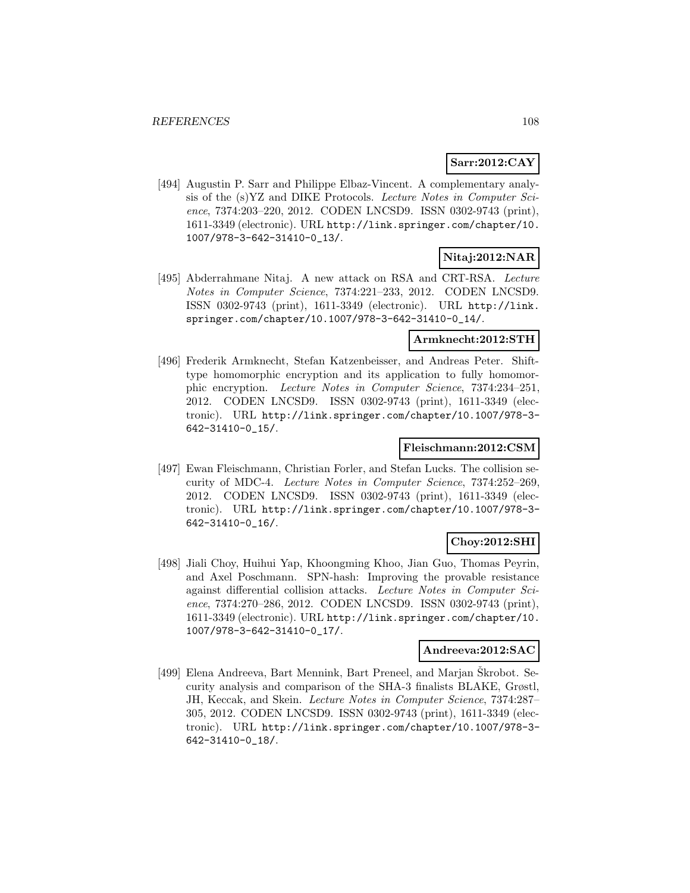**Sarr:2012:CAY**

[494] Augustin P. Sarr and Philippe Elbaz-Vincent. A complementary analysis of the (s)YZ and DIKE Protocols. *Lecture Notes in Computer Science*, 7374:203–220, 2012. CODEN LNCSD9. ISSN 0302-9743 (print), 1611-3349 (electronic). URL http://link.springer.com/chapter/10.1007/978-3-642-31410-0_13/.

**Nitaj:2012:NAR**

[495] Abderrahmane Nitaj. A new attack on RSA and CRT-RSA. *Lecture Notes in Computer Science*, 7374:221–233, 2012. CODEN LNCSD9. ISSN 0302-9743 (print), 1611-3349 (electronic). URL http://link.springer.com/chapter/10.1007/978-3-642-31410-0_14/.

**Armknecht:2012:STH**

[496] Frederik Armknecht, Stefan Katzenbeisser, and Andreas Peter. Shift-type homomorphic encryption and its application to fully homomorphic encryption. *Lecture Notes in Computer Science*, 7374:234–251, 2012. CODEN LNCSD9. ISSN 0302-9743 (print), 1611-3349 (electronic). URL http://link.springer.com/chapter/10.1007/978-3-642-31410-0_15/.

**Fleischmann:2012:CSM**

[497] Ewan Fleischmann, Christian Forler, and Stefan Lucks. The collision security of MDC-4. *Lecture Notes in Computer Science*, 7374:252–269, 2012. CODEN LNCSD9. ISSN 0302-9743 (print), 1611-3349 (electronic). URL http://link.springer.com/chapter/10.1007/978-3-642-31410-0_16/.

**Choy:2012:SHI**

[498] Jiali Choy, Huihui Yap, Khoongming Khoo, Jian Guo, Thomas Peyrin, and Axel Poschmann. SPN-hash: Improving the provable resistance against differential collision attacks. *Lecture Notes in Computer Science*, 7374:270–286, 2012. CODEN LNCSD9. ISSN 0302-9743 (print), 1611-3349 (electronic). URL http://link.springer.com/chapter/10.1007/978-3-642-31410-0_17/.

**Andreeva:2012:SAC**

[499] Elena Andreeva, Bart Mennink, Bart Preneel, and Marjan Škrobot. Security analysis and comparison of the SHA-3 finalists BLAKE, Grøstl, JH, Keccak, and Skein. *Lecture Notes in Computer Science*, 7374:287–305, 2012. CODEN LNCSD9. ISSN 0302-9743 (print), 1611-3349 (electronic). URL http://link.springer.com/chapter/10.1007/978-3-642-31410-0_18/.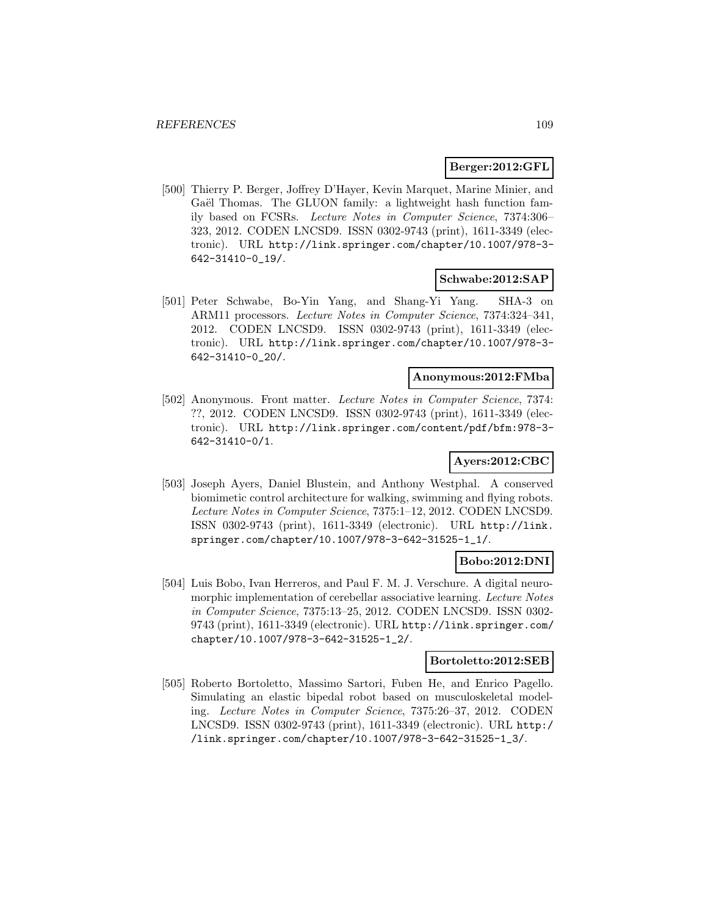**Berger:2012:GFL**

[500] Thierry P. Berger, Joffrey D'Hayer, Kevin Marquet, Marine Minier, and Gaël Thomas. The GLUON family: a lightweight hash function family based on FCSRs. *Lecture Notes in Computer Science*, 7374:306–323, 2012. CODEN LNCSD9. ISSN 0302-9743 (print), 1611-3349 (electronic). URL http://link.springer.com/chapter/10.1007/978-3-642-31410-0_19/.

**Schwabe:2012:SAP**

[501] Peter Schwabe, Bo-Yin Yang, and Shang-Yi Yang. SHA-3 on ARM11 processors. *Lecture Notes in Computer Science*, 7374:324–341, 2012. CODEN LNCSD9. ISSN 0302-9743 (print), 1611-3349 (electronic). URL http://link.springer.com/chapter/10.1007/978-3-642-31410-0_20/.

**Anonymous:2012:FMba**

[502] Anonymous. Front matter. *Lecture Notes in Computer Science*, 7374: ??, 2012. CODEN LNCSD9. ISSN 0302-9743 (print), 1611-3349 (electronic). URL http://link.springer.com/content/pdf/bfm:978-3-642-31410-0/1.

**Ayers:2012:CBC**

[503] Joseph Ayers, Daniel Blustein, and Anthony Westphal. A conserved biomimetic control architecture for walking, swimming and flying robots. *Lecture Notes in Computer Science*, 7375:1–12, 2012. CODEN LNCSD9. ISSN 0302-9743 (print), 1611-3349 (electronic). URL http://link.springer.com/chapter/10.1007/978-3-642-31525-1_1/.

**Bobo:2012:DNI**

[504] Luis Bobo, Ivan Herreros, and Paul F. M. J. Verschure. A digital neuromorphic implementation of cerebellar associative learning. *Lecture Notes in Computer Science*, 7375:13–25, 2012. CODEN LNCSD9. ISSN 0302-9743 (print), 1611-3349 (electronic). URL http://link.springer.com/chapter/10.1007/978-3-642-31525-1_2/.

**Bortoletto:2012:SEB**

[505] Roberto Bortoletto, Massimo Sartori, Fuben He, and Enrico Pagello. Simulating an elastic bipedal robot based on musculoskeletal modeling. *Lecture Notes in Computer Science*, 7375:26–37, 2012. CODEN LNCSD9. ISSN 0302-9743 (print), 1611-3349 (electronic). URL http://link.springer.com/chapter/10.1007/978-3-642-31525-1_3/.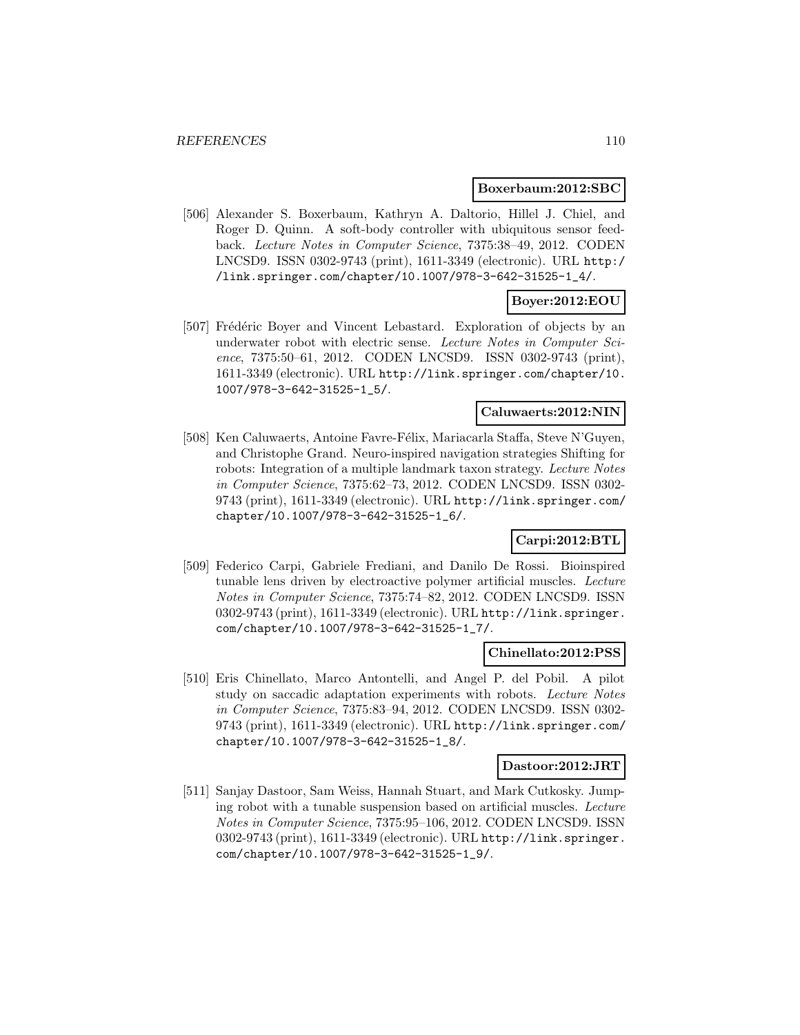**Boxerbaum:2012:SBC**

[506] Alexander S. Boxerbaum, Kathryn A. Daltorio, Hillel J. Chiel, and Roger D. Quinn. A soft-body controller with ubiquitous sensor feedback. *Lecture Notes in Computer Science*, 7375:38–49, 2012. CODEN LNCSD9. ISSN 0302-9743 (print), 1611-3349 (electronic). URL http://link.springer.com/chapter/10.1007/978-3-642-31525-1_4/.

**Boyer:2012:EOU**

[507] Frédéric Boyer and Vincent Lebastard. Exploration of objects by an underwater robot with electric sense. *Lecture Notes in Computer Science*, 7375:50–61, 2012. CODEN LNCSD9. ISSN 0302-9743 (print), 1611-3349 (electronic). URL http://link.springer.com/chapter/10.1007/978-3-642-31525-1_5/.

**Caluwaerts:2012:NIN**

[508] Ken Caluwaerts, Antoine Favre-Félix, Mariacarla Staffa, Steve N'Guyen, and Christophe Grand. Neuro-inspired navigation strategies Shifting for robots: Integration of a multiple landmark taxon strategy. *Lecture Notes in Computer Science*, 7375:62–73, 2012. CODEN LNCSD9. ISSN 0302-9743 (print), 1611-3349 (electronic). URL http://link.springer.com/chapter/10.1007/978-3-642-31525-1_6/.

**Carpi:2012:BTL**

[509] Federico Carpi, Gabriele Frediani, and Danilo De Rossi. Bioinspired tunable lens driven by electroactive polymer artificial muscles. *Lecture Notes in Computer Science*, 7375:74–82, 2012. CODEN LNCSD9. ISSN 0302-9743 (print), 1611-3349 (electronic). URL http://link.springer.com/chapter/10.1007/978-3-642-31525-1_7/.

**Chinellato:2012:PSS**

[510] Eris Chinellato, Marco Antontelli, and Angel P. del Pobil. A pilot study on saccadic adaptation experiments with robots. *Lecture Notes in Computer Science*, 7375:83–94, 2012. CODEN LNCSD9. ISSN 0302-9743 (print), 1611-3349 (electronic). URL http://link.springer.com/chapter/10.1007/978-3-642-31525-1_8/.

**Dastoor:2012:JRT**

[511] Sanjay Dastoor, Sam Weiss, Hannah Stuart, and Mark Cutkosky. Jumping robot with a tunable suspension based on artificial muscles. *Lecture Notes in Computer Science*, 7375:95–106, 2012. CODEN LNCSD9. ISSN 0302-9743 (print), 1611-3349 (electronic). URL http://link.springer.com/chapter/10.1007/978-3-642-31525-1_9/.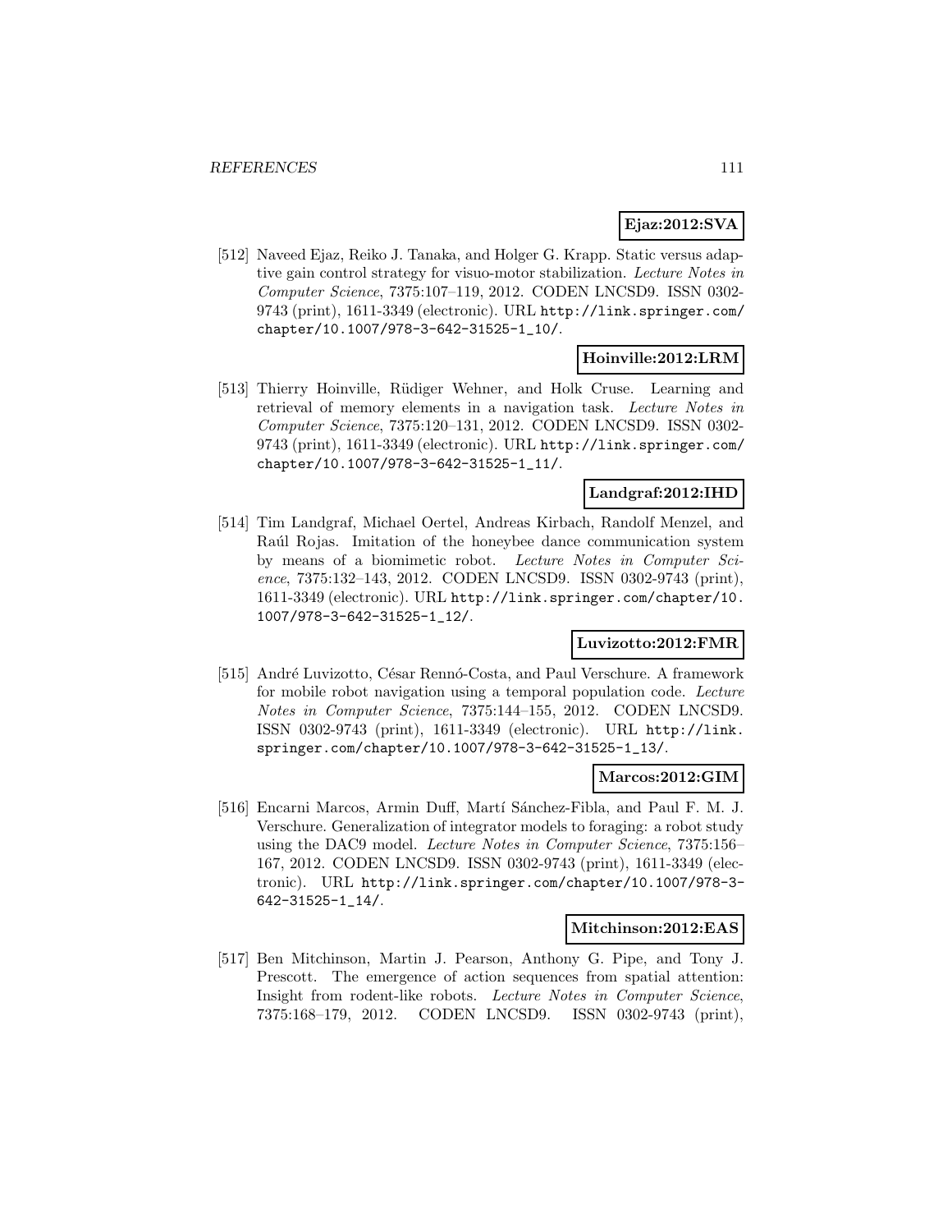**Ejaz:2012:SVA**

[512] Naveed Ejaz, Reiko J. Tanaka, and Holger G. Krapp. Static versus adaptive gain control strategy for visuo-motor stabilization. *Lecture Notes in Computer Science*, 7375:107–119, 2012. CODEN LNCSD9. ISSN 0302-9743 (print), 1611-3349 (electronic). URL http://link.springer.com/chapter/10.1007/978-3-642-31525-1_10/.

**Hoinville:2012:LRM**

[513] Thierry Hoinville, Rüdiger Wehner, and Holk Cruse. Learning and retrieval of memory elements in a navigation task. *Lecture Notes in Computer Science*, 7375:120–131, 2012. CODEN LNCSD9. ISSN 0302-9743 (print), 1611-3349 (electronic). URL http://link.springer.com/chapter/10.1007/978-3-642-31525-1_11/.

**Landgraf:2012:IHD**

[514] Tim Landgraf, Michael Oertel, Andreas Kirbach, Randolf Menzel, and Raúl Rojas. Imitation of the honeybee dance communication system by means of a biomimetic robot. *Lecture Notes in Computer Science*, 7375:132–143, 2012. CODEN LNCSD9. ISSN 0302-9743 (print), 1611-3349 (electronic). URL http://link.springer.com/chapter/10.1007/978-3-642-31525-1_12/.

**Luvizotto:2012:FMR**

[515] André Luvizotto, César Rennó-Costa, and Paul Verschure. A framework for mobile robot navigation using a temporal population code. *Lecture Notes in Computer Science*, 7375:144–155, 2012. CODEN LNCSD9. ISSN 0302-9743 (print), 1611-3349 (electronic). URL http://link.springer.com/chapter/10.1007/978-3-642-31525-1_13/.

**Marcos:2012:GIM**

[516] Encarni Marcos, Armin Duff, Martí Sánchez-Fibla, and Paul F. M. J. Verschure. Generalization of integrator models to foraging: a robot study using the DAC9 model. *Lecture Notes in Computer Science*, 7375:156–167, 2012. CODEN LNCSD9. ISSN 0302-9743 (print), 1611-3349 (electronic). URL http://link.springer.com/chapter/10.1007/978-3-642-31525-1_14/.

**Mitchinson:2012:EAS**

[517] Ben Mitchinson, Martin J. Pearson, Anthony G. Pipe, and Tony J. Prescott. The emergence of action sequences from spatial attention: Insight from rodent-like robots. *Lecture Notes in Computer Science*, 7375:168–179, 2012. CODEN LNCSD9. ISSN 0302-9743 (print),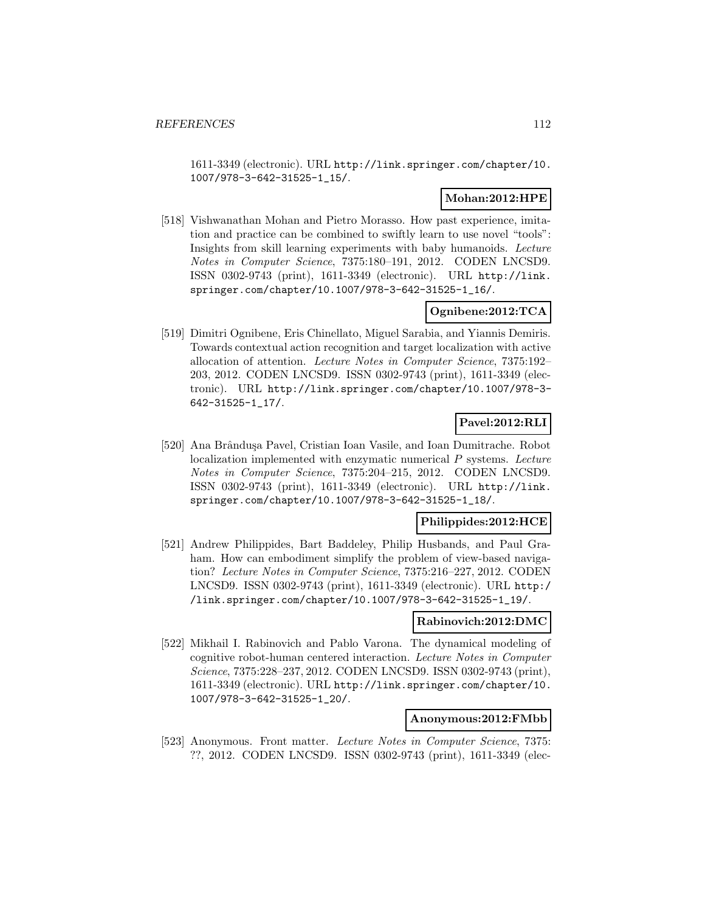1611-3349 (electronic). URL http://link.springer.com/chapter/10.1007/978-3-642-31525-1_15/.

**Mohan:2012:HPE**

[518] Vishwanathan Mohan and Pietro Morasso. How past experience, imitation and practice can be combined to swiftly learn to use novel "tools": Insights from skill learning experiments with baby humanoids. *Lecture Notes in Computer Science*, 7375:180–191, 2012. CODEN LNCSD9. ISSN 0302-9743 (print), 1611-3349 (electronic). URL http://link.springer.com/chapter/10.1007/978-3-642-31525-1_16/.

**Ognibene:2012:TCA**

[519] Dimitri Ognibene, Eris Chinellato, Miguel Sarabia, and Yiannis Demiris. Towards contextual action recognition and target localization with active allocation of attention. *Lecture Notes in Computer Science*, 7375:192–203, 2012. CODEN LNCSD9. ISSN 0302-9743 (print), 1611-3349 (electronic). URL http://link.springer.com/chapter/10.1007/978-3-642-31525-1_17/.

**Pavel:2012:RLI**

[520] Ana Brândușa Pavel, Cristian Ioan Vasile, and Ioan Dumitrache. Robot localization implemented with enzymatic numerical $P$ systems. *Lecture Notes in Computer Science*, 7375:204–215, 2012. CODEN LNCSD9. ISSN 0302-9743 (print), 1611-3349 (electronic). URL http://link.springer.com/chapter/10.1007/978-3-642-31525-1_18/.

**Philippides:2012:HCE**

[521] Andrew Philippides, Bart Baddeley, Philip Husbands, and Paul Graham. How can embodiment simplify the problem of view-based navigation? *Lecture Notes in Computer Science*, 7375:216–227, 2012. CODEN LNCSD9. ISSN 0302-9743 (print), 1611-3349 (electronic). URL http://link.springer.com/chapter/10.1007/978-3-642-31525-1_19/.

**Rabinovich:2012:DMC**

[522] Mikhail I. Rabinovich and Pablo Varona. The dynamical modeling of cognitive robot-human centered interaction. *Lecture Notes in Computer Science*, 7375:228–237, 2012. CODEN LNCSD9. ISSN 0302-9743 (print), 1611-3349 (electronic). URL http://link.springer.com/chapter/10.1007/978-3-642-31525-1_20/.

**Anonymous:2012:FMbb**

[523] Anonymous. Front matter. *Lecture Notes in Computer Science*, 7375: ??, 2012. CODEN LNCSD9. ISSN 0302-9743 (print), 1611-3349 (elec-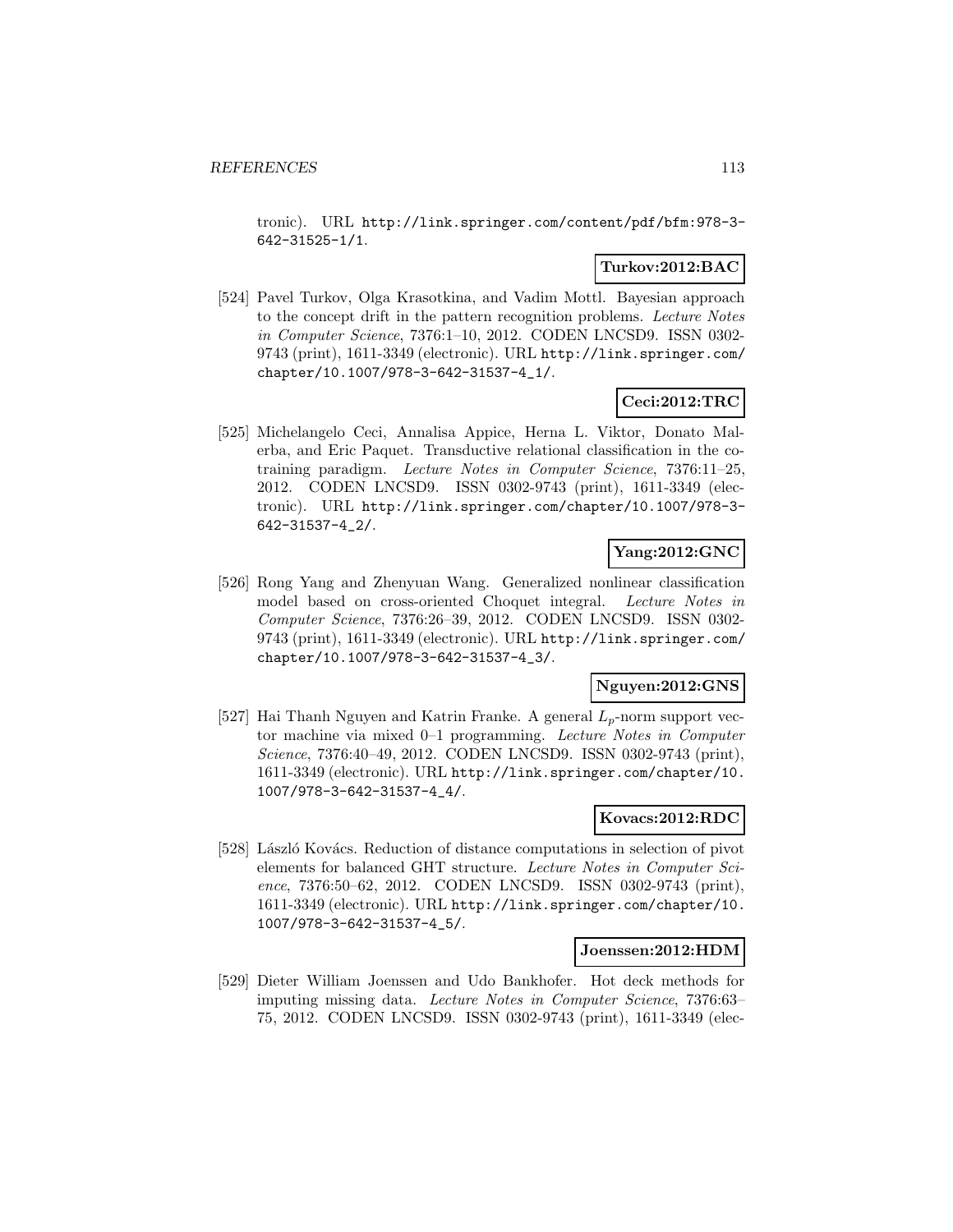tronic). URL http://link.springer.com/content/pdf/bfm:978-3-642-31525-1/1.

**Turkov:2012:BAC**

[524] Pavel Turkov, Olga Krasotkina, and Vadim Mottl. Bayesian approach to the concept drift in the pattern recognition problems. *Lecture Notes in Computer Science*, 7376:1–10, 2012. CODEN LNCSD9. ISSN 0302-9743 (print), 1611-3349 (electronic). URL http://link.springer.com/chapter/10.1007/978-3-642-31537-4_1/.

**Ceci:2012:TRC**

[525] Michelangelo Ceci, Annalisa Appice, Herna L. Viktor, Donato Malerba, and Eric Paquet. Transductive relational classification in the co-training paradigm. *Lecture Notes in Computer Science*, 7376:11–25, 2012. CODEN LNCSD9. ISSN 0302-9743 (print), 1611-3349 (electronic). URL http://link.springer.com/chapter/10.1007/978-3-642-31537-4_2/.

**Yang:2012:GNC**

[526] Rong Yang and Zhenyuan Wang. Generalized nonlinear classification model based on cross-oriented Choquet integral. *Lecture Notes in Computer Science*, 7376:26–39, 2012. CODEN LNCSD9. ISSN 0302-9743 (print), 1611-3349 (electronic). URL http://link.springer.com/chapter/10.1007/978-3-642-31537-4_3/.

**Nguyen:2012:GNS**

[527] Hai Thanh Nguyen and Katrin Franke. A general $L_p$-norm support vector machine via mixed 0–1 programming. *Lecture Notes in Computer Science*, 7376:40–49, 2012. CODEN LNCSD9. ISSN 0302-9743 (print), 1611-3349 (electronic). URL http://link.springer.com/chapter/10.1007/978-3-642-31537-4_4/.

**Kovacs:2012:RDC**

[528] László Kovács. Reduction of distance computations in selection of pivot elements for balanced GHT structure. *Lecture Notes in Computer Science*, 7376:50–62, 2012. CODEN LNCSD9. ISSN 0302-9743 (print), 1611-3349 (electronic). URL http://link.springer.com/chapter/10.1007/978-3-642-31537-4_5/.

**Joenssen:2012:HDM**

[529] Dieter William Joenssen and Udo Bankhofer. Hot deck methods for imputing missing data. *Lecture Notes in Computer Science*, 7376:63–75, 2012. CODEN LNCSD9. ISSN 0302-9743 (print), 1611-3349 (elec-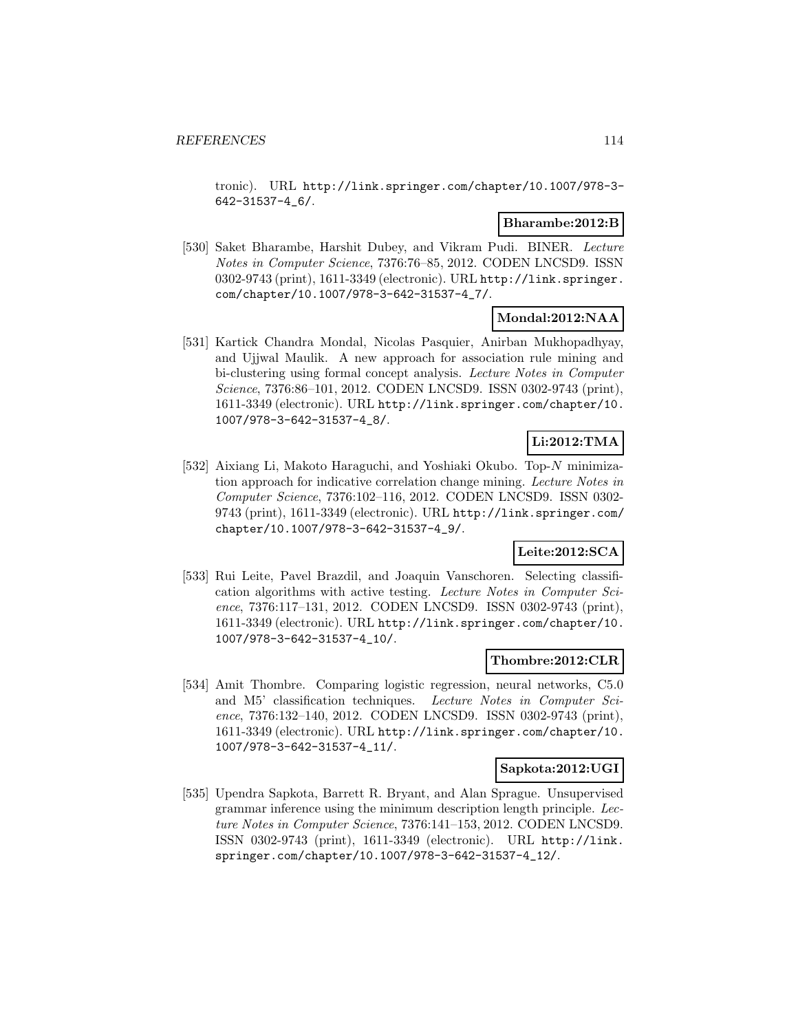tronic). URL http://link.springer.com/chapter/10.1007/978-3-642-31537-4_6/.

**Bharambe:2012:B**

[530] Saket Bharambe, Harshit Dubey, and Vikram Pudi. BINER. *Lecture Notes in Computer Science*, 7376:76–85, 2012. CODEN LNCSD9. ISSN 0302-9743 (print), 1611-3349 (electronic). URL http://link.springer.com/chapter/10.1007/978-3-642-31537-4_7/.

**Mondal:2012:NAA**

[531] Kartick Chandra Mondal, Nicolas Pasquier, Anirban Mukhopadhyay, and Ujjwal Maulik. A new approach for association rule mining and bi-clustering using formal concept analysis. *Lecture Notes in Computer Science*, 7376:86–101, 2012. CODEN LNCSD9. ISSN 0302-9743 (print), 1611-3349 (electronic). URL http://link.springer.com/chapter/10.1007/978-3-642-31537-4_8/.

**Li:2012:TMA**

[532] Aixiang Li, Makoto Haraguchi, and Yoshiaki Okubo. Top-$N$ minimization approach for indicative correlation change mining. *Lecture Notes in Computer Science*, 7376:102–116, 2012. CODEN LNCSD9. ISSN 0302-9743 (print), 1611-3349 (electronic). URL http://link.springer.com/chapter/10.1007/978-3-642-31537-4_9/.

**Leite:2012:SCA**

[533] Rui Leite, Pavel Brazdil, and Joaquin Vanschoren. Selecting classification algorithms with active testing. *Lecture Notes in Computer Science*, 7376:117–131, 2012. CODEN LNCSD9. ISSN 0302-9743 (print), 1611-3349 (electronic). URL http://link.springer.com/chapter/10.1007/978-3-642-31537-4_10/.

**Thombre:2012:CLR**

[534] Amit Thombre. Comparing logistic regression, neural networks, C5.0 and M5' classification techniques. *Lecture Notes in Computer Science*, 7376:132–140, 2012. CODEN LNCSD9. ISSN 0302-9743 (print), 1611-3349 (electronic). URL http://link.springer.com/chapter/10.1007/978-3-642-31537-4_11/.

**Sapkota:2012:UGI**

[535] Upendra Sapkota, Barrett R. Bryant, and Alan Sprague. Unsupervised grammar inference using the minimum description length principle. *Lecture Notes in Computer Science*, 7376:141–153, 2012. CODEN LNCSD9. ISSN 0302-9743 (print), 1611-3349 (electronic). URL http://link.springer.com/chapter/10.1007/978-3-642-31537-4_12/.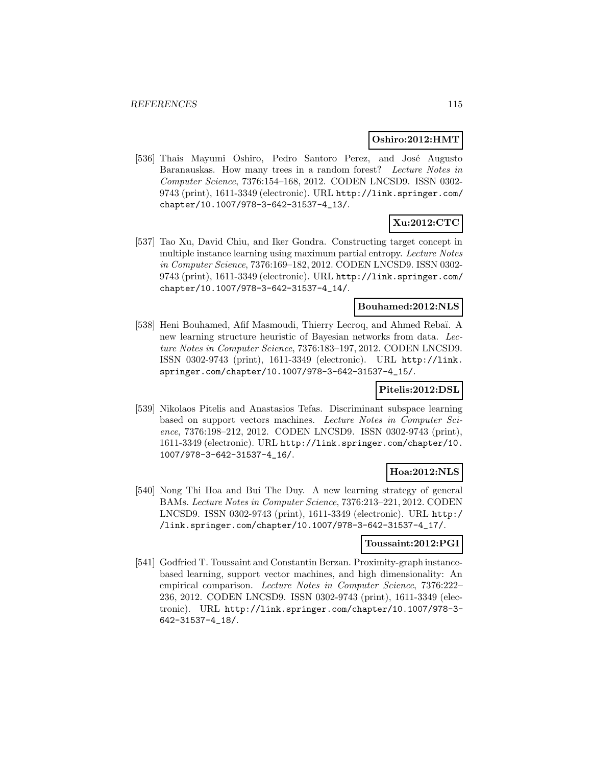**Oshiro:2012:HMT**

[536] Thais Mayumi Oshiro, Pedro Santoro Perez, and José Augusto Baranauskas. How many trees in a random forest? *Lecture Notes in Computer Science*, 7376:154–168, 2012. CODEN LNCSD9. ISSN 0302-9743 (print), 1611-3349 (electronic). URL http://link.springer.com/chapter/10.1007/978-3-642-31537-4_13/.

**Xu:2012:CTC**

[537] Tao Xu, David Chiu, and Iker Gondra. Constructing target concept in multiple instance learning using maximum partial entropy. *Lecture Notes in Computer Science*, 7376:169–182, 2012. CODEN LNCSD9. ISSN 0302-9743 (print), 1611-3349 (electronic). URL http://link.springer.com/chapter/10.1007/978-3-642-31537-4_14/.

**Bouhamed:2012:NLS**

[538] Heni Bouhamed, Afif Masmoudi, Thierry Lecroq, and Ahmed Rebaï. A new learning structure heuristic of Bayesian networks from data. *Lecture Notes in Computer Science*, 7376:183–197, 2012. CODEN LNCSD9. ISSN 0302-9743 (print), 1611-3349 (electronic). URL http://link.springer.com/chapter/10.1007/978-3-642-31537-4_15/.

**Pitelis:2012:DSL**

[539] Nikolaos Pitelis and Anastasios Tefas. Discriminant subspace learning based on support vectors machines. *Lecture Notes in Computer Science*, 7376:198–212, 2012. CODEN LNCSD9. ISSN 0302-9743 (print), 1611-3349 (electronic). URL http://link.springer.com/chapter/10.1007/978-3-642-31537-4_16/.

**Hoa:2012:NLS**

[540] Nong Thi Hoa and Bui The Duy. A new learning strategy of general BAMs. *Lecture Notes in Computer Science*, 7376:213–221, 2012. CODEN LNCSD9. ISSN 0302-9743 (print), 1611-3349 (electronic). URL http://link.springer.com/chapter/10.1007/978-3-642-31537-4_17/.

**Toussaint:2012:PGI**

[541] Godfried T. Toussaint and Constantin Berzan. Proximity-graph instance-based learning, support vector machines, and high dimensionality: An empirical comparison. *Lecture Notes in Computer Science*, 7376:222–236, 2012. CODEN LNCSD9. ISSN 0302-9743 (print), 1611-3349 (electronic). URL http://link.springer.com/chapter/10.1007/978-3-642-31537-4_18/.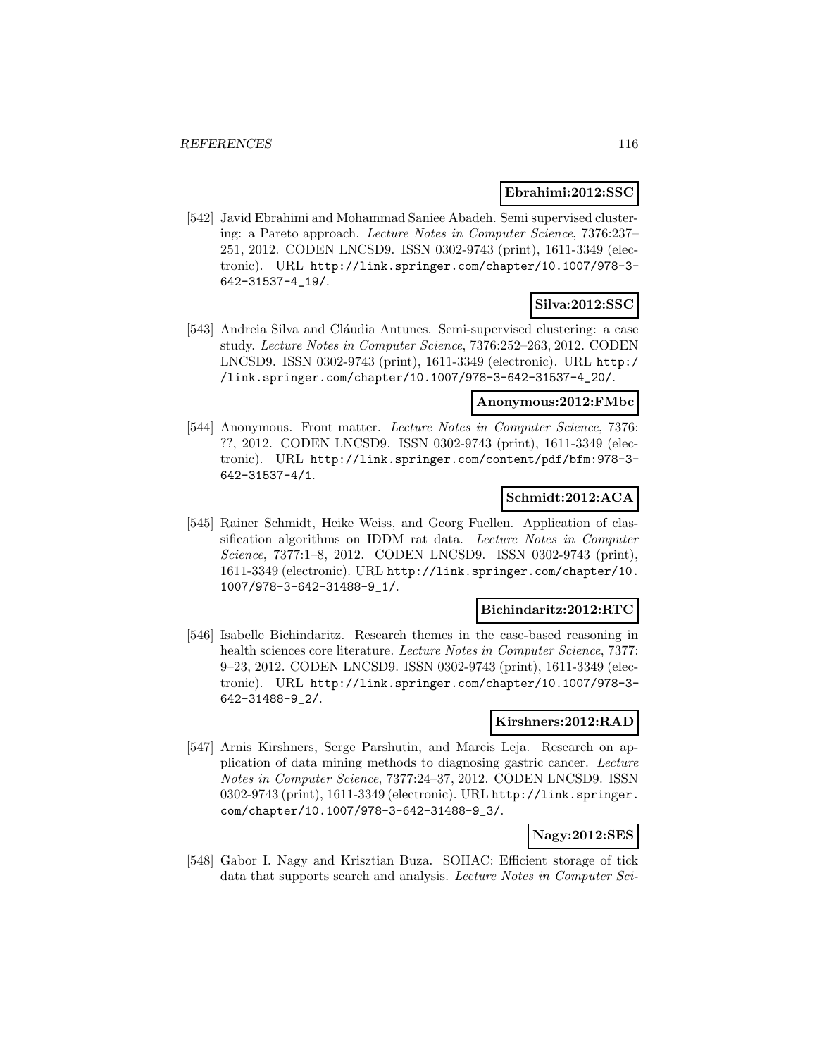**Ebrahimi:2012:SSC**

[542] Javid Ebrahimi and Mohammad Saniee Abadeh. Semi supervised clustering: a Pareto approach. *Lecture Notes in Computer Science*, 7376:237–251, 2012. CODEN LNCSD9. ISSN 0302-9743 (print), 1611-3349 (electronic). URL http://link.springer.com/chapter/10.1007/978-3-642-31537-4_19/.

**Silva:2012:SSC**

[543] Andreia Silva and Cláudia Antunes. Semi-supervised clustering: a case study. *Lecture Notes in Computer Science*, 7376:252–263, 2012. CODEN LNCSD9. ISSN 0302-9743 (print), 1611-3349 (electronic). URL http://link.springer.com/chapter/10.1007/978-3-642-31537-4_20/.

**Anonymous:2012:FMbc**

[544] Anonymous. Front matter. *Lecture Notes in Computer Science*, 7376: ??, 2012. CODEN LNCSD9. ISSN 0302-9743 (print), 1611-3349 (electronic). URL http://link.springer.com/content/pdf/bfm:978-3-642-31537-4/1.

**Schmidt:2012:ACA**

[545] Rainer Schmidt, Heike Weiss, and Georg Fuellen. Application of classification algorithms on IDDM rat data. *Lecture Notes in Computer Science*, 7377:1–8, 2012. CODEN LNCSD9. ISSN 0302-9743 (print), 1611-3349 (electronic). URL http://link.springer.com/chapter/10.1007/978-3-642-31488-9_1/.

**Bichindaritz:2012:RTC**

[546] Isabelle Bichindaritz. Research themes in the case-based reasoning in health sciences core literature. *Lecture Notes in Computer Science*, 7377: 9–23, 2012. CODEN LNCSD9. ISSN 0302-9743 (print), 1611-3349 (electronic). URL http://link.springer.com/chapter/10.1007/978-3-642-31488-9_2/.

**Kirshners:2012:RAD**

[547] Arnis Kirshners, Serge Parshutin, and Marcis Leja. Research on application of data mining methods to diagnosing gastric cancer. *Lecture Notes in Computer Science*, 7377:24–37, 2012. CODEN LNCSD9. ISSN 0302-9743 (print), 1611-3349 (electronic). URL http://link.springer.com/chapter/10.1007/978-3-642-31488-9_3/.

**Nagy:2012:SES**

[548] Gabor I. Nagy and Krisztian Buza. SOHAC: Efficient storage of tick data that supports search and analysis. *Lecture Notes in Computer Sci-*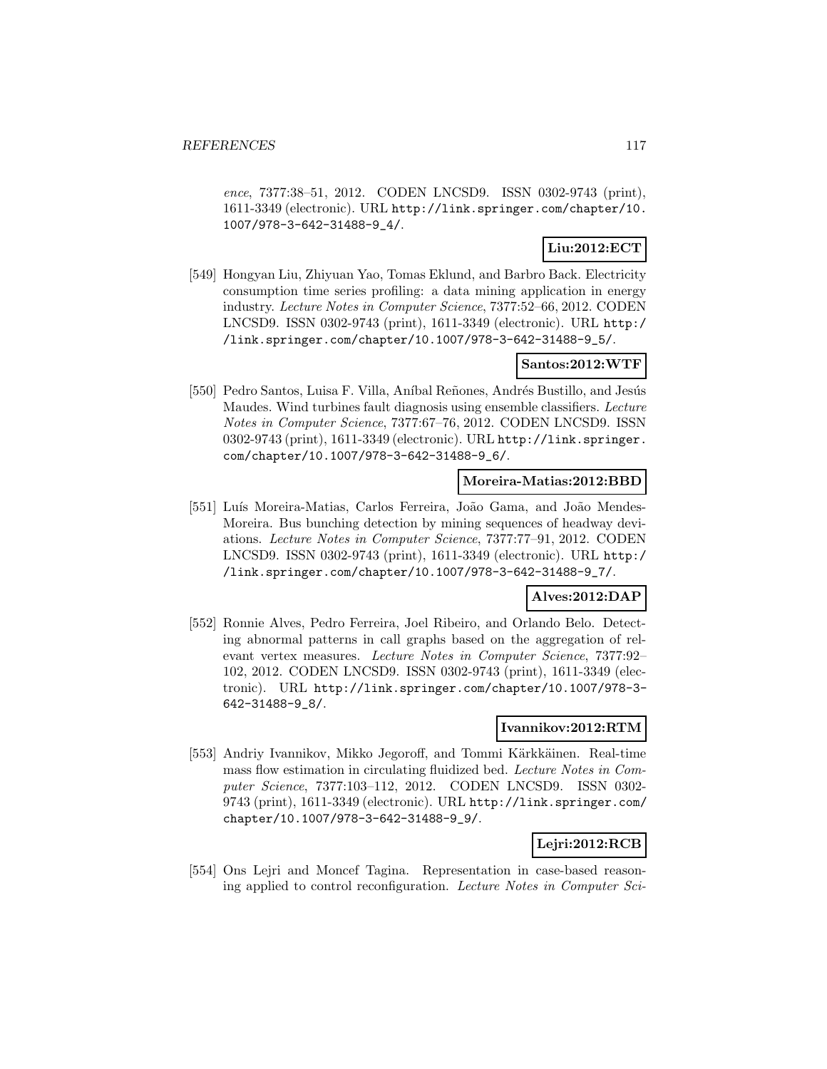*ence*, 7377:38–51, 2012. CODEN LNCSD9. ISSN 0302-9743 (print), 1611-3349 (electronic). URL http://link.springer.com/chapter/10.1007/978-3-642-31488-9_4/.

**Liu:2012:ECT**

[549] Hongyan Liu, Zhiyuan Yao, Tomas Eklund, and Barbro Back. Electricity consumption time series profiling: a data mining application in energy industry. *Lecture Notes in Computer Science*, 7377:52–66, 2012. CODEN LNCSD9. ISSN 0302-9743 (print), 1611-3349 (electronic). URL http://link.springer.com/chapter/10.1007/978-3-642-31488-9_5/.

**Santos:2012:WTF**

[550] Pedro Santos, Luisa F. Villa, Aníbal Reñones, Andrés Bustillo, and Jesús Maudes. Wind turbines fault diagnosis using ensemble classifiers. *Lecture Notes in Computer Science*, 7377:67–76, 2012. CODEN LNCSD9. ISSN 0302-9743 (print), 1611-3349 (electronic). URL http://link.springer.com/chapter/10.1007/978-3-642-31488-9_6/.

**Moreira-Matias:2012:BBD**

[551] Luís Moreira-Matias, Carlos Ferreira, João Gama, and João Mendes-Moreira. Bus bunching detection by mining sequences of headway deviations. *Lecture Notes in Computer Science*, 7377:77–91, 2012. CODEN LNCSD9. ISSN 0302-9743 (print), 1611-3349 (electronic). URL http://link.springer.com/chapter/10.1007/978-3-642-31488-9_7/.

**Alves:2012:DAP**

[552] Ronnie Alves, Pedro Ferreira, Joel Ribeiro, and Orlando Belo. Detecting abnormal patterns in call graphs based on the aggregation of relevant vertex measures. *Lecture Notes in Computer Science*, 7377:92–102, 2012. CODEN LNCSD9. ISSN 0302-9743 (print), 1611-3349 (electronic). URL http://link.springer.com/chapter/10.1007/978-3-642-31488-9_8/.

**Ivannikov:2012:RTM**

[553] Andriy Ivannikov, Mikko Jegoroff, and Tommi Kärkkäinen. Real-time mass flow estimation in circulating fluidized bed. *Lecture Notes in Computer Science*, 7377:103–112, 2012. CODEN LNCSD9. ISSN 0302-9743 (print), 1611-3349 (electronic). URL http://link.springer.com/chapter/10.1007/978-3-642-31488-9_9/.

**Lejri:2012:RCB**

[554] Ons Lejri and Moncef Tagina. Representation in case-based reasoning applied to control reconfiguration. *Lecture Notes in Computer Sci-*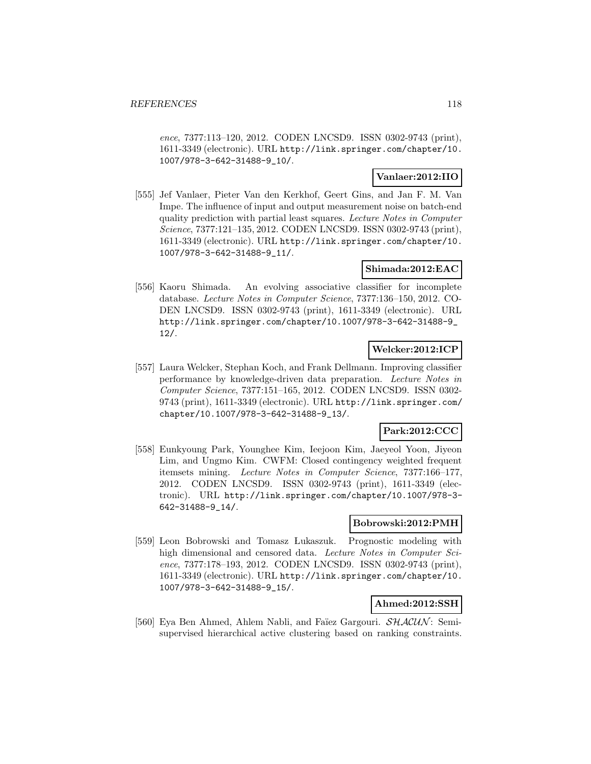*ence*, 7377:113–120, 2012. CODEN LNCSD9. ISSN 0302-9743 (print), 1611-3349 (electronic). URL http://link.springer.com/chapter/10.1007/978-3-642-31488-9_10/.

**Vanlaer:2012:IIO**

[555] Jef Vanlaer, Pieter Van den Kerkhof, Geert Gins, and Jan F. M. Van Impe. The influence of input and output measurement noise on batch-end quality prediction with partial least squares. *Lecture Notes in Computer Science*, 7377:121–135, 2012. CODEN LNCSD9. ISSN 0302-9743 (print), 1611-3349 (electronic). URL http://link.springer.com/chapter/10.1007/978-3-642-31488-9_11/.

**Shimada:2012:EAC**

[556] Kaoru Shimada. An evolving associative classifier for incomplete database. *Lecture Notes in Computer Science*, 7377:136–150, 2012. CODEN LNCSD9. ISSN 0302-9743 (print), 1611-3349 (electronic). URL http://link.springer.com/chapter/10.1007/978-3-642-31488-9_12/.

**Welcker:2012:ICP**

[557] Laura Welcker, Stephan Koch, and Frank Dellmann. Improving classifier performance by knowledge-driven data preparation. *Lecture Notes in Computer Science*, 7377:151–165, 2012. CODEN LNCSD9. ISSN 0302-9743 (print), 1611-3349 (electronic). URL http://link.springer.com/chapter/10.1007/978-3-642-31488-9_13/.

**Park:2012:CCC**

[558] Eunkyoung Park, Younghee Kim, Ieejoon Kim, Jaeyeol Yoon, Jiyeon Lim, and Ungmo Kim. CWFM: Closed contingency weighted frequent itemsets mining. *Lecture Notes in Computer Science*, 7377:166–177, 2012. CODEN LNCSD9. ISSN 0302-9743 (print), 1611-3349 (electronic). URL http://link.springer.com/chapter/10.1007/978-3-642-31488-9_14/.

**Bobrowski:2012:PMH**

[559] Leon Bobrowski and Tomasz Łukaszuk. Prognostic modeling with high dimensional and censored data. *Lecture Notes in Computer Science*, 7377:178–193, 2012. CODEN LNCSD9. ISSN 0302-9743 (print), 1611-3349 (electronic). URL http://link.springer.com/chapter/10.1007/978-3-642-31488-9_15/.

**Ahmed:2012:SSH**

[560] Eya Ben Ahmed, Ahlem Nabli, and Faïez Gargouri. $\mathcal{SHACUN}$: Semi-supervised hierarchical active clustering based on ranking constraints.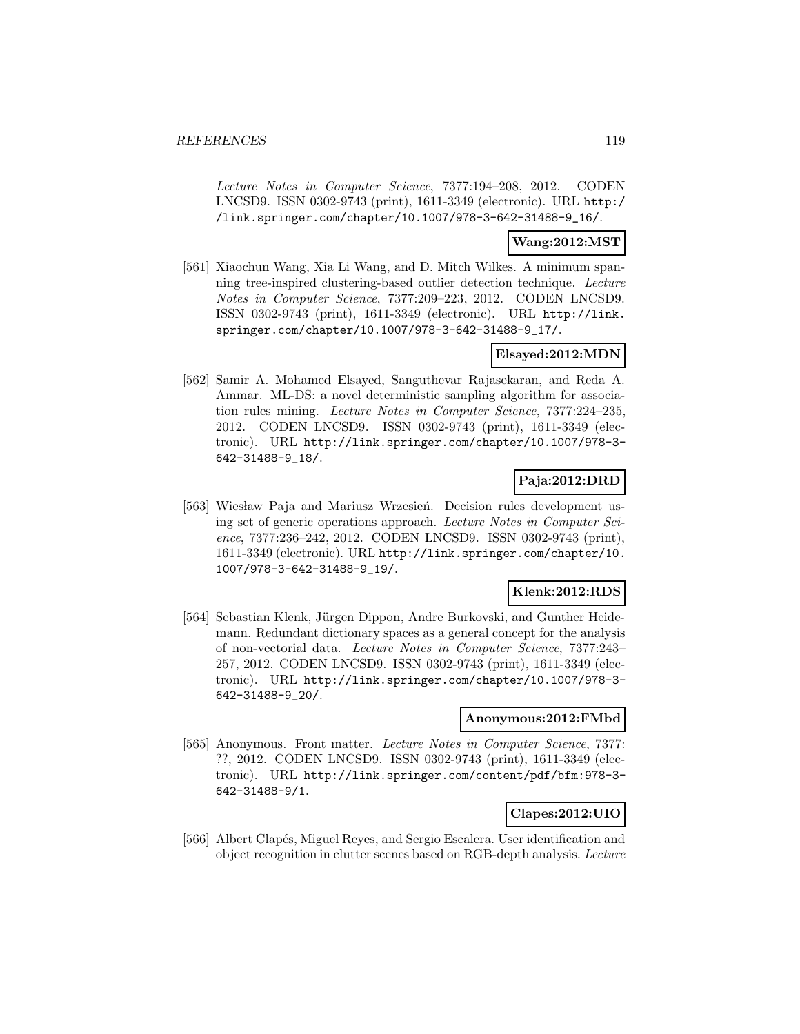*Lecture Notes in Computer Science*, 7377:194–208, 2012. CODEN LNCSD9. ISSN 0302-9743 (print), 1611-3349 (electronic). URL http://link.springer.com/chapter/10.1007/978-3-642-31488-9_16/.

**Wang:2012:MST**

[561] Xiaochun Wang, Xia Li Wang, and D. Mitch Wilkes. A minimum spanning tree-inspired clustering-based outlier detection technique. *Lecture Notes in Computer Science*, 7377:209–223, 2012. CODEN LNCSD9. ISSN 0302-9743 (print), 1611-3349 (electronic). URL http://link.springer.com/chapter/10.1007/978-3-642-31488-9_17/.

**Elsayed:2012:MDN**

[562] Samir A. Mohamed Elsayed, Sanguthevar Rajasekaran, and Reda A. Ammar. ML-DS: a novel deterministic sampling algorithm for association rules mining. *Lecture Notes in Computer Science*, 7377:224–235, 2012. CODEN LNCSD9. ISSN 0302-9743 (print), 1611-3349 (electronic). URL http://link.springer.com/chapter/10.1007/978-3-642-31488-9_18/.

**Paja:2012:DRD**

[563] Wiesław Paja and Mariusz Wrzesień. Decision rules development using set of generic operations approach. *Lecture Notes in Computer Science*, 7377:236–242, 2012. CODEN LNCSD9. ISSN 0302-9743 (print), 1611-3349 (electronic). URL http://link.springer.com/chapter/10.1007/978-3-642-31488-9_19/.

**Klenk:2012:RDS**

[564] Sebastian Klenk, Jürgen Dippon, Andre Burkovski, and Gunther Heidemann. Redundant dictionary spaces as a general concept for the analysis of non-vectorial data. *Lecture Notes in Computer Science*, 7377:243–257, 2012. CODEN LNCSD9. ISSN 0302-9743 (print), 1611-3349 (electronic). URL http://link.springer.com/chapter/10.1007/978-3-642-31488-9_20/.

**Anonymous:2012:FMbd**

[565] Anonymous. Front matter. *Lecture Notes in Computer Science*, 7377: ??, 2012. CODEN LNCSD9. ISSN 0302-9743 (print), 1611-3349 (electronic). URL http://link.springer.com/content/pdf/bfm:978-3-642-31488-9/1.

**Clapes:2012:UIO**

[566] Albert Clapés, Miguel Reyes, and Sergio Escalera. User identification and object recognition in clutter scenes based on RGB-depth analysis. *Lecture*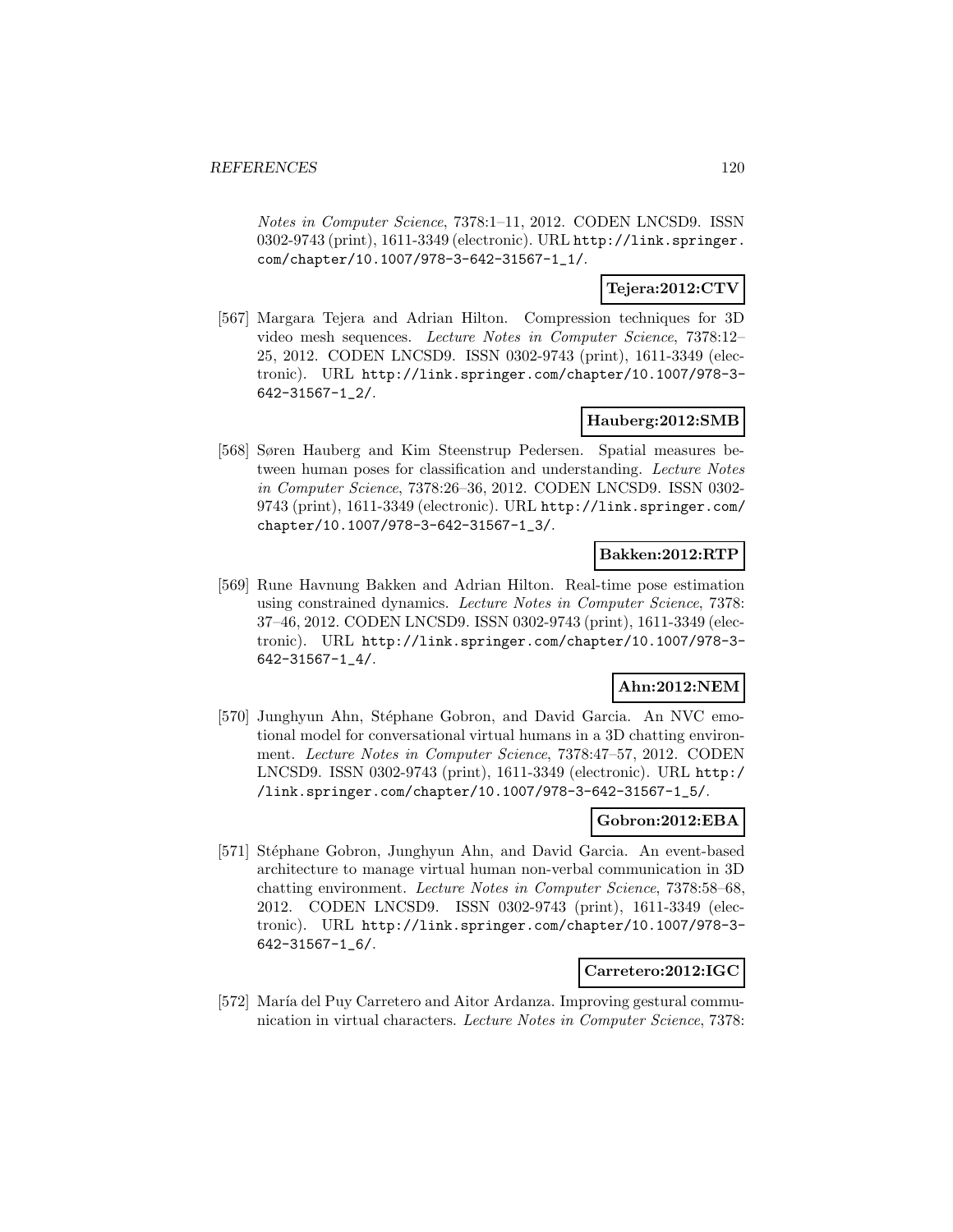*Notes in Computer Science*, 7378:1–11, 2012. CODEN LNCSD9. ISSN 0302-9743 (print), 1611-3349 (electronic). URL http://link.springer.com/chapter/10.1007/978-3-642-31567-1_1/.

**Tejera:2012:CTV**

[567] Margara Tejera and Adrian Hilton. Compression techniques for 3D video mesh sequences. *Lecture Notes in Computer Science*, 7378:12–25, 2012. CODEN LNCSD9. ISSN 0302-9743 (print), 1611-3349 (electronic). URL http://link.springer.com/chapter/10.1007/978-3-642-31567-1_2/.

**Hauberg:2012:SMB**

[568] Søren Hauberg and Kim Steenstrup Pedersen. Spatial measures between human poses for classification and understanding. *Lecture Notes in Computer Science*, 7378:26–36, 2012. CODEN LNCSD9. ISSN 0302-9743 (print), 1611-3349 (electronic). URL http://link.springer.com/chapter/10.1007/978-3-642-31567-1_3/.

**Bakken:2012:RTP**

[569] Rune Havnung Bakken and Adrian Hilton. Real-time pose estimation using constrained dynamics. *Lecture Notes in Computer Science*, 7378:37–46, 2012. CODEN LNCSD9. ISSN 0302-9743 (print), 1611-3349 (electronic). URL http://link.springer.com/chapter/10.1007/978-3-642-31567-1_4/.

**Ahn:2012:NEM**

[570] Junghyun Ahn, Stéphane Gobron, and David Garcia. An NVC emotional model for conversational virtual humans in a 3D chatting environment. *Lecture Notes in Computer Science*, 7378:47–57, 2012. CODEN LNCSD9. ISSN 0302-9743 (print), 1611-3349 (electronic). URL http://link.springer.com/chapter/10.1007/978-3-642-31567-1_5/.

**Gobron:2012:EBA**

[571] Stéphane Gobron, Junghyun Ahn, and David Garcia. An event-based architecture to manage virtual human non-verbal communication in 3D chatting environment. *Lecture Notes in Computer Science*, 7378:58–68, 2012. CODEN LNCSD9. ISSN 0302-9743 (print), 1611-3349 (electronic). URL http://link.springer.com/chapter/10.1007/978-3-642-31567-1_6/.

**Carretero:2012:IGC**

[572] María del Puy Carretero and Aitor Ardanza. Improving gestural communication in virtual characters. *Lecture Notes in Computer Science*, 7378: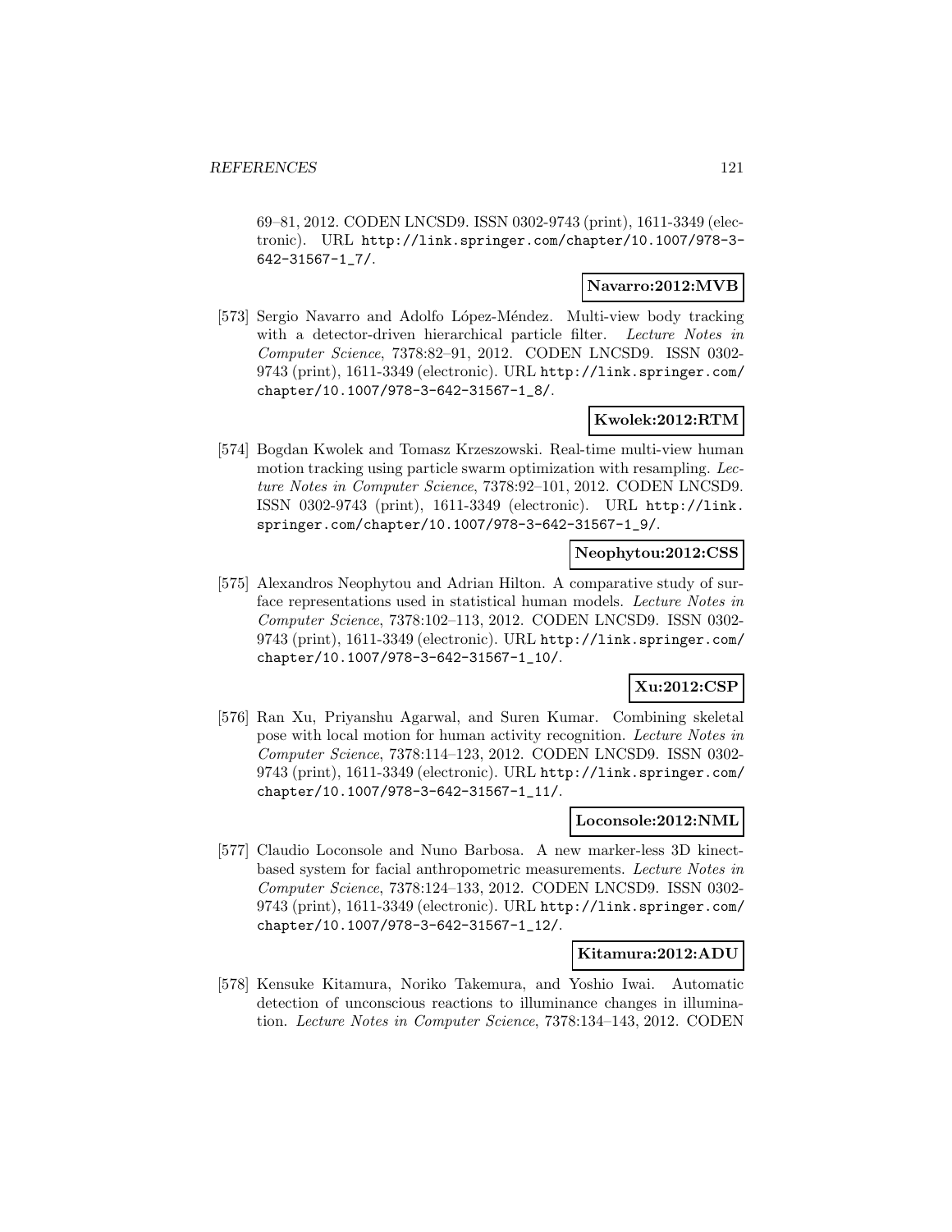69–81, 2012. CODEN LNCSD9. ISSN 0302-9743 (print), 1611-3349 (electronic). URL http://link.springer.com/chapter/10.1007/978-3-642-31567-1_7/.

**Navarro:2012:MVB**

[573] Sergio Navarro and Adolfo López-Méndez. Multi-view body tracking with a detector-driven hierarchical particle filter. *Lecture Notes in Computer Science*, 7378:82–91, 2012. CODEN LNCSD9. ISSN 0302-9743 (print), 1611-3349 (electronic). URL http://link.springer.com/chapter/10.1007/978-3-642-31567-1_8/.

**Kwolek:2012:RTM**

[574] Bogdan Kwolek and Tomasz Krzeszowski. Real-time multi-view human motion tracking using particle swarm optimization with resampling. *Lecture Notes in Computer Science*, 7378:92–101, 2012. CODEN LNCSD9. ISSN 0302-9743 (print), 1611-3349 (electronic). URL http://link.springer.com/chapter/10.1007/978-3-642-31567-1_9/.

**Neophytou:2012:CSS**

[575] Alexandros Neophytou and Adrian Hilton. A comparative study of surface representations used in statistical human models. *Lecture Notes in Computer Science*, 7378:102–113, 2012. CODEN LNCSD9. ISSN 0302-9743 (print), 1611-3349 (electronic). URL http://link.springer.com/chapter/10.1007/978-3-642-31567-1_10/.

**Xu:2012:CSP**

[576] Ran Xu, Priyanshu Agarwal, and Suren Kumar. Combining skeletal pose with local motion for human activity recognition. *Lecture Notes in Computer Science*, 7378:114–123, 2012. CODEN LNCSD9. ISSN 0302-9743 (print), 1611-3349 (electronic). URL http://link.springer.com/chapter/10.1007/978-3-642-31567-1_11/.

**Loconsole:2012:NML**

[577] Claudio Loconsole and Nuno Barbosa. A new marker-less 3D kinect-based system for facial anthropometric measurements. *Lecture Notes in Computer Science*, 7378:124–133, 2012. CODEN LNCSD9. ISSN 0302-9743 (print), 1611-3349 (electronic). URL http://link.springer.com/chapter/10.1007/978-3-642-31567-1_12/.

**Kitamura:2012:ADU**

[578] Kensuke Kitamura, Noriko Takemura, and Yoshio Iwai. Automatic detection of unconscious reactions to illuminance changes in illumination. *Lecture Notes in Computer Science*, 7378:134–143, 2012. CODEN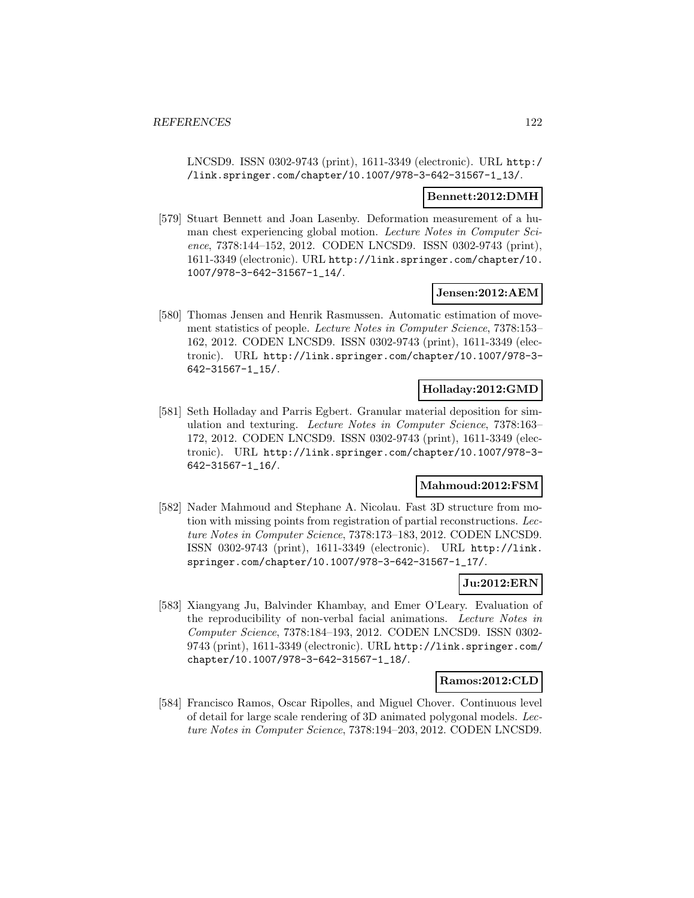LNCSD9. ISSN 0302-9743 (print), 1611-3349 (electronic). URL http://link.springer.com/chapter/10.1007/978-3-642-31567-1_13/.

**Bennett:2012:DMH**

[579] Stuart Bennett and Joan Lasenby. Deformation measurement of a human chest experiencing global motion. *Lecture Notes in Computer Science*, 7378:144–152, 2012. CODEN LNCSD9. ISSN 0302-9743 (print), 1611-3349 (electronic). URL http://link.springer.com/chapter/10.1007/978-3-642-31567-1_14/.

**Jensen:2012:AEM**

[580] Thomas Jensen and Henrik Rasmussen. Automatic estimation of movement statistics of people. *Lecture Notes in Computer Science*, 7378:153–162, 2012. CODEN LNCSD9. ISSN 0302-9743 (print), 1611-3349 (electronic). URL http://link.springer.com/chapter/10.1007/978-3-642-31567-1_15/.

**Holladay:2012:GMD**

[581] Seth Holladay and Parris Egbert. Granular material deposition for simulation and texturing. *Lecture Notes in Computer Science*, 7378:163–172, 2012. CODEN LNCSD9. ISSN 0302-9743 (print), 1611-3349 (electronic). URL http://link.springer.com/chapter/10.1007/978-3-642-31567-1_16/.

**Mahmoud:2012:FSM**

[582] Nader Mahmoud and Stephane A. Nicolau. Fast 3D structure from motion with missing points from registration of partial reconstructions. *Lecture Notes in Computer Science*, 7378:173–183, 2012. CODEN LNCSD9. ISSN 0302-9743 (print), 1611-3349 (electronic). URL http://link.springer.com/chapter/10.1007/978-3-642-31567-1_17/.

**Ju:2012:ERN**

[583] Xiangyang Ju, Balvinder Khambay, and Emer O'Leary. Evaluation of the reproducibility of non-verbal facial animations. *Lecture Notes in Computer Science*, 7378:184–193, 2012. CODEN LNCSD9. ISSN 0302-9743 (print), 1611-3349 (electronic). URL http://link.springer.com/chapter/10.1007/978-3-642-31567-1_18/.

**Ramos:2012:CLD**

[584] Francisco Ramos, Oscar Ripolles, and Miguel Chover. Continuous level of detail for large scale rendering of 3D animated polygonal models. *Lecture Notes in Computer Science*, 7378:194–203, 2012. CODEN LNCSD9.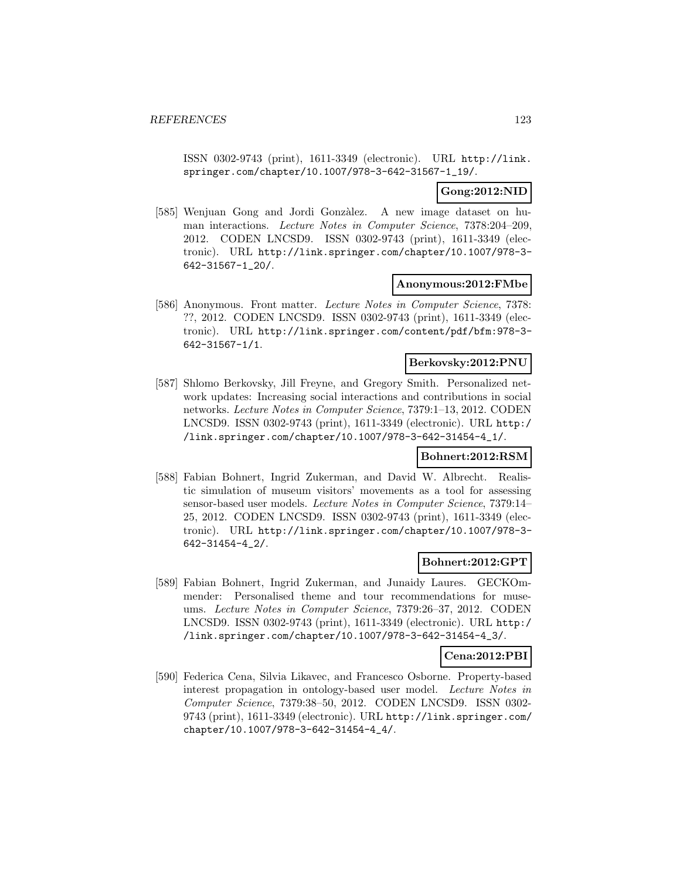ISSN 0302-9743 (print), 1611-3349 (electronic). URL http://link.springer.com/chapter/10.1007/978-3-642-31567-1_19/.

**Gong:2012:NID**

[585] Wenjuan Gong and Jordi Gonzàlez. A new image dataset on human interactions. *Lecture Notes in Computer Science*, 7378:204–209, 2012. CODEN LNCSD9. ISSN 0302-9743 (print), 1611-3349 (electronic). URL http://link.springer.com/chapter/10.1007/978-3-642-31567-1_20/.

**Anonymous:2012:FMbe**

[586] Anonymous. Front matter. *Lecture Notes in Computer Science*, 7378: ??, 2012. CODEN LNCSD9. ISSN 0302-9743 (print), 1611-3349 (electronic). URL http://link.springer.com/content/pdf/bfm:978-3-642-31567-1/1.

**Berkovsky:2012:PNU**

[587] Shlomo Berkovsky, Jill Freyne, and Gregory Smith. Personalized network updates: Increasing social interactions and contributions in social networks. *Lecture Notes in Computer Science*, 7379:1–13, 2012. CODEN LNCSD9. ISSN 0302-9743 (print), 1611-3349 (electronic). URL http://link.springer.com/chapter/10.1007/978-3-642-31454-4_1/.

**Bohnert:2012:RSM**

[588] Fabian Bohnert, Ingrid Zukerman, and David W. Albrecht. Realistic simulation of museum visitors' movements as a tool for assessing sensor-based user models. *Lecture Notes in Computer Science*, 7379:14–25, 2012. CODEN LNCSD9. ISSN 0302-9743 (print), 1611-3349 (electronic). URL http://link.springer.com/chapter/10.1007/978-3-642-31454-4_2/.

**Bohnert:2012:GPT**

[589] Fabian Bohnert, Ingrid Zukerman, and Junaidy Laures. GECKOmmender: Personalised theme and tour recommendations for museums. *Lecture Notes in Computer Science*, 7379:26–37, 2012. CODEN LNCSD9. ISSN 0302-9743 (print), 1611-3349 (electronic). URL http://link.springer.com/chapter/10.1007/978-3-642-31454-4_3/.

**Cena:2012:PBI**

[590] Federica Cena, Silvia Likavec, and Francesco Osborne. Property-based interest propagation in ontology-based user model. *Lecture Notes in Computer Science*, 7379:38–50, 2012. CODEN LNCSD9. ISSN 0302-9743 (print), 1611-3349 (electronic). URL http://link.springer.com/chapter/10.1007/978-3-642-31454-4_4/.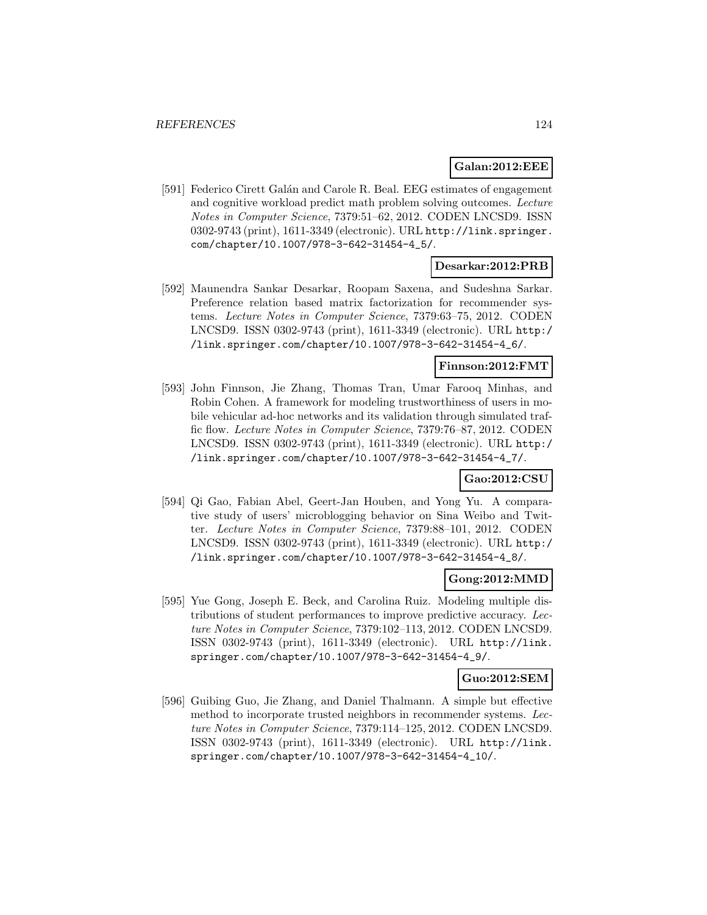**Galan:2012:EEE**

[591] Federico Cirett Galán and Carole R. Beal. EEG estimates of engagement and cognitive workload predict math problem solving outcomes. *Lecture Notes in Computer Science*, 7379:51–62, 2012. CODEN LNCSD9. ISSN 0302-9743 (print), 1611-3349 (electronic). URL http://link.springer.com/chapter/10.1007/978-3-642-31454-4_5/.

**Desarkar:2012:PRB**

[592] Maunendra Sankar Desarkar, Roopam Saxena, and Sudeshna Sarkar. Preference relation based matrix factorization for recommender systems. *Lecture Notes in Computer Science*, 7379:63–75, 2012. CODEN LNCSD9. ISSN 0302-9743 (print), 1611-3349 (electronic). URL http://link.springer.com/chapter/10.1007/978-3-642-31454-4_6/.

**Finnson:2012:FMT**

[593] John Finnson, Jie Zhang, Thomas Tran, Umar Farooq Minhas, and Robin Cohen. A framework for modeling trustworthiness of users in mobile vehicular ad-hoc networks and its validation through simulated traffic flow. *Lecture Notes in Computer Science*, 7379:76–87, 2012. CODEN LNCSD9. ISSN 0302-9743 (print), 1611-3349 (electronic). URL http://link.springer.com/chapter/10.1007/978-3-642-31454-4_7/.

**Gao:2012:CSU**

[594] Qi Gao, Fabian Abel, Geert-Jan Houben, and Yong Yu. A comparative study of users' microblogging behavior on Sina Weibo and Twitter. *Lecture Notes in Computer Science*, 7379:88–101, 2012. CODEN LNCSD9. ISSN 0302-9743 (print), 1611-3349 (electronic). URL http://link.springer.com/chapter/10.1007/978-3-642-31454-4_8/.

**Gong:2012:MMD**

[595] Yue Gong, Joseph E. Beck, and Carolina Ruiz. Modeling multiple distributions of student performances to improve predictive accuracy. *Lecture Notes in Computer Science*, 7379:102–113, 2012. CODEN LNCSD9. ISSN 0302-9743 (print), 1611-3349 (electronic). URL http://link.springer.com/chapter/10.1007/978-3-642-31454-4_9/.

**Guo:2012:SEM**

[596] Guibing Guo, Jie Zhang, and Daniel Thalmann. A simple but effective method to incorporate trusted neighbors in recommender systems. *Lecture Notes in Computer Science*, 7379:114–125, 2012. CODEN LNCSD9. ISSN 0302-9743 (print), 1611-3349 (electronic). URL http://link.springer.com/chapter/10.1007/978-3-642-31454-4_10/.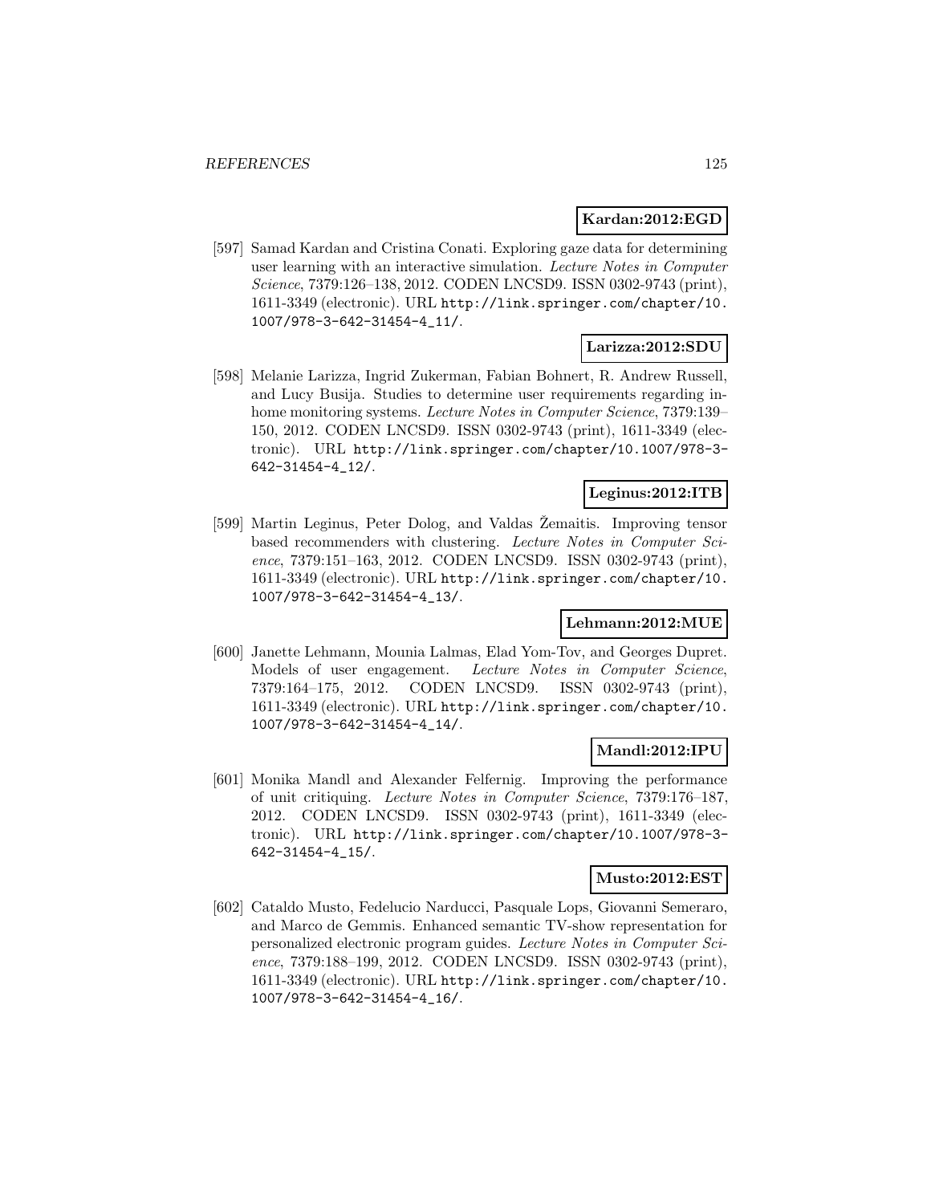**Kardan:2012:EGD**

[597] Samad Kardan and Cristina Conati. Exploring gaze data for determining user learning with an interactive simulation. *Lecture Notes in Computer Science*, 7379:126–138, 2012. CODEN LNCSD9. ISSN 0302-9743 (print), 1611-3349 (electronic). URL http://link.springer.com/chapter/10.1007/978-3-642-31454-4_11/.

**Larizza:2012:SDU**

[598] Melanie Larizza, Ingrid Zukerman, Fabian Bohnert, R. Andrew Russell, and Lucy Busija. Studies to determine user requirements regarding in-home monitoring systems. *Lecture Notes in Computer Science*, 7379:139–150, 2012. CODEN LNCSD9. ISSN 0302-9743 (print), 1611-3349 (electronic). URL http://link.springer.com/chapter/10.1007/978-3-642-31454-4_12/.

**Leginus:2012:ITB**

[599] Martin Leginus, Peter Dolog, and Valdas Žemaitis. Improving tensor based recommenders with clustering. *Lecture Notes in Computer Science*, 7379:151–163, 2012. CODEN LNCSD9. ISSN 0302-9743 (print), 1611-3349 (electronic). URL http://link.springer.com/chapter/10.1007/978-3-642-31454-4_13/.

**Lehmann:2012:MUE**

[600] Janette Lehmann, Mounia Lalmas, Elad Yom-Tov, and Georges Dupret. Models of user engagement. *Lecture Notes in Computer Science*, 7379:164–175, 2012. CODEN LNCSD9. ISSN 0302-9743 (print), 1611-3349 (electronic). URL http://link.springer.com/chapter/10.1007/978-3-642-31454-4_14/.

**Mandl:2012:IPU**

[601] Monika Mandl and Alexander Felfernig. Improving the performance of unit critiquing. *Lecture Notes in Computer Science*, 7379:176–187, 2012. CODEN LNCSD9. ISSN 0302-9743 (print), 1611-3349 (electronic). URL http://link.springer.com/chapter/10.1007/978-3-642-31454-4_15/.

**Musto:2012:EST**

[602] Cataldo Musto, Fedelucio Narducci, Pasquale Lops, Giovanni Semeraro, and Marco de Gemmis. Enhanced semantic TV-show representation for personalized electronic program guides. *Lecture Notes in Computer Science*, 7379:188–199, 2012. CODEN LNCSD9. ISSN 0302-9743 (print), 1611-3349 (electronic). URL http://link.springer.com/chapter/10.1007/978-3-642-31454-4_16/.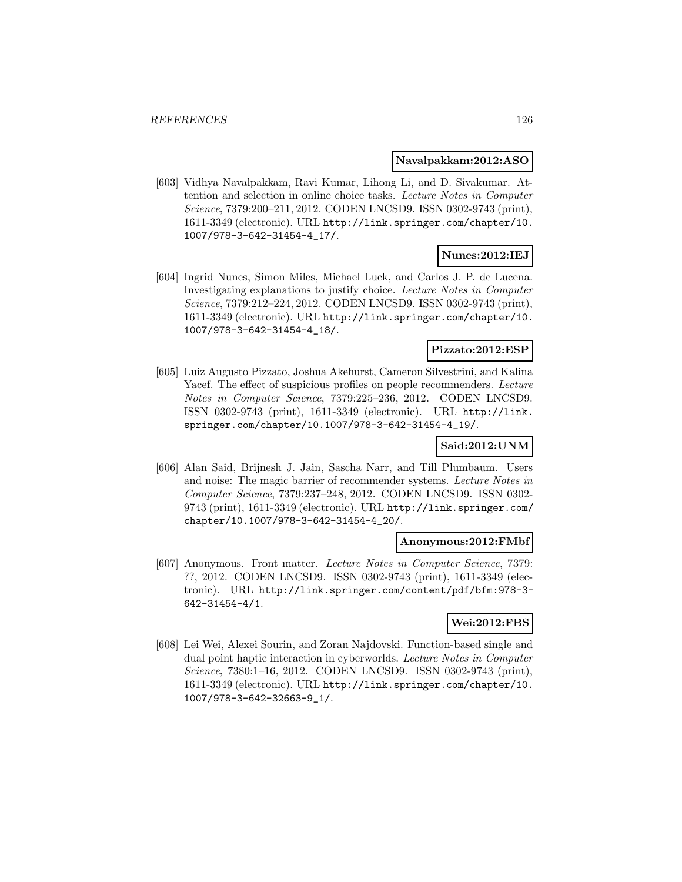**Navalpakkam:2012:ASO**

[603] Vidhya Navalpakkam, Ravi Kumar, Lihong Li, and D. Sivakumar. Attention and selection in online choice tasks. *Lecture Notes in Computer Science*, 7379:200–211, 2012. CODEN LNCSD9. ISSN 0302-9743 (print), 1611-3349 (electronic). URL http://link.springer.com/chapter/10.1007/978-3-642-31454-4_17/.

**Nunes:2012:IEJ**

[604] Ingrid Nunes, Simon Miles, Michael Luck, and Carlos J. P. de Lucena. Investigating explanations to justify choice. *Lecture Notes in Computer Science*, 7379:212–224, 2012. CODEN LNCSD9. ISSN 0302-9743 (print), 1611-3349 (electronic). URL http://link.springer.com/chapter/10.1007/978-3-642-31454-4_18/.

**Pizzato:2012:ESP**

[605] Luiz Augusto Pizzato, Joshua Akehurst, Cameron Silvestrini, and Kalina Yacef. The effect of suspicious profiles on people recommenders. *Lecture Notes in Computer Science*, 7379:225–236, 2012. CODEN LNCSD9. ISSN 0302-9743 (print), 1611-3349 (electronic). URL http://link.springer.com/chapter/10.1007/978-3-642-31454-4_19/.

**Said:2012:UNM**

[606] Alan Said, Brijnesh J. Jain, Sascha Narr, and Till Plumbaum. Users and noise: The magic barrier of recommender systems. *Lecture Notes in Computer Science*, 7379:237–248, 2012. CODEN LNCSD9. ISSN 0302-9743 (print), 1611-3349 (electronic). URL http://link.springer.com/chapter/10.1007/978-3-642-31454-4_20/.

**Anonymous:2012:FMbf**

[607] Anonymous. Front matter. *Lecture Notes in Computer Science*, 7379: ??, 2012. CODEN LNCSD9. ISSN 0302-9743 (print), 1611-3349 (electronic). URL http://link.springer.com/content/pdf/bfm:978-3-642-31454-4/1.

**Wei:2012:FBS**

[608] Lei Wei, Alexei Sourin, and Zoran Najdovski. Function-based single and dual point haptic interaction in cyberworlds. *Lecture Notes in Computer Science*, 7380:1–16, 2012. CODEN LNCSD9. ISSN 0302-9743 (print), 1611-3349 (electronic). URL http://link.springer.com/chapter/10.1007/978-3-642-32663-9_1/.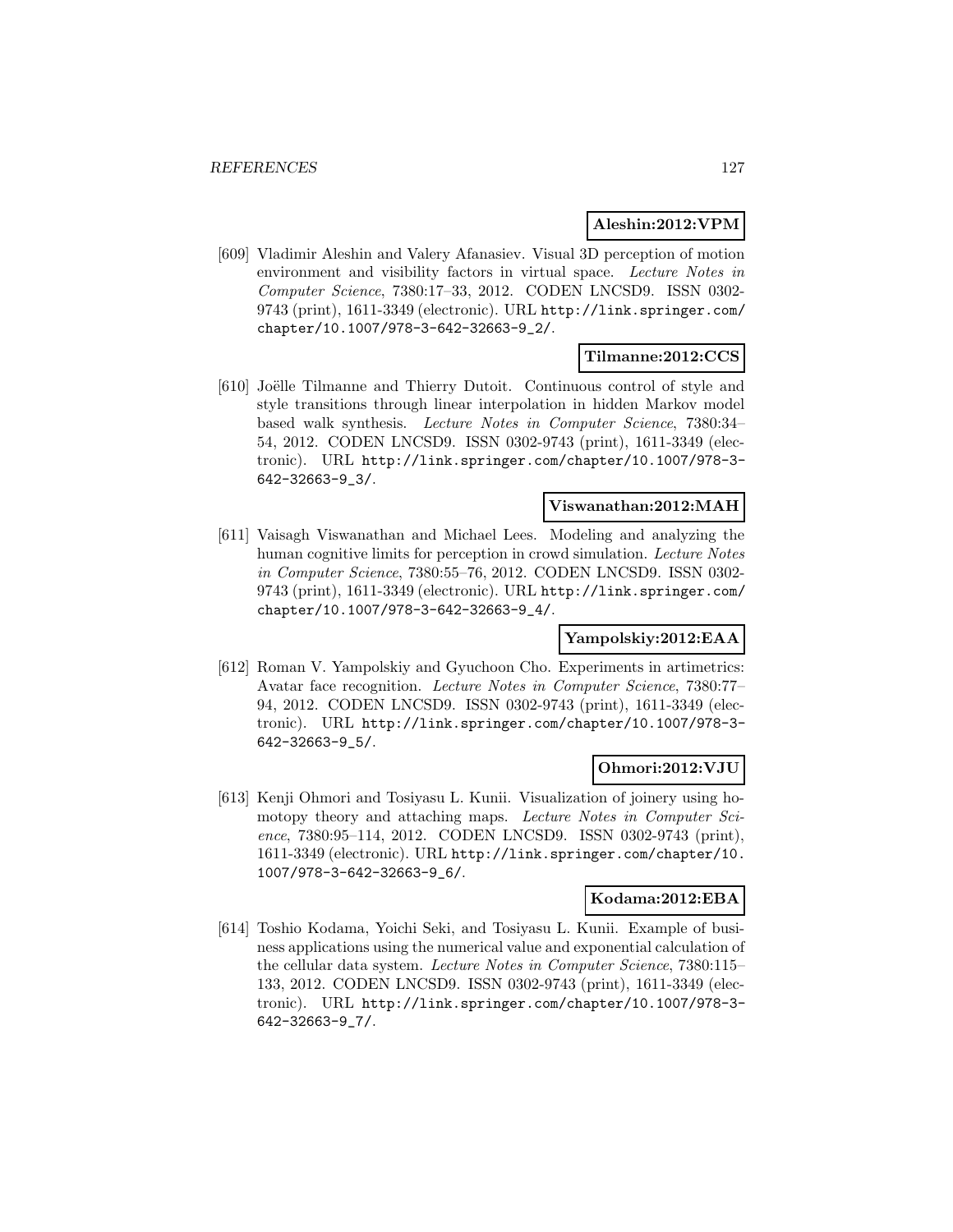**Aleshin:2012:VPM**

[609] Vladimir Aleshin and Valery Afanasiev. Visual 3D perception of motion environment and visibility factors in virtual space. *Lecture Notes in Computer Science*, 7380:17–33, 2012. CODEN LNCSD9. ISSN 0302-9743 (print), 1611-3349 (electronic). URL http://link.springer.com/chapter/10.1007/978-3-642-32663-9_2/.

**Tilmanne:2012:CCS**

[610] Joëlle Tilmanne and Thierry Dutoit. Continuous control of style and style transitions through linear interpolation in hidden Markov model based walk synthesis. *Lecture Notes in Computer Science*, 7380:34–54, 2012. CODEN LNCSD9. ISSN 0302-9743 (print), 1611-3349 (electronic). URL http://link.springer.com/chapter/10.1007/978-3-642-32663-9_3/.

**Viswanathan:2012:MAH**

[611] Vaisagh Viswanathan and Michael Lees. Modeling and analyzing the human cognitive limits for perception in crowd simulation. *Lecture Notes in Computer Science*, 7380:55–76, 2012. CODEN LNCSD9. ISSN 0302-9743 (print), 1611-3349 (electronic). URL http://link.springer.com/chapter/10.1007/978-3-642-32663-9_4/.

**Yampolskiy:2012:EAA**

[612] Roman V. Yampolskiy and Gyuchoon Cho. Experiments in artimetrics: Avatar face recognition. *Lecture Notes in Computer Science*, 7380:77–94, 2012. CODEN LNCSD9. ISSN 0302-9743 (print), 1611-3349 (electronic). URL http://link.springer.com/chapter/10.1007/978-3-642-32663-9_5/.

**Ohmori:2012:VJU**

[613] Kenji Ohmori and Tosiyasu L. Kunii. Visualization of joinery using homotopy theory and attaching maps. *Lecture Notes in Computer Science*, 7380:95–114, 2012. CODEN LNCSD9. ISSN 0302-9743 (print), 1611-3349 (electronic). URL http://link.springer.com/chapter/10.1007/978-3-642-32663-9_6/.

**Kodama:2012:EBA**

[614] Toshio Kodama, Yoichi Seki, and Tosiyasu L. Kunii. Example of business applications using the numerical value and exponential calculation of the cellular data system. *Lecture Notes in Computer Science*, 7380:115–133, 2012. CODEN LNCSD9. ISSN 0302-9743 (print), 1611-3349 (electronic). URL http://link.springer.com/chapter/10.1007/978-3-642-32663-9_7/.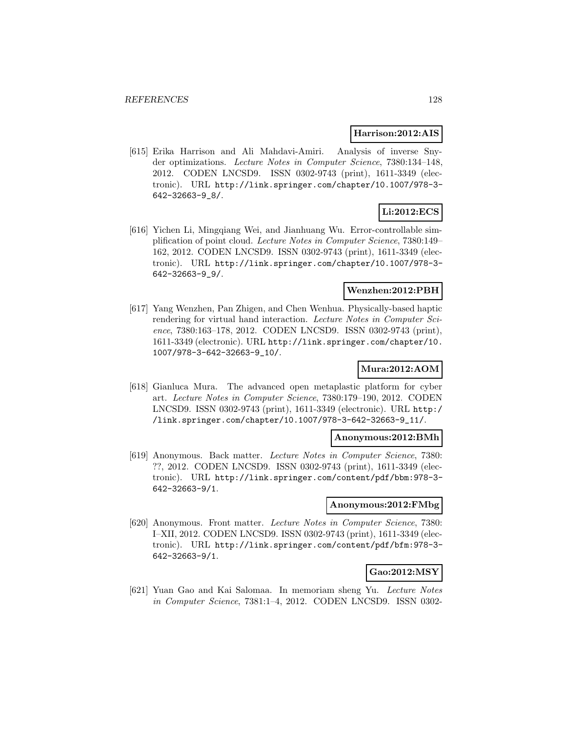**Harrison:2012:AIS**

[615] Erika Harrison and Ali Mahdavi-Amiri. Analysis of inverse Snyder optimizations. *Lecture Notes in Computer Science*, 7380:134–148, 2012. CODEN LNCSD9. ISSN 0302-9743 (print), 1611-3349 (electronic). URL http://link.springer.com/chapter/10.1007/978-3-642-32663-9_8/.

**Li:2012:ECS**

[616] Yichen Li, Mingqiang Wei, and Jianhuang Wu. Error-controllable simplification of point cloud. *Lecture Notes in Computer Science*, 7380:149–162, 2012. CODEN LNCSD9. ISSN 0302-9743 (print), 1611-3349 (electronic). URL http://link.springer.com/chapter/10.1007/978-3-642-32663-9_9/.

**Wenzhen:2012:PBH**

[617] Yang Wenzhen, Pan Zhigen, and Chen Wenhua. Physically-based haptic rendering for virtual hand interaction. *Lecture Notes in Computer Science*, 7380:163–178, 2012. CODEN LNCSD9. ISSN 0302-9743 (print), 1611-3349 (electronic). URL http://link.springer.com/chapter/10.1007/978-3-642-32663-9_10/.

**Mura:2012:AOM**

[618] Gianluca Mura. The advanced open metaplastic platform for cyber art. *Lecture Notes in Computer Science*, 7380:179–190, 2012. CODEN LNCSD9. ISSN 0302-9743 (print), 1611-3349 (electronic). URL http://link.springer.com/chapter/10.1007/978-3-642-32663-9_11/.

**Anonymous:2012:BMh**

[619] Anonymous. Back matter. *Lecture Notes in Computer Science*, 7380: ??, 2012. CODEN LNCSD9. ISSN 0302-9743 (print), 1611-3349 (electronic). URL http://link.springer.com/content/pdf/bbm:978-3-642-32663-9/1.

**Anonymous:2012:FMbg**

[620] Anonymous. Front matter. *Lecture Notes in Computer Science*, 7380: I–XII, 2012. CODEN LNCSD9. ISSN 0302-9743 (print), 1611-3349 (electronic). URL http://link.springer.com/content/pdf/bfm:978-3-642-32663-9/1.

**Gao:2012:MSY**

[621] Yuan Gao and Kai Salomaa. In memoriam sheng Yu. *Lecture Notes in Computer Science*, 7381:1–4, 2012. CODEN LNCSD9. ISSN 0302-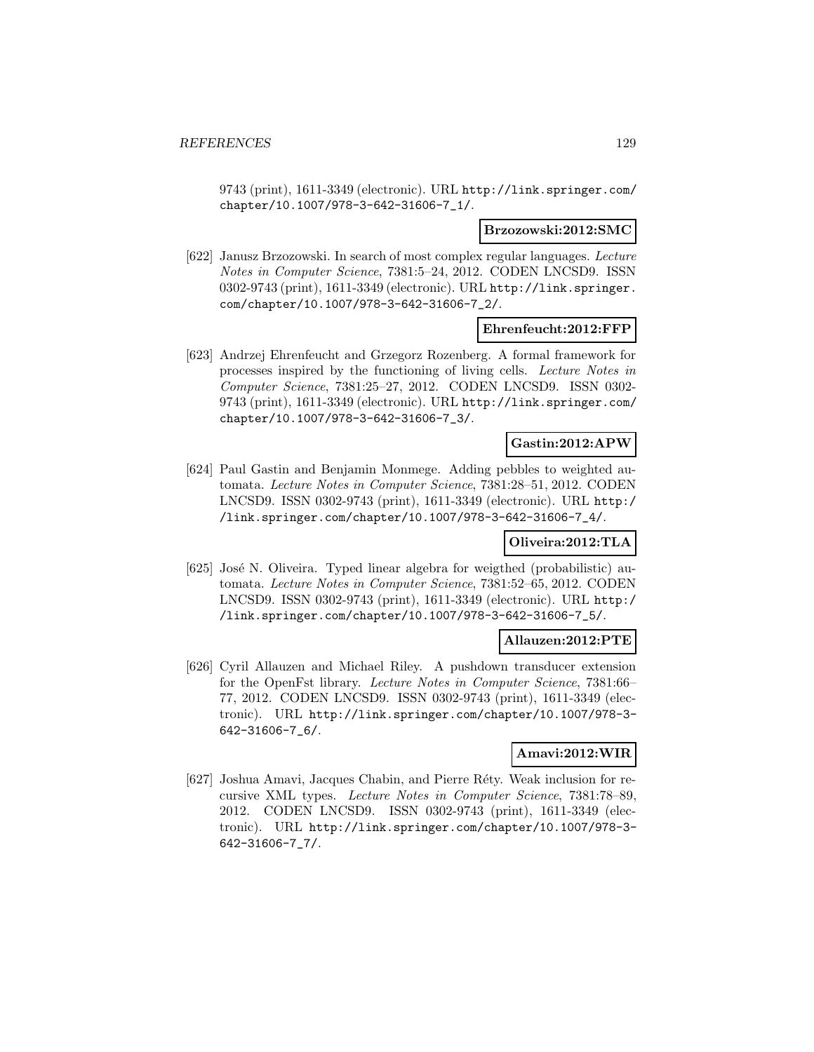9743 (print), 1611-3349 (electronic). URL http://link.springer.com/chapter/10.1007/978-3-642-31606-7_1/.

**Brzozowski:2012:SMC**

[622] Janusz Brzozowski. In search of most complex regular languages. *Lecture Notes in Computer Science*, 7381:5–24, 2012. CODEN LNCSD9. ISSN 0302-9743 (print), 1611-3349 (electronic). URL http://link.springer.com/chapter/10.1007/978-3-642-31606-7_2/.

**Ehrenfeucht:2012:FFP**

[623] Andrzej Ehrenfeucht and Grzegorz Rozenberg. A formal framework for processes inspired by the functioning of living cells. *Lecture Notes in Computer Science*, 7381:25–27, 2012. CODEN LNCSD9. ISSN 0302-9743 (print), 1611-3349 (electronic). URL http://link.springer.com/chapter/10.1007/978-3-642-31606-7_3/.

**Gastin:2012:APW**

[624] Paul Gastin and Benjamin Monmege. Adding pebbles to weighted automata. *Lecture Notes in Computer Science*, 7381:28–51, 2012. CODEN LNCSD9. ISSN 0302-9743 (print), 1611-3349 (electronic). URL http://link.springer.com/chapter/10.1007/978-3-642-31606-7_4/.

**Oliveira:2012:TLA**

[625] José N. Oliveira. Typed linear algebra for weigthed (probabilistic) automata. *Lecture Notes in Computer Science*, 7381:52–65, 2012. CODEN LNCSD9. ISSN 0302-9743 (print), 1611-3349 (electronic). URL http://link.springer.com/chapter/10.1007/978-3-642-31606-7_5/.

**Allauzen:2012:PTE**

[626] Cyril Allauzen and Michael Riley. A pushdown transducer extension for the OpenFst library. *Lecture Notes in Computer Science*, 7381:66–77, 2012. CODEN LNCSD9. ISSN 0302-9743 (print), 1611-3349 (electronic). URL http://link.springer.com/chapter/10.1007/978-3-642-31606-7_6/.

**Amavi:2012:WIR**

[627] Joshua Amavi, Jacques Chabin, and Pierre Réty. Weak inclusion for recursive XML types. *Lecture Notes in Computer Science*, 7381:78–89, 2012. CODEN LNCSD9. ISSN 0302-9743 (print), 1611-3349 (electronic). URL http://link.springer.com/chapter/10.1007/978-3-642-31606-7_7/.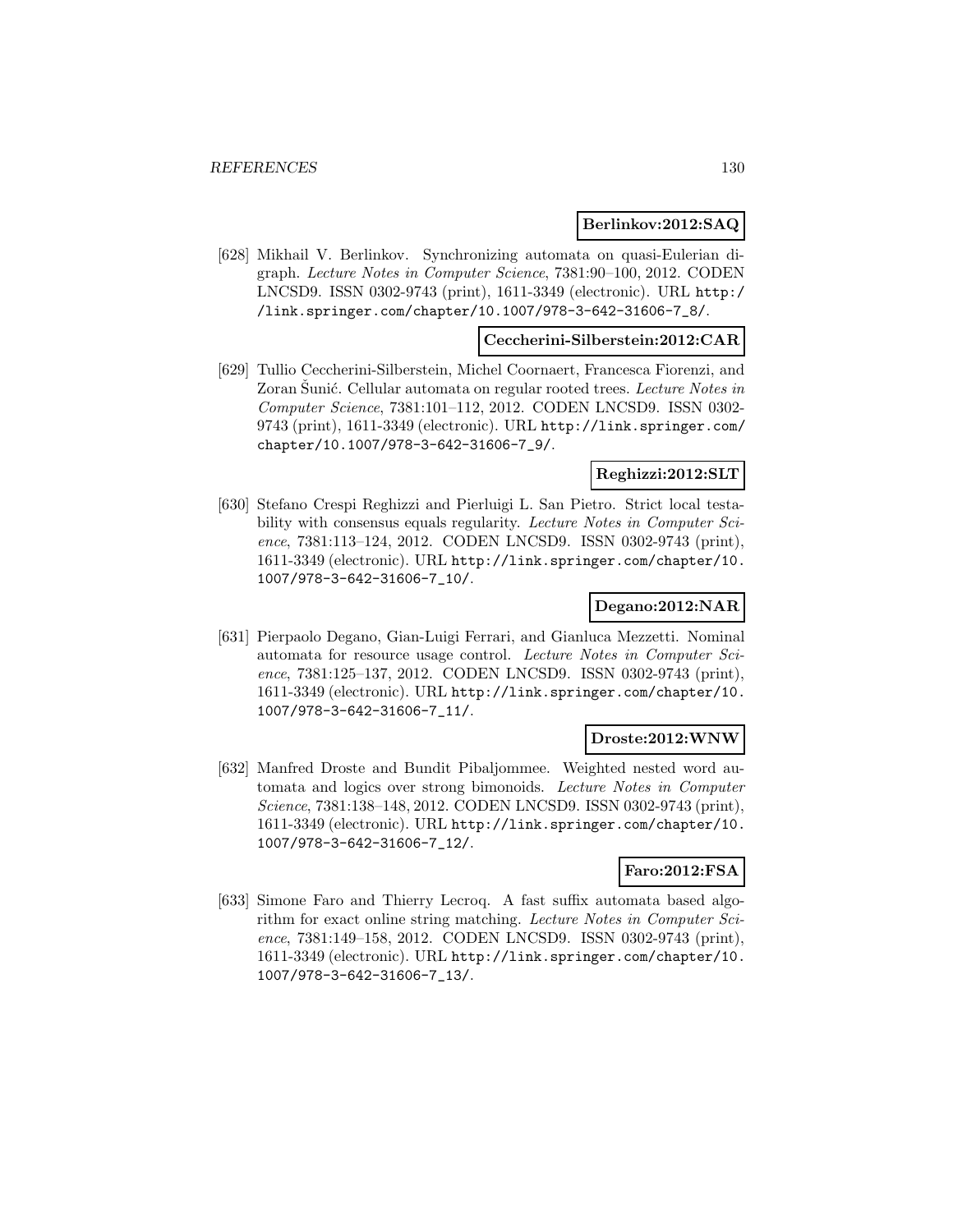**Berlinkov:2012:SAQ**

[628] Mikhail V. Berlinkov. Synchronizing automata on quasi-Eulerian digraph. *Lecture Notes in Computer Science*, 7381:90–100, 2012. CODEN LNCSD9. ISSN 0302-9743 (print), 1611-3349 (electronic). URL http://link.springer.com/chapter/10.1007/978-3-642-31606-7_8/.

**Ceccherini-Silberstein:2012:CAR**

[629] Tullio Ceccherini-Silberstein, Michel Coornaert, Francesca Fiorenzi, and Zoran Šunić. Cellular automata on regular rooted trees. *Lecture Notes in Computer Science*, 7381:101–112, 2012. CODEN LNCSD9. ISSN 0302-9743 (print), 1611-3349 (electronic). URL http://link.springer.com/chapter/10.1007/978-3-642-31606-7_9/.

**Reghizzi:2012:SLT**

[630] Stefano Crespi Reghizzi and Pierluigi L. San Pietro. Strict local testability with consensus equals regularity. *Lecture Notes in Computer Science*, 7381:113–124, 2012. CODEN LNCSD9. ISSN 0302-9743 (print), 1611-3349 (electronic). URL http://link.springer.com/chapter/10.1007/978-3-642-31606-7_10/.

**Degano:2012:NAR**

[631] Pierpaolo Degano, Gian-Luigi Ferrari, and Gianluca Mezzetti. Nominal automata for resource usage control. *Lecture Notes in Computer Science*, 7381:125–137, 2012. CODEN LNCSD9. ISSN 0302-9743 (print), 1611-3349 (electronic). URL http://link.springer.com/chapter/10.1007/978-3-642-31606-7_11/.

**Droste:2012:WNW**

[632] Manfred Droste and Bundit Pibaljommee. Weighted nested word automata and logics over strong bimonoids. *Lecture Notes in Computer Science*, 7381:138–148, 2012. CODEN LNCSD9. ISSN 0302-9743 (print), 1611-3349 (electronic). URL http://link.springer.com/chapter/10.1007/978-3-642-31606-7_12/.

**Faro:2012:FSA**

[633] Simone Faro and Thierry Lecroq. A fast suffix automata based algorithm for exact online string matching. *Lecture Notes in Computer Science*, 7381:149–158, 2012. CODEN LNCSD9. ISSN 0302-9743 (print), 1611-3349 (electronic). URL http://link.springer.com/chapter/10.1007/978-3-642-31606-7_13/.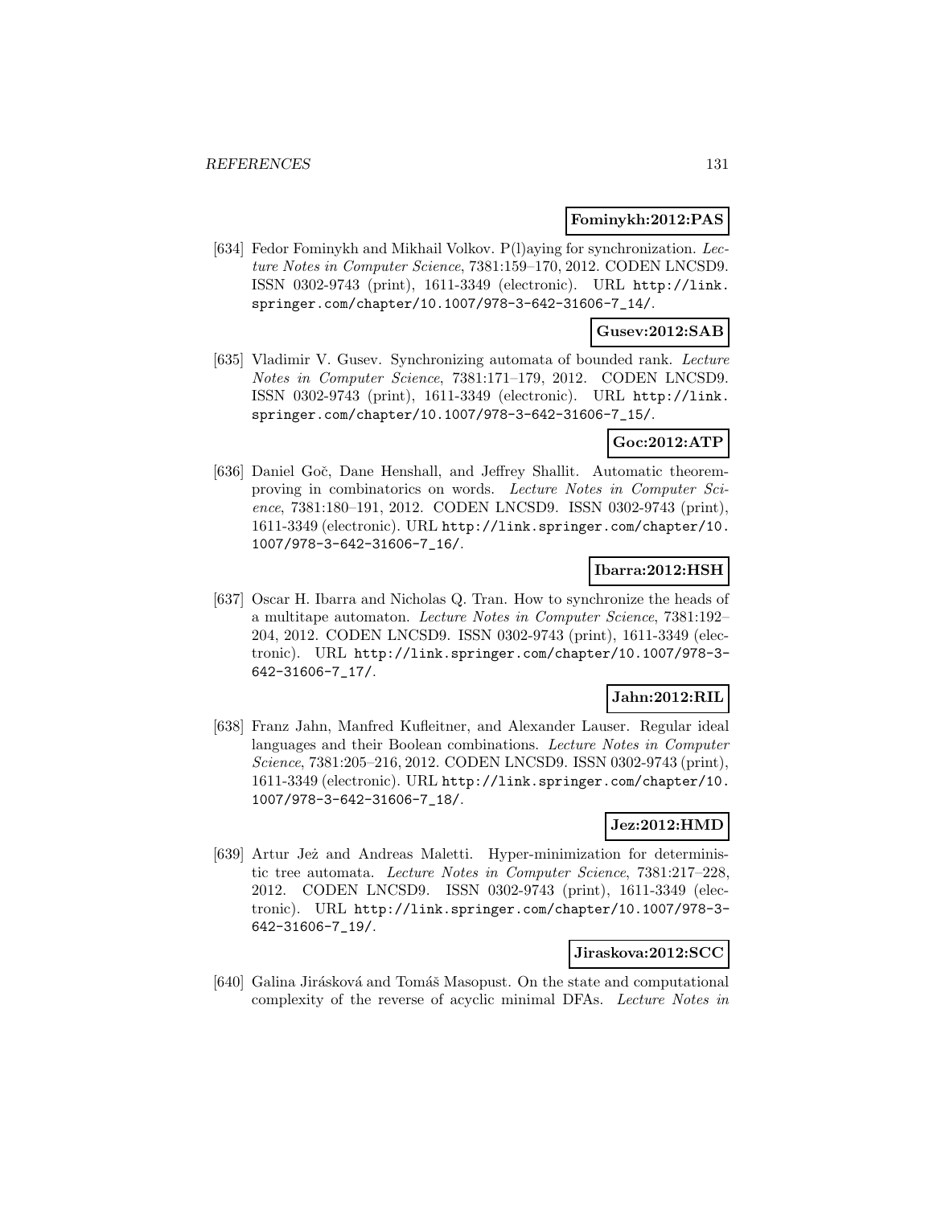**Fominykh:2012:PAS**

[634] Fedor Fominykh and Mikhail Volkov. P(l)aying for synchronization. *Lecture Notes in Computer Science*, 7381:159–170, 2012. CODEN LNCSD9. ISSN 0302-9743 (print), 1611-3349 (electronic). URL http://link.springer.com/chapter/10.1007/978-3-642-31606-7_14/.

**Gusev:2012:SAB**

[635] Vladimir V. Gusev. Synchronizing automata of bounded rank. *Lecture Notes in Computer Science*, 7381:171–179, 2012. CODEN LNCSD9. ISSN 0302-9743 (print), 1611-3349 (electronic). URL http://link.springer.com/chapter/10.1007/978-3-642-31606-7_15/.

**Goc:2012:ATP**

[636] Daniel Goč, Dane Henshall, and Jeffrey Shallit. Automatic theorem-proving in combinatorics on words. *Lecture Notes in Computer Science*, 7381:180–191, 2012. CODEN LNCSD9. ISSN 0302-9743 (print), 1611-3349 (electronic). URL http://link.springer.com/chapter/10.1007/978-3-642-31606-7_16/.

**Ibarra:2012:HSH**

[637] Oscar H. Ibarra and Nicholas Q. Tran. How to synchronize the heads of a multitape automaton. *Lecture Notes in Computer Science*, 7381:192–204, 2012. CODEN LNCSD9. ISSN 0302-9743 (print), 1611-3349 (electronic). URL http://link.springer.com/chapter/10.1007/978-3-642-31606-7_17/.

**Jahn:2012:RIL**

[638] Franz Jahn, Manfred Kufleitner, and Alexander Lauser. Regular ideal languages and their Boolean combinations. *Lecture Notes in Computer Science*, 7381:205–216, 2012. CODEN LNCSD9. ISSN 0302-9743 (print), 1611-3349 (electronic). URL http://link.springer.com/chapter/10.1007/978-3-642-31606-7_18/.

**Jez:2012:HMD**

[639] Artur Jeż and Andreas Maletti. Hyper-minimization for deterministic tree automata. *Lecture Notes in Computer Science*, 7381:217–228, 2012. CODEN LNCSD9. ISSN 0302-9743 (print), 1611-3349 (electronic). URL http://link.springer.com/chapter/10.1007/978-3-642-31606-7_19/.

**Jiraskova:2012:SCC**

[640] Galina Jirásková and Tomáš Masopust. On the state and computational complexity of the reverse of acyclic minimal DFAs. *Lecture Notes in*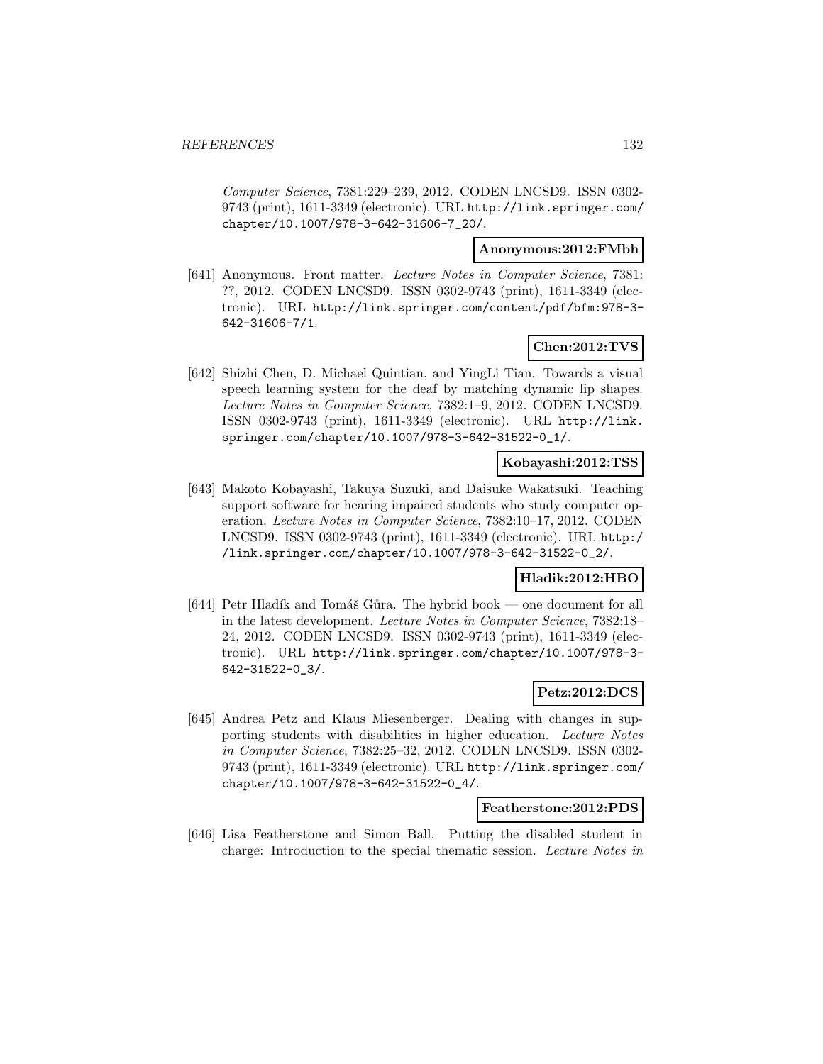*Computer Science*, 7381:229–239, 2012. CODEN LNCSD9. ISSN 0302-9743 (print), 1611-3349 (electronic). URL http://link.springer.com/chapter/10.1007/978-3-642-31606-7_20/.

**Anonymous:2012:FMbh**

[641] Anonymous. Front matter. *Lecture Notes in Computer Science*, 7381: ??, 2012. CODEN LNCSD9. ISSN 0302-9743 (print), 1611-3349 (electronic). URL http://link.springer.com/content/pdf/bfm:978-3-642-31606-7/1.

**Chen:2012:TVS**

[642] Shizhi Chen, D. Michael Quintian, and YingLi Tian. Towards a visual speech learning system for the deaf by matching dynamic lip shapes. *Lecture Notes in Computer Science*, 7382:1–9, 2012. CODEN LNCSD9. ISSN 0302-9743 (print), 1611-3349 (electronic). URL http://link.springer.com/chapter/10.1007/978-3-642-31522-0_1/.

**Kobayashi:2012:TSS**

[643] Makoto Kobayashi, Takuya Suzuki, and Daisuke Wakatsuki. Teaching support software for hearing impaired students who study computer operation. *Lecture Notes in Computer Science*, 7382:10–17, 2012. CODEN LNCSD9. ISSN 0302-9743 (print), 1611-3349 (electronic). URL http://link.springer.com/chapter/10.1007/978-3-642-31522-0_2/.

**Hladik:2012:HBO**

[644] Petr Hladík and Tomáš Gůra. The hybrid book — one document for all in the latest development. *Lecture Notes in Computer Science*, 7382:18–24, 2012. CODEN LNCSD9. ISSN 0302-9743 (print), 1611-3349 (electronic). URL http://link.springer.com/chapter/10.1007/978-3-642-31522-0_3/.

**Petz:2012:DCS**

[645] Andrea Petz and Klaus Miesenberger. Dealing with changes in supporting students with disabilities in higher education. *Lecture Notes in Computer Science*, 7382:25–32, 2012. CODEN LNCSD9. ISSN 0302-9743 (print), 1611-3349 (electronic). URL http://link.springer.com/chapter/10.1007/978-3-642-31522-0_4/.

**Featherstone:2012:PDS**

[646] Lisa Featherstone and Simon Ball. Putting the disabled student in charge: Introduction to the special thematic session. *Lecture Notes in*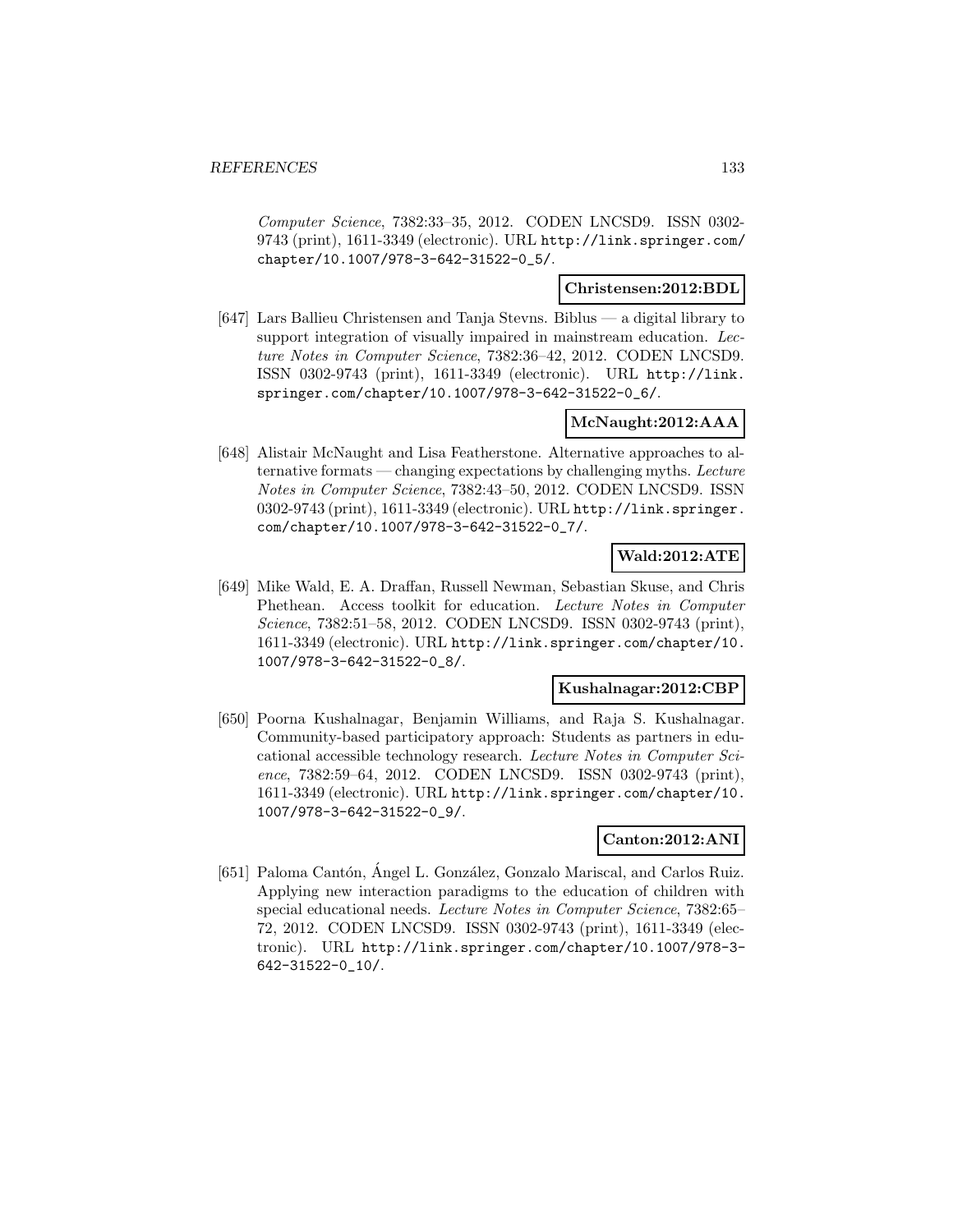*Computer Science*, 7382:33–35, 2012. CODEN LNCSD9. ISSN 0302-9743 (print), 1611-3349 (electronic). URL http://link.springer.com/chapter/10.1007/978-3-642-31522-0_5/.

**Christensen:2012:BDL**

[647] Lars Ballieu Christensen and Tanja Stevns. Biblus — a digital library to support integration of visually impaired in mainstream education. *Lecture Notes in Computer Science*, 7382:36–42, 2012. CODEN LNCSD9. ISSN 0302-9743 (print), 1611-3349 (electronic). URL http://link.springer.com/chapter/10.1007/978-3-642-31522-0_6/.

**McNaught:2012:AAA**

[648] Alistair McNaught and Lisa Featherstone. Alternative approaches to alternative formats — changing expectations by challenging myths. *Lecture Notes in Computer Science*, 7382:43–50, 2012. CODEN LNCSD9. ISSN 0302-9743 (print), 1611-3349 (electronic). URL http://link.springer.com/chapter/10.1007/978-3-642-31522-0_7/.

**Wald:2012:ATE**

[649] Mike Wald, E. A. Draffan, Russell Newman, Sebastian Skuse, and Chris Phethean. Access toolkit for education. *Lecture Notes in Computer Science*, 7382:51–58, 2012. CODEN LNCSD9. ISSN 0302-9743 (print), 1611-3349 (electronic). URL http://link.springer.com/chapter/10.1007/978-3-642-31522-0_8/.

**Kushalnagar:2012:CBP**

[650] Poorna Kushalnagar, Benjamin Williams, and Raja S. Kushalnagar. Community-based participatory approach: Students as partners in educational accessible technology research. *Lecture Notes in Computer Science*, 7382:59–64, 2012. CODEN LNCSD9. ISSN 0302-9743 (print), 1611-3349 (electronic). URL http://link.springer.com/chapter/10.1007/978-3-642-31522-0_9/.

**Canton:2012:ANI**

[651] Paloma Cantón, Ángel L. González, Gonzalo Mariscal, and Carlos Ruiz. Applying new interaction paradigms to the education of children with special educational needs. *Lecture Notes in Computer Science*, 7382:65–72, 2012. CODEN LNCSD9. ISSN 0302-9743 (print), 1611-3349 (electronic). URL http://link.springer.com/chapter/10.1007/978-3-642-31522-0_10/.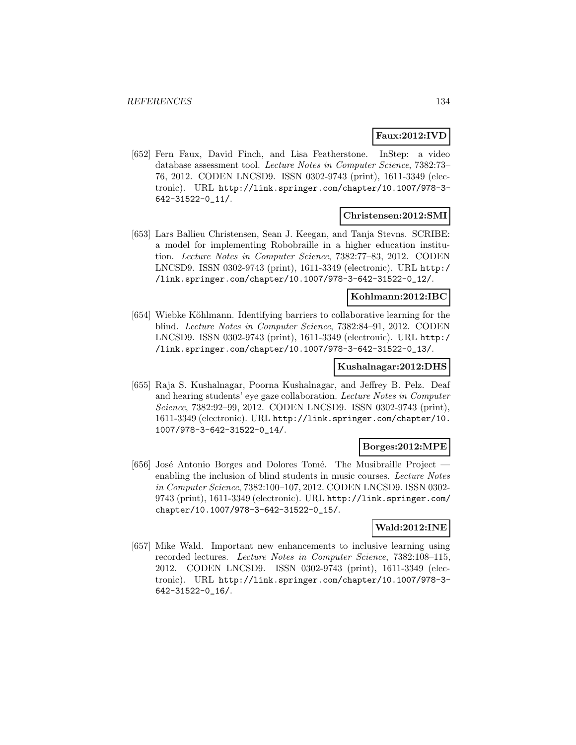**Faux:2012:IVD**

[652] Fern Faux, David Finch, and Lisa Featherstone. InStep: a video database assessment tool. *Lecture Notes in Computer Science*, 7382:73–76, 2012. CODEN LNCSD9. ISSN 0302-9743 (print), 1611-3349 (electronic). URL http://link.springer.com/chapter/10.1007/978-3-642-31522-0_11/.

**Christensen:2012:SMI**

[653] Lars Ballieu Christensen, Sean J. Keegan, and Tanja Stevns. SCRIBE: a model for implementing Robobraille in a higher education institution. *Lecture Notes in Computer Science*, 7382:77–83, 2012. CODEN LNCSD9. ISSN 0302-9743 (print), 1611-3349 (electronic). URL http://link.springer.com/chapter/10.1007/978-3-642-31522-0_12/.

**Kohlmann:2012:IBC**

[654] Wiebke Köhlmann. Identifying barriers to collaborative learning for the blind. *Lecture Notes in Computer Science*, 7382:84–91, 2012. CODEN LNCSD9. ISSN 0302-9743 (print), 1611-3349 (electronic). URL http://link.springer.com/chapter/10.1007/978-3-642-31522-0_13/.

**Kushalnagar:2012:DHS**

[655] Raja S. Kushalnagar, Poorna Kushalnagar, and Jeffrey B. Pelz. Deaf and hearing students' eye gaze collaboration. *Lecture Notes in Computer Science*, 7382:92–99, 2012. CODEN LNCSD9. ISSN 0302-9743 (print), 1611-3349 (electronic). URL http://link.springer.com/chapter/10.1007/978-3-642-31522-0_14/.

**Borges:2012:MPE**

[656] José Antonio Borges and Dolores Tomé. The Musibraille Project — enabling the inclusion of blind students in music courses. *Lecture Notes in Computer Science*, 7382:100–107, 2012. CODEN LNCSD9. ISSN 0302-9743 (print), 1611-3349 (electronic). URL http://link.springer.com/chapter/10.1007/978-3-642-31522-0_15/.

**Wald:2012:INE**

[657] Mike Wald. Important new enhancements to inclusive learning using recorded lectures. *Lecture Notes in Computer Science*, 7382:108–115, 2012. CODEN LNCSD9. ISSN 0302-9743 (print), 1611-3349 (electronic). URL http://link.springer.com/chapter/10.1007/978-3-642-31522-0_16/.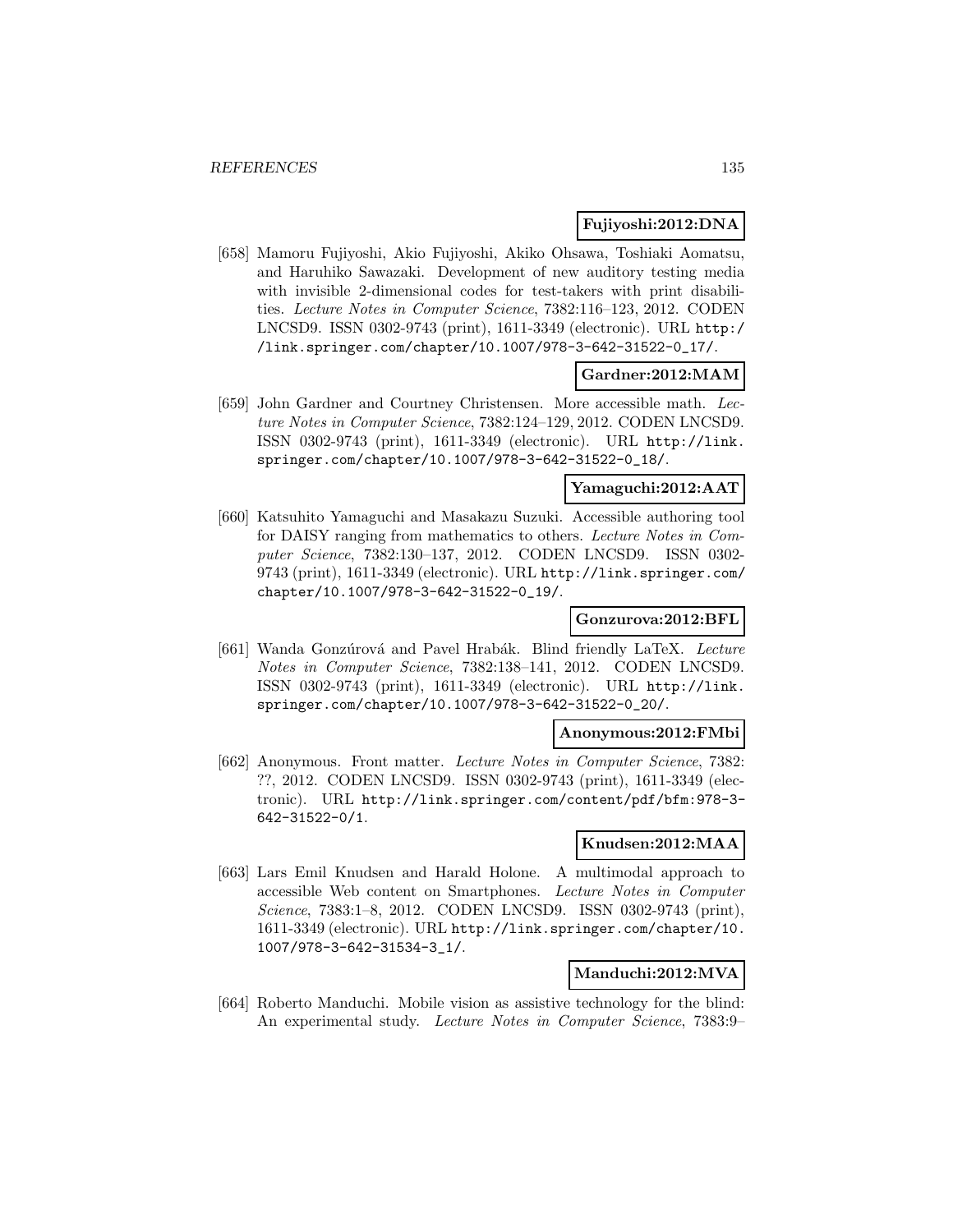**Fujiyoshi:2012:DNA**

[658] Mamoru Fujiyoshi, Akio Fujiyoshi, Akiko Ohsawa, Toshiaki Aomatsu, and Haruhiko Sawazaki. Development of new auditory testing media with invisible 2-dimensional codes for test-takers with print disabilities. *Lecture Notes in Computer Science*, 7382:116–123, 2012. CODEN LNCSD9. ISSN 0302-9743 (print), 1611-3349 (electronic). URL http://link.springer.com/chapter/10.1007/978-3-642-31522-0_17/.

**Gardner:2012:MAM**

[659] John Gardner and Courtney Christensen. More accessible math. *Lecture Notes in Computer Science*, 7382:124–129, 2012. CODEN LNCSD9. ISSN 0302-9743 (print), 1611-3349 (electronic). URL http://link.springer.com/chapter/10.1007/978-3-642-31522-0_18/.

**Yamaguchi:2012:AAT**

[660] Katsuhito Yamaguchi and Masakazu Suzuki. Accessible authoring tool for DAISY ranging from mathematics to others. *Lecture Notes in Computer Science*, 7382:130–137, 2012. CODEN LNCSD9. ISSN 0302-9743 (print), 1611-3349 (electronic). URL http://link.springer.com/chapter/10.1007/978-3-642-31522-0_19/.

**Gonzurova:2012:BFL**

[661] Wanda Gonzúrová and Pavel Hrabák. Blind friendly LaTeX. *Lecture Notes in Computer Science*, 7382:138–141, 2012. CODEN LNCSD9. ISSN 0302-9743 (print), 1611-3349 (electronic). URL http://link.springer.com/chapter/10.1007/978-3-642-31522-0_20/.

**Anonymous:2012:FMbi**

[662] Anonymous. Front matter. *Lecture Notes in Computer Science*, 7382: ??, 2012. CODEN LNCSD9. ISSN 0302-9743 (print), 1611-3349 (electronic). URL http://link.springer.com/content/pdf/bfm:978-3-642-31522-0/1.

**Knudsen:2012:MAA**

[663] Lars Emil Knudsen and Harald Holone. A multimodal approach to accessible Web content on Smartphones. *Lecture Notes in Computer Science*, 7383:1–8, 2012. CODEN LNCSD9. ISSN 0302-9743 (print), 1611-3349 (electronic). URL http://link.springer.com/chapter/10.1007/978-3-642-31534-3_1/.

**Manduchi:2012:MVA**

[664] Roberto Manduchi. Mobile vision as assistive technology for the blind: An experimental study. *Lecture Notes in Computer Science*, 7383:9–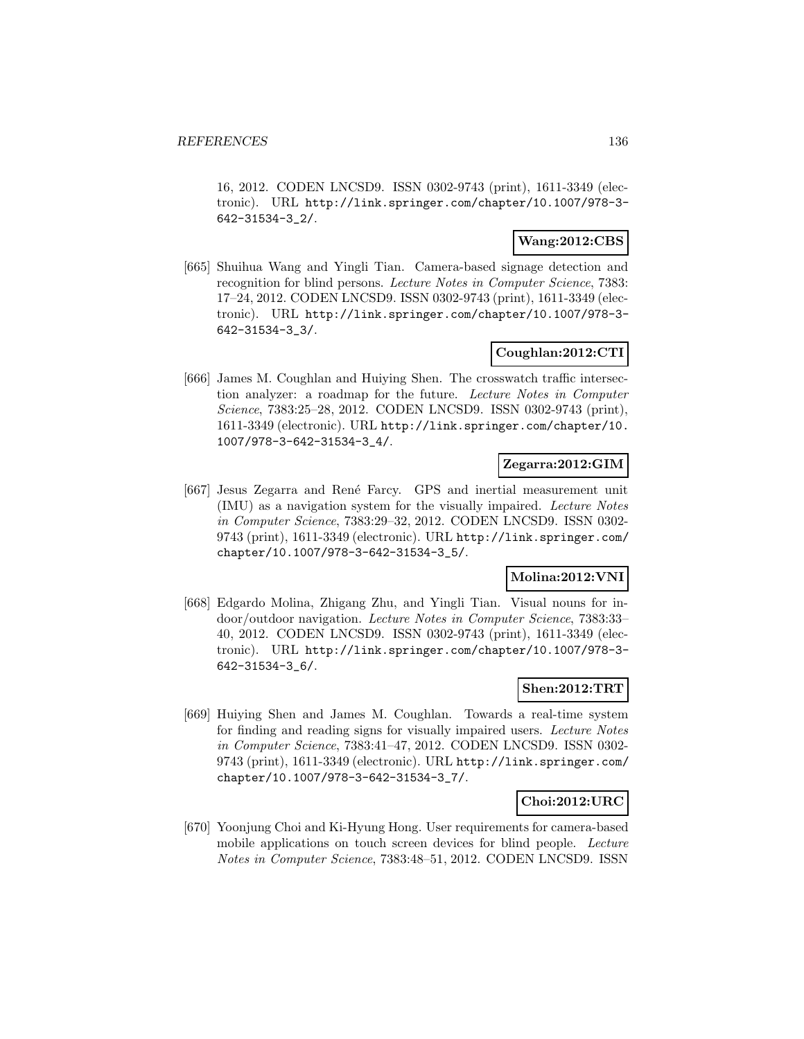16, 2012. CODEN LNCSD9. ISSN 0302-9743 (print), 1611-3349 (electronic). URL http://link.springer.com/chapter/10.1007/978-3-642-31534-3_2/.

**Wang:2012:CBS**

[665] Shuihua Wang and Yingli Tian. Camera-based signage detection and recognition for blind persons. *Lecture Notes in Computer Science*, 7383: 17–24, 2012. CODEN LNCSD9. ISSN 0302-9743 (print), 1611-3349 (electronic). URL http://link.springer.com/chapter/10.1007/978-3-642-31534-3_3/.

**Coughlan:2012:CTI**

[666] James M. Coughlan and Huiying Shen. The crosswatch traffic intersection analyzer: a roadmap for the future. *Lecture Notes in Computer Science*, 7383:25–28, 2012. CODEN LNCSD9. ISSN 0302-9743 (print), 1611-3349 (electronic). URL http://link.springer.com/chapter/10.1007/978-3-642-31534-3_4/.

**Zegarra:2012:GIM**

[667] Jesus Zegarra and René Farcy. GPS and inertial measurement unit (IMU) as a navigation system for the visually impaired. *Lecture Notes in Computer Science*, 7383:29–32, 2012. CODEN LNCSD9. ISSN 0302-9743 (print), 1611-3349 (electronic). URL http://link.springer.com/chapter/10.1007/978-3-642-31534-3_5/.

**Molina:2012:VNI**

[668] Edgardo Molina, Zhigang Zhu, and Yingli Tian. Visual nouns for indoor/outdoor navigation. *Lecture Notes in Computer Science*, 7383:33–40, 2012. CODEN LNCSD9. ISSN 0302-9743 (print), 1611-3349 (electronic). URL http://link.springer.com/chapter/10.1007/978-3-642-31534-3_6/.

**Shen:2012:TRT**

[669] Huiying Shen and James M. Coughlan. Towards a real-time system for finding and reading signs for visually impaired users. *Lecture Notes in Computer Science*, 7383:41–47, 2012. CODEN LNCSD9. ISSN 0302-9743 (print), 1611-3349 (electronic). URL http://link.springer.com/chapter/10.1007/978-3-642-31534-3_7/.

**Choi:2012:URC**

[670] Yoonjung Choi and Ki-Hyung Hong. User requirements for camera-based mobile applications on touch screen devices for blind people. *Lecture Notes in Computer Science*, 7383:48–51, 2012. CODEN LNCSD9. ISSN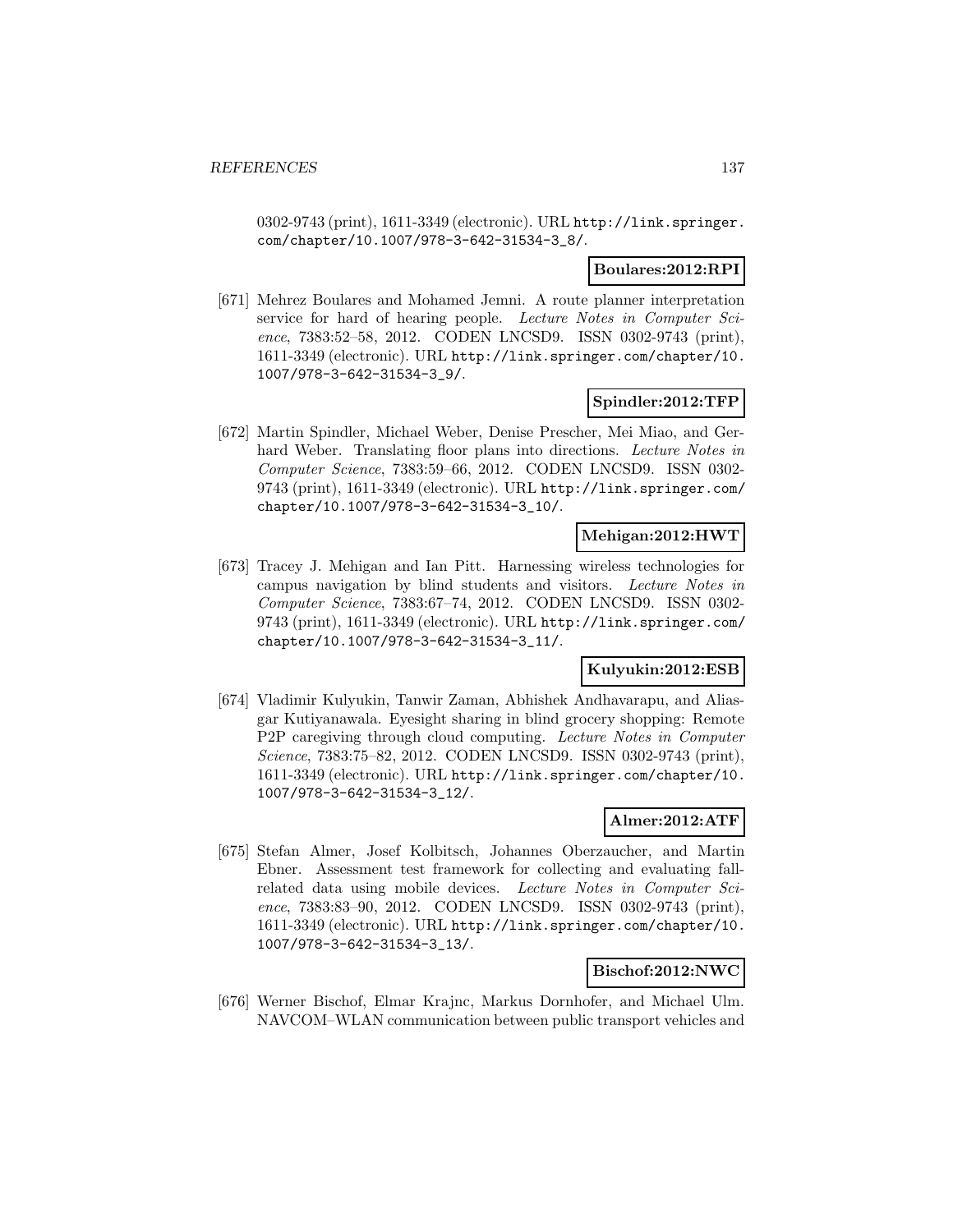0302-9743 (print), 1611-3349 (electronic). URL http://link.springer.com/chapter/10.1007/978-3-642-31534-3_8/.

**Boulares:2012:RPI**

[671] Mehrez Boulares and Mohamed Jemni. A route planner interpretation service for hard of hearing people. *Lecture Notes in Computer Science*, 7383:52–58, 2012. CODEN LNCSD9. ISSN 0302-9743 (print), 1611-3349 (electronic). URL http://link.springer.com/chapter/10.1007/978-3-642-31534-3_9/.

**Spindler:2012:TFP**

[672] Martin Spindler, Michael Weber, Denise Prescher, Mei Miao, and Gerhard Weber. Translating floor plans into directions. *Lecture Notes in Computer Science*, 7383:59–66, 2012. CODEN LNCSD9. ISSN 0302-9743 (print), 1611-3349 (electronic). URL http://link.springer.com/chapter/10.1007/978-3-642-31534-3_10/.

**Mehigan:2012:HWT**

[673] Tracey J. Mehigan and Ian Pitt. Harnessing wireless technologies for campus navigation by blind students and visitors. *Lecture Notes in Computer Science*, 7383:67–74, 2012. CODEN LNCSD9. ISSN 0302-9743 (print), 1611-3349 (electronic). URL http://link.springer.com/chapter/10.1007/978-3-642-31534-3_11/.

**Kulyukin:2012:ESB**

[674] Vladimir Kulyukin, Tanwir Zaman, Abhishek Andhavarapu, and Aliasgar Kutiyanawala. Eyesight sharing in blind grocery shopping: Remote P2P caregiving through cloud computing. *Lecture Notes in Computer Science*, 7383:75–82, 2012. CODEN LNCSD9. ISSN 0302-9743 (print), 1611-3349 (electronic). URL http://link.springer.com/chapter/10.1007/978-3-642-31534-3_12/.

**Almer:2012:ATF**

[675] Stefan Almer, Josef Kolbitsch, Johannes Oberzaucher, and Martin Ebner. Assessment test framework for collecting and evaluating fall-related data using mobile devices. *Lecture Notes in Computer Science*, 7383:83–90, 2012. CODEN LNCSD9. ISSN 0302-9743 (print), 1611-3349 (electronic). URL http://link.springer.com/chapter/10.1007/978-3-642-31534-3_13/.

**Bischof:2012:NWC**

[676] Werner Bischof, Elmar Krajnc, Markus Dornhofer, and Michael Ulm. NAVCOM–WLAN communication between public transport vehicles and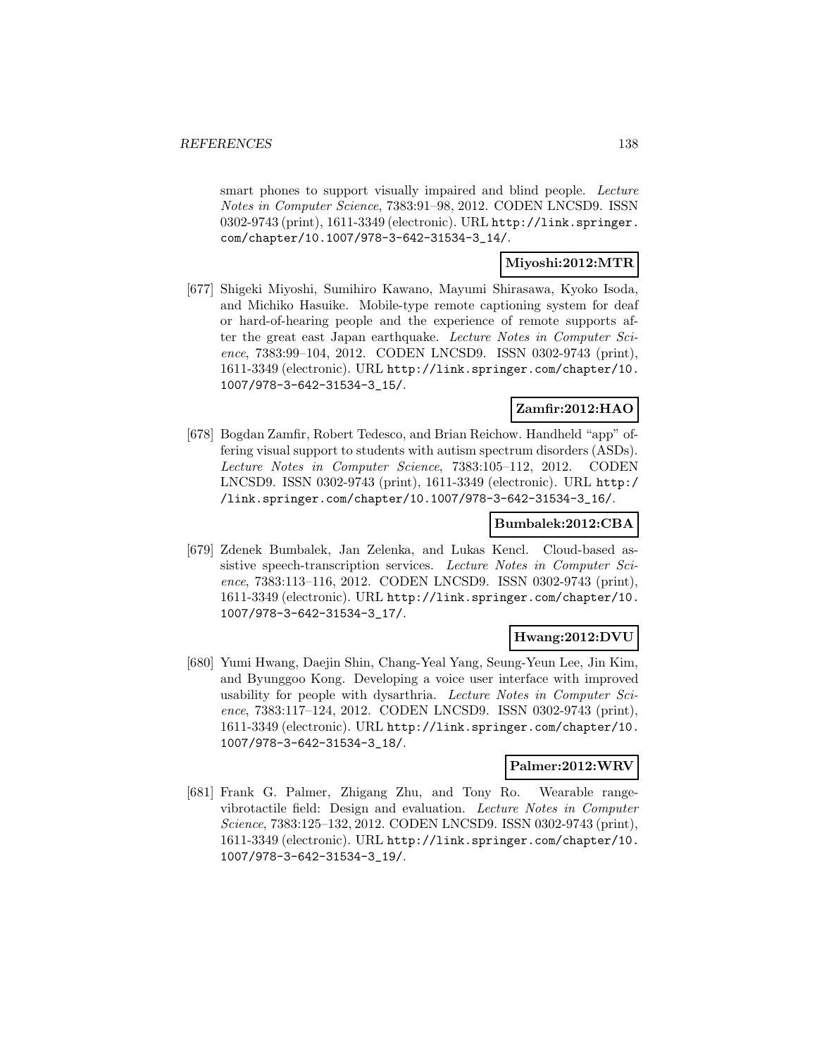smart phones to support visually impaired and blind people. *Lecture Notes in Computer Science*, 7383:91–98, 2012. CODEN LNCSD9. ISSN 0302-9743 (print), 1611-3349 (electronic). URL http://link.springer.com/chapter/10.1007/978-3-642-31534-3_14/.

**Miyoshi:2012:MTR**

[677] Shigeki Miyoshi, Sumihiro Kawano, Mayumi Shirasawa, Kyoko Isoda, and Michiko Hasuike. Mobile-type remote captioning system for deaf or hard-of-hearing people and the experience of remote supports after the great east Japan earthquake. *Lecture Notes in Computer Science*, 7383:99–104, 2012. CODEN LNCSD9. ISSN 0302-9743 (print), 1611-3349 (electronic). URL http://link.springer.com/chapter/10.1007/978-3-642-31534-3_15/.

**Zamfir:2012:HAO**

[678] Bogdan Zamfir, Robert Tedesco, and Brian Reichow. Handheld "app" offering visual support to students with autism spectrum disorders (ASDs). *Lecture Notes in Computer Science*, 7383:105–112, 2012. CODEN LNCSD9. ISSN 0302-9743 (print), 1611-3349 (electronic). URL http://link.springer.com/chapter/10.1007/978-3-642-31534-3_16/.

**Bumbalek:2012:CBA**

[679] Zdenek Bumbalek, Jan Zelenka, and Lukas Kencl. Cloud-based assistive speech-transcription services. *Lecture Notes in Computer Science*, 7383:113–116, 2012. CODEN LNCSD9. ISSN 0302-9743 (print), 1611-3349 (electronic). URL http://link.springer.com/chapter/10.1007/978-3-642-31534-3_17/.

**Hwang:2012:DVU**

[680] Yumi Hwang, Daejin Shin, Chang-Yeal Yang, Seung-Yeun Lee, Jin Kim, and Byunggoo Kong. Developing a voice user interface with improved usability for people with dysarthria. *Lecture Notes in Computer Science*, 7383:117–124, 2012. CODEN LNCSD9. ISSN 0302-9743 (print), 1611-3349 (electronic). URL http://link.springer.com/chapter/10.1007/978-3-642-31534-3_18/.

**Palmer:2012:WRV**

[681] Frank G. Palmer, Zhigang Zhu, and Tony Ro. Wearable range-vibrotactile field: Design and evaluation. *Lecture Notes in Computer Science*, 7383:125–132, 2012. CODEN LNCSD9. ISSN 0302-9743 (print), 1611-3349 (electronic). URL http://link.springer.com/chapter/10.1007/978-3-642-31534-3_19/.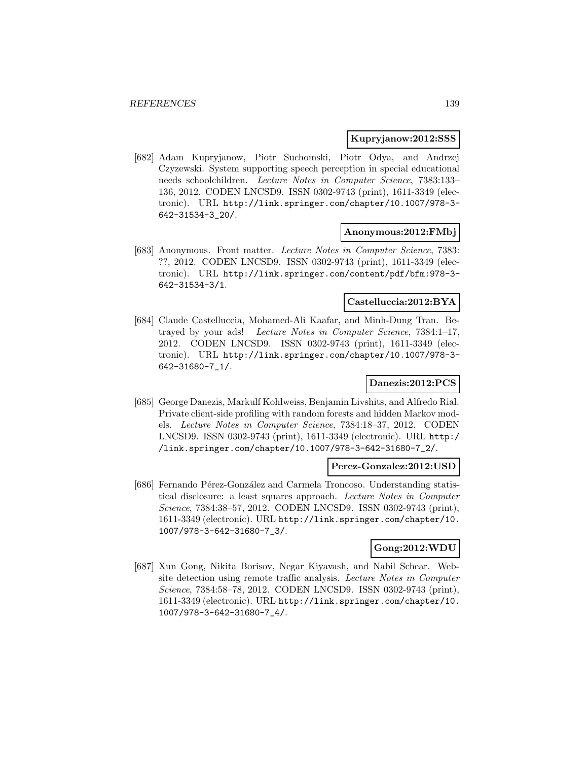**Kupryjanow:2012:SSS**

[682] Adam Kupryjanow, Piotr Suchomski, Piotr Odya, and Andrzej Czyzewski. System supporting speech perception in special educational needs schoolchildren. *Lecture Notes in Computer Science*, 7383:133–136, 2012. CODEN LNCSD9. ISSN 0302-9743 (print), 1611-3349 (electronic). URL http://link.springer.com/chapter/10.1007/978-3-642-31534-3_20/.

**Anonymous:2012:FMbj**

[683] Anonymous. Front matter. *Lecture Notes in Computer Science*, 7383: ??, 2012. CODEN LNCSD9. ISSN 0302-9743 (print), 1611-3349 (electronic). URL http://link.springer.com/content/pdf/bfm:978-3-642-31534-3/1.

**Castelluccia:2012:BYA**

[684] Claude Castelluccia, Mohamed-Ali Kaafar, and Minh-Dung Tran. Betrayed by your ads! *Lecture Notes in Computer Science*, 7384:1–17, 2012. CODEN LNCSD9. ISSN 0302-9743 (print), 1611-3349 (electronic). URL http://link.springer.com/chapter/10.1007/978-3-642-31680-7_1/.

**Danezis:2012:PCS**

[685] George Danezis, Markulf Kohlweiss, Benjamin Livshits, and Alfredo Rial. Private client-side profiling with random forests and hidden Markov models. *Lecture Notes in Computer Science*, 7384:18–37, 2012. CODEN LNCSD9. ISSN 0302-9743 (print), 1611-3349 (electronic). URL http://link.springer.com/chapter/10.1007/978-3-642-31680-7_2/.

**Perez-Gonzalez:2012:USD**

[686] Fernando Pérez-González and Carmela Troncoso. Understanding statistical disclosure: a least squares approach. *Lecture Notes in Computer Science*, 7384:38–57, 2012. CODEN LNCSD9. ISSN 0302-9743 (print), 1611-3349 (electronic). URL http://link.springer.com/chapter/10.1007/978-3-642-31680-7_3/.

**Gong:2012:WDU**

[687] Xun Gong, Nikita Borisov, Negar Kiyavash, and Nabil Schear. Website detection using remote traffic analysis. *Lecture Notes in Computer Science*, 7384:58–78, 2012. CODEN LNCSD9. ISSN 0302-9743 (print), 1611-3349 (electronic). URL http://link.springer.com/chapter/10.1007/978-3-642-31680-7_4/.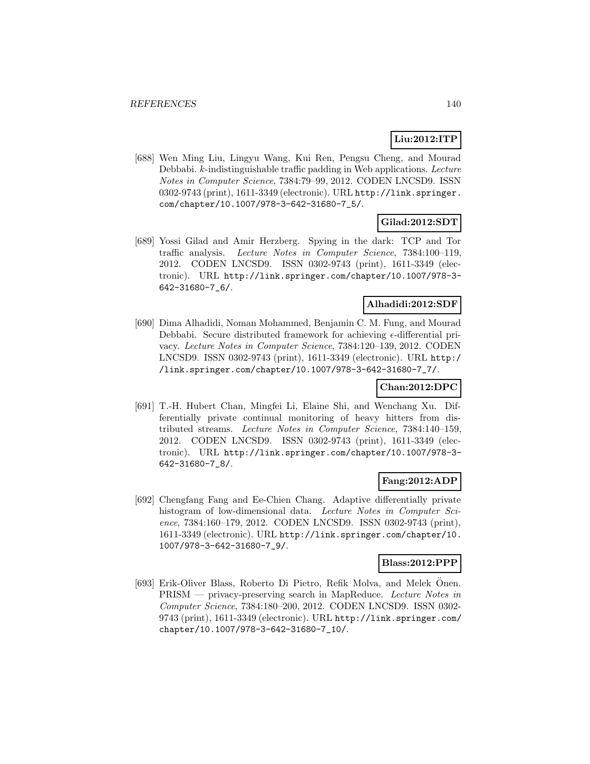**Liu:2012:ITP**

[688] Wen Ming Liu, Lingyu Wang, Kui Ren, Pengsu Cheng, and Mourad Debbabi. $k$-indistinguishable traffic padding in Web applications. *Lecture Notes in Computer Science*, 7384:79–99, 2012. CODEN LNCSD9. ISSN 0302-9743 (print), 1611-3349 (electronic). URL http://link.springer.com/chapter/10.1007/978-3-642-31680-7_5/.

**Gilad:2012:SDT**

[689] Yossi Gilad and Amir Herzberg. Spying in the dark: TCP and Tor traffic analysis. *Lecture Notes in Computer Science*, 7384:100–119, 2012. CODEN LNCSD9. ISSN 0302-9743 (print), 1611-3349 (electronic). URL http://link.springer.com/chapter/10.1007/978-3-642-31680-7_6/.

**Alhadidi:2012:SDF**

[690] Dima Alhadidi, Noman Mohammed, Benjamin C. M. Fung, and Mourad Debbabi. Secure distributed framework for achieving $\epsilon$-differential privacy. *Lecture Notes in Computer Science*, 7384:120–139, 2012. CODEN LNCSD9. ISSN 0302-9743 (print), 1611-3349 (electronic). URL http://link.springer.com/chapter/10.1007/978-3-642-31680-7_7/.

**Chan:2012:DPC**

[691] T.-H. Hubert Chan, Mingfei Li, Elaine Shi, and Wenchang Xu. Differentially private continual monitoring of heavy hitters from distributed streams. *Lecture Notes in Computer Science*, 7384:140–159, 2012. CODEN LNCSD9. ISSN 0302-9743 (print), 1611-3349 (electronic). URL http://link.springer.com/chapter/10.1007/978-3-642-31680-7_8/.

**Fang:2012:ADP**

[692] Chengfang Fang and Ee-Chien Chang. Adaptive differentially private histogram of low-dimensional data. *Lecture Notes in Computer Science*, 7384:160–179, 2012. CODEN LNCSD9. ISSN 0302-9743 (print), 1611-3349 (electronic). URL http://link.springer.com/chapter/10.1007/978-3-642-31680-7_9/.

**Blass:2012:PPP**

[693] Erik-Oliver Blass, Roberto Di Pietro, Refik Molva, and Melek Önen. PRISM — privacy-preserving search in MapReduce. *Lecture Notes in Computer Science*, 7384:180–200, 2012. CODEN LNCSD9. ISSN 0302-9743 (print), 1611-3349 (electronic). URL http://link.springer.com/chapter/10.1007/978-3-642-31680-7_10/.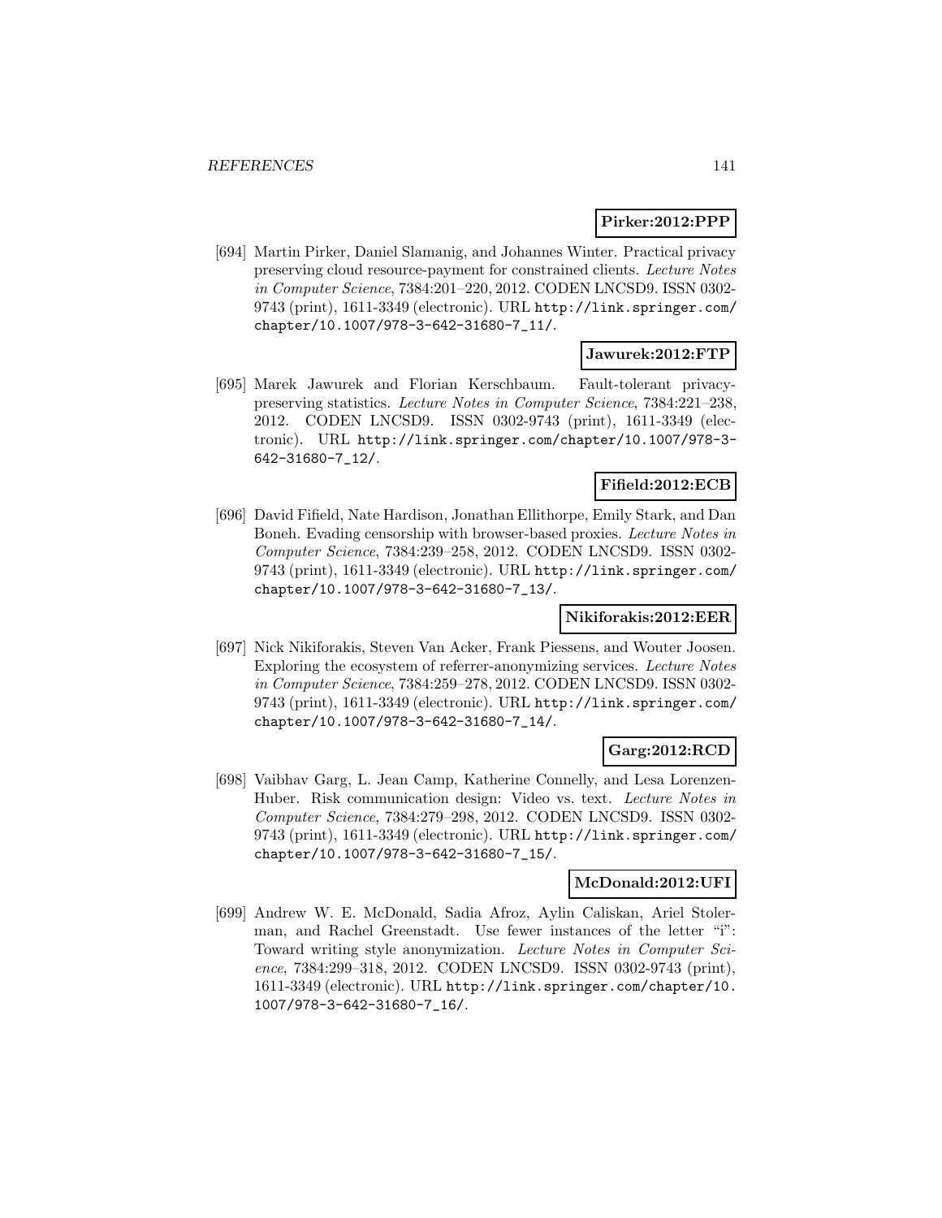**Pirker:2012:PPP**

[694] Martin Pirker, Daniel Slamanig, and Johannes Winter. Practical privacy preserving cloud resource-payment for constrained clients. *Lecture Notes in Computer Science*, 7384:201–220, 2012. CODEN LNCSD9. ISSN 0302-9743 (print), 1611-3349 (electronic). URL http://link.springer.com/chapter/10.1007/978-3-642-31680-7_11/.

**Jawurek:2012:FTP**

[695] Marek Jawurek and Florian Kerschbaum. Fault-tolerant privacy-preserving statistics. *Lecture Notes in Computer Science*, 7384:221–238, 2012. CODEN LNCSD9. ISSN 0302-9743 (print), 1611-3349 (electronic). URL http://link.springer.com/chapter/10.1007/978-3-642-31680-7_12/.

**Fifield:2012:ECB**

[696] David Fifield, Nate Hardison, Jonathan Ellithorpe, Emily Stark, and Dan Boneh. Evading censorship with browser-based proxies. *Lecture Notes in Computer Science*, 7384:239–258, 2012. CODEN LNCSD9. ISSN 0302-9743 (print), 1611-3349 (electronic). URL http://link.springer.com/chapter/10.1007/978-3-642-31680-7_13/.

**Nikiforakis:2012:EER**

[697] Nick Nikiforakis, Steven Van Acker, Frank Piessens, and Wouter Joosen. Exploring the ecosystem of referrer-anonymizing services. *Lecture Notes in Computer Science*, 7384:259–278, 2012. CODEN LNCSD9. ISSN 0302-9743 (print), 1611-3349 (electronic). URL http://link.springer.com/chapter/10.1007/978-3-642-31680-7_14/.

**Garg:2012:RCD**

[698] Vaibhav Garg, L. Jean Camp, Katherine Connelly, and Lesa Lorenzen-Huber. Risk communication design: Video vs. text. *Lecture Notes in Computer Science*, 7384:279–298, 2012. CODEN LNCSD9. ISSN 0302-9743 (print), 1611-3349 (electronic). URL http://link.springer.com/chapter/10.1007/978-3-642-31680-7_15/.

**McDonald:2012:UFI**

[699] Andrew W. E. McDonald, Sadia Afroz, Aylin Caliskan, Ariel Stolerman, and Rachel Greenstadt. Use fewer instances of the letter "i": Toward writing style anonymization. *Lecture Notes in Computer Science*, 7384:299–318, 2012. CODEN LNCSD9. ISSN 0302-9743 (print), 1611-3349 (electronic). URL http://link.springer.com/chapter/10.1007/978-3-642-31680-7_16/.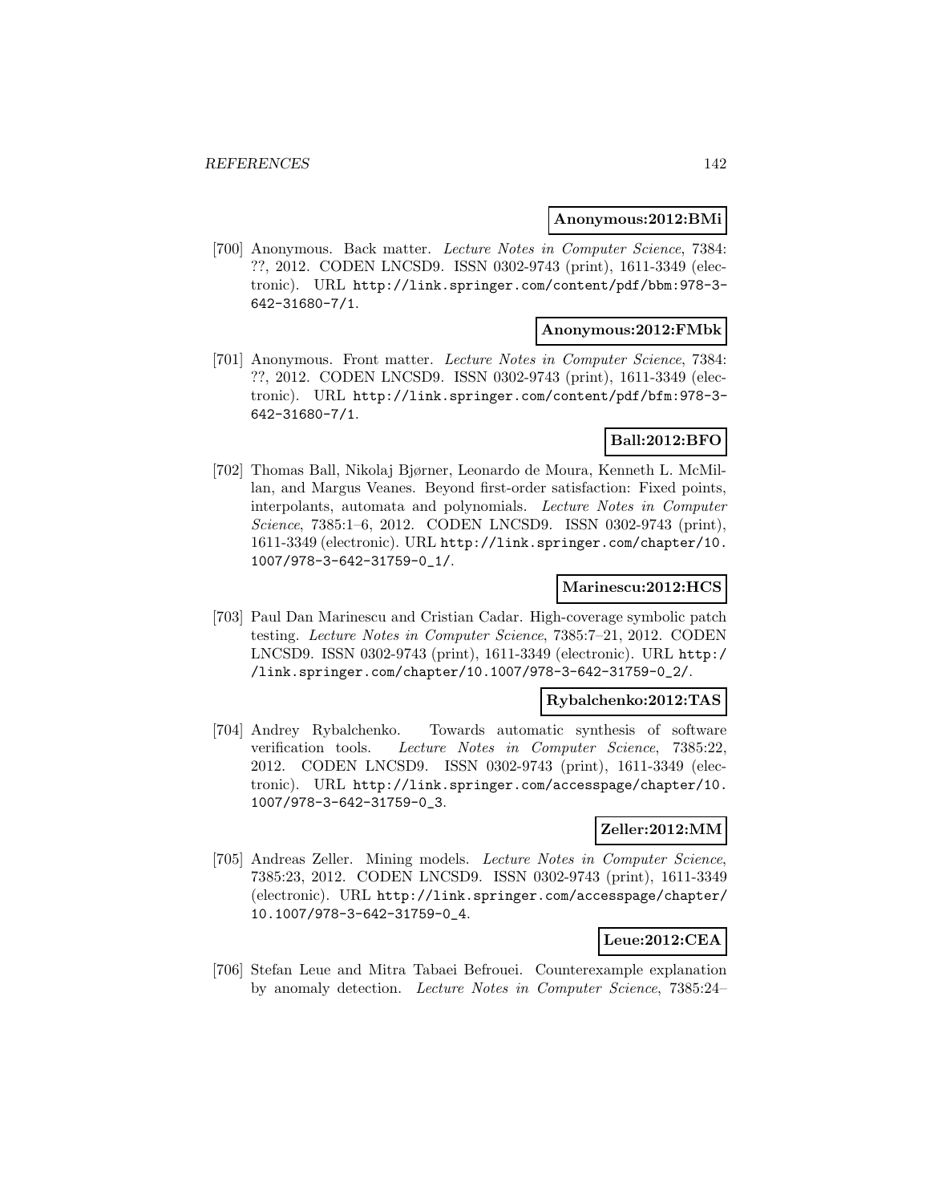**Anonymous:2012:BMi**

[700] Anonymous. Back matter. *Lecture Notes in Computer Science*, 7384: ??, 2012. CODEN LNCSD9. ISSN 0302-9743 (print), 1611-3349 (electronic). URL http://link.springer.com/content/pdf/bbm:978-3-642-31680-7/1.

**Anonymous:2012:FMbk**

[701] Anonymous. Front matter. *Lecture Notes in Computer Science*, 7384: ??, 2012. CODEN LNCSD9. ISSN 0302-9743 (print), 1611-3349 (electronic). URL http://link.springer.com/content/pdf/bfm:978-3-642-31680-7/1.

**Ball:2012:BFO**

[702] Thomas Ball, Nikolaj Bjørner, Leonardo de Moura, Kenneth L. McMillan, and Margus Veanes. Beyond first-order satisfaction: Fixed points, interpolants, automata and polynomials. *Lecture Notes in Computer Science*, 7385:1–6, 2012. CODEN LNCSD9. ISSN 0302-9743 (print), 1611-3349 (electronic). URL http://link.springer.com/chapter/10.1007/978-3-642-31759-0_1/.

**Marinescu:2012:HCS**

[703] Paul Dan Marinescu and Cristian Cadar. High-coverage symbolic patch testing. *Lecture Notes in Computer Science*, 7385:7–21, 2012. CODEN LNCSD9. ISSN 0302-9743 (print), 1611-3349 (electronic). URL http://link.springer.com/chapter/10.1007/978-3-642-31759-0_2/.

**Rybalchenko:2012:TAS**

[704] Andrey Rybalchenko. Towards automatic synthesis of software verification tools. *Lecture Notes in Computer Science*, 7385:22, 2012. CODEN LNCSD9. ISSN 0302-9743 (print), 1611-3349 (electronic). URL http://link.springer.com/accesspage/chapter/10.1007/978-3-642-31759-0_3.

**Zeller:2012:MM**

[705] Andreas Zeller. Mining models. *Lecture Notes in Computer Science*, 7385:23, 2012. CODEN LNCSD9. ISSN 0302-9743 (print), 1611-3349 (electronic). URL http://link.springer.com/accesspage/chapter/10.1007/978-3-642-31759-0_4.

**Leue:2012:CEA**

[706] Stefan Leue and Mitra Tabaei Befrouei. Counterexample explanation by anomaly detection. *Lecture Notes in Computer Science*, 7385:24–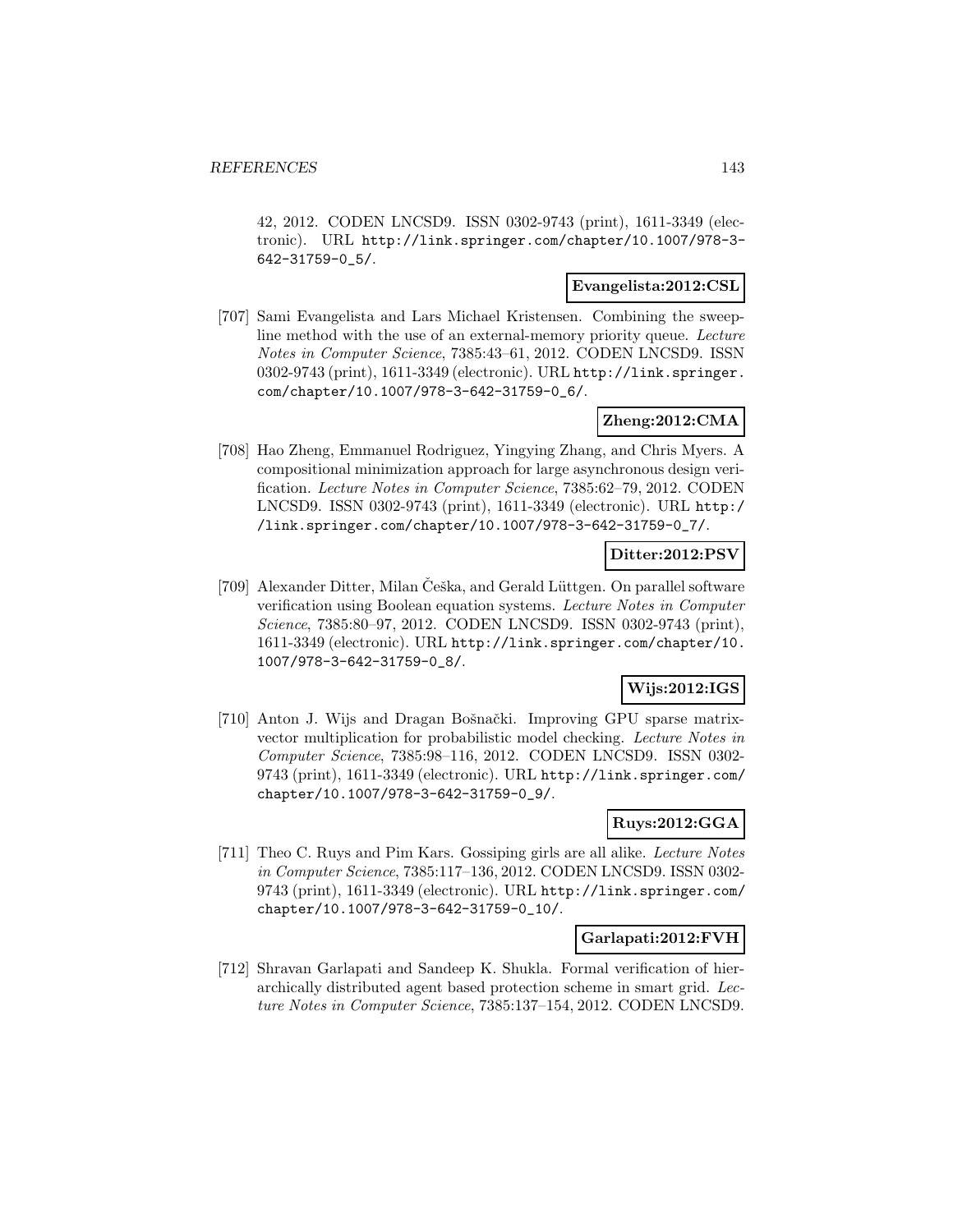42, 2012. CODEN LNCSD9. ISSN 0302-9743 (print), 1611-3349 (electronic). URL http://link.springer.com/chapter/10.1007/978-3-642-31759-0_5/.

**Evangelista:2012:CSL**

[707] Sami Evangelista and Lars Michael Kristensen. Combining the sweep-line method with the use of an external-memory priority queue. *Lecture Notes in Computer Science*, 7385:43–61, 2012. CODEN LNCSD9. ISSN 0302-9743 (print), 1611-3349 (electronic). URL http://link.springer.com/chapter/10.1007/978-3-642-31759-0_6/.

**Zheng:2012:CMA**

[708] Hao Zheng, Emmanuel Rodriguez, Yingying Zhang, and Chris Myers. A compositional minimization approach for large asynchronous design verification. *Lecture Notes in Computer Science*, 7385:62–79, 2012. CODEN LNCSD9. ISSN 0302-9743 (print), 1611-3349 (electronic). URL http://link.springer.com/chapter/10.1007/978-3-642-31759-0_7/.

**Ditter:2012:PSV**

[709] Alexander Ditter, Milan Češka, and Gerald Lüttgen. On parallel software verification using Boolean equation systems. *Lecture Notes in Computer Science*, 7385:80–97, 2012. CODEN LNCSD9. ISSN 0302-9743 (print), 1611-3349 (electronic). URL http://link.springer.com/chapter/10.1007/978-3-642-31759-0_8/.

**Wijs:2012:IGS**

[710] Anton J. Wijs and Dragan Bošnački. Improving GPU sparse matrix-vector multiplication for probabilistic model checking. *Lecture Notes in Computer Science*, 7385:98–116, 2012. CODEN LNCSD9. ISSN 0302-9743 (print), 1611-3349 (electronic). URL http://link.springer.com/chapter/10.1007/978-3-642-31759-0_9/.

**Ruys:2012:GGA**

[711] Theo C. Ruys and Pim Kars. Gossiping girls are all alike. *Lecture Notes in Computer Science*, 7385:117–136, 2012. CODEN LNCSD9. ISSN 0302-9743 (print), 1611-3349 (electronic). URL http://link.springer.com/chapter/10.1007/978-3-642-31759-0_10/.

**Garlapati:2012:FVH**

[712] Shravan Garlapati and Sandeep K. Shukla. Formal verification of hierarchically distributed agent based protection scheme in smart grid. *Lecture Notes in Computer Science*, 7385:137–154, 2012. CODEN LNCSD9.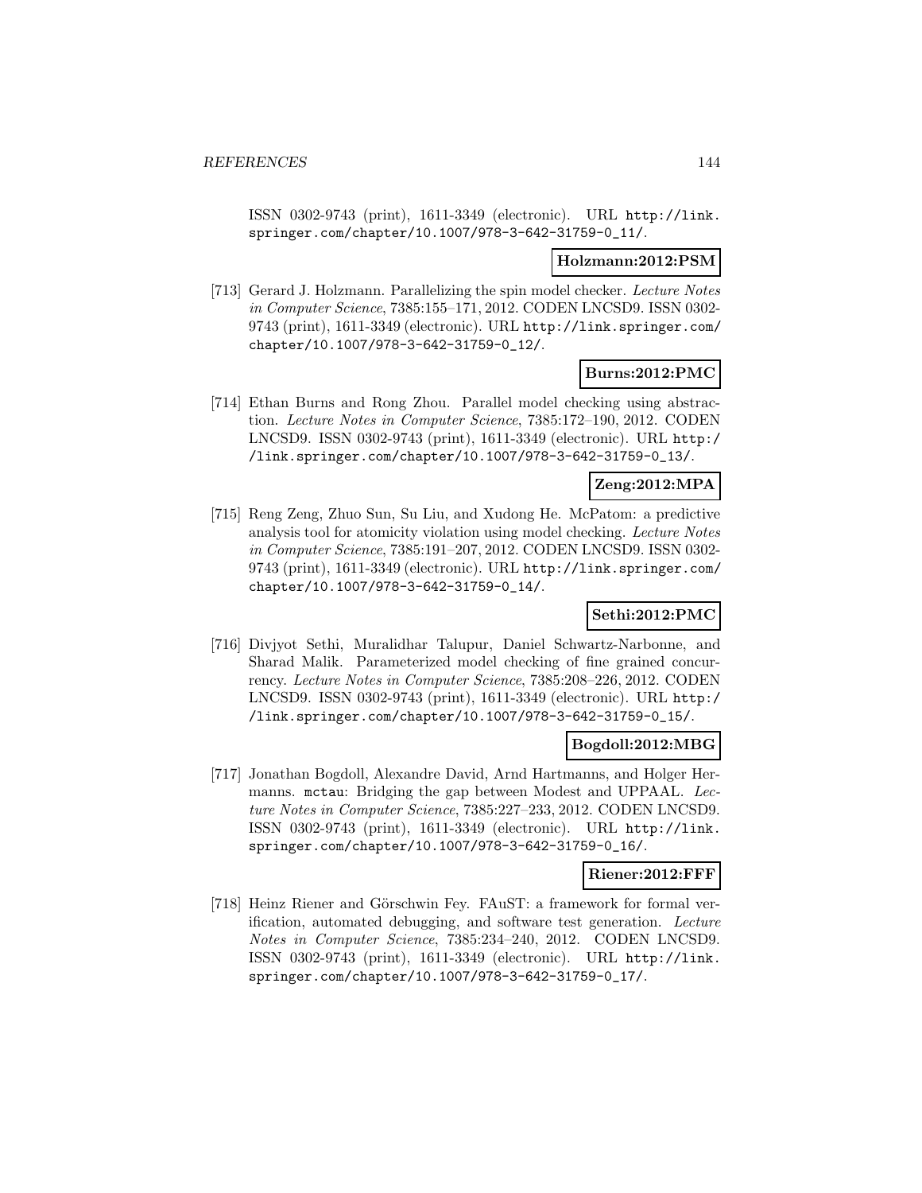ISSN 0302-9743 (print), 1611-3349 (electronic). URL http://link.springer.com/chapter/10.1007/978-3-642-31759-0_11/.

**Holzmann:2012:PSM**

[713] Gerard J. Holzmann. Parallelizing the spin model checker. *Lecture Notes in Computer Science*, 7385:155–171, 2012. CODEN LNCSD9. ISSN 0302-9743 (print), 1611-3349 (electronic). URL http://link.springer.com/chapter/10.1007/978-3-642-31759-0_12/.

**Burns:2012:PMC**

[714] Ethan Burns and Rong Zhou. Parallel model checking using abstraction. *Lecture Notes in Computer Science*, 7385:172–190, 2012. CODEN LNCSD9. ISSN 0302-9743 (print), 1611-3349 (electronic). URL http://link.springer.com/chapter/10.1007/978-3-642-31759-0_13/.

**Zeng:2012:MPA**

[715] Reng Zeng, Zhuo Sun, Su Liu, and Xudong He. McPatom: a predictive analysis tool for atomicity violation using model checking. *Lecture Notes in Computer Science*, 7385:191–207, 2012. CODEN LNCSD9. ISSN 0302-9743 (print), 1611-3349 (electronic). URL http://link.springer.com/chapter/10.1007/978-3-642-31759-0_14/.

**Sethi:2012:PMC**

[716] Divjyot Sethi, Muralidhar Talupur, Daniel Schwartz-Narbonne, and Sharad Malik. Parameterized model checking of fine grained concurrency. *Lecture Notes in Computer Science*, 7385:208–226, 2012. CODEN LNCSD9. ISSN 0302-9743 (print), 1611-3349 (electronic). URL http://link.springer.com/chapter/10.1007/978-3-642-31759-0_15/.

**Bogdoll:2012:MBG**

[717] Jonathan Bogdoll, Alexandre David, Arnd Hartmanns, and Holger Hermanns. mctau: Bridging the gap between Modest and UPPAAL. *Lecture Notes in Computer Science*, 7385:227–233, 2012. CODEN LNCSD9. ISSN 0302-9743 (print), 1611-3349 (electronic). URL http://link.springer.com/chapter/10.1007/978-3-642-31759-0_16/.

**Riener:2012:FFF**

[718] Heinz Riener and Görschwin Fey. FAuST: a framework for formal verification, automated debugging, and software test generation. *Lecture Notes in Computer Science*, 7385:234–240, 2012. CODEN LNCSD9. ISSN 0302-9743 (print), 1611-3349 (electronic). URL http://link.springer.com/chapter/10.1007/978-3-642-31759-0_17/.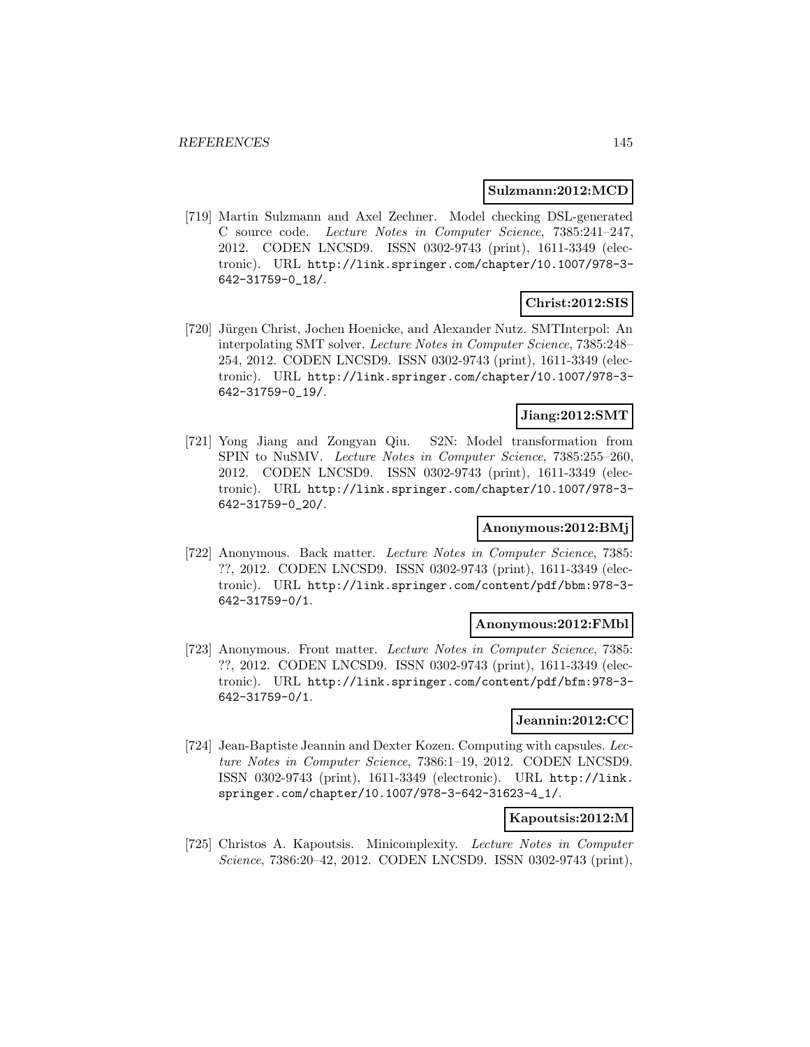**Sulzmann:2012:MCD**

[719] Martin Sulzmann and Axel Zechner. Model checking DSL-generated C source code. *Lecture Notes in Computer Science*, 7385:241–247, 2012. CODEN LNCSD9. ISSN 0302-9743 (print), 1611-3349 (electronic). URL http://link.springer.com/chapter/10.1007/978-3-642-31759-0_18/.

**Christ:2012:SIS**

[720] Jürgen Christ, Jochen Hoenicke, and Alexander Nutz. SMTInterpol: An interpolating SMT solver. *Lecture Notes in Computer Science*, 7385:248–254, 2012. CODEN LNCSD9. ISSN 0302-9743 (print), 1611-3349 (electronic). URL http://link.springer.com/chapter/10.1007/978-3-642-31759-0_19/.

**Jiang:2012:SMT**

[721] Yong Jiang and Zongyan Qiu. S2N: Model transformation from SPIN to NuSMV. *Lecture Notes in Computer Science*, 7385:255–260, 2012. CODEN LNCSD9. ISSN 0302-9743 (print), 1611-3349 (electronic). URL http://link.springer.com/chapter/10.1007/978-3-642-31759-0_20/.

**Anonymous:2012:BMj**

[722] Anonymous. Back matter. *Lecture Notes in Computer Science*, 7385: ??, 2012. CODEN LNCSD9. ISSN 0302-9743 (print), 1611-3349 (electronic). URL http://link.springer.com/content/pdf/bbm:978-3-642-31759-0/1.

**Anonymous:2012:FMbl**

[723] Anonymous. Front matter. *Lecture Notes in Computer Science*, 7385: ??, 2012. CODEN LNCSD9. ISSN 0302-9743 (print), 1611-3349 (electronic). URL http://link.springer.com/content/pdf/bfm:978-3-642-31759-0/1.

**Jeannin:2012:CC**

[724] Jean-Baptiste Jeannin and Dexter Kozen. Computing with capsules. *Lecture Notes in Computer Science*, 7386:1–19, 2012. CODEN LNCSD9. ISSN 0302-9743 (print), 1611-3349 (electronic). URL http://link.springer.com/chapter/10.1007/978-3-642-31623-4_1/.

**Kapoutsis:2012:M**

[725] Christos A. Kapoutsis. Minicomplexity. *Lecture Notes in Computer Science*, 7386:20–42, 2012. CODEN LNCSD9. ISSN 0302-9743 (print),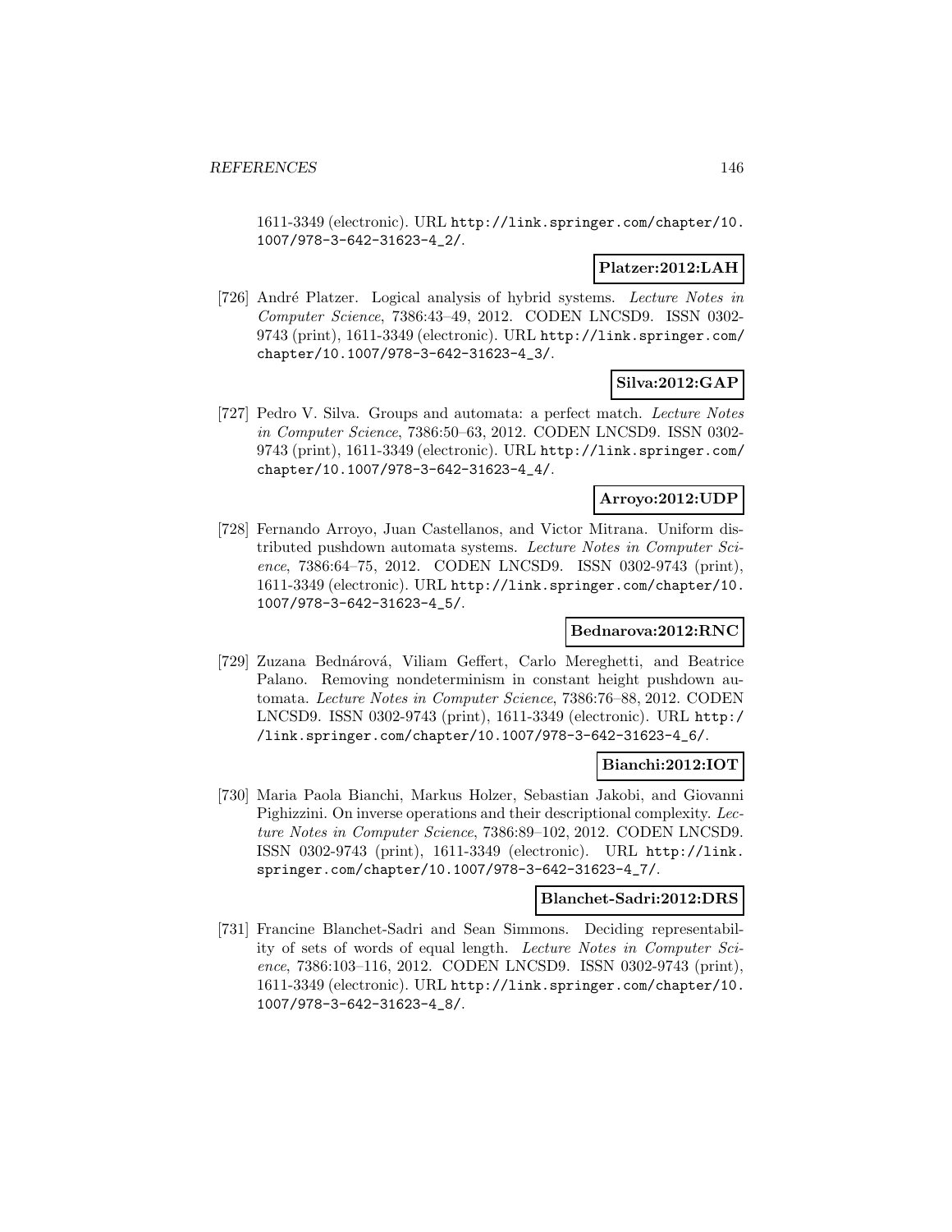1611-3349 (electronic). URL http://link.springer.com/chapter/10.1007/978-3-642-31623-4_2/.

**Platzer:2012:LAH**

[726] André Platzer. Logical analysis of hybrid systems. *Lecture Notes in Computer Science*, 7386:43–49, 2012. CODEN LNCSD9. ISSN 0302-9743 (print), 1611-3349 (electronic). URL http://link.springer.com/chapter/10.1007/978-3-642-31623-4_3/.

**Silva:2012:GAP**

[727] Pedro V. Silva. Groups and automata: a perfect match. *Lecture Notes in Computer Science*, 7386:50–63, 2012. CODEN LNCSD9. ISSN 0302-9743 (print), 1611-3349 (electronic). URL http://link.springer.com/chapter/10.1007/978-3-642-31623-4_4/.

**Arroyo:2012:UDP**

[728] Fernando Arroyo, Juan Castellanos, and Victor Mitrana. Uniform distributed pushdown automata systems. *Lecture Notes in Computer Science*, 7386:64–75, 2012. CODEN LNCSD9. ISSN 0302-9743 (print), 1611-3349 (electronic). URL http://link.springer.com/chapter/10.1007/978-3-642-31623-4_5/.

**Bednarova:2012:RNC**

[729] Zuzana Bednárová, Viliam Geffert, Carlo Mereghetti, and Beatrice Palano. Removing nondeterminism in constant height pushdown automata. *Lecture Notes in Computer Science*, 7386:76–88, 2012. CODEN LNCSD9. ISSN 0302-9743 (print), 1611-3349 (electronic). URL http://link.springer.com/chapter/10.1007/978-3-642-31623-4_6/.

**Bianchi:2012:IOT**

[730] Maria Paola Bianchi, Markus Holzer, Sebastian Jakobi, and Giovanni Pighizzini. On inverse operations and their descriptional complexity. *Lecture Notes in Computer Science*, 7386:89–102, 2012. CODEN LNCSD9. ISSN 0302-9743 (print), 1611-3349 (electronic). URL http://link.springer.com/chapter/10.1007/978-3-642-31623-4_7/.

**Blanchet-Sadri:2012:DRS**

[731] Francine Blanchet-Sadri and Sean Simmons. Deciding representability of sets of words of equal length. *Lecture Notes in Computer Science*, 7386:103–116, 2012. CODEN LNCSD9. ISSN 0302-9743 (print), 1611-3349 (electronic). URL http://link.springer.com/chapter/10.1007/978-3-642-31623-4_8/.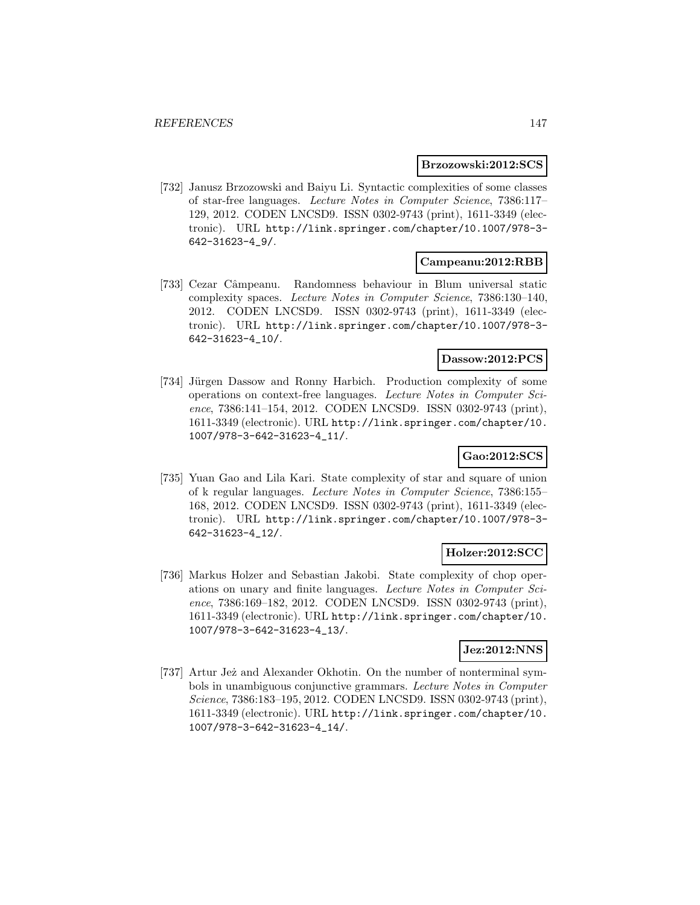**Brzozowski:2012:SCS**

[732] Janusz Brzozowski and Baiyu Li. Syntactic complexities of some classes of star-free languages. *Lecture Notes in Computer Science*, 7386:117–129, 2012. CODEN LNCSD9. ISSN 0302-9743 (print), 1611-3349 (electronic). URL http://link.springer.com/chapter/10.1007/978-3-642-31623-4_9/.

**Campeanu:2012:RBB**

[733] Cezar Câmpeanu. Randomness behaviour in Blum universal static complexity spaces. *Lecture Notes in Computer Science*, 7386:130–140, 2012. CODEN LNCSD9. ISSN 0302-9743 (print), 1611-3349 (electronic). URL http://link.springer.com/chapter/10.1007/978-3-642-31623-4_10/.

**Dassow:2012:PCS**

[734] Jürgen Dassow and Ronny Harbich. Production complexity of some operations on context-free languages. *Lecture Notes in Computer Science*, 7386:141–154, 2012. CODEN LNCSD9. ISSN 0302-9743 (print), 1611-3349 (electronic). URL http://link.springer.com/chapter/10.1007/978-3-642-31623-4_11/.

**Gao:2012:SCS**

[735] Yuan Gao and Lila Kari. State complexity of star and square of union of k regular languages. *Lecture Notes in Computer Science*, 7386:155–168, 2012. CODEN LNCSD9. ISSN 0302-9743 (print), 1611-3349 (electronic). URL http://link.springer.com/chapter/10.1007/978-3-642-31623-4_12/.

**Holzer:2012:SCC**

[736] Markus Holzer and Sebastian Jakobi. State complexity of chop operations on unary and finite languages. *Lecture Notes in Computer Science*, 7386:169–182, 2012. CODEN LNCSD9. ISSN 0302-9743 (print), 1611-3349 (electronic). URL http://link.springer.com/chapter/10.1007/978-3-642-31623-4_13/.

**Jez:2012:NNS**

[737] Artur Jeż and Alexander Okhotin. On the number of nonterminal symbols in unambiguous conjunctive grammars. *Lecture Notes in Computer Science*, 7386:183–195, 2012. CODEN LNCSD9. ISSN 0302-9743 (print), 1611-3349 (electronic). URL http://link.springer.com/chapter/10.1007/978-3-642-31623-4_14/.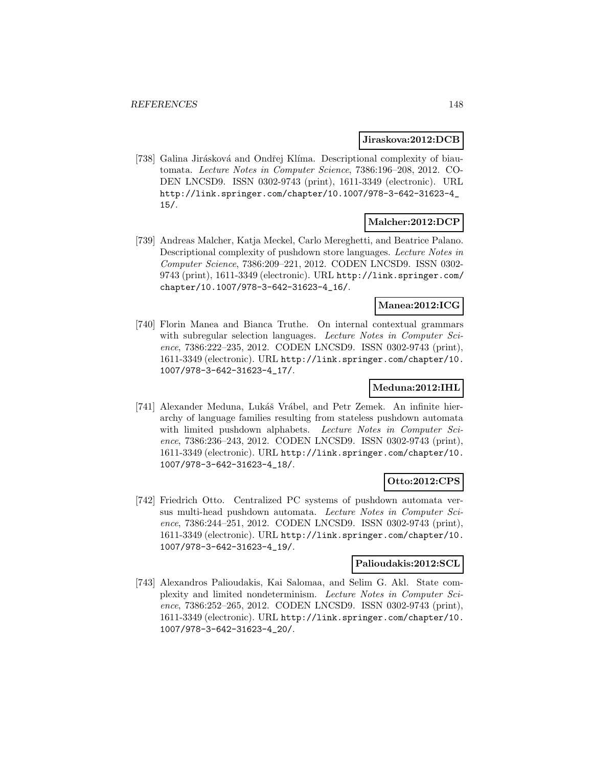**Jiraskova:2012:DCB**

[738] Galina Jirásková and Ondřej Klíma. Descriptional complexity of biautomata. *Lecture Notes in Computer Science*, 7386:196–208, 2012. CODEN LNCSD9. ISSN 0302-9743 (print), 1611-3349 (electronic). URL http://link.springer.com/chapter/10.1007/978-3-642-31623-4_15/.

**Malcher:2012:DCP**

[739] Andreas Malcher, Katja Meckel, Carlo Mereghetti, and Beatrice Palano. Descriptional complexity of pushdown store languages. *Lecture Notes in Computer Science*, 7386:209–221, 2012. CODEN LNCSD9. ISSN 0302-9743 (print), 1611-3349 (electronic). URL http://link.springer.com/chapter/10.1007/978-3-642-31623-4_16/.

**Manea:2012:ICG**

[740] Florin Manea and Bianca Truthe. On internal contextual grammars with subregular selection languages. *Lecture Notes in Computer Science*, 7386:222–235, 2012. CODEN LNCSD9. ISSN 0302-9743 (print), 1611-3349 (electronic). URL http://link.springer.com/chapter/10.1007/978-3-642-31623-4_17/.

**Meduna:2012:IHL**

[741] Alexander Meduna, Lukáš Vrábel, and Petr Zemek. An infinite hierarchy of language families resulting from stateless pushdown automata with limited pushdown alphabets. *Lecture Notes in Computer Science*, 7386:236–243, 2012. CODEN LNCSD9. ISSN 0302-9743 (print), 1611-3349 (electronic). URL http://link.springer.com/chapter/10.1007/978-3-642-31623-4_18/.

**Otto:2012:CPS**

[742] Friedrich Otto. Centralized PC systems of pushdown automata versus multi-head pushdown automata. *Lecture Notes in Computer Science*, 7386:244–251, 2012. CODEN LNCSD9. ISSN 0302-9743 (print), 1611-3349 (electronic). URL http://link.springer.com/chapter/10.1007/978-3-642-31623-4_19/.

**Palioudakis:2012:SCL**

[743] Alexandros Palioudakis, Kai Salomaa, and Selim G. Akl. State complexity and limited nondeterminism. *Lecture Notes in Computer Science*, 7386:252–265, 2012. CODEN LNCSD9. ISSN 0302-9743 (print), 1611-3349 (electronic). URL http://link.springer.com/chapter/10.1007/978-3-642-31623-4_20/.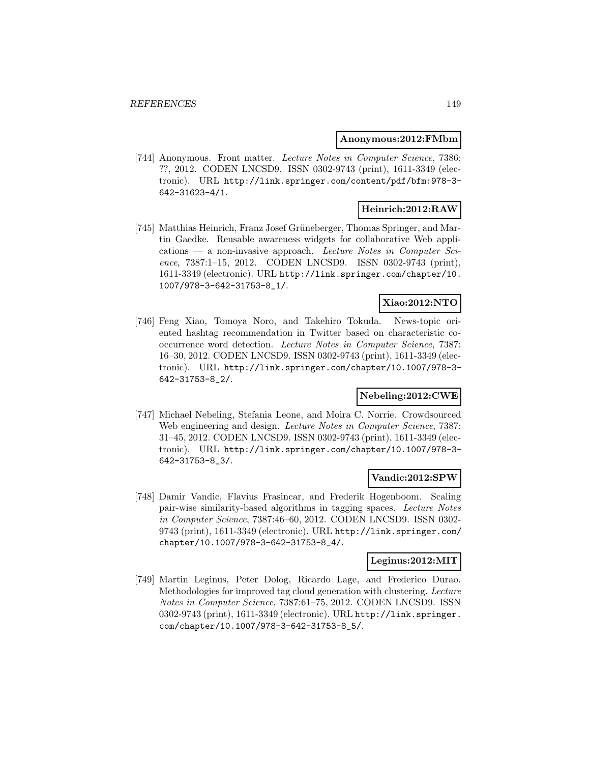**Anonymous:2012:FMbm**

[744] Anonymous. Front matter. *Lecture Notes in Computer Science*, 7386: ??, 2012. CODEN LNCSD9. ISSN 0302-9743 (print), 1611-3349 (electronic). URL http://link.springer.com/content/pdf/bfm:978-3-642-31623-4/1.

**Heinrich:2012:RAW**

[745] Matthias Heinrich, Franz Josef Grüneberger, Thomas Springer, and Martin Gaedke. Reusable awareness widgets for collaborative Web applications — a non-invasive approach. *Lecture Notes in Computer Science*, 7387:1–15, 2012. CODEN LNCSD9. ISSN 0302-9743 (print), 1611-3349 (electronic). URL http://link.springer.com/chapter/10.1007/978-3-642-31753-8_1/.

**Xiao:2012:NTO**

[746] Feng Xiao, Tomoya Noro, and Takehiro Tokuda. News-topic oriented hashtag recommendation in Twitter based on characteristic co-occurrence word detection. *Lecture Notes in Computer Science*, 7387: 16–30, 2012. CODEN LNCSD9. ISSN 0302-9743 (print), 1611-3349 (electronic). URL http://link.springer.com/chapter/10.1007/978-3-642-31753-8_2/.

**Nebeling:2012:CWE**

[747] Michael Nebeling, Stefania Leone, and Moira C. Norrie. Crowdsourced Web engineering and design. *Lecture Notes in Computer Science*, 7387: 31–45, 2012. CODEN LNCSD9. ISSN 0302-9743 (print), 1611-3349 (electronic). URL http://link.springer.com/chapter/10.1007/978-3-642-31753-8_3/.

**Vandic:2012:SPW**

[748] Damir Vandic, Flavius Frasincar, and Frederik Hogenboom. Scaling pair-wise similarity-based algorithms in tagging spaces. *Lecture Notes in Computer Science*, 7387:46–60, 2012. CODEN LNCSD9. ISSN 0302-9743 (print), 1611-3349 (electronic). URL http://link.springer.com/chapter/10.1007/978-3-642-31753-8_4/.

**Leginus:2012:MIT**

[749] Martin Leginus, Peter Dolog, Ricardo Lage, and Frederico Durao. Methodologies for improved tag cloud generation with clustering. *Lecture Notes in Computer Science*, 7387:61–75, 2012. CODEN LNCSD9. ISSN 0302-9743 (print), 1611-3349 (electronic). URL http://link.springer.com/chapter/10.1007/978-3-642-31753-8_5/.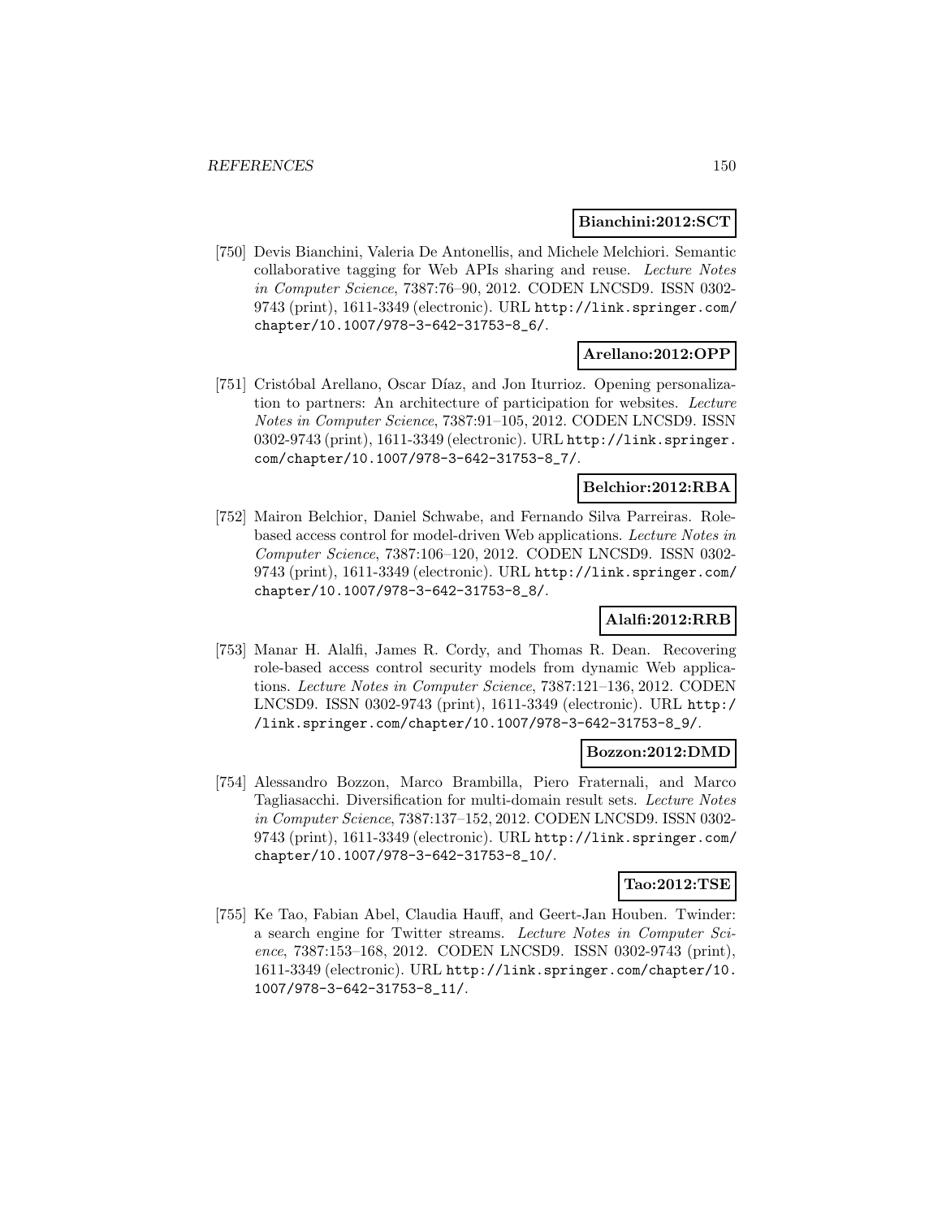**Bianchini:2012:SCT**

[750] Devis Bianchini, Valeria De Antonellis, and Michele Melchiori. Semantic collaborative tagging for Web APIs sharing and reuse. *Lecture Notes in Computer Science*, 7387:76–90, 2012. CODEN LNCSD9. ISSN 0302-9743 (print), 1611-3349 (electronic). URL http://link.springer.com/chapter/10.1007/978-3-642-31753-8_6/.

**Arellano:2012:OPP**

[751] Cristóbal Arellano, Oscar Díaz, and Jon Iturrioz. Opening personalization to partners: An architecture of participation for websites. *Lecture Notes in Computer Science*, 7387:91–105, 2012. CODEN LNCSD9. ISSN 0302-9743 (print), 1611-3349 (electronic). URL http://link.springer.com/chapter/10.1007/978-3-642-31753-8_7/.

**Belchior:2012:RBA**

[752] Mairon Belchior, Daniel Schwabe, and Fernando Silva Parreiras. Role-based access control for model-driven Web applications. *Lecture Notes in Computer Science*, 7387:106–120, 2012. CODEN LNCSD9. ISSN 0302-9743 (print), 1611-3349 (electronic). URL http://link.springer.com/chapter/10.1007/978-3-642-31753-8_8/.

**Alalfi:2012:RRB**

[753] Manar H. Alalfi, James R. Cordy, and Thomas R. Dean. Recovering role-based access control security models from dynamic Web applications. *Lecture Notes in Computer Science*, 7387:121–136, 2012. CODEN LNCSD9. ISSN 0302-9743 (print), 1611-3349 (electronic). URL http://link.springer.com/chapter/10.1007/978-3-642-31753-8_9/.

**Bozzon:2012:DMD**

[754] Alessandro Bozzon, Marco Brambilla, Piero Fraternali, and Marco Tagliasacchi. Diversification for multi-domain result sets. *Lecture Notes in Computer Science*, 7387:137–152, 2012. CODEN LNCSD9. ISSN 0302-9743 (print), 1611-3349 (electronic). URL http://link.springer.com/chapter/10.1007/978-3-642-31753-8_10/.

**Tao:2012:TSE**

[755] Ke Tao, Fabian Abel, Claudia Hauff, and Geert-Jan Houben. Twinder: a search engine for Twitter streams. *Lecture Notes in Computer Science*, 7387:153–168, 2012. CODEN LNCSD9. ISSN 0302-9743 (print), 1611-3349 (electronic). URL http://link.springer.com/chapter/10.1007/978-3-642-31753-8_11/.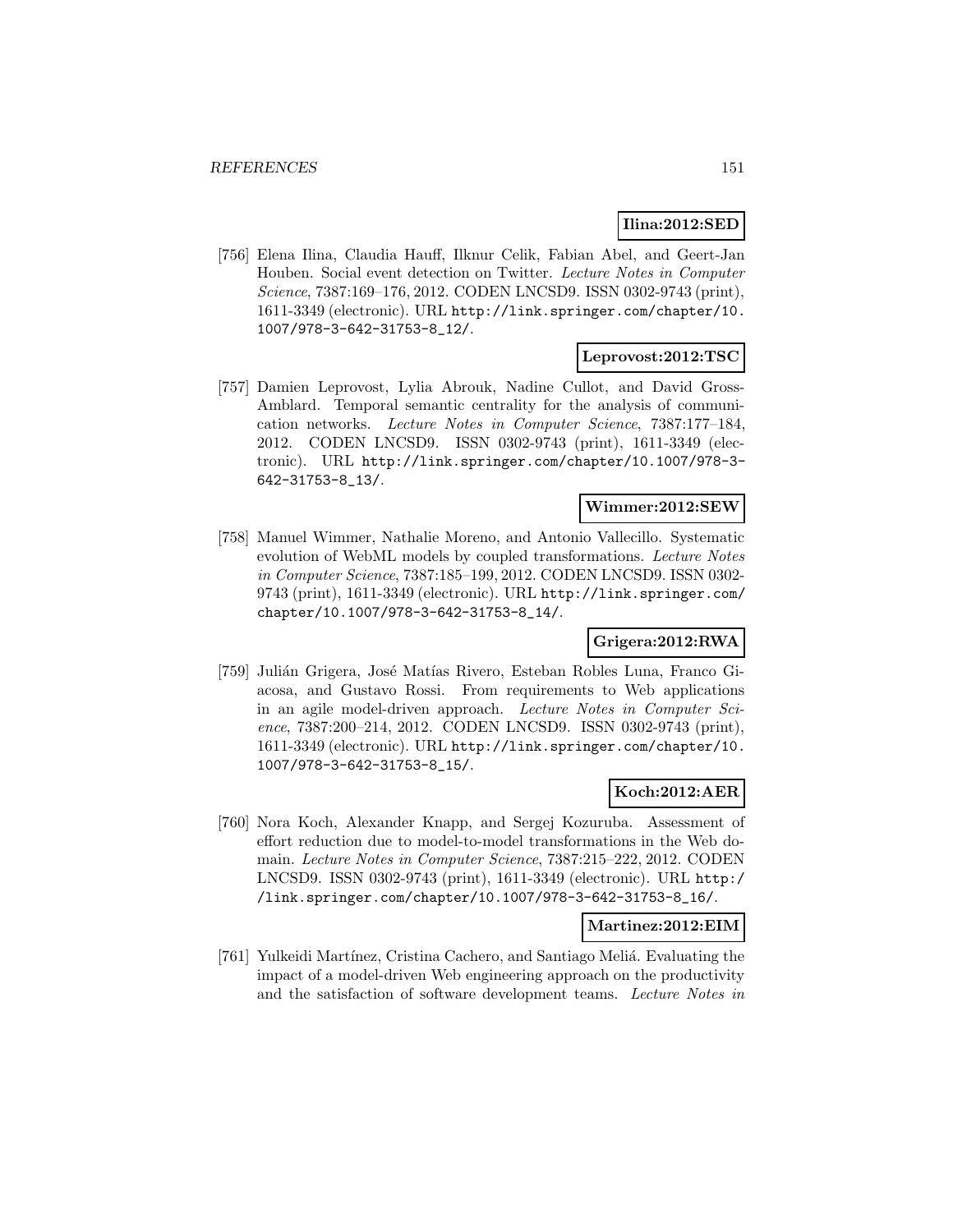**Ilina:2012:SED**

[756] Elena Ilina, Claudia Hauff, Ilknur Celik, Fabian Abel, and Geert-Jan Houben. Social event detection on Twitter. *Lecture Notes in Computer Science*, 7387:169–176, 2012. CODEN LNCSD9. ISSN 0302-9743 (print), 1611-3349 (electronic). URL http://link.springer.com/chapter/10.1007/978-3-642-31753-8_12/.

**Leprovost:2012:TSC**

[757] Damien Leprovost, Lylia Abrouk, Nadine Cullot, and David Gross-Amblard. Temporal semantic centrality for the analysis of communication networks. *Lecture Notes in Computer Science*, 7387:177–184, 2012. CODEN LNCSD9. ISSN 0302-9743 (print), 1611-3349 (electronic). URL http://link.springer.com/chapter/10.1007/978-3-642-31753-8_13/.

**Wimmer:2012:SEW**

[758] Manuel Wimmer, Nathalie Moreno, and Antonio Vallecillo. Systematic evolution of WebML models by coupled transformations. *Lecture Notes in Computer Science*, 7387:185–199, 2012. CODEN LNCSD9. ISSN 0302-9743 (print), 1611-3349 (electronic). URL http://link.springer.com/chapter/10.1007/978-3-642-31753-8_14/.

**Grigera:2012:RWA**

[759] Julián Grigera, José Matías Rivero, Esteban Robles Luna, Franco Giacosa, and Gustavo Rossi. From requirements to Web applications in an agile model-driven approach. *Lecture Notes in Computer Science*, 7387:200–214, 2012. CODEN LNCSD9. ISSN 0302-9743 (print), 1611-3349 (electronic). URL http://link.springer.com/chapter/10.1007/978-3-642-31753-8_15/.

**Koch:2012:AER**

[760] Nora Koch, Alexander Knapp, and Sergej Kozuruba. Assessment of effort reduction due to model-to-model transformations in the Web domain. *Lecture Notes in Computer Science*, 7387:215–222, 2012. CODEN LNCSD9. ISSN 0302-9743 (print), 1611-3349 (electronic). URL http://link.springer.com/chapter/10.1007/978-3-642-31753-8_16/.

**Martinez:2012:EIM**

[761] Yulkeidi Martínez, Cristina Cachero, and Santiago Meliá. Evaluating the impact of a model-driven Web engineering approach on the productivity and the satisfaction of software development teams. *Lecture Notes in*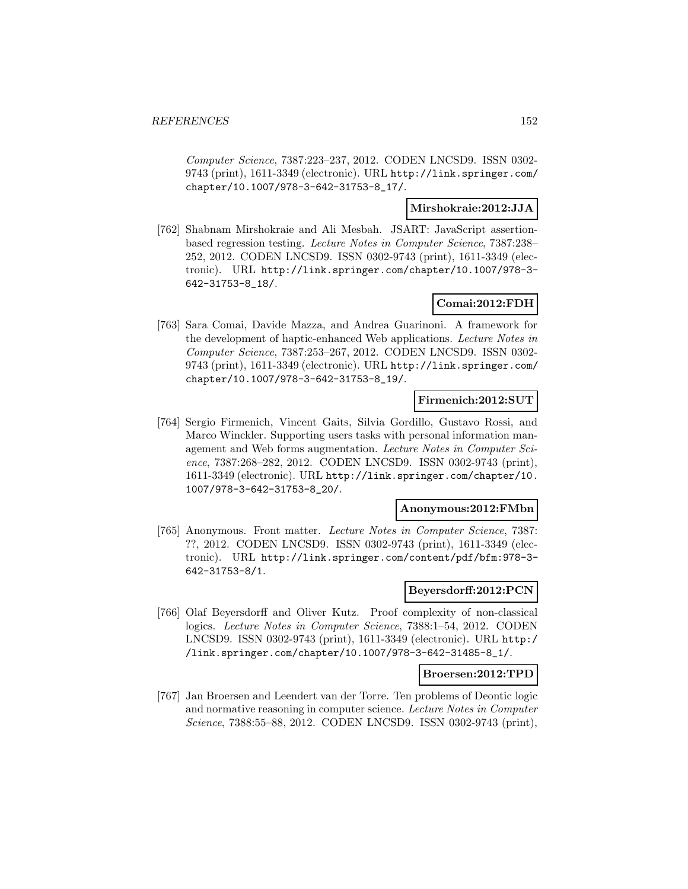*Computer Science*, 7387:223–237, 2012. CODEN LNCSD9. ISSN 0302-9743 (print), 1611-3349 (electronic). URL http://link.springer.com/chapter/10.1007/978-3-642-31753-8_17/.

**Mirshokraie:2012:JJA**

[762] Shabnam Mirshokraie and Ali Mesbah. JSART: JavaScript assertion-based regression testing. *Lecture Notes in Computer Science*, 7387:238–252, 2012. CODEN LNCSD9. ISSN 0302-9743 (print), 1611-3349 (electronic). URL http://link.springer.com/chapter/10.1007/978-3-642-31753-8_18/.

**Comai:2012:FDH**

[763] Sara Comai, Davide Mazza, and Andrea Guarinoni. A framework for the development of haptic-enhanced Web applications. *Lecture Notes in Computer Science*, 7387:253–267, 2012. CODEN LNCSD9. ISSN 0302-9743 (print), 1611-3349 (electronic). URL http://link.springer.com/chapter/10.1007/978-3-642-31753-8_19/.

**Firmenich:2012:SUT**

[764] Sergio Firmenich, Vincent Gaits, Silvia Gordillo, Gustavo Rossi, and Marco Winckler. Supporting users tasks with personal information management and Web forms augmentation. *Lecture Notes in Computer Science*, 7387:268–282, 2012. CODEN LNCSD9. ISSN 0302-9743 (print), 1611-3349 (electronic). URL http://link.springer.com/chapter/10.1007/978-3-642-31753-8_20/.

**Anonymous:2012:FMbn**

[765] Anonymous. Front matter. *Lecture Notes in Computer Science*, 7387: ??, 2012. CODEN LNCSD9. ISSN 0302-9743 (print), 1611-3349 (electronic). URL http://link.springer.com/content/pdf/bfm:978-3-642-31753-8/1.

**Beyersdorff:2012:PCN**

[766] Olaf Beyersdorff and Oliver Kutz. Proof complexity of non-classical logics. *Lecture Notes in Computer Science*, 7388:1–54, 2012. CODEN LNCSD9. ISSN 0302-9743 (print), 1611-3349 (electronic). URL http://link.springer.com/chapter/10.1007/978-3-642-31485-8_1/.

**Broersen:2012:TPD**

[767] Jan Broersen and Leendert van der Torre. Ten problems of Deontic logic and normative reasoning in computer science. *Lecture Notes in Computer Science*, 7388:55–88, 2012. CODEN LNCSD9. ISSN 0302-9743 (print),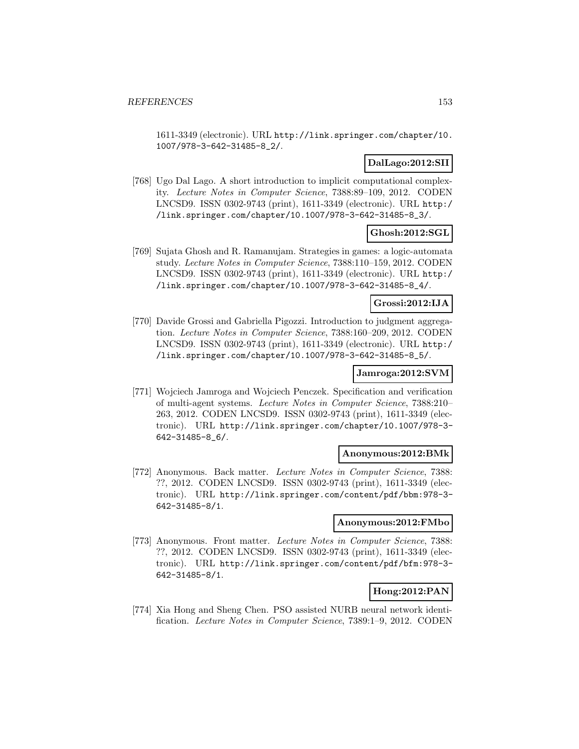1611-3349 (electronic). URL http://link.springer.com/chapter/10.1007/978-3-642-31485-8_2/.

**DalLago:2012:SII**

[768] Ugo Dal Lago. A short introduction to implicit computational complexity. *Lecture Notes in Computer Science*, 7388:89–109, 2012. CODEN LNCSD9. ISSN 0302-9743 (print), 1611-3349 (electronic). URL http://link.springer.com/chapter/10.1007/978-3-642-31485-8_3/.

**Ghosh:2012:SGL**

[769] Sujata Ghosh and R. Ramanujam. Strategies in games: a logic-automata study. *Lecture Notes in Computer Science*, 7388:110–159, 2012. CODEN LNCSD9. ISSN 0302-9743 (print), 1611-3349 (electronic). URL http://link.springer.com/chapter/10.1007/978-3-642-31485-8_4/.

**Grossi:2012:IJA**

[770] Davide Grossi and Gabriella Pigozzi. Introduction to judgment aggregation. *Lecture Notes in Computer Science*, 7388:160–209, 2012. CODEN LNCSD9. ISSN 0302-9743 (print), 1611-3349 (electronic). URL http://link.springer.com/chapter/10.1007/978-3-642-31485-8_5/.

**Jamroga:2012:SVM**

[771] Wojciech Jamroga and Wojciech Penczek. Specification and verification of multi-agent systems. *Lecture Notes in Computer Science*, 7388:210–263, 2012. CODEN LNCSD9. ISSN 0302-9743 (print), 1611-3349 (electronic). URL http://link.springer.com/chapter/10.1007/978-3-642-31485-8_6/.

**Anonymous:2012:BMk**

[772] Anonymous. Back matter. *Lecture Notes in Computer Science*, 7388: ??, 2012. CODEN LNCSD9. ISSN 0302-9743 (print), 1611-3349 (electronic). URL http://link.springer.com/content/pdf/bbm:978-3-642-31485-8/1.

**Anonymous:2012:FMbo**

[773] Anonymous. Front matter. *Lecture Notes in Computer Science*, 7388: ??, 2012. CODEN LNCSD9. ISSN 0302-9743 (print), 1611-3349 (electronic). URL http://link.springer.com/content/pdf/bfm:978-3-642-31485-8/1.

**Hong:2012:PAN**

[774] Xia Hong and Sheng Chen. PSO assisted NURB neural network identification. *Lecture Notes in Computer Science*, 7389:1–9, 2012. CODEN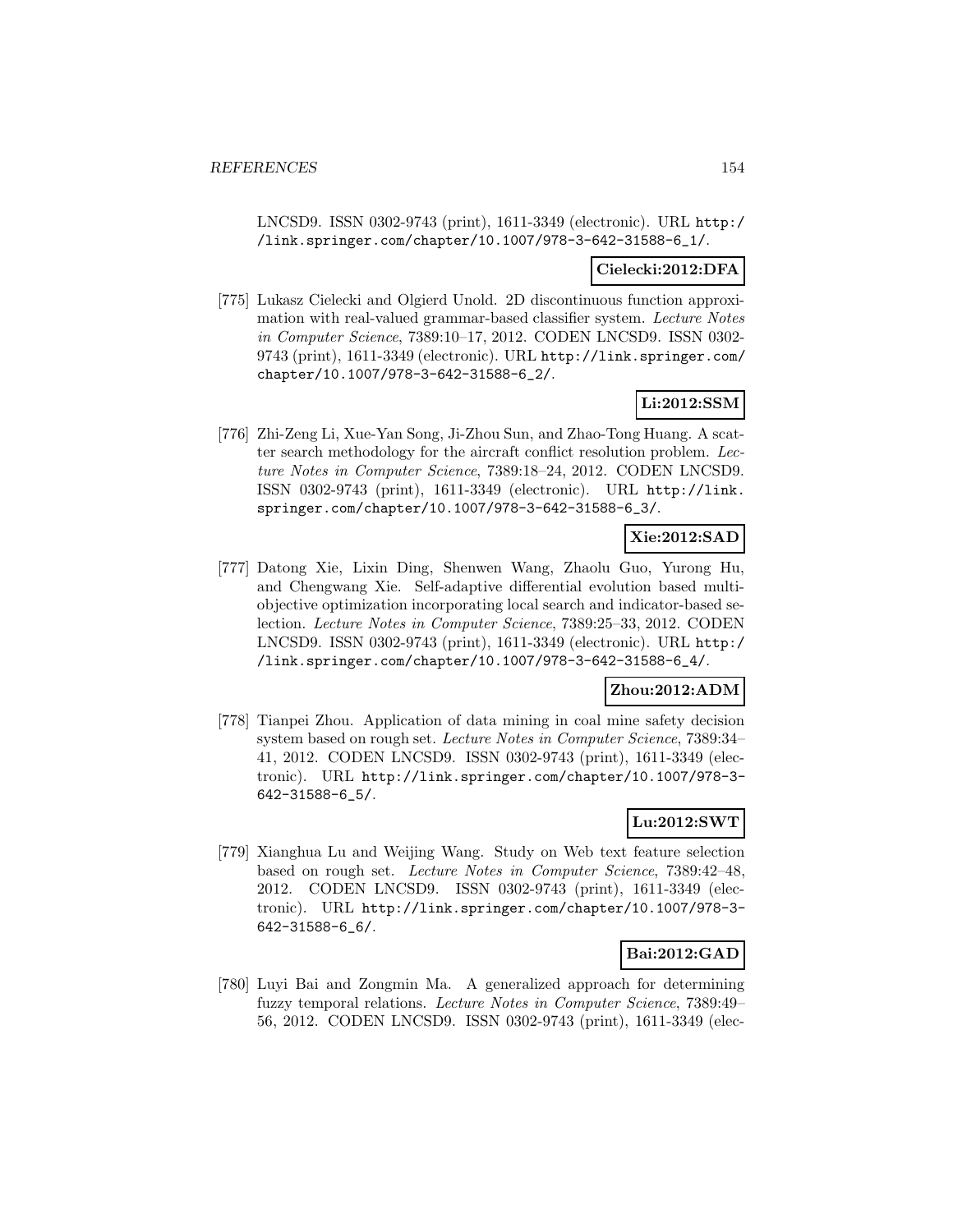LNCSD9. ISSN 0302-9743 (print), 1611-3349 (electronic). URL http://link.springer.com/chapter/10.1007/978-3-642-31588-6_1/.

**Cielecki:2012:DFA**

[775] Lukasz Cielecki and Olgierd Unold. 2D discontinuous function approximation with real-valued grammar-based classifier system. *Lecture Notes in Computer Science*, 7389:10–17, 2012. CODEN LNCSD9. ISSN 0302-9743 (print), 1611-3349 (electronic). URL http://link.springer.com/chapter/10.1007/978-3-642-31588-6_2/.

**Li:2012:SSM**

[776] Zhi-Zeng Li, Xue-Yan Song, Ji-Zhou Sun, and Zhao-Tong Huang. A scatter search methodology for the aircraft conflict resolution problem. *Lecture Notes in Computer Science*, 7389:18–24, 2012. CODEN LNCSD9. ISSN 0302-9743 (print), 1611-3349 (electronic). URL http://link.springer.com/chapter/10.1007/978-3-642-31588-6_3/.

**Xie:2012:SAD**

[777] Datong Xie, Lixin Ding, Shenwen Wang, Zhaolu Guo, Yurong Hu, and Chengwang Xie. Self-adaptive differential evolution based multi-objective optimization incorporating local search and indicator-based selection. *Lecture Notes in Computer Science*, 7389:25–33, 2012. CODEN LNCSD9. ISSN 0302-9743 (print), 1611-3349 (electronic). URL http://link.springer.com/chapter/10.1007/978-3-642-31588-6_4/.

**Zhou:2012:ADM**

[778] Tianpei Zhou. Application of data mining in coal mine safety decision system based on rough set. *Lecture Notes in Computer Science*, 7389:34–41, 2012. CODEN LNCSD9. ISSN 0302-9743 (print), 1611-3349 (electronic). URL http://link.springer.com/chapter/10.1007/978-3-642-31588-6_5/.

**Lu:2012:SWT**

[779] Xianghua Lu and Weijing Wang. Study on Web text feature selection based on rough set. *Lecture Notes in Computer Science*, 7389:42–48, 2012. CODEN LNCSD9. ISSN 0302-9743 (print), 1611-3349 (electronic). URL http://link.springer.com/chapter/10.1007/978-3-642-31588-6_6/.

**Bai:2012:GAD**

[780] Luyi Bai and Zongmin Ma. A generalized approach for determining fuzzy temporal relations. *Lecture Notes in Computer Science*, 7389:49–56, 2012. CODEN LNCSD9. ISSN 0302-9743 (print), 1611-3349 (elec-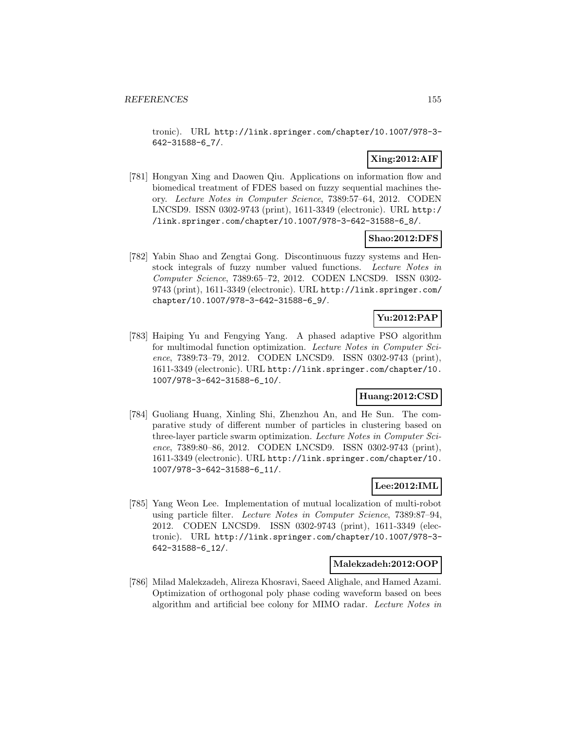tronic). URL http://link.springer.com/chapter/10.1007/978-3-642-31588-6_7/.

**Xing:2012:AIF**

[781] Hongyan Xing and Daowen Qiu. Applications on information flow and biomedical treatment of FDES based on fuzzy sequential machines theory. *Lecture Notes in Computer Science*, 7389:57–64, 2012. CODEN LNCSD9. ISSN 0302-9743 (print), 1611-3349 (electronic). URL http://link.springer.com/chapter/10.1007/978-3-642-31588-6_8/.

**Shao:2012:DFS**

[782] Yabin Shao and Zengtai Gong. Discontinuous fuzzy systems and Henstock integrals of fuzzy number valued functions. *Lecture Notes in Computer Science*, 7389:65–72, 2012. CODEN LNCSD9. ISSN 0302-9743 (print), 1611-3349 (electronic). URL http://link.springer.com/chapter/10.1007/978-3-642-31588-6_9/.

**Yu:2012:PAP**

[783] Haiping Yu and Fengying Yang. A phased adaptive PSO algorithm for multimodal function optimization. *Lecture Notes in Computer Science*, 7389:73–79, 2012. CODEN LNCSD9. ISSN 0302-9743 (print), 1611-3349 (electronic). URL http://link.springer.com/chapter/10.1007/978-3-642-31588-6_10/.

**Huang:2012:CSD**

[784] Guoliang Huang, Xinling Shi, Zhenzhou An, and He Sun. The comparative study of different number of particles in clustering based on three-layer particle swarm optimization. *Lecture Notes in Computer Science*, 7389:80–86, 2012. CODEN LNCSD9. ISSN 0302-9743 (print), 1611-3349 (electronic). URL http://link.springer.com/chapter/10.1007/978-3-642-31588-6_11/.

**Lee:2012:IML**

[785] Yang Weon Lee. Implementation of mutual localization of multi-robot using particle filter. *Lecture Notes in Computer Science*, 7389:87–94, 2012. CODEN LNCSD9. ISSN 0302-9743 (print), 1611-3349 (electronic). URL http://link.springer.com/chapter/10.1007/978-3-642-31588-6_12/.

**Malekzadeh:2012:OOP**

[786] Milad Malekzadeh, Alireza Khosravi, Saeed Alighale, and Hamed Azami. Optimization of orthogonal poly phase coding waveform based on bees algorithm and artificial bee colony for MIMO radar. *Lecture Notes in*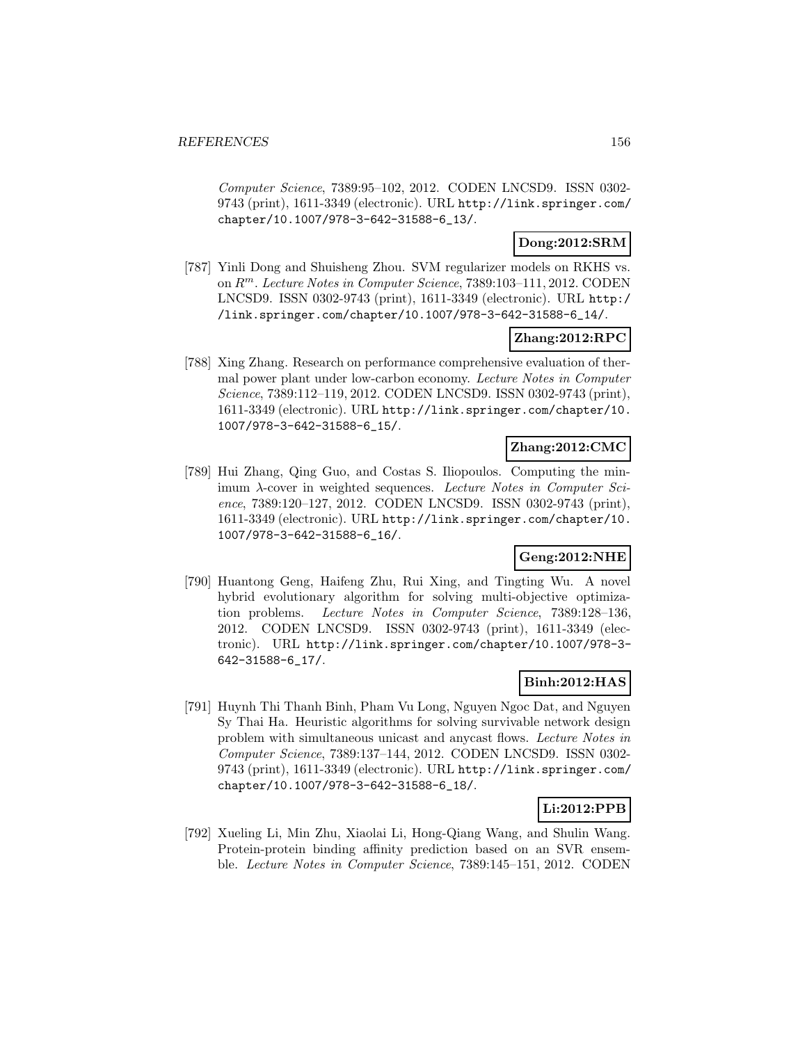*Computer Science*, 7389:95–102, 2012. CODEN LNCSD9. ISSN 0302-9743 (print), 1611-3349 (electronic). URL http://link.springer.com/chapter/10.1007/978-3-642-31588-6_13/.

**Dong:2012:SRM**

[787] Yinli Dong and Shuisheng Zhou. SVM regularizer models on RKHS vs. on $R^m$. *Lecture Notes in Computer Science*, 7389:103–111, 2012. CODEN LNCSD9. ISSN 0302-9743 (print), 1611-3349 (electronic). URL http://link.springer.com/chapter/10.1007/978-3-642-31588-6_14/.

**Zhang:2012:RPC**

[788] Xing Zhang. Research on performance comprehensive evaluation of thermal power plant under low-carbon economy. *Lecture Notes in Computer Science*, 7389:112–119, 2012. CODEN LNCSD9. ISSN 0302-9743 (print), 1611-3349 (electronic). URL http://link.springer.com/chapter/10.1007/978-3-642-31588-6_15/.

**Zhang:2012:CMC**

[789] Hui Zhang, Qing Guo, and Costas S. Iliopoulos. Computing the minimum $\lambda$-cover in weighted sequences. *Lecture Notes in Computer Science*, 7389:120–127, 2012. CODEN LNCSD9. ISSN 0302-9743 (print), 1611-3349 (electronic). URL http://link.springer.com/chapter/10.1007/978-3-642-31588-6_16/.

**Geng:2012:NHE**

[790] Huantong Geng, Haifeng Zhu, Rui Xing, and Tingting Wu. A novel hybrid evolutionary algorithm for solving multi-objective optimization problems. *Lecture Notes in Computer Science*, 7389:128–136, 2012. CODEN LNCSD9. ISSN 0302-9743 (print), 1611-3349 (electronic). URL http://link.springer.com/chapter/10.1007/978-3-642-31588-6_17/.

**Binh:2012:HAS**

[791] Huynh Thi Thanh Binh, Pham Vu Long, Nguyen Ngoc Dat, and Nguyen Sy Thai Ha. Heuristic algorithms for solving survivable network design problem with simultaneous unicast and anycast flows. *Lecture Notes in Computer Science*, 7389:137–144, 2012. CODEN LNCSD9. ISSN 0302-9743 (print), 1611-3349 (electronic). URL http://link.springer.com/chapter/10.1007/978-3-642-31588-6_18/.

**Li:2012:PPB**

[792] Xueling Li, Min Zhu, Xiaolai Li, Hong-Qiang Wang, and Shulin Wang. Protein-protein binding affinity prediction based on an SVR ensemble. *Lecture Notes in Computer Science*, 7389:145–151, 2012. CODEN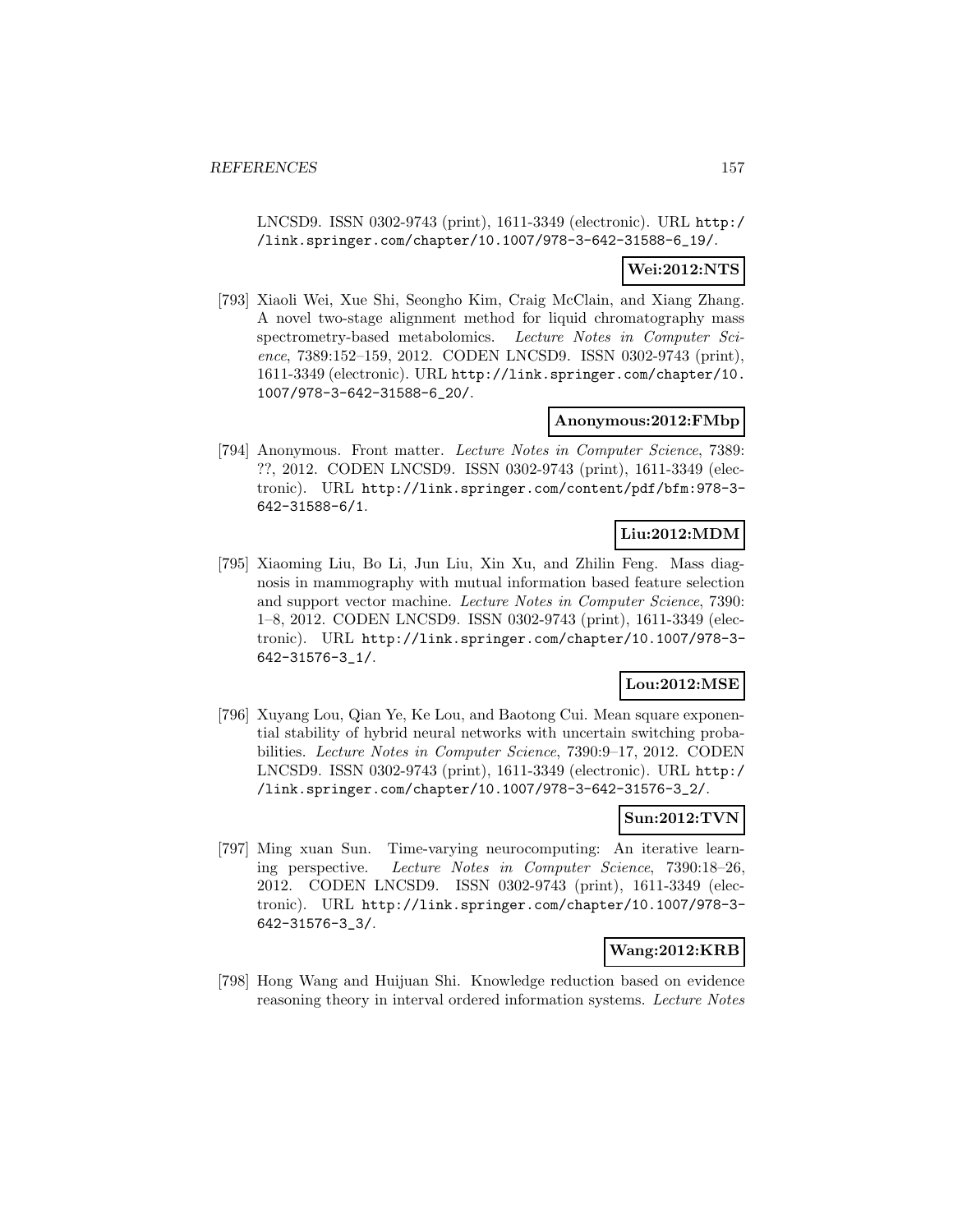LNCSD9. ISSN 0302-9743 (print), 1611-3349 (electronic). URL http://link.springer.com/chapter/10.1007/978-3-642-31588-6_19/.

**Wei:2012:NTS**

[793] Xiaoli Wei, Xue Shi, Seongho Kim, Craig McClain, and Xiang Zhang. A novel two-stage alignment method for liquid chromatography mass spectrometry-based metabolomics. *Lecture Notes in Computer Science*, 7389:152–159, 2012. CODEN LNCSD9. ISSN 0302-9743 (print), 1611-3349 (electronic). URL http://link.springer.com/chapter/10.1007/978-3-642-31588-6_20/.

**Anonymous:2012:FMbp**

[794] Anonymous. Front matter. *Lecture Notes in Computer Science*, 7389: ??, 2012. CODEN LNCSD9. ISSN 0302-9743 (print), 1611-3349 (electronic). URL http://link.springer.com/content/pdf/bfm:978-3-642-31588-6/1.

**Liu:2012:MDM**

[795] Xiaoming Liu, Bo Li, Jun Liu, Xin Xu, and Zhilin Feng. Mass diagnosis in mammography with mutual information based feature selection and support vector machine. *Lecture Notes in Computer Science*, 7390: 1–8, 2012. CODEN LNCSD9. ISSN 0302-9743 (print), 1611-3349 (electronic). URL http://link.springer.com/chapter/10.1007/978-3-642-31576-3_1/.

**Lou:2012:MSE**

[796] Xuyang Lou, Qian Ye, Ke Lou, and Baotong Cui. Mean square exponential stability of hybrid neural networks with uncertain switching probabilities. *Lecture Notes in Computer Science*, 7390:9–17, 2012. CODEN LNCSD9. ISSN 0302-9743 (print), 1611-3349 (electronic). URL http://link.springer.com/chapter/10.1007/978-3-642-31576-3_2/.

**Sun:2012:TVN**

[797] Ming xuan Sun. Time-varying neurocomputing: An iterative learning perspective. *Lecture Notes in Computer Science*, 7390:18–26, 2012. CODEN LNCSD9. ISSN 0302-9743 (print), 1611-3349 (electronic). URL http://link.springer.com/chapter/10.1007/978-3-642-31576-3_3/.

**Wang:2012:KRB**

[798] Hong Wang and Huijuan Shi. Knowledge reduction based on evidence reasoning theory in interval ordered information systems. *Lecture Notes*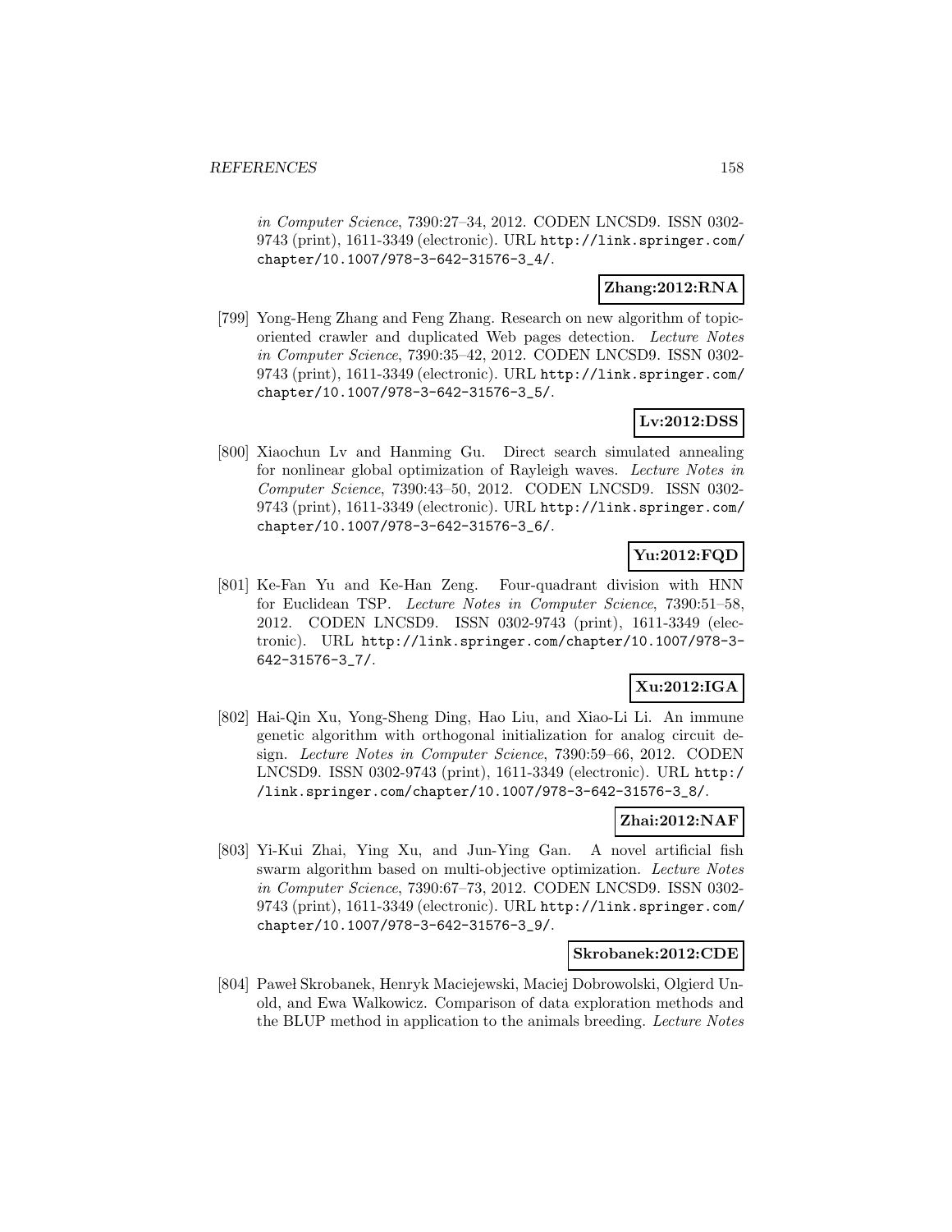in Computer Science, 7390:27–34, 2012. CODEN LNCSD9. ISSN 0302-9743 (print), 1611-3349 (electronic). URL http://link.springer.com/chapter/10.1007/978-3-642-31576-3_4/.

**Zhang:2012:RNA**

[799] Yong-Heng Zhang and Feng Zhang. Research on new algorithm of topic-oriented crawler and duplicated Web pages detection. *Lecture Notes in Computer Science*, 7390:35–42, 2012. CODEN LNCSD9. ISSN 0302-9743 (print), 1611-3349 (electronic). URL http://link.springer.com/chapter/10.1007/978-3-642-31576-3_5/.

**Lv:2012:DSS**

[800] Xiaochun Lv and Hanming Gu. Direct search simulated annealing for nonlinear global optimization of Rayleigh waves. *Lecture Notes in Computer Science*, 7390:43–50, 2012. CODEN LNCSD9. ISSN 0302-9743 (print), 1611-3349 (electronic). URL http://link.springer.com/chapter/10.1007/978-3-642-31576-3_6/.

**Yu:2012:FQD**

[801] Ke-Fan Yu and Ke-Han Zeng. Four-quadrant division with HNN for Euclidean TSP. *Lecture Notes in Computer Science*, 7390:51–58, 2012. CODEN LNCSD9. ISSN 0302-9743 (print), 1611-3349 (electronic). URL http://link.springer.com/chapter/10.1007/978-3-642-31576-3_7/.

**Xu:2012:IGA**

[802] Hai-Qin Xu, Yong-Sheng Ding, Hao Liu, and Xiao-Li Li. An immune genetic algorithm with orthogonal initialization for analog circuit design. *Lecture Notes in Computer Science*, 7390:59–66, 2012. CODEN LNCSD9. ISSN 0302-9743 (print), 1611-3349 (electronic). URL http://link.springer.com/chapter/10.1007/978-3-642-31576-3_8/.

**Zhai:2012:NAF**

[803] Yi-Kui Zhai, Ying Xu, and Jun-Ying Gan. A novel artificial fish swarm algorithm based on multi-objective optimization. *Lecture Notes in Computer Science*, 7390:67–73, 2012. CODEN LNCSD9. ISSN 0302-9743 (print), 1611-3349 (electronic). URL http://link.springer.com/chapter/10.1007/978-3-642-31576-3_9/.

**Skrobanek:2012:CDE**

[804] Paweł Skrobanek, Henryk Maciejewski, Maciej Dobrowolski, Olgierd Unold, and Ewa Walkowicz. Comparison of data exploration methods and the BLUP method in application to the animals breeding. *Lecture Notes*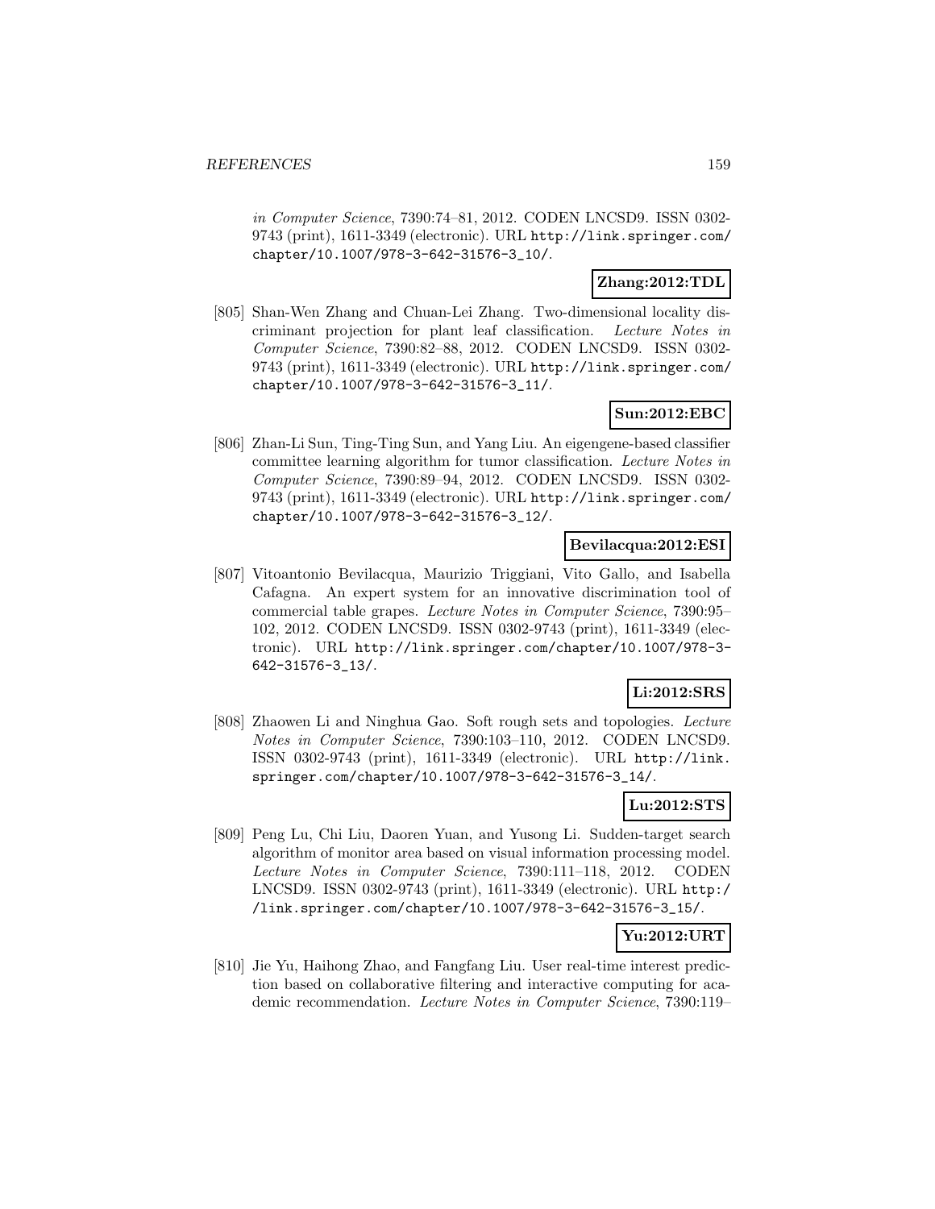in Computer Science, 7390:74–81, 2012. CODEN LNCSD9. ISSN 0302-9743 (print), 1611-3349 (electronic). URL http://link.springer.com/chapter/10.1007/978-3-642-31576-3_10/.

**Zhang:2012:TDL**

[805] Shan-Wen Zhang and Chuan-Lei Zhang. Two-dimensional locality discriminant projection for plant leaf classification. *Lecture Notes in Computer Science*, 7390:82–88, 2012. CODEN LNCSD9. ISSN 0302-9743 (print), 1611-3349 (electronic). URL http://link.springer.com/chapter/10.1007/978-3-642-31576-3_11/.

**Sun:2012:EBC**

[806] Zhan-Li Sun, Ting-Ting Sun, and Yang Liu. An eigengene-based classifier committee learning algorithm for tumor classification. *Lecture Notes in Computer Science*, 7390:89–94, 2012. CODEN LNCSD9. ISSN 0302-9743 (print), 1611-3349 (electronic). URL http://link.springer.com/chapter/10.1007/978-3-642-31576-3_12/.

**Bevilacqua:2012:ESI**

[807] Vitoantonio Bevilacqua, Maurizio Triggiani, Vito Gallo, and Isabella Cafagna. An expert system for an innovative discrimination tool of commercial table grapes. *Lecture Notes in Computer Science*, 7390:95–102, 2012. CODEN LNCSD9. ISSN 0302-9743 (print), 1611-3349 (electronic). URL http://link.springer.com/chapter/10.1007/978-3-642-31576-3_13/.

**Li:2012:SRS**

[808] Zhaowen Li and Ninghua Gao. Soft rough sets and topologies. *Lecture Notes in Computer Science*, 7390:103–110, 2012. CODEN LNCSD9. ISSN 0302-9743 (print), 1611-3349 (electronic). URL http://link.springer.com/chapter/10.1007/978-3-642-31576-3_14/.

**Lu:2012:STS**

[809] Peng Lu, Chi Liu, Daoren Yuan, and Yusong Li. Sudden-target search algorithm of monitor area based on visual information processing model. *Lecture Notes in Computer Science*, 7390:111–118, 2012. CODEN LNCSD9. ISSN 0302-9743 (print), 1611-3349 (electronic). URL http://link.springer.com/chapter/10.1007/978-3-642-31576-3_15/.

**Yu:2012:URT**

[810] Jie Yu, Haihong Zhao, and Fangfang Liu. User real-time interest prediction based on collaborative filtering and interactive computing for academic recommendation. *Lecture Notes in Computer Science*, 7390:119–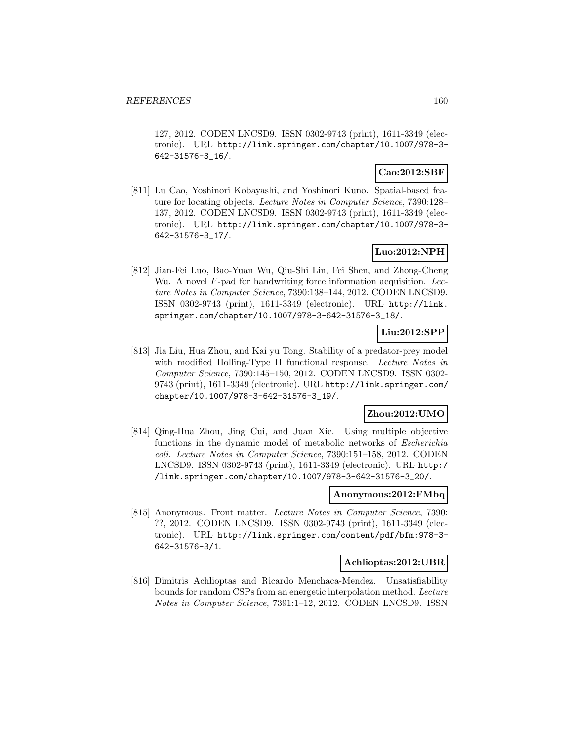127, 2012. CODEN LNCSD9. ISSN 0302-9743 (print), 1611-3349 (electronic). URL http://link.springer.com/chapter/10.1007/978-3-642-31576-3_16/.

**Cao:2012:SBF**

[811] Lu Cao, Yoshinori Kobayashi, and Yoshinori Kuno. Spatial-based feature for locating objects. *Lecture Notes in Computer Science*, 7390:128–137, 2012. CODEN LNCSD9. ISSN 0302-9743 (print), 1611-3349 (electronic). URL http://link.springer.com/chapter/10.1007/978-3-642-31576-3_17/.

**Luo:2012:NPH**

[812] Jian-Fei Luo, Bao-Yuan Wu, Qiu-Shi Lin, Fei Shen, and Zhong-Cheng Wu. A novel $F$-pad for handwriting force information acquisition. *Lecture Notes in Computer Science*, 7390:138–144, 2012. CODEN LNCSD9. ISSN 0302-9743 (print), 1611-3349 (electronic). URL http://link.springer.com/chapter/10.1007/978-3-642-31576-3_18/.

**Liu:2012:SPP**

[813] Jia Liu, Hua Zhou, and Kai yu Tong. Stability of a predator-prey model with modified Holling-Type II functional response. *Lecture Notes in Computer Science*, 7390:145–150, 2012. CODEN LNCSD9. ISSN 0302-9743 (print), 1611-3349 (electronic). URL http://link.springer.com/chapter/10.1007/978-3-642-31576-3_19/.

**Zhou:2012:UMO**

[814] Qing-Hua Zhou, Jing Cui, and Juan Xie. Using multiple objective functions in the dynamic model of metabolic networks of *Escherichia coli*. *Lecture Notes in Computer Science*, 7390:151–158, 2012. CODEN LNCSD9. ISSN 0302-9743 (print), 1611-3349 (electronic). URL http://link.springer.com/chapter/10.1007/978-3-642-31576-3_20/.

**Anonymous:2012:FMbq**

[815] Anonymous. Front matter. *Lecture Notes in Computer Science*, 7390: ??, 2012. CODEN LNCSD9. ISSN 0302-9743 (print), 1611-3349 (electronic). URL http://link.springer.com/content/pdf/bfm:978-3-642-31576-3/1.

**Achlioptas:2012:UBR**

[816] Dimitris Achlioptas and Ricardo Menchaca-Mendez. Unsatisfiability bounds for random CSPs from an energetic interpolation method. *Lecture Notes in Computer Science*, 7391:1–12, 2012. CODEN LNCSD9. ISSN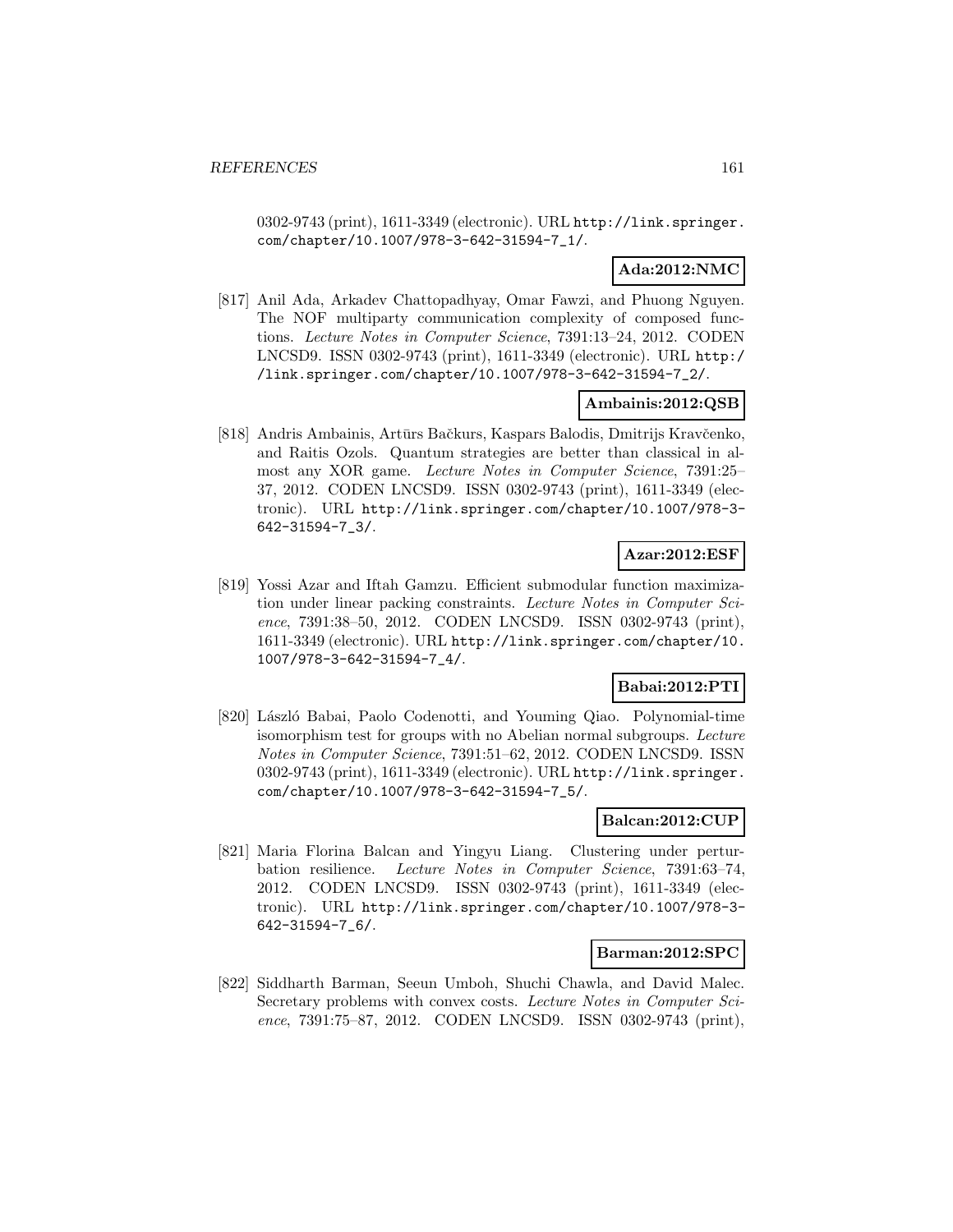0302-9743 (print), 1611-3349 (electronic). URL http://link.springer.com/chapter/10.1007/978-3-642-31594-7_1/.

**Ada:2012:NMC**

[817] Anil Ada, Arkadev Chattopadhyay, Omar Fawzi, and Phuong Nguyen. The NOF multiparty communication complexity of composed functions. *Lecture Notes in Computer Science*, 7391:13–24, 2012. CODEN LNCSD9. ISSN 0302-9743 (print), 1611-3349 (electronic). URL http://link.springer.com/chapter/10.1007/978-3-642-31594-7_2/.

**Ambainis:2012:QSB**

[818] Andris Ambainis, Artūrs Bačkurs, Kaspars Balodis, Dmitrijs Kravčenko, and Raitis Ozols. Quantum strategies are better than classical in almost any XOR game. *Lecture Notes in Computer Science*, 7391:25–37, 2012. CODEN LNCSD9. ISSN 0302-9743 (print), 1611-3349 (electronic). URL http://link.springer.com/chapter/10.1007/978-3-642-31594-7_3/.

**Azar:2012:ESF**

[819] Yossi Azar and Iftah Gamzu. Efficient submodular function maximization under linear packing constraints. *Lecture Notes in Computer Science*, 7391:38–50, 2012. CODEN LNCSD9. ISSN 0302-9743 (print), 1611-3349 (electronic). URL http://link.springer.com/chapter/10.1007/978-3-642-31594-7_4/.

**Babai:2012:PTI**

[820] László Babai, Paolo Codenotti, and Youming Qiao. Polynomial-time isomorphism test for groups with no Abelian normal subgroups. *Lecture Notes in Computer Science*, 7391:51–62, 2012. CODEN LNCSD9. ISSN 0302-9743 (print), 1611-3349 (electronic). URL http://link.springer.com/chapter/10.1007/978-3-642-31594-7_5/.

**Balcan:2012:CUP**

[821] Maria Florina Balcan and Yingyu Liang. Clustering under perturbation resilience. *Lecture Notes in Computer Science*, 7391:63–74, 2012. CODEN LNCSD9. ISSN 0302-9743 (print), 1611-3349 (electronic). URL http://link.springer.com/chapter/10.1007/978-3-642-31594-7_6/.

**Barman:2012:SPC**

[822] Siddharth Barman, Seeun Umboh, Shuchi Chawla, and David Malec. Secretary problems with convex costs. *Lecture Notes in Computer Science*, 7391:75–87, 2012. CODEN LNCSD9. ISSN 0302-9743 (print),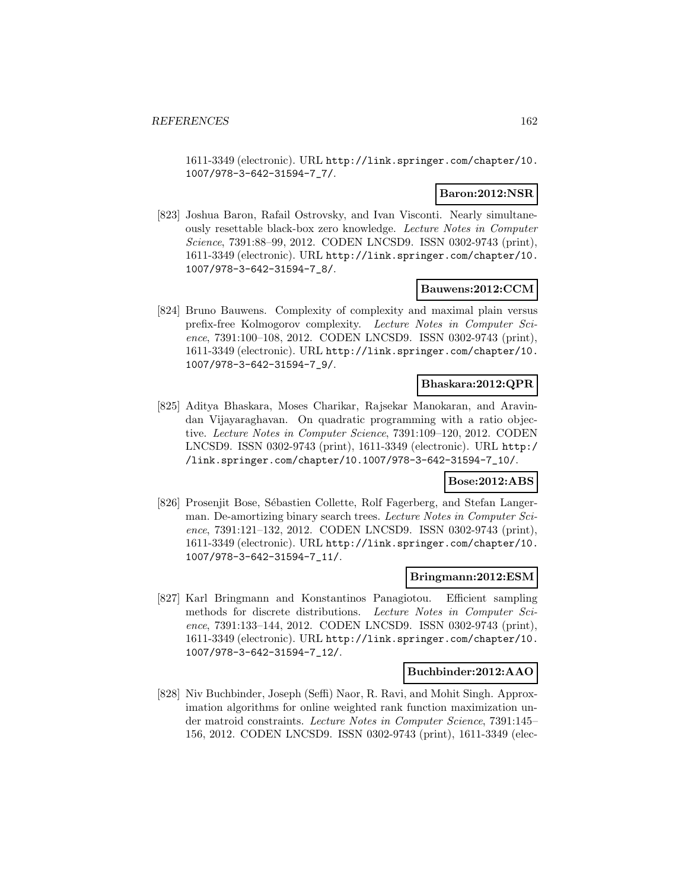1611-3349 (electronic). URL http://link.springer.com/chapter/10.1007/978-3-642-31594-7_7/.

**Baron:2012:NSR**

[823] Joshua Baron, Rafail Ostrovsky, and Ivan Visconti. Nearly simultaneously resettable black-box zero knowledge. *Lecture Notes in Computer Science*, 7391:88–99, 2012. CODEN LNCSD9. ISSN 0302-9743 (print), 1611-3349 (electronic). URL http://link.springer.com/chapter/10.1007/978-3-642-31594-7_8/.

**Bauwens:2012:CCM**

[824] Bruno Bauwens. Complexity of complexity and maximal plain versus prefix-free Kolmogorov complexity. *Lecture Notes in Computer Science*, 7391:100–108, 2012. CODEN LNCSD9. ISSN 0302-9743 (print), 1611-3349 (electronic). URL http://link.springer.com/chapter/10.1007/978-3-642-31594-7_9/.

**Bhaskara:2012:QPR**

[825] Aditya Bhaskara, Moses Charikar, Rajsekar Manokaran, and Aravindan Vijayaraghavan. On quadratic programming with a ratio objective. *Lecture Notes in Computer Science*, 7391:109–120, 2012. CODEN LNCSD9. ISSN 0302-9743 (print), 1611-3349 (electronic). URL http://link.springer.com/chapter/10.1007/978-3-642-31594-7_10/.

**Bose:2012:ABS**

[826] Prosenjit Bose, Sébastien Collette, Rolf Fagerberg, and Stefan Langerman. De-amortizing binary search trees. *Lecture Notes in Computer Science*, 7391:121–132, 2012. CODEN LNCSD9. ISSN 0302-9743 (print), 1611-3349 (electronic). URL http://link.springer.com/chapter/10.1007/978-3-642-31594-7_11/.

**Bringmann:2012:ESM**

[827] Karl Bringmann and Konstantinos Panagiotou. Efficient sampling methods for discrete distributions. *Lecture Notes in Computer Science*, 7391:133–144, 2012. CODEN LNCSD9. ISSN 0302-9743 (print), 1611-3349 (electronic). URL http://link.springer.com/chapter/10.1007/978-3-642-31594-7_12/.

**Buchbinder:2012:AAO**

[828] Niv Buchbinder, Joseph (Seffi) Naor, R. Ravi, and Mohit Singh. Approximation algorithms for online weighted rank function maximization under matroid constraints. *Lecture Notes in Computer Science*, 7391:145–156, 2012. CODEN LNCSD9. ISSN 0302-9743 (print), 1611-3349 (elec-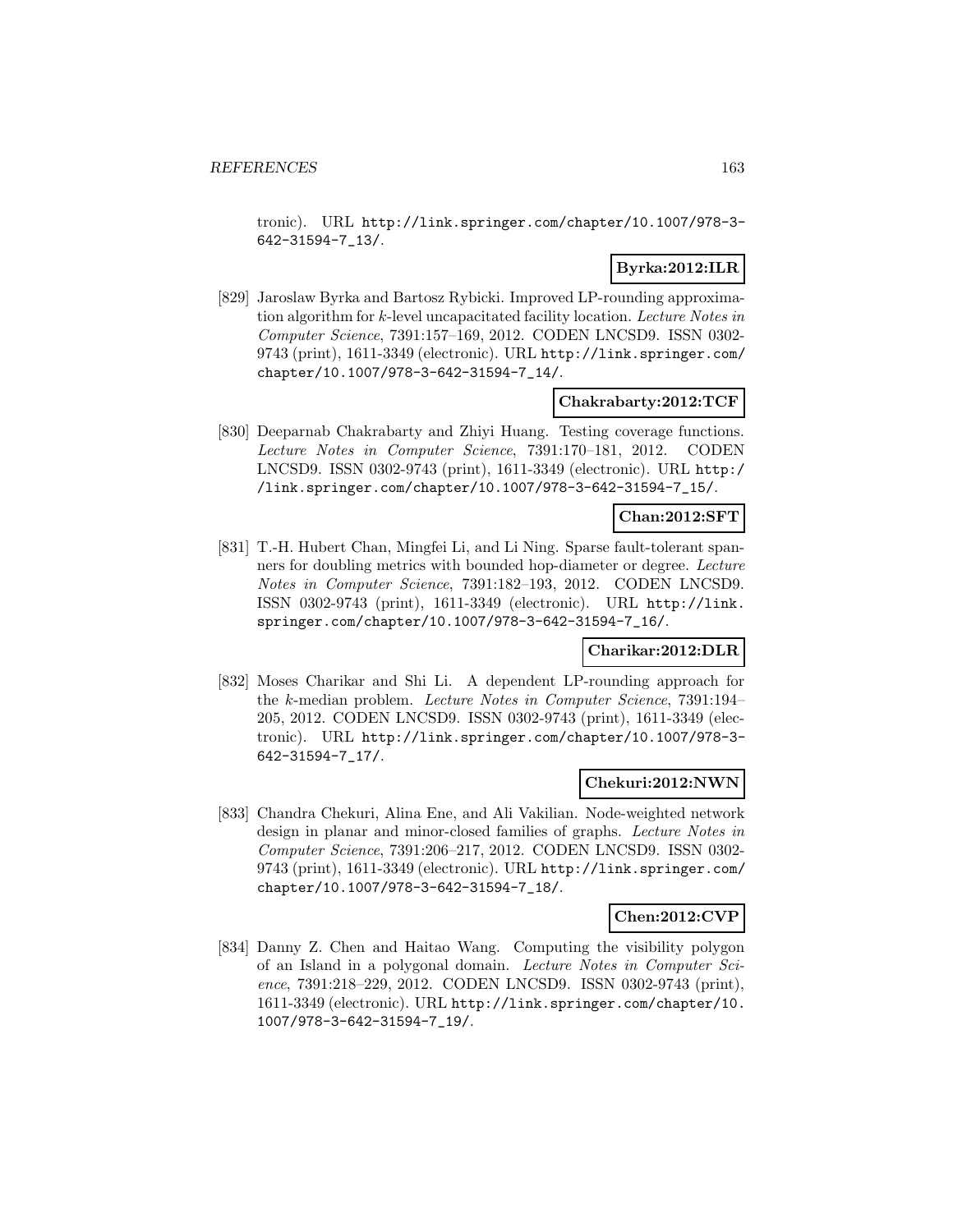tronic). URL http://link.springer.com/chapter/10.1007/978-3-642-31594-7_13/.

**Byrka:2012:ILR**

[829] Jaroslaw Byrka and Bartosz Rybicki. Improved LP-rounding approximation algorithm for $k$-level uncapacitated facility location. *Lecture Notes in Computer Science*, 7391:157–169, 2012. CODEN LNCSD9. ISSN 0302-9743 (print), 1611-3349 (electronic). URL http://link.springer.com/chapter/10.1007/978-3-642-31594-7_14/.

**Chakrabarty:2012:TCF**

[830] Deeparnab Chakrabarty and Zhiyi Huang. Testing coverage functions. *Lecture Notes in Computer Science*, 7391:170–181, 2012. CODEN LNCSD9. ISSN 0302-9743 (print), 1611-3349 (electronic). URL http://link.springer.com/chapter/10.1007/978-3-642-31594-7_15/.

**Chan:2012:SFT**

[831] T.-H. Hubert Chan, Mingfei Li, and Li Ning. Sparse fault-tolerant spanners for doubling metrics with bounded hop-diameter or degree. *Lecture Notes in Computer Science*, 7391:182–193, 2012. CODEN LNCSD9. ISSN 0302-9743 (print), 1611-3349 (electronic). URL http://link.springer.com/chapter/10.1007/978-3-642-31594-7_16/.

**Charikar:2012:DLR**

[832] Moses Charikar and Shi Li. A dependent LP-rounding approach for the $k$-median problem. *Lecture Notes in Computer Science*, 7391:194–205, 2012. CODEN LNCSD9. ISSN 0302-9743 (print), 1611-3349 (electronic). URL http://link.springer.com/chapter/10.1007/978-3-642-31594-7_17/.

**Chekuri:2012:NWN**

[833] Chandra Chekuri, Alina Ene, and Ali Vakilian. Node-weighted network design in planar and minor-closed families of graphs. *Lecture Notes in Computer Science*, 7391:206–217, 2012. CODEN LNCSD9. ISSN 0302-9743 (print), 1611-3349 (electronic). URL http://link.springer.com/chapter/10.1007/978-3-642-31594-7_18/.

**Chen:2012:CVP**

[834] Danny Z. Chen and Haitao Wang. Computing the visibility polygon of an Island in a polygonal domain. *Lecture Notes in Computer Science*, 7391:218–229, 2012. CODEN LNCSD9. ISSN 0302-9743 (print), 1611-3349 (electronic). URL http://link.springer.com/chapter/10.1007/978-3-642-31594-7_19/.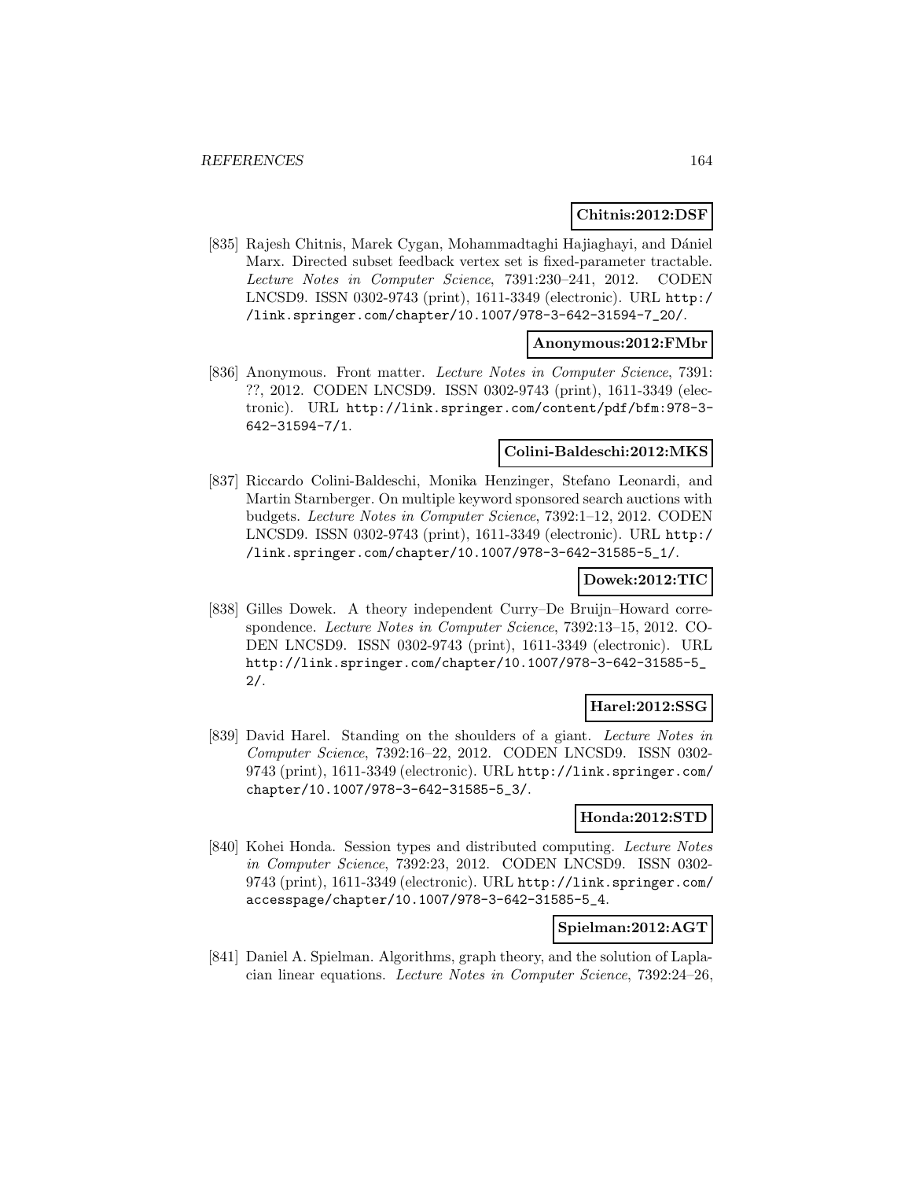**Chitnis:2012:DSF**

[835] Rajesh Chitnis, Marek Cygan, Mohammadtaghi Hajiaghayi, and Dániel Marx. Directed subset feedback vertex set is fixed-parameter tractable. *Lecture Notes in Computer Science*, 7391:230–241, 2012. CODEN LNCSD9. ISSN 0302-9743 (print), 1611-3349 (electronic). URL http://link.springer.com/chapter/10.1007/978-3-642-31594-7_20/.

**Anonymous:2012:FMbr**

[836] Anonymous. Front matter. *Lecture Notes in Computer Science*, 7391: ??, 2012. CODEN LNCSD9. ISSN 0302-9743 (print), 1611-3349 (electronic). URL http://link.springer.com/content/pdf/bfm:978-3-642-31594-7/1.

**Colini-Baldeschi:2012:MKS**

[837] Riccardo Colini-Baldeschi, Monika Henzinger, Stefano Leonardi, and Martin Starnberger. On multiple keyword sponsored search auctions with budgets. *Lecture Notes in Computer Science*, 7392:1–12, 2012. CODEN LNCSD9. ISSN 0302-9743 (print), 1611-3349 (electronic). URL http://link.springer.com/chapter/10.1007/978-3-642-31585-5_1/.

**Dowek:2012:TIC**

[838] Gilles Dowek. A theory independent Curry–De Bruijn–Howard correspondence. *Lecture Notes in Computer Science*, 7392:13–15, 2012. CODEN LNCSD9. ISSN 0302-9743 (print), 1611-3349 (electronic). URL http://link.springer.com/chapter/10.1007/978-3-642-31585-5_2/.

**Harel:2012:SSG**

[839] David Harel. Standing on the shoulders of a giant. *Lecture Notes in Computer Science*, 7392:16–22, 2012. CODEN LNCSD9. ISSN 0302-9743 (print), 1611-3349 (electronic). URL http://link.springer.com/chapter/10.1007/978-3-642-31585-5_3/.

**Honda:2012:STD**

[840] Kohei Honda. Session types and distributed computing. *Lecture Notes in Computer Science*, 7392:23, 2012. CODEN LNCSD9. ISSN 0302-9743 (print), 1611-3349 (electronic). URL http://link.springer.com/accesspage/chapter/10.1007/978-3-642-31585-5_4.

**Spielman:2012:AGT**

[841] Daniel A. Spielman. Algorithms, graph theory, and the solution of Laplacian linear equations. *Lecture Notes in Computer Science*, 7392:24–26,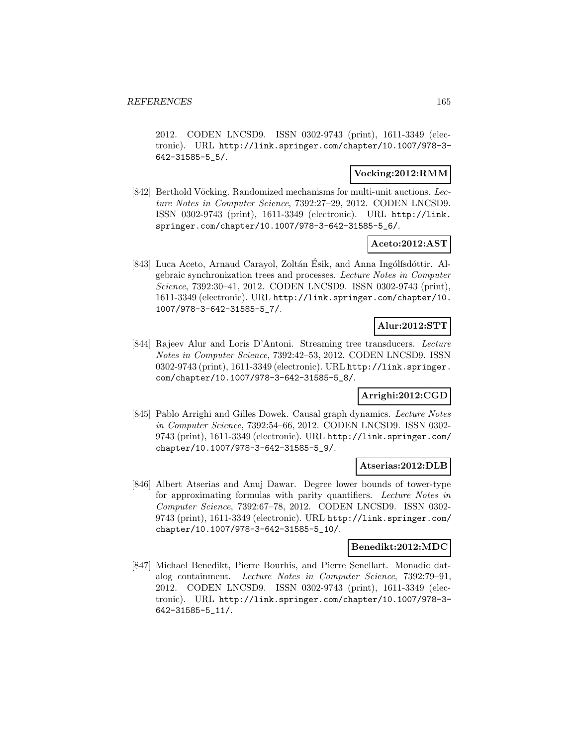2012. CODEN LNCSD9. ISSN 0302-9743 (print), 1611-3349 (electronic). URL http://link.springer.com/chapter/10.1007/978-3-642-31585-5_5/.

**Vocking:2012:RMM**

[842] Berthold Vöcking. Randomized mechanisms for multi-unit auctions. *Lecture Notes in Computer Science*, 7392:27–29, 2012. CODEN LNCSD9. ISSN 0302-9743 (print), 1611-3349 (electronic). URL http://link.springer.com/chapter/10.1007/978-3-642-31585-5_6/.

**Aceto:2012:AST**

[843] Luca Aceto, Arnaud Carayol, Zoltán Ésik, and Anna Ingólfsdóttir. Algebraic synchronization trees and processes. *Lecture Notes in Computer Science*, 7392:30–41, 2012. CODEN LNCSD9. ISSN 0302-9743 (print), 1611-3349 (electronic). URL http://link.springer.com/chapter/10.1007/978-3-642-31585-5_7/.

**Alur:2012:STT**

[844] Rajeev Alur and Loris D'Antoni. Streaming tree transducers. *Lecture Notes in Computer Science*, 7392:42–53, 2012. CODEN LNCSD9. ISSN 0302-9743 (print), 1611-3349 (electronic). URL http://link.springer.com/chapter/10.1007/978-3-642-31585-5_8/.

**Arrighi:2012:CGD**

[845] Pablo Arrighi and Gilles Dowek. Causal graph dynamics. *Lecture Notes in Computer Science*, 7392:54–66, 2012. CODEN LNCSD9. ISSN 0302-9743 (print), 1611-3349 (electronic). URL http://link.springer.com/chapter/10.1007/978-3-642-31585-5_9/.

**Atserias:2012:DLB**

[846] Albert Atserias and Anuj Dawar. Degree lower bounds of tower-type for approximating formulas with parity quantifiers. *Lecture Notes in Computer Science*, 7392:67–78, 2012. CODEN LNCSD9. ISSN 0302-9743 (print), 1611-3349 (electronic). URL http://link.springer.com/chapter/10.1007/978-3-642-31585-5_10/.

**Benedikt:2012:MDC**

[847] Michael Benedikt, Pierre Bourhis, and Pierre Senellart. Monadic datalog containment. *Lecture Notes in Computer Science*, 7392:79–91, 2012. CODEN LNCSD9. ISSN 0302-9743 (print), 1611-3349 (electronic). URL http://link.springer.com/chapter/10.1007/978-3-642-31585-5_11/.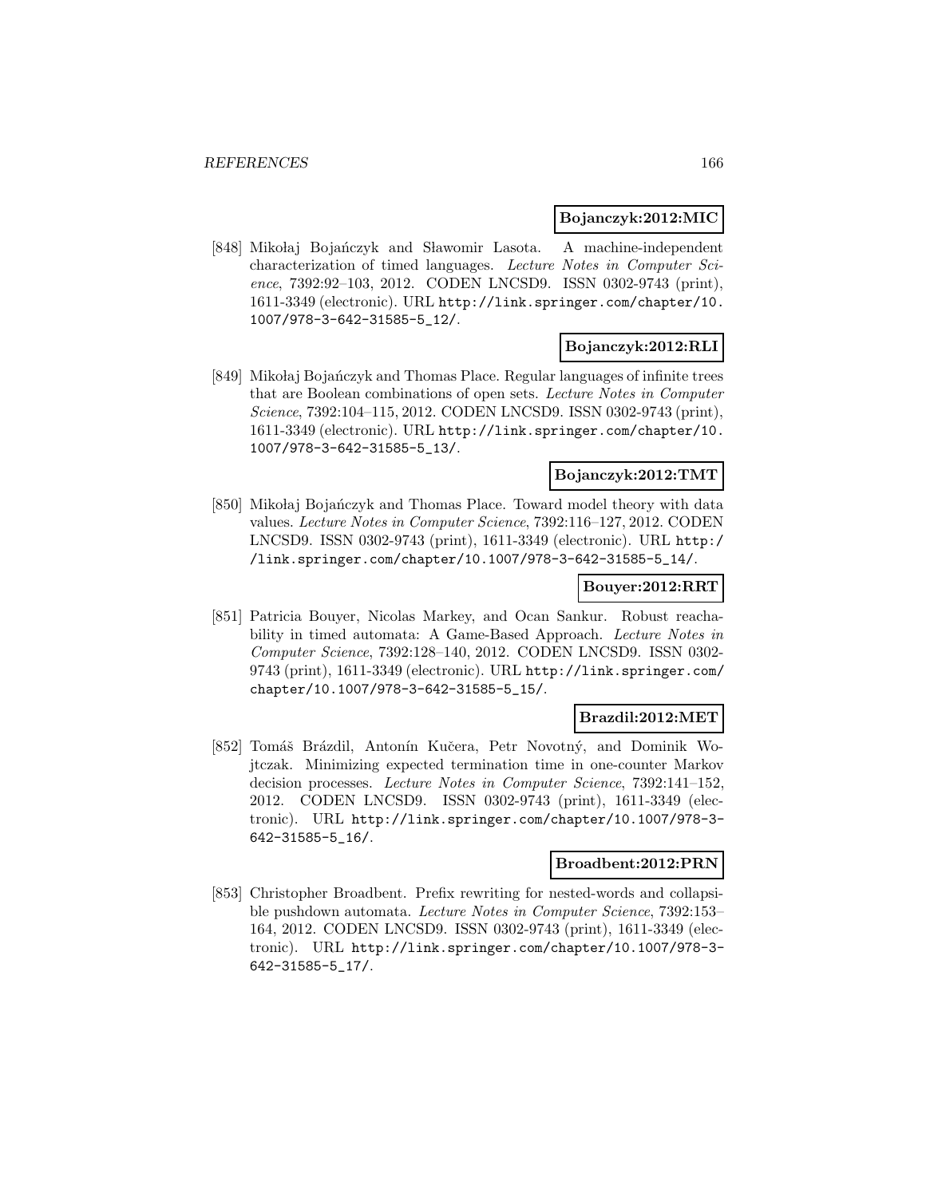**Bojanczyk:2012:MIC**

[848] Mikołaj Bojańczyk and Sławomir Lasota. A machine-independent characterization of timed languages. *Lecture Notes in Computer Science*, 7392:92–103, 2012. CODEN LNCSD9. ISSN 0302-9743 (print), 1611-3349 (electronic). URL http://link.springer.com/chapter/10.1007/978-3-642-31585-5_12/.

**Bojanczyk:2012:RLI**

[849] Mikołaj Bojańczyk and Thomas Place. Regular languages of infinite trees that are Boolean combinations of open sets. *Lecture Notes in Computer Science*, 7392:104–115, 2012. CODEN LNCSD9. ISSN 0302-9743 (print), 1611-3349 (electronic). URL http://link.springer.com/chapter/10.1007/978-3-642-31585-5_13/.

**Bojanczyk:2012:TMT**

[850] Mikołaj Bojańczyk and Thomas Place. Toward model theory with data values. *Lecture Notes in Computer Science*, 7392:116–127, 2012. CODEN LNCSD9. ISSN 0302-9743 (print), 1611-3349 (electronic). URL http://link.springer.com/chapter/10.1007/978-3-642-31585-5_14/.

**Bouyer:2012:RRT**

[851] Patricia Bouyer, Nicolas Markey, and Ocan Sankur. Robust reachability in timed automata: A Game-Based Approach. *Lecture Notes in Computer Science*, 7392:128–140, 2012. CODEN LNCSD9. ISSN 0302-9743 (print), 1611-3349 (electronic). URL http://link.springer.com/chapter/10.1007/978-3-642-31585-5_15/.

**Brazdil:2012:MET**

[852] Tomáš Brázdil, Antonín Kučera, Petr Novotný, and Dominik Wojtczak. Minimizing expected termination time in one-counter Markov decision processes. *Lecture Notes in Computer Science*, 7392:141–152, 2012. CODEN LNCSD9. ISSN 0302-9743 (print), 1611-3349 (electronic). URL http://link.springer.com/chapter/10.1007/978-3-642-31585-5_16/.

**Broadbent:2012:PRN**

[853] Christopher Broadbent. Prefix rewriting for nested-words and collapsible pushdown automata. *Lecture Notes in Computer Science*, 7392:153–164, 2012. CODEN LNCSD9. ISSN 0302-9743 (print), 1611-3349 (electronic). URL http://link.springer.com/chapter/10.1007/978-3-642-31585-5_17/.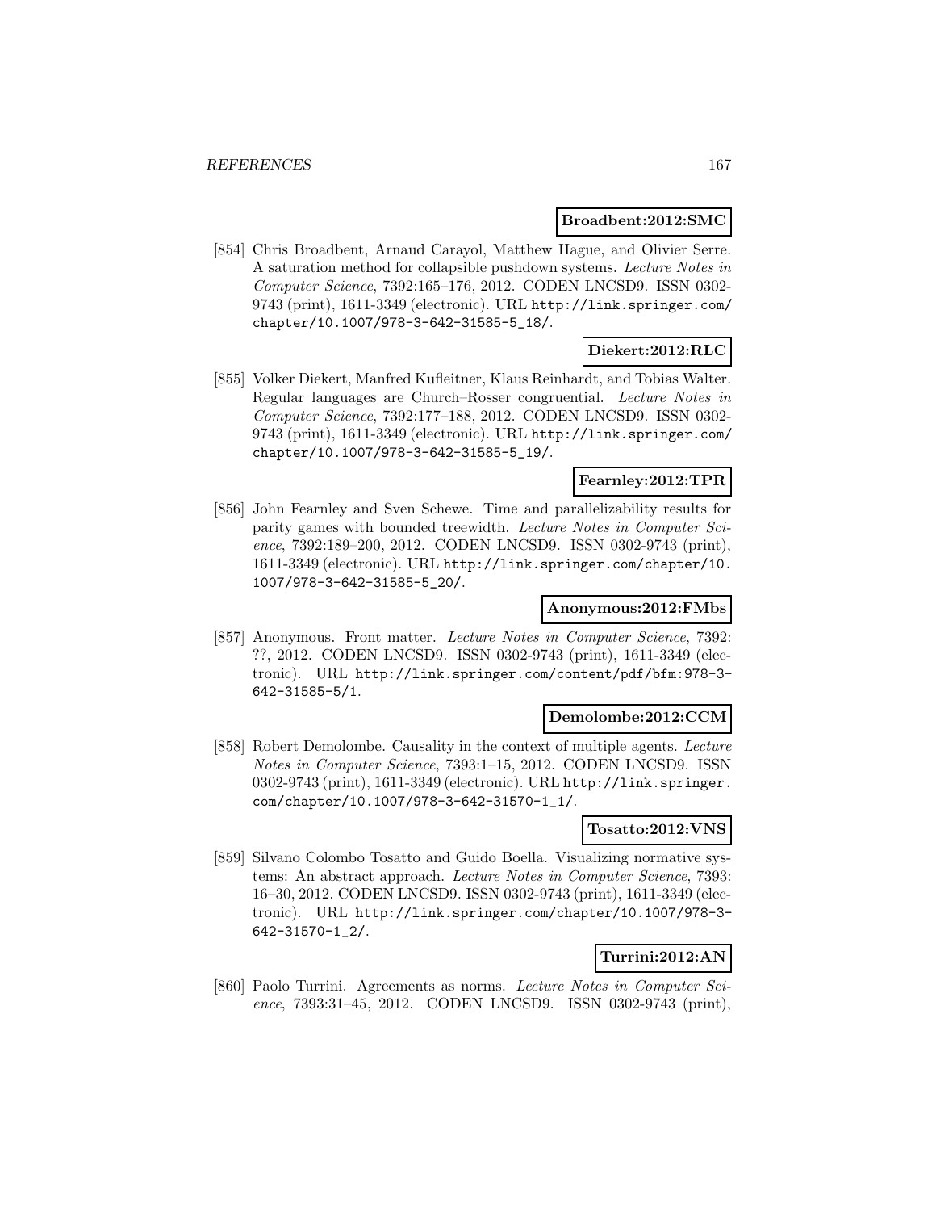**Broadbent:2012:SMC**

[854] Chris Broadbent, Arnaud Carayol, Matthew Hague, and Olivier Serre. A saturation method for collapsible pushdown systems. *Lecture Notes in Computer Science*, 7392:165–176, 2012. CODEN LNCSD9. ISSN 0302-9743 (print), 1611-3349 (electronic). URL http://link.springer.com/chapter/10.1007/978-3-642-31585-5_18/.

**Diekert:2012:RLC**

[855] Volker Diekert, Manfred Kufleitner, Klaus Reinhardt, and Tobias Walter. Regular languages are Church–Rosser congruential. *Lecture Notes in Computer Science*, 7392:177–188, 2012. CODEN LNCSD9. ISSN 0302-9743 (print), 1611-3349 (electronic). URL http://link.springer.com/chapter/10.1007/978-3-642-31585-5_19/.

**Fearnley:2012:TPR**

[856] John Fearnley and Sven Schewe. Time and parallelizability results for parity games with bounded treewidth. *Lecture Notes in Computer Science*, 7392:189–200, 2012. CODEN LNCSD9. ISSN 0302-9743 (print), 1611-3349 (electronic). URL http://link.springer.com/chapter/10.1007/978-3-642-31585-5_20/.

**Anonymous:2012:FMbs**

[857] Anonymous. Front matter. *Lecture Notes in Computer Science*, 7392: ??, 2012. CODEN LNCSD9. ISSN 0302-9743 (print), 1611-3349 (electronic). URL http://link.springer.com/content/pdf/bfm:978-3-642-31585-5/1.

**Demolombe:2012:CCM**

[858] Robert Demolombe. Causality in the context of multiple agents. *Lecture Notes in Computer Science*, 7393:1–15, 2012. CODEN LNCSD9. ISSN 0302-9743 (print), 1611-3349 (electronic). URL http://link.springer.com/chapter/10.1007/978-3-642-31570-1_1/.

**Tosatto:2012:VNS**

[859] Silvano Colombo Tosatto and Guido Boella. Visualizing normative systems: An abstract approach. *Lecture Notes in Computer Science*, 7393: 16–30, 2012. CODEN LNCSD9. ISSN 0302-9743 (print), 1611-3349 (electronic). URL http://link.springer.com/chapter/10.1007/978-3-642-31570-1_2/.

**Turrini:2012:AN**

[860] Paolo Turrini. Agreements as norms. *Lecture Notes in Computer Science*, 7393:31–45, 2012. CODEN LNCSD9. ISSN 0302-9743 (print),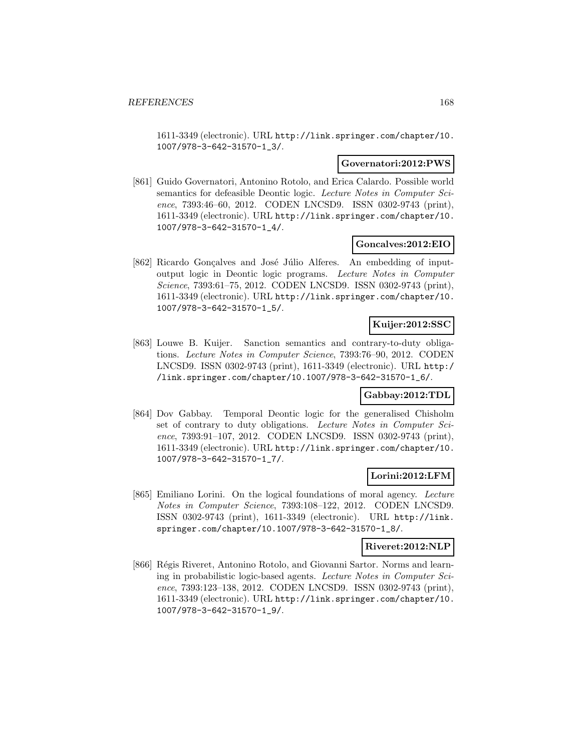1611-3349 (electronic). URL http://link.springer.com/chapter/10.1007/978-3-642-31570-1_3/.

**Governatori:2012:PWS**

[861] Guido Governatori, Antonino Rotolo, and Erica Calardo. Possible world semantics for defeasible Deontic logic. *Lecture Notes in Computer Science*, 7393:46–60, 2012. CODEN LNCSD9. ISSN 0302-9743 (print), 1611-3349 (electronic). URL http://link.springer.com/chapter/10.1007/978-3-642-31570-1_4/.

**Goncalves:2012:EIO**

[862] Ricardo Gonçalves and José Júlio Alferes. An embedding of input-output logic in Deontic logic programs. *Lecture Notes in Computer Science*, 7393:61–75, 2012. CODEN LNCSD9. ISSN 0302-9743 (print), 1611-3349 (electronic). URL http://link.springer.com/chapter/10.1007/978-3-642-31570-1_5/.

**Kuijer:2012:SSC**

[863] Louwe B. Kuijer. Sanction semantics and contrary-to-duty obligations. *Lecture Notes in Computer Science*, 7393:76–90, 2012. CODEN LNCSD9. ISSN 0302-9743 (print), 1611-3349 (electronic). URL http://link.springer.com/chapter/10.1007/978-3-642-31570-1_6/.

**Gabbay:2012:TDL**

[864] Dov Gabbay. Temporal Deontic logic for the generalised Chisholm set of contrary to duty obligations. *Lecture Notes in Computer Science*, 7393:91–107, 2012. CODEN LNCSD9. ISSN 0302-9743 (print), 1611-3349 (electronic). URL http://link.springer.com/chapter/10.1007/978-3-642-31570-1_7/.

**Lorini:2012:LFM**

[865] Emiliano Lorini. On the logical foundations of moral agency. *Lecture Notes in Computer Science*, 7393:108–122, 2012. CODEN LNCSD9. ISSN 0302-9743 (print), 1611-3349 (electronic). URL http://link.springer.com/chapter/10.1007/978-3-642-31570-1_8/.

**Riveret:2012:NLP**

[866] Régis Riveret, Antonino Rotolo, and Giovanni Sartor. Norms and learning in probabilistic logic-based agents. *Lecture Notes in Computer Science*, 7393:123–138, 2012. CODEN LNCSD9. ISSN 0302-9743 (print), 1611-3349 (electronic). URL http://link.springer.com/chapter/10.1007/978-3-642-31570-1_9/.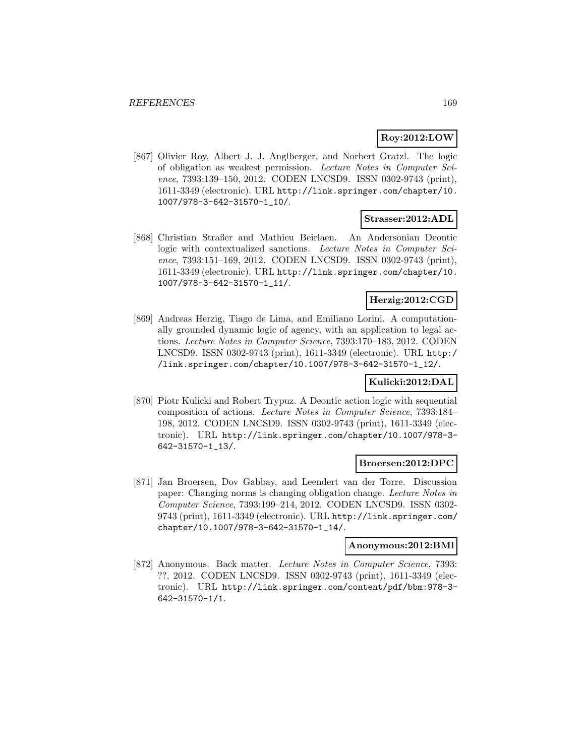**Roy:2012:LOW**

[867] Olivier Roy, Albert J. J. Anglberger, and Norbert Gratzl. The logic of obligation as weakest permission. *Lecture Notes in Computer Science*, 7393:139–150, 2012. CODEN LNCSD9. ISSN 0302-9743 (print), 1611-3349 (electronic). URL http://link.springer.com/chapter/10.1007/978-3-642-31570-1_10/.

**Strasser:2012:ADL**

[868] Christian Straßer and Mathieu Beirlaen. An Andersonian Deontic logic with contextualized sanctions. *Lecture Notes in Computer Science*, 7393:151–169, 2012. CODEN LNCSD9. ISSN 0302-9743 (print), 1611-3349 (electronic). URL http://link.springer.com/chapter/10.1007/978-3-642-31570-1_11/.

**Herzig:2012:CGD**

[869] Andreas Herzig, Tiago de Lima, and Emiliano Lorini. A computationally grounded dynamic logic of agency, with an application to legal actions. *Lecture Notes in Computer Science*, 7393:170–183, 2012. CODEN LNCSD9. ISSN 0302-9743 (print), 1611-3349 (electronic). URL http://link.springer.com/chapter/10.1007/978-3-642-31570-1_12/.

**Kulicki:2012:DAL**

[870] Piotr Kulicki and Robert Trypuz. A Deontic action logic with sequential composition of actions. *Lecture Notes in Computer Science*, 7393:184–198, 2012. CODEN LNCSD9. ISSN 0302-9743 (print), 1611-3349 (electronic). URL http://link.springer.com/chapter/10.1007/978-3-642-31570-1_13/.

**Broersen:2012:DPC**

[871] Jan Broersen, Dov Gabbay, and Leendert van der Torre. Discussion paper: Changing norms is changing obligation change. *Lecture Notes in Computer Science*, 7393:199–214, 2012. CODEN LNCSD9. ISSN 0302-9743 (print), 1611-3349 (electronic). URL http://link.springer.com/chapter/10.1007/978-3-642-31570-1_14/.

**Anonymous:2012:BMl**

[872] Anonymous. Back matter. *Lecture Notes in Computer Science*, 7393: ??, 2012. CODEN LNCSD9. ISSN 0302-9743 (print), 1611-3349 (electronic). URL http://link.springer.com/content/pdf/bbm:978-3-642-31570-1/1.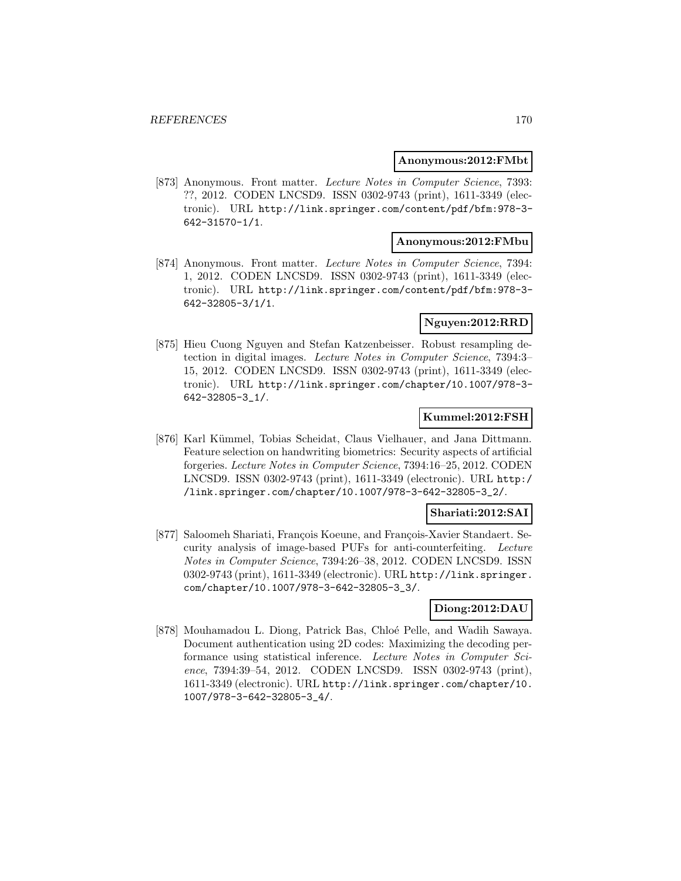**Anonymous:2012:FMbt**

[873] Anonymous. Front matter. *Lecture Notes in Computer Science*, 7393: ??, 2012. CODEN LNCSD9. ISSN 0302-9743 (print), 1611-3349 (electronic). URL http://link.springer.com/content/pdf/bfm:978-3-642-31570-1/1.

**Anonymous:2012:FMbu**

[874] Anonymous. Front matter. *Lecture Notes in Computer Science*, 7394: 1, 2012. CODEN LNCSD9. ISSN 0302-9743 (print), 1611-3349 (electronic). URL http://link.springer.com/content/pdf/bfm:978-3-642-32805-3/1/1.

**Nguyen:2012:RRD**

[875] Hieu Cuong Nguyen and Stefan Katzenbeisser. Robust resampling detection in digital images. *Lecture Notes in Computer Science*, 7394:3–15, 2012. CODEN LNCSD9. ISSN 0302-9743 (print), 1611-3349 (electronic). URL http://link.springer.com/chapter/10.1007/978-3-642-32805-3_1/.

**Kummel:2012:FSH**

[876] Karl Kümmel, Tobias Scheidat, Claus Vielhauer, and Jana Dittmann. Feature selection on handwriting biometrics: Security aspects of artificial forgeries. *Lecture Notes in Computer Science*, 7394:16–25, 2012. CODEN LNCSD9. ISSN 0302-9743 (print), 1611-3349 (electronic). URL http://link.springer.com/chapter/10.1007/978-3-642-32805-3_2/.

**Shariati:2012:SAI**

[877] Saloomeh Shariati, François Koeune, and François-Xavier Standaert. Security analysis of image-based PUFs for anti-counterfeiting. *Lecture Notes in Computer Science*, 7394:26–38, 2012. CODEN LNCSD9. ISSN 0302-9743 (print), 1611-3349 (electronic). URL http://link.springer.com/chapter/10.1007/978-3-642-32805-3_3/.

**Diong:2012:DAU**

[878] Mouhamadou L. Diong, Patrick Bas, Chloé Pelle, and Wadih Sawaya. Document authentication using 2D codes: Maximizing the decoding performance using statistical inference. *Lecture Notes in Computer Science*, 7394:39–54, 2012. CODEN LNCSD9. ISSN 0302-9743 (print), 1611-3349 (electronic). URL http://link.springer.com/chapter/10.1007/978-3-642-32805-3_4/.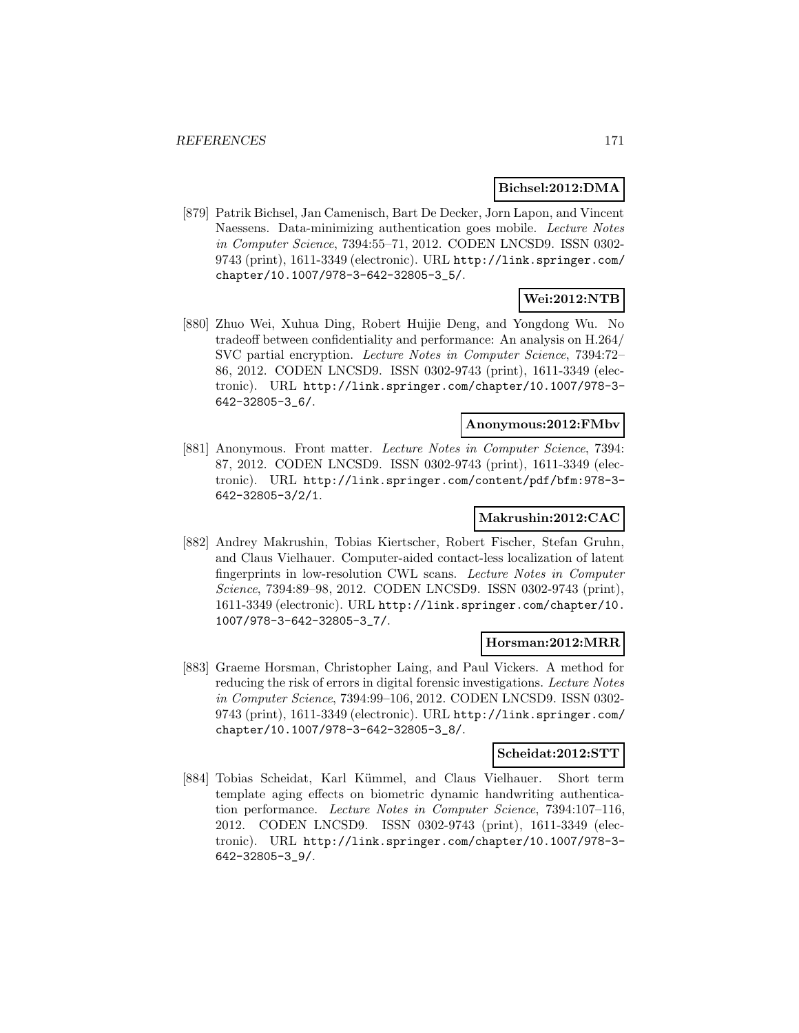**Bichsel:2012:DMA**

[879] Patrik Bichsel, Jan Camenisch, Bart De Decker, Jorn Lapon, and Vincent Naessens. Data-minimizing authentication goes mobile. *Lecture Notes in Computer Science*, 7394:55–71, 2012. CODEN LNCSD9. ISSN 0302-9743 (print), 1611-3349 (electronic). URL http://link.springer.com/chapter/10.1007/978-3-642-32805-3_5/.

**Wei:2012:NTB**

[880] Zhuo Wei, Xuhua Ding, Robert Huijie Deng, and Yongdong Wu. No tradeoff between confidentiality and performance: An analysis on H.264/SVC partial encryption. *Lecture Notes in Computer Science*, 7394:72–86, 2012. CODEN LNCSD9. ISSN 0302-9743 (print), 1611-3349 (electronic). URL http://link.springer.com/chapter/10.1007/978-3-642-32805-3_6/.

**Anonymous:2012:FMbv**

[881] Anonymous. Front matter. *Lecture Notes in Computer Science*, 7394:87, 2012. CODEN LNCSD9. ISSN 0302-9743 (print), 1611-3349 (electronic). URL http://link.springer.com/content/pdf/bfm:978-3-642-32805-3/2/1.

**Makrushin:2012:CAC**

[882] Andrey Makrushin, Tobias Kiertscher, Robert Fischer, Stefan Gruhn, and Claus Vielhauer. Computer-aided contact-less localization of latent fingerprints in low-resolution CWL scans. *Lecture Notes in Computer Science*, 7394:89–98, 2012. CODEN LNCSD9. ISSN 0302-9743 (print), 1611-3349 (electronic). URL http://link.springer.com/chapter/10.1007/978-3-642-32805-3_7/.

**Horsman:2012:MRR**

[883] Graeme Horsman, Christopher Laing, and Paul Vickers. A method for reducing the risk of errors in digital forensic investigations. *Lecture Notes in Computer Science*, 7394:99–106, 2012. CODEN LNCSD9. ISSN 0302-9743 (print), 1611-3349 (electronic). URL http://link.springer.com/chapter/10.1007/978-3-642-32805-3_8/.

**Scheidat:2012:STT**

[884] Tobias Scheidat, Karl Kümmel, and Claus Vielhauer. Short term template aging effects on biometric dynamic handwriting authentication performance. *Lecture Notes in Computer Science*, 7394:107–116, 2012. CODEN LNCSD9. ISSN 0302-9743 (print), 1611-3349 (electronic). URL http://link.springer.com/chapter/10.1007/978-3-642-32805-3_9/.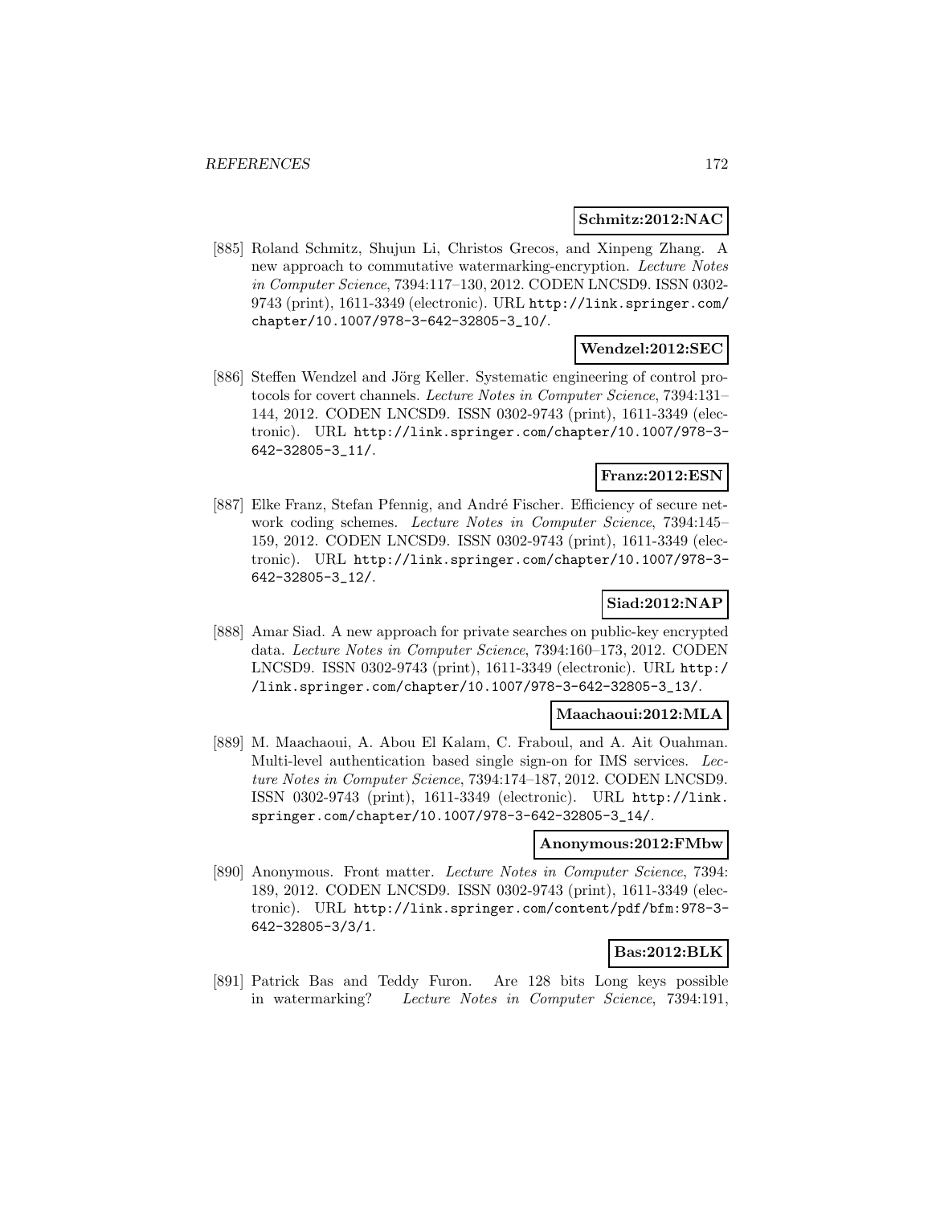**Schmitz:2012:NAC**

[885] Roland Schmitz, Shujun Li, Christos Grecos, and Xinpeng Zhang. A new approach to commutative watermarking-encryption. *Lecture Notes in Computer Science*, 7394:117–130, 2012. CODEN LNCSD9. ISSN 0302-9743 (print), 1611-3349 (electronic). URL http://link.springer.com/chapter/10.1007/978-3-642-32805-3_10/.

**Wendzel:2012:SEC**

[886] Steffen Wendzel and Jörg Keller. Systematic engineering of control protocols for covert channels. *Lecture Notes in Computer Science*, 7394:131–144, 2012. CODEN LNCSD9. ISSN 0302-9743 (print), 1611-3349 (electronic). URL http://link.springer.com/chapter/10.1007/978-3-642-32805-3_11/.

**Franz:2012:ESN**

[887] Elke Franz, Stefan Pfennig, and André Fischer. Efficiency of secure network coding schemes. *Lecture Notes in Computer Science*, 7394:145–159, 2012. CODEN LNCSD9. ISSN 0302-9743 (print), 1611-3349 (electronic). URL http://link.springer.com/chapter/10.1007/978-3-642-32805-3_12/.

**Siad:2012:NAP**

[888] Amar Siad. A new approach for private searches on public-key encrypted data. *Lecture Notes in Computer Science*, 7394:160–173, 2012. CODEN LNCSD9. ISSN 0302-9743 (print), 1611-3349 (electronic). URL http://link.springer.com/chapter/10.1007/978-3-642-32805-3_13/.

**Maachaoui:2012:MLA**

[889] M. Maachaoui, A. Abou El Kalam, C. Fraboul, and A. Ait Ouahman. Multi-level authentication based single sign-on for IMS services. *Lecture Notes in Computer Science*, 7394:174–187, 2012. CODEN LNCSD9. ISSN 0302-9743 (print), 1611-3349 (electronic). URL http://link.springer.com/chapter/10.1007/978-3-642-32805-3_14/.

**Anonymous:2012:FMbw**

[890] Anonymous. Front matter. *Lecture Notes in Computer Science*, 7394: 189, 2012. CODEN LNCSD9. ISSN 0302-9743 (print), 1611-3349 (electronic). URL http://link.springer.com/content/pdf/bfm:978-3-642-32805-3/3/1.

**Bas:2012:BLK**

[891] Patrick Bas and Teddy Furon. Are 128 bits Long keys possible in watermarking? *Lecture Notes in Computer Science*, 7394:191,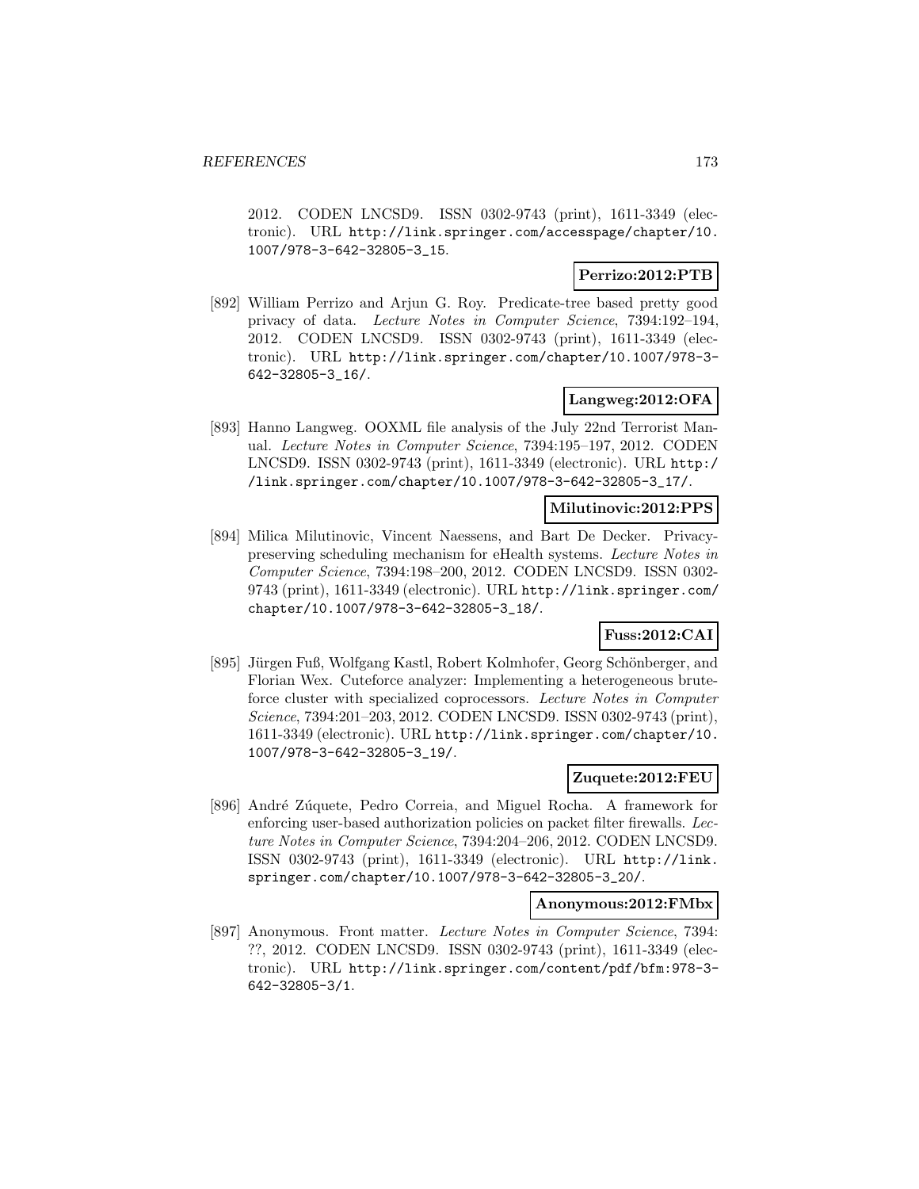2012. CODEN LNCSD9. ISSN 0302-9743 (print), 1611-3349 (electronic). URL http://link.springer.com/accesspage/chapter/10.1007/978-3-642-32805-3_15.

**Perrizo:2012:PTB**

[892] William Perrizo and Arjun G. Roy. Predicate-tree based pretty good privacy of data. *Lecture Notes in Computer Science*, 7394:192–194, 2012. CODEN LNCSD9. ISSN 0302-9743 (print), 1611-3349 (electronic). URL http://link.springer.com/chapter/10.1007/978-3-642-32805-3_16/.

**Langweg:2012:OFA**

[893] Hanno Langweg. OOXML file analysis of the July 22nd Terrorist Manual. *Lecture Notes in Computer Science*, 7394:195–197, 2012. CODEN LNCSD9. ISSN 0302-9743 (print), 1611-3349 (electronic). URL http://link.springer.com/chapter/10.1007/978-3-642-32805-3_17/.

**Milutinovic:2012:PPS**

[894] Milica Milutinovic, Vincent Naessens, and Bart De Decker. Privacy-preserving scheduling mechanism for eHealth systems. *Lecture Notes in Computer Science*, 7394:198–200, 2012. CODEN LNCSD9. ISSN 0302-9743 (print), 1611-3349 (electronic). URL http://link.springer.com/chapter/10.1007/978-3-642-32805-3_18/.

**Fuss:2012:CAI**

[895] Jürgen Fuß, Wolfgang Kastl, Robert Kolmhofer, Georg Schönberger, and Florian Wex. Cuteforce analyzer: Implementing a heterogeneous brute-force cluster with specialized coprocessors. *Lecture Notes in Computer Science*, 7394:201–203, 2012. CODEN LNCSD9. ISSN 0302-9743 (print), 1611-3349 (electronic). URL http://link.springer.com/chapter/10.1007/978-3-642-32805-3_19/.

**Zuquete:2012:FEU**

[896] André Zúquete, Pedro Correia, and Miguel Rocha. A framework for enforcing user-based authorization policies on packet filter firewalls. *Lecture Notes in Computer Science*, 7394:204–206, 2012. CODEN LNCSD9. ISSN 0302-9743 (print), 1611-3349 (electronic). URL http://link.springer.com/chapter/10.1007/978-3-642-32805-3_20/.

**Anonymous:2012:FMbx**

[897] Anonymous. Front matter. *Lecture Notes in Computer Science*, 7394: ??, 2012. CODEN LNCSD9. ISSN 0302-9743 (print), 1611-3349 (electronic). URL http://link.springer.com/content/pdf/bfm:978-3-642-32805-3/1.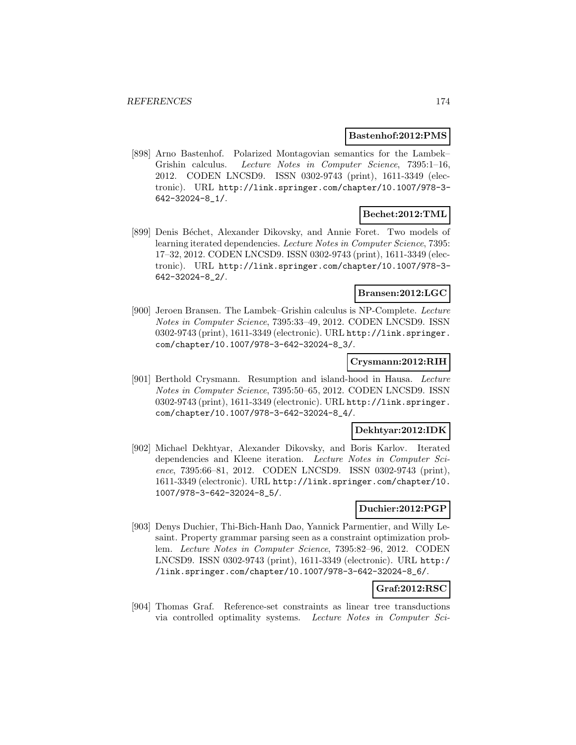**Bastenhof:2012:PMS**

[898] Arno Bastenhof. Polarized Montagovian semantics for the Lambek–Grishin calculus. *Lecture Notes in Computer Science*, 7395:1–16, 2012. CODEN LNCSD9. ISSN 0302-9743 (print), 1611-3349 (electronic). URL http://link.springer.com/chapter/10.1007/978-3-642-32024-8_1/.

**Bechet:2012:TML**

[899] Denis Béchet, Alexander Dikovsky, and Annie Foret. Two models of learning iterated dependencies. *Lecture Notes in Computer Science*, 7395: 17–32, 2012. CODEN LNCSD9. ISSN 0302-9743 (print), 1611-3349 (electronic). URL http://link.springer.com/chapter/10.1007/978-3-642-32024-8_2/.

**Bransen:2012:LGC**

[900] Jeroen Bransen. The Lambek–Grishin calculus is NP-Complete. *Lecture Notes in Computer Science*, 7395:33–49, 2012. CODEN LNCSD9. ISSN 0302-9743 (print), 1611-3349 (electronic). URL http://link.springer.com/chapter/10.1007/978-3-642-32024-8_3/.

**Crysmann:2012:RIH**

[901] Berthold Crysmann. Resumption and island-hood in Hausa. *Lecture Notes in Computer Science*, 7395:50–65, 2012. CODEN LNCSD9. ISSN 0302-9743 (print), 1611-3349 (electronic). URL http://link.springer.com/chapter/10.1007/978-3-642-32024-8_4/.

**Dekhtyar:2012:IDK**

[902] Michael Dekhtyar, Alexander Dikovsky, and Boris Karlov. Iterated dependencies and Kleene iteration. *Lecture Notes in Computer Science*, 7395:66–81, 2012. CODEN LNCSD9. ISSN 0302-9743 (print), 1611-3349 (electronic). URL http://link.springer.com/chapter/10.1007/978-3-642-32024-8_5/.

**Duchier:2012:PGP**

[903] Denys Duchier, Thi-Bich-Hanh Dao, Yannick Parmentier, and Willy Lesaint. Property grammar parsing seen as a constraint optimization problem. *Lecture Notes in Computer Science*, 7395:82–96, 2012. CODEN LNCSD9. ISSN 0302-9743 (print), 1611-3349 (electronic). URL http://link.springer.com/chapter/10.1007/978-3-642-32024-8_6/.

**Graf:2012:RSC**

[904] Thomas Graf. Reference-set constraints as linear tree transductions via controlled optimality systems. *Lecture Notes in Computer Sci-*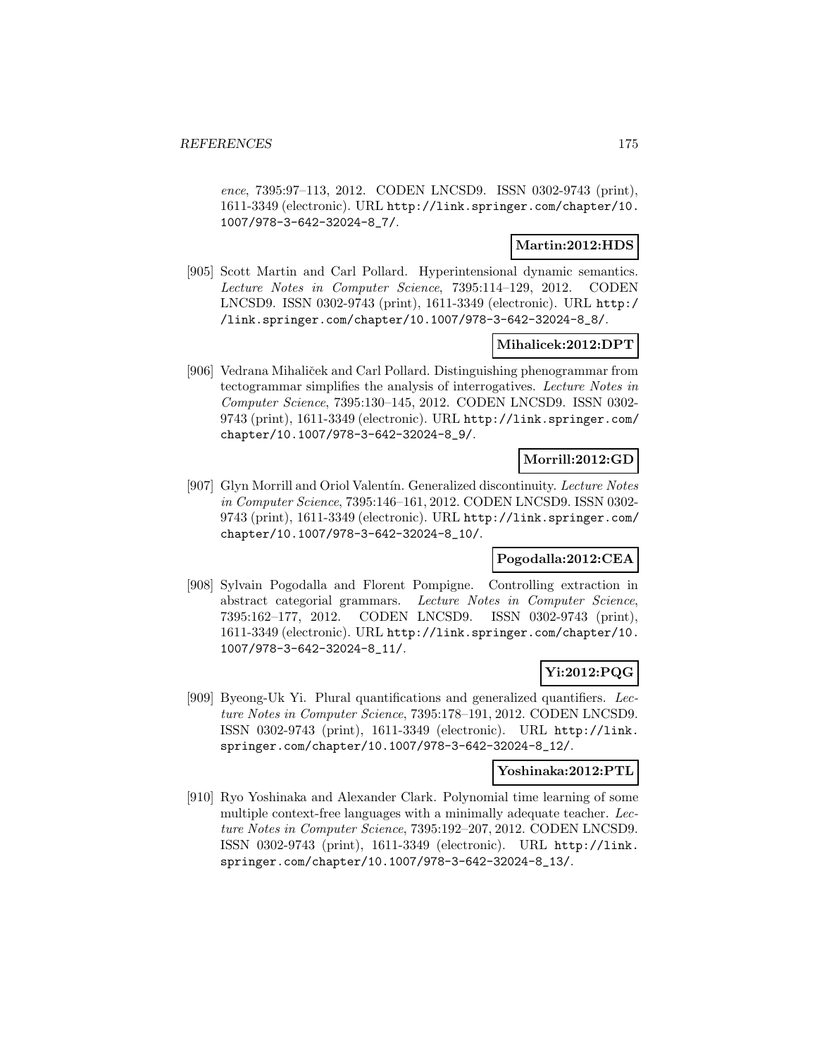*ence*, 7395:97–113, 2012. CODEN LNCSD9. ISSN 0302-9743 (print), 1611-3349 (electronic). URL http://link.springer.com/chapter/10.1007/978-3-642-32024-8_7/.

**Martin:2012:HDS**

[905] Scott Martin and Carl Pollard. Hyperintensional dynamic semantics. *Lecture Notes in Computer Science*, 7395:114–129, 2012. CODEN LNCSD9. ISSN 0302-9743 (print), 1611-3349 (electronic). URL http://link.springer.com/chapter/10.1007/978-3-642-32024-8_8/.

**Mihalicek:2012:DPT**

[906] Vedrana Mihaliček and Carl Pollard. Distinguishing phenogrammar from tectogrammar simplifies the analysis of interrogatives. *Lecture Notes in Computer Science*, 7395:130–145, 2012. CODEN LNCSD9. ISSN 0302-9743 (print), 1611-3349 (electronic). URL http://link.springer.com/chapter/10.1007/978-3-642-32024-8_9/.

**Morrill:2012:GD**

[907] Glyn Morrill and Oriol Valentín. Generalized discontinuity. *Lecture Notes in Computer Science*, 7395:146–161, 2012. CODEN LNCSD9. ISSN 0302-9743 (print), 1611-3349 (electronic). URL http://link.springer.com/chapter/10.1007/978-3-642-32024-8_10/.

**Pogodalla:2012:CEA**

[908] Sylvain Pogodalla and Florent Pompigne. Controlling extraction in abstract categorial grammars. *Lecture Notes in Computer Science*, 7395:162–177, 2012. CODEN LNCSD9. ISSN 0302-9743 (print), 1611-3349 (electronic). URL http://link.springer.com/chapter/10.1007/978-3-642-32024-8_11/.

**Yi:2012:PQG**

[909] Byeong-Uk Yi. Plural quantifications and generalized quantifiers. *Lecture Notes in Computer Science*, 7395:178–191, 2012. CODEN LNCSD9. ISSN 0302-9743 (print), 1611-3349 (electronic). URL http://link.springer.com/chapter/10.1007/978-3-642-32024-8_12/.

**Yoshinaka:2012:PTL**

[910] Ryo Yoshinaka and Alexander Clark. Polynomial time learning of some multiple context-free languages with a minimally adequate teacher. *Lecture Notes in Computer Science*, 7395:192–207, 2012. CODEN LNCSD9. ISSN 0302-9743 (print), 1611-3349 (electronic). URL http://link.springer.com/chapter/10.1007/978-3-642-32024-8_13/.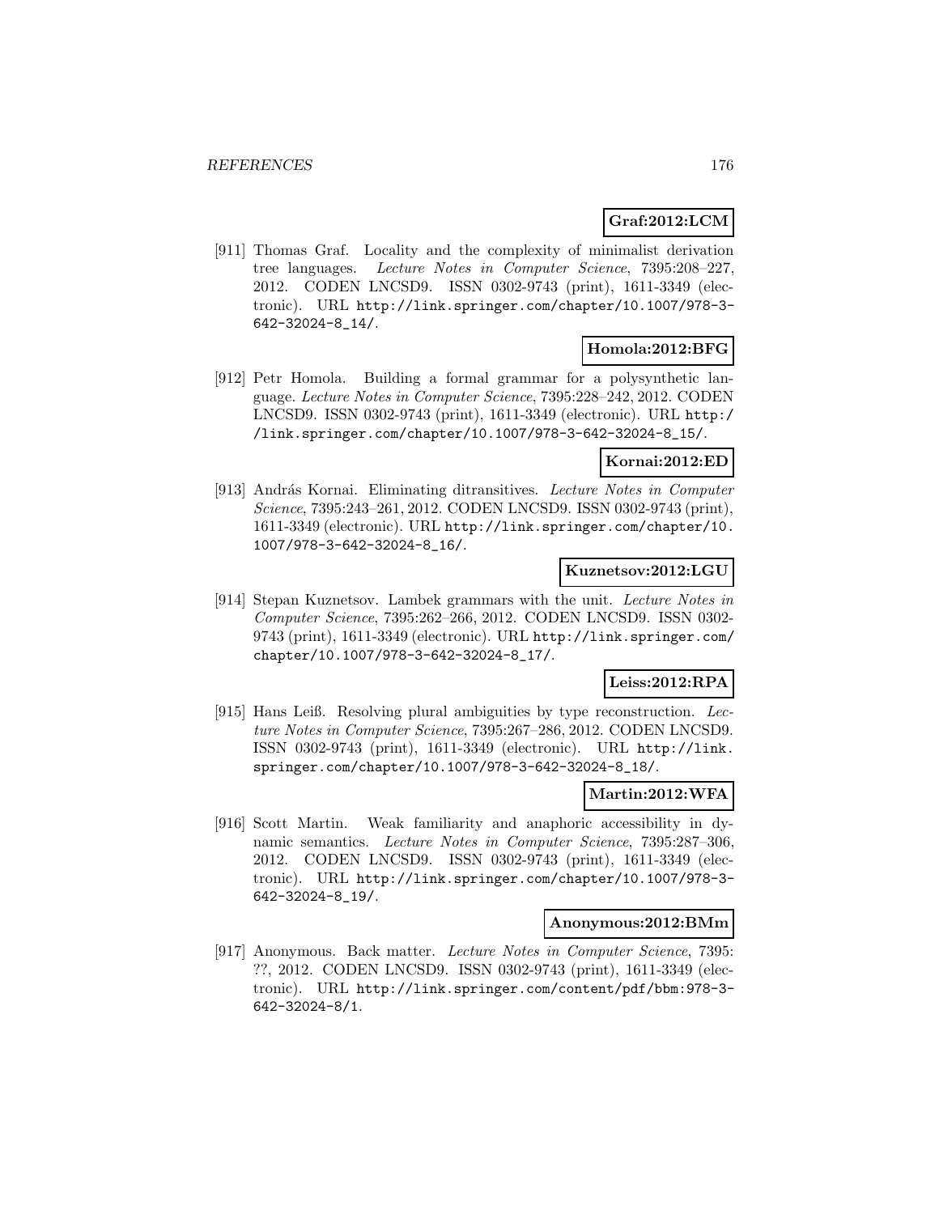**Graf:2012:LCM**

[911] Thomas Graf. Locality and the complexity of minimalist derivation tree languages. *Lecture Notes in Computer Science*, 7395:208–227, 2012. CODEN LNCSD9. ISSN 0302-9743 (print), 1611-3349 (electronic). URL http://link.springer.com/chapter/10.1007/978-3-642-32024-8_14/.

**Homola:2012:BFG**

[912] Petr Homola. Building a formal grammar for a polysynthetic language. *Lecture Notes in Computer Science*, 7395:228–242, 2012. CODEN LNCSD9. ISSN 0302-9743 (print), 1611-3349 (electronic). URL http://link.springer.com/chapter/10.1007/978-3-642-32024-8_15/.

**Kornai:2012:ED**

[913] András Kornai. Eliminating ditransitives. *Lecture Notes in Computer Science*, 7395:243–261, 2012. CODEN LNCSD9. ISSN 0302-9743 (print), 1611-3349 (electronic). URL http://link.springer.com/chapter/10.1007/978-3-642-32024-8_16/.

**Kuznetsov:2012:LGU**

[914] Stepan Kuznetsov. Lambek grammars with the unit. *Lecture Notes in Computer Science*, 7395:262–266, 2012. CODEN LNCSD9. ISSN 0302-9743 (print), 1611-3349 (electronic). URL http://link.springer.com/chapter/10.1007/978-3-642-32024-8_17/.

**Leiss:2012:RPA**

[915] Hans Leiß. Resolving plural ambiguities by type reconstruction. *Lecture Notes in Computer Science*, 7395:267–286, 2012. CODEN LNCSD9. ISSN 0302-9743 (print), 1611-3349 (electronic). URL http://link.springer.com/chapter/10.1007/978-3-642-32024-8_18/.

**Martin:2012:WFA**

[916] Scott Martin. Weak familiarity and anaphoric accessibility in dynamic semantics. *Lecture Notes in Computer Science*, 7395:287–306, 2012. CODEN LNCSD9. ISSN 0302-9743 (print), 1611-3349 (electronic). URL http://link.springer.com/chapter/10.1007/978-3-642-32024-8_19/.

**Anonymous:2012:BMm**

[917] Anonymous. Back matter. *Lecture Notes in Computer Science*, 7395: ??, 2012. CODEN LNCSD9. ISSN 0302-9743 (print), 1611-3349 (electronic). URL http://link.springer.com/content/pdf/bbm:978-3-642-32024-8/1.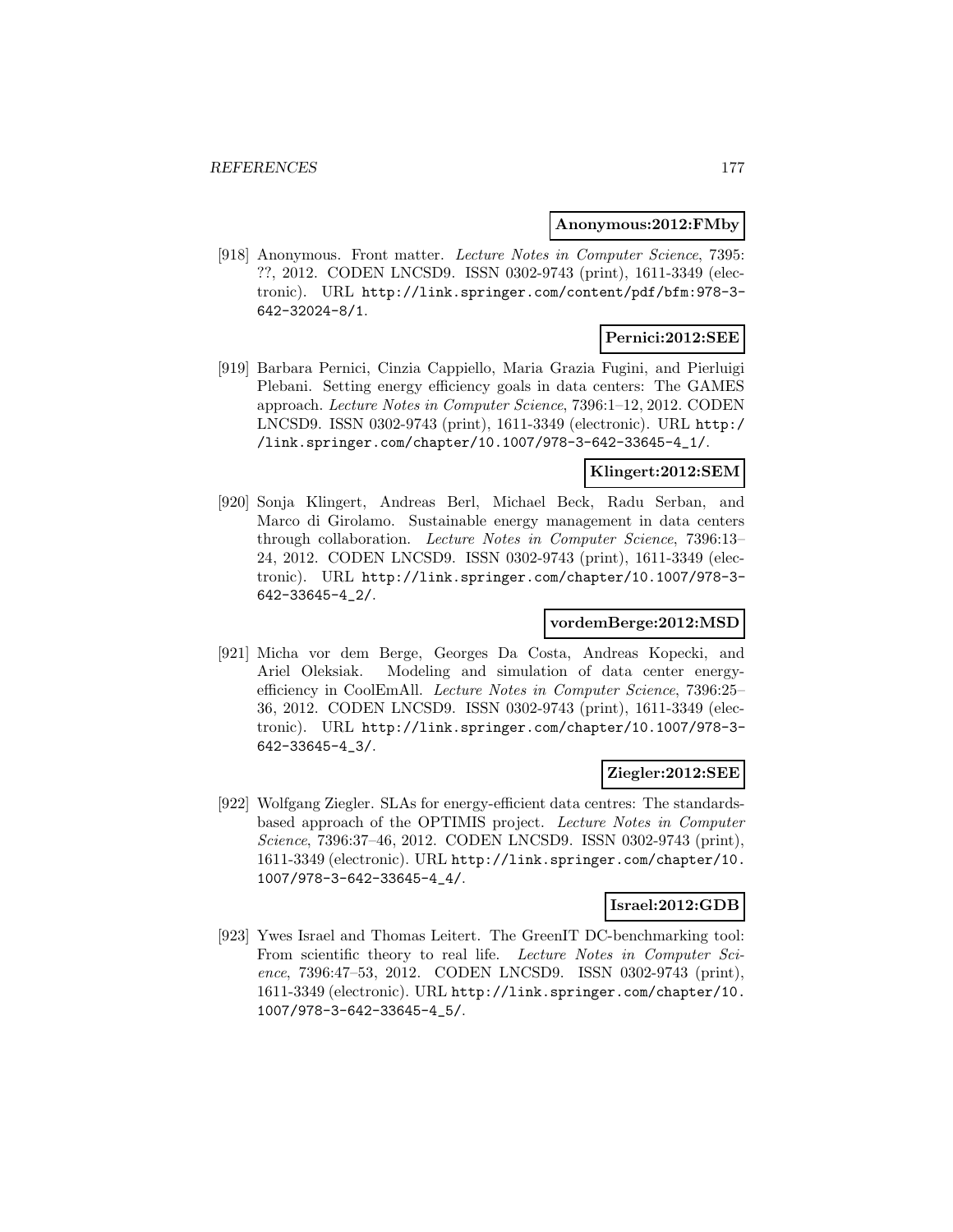**Anonymous:2012:FMby**

[918] Anonymous. Front matter. *Lecture Notes in Computer Science*, 7395: ??, 2012. CODEN LNCSD9. ISSN 0302-9743 (print), 1611-3349 (electronic). URL http://link.springer.com/content/pdf/bfm:978-3-642-32024-8/1.

**Pernici:2012:SEE**

[919] Barbara Pernici, Cinzia Cappiello, Maria Grazia Fugini, and Pierluigi Plebani. Setting energy efficiency goals in data centers: The GAMES approach. *Lecture Notes in Computer Science*, 7396:1–12, 2012. CODEN LNCSD9. ISSN 0302-9743 (print), 1611-3349 (electronic). URL http://link.springer.com/chapter/10.1007/978-3-642-33645-4_1/.

**Klingert:2012:SEM**

[920] Sonja Klingert, Andreas Berl, Michael Beck, Radu Serban, and Marco di Girolamo. Sustainable energy management in data centers through collaboration. *Lecture Notes in Computer Science*, 7396:13–24, 2012. CODEN LNCSD9. ISSN 0302-9743 (print), 1611-3349 (electronic). URL http://link.springer.com/chapter/10.1007/978-3-642-33645-4_2/.

**vordemBerge:2012:MSD**

[921] Micha vor dem Berge, Georges Da Costa, Andreas Kopecki, and Ariel Oleksiak. Modeling and simulation of data center energy-efficiency in CoolEmAll. *Lecture Notes in Computer Science*, 7396:25–36, 2012. CODEN LNCSD9. ISSN 0302-9743 (print), 1611-3349 (electronic). URL http://link.springer.com/chapter/10.1007/978-3-642-33645-4_3/.

**Ziegler:2012:SEE**

[922] Wolfgang Ziegler. SLAs for energy-efficient data centres: The standards-based approach of the OPTIMIS project. *Lecture Notes in Computer Science*, 7396:37–46, 2012. CODEN LNCSD9. ISSN 0302-9743 (print), 1611-3349 (electronic). URL http://link.springer.com/chapter/10.1007/978-3-642-33645-4_4/.

**Israel:2012:GDB**

[923] Ywes Israel and Thomas Leitert. The GreenIT DC-benchmarking tool: From scientific theory to real life. *Lecture Notes in Computer Science*, 7396:47–53, 2012. CODEN LNCSD9. ISSN 0302-9743 (print), 1611-3349 (electronic). URL http://link.springer.com/chapter/10.1007/978-3-642-33645-4_5/.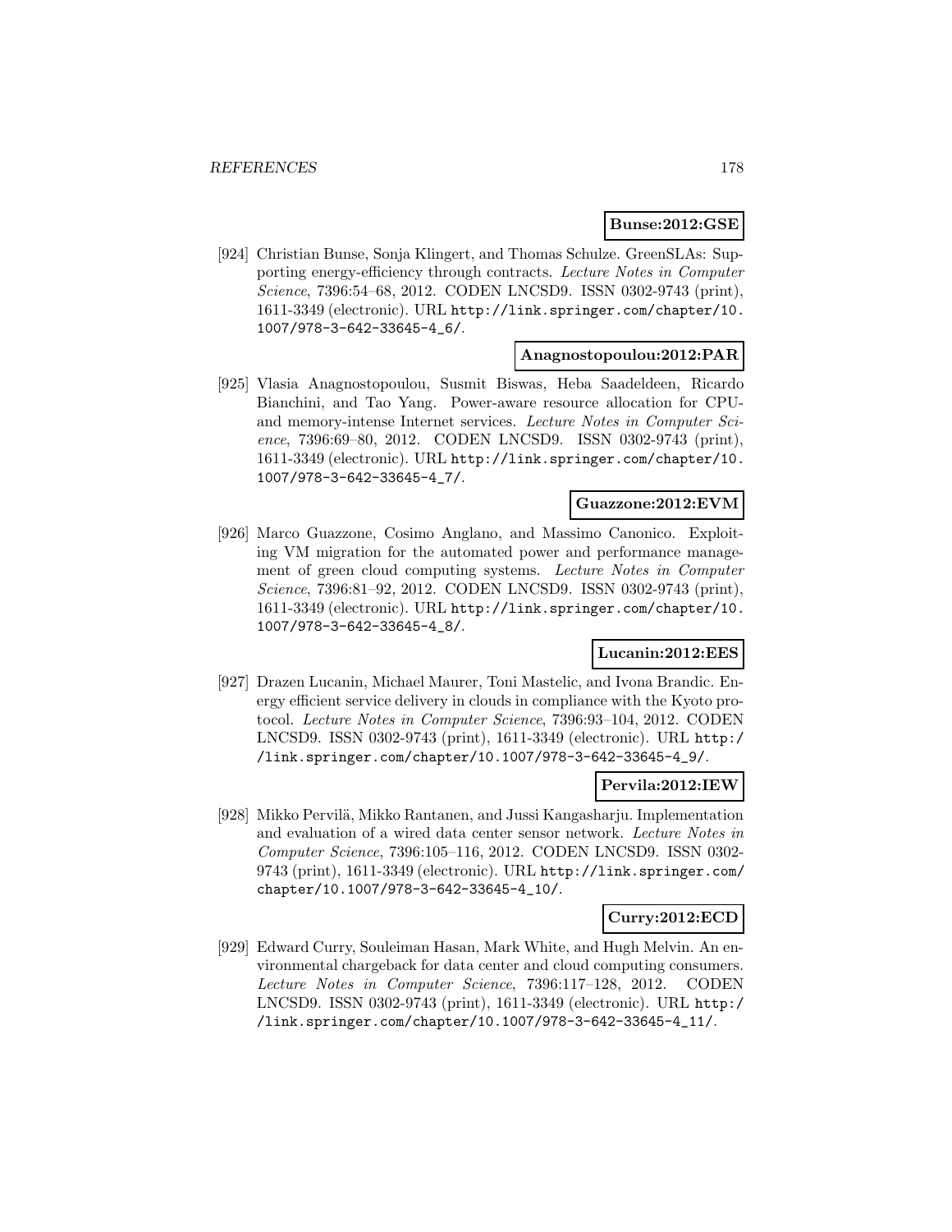**Bunse:2012:GSE**

[924] Christian Bunse, Sonja Klingert, and Thomas Schulze. GreenSLAs: Supporting energy-efficiency through contracts. *Lecture Notes in Computer Science*, 7396:54–68, 2012. CODEN LNCSD9. ISSN 0302-9743 (print), 1611-3349 (electronic). URL http://link.springer.com/chapter/10.1007/978-3-642-33645-4_6/.

**Anagnostopoulou:2012:PAR**

[925] Vlasia Anagnostopoulou, Susmit Biswas, Heba Saadeldeen, Ricardo Bianchini, and Tao Yang. Power-aware resource allocation for CPU- and memory-intense Internet services. *Lecture Notes in Computer Science*, 7396:69–80, 2012. CODEN LNCSD9. ISSN 0302-9743 (print), 1611-3349 (electronic). URL http://link.springer.com/chapter/10.1007/978-3-642-33645-4_7/.

**Guazzone:2012:EVM**

[926] Marco Guazzone, Cosimo Anglano, and Massimo Canonico. Exploiting VM migration for the automated power and performance management of green cloud computing systems. *Lecture Notes in Computer Science*, 7396:81–92, 2012. CODEN LNCSD9. ISSN 0302-9743 (print), 1611-3349 (electronic). URL http://link.springer.com/chapter/10.1007/978-3-642-33645-4_8/.

**Lucanin:2012:EES**

[927] Drazen Lucanin, Michael Maurer, Toni Mastelic, and Ivona Brandic. Energy efficient service delivery in clouds in compliance with the Kyoto protocol. *Lecture Notes in Computer Science*, 7396:93–104, 2012. CODEN LNCSD9. ISSN 0302-9743 (print), 1611-3349 (electronic). URL http://link.springer.com/chapter/10.1007/978-3-642-33645-4_9/.

**Pervila:2012:IEW**

[928] Mikko Pervilä, Mikko Rantanen, and Jussi Kangasharju. Implementation and evaluation of a wired data center sensor network. *Lecture Notes in Computer Science*, 7396:105–116, 2012. CODEN LNCSD9. ISSN 0302-9743 (print), 1611-3349 (electronic). URL http://link.springer.com/chapter/10.1007/978-3-642-33645-4_10/.

**Curry:2012:ECD**

[929] Edward Curry, Souleiman Hasan, Mark White, and Hugh Melvin. An environmental chargeback for data center and cloud computing consumers. *Lecture Notes in Computer Science*, 7396:117–128, 2012. CODEN LNCSD9. ISSN 0302-9743 (print), 1611-3349 (electronic). URL http://link.springer.com/chapter/10.1007/978-3-642-33645-4_11/.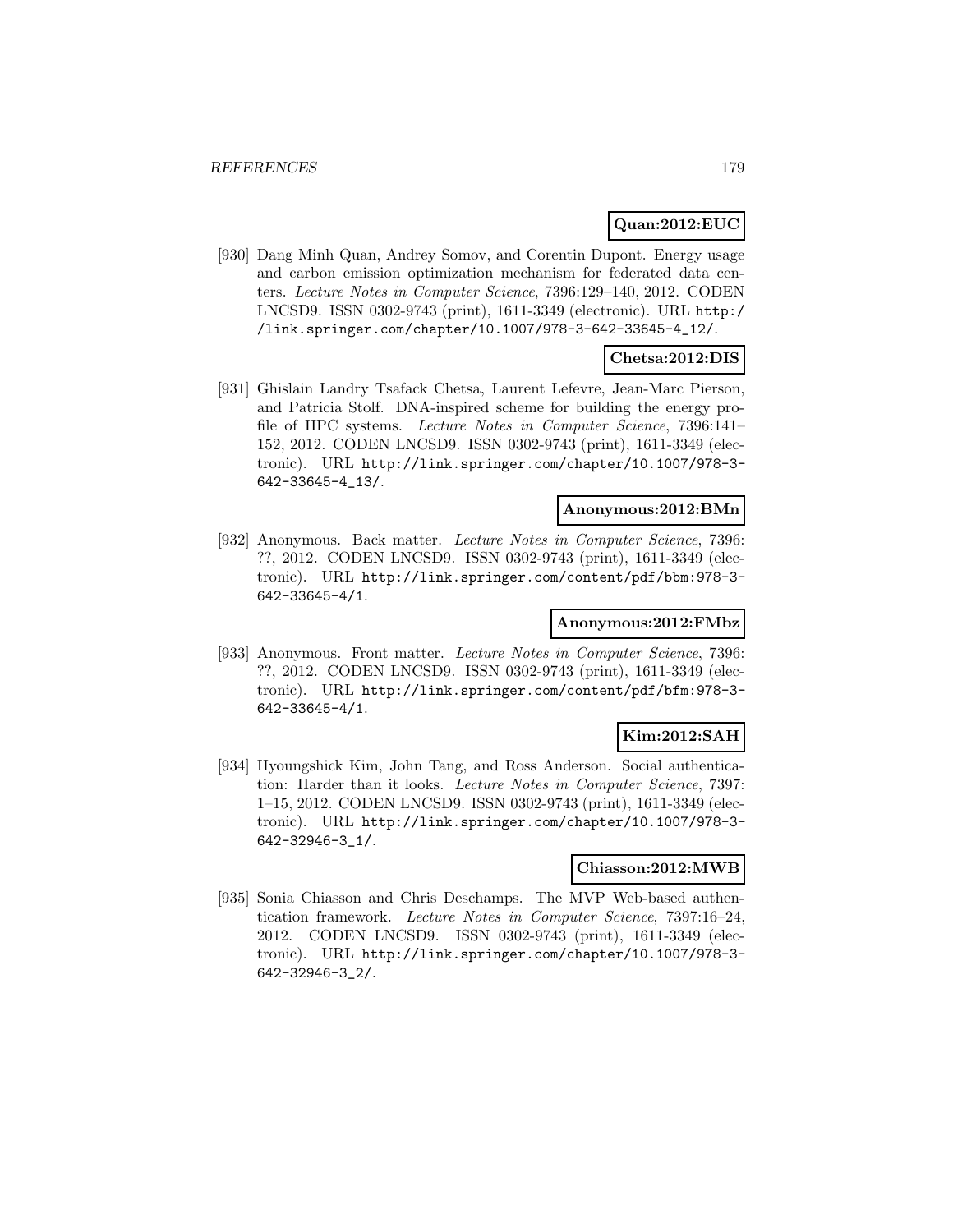**Quan:2012:EUC**

[930] Dang Minh Quan, Andrey Somov, and Corentin Dupont. Energy usage and carbon emission optimization mechanism for federated data centers. *Lecture Notes in Computer Science*, 7396:129–140, 2012. CODEN LNCSD9. ISSN 0302-9743 (print), 1611-3349 (electronic). URL http://link.springer.com/chapter/10.1007/978-3-642-33645-4_12/.

**Chetsa:2012:DIS**

[931] Ghislain Landry Tsafack Chetsa, Laurent Lefevre, Jean-Marc Pierson, and Patricia Stolf. DNA-inspired scheme for building the energy profile of HPC systems. *Lecture Notes in Computer Science*, 7396:141–152, 2012. CODEN LNCSD9. ISSN 0302-9743 (print), 1611-3349 (electronic). URL http://link.springer.com/chapter/10.1007/978-3-642-33645-4_13/.

**Anonymous:2012:BMn**

[932] Anonymous. Back matter. *Lecture Notes in Computer Science*, 7396: ??, 2012. CODEN LNCSD9. ISSN 0302-9743 (print), 1611-3349 (electronic). URL http://link.springer.com/content/pdf/bbm:978-3-642-33645-4/1.

**Anonymous:2012:FMbz**

[933] Anonymous. Front matter. *Lecture Notes in Computer Science*, 7396: ??, 2012. CODEN LNCSD9. ISSN 0302-9743 (print), 1611-3349 (electronic). URL http://link.springer.com/content/pdf/bfm:978-3-642-33645-4/1.

**Kim:2012:SAH**

[934] Hyoungshick Kim, John Tang, and Ross Anderson. Social authentication: Harder than it looks. *Lecture Notes in Computer Science*, 7397: 1–15, 2012. CODEN LNCSD9. ISSN 0302-9743 (print), 1611-3349 (electronic). URL http://link.springer.com/chapter/10.1007/978-3-642-32946-3_1/.

**Chiasson:2012:MWB**

[935] Sonia Chiasson and Chris Deschamps. The MVP Web-based authentication framework. *Lecture Notes in Computer Science*, 7397:16–24, 2012. CODEN LNCSD9. ISSN 0302-9743 (print), 1611-3349 (electronic). URL http://link.springer.com/chapter/10.1007/978-3-642-32946-3_2/.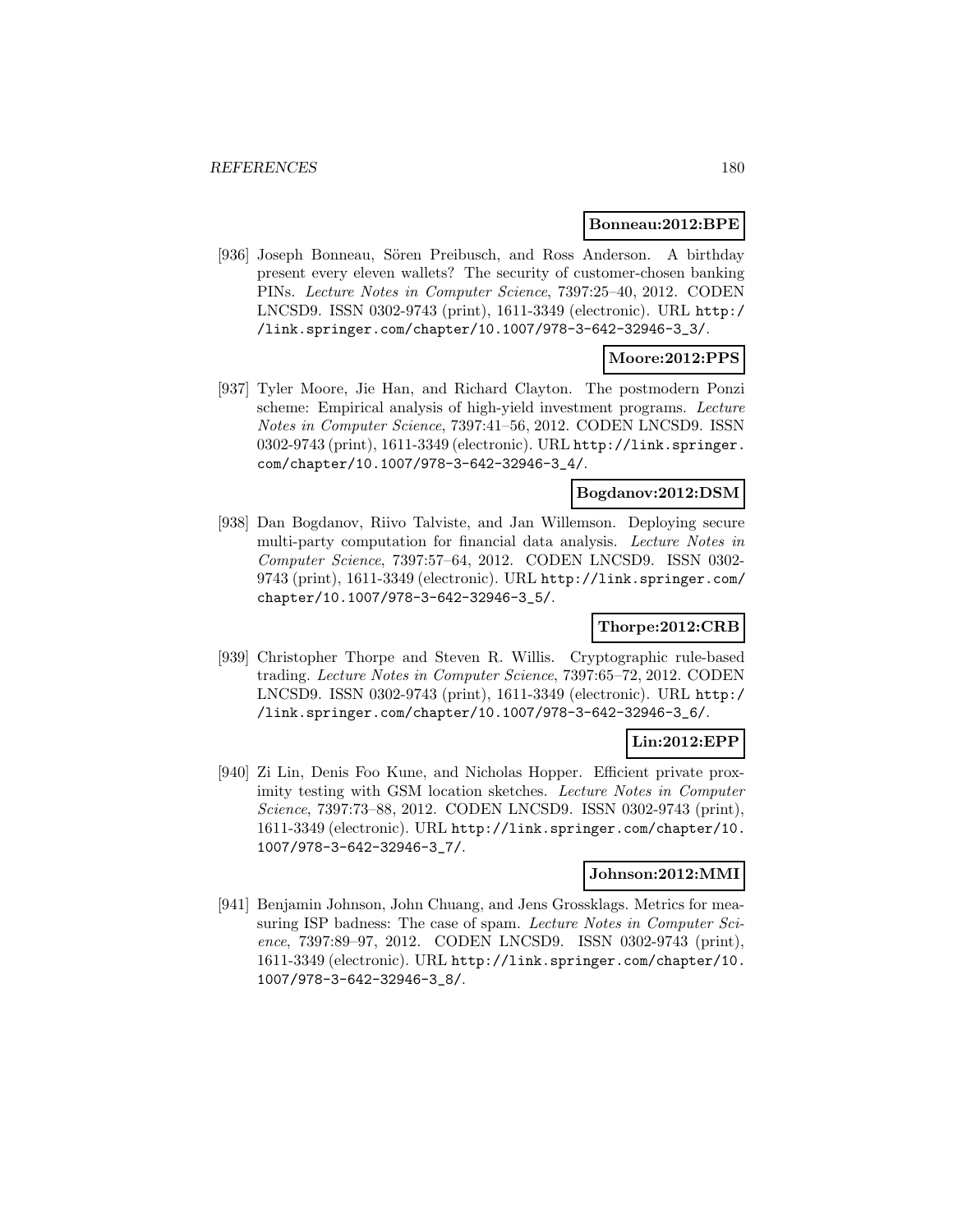**Bonneau:2012:BPE**

[936] Joseph Bonneau, Sören Preibusch, and Ross Anderson. A birthday present every eleven wallets? The security of customer-chosen banking PINs. *Lecture Notes in Computer Science*, 7397:25–40, 2012. CODEN LNCSD9. ISSN 0302-9743 (print), 1611-3349 (electronic). URL http://link.springer.com/chapter/10.1007/978-3-642-32946-3_3/.

**Moore:2012:PPS**

[937] Tyler Moore, Jie Han, and Richard Clayton. The postmodern Ponzi scheme: Empirical analysis of high-yield investment programs. *Lecture Notes in Computer Science*, 7397:41–56, 2012. CODEN LNCSD9. ISSN 0302-9743 (print), 1611-3349 (electronic). URL http://link.springer.com/chapter/10.1007/978-3-642-32946-3_4/.

**Bogdanov:2012:DSM**

[938] Dan Bogdanov, Riivo Talviste, and Jan Willemson. Deploying secure multi-party computation for financial data analysis. *Lecture Notes in Computer Science*, 7397:57–64, 2012. CODEN LNCSD9. ISSN 0302-9743 (print), 1611-3349 (electronic). URL http://link.springer.com/chapter/10.1007/978-3-642-32946-3_5/.

**Thorpe:2012:CRB**

[939] Christopher Thorpe and Steven R. Willis. Cryptographic rule-based trading. *Lecture Notes in Computer Science*, 7397:65–72, 2012. CODEN LNCSD9. ISSN 0302-9743 (print), 1611-3349 (electronic). URL http://link.springer.com/chapter/10.1007/978-3-642-32946-3_6/.

**Lin:2012:EPP**

[940] Zi Lin, Denis Foo Kune, and Nicholas Hopper. Efficient private proximity testing with GSM location sketches. *Lecture Notes in Computer Science*, 7397:73–88, 2012. CODEN LNCSD9. ISSN 0302-9743 (print), 1611-3349 (electronic). URL http://link.springer.com/chapter/10.1007/978-3-642-32946-3_7/.

**Johnson:2012:MMI**

[941] Benjamin Johnson, John Chuang, and Jens Grossklags. Metrics for measuring ISP badness: The case of spam. *Lecture Notes in Computer Science*, 7397:89–97, 2012. CODEN LNCSD9. ISSN 0302-9743 (print), 1611-3349 (electronic). URL http://link.springer.com/chapter/10.1007/978-3-642-32946-3_8/.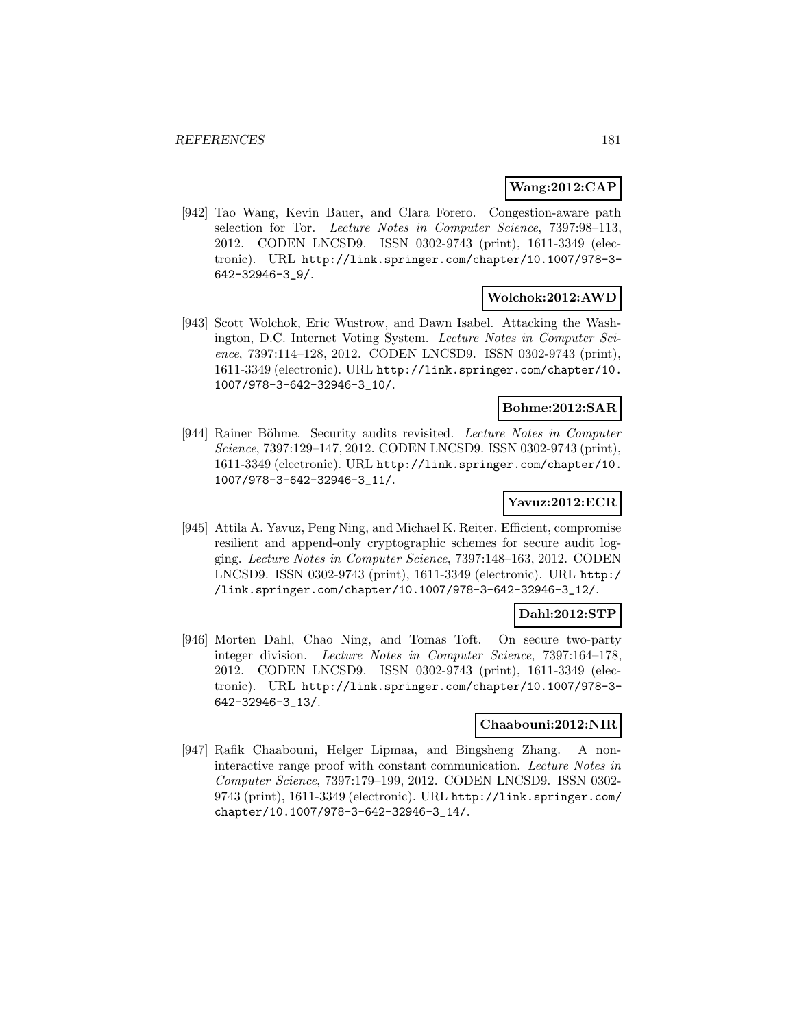**Wang:2012:CAP**

[942] Tao Wang, Kevin Bauer, and Clara Forero. Congestion-aware path selection for Tor. *Lecture Notes in Computer Science*, 7397:98–113, 2012. CODEN LNCSD9. ISSN 0302-9743 (print), 1611-3349 (electronic). URL http://link.springer.com/chapter/10.1007/978-3-642-32946-3_9/.

**Wolchok:2012:AWD**

[943] Scott Wolchok, Eric Wustrow, and Dawn Isabel. Attacking the Washington, D.C. Internet Voting System. *Lecture Notes in Computer Science*, 7397:114–128, 2012. CODEN LNCSD9. ISSN 0302-9743 (print), 1611-3349 (electronic). URL http://link.springer.com/chapter/10.1007/978-3-642-32946-3_10/.

**Bohme:2012:SAR**

[944] Rainer Böhme. Security audits revisited. *Lecture Notes in Computer Science*, 7397:129–147, 2012. CODEN LNCSD9. ISSN 0302-9743 (print), 1611-3349 (electronic). URL http://link.springer.com/chapter/10.1007/978-3-642-32946-3_11/.

**Yavuz:2012:ECR**

[945] Attila A. Yavuz, Peng Ning, and Michael K. Reiter. Efficient, compromise resilient and append-only cryptographic schemes for secure audit logging. *Lecture Notes in Computer Science*, 7397:148–163, 2012. CODEN LNCSD9. ISSN 0302-9743 (print), 1611-3349 (electronic). URL http://link.springer.com/chapter/10.1007/978-3-642-32946-3_12/.

**Dahl:2012:STP**

[946] Morten Dahl, Chao Ning, and Tomas Toft. On secure two-party integer division. *Lecture Notes in Computer Science*, 7397:164–178, 2012. CODEN LNCSD9. ISSN 0302-9743 (print), 1611-3349 (electronic). URL http://link.springer.com/chapter/10.1007/978-3-642-32946-3_13/.

**Chaabouni:2012:NIR**

[947] Rafik Chaabouni, Helger Lipmaa, and Bingsheng Zhang. A non-interactive range proof with constant communication. *Lecture Notes in Computer Science*, 7397:179–199, 2012. CODEN LNCSD9. ISSN 0302-9743 (print), 1611-3349 (electronic). URL http://link.springer.com/chapter/10.1007/978-3-642-32946-3_14/.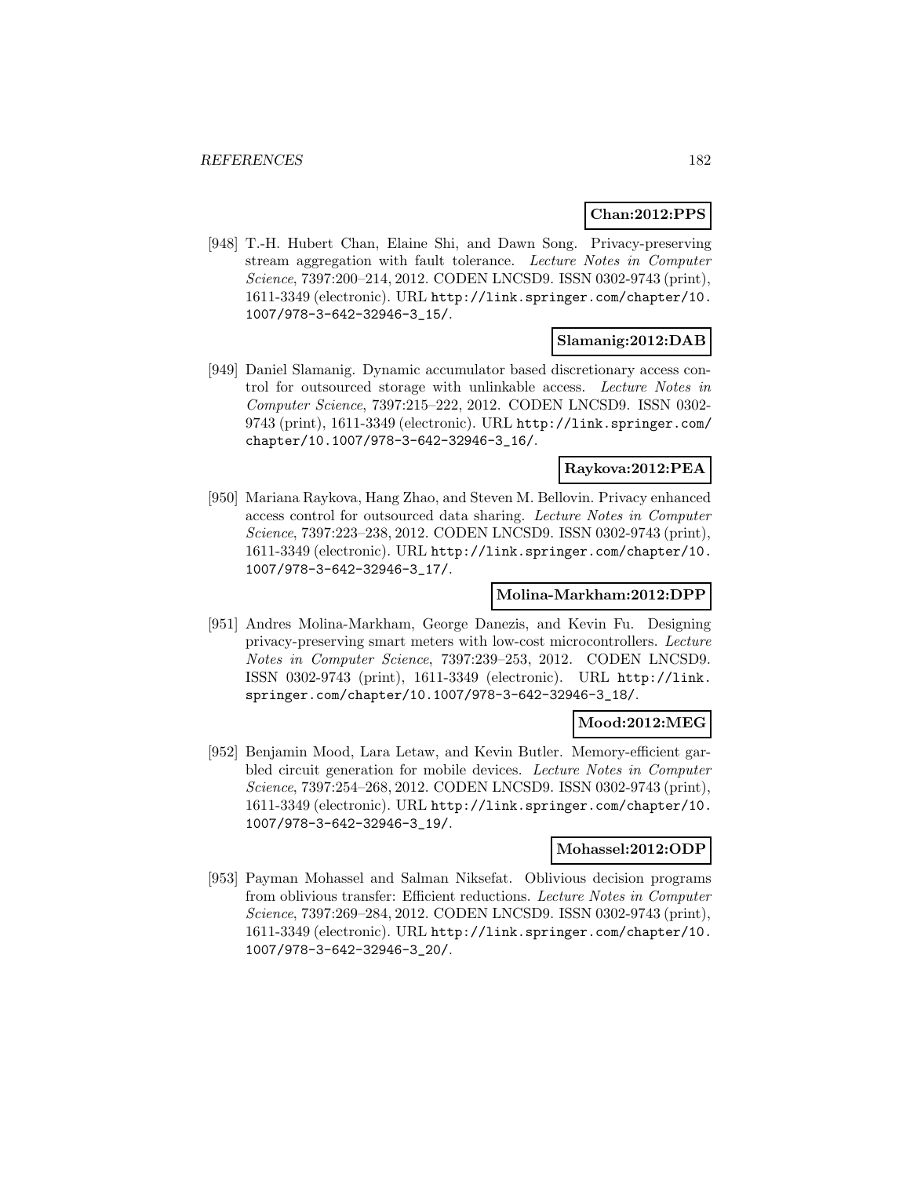**Chan:2012:PPS**

[948] T.-H. Hubert Chan, Elaine Shi, and Dawn Song. Privacy-preserving stream aggregation with fault tolerance. *Lecture Notes in Computer Science*, 7397:200–214, 2012. CODEN LNCSD9. ISSN 0302-9743 (print), 1611-3349 (electronic). URL http://link.springer.com/chapter/10.1007/978-3-642-32946-3_15/.

**Slamanig:2012:DAB**

[949] Daniel Slamanig. Dynamic accumulator based discretionary access control for outsourced storage with unlinkable access. *Lecture Notes in Computer Science*, 7397:215–222, 2012. CODEN LNCSD9. ISSN 0302-9743 (print), 1611-3349 (electronic). URL http://link.springer.com/chapter/10.1007/978-3-642-32946-3_16/.

**Raykova:2012:PEA**

[950] Mariana Raykova, Hang Zhao, and Steven M. Bellovin. Privacy enhanced access control for outsourced data sharing. *Lecture Notes in Computer Science*, 7397:223–238, 2012. CODEN LNCSD9. ISSN 0302-9743 (print), 1611-3349 (electronic). URL http://link.springer.com/chapter/10.1007/978-3-642-32946-3_17/.

**Molina-Markham:2012:DPP**

[951] Andres Molina-Markham, George Danezis, and Kevin Fu. Designing privacy-preserving smart meters with low-cost microcontrollers. *Lecture Notes in Computer Science*, 7397:239–253, 2012. CODEN LNCSD9. ISSN 0302-9743 (print), 1611-3349 (electronic). URL http://link.springer.com/chapter/10.1007/978-3-642-32946-3_18/.

**Mood:2012:MEG**

[952] Benjamin Mood, Lara Letaw, and Kevin Butler. Memory-efficient garbled circuit generation for mobile devices. *Lecture Notes in Computer Science*, 7397:254–268, 2012. CODEN LNCSD9. ISSN 0302-9743 (print), 1611-3349 (electronic). URL http://link.springer.com/chapter/10.1007/978-3-642-32946-3_19/.

**Mohassel:2012:ODP**

[953] Payman Mohassel and Salman Niksefat. Oblivious decision programs from oblivious transfer: Efficient reductions. *Lecture Notes in Computer Science*, 7397:269–284, 2012. CODEN LNCSD9. ISSN 0302-9743 (print), 1611-3349 (electronic). URL http://link.springer.com/chapter/10.1007/978-3-642-32946-3_20/.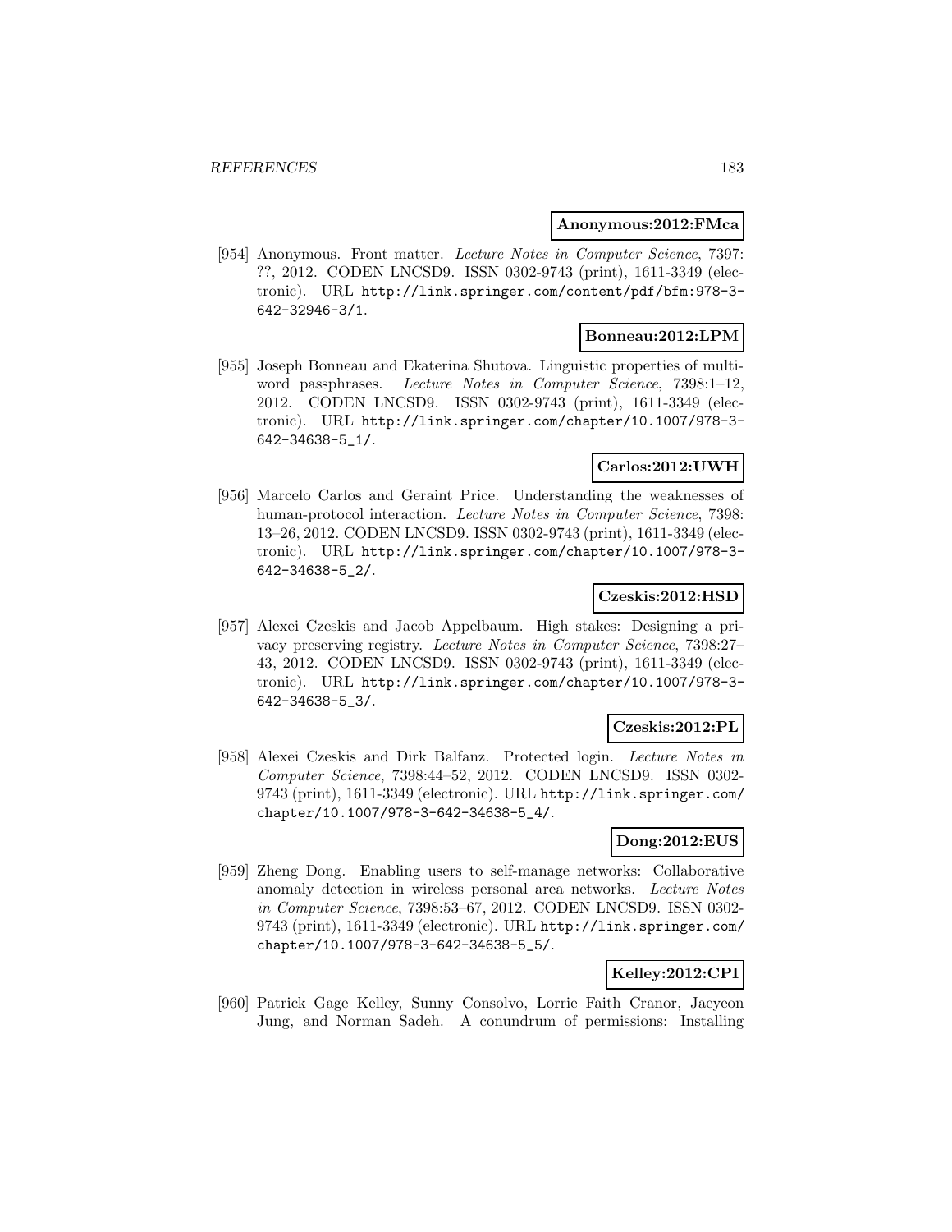**Anonymous:2012:FMca**

[954] Anonymous. Front matter. *Lecture Notes in Computer Science*, 7397: ??, 2012. CODEN LNCSD9. ISSN 0302-9743 (print), 1611-3349 (electronic). URL http://link.springer.com/content/pdf/bfm:978-3-642-32946-3/1.

**Bonneau:2012:LPM**

[955] Joseph Bonneau and Ekaterina Shutova. Linguistic properties of multiword passphrases. *Lecture Notes in Computer Science*, 7398:1–12, 2012. CODEN LNCSD9. ISSN 0302-9743 (print), 1611-3349 (electronic). URL http://link.springer.com/chapter/10.1007/978-3-642-34638-5_1/.

**Carlos:2012:UWH**

[956] Marcelo Carlos and Geraint Price. Understanding the weaknesses of human-protocol interaction. *Lecture Notes in Computer Science*, 7398: 13–26, 2012. CODEN LNCSD9. ISSN 0302-9743 (print), 1611-3349 (electronic). URL http://link.springer.com/chapter/10.1007/978-3-642-34638-5_2/.

**Czeskis:2012:HSD**

[957] Alexei Czeskis and Jacob Appelbaum. High stakes: Designing a privacy preserving registry. *Lecture Notes in Computer Science*, 7398:27–43, 2012. CODEN LNCSD9. ISSN 0302-9743 (print), 1611-3349 (electronic). URL http://link.springer.com/chapter/10.1007/978-3-642-34638-5_3/.

**Czeskis:2012:PL**

[958] Alexei Czeskis and Dirk Balfanz. Protected login. *Lecture Notes in Computer Science*, 7398:44–52, 2012. CODEN LNCSD9. ISSN 0302-9743 (print), 1611-3349 (electronic). URL http://link.springer.com/chapter/10.1007/978-3-642-34638-5_4/.

**Dong:2012:EUS**

[959] Zheng Dong. Enabling users to self-manage networks: Collaborative anomaly detection in wireless personal area networks. *Lecture Notes in Computer Science*, 7398:53–67, 2012. CODEN LNCSD9. ISSN 0302-9743 (print), 1611-3349 (electronic). URL http://link.springer.com/chapter/10.1007/978-3-642-34638-5_5/.

**Kelley:2012:CPI**

[960] Patrick Gage Kelley, Sunny Consolvo, Lorrie Faith Cranor, Jaeyeon Jung, and Norman Sadeh. A conundrum of permissions: Installing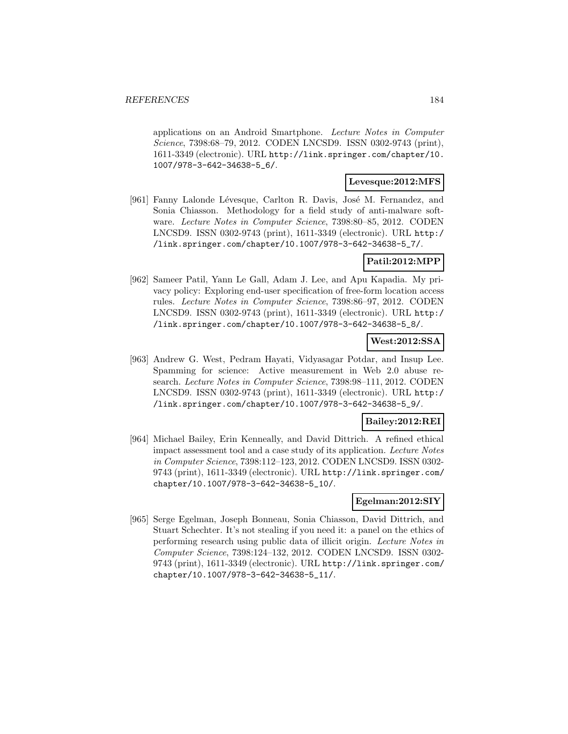applications on an Android Smartphone. *Lecture Notes in Computer Science*, 7398:68–79, 2012. CODEN LNCSD9. ISSN 0302-9743 (print), 1611-3349 (electronic). URL http://link.springer.com/chapter/10.1007/978-3-642-34638-5_6/.

**Levesque:2012:MFS**

[961] Fanny Lalonde Lévesque, Carlton R. Davis, José M. Fernandez, and Sonia Chiasson. Methodology for a field study of anti-malware software. *Lecture Notes in Computer Science*, 7398:80–85, 2012. CODEN LNCSD9. ISSN 0302-9743 (print), 1611-3349 (electronic). URL http://link.springer.com/chapter/10.1007/978-3-642-34638-5_7/.

**Patil:2012:MPP**

[962] Sameer Patil, Yann Le Gall, Adam J. Lee, and Apu Kapadia. My privacy policy: Exploring end-user specification of free-form location access rules. *Lecture Notes in Computer Science*, 7398:86–97, 2012. CODEN LNCSD9. ISSN 0302-9743 (print), 1611-3349 (electronic). URL http://link.springer.com/chapter/10.1007/978-3-642-34638-5_8/.

**West:2012:SSA**

[963] Andrew G. West, Pedram Hayati, Vidyasagar Potdar, and Insup Lee. Spamming for science: Active measurement in Web 2.0 abuse research. *Lecture Notes in Computer Science*, 7398:98–111, 2012. CODEN LNCSD9. ISSN 0302-9743 (print), 1611-3349 (electronic). URL http://link.springer.com/chapter/10.1007/978-3-642-34638-5_9/.

**Bailey:2012:REI**

[964] Michael Bailey, Erin Kenneally, and David Dittrich. A refined ethical impact assessment tool and a case study of its application. *Lecture Notes in Computer Science*, 7398:112–123, 2012. CODEN LNCSD9. ISSN 0302-9743 (print), 1611-3349 (electronic). URL http://link.springer.com/chapter/10.1007/978-3-642-34638-5_10/.

**Egelman:2012:SIY**

[965] Serge Egelman, Joseph Bonneau, Sonia Chiasson, David Dittrich, and Stuart Schechter. It's not stealing if you need it: a panel on the ethics of performing research using public data of illicit origin. *Lecture Notes in Computer Science*, 7398:124–132, 2012. CODEN LNCSD9. ISSN 0302-9743 (print), 1611-3349 (electronic). URL http://link.springer.com/chapter/10.1007/978-3-642-34638-5_11/.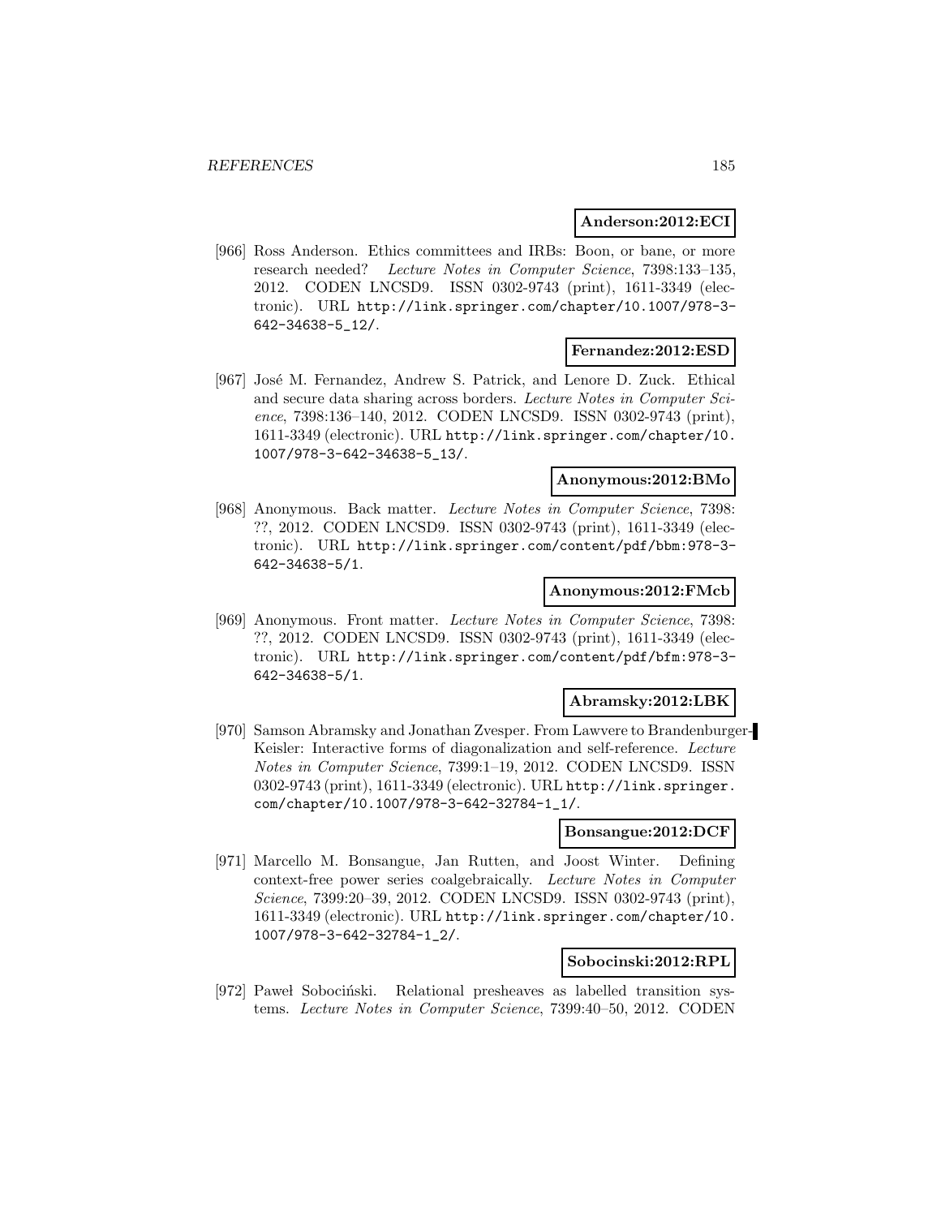**Anderson:2012:ECI**

[966] Ross Anderson. Ethics committees and IRBs: Boon, or bane, or more research needed? *Lecture Notes in Computer Science*, 7398:133–135, 2012. CODEN LNCSD9. ISSN 0302-9743 (print), 1611-3349 (electronic). URL http://link.springer.com/chapter/10.1007/978-3-642-34638-5_12/.

**Fernandez:2012:ESD**

[967] José M. Fernandez, Andrew S. Patrick, and Lenore D. Zuck. Ethical and secure data sharing across borders. *Lecture Notes in Computer Science*, 7398:136–140, 2012. CODEN LNCSD9. ISSN 0302-9743 (print), 1611-3349 (electronic). URL http://link.springer.com/chapter/10.1007/978-3-642-34638-5_13/.

**Anonymous:2012:BMo**

[968] Anonymous. Back matter. *Lecture Notes in Computer Science*, 7398: ??, 2012. CODEN LNCSD9. ISSN 0302-9743 (print), 1611-3349 (electronic). URL http://link.springer.com/content/pdf/bbm:978-3-642-34638-5/1.

**Anonymous:2012:FMcb**

[969] Anonymous. Front matter. *Lecture Notes in Computer Science*, 7398: ??, 2012. CODEN LNCSD9. ISSN 0302-9743 (print), 1611-3349 (electronic). URL http://link.springer.com/content/pdf/bfm:978-3-642-34638-5/1.

**Abramsky:2012:LBK**

[970] Samson Abramsky and Jonathan Zvesper. From Lawvere to Brandenburger-Keisler: Interactive forms of diagonalization and self-reference. *Lecture Notes in Computer Science*, 7399:1–19, 2012. CODEN LNCSD9. ISSN 0302-9743 (print), 1611-3349 (electronic). URL http://link.springer.com/chapter/10.1007/978-3-642-32784-1_1/.

**Bonsangue:2012:DCF**

[971] Marcello M. Bonsangue, Jan Rutten, and Joost Winter. Defining context-free power series coalgebraically. *Lecture Notes in Computer Science*, 7399:20–39, 2012. CODEN LNCSD9. ISSN 0302-9743 (print), 1611-3349 (electronic). URL http://link.springer.com/chapter/10.1007/978-3-642-32784-1_2/.

**Sobocinski:2012:RPL**

[972] Paweł Sobociński. Relational presheaves as labelled transition systems. *Lecture Notes in Computer Science*, 7399:40–50, 2012. CODEN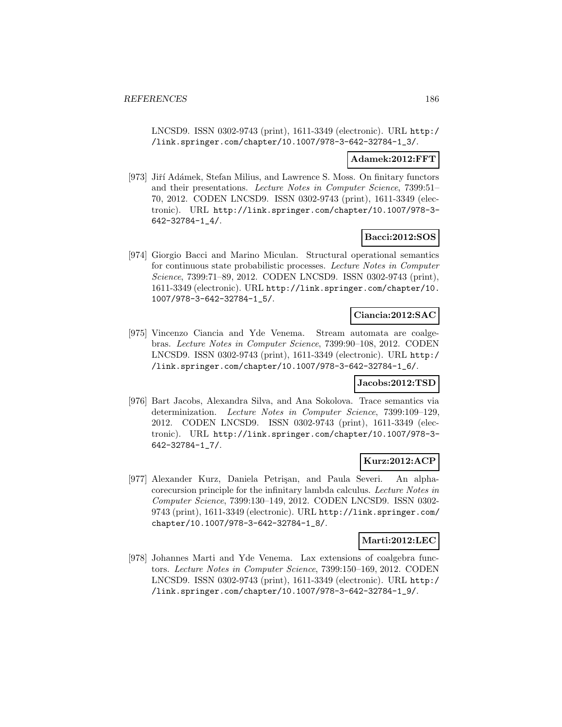LNCSD9. ISSN 0302-9743 (print), 1611-3349 (electronic). URL http://link.springer.com/chapter/10.1007/978-3-642-32784-1_3/.

**Adamek:2012:FFT**

[973] Jiří Adámek, Stefan Milius, and Lawrence S. Moss. On finitary functors and their presentations. *Lecture Notes in Computer Science*, 7399:51–70, 2012. CODEN LNCSD9. ISSN 0302-9743 (print), 1611-3349 (electronic). URL http://link.springer.com/chapter/10.1007/978-3-642-32784-1_4/.

**Bacci:2012:SOS**

[974] Giorgio Bacci and Marino Miculan. Structural operational semantics for continuous state probabilistic processes. *Lecture Notes in Computer Science*, 7399:71–89, 2012. CODEN LNCSD9. ISSN 0302-9743 (print), 1611-3349 (electronic). URL http://link.springer.com/chapter/10.1007/978-3-642-32784-1_5/.

**Ciancia:2012:SAC**

[975] Vincenzo Ciancia and Yde Venema. Stream automata are coalgebras. *Lecture Notes in Computer Science*, 7399:90–108, 2012. CODEN LNCSD9. ISSN 0302-9743 (print), 1611-3349 (electronic). URL http://link.springer.com/chapter/10.1007/978-3-642-32784-1_6/.

**Jacobs:2012:TSD**

[976] Bart Jacobs, Alexandra Silva, and Ana Sokolova. Trace semantics via determinization. *Lecture Notes in Computer Science*, 7399:109–129, 2012. CODEN LNCSD9. ISSN 0302-9743 (print), 1611-3349 (electronic). URL http://link.springer.com/chapter/10.1007/978-3-642-32784-1_7/.

**Kurz:2012:ACP**

[977] Alexander Kurz, Daniela Petrişan, and Paula Severi. An alpha-corecursion principle for the infinitary lambda calculus. *Lecture Notes in Computer Science*, 7399:130–149, 2012. CODEN LNCSD9. ISSN 0302-9743 (print), 1611-3349 (electronic). URL http://link.springer.com/chapter/10.1007/978-3-642-32784-1_8/.

**Marti:2012:LEC**

[978] Johannes Marti and Yde Venema. Lax extensions of coalgebra functors. *Lecture Notes in Computer Science*, 7399:150–169, 2012. CODEN LNCSD9. ISSN 0302-9743 (print), 1611-3349 (electronic). URL http://link.springer.com/chapter/10.1007/978-3-642-32784-1_9/.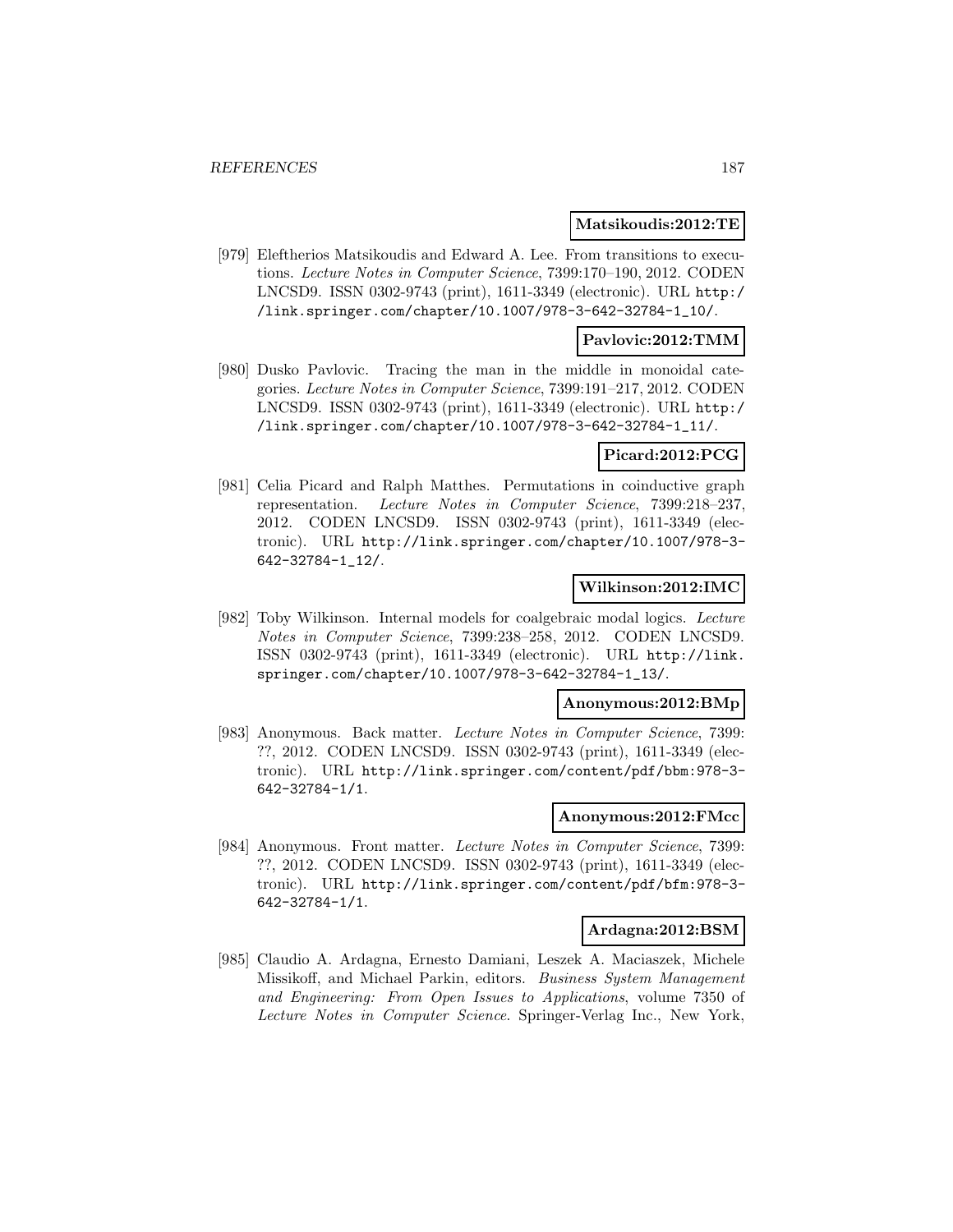**Matsikoudis:2012:TE**

[979] Eleftherios Matsikoudis and Edward A. Lee. From transitions to executions. *Lecture Notes in Computer Science*, 7399:170–190, 2012. CODEN LNCSD9. ISSN 0302-9743 (print), 1611-3349 (electronic). URL http://link.springer.com/chapter/10.1007/978-3-642-32784-1_10/.

**Pavlovic:2012:TMM**

[980] Dusko Pavlovic. Tracing the man in the middle in monoidal categories. *Lecture Notes in Computer Science*, 7399:191–217, 2012. CODEN LNCSD9. ISSN 0302-9743 (print), 1611-3349 (electronic). URL http://link.springer.com/chapter/10.1007/978-3-642-32784-1_11/.

**Picard:2012:PCG**

[981] Celia Picard and Ralph Matthes. Permutations in coinductive graph representation. *Lecture Notes in Computer Science*, 7399:218–237, 2012. CODEN LNCSD9. ISSN 0302-9743 (print), 1611-3349 (electronic). URL http://link.springer.com/chapter/10.1007/978-3-642-32784-1_12/.

**Wilkinson:2012:IMC**

[982] Toby Wilkinson. Internal models for coalgebraic modal logics. *Lecture Notes in Computer Science*, 7399:238–258, 2012. CODEN LNCSD9. ISSN 0302-9743 (print), 1611-3349 (electronic). URL http://link.springer.com/chapter/10.1007/978-3-642-32784-1_13/.

**Anonymous:2012:BMp**

[983] Anonymous. Back matter. *Lecture Notes in Computer Science*, 7399: ??, 2012. CODEN LNCSD9. ISSN 0302-9743 (print), 1611-3349 (electronic). URL http://link.springer.com/content/pdf/bbm:978-3-642-32784-1/1.

**Anonymous:2012:FMcc**

[984] Anonymous. Front matter. *Lecture Notes in Computer Science*, 7399: ??, 2012. CODEN LNCSD9. ISSN 0302-9743 (print), 1611-3349 (electronic). URL http://link.springer.com/content/pdf/bfm:978-3-642-32784-1/1.

**Ardagna:2012:BSM**

[985] Claudio A. Ardagna, Ernesto Damiani, Leszek A. Maciaszek, Michele Missikoff, and Michael Parkin, editors. *Business System Management and Engineering: From Open Issues to Applications*, volume 7350 of *Lecture Notes in Computer Science*. Springer-Verlag Inc., New York,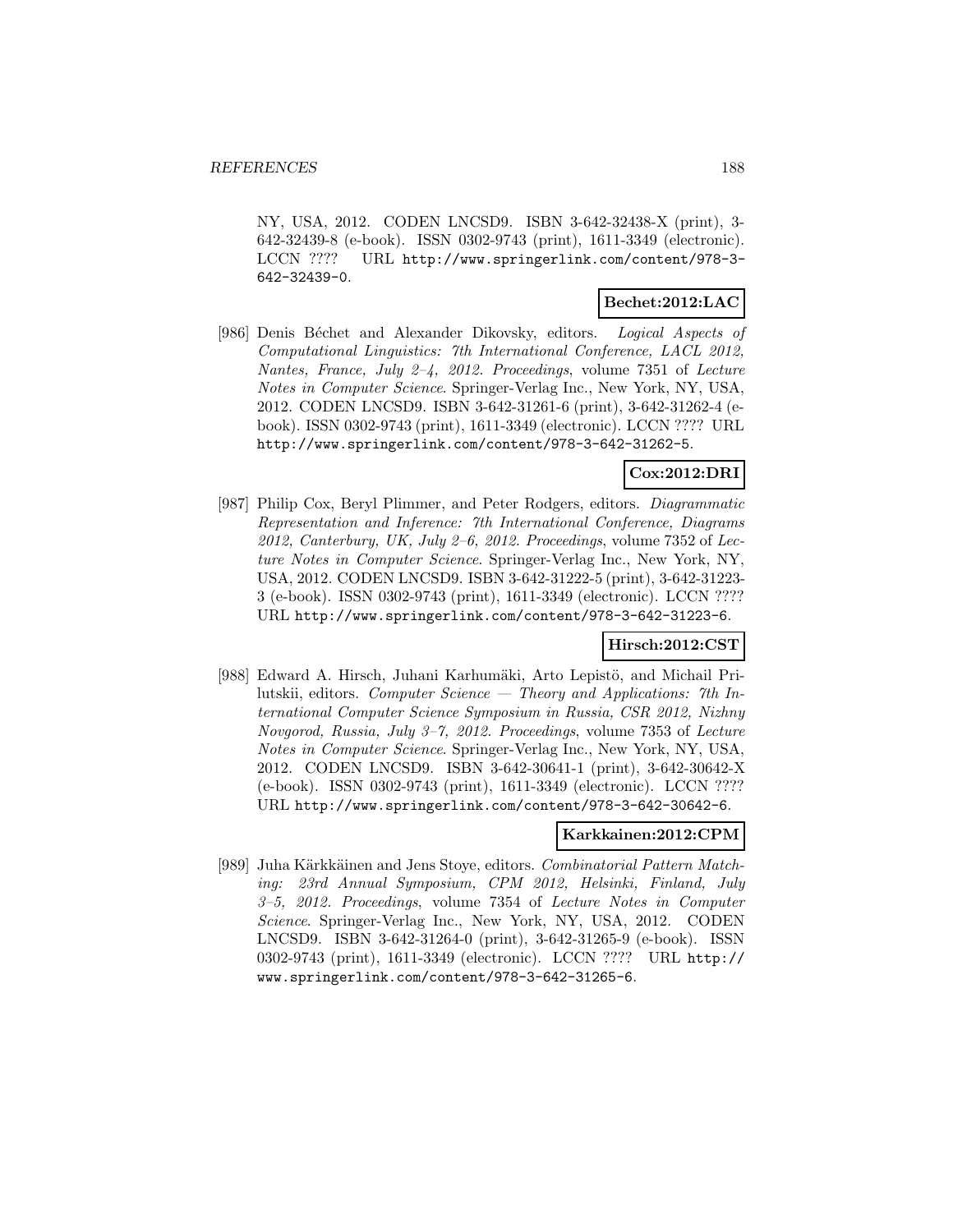NY, USA, 2012. CODEN LNCSD9. ISBN 3-642-32438-X (print), 3-642-32439-8 (e-book). ISSN 0302-9743 (print), 1611-3349 (electronic). LCCN ???? URL http://www.springerlink.com/content/978-3-642-32439-0.

**Bechet:2012:LAC**

[986] Denis Béchet and Alexander Dikovsky, editors. *Logical Aspects of Computational Linguistics: 7th International Conference, LACL 2012, Nantes, France, July 2–4, 2012. Proceedings*, volume 7351 of *Lecture Notes in Computer Science*. Springer-Verlag Inc., New York, NY, USA, 2012. CODEN LNCSD9. ISBN 3-642-31261-6 (print), 3-642-31262-4 (e-book). ISSN 0302-9743 (print), 1611-3349 (electronic). LCCN ???? URL http://www.springerlink.com/content/978-3-642-31262-5.

**Cox:2012:DRI**

[987] Philip Cox, Beryl Plimmer, and Peter Rodgers, editors. *Diagrammatic Representation and Inference: 7th International Conference, Diagrams 2012, Canterbury, UK, July 2–6, 2012. Proceedings*, volume 7352 of *Lecture Notes in Computer Science*. Springer-Verlag Inc., New York, NY, USA, 2012. CODEN LNCSD9. ISBN 3-642-31222-5 (print), 3-642-31223-3 (e-book). ISSN 0302-9743 (print), 1611-3349 (electronic). LCCN ???? URL http://www.springerlink.com/content/978-3-642-31223-6.

**Hirsch:2012:CST**

[988] Edward A. Hirsch, Juhani Karhumäki, Arto Lepistö, and Michail Prilutskii, editors. *Computer Science — Theory and Applications: 7th International Computer Science Symposium in Russia, CSR 2012, Nizhny Novgorod, Russia, July 3–7, 2012. Proceedings*, volume 7353 of *Lecture Notes in Computer Science*. Springer-Verlag Inc., New York, NY, USA, 2012. CODEN LNCSD9. ISBN 3-642-30641-1 (print), 3-642-30642-X (e-book). ISSN 0302-9743 (print), 1611-3349 (electronic). LCCN ???? URL http://www.springerlink.com/content/978-3-642-30642-6.

**Karkkainen:2012:CPM**

[989] Juha Kärkkäinen and Jens Stoye, editors. *Combinatorial Pattern Matching: 23rd Annual Symposium, CPM 2012, Helsinki, Finland, July 3–5, 2012. Proceedings*, volume 7354 of *Lecture Notes in Computer Science*. Springer-Verlag Inc., New York, NY, USA, 2012. CODEN LNCSD9. ISBN 3-642-31264-0 (print), 3-642-31265-9 (e-book). ISSN 0302-9743 (print), 1611-3349 (electronic). LCCN ???? URL http://www.springerlink.com/content/978-3-642-31265-6.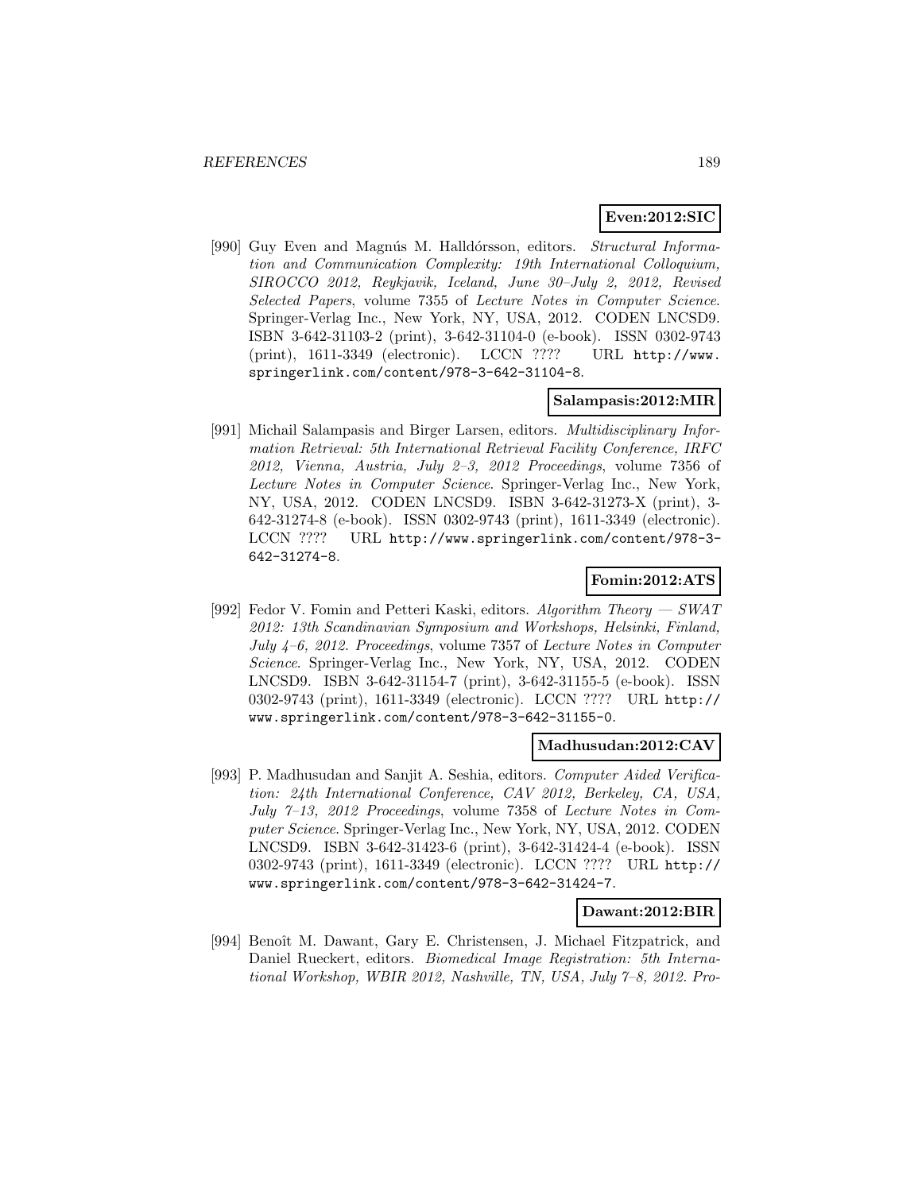**Even:2012:SIC**

[990] Guy Even and Magnús M. Halldórsson, editors. *Structural Information and Communication Complexity: 19th International Colloquium, SIROCCO 2012, Reykjavik, Iceland, June 30–July 2, 2012, Revised Selected Papers*, volume 7355 of *Lecture Notes in Computer Science*. Springer-Verlag Inc., New York, NY, USA, 2012. CODEN LNCSD9. ISBN 3-642-31103-2 (print), 3-642-31104-0 (e-book). ISSN 0302-9743 (print), 1611-3349 (electronic). LCCN ???? URL http://www.springerlink.com/content/978-3-642-31104-8.

**Salampasis:2012:MIR**

[991] Michail Salampasis and Birger Larsen, editors. *Multidisciplinary Information Retrieval: 5th International Retrieval Facility Conference, IRFC 2012, Vienna, Austria, July 2–3, 2012 Proceedings*, volume 7356 of *Lecture Notes in Computer Science*. Springer-Verlag Inc., New York, NY, USA, 2012. CODEN LNCSD9. ISBN 3-642-31273-X (print), 3-642-31274-8 (e-book). ISSN 0302-9743 (print), 1611-3349 (electronic). LCCN ???? URL http://www.springerlink.com/content/978-3-642-31274-8.

**Fomin:2012:ATS**

[992] Fedor V. Fomin and Petteri Kaski, editors. *Algorithm Theory — SWAT 2012: 13th Scandinavian Symposium and Workshops, Helsinki, Finland, July 4–6, 2012. Proceedings*, volume 7357 of *Lecture Notes in Computer Science*. Springer-Verlag Inc., New York, NY, USA, 2012. CODEN LNCSD9. ISBN 3-642-31154-7 (print), 3-642-31155-5 (e-book). ISSN 0302-9743 (print), 1611-3349 (electronic). LCCN ???? URL http://www.springerlink.com/content/978-3-642-31155-0.

**Madhusudan:2012:CAV**

[993] P. Madhusudan and Sanjit A. Seshia, editors. *Computer Aided Verification: 24th International Conference, CAV 2012, Berkeley, CA, USA, July 7–13, 2012 Proceedings*, volume 7358 of *Lecture Notes in Computer Science*. Springer-Verlag Inc., New York, NY, USA, 2012. CODEN LNCSD9. ISBN 3-642-31423-6 (print), 3-642-31424-4 (e-book). ISSN 0302-9743 (print), 1611-3349 (electronic). LCCN ???? URL http://www.springerlink.com/content/978-3-642-31424-7.

**Dawant:2012:BIR**

[994] Benoît M. Dawant, Gary E. Christensen, J. Michael Fitzpatrick, and Daniel Rueckert, editors. *Biomedical Image Registration: 5th International Workshop, WBIR 2012, Nashville, TN, USA, July 7–8, 2012. Pro-*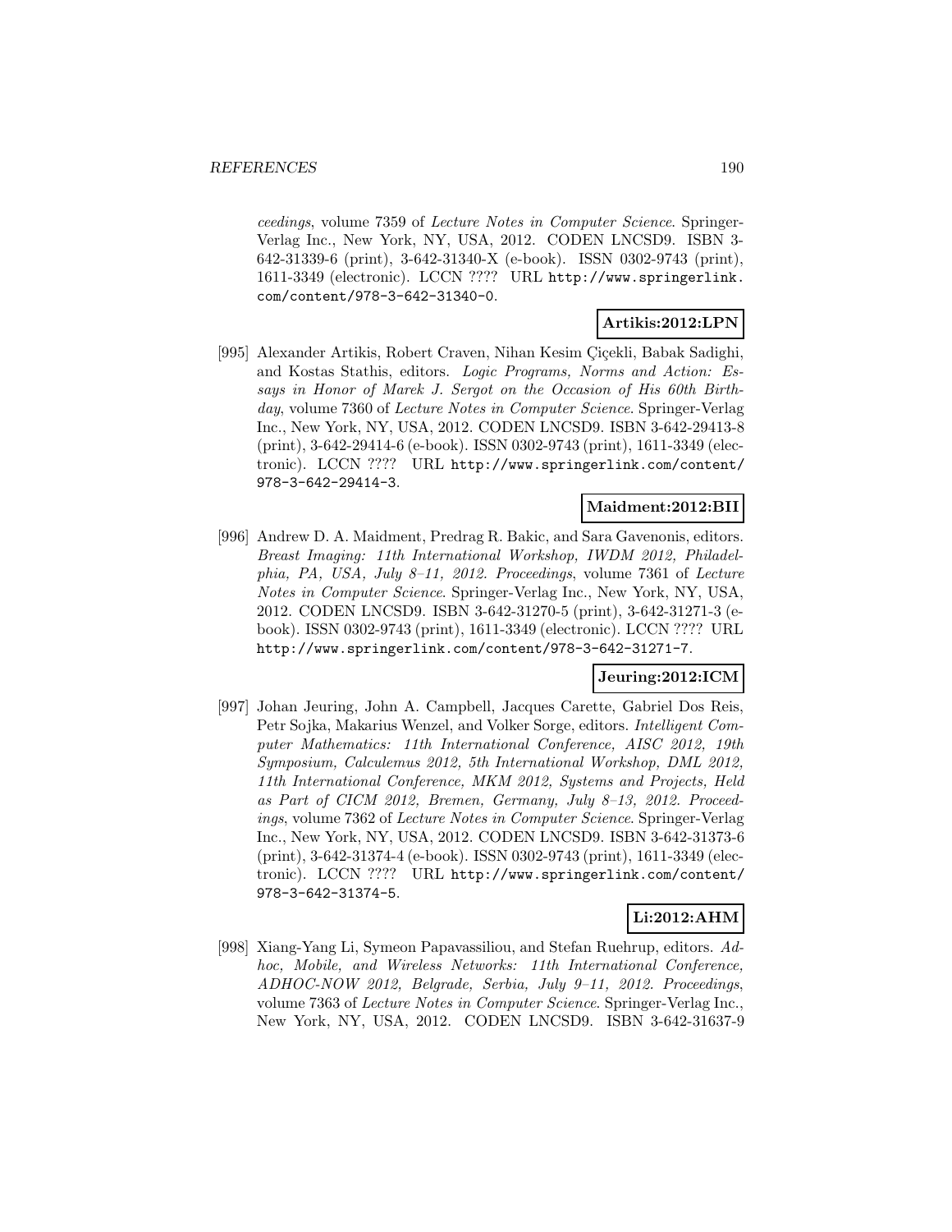ceedings, volume 7359 of *Lecture Notes in Computer Science*. Springer-Verlag Inc., New York, NY, USA, 2012. CODEN LNCSD9. ISBN 3-642-31339-6 (print), 3-642-31340-X (e-book). ISSN 0302-9743 (print), 1611-3349 (electronic). LCCN ???? URL http://www.springerlink.com/content/978-3-642-31340-0.

**Artikis:2012:LPN**

[995] Alexander Artikis, Robert Craven, Nihan Kesim Çiçekli, Babak Sadighi, and Kostas Stathis, editors. *Logic Programs, Norms and Action: Essays in Honor of Marek J. Sergot on the Occasion of His 60th Birthday*, volume 7360 of *Lecture Notes in Computer Science*. Springer-Verlag Inc., New York, NY, USA, 2012. CODEN LNCSD9. ISBN 3-642-29413-8 (print), 3-642-29414-6 (e-book). ISSN 0302-9743 (print), 1611-3349 (electronic). LCCN ???? URL http://www.springerlink.com/content/978-3-642-29414-3.

**Maidment:2012:BII**

[996] Andrew D. A. Maidment, Predrag R. Bakic, and Sara Gavenonis, editors. *Breast Imaging: 11th International Workshop, IWDM 2012, Philadelphia, PA, USA, July 8–11, 2012. Proceedings*, volume 7361 of *Lecture Notes in Computer Science*. Springer-Verlag Inc., New York, NY, USA, 2012. CODEN LNCSD9. ISBN 3-642-31270-5 (print), 3-642-31271-3 (e-book). ISSN 0302-9743 (print), 1611-3349 (electronic). LCCN ???? URL http://www.springerlink.com/content/978-3-642-31271-7.

**Jeuring:2012:ICM**

[997] Johan Jeuring, John A. Campbell, Jacques Carette, Gabriel Dos Reis, Petr Sojka, Makarius Wenzel, and Volker Sorge, editors. *Intelligent Computer Mathematics: 11th International Conference, AISC 2012, 19th Symposium, Calculemus 2012, 5th International Workshop, DML 2012, 11th International Conference, MKM 2012, Systems and Projects, Held as Part of CICM 2012, Bremen, Germany, July 8–13, 2012. Proceedings*, volume 7362 of *Lecture Notes in Computer Science*. Springer-Verlag Inc., New York, NY, USA, 2012. CODEN LNCSD9. ISBN 3-642-31373-6 (print), 3-642-31374-4 (e-book). ISSN 0302-9743 (print), 1611-3349 (electronic). LCCN ???? URL http://www.springerlink.com/content/978-3-642-31374-5.

**Li:2012:AHM**

[998] Xiang-Yang Li, Symeon Papavassiliou, and Stefan Ruehrup, editors. *Adhoc, Mobile, and Wireless Networks: 11th International Conference, ADHOC-NOW 2012, Belgrade, Serbia, July 9–11, 2012. Proceedings*, volume 7363 of *Lecture Notes in Computer Science*. Springer-Verlag Inc., New York, NY, USA, 2012. CODEN LNCSD9. ISBN 3-642-31637-9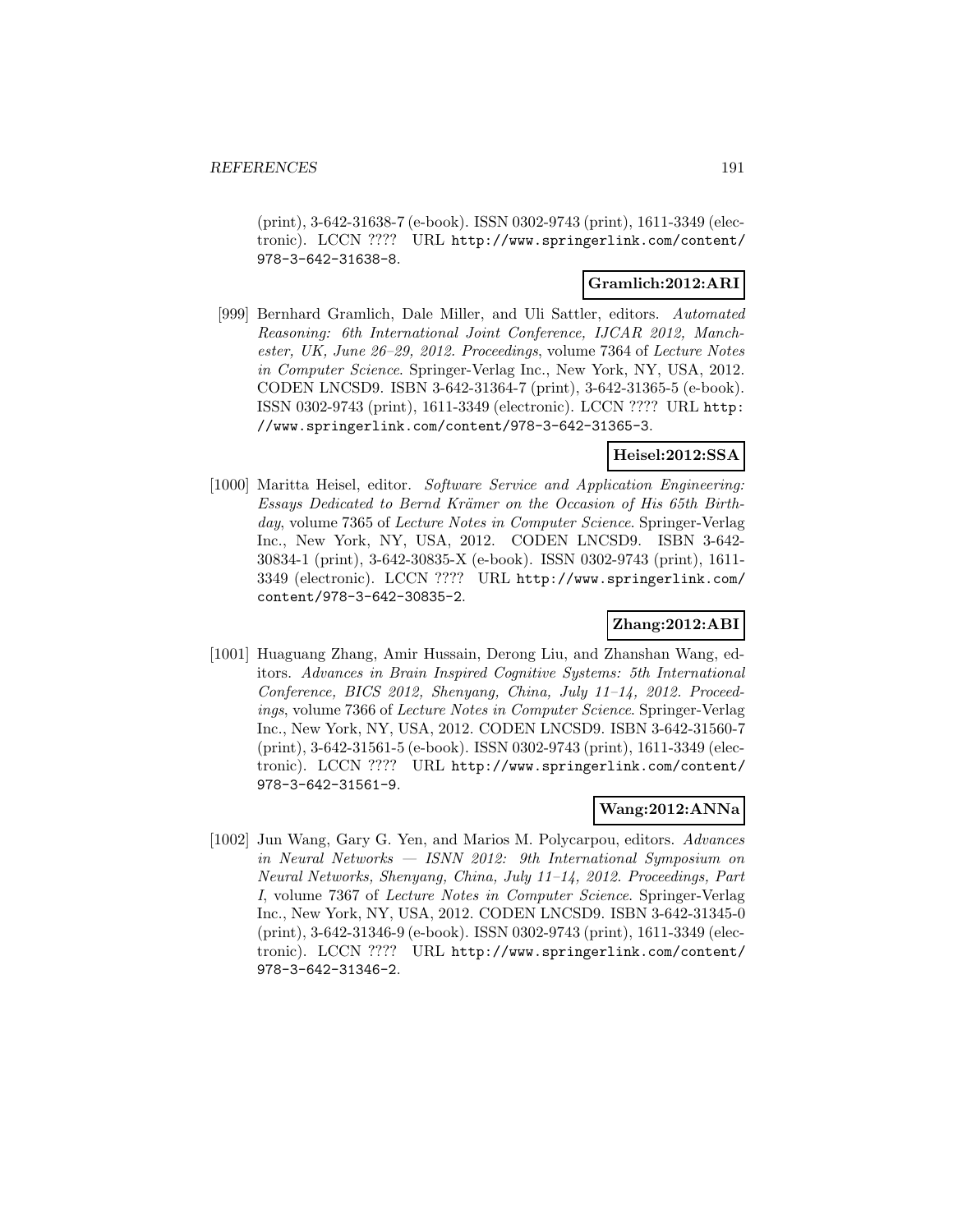(print), 3-642-31638-7 (e-book). ISSN 0302-9743 (print), 1611-3349 (electronic). LCCN ???? URL http://www.springerlink.com/content/978-3-642-31638-8.

**Gramlich:2012:ARI**

[999] Bernhard Gramlich, Dale Miller, and Uli Sattler, editors. *Automated Reasoning: 6th International Joint Conference, IJCAR 2012, Manchester, UK, June 26–29, 2012. Proceedings*, volume 7364 of *Lecture Notes in Computer Science*. Springer-Verlag Inc., New York, NY, USA, 2012. CODEN LNCSD9. ISBN 3-642-31364-7 (print), 3-642-31365-5 (e-book). ISSN 0302-9743 (print), 1611-3349 (electronic). LCCN ???? URL http://www.springerlink.com/content/978-3-642-31365-3.

**Heisel:2012:SSA**

[1000] Maritta Heisel, editor. *Software Service and Application Engineering: Essays Dedicated to Bernd Krämer on the Occasion of His 65th Birthday*, volume 7365 of *Lecture Notes in Computer Science*. Springer-Verlag Inc., New York, NY, USA, 2012. CODEN LNCSD9. ISBN 3-642-30834-1 (print), 3-642-30835-X (e-book). ISSN 0302-9743 (print), 1611-3349 (electronic). LCCN ???? URL http://www.springerlink.com/content/978-3-642-30835-2.

**Zhang:2012:ABI**

[1001] Huaguang Zhang, Amir Hussain, Derong Liu, and Zhanshan Wang, editors. *Advances in Brain Inspired Cognitive Systems: 5th International Conference, BICS 2012, Shenyang, China, July 11–14, 2012. Proceedings*, volume 7366 of *Lecture Notes in Computer Science*. Springer-Verlag Inc., New York, NY, USA, 2012. CODEN LNCSD9. ISBN 3-642-31560-7 (print), 3-642-31561-5 (e-book). ISSN 0302-9743 (print), 1611-3349 (electronic). LCCN ???? URL http://www.springerlink.com/content/978-3-642-31561-9.

**Wang:2012:ANNa**

[1002] Jun Wang, Gary G. Yen, and Marios M. Polycarpou, editors. *Advances in Neural Networks — ISNN 2012: 9th International Symposium on Neural Networks, Shenyang, China, July 11–14, 2012. Proceedings, Part I*, volume 7367 of *Lecture Notes in Computer Science*. Springer-Verlag Inc., New York, NY, USA, 2012. CODEN LNCSD9. ISBN 3-642-31345-0 (print), 3-642-31346-9 (e-book). ISSN 0302-9743 (print), 1611-3349 (electronic). LCCN ???? URL http://www.springerlink.com/content/978-3-642-31346-2.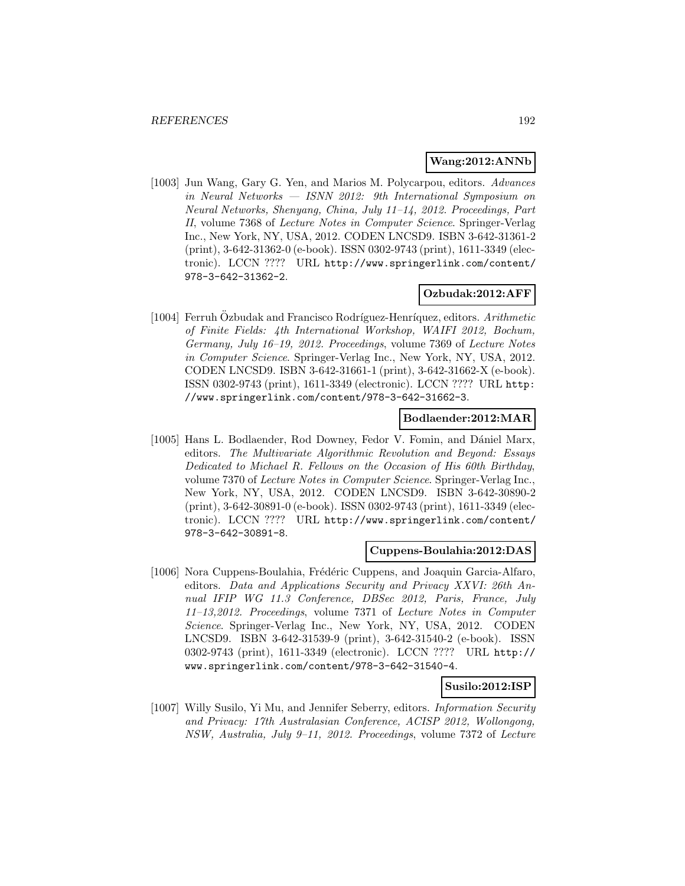**Wang:2012:ANNb**

[1003] Jun Wang, Gary G. Yen, and Marios M. Polycarpou, editors. *Advances in Neural Networks — ISNN 2012: 9th International Symposium on Neural Networks, Shenyang, China, July 11–14, 2012. Proceedings, Part II*, volume 7368 of *Lecture Notes in Computer Science*. Springer-Verlag Inc., New York, NY, USA, 2012. CODEN LNCSD9. ISBN 3-642-31361-2 (print), 3-642-31362-0 (e-book). ISSN 0302-9743 (print), 1611-3349 (electronic). LCCN ???? URL http://www.springerlink.com/content/978-3-642-31362-2.

**Ozbudak:2012:AFF**

[1004] Ferruh Özbudak and Francisco Rodríguez-Henríquez, editors. *Arithmetic of Finite Fields: 4th International Workshop, WAIFI 2012, Bochum, Germany, July 16–19, 2012. Proceedings*, volume 7369 of *Lecture Notes in Computer Science*. Springer-Verlag Inc., New York, NY, USA, 2012. CODEN LNCSD9. ISBN 3-642-31661-1 (print), 3-642-31662-X (e-book). ISSN 0302-9743 (print), 1611-3349 (electronic). LCCN ???? URL http://www.springerlink.com/content/978-3-642-31662-3.

**Bodlaender:2012:MAR**

[1005] Hans L. Bodlaender, Rod Downey, Fedor V. Fomin, and Dániel Marx, editors. *The Multivariate Algorithmic Revolution and Beyond: Essays Dedicated to Michael R. Fellows on the Occasion of His 60th Birthday*, volume 7370 of *Lecture Notes in Computer Science*. Springer-Verlag Inc., New York, NY, USA, 2012. CODEN LNCSD9. ISBN 3-642-30890-2 (print), 3-642-30891-0 (e-book). ISSN 0302-9743 (print), 1611-3349 (electronic). LCCN ???? URL http://www.springerlink.com/content/978-3-642-30891-8.

**Cuppens-Boulahia:2012:DAS**

[1006] Nora Cuppens-Boulahia, Frédéric Cuppens, and Joaquin Garcia-Alfaro, editors. *Data and Applications Security and Privacy XXVI: 26th Annual IFIP WG 11.3 Conference, DBSec 2012, Paris, France, July 11–13,2012. Proceedings*, volume 7371 of *Lecture Notes in Computer Science*. Springer-Verlag Inc., New York, NY, USA, 2012. CODEN LNCSD9. ISBN 3-642-31539-9 (print), 3-642-31540-2 (e-book). ISSN 0302-9743 (print), 1611-3349 (electronic). LCCN ???? URL http://www.springerlink.com/content/978-3-642-31540-4.

**Susilo:2012:ISP**

[1007] Willy Susilo, Yi Mu, and Jennifer Seberry, editors. *Information Security and Privacy: 17th Australasian Conference, ACISP 2012, Wollongong, NSW, Australia, July 9–11, 2012. Proceedings*, volume 7372 of *Lecture*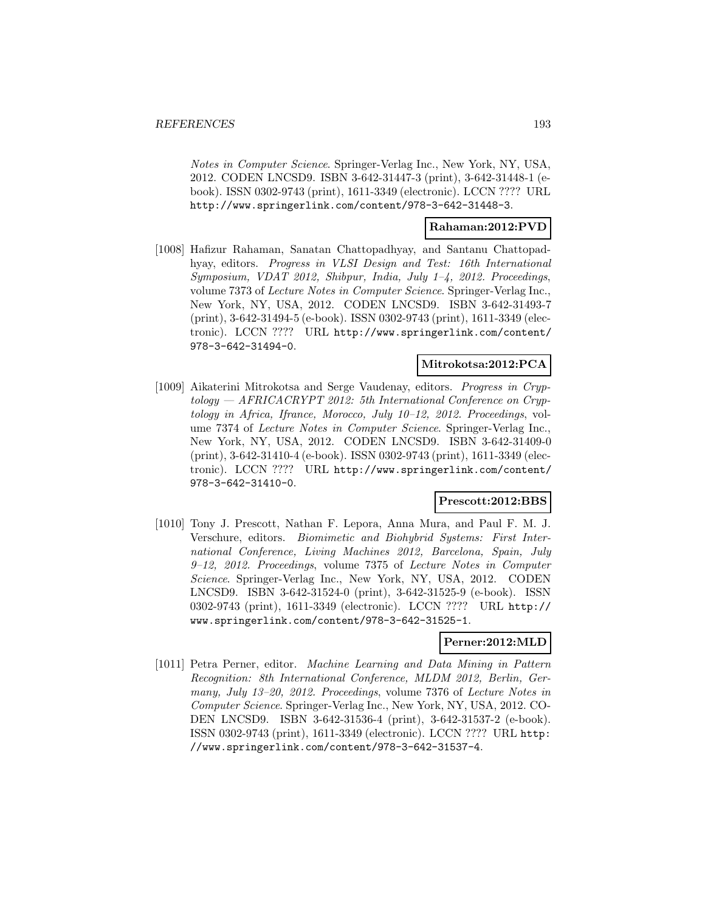*Notes in Computer Science*. Springer-Verlag Inc., New York, NY, USA, 2012. CODEN LNCSD9. ISBN 3-642-31447-3 (print), 3-642-31448-1 (e-book). ISSN 0302-9743 (print), 1611-3349 (electronic). LCCN ???? URL http://www.springerlink.com/content/978-3-642-31448-3.

**Rahaman:2012:PVD**

[1008] Hafizur Rahaman, Sanatan Chattopadhyay, and Santanu Chattopadhyay, editors. *Progress in VLSI Design and Test: 16th International Symposium, VDAT 2012, Shibpur, India, July 1–4, 2012. Proceedings*, volume 7373 of *Lecture Notes in Computer Science*. Springer-Verlag Inc., New York, NY, USA, 2012. CODEN LNCSD9. ISBN 3-642-31493-7 (print), 3-642-31494-5 (e-book). ISSN 0302-9743 (print), 1611-3349 (electronic). LCCN ???? URL http://www.springerlink.com/content/978-3-642-31494-0.

**Mitrokotsa:2012:PCA**

[1009] Aikaterini Mitrokotsa and Serge Vaudenay, editors. *Progress in Cryptology — AFRICACRYPT 2012: 5th International Conference on Cryptology in Africa, Ifrance, Morocco, July 10–12, 2012. Proceedings*, volume 7374 of *Lecture Notes in Computer Science*. Springer-Verlag Inc., New York, NY, USA, 2012. CODEN LNCSD9. ISBN 3-642-31409-0 (print), 3-642-31410-4 (e-book). ISSN 0302-9743 (print), 1611-3349 (electronic). LCCN ???? URL http://www.springerlink.com/content/978-3-642-31410-0.

**Prescott:2012:BBS**

[1010] Tony J. Prescott, Nathan F. Lepora, Anna Mura, and Paul F. M. J. Verschure, editors. *Biomimetic and Biohybrid Systems: First International Conference, Living Machines 2012, Barcelona, Spain, July 9–12, 2012. Proceedings*, volume 7375 of *Lecture Notes in Computer Science*. Springer-Verlag Inc., New York, NY, USA, 2012. CODEN LNCSD9. ISBN 3-642-31524-0 (print), 3-642-31525-9 (e-book). ISSN 0302-9743 (print), 1611-3349 (electronic). LCCN ???? URL http://www.springerlink.com/content/978-3-642-31525-1.

**Perner:2012:MLD**

[1011] Petra Perner, editor. *Machine Learning and Data Mining in Pattern Recognition: 8th International Conference, MLDM 2012, Berlin, Germany, July 13–20, 2012. Proceedings*, volume 7376 of *Lecture Notes in Computer Science*. Springer-Verlag Inc., New York, NY, USA, 2012. CODEN LNCSD9. ISBN 3-642-31536-4 (print), 3-642-31537-2 (e-book). ISSN 0302-9743 (print), 1611-3349 (electronic). LCCN ???? URL http://www.springerlink.com/content/978-3-642-31537-4.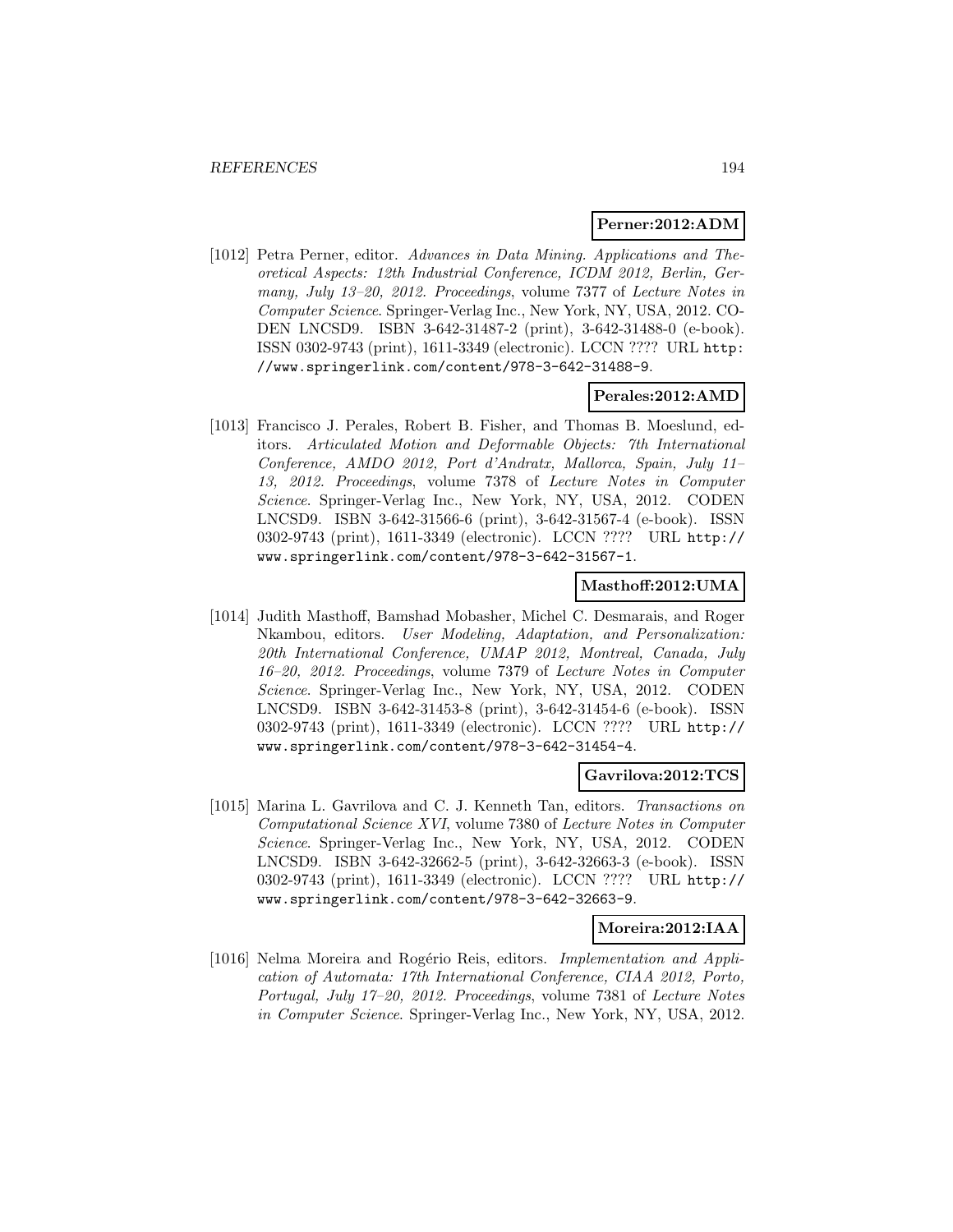**Perner:2012:ADM**

[1012] Petra Perner, editor. *Advances in Data Mining. Applications and Theoretical Aspects: 12th Industrial Conference, ICDM 2012, Berlin, Germany, July 13–20, 2012. Proceedings*, volume 7377 of *Lecture Notes in Computer Science*. Springer-Verlag Inc., New York, NY, USA, 2012. CODEN LNCSD9. ISBN 3-642-31487-2 (print), 3-642-31488-0 (e-book). ISSN 0302-9743 (print), 1611-3349 (electronic). LCCN ???? URL `http://www.springerlink.com/content/978-3-642-31488-9`.

**Perales:2012:AMD**

[1013] Francisco J. Perales, Robert B. Fisher, and Thomas B. Moeslund, editors. *Articulated Motion and Deformable Objects: 7th International Conference, AMDO 2012, Port d'Andratx, Mallorca, Spain, July 11–13, 2012. Proceedings*, volume 7378 of *Lecture Notes in Computer Science*. Springer-Verlag Inc., New York, NY, USA, 2012. CODEN LNCSD9. ISBN 3-642-31566-6 (print), 3-642-31567-4 (e-book). ISSN 0302-9743 (print), 1611-3349 (electronic). LCCN ???? URL `http://www.springerlink.com/content/978-3-642-31567-1`.

**Masthoff:2012:UMA**

[1014] Judith Masthoff, Bamshad Mobasher, Michel C. Desmarais, and Roger Nkambou, editors. *User Modeling, Adaptation, and Personalization: 20th International Conference, UMAP 2012, Montreal, Canada, July 16–20, 2012. Proceedings*, volume 7379 of *Lecture Notes in Computer Science*. Springer-Verlag Inc., New York, NY, USA, 2012. CODEN LNCSD9. ISBN 3-642-31453-8 (print), 3-642-31454-6 (e-book). ISSN 0302-9743 (print), 1611-3349 (electronic). LCCN ???? URL `http://www.springerlink.com/content/978-3-642-31454-4`.

**Gavrilova:2012:TCS**

[1015] Marina L. Gavrilova and C. J. Kenneth Tan, editors. *Transactions on Computational Science XVI*, volume 7380 of *Lecture Notes in Computer Science*. Springer-Verlag Inc., New York, NY, USA, 2012. CODEN LNCSD9. ISBN 3-642-32662-5 (print), 3-642-32663-3 (e-book). ISSN 0302-9743 (print), 1611-3349 (electronic). LCCN ???? URL `http://www.springerlink.com/content/978-3-642-32663-9`.

**Moreira:2012:IAA**

[1016] Nelma Moreira and Rogério Reis, editors. *Implementation and Application of Automata: 17th International Conference, CIAA 2012, Porto, Portugal, July 17–20, 2012. Proceedings*, volume 7381 of *Lecture Notes in Computer Science*. Springer-Verlag Inc., New York, NY, USA, 2012.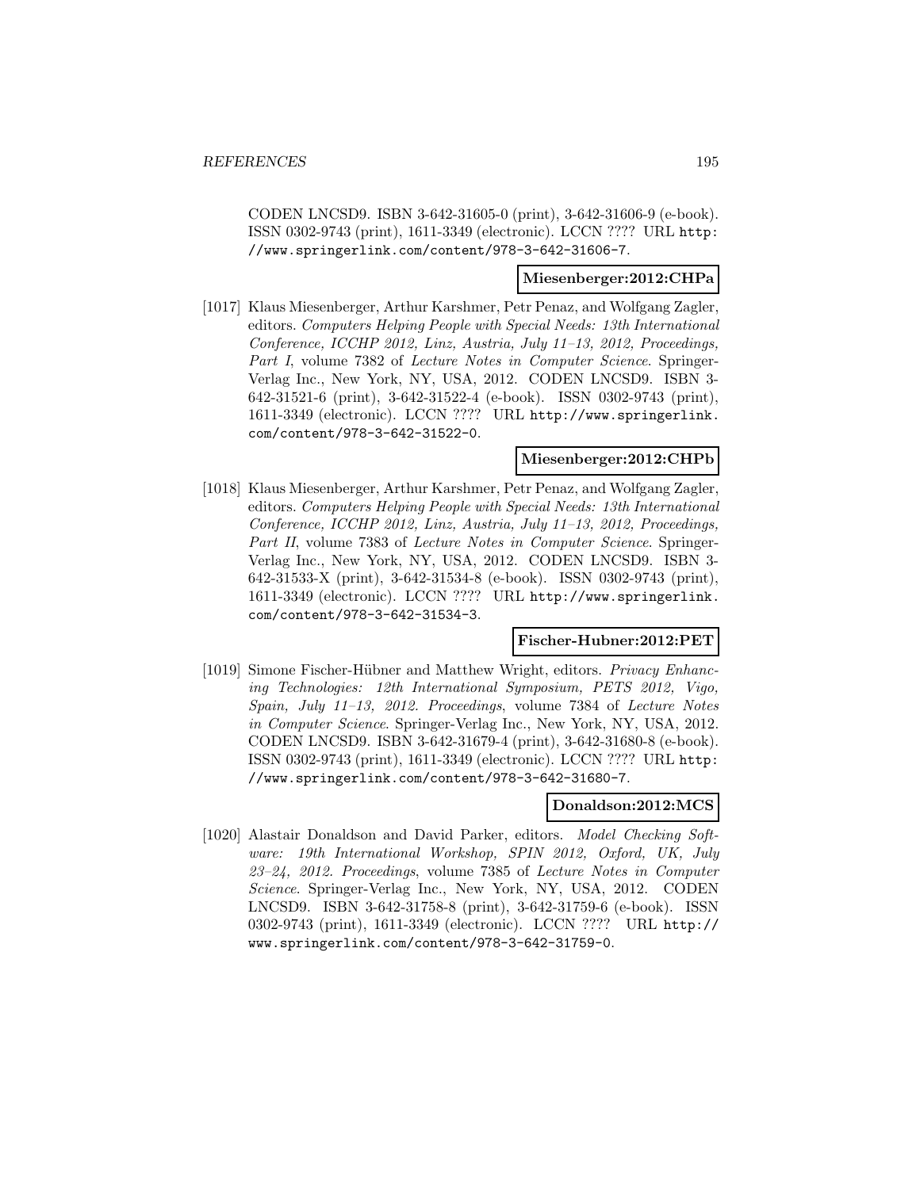CODEN LNCSD9. ISBN 3-642-31605-0 (print), 3-642-31606-9 (e-book). ISSN 0302-9743 (print), 1611-3349 (electronic). LCCN ???? URL http://www.springerlink.com/content/978-3-642-31606-7.

**Miesenberger:2012:CHPa**

[1017] Klaus Miesenberger, Arthur Karshmer, Petr Penaz, and Wolfgang Zagler, editors. *Computers Helping People with Special Needs: 13th International Conference, ICCHP 2012, Linz, Austria, July 11–13, 2012, Proceedings, Part I*, volume 7382 of *Lecture Notes in Computer Science*. Springer-Verlag Inc., New York, NY, USA, 2012. CODEN LNCSD9. ISBN 3-642-31521-6 (print), 3-642-31522-4 (e-book). ISSN 0302-9743 (print), 1611-3349 (electronic). LCCN ???? URL http://www.springerlink.com/content/978-3-642-31522-0.

**Miesenberger:2012:CHPb**

[1018] Klaus Miesenberger, Arthur Karshmer, Petr Penaz, and Wolfgang Zagler, editors. *Computers Helping People with Special Needs: 13th International Conference, ICCHP 2012, Linz, Austria, July 11–13, 2012, Proceedings, Part II*, volume 7383 of *Lecture Notes in Computer Science*. Springer-Verlag Inc., New York, NY, USA, 2012. CODEN LNCSD9. ISBN 3-642-31533-X (print), 3-642-31534-8 (e-book). ISSN 0302-9743 (print), 1611-3349 (electronic). LCCN ???? URL http://www.springerlink.com/content/978-3-642-31534-3.

**Fischer-Hubner:2012:PET**

[1019] Simone Fischer-Hübner and Matthew Wright, editors. *Privacy Enhancing Technologies: 12th International Symposium, PETS 2012, Vigo, Spain, July 11–13, 2012. Proceedings*, volume 7384 of *Lecture Notes in Computer Science*. Springer-Verlag Inc., New York, NY, USA, 2012. CODEN LNCSD9. ISBN 3-642-31679-4 (print), 3-642-31680-8 (e-book). ISSN 0302-9743 (print), 1611-3349 (electronic). LCCN ???? URL http://www.springerlink.com/content/978-3-642-31680-7.

**Donaldson:2012:MCS**

[1020] Alastair Donaldson and David Parker, editors. *Model Checking Software: 19th International Workshop, SPIN 2012, Oxford, UK, July 23–24, 2012. Proceedings*, volume 7385 of *Lecture Notes in Computer Science*. Springer-Verlag Inc., New York, NY, USA, 2012. CODEN LNCSD9. ISBN 3-642-31758-8 (print), 3-642-31759-6 (e-book). ISSN 0302-9743 (print), 1611-3349 (electronic). LCCN ???? URL http://www.springerlink.com/content/978-3-642-31759-0.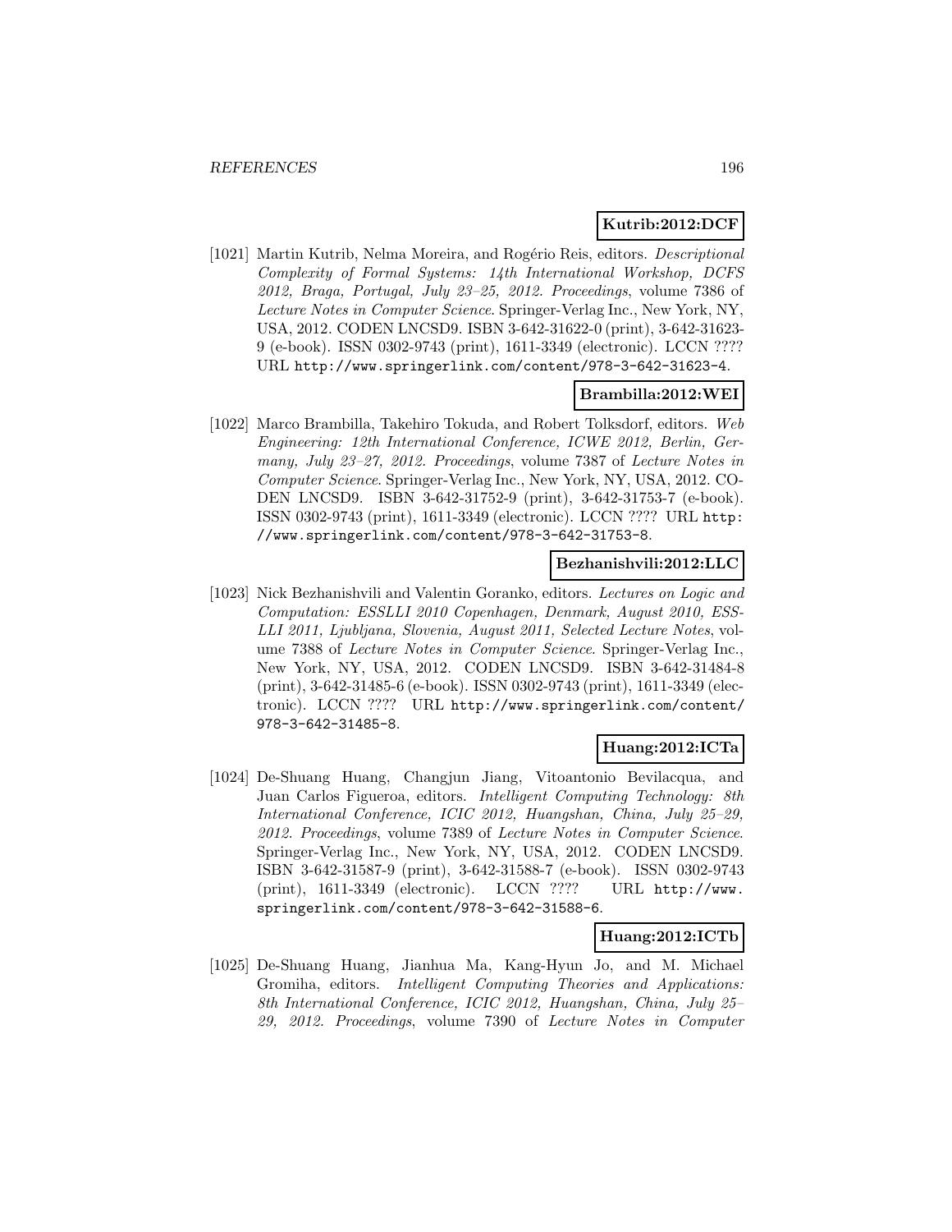**Kutrib:2012:DCF**

[1021] Martin Kutrib, Nelma Moreira, and Rogério Reis, editors. *Descriptional Complexity of Formal Systems: 14th International Workshop, DCFS 2012, Braga, Portugal, July 23–25, 2012. Proceedings*, volume 7386 of *Lecture Notes in Computer Science*. Springer-Verlag Inc., New York, NY, USA, 2012. CODEN LNCSD9. ISBN 3-642-31622-0 (print), 3-642-31623-9 (e-book). ISSN 0302-9743 (print), 1611-3349 (electronic). LCCN ???? URL http://www.springerlink.com/content/978-3-642-31623-4.

**Brambilla:2012:WEI**

[1022] Marco Brambilla, Takehiro Tokuda, and Robert Tolksdorf, editors. *Web Engineering: 12th International Conference, ICWE 2012, Berlin, Germany, July 23–27, 2012. Proceedings*, volume 7387 of *Lecture Notes in Computer Science*. Springer-Verlag Inc., New York, NY, USA, 2012. CODEN LNCSD9. ISBN 3-642-31752-9 (print), 3-642-31753-7 (e-book). ISSN 0302-9743 (print), 1611-3349 (electronic). LCCN ???? URL http://www.springerlink.com/content/978-3-642-31753-8.

**Bezhanishvili:2012:LLC**

[1023] Nick Bezhanishvili and Valentin Goranko, editors. *Lectures on Logic and Computation: ESSLLI 2010 Copenhagen, Denmark, August 2010, ESSLLI 2011, Ljubljana, Slovenia, August 2011, Selected Lecture Notes*, volume 7388 of *Lecture Notes in Computer Science*. Springer-Verlag Inc., New York, NY, USA, 2012. CODEN LNCSD9. ISBN 3-642-31484-8 (print), 3-642-31485-6 (e-book). ISSN 0302-9743 (print), 1611-3349 (electronic). LCCN ???? URL http://www.springerlink.com/content/978-3-642-31485-8.

**Huang:2012:ICTa**

[1024] De-Shuang Huang, Changjun Jiang, Vitoantonio Bevilacqua, and Juan Carlos Figueroa, editors. *Intelligent Computing Technology: 8th International Conference, ICIC 2012, Huangshan, China, July 25–29, 2012. Proceedings*, volume 7389 of *Lecture Notes in Computer Science*. Springer-Verlag Inc., New York, NY, USA, 2012. CODEN LNCSD9. ISBN 3-642-31587-9 (print), 3-642-31588-7 (e-book). ISSN 0302-9743 (print), 1611-3349 (electronic). LCCN ???? URL http://www.springerlink.com/content/978-3-642-31588-6.

**Huang:2012:ICTb**

[1025] De-Shuang Huang, Jianhua Ma, Kang-Hyun Jo, and M. Michael Gromiha, editors. *Intelligent Computing Theories and Applications: 8th International Conference, ICIC 2012, Huangshan, China, July 25–29, 2012. Proceedings*, volume 7390 of *Lecture Notes in Computer*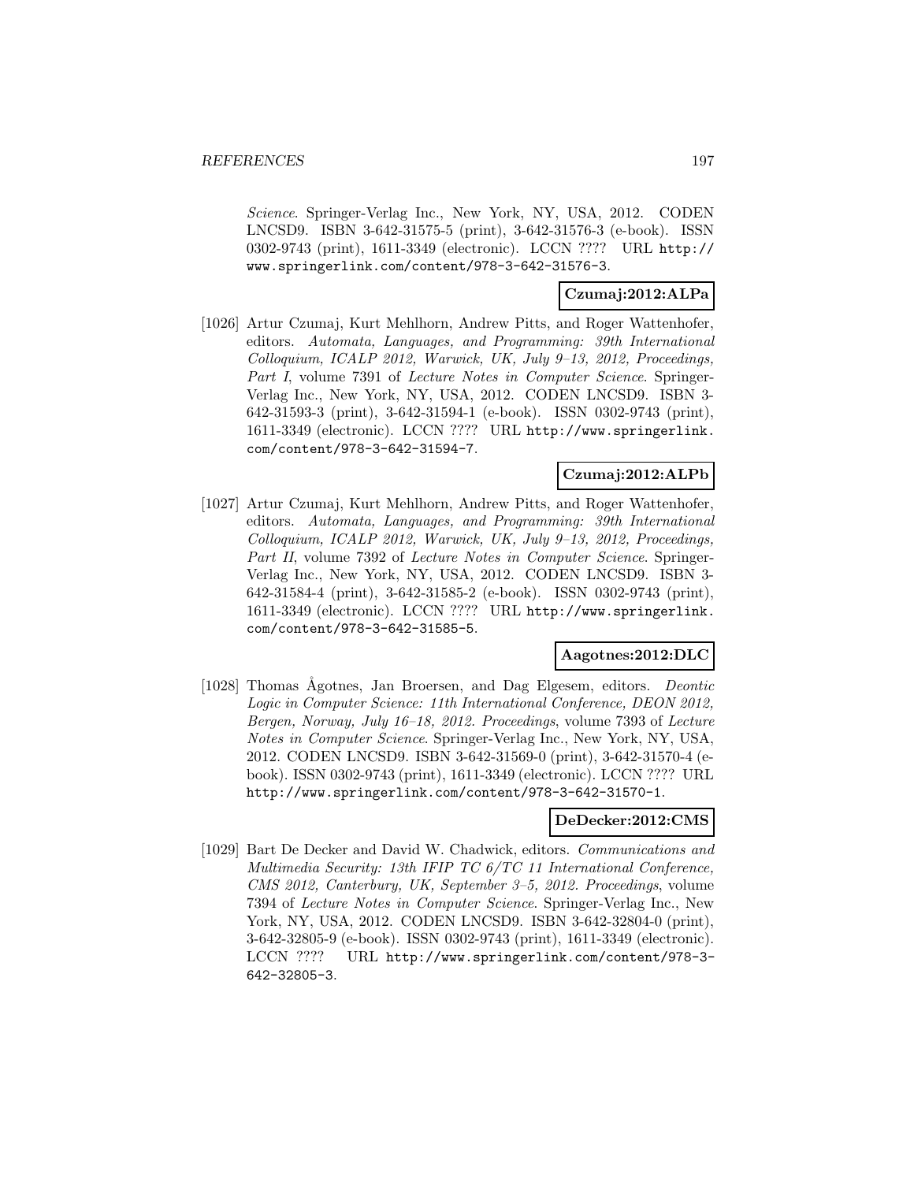*Science*. Springer-Verlag Inc., New York, NY, USA, 2012. CODEN LNCSD9. ISBN 3-642-31575-5 (print), 3-642-31576-3 (e-book). ISSN 0302-9743 (print), 1611-3349 (electronic). LCCN ???? URL http://www.springerlink.com/content/978-3-642-31576-3.

**Czumaj:2012:ALPa**

[1026] Artur Czumaj, Kurt Mehlhorn, Andrew Pitts, and Roger Wattenhofer, editors. *Automata, Languages, and Programming: 39th International Colloquium, ICALP 2012, Warwick, UK, July 9–13, 2012, Proceedings, Part I*, volume 7391 of *Lecture Notes in Computer Science*. Springer-Verlag Inc., New York, NY, USA, 2012. CODEN LNCSD9. ISBN 3-642-31593-3 (print), 3-642-31594-1 (e-book). ISSN 0302-9743 (print), 1611-3349 (electronic). LCCN ???? URL http://www.springerlink.com/content/978-3-642-31594-7.

**Czumaj:2012:ALPb**

[1027] Artur Czumaj, Kurt Mehlhorn, Andrew Pitts, and Roger Wattenhofer, editors. *Automata, Languages, and Programming: 39th International Colloquium, ICALP 2012, Warwick, UK, July 9–13, 2012, Proceedings, Part II*, volume 7392 of *Lecture Notes in Computer Science*. Springer-Verlag Inc., New York, NY, USA, 2012. CODEN LNCSD9. ISBN 3-642-31584-4 (print), 3-642-31585-2 (e-book). ISSN 0302-9743 (print), 1611-3349 (electronic). LCCN ???? URL http://www.springerlink.com/content/978-3-642-31585-5.

**Aagotnes:2012:DLC**

[1028] Thomas Ågotnes, Jan Broersen, and Dag Elgesem, editors. *Deontic Logic in Computer Science: 11th International Conference, DEON 2012, Bergen, Norway, July 16–18, 2012. Proceedings*, volume 7393 of *Lecture Notes in Computer Science*. Springer-Verlag Inc., New York, NY, USA, 2012. CODEN LNCSD9. ISBN 3-642-31569-0 (print), 3-642-31570-4 (e-book). ISSN 0302-9743 (print), 1611-3349 (electronic). LCCN ???? URL http://www.springerlink.com/content/978-3-642-31570-1.

**DeDecker:2012:CMS**

[1029] Bart De Decker and David W. Chadwick, editors. *Communications and Multimedia Security: 13th IFIP TC 6/TC 11 International Conference, CMS 2012, Canterbury, UK, September 3–5, 2012. Proceedings*, volume 7394 of *Lecture Notes in Computer Science*. Springer-Verlag Inc., New York, NY, USA, 2012. CODEN LNCSD9. ISBN 3-642-32804-0 (print), 3-642-32805-9 (e-book). ISSN 0302-9743 (print), 1611-3349 (electronic). LCCN ???? URL http://www.springerlink.com/content/978-3-642-32805-3.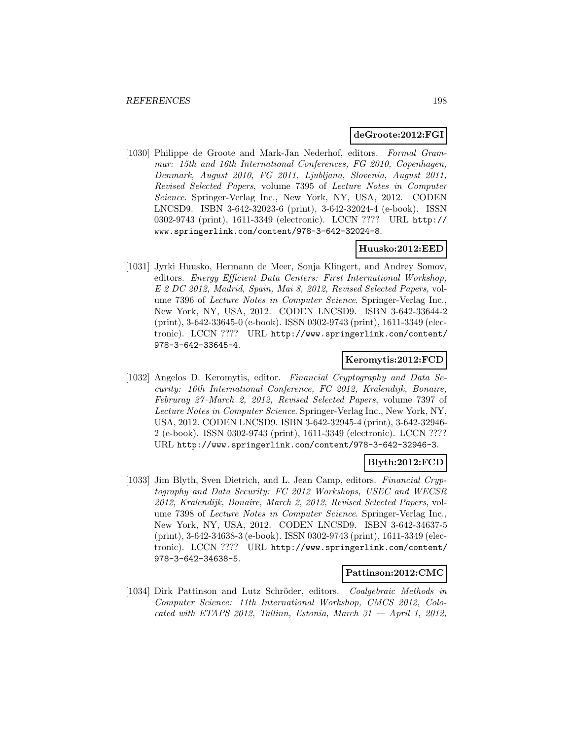**deGroote:2012:FGI**

[1030] Philippe de Groote and Mark-Jan Nederhof, editors. *Formal Grammar: 15th and 16th International Conferences, FG 2010, Copenhagen, Denmark, August 2010, FG 2011, Ljubljana, Slovenia, August 2011, Revised Selected Papers*, volume 7395 of *Lecture Notes in Computer Science*. Springer-Verlag Inc., New York, NY, USA, 2012. CODEN LNCSD9. ISBN 3-642-32023-6 (print), 3-642-32024-4 (e-book). ISSN 0302-9743 (print), 1611-3349 (electronic). LCCN ???? URL http://www.springerlink.com/content/978-3-642-32024-8.

**Huusko:2012:EED**

[1031] Jyrki Huusko, Hermann de Meer, Sonja Klingert, and Andrey Somov, editors. *Energy Efficient Data Centers: First International Workshop, E 2 DC 2012, Madrid, Spain, Mai 8, 2012, Revised Selected Papers*, volume 7396 of *Lecture Notes in Computer Science*. Springer-Verlag Inc., New York, NY, USA, 2012. CODEN LNCSD9. ISBN 3-642-33644-2 (print), 3-642-33645-0 (e-book). ISSN 0302-9743 (print), 1611-3349 (electronic). LCCN ???? URL http://www.springerlink.com/content/978-3-642-33645-4.

**Keromytis:2012:FCD**

[1032] Angelos D. Keromytis, editor. *Financial Cryptography and Data Security: 16th International Conference, FC 2012, Kralendijk, Bonaire, Februray 27–March 2, 2012, Revised Selected Papers*, volume 7397 of *Lecture Notes in Computer Science*. Springer-Verlag Inc., New York, NY, USA, 2012. CODEN LNCSD9. ISBN 3-642-32945-4 (print), 3-642-32946-2 (e-book). ISSN 0302-9743 (print), 1611-3349 (electronic). LCCN ???? URL http://www.springerlink.com/content/978-3-642-32946-3.

**Blyth:2012:FCD**

[1033] Jim Blyth, Sven Dietrich, and L. Jean Camp, editors. *Financial Cryptography and Data Security: FC 2012 Workshops, USEC and WECSR 2012, Kralendijk, Bonaire, March 2, 2012, Revised Selected Papers*, volume 7398 of *Lecture Notes in Computer Science*. Springer-Verlag Inc., New York, NY, USA, 2012. CODEN LNCSD9. ISBN 3-642-34637-5 (print), 3-642-34638-3 (e-book). ISSN 0302-9743 (print), 1611-3349 (electronic). LCCN ???? URL http://www.springerlink.com/content/978-3-642-34638-5.

**Pattinson:2012:CMC**

[1034] Dirk Pattinson and Lutz Schröder, editors. *Coalgebraic Methods in Computer Science: 11th International Workshop, CMCS 2012, Colocated with ETAPS 2012, Tallinn, Estonia, March 31 — April 1, 2012,*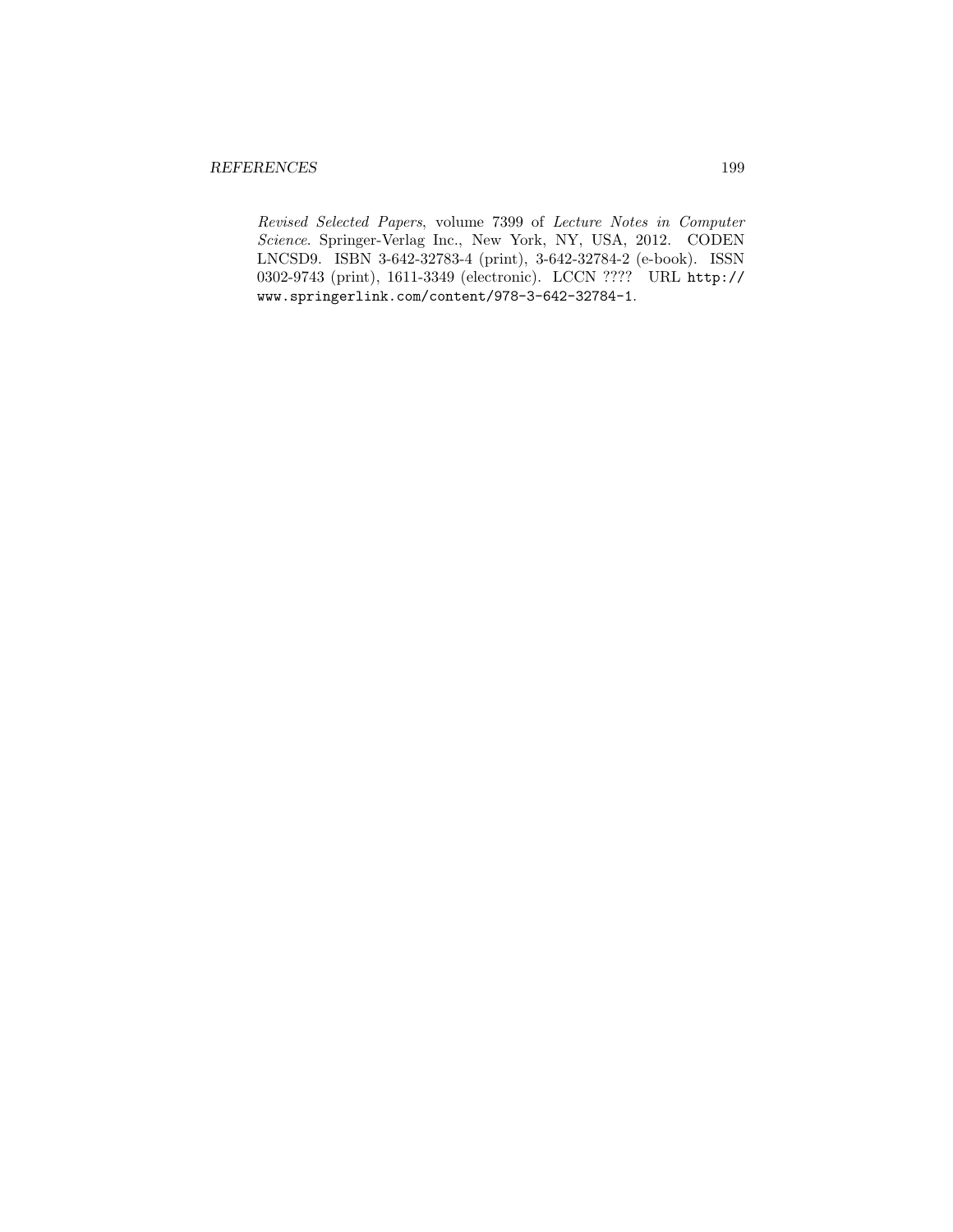*Revised Selected Papers*, volume 7399 of *Lecture Notes in Computer Science*. Springer-Verlag Inc., New York, NY, USA, 2012. CODEN LNCSD9. ISBN 3-642-32783-4 (print), 3-642-32784-2 (e-book). ISSN 0302-9743 (print), 1611-3349 (electronic). LCCN ???? URL http://www.springerlink.com/content/978-3-642-32784-1.